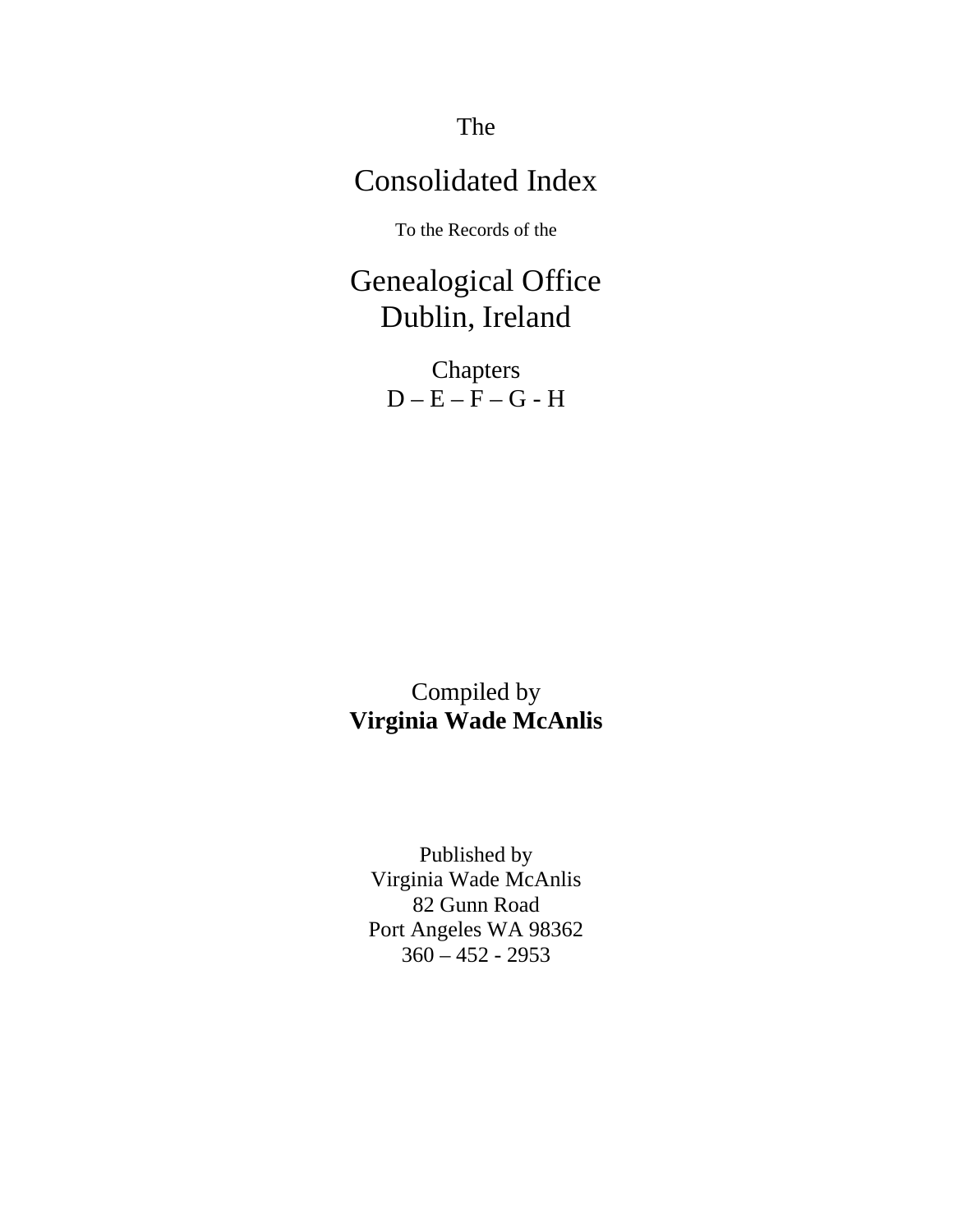The

# Consolidated Index

To the Records of the

# Genealogical Office
# Dublin, Ireland

## Chapters
## D – E – F – G - H

Compiled by
**Virginia Wade McAnlis**

Published by
Virginia Wade McAnlis
82 Gunn Road
Port Angeles WA 98362
360 – 452 - 2953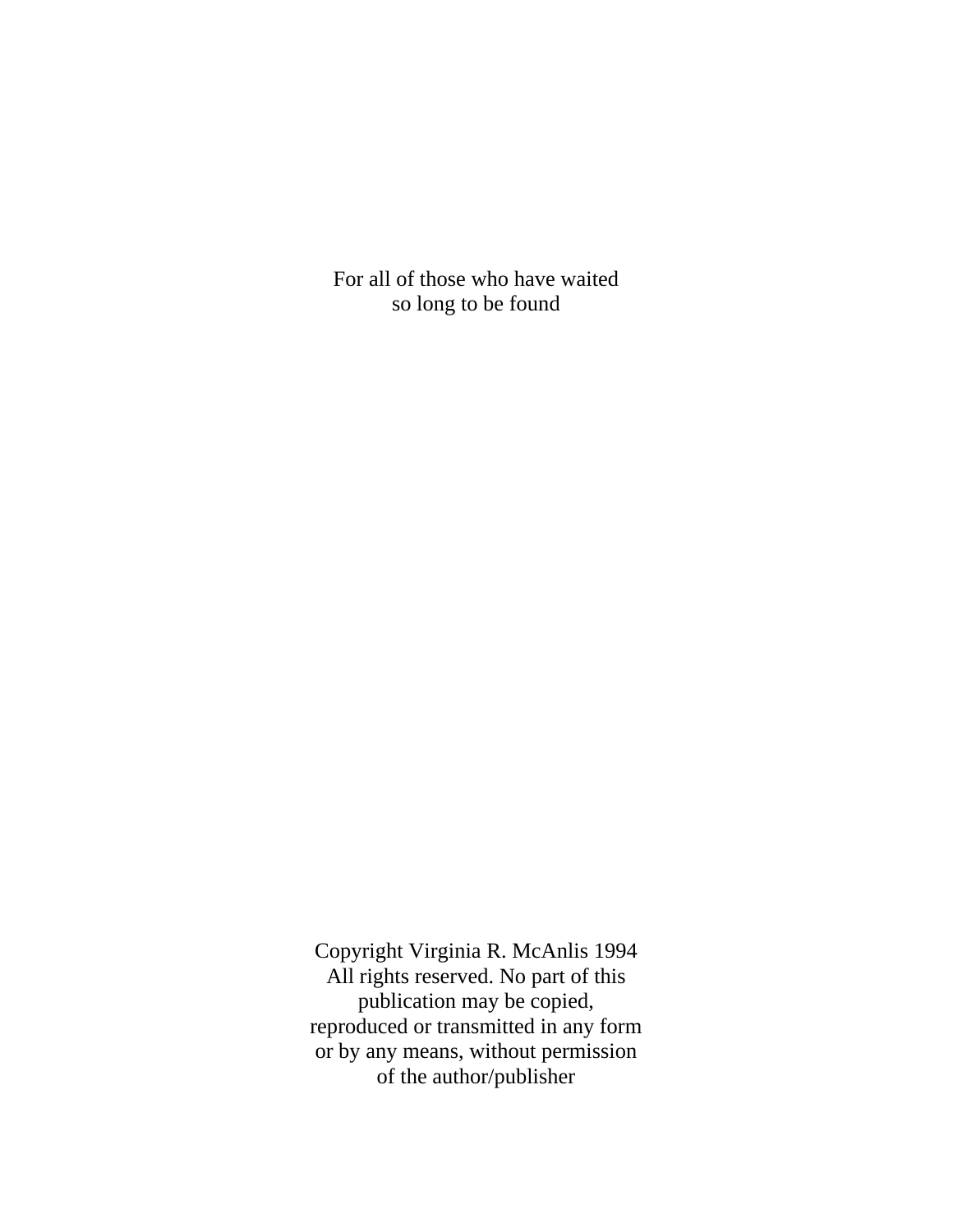For all of those who have waited
so long to be found

Copyright Virginia R. McAnlis 1994
All rights reserved. No part of this
publication may be copied,
reproduced or transmitted in any form
or by any means, without permission
of the author/publisher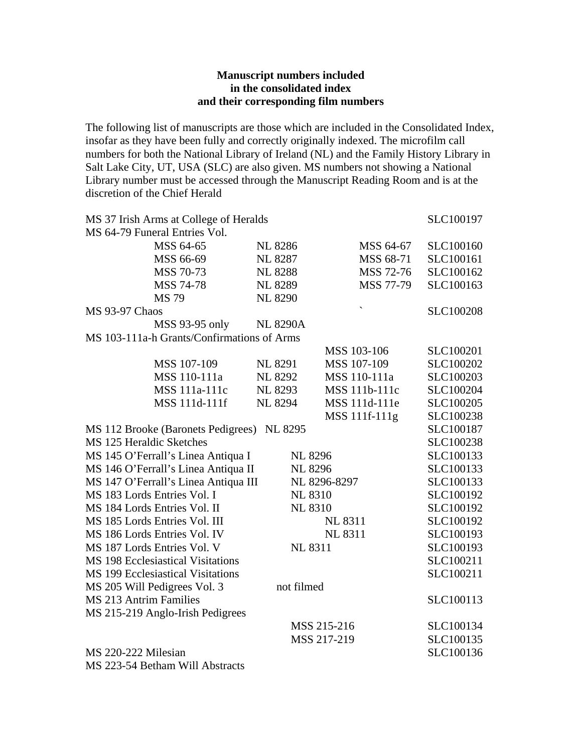**Manuscript numbers included**
**in the consolidated index**
**and their corresponding film numbers**

The following list of manuscripts are those which are included in the Consolidated Index, insofar as they have been fully and correctly originally indexed. The microfilm call numbers for both the National Library of Ireland (NL) and the Family History Library in Salt Lake City, UT, USA (SLC) are also given. MS numbers not showing a National Library number must be accessed through the Manuscript Reading Room and is at the discretion of the Chief Herald

| Manuscript | MSS | NL | MSS | SLC |
|---|---|---|---|---|
| MS 37 Irish Arms at College of Heralds | | | | SLC100197 |
| MS 64-79 Funeral Entries Vol. | | | | |
| | MSS 64-65 | NL 8286 | MSS 64-67 | SLC100160 |
| | MSS 66-69 | NL 8287 | MSS 68-71 | SLC100161 |
| | MSS 70-73 | NL 8288 | MSS 72-76 | SLC100162 |
| | MSS 74-78 | NL 8289 | MSS 77-79 | SLC100163 |
| | MS 79 | NL 8290 | | |
| MS 93-97 Chaos | | | ` | SLC100208 |
| | MSS 93-95 only | NL 8290A | | |
| MS 103-111a-h Grants/Confirmations of Arms | | | | |
| | | | MSS 103-106 | SLC100201 |
| | MSS 107-109 | NL 8291 | MSS 107-109 | SLC100202 |
| | MSS 110-111a | NL 8292 | MSS 110-111a | SLC100203 |
| | MSS 111a-111c | NL 8293 | MSS 111b-111c | SLC100204 |
| | MSS 111d-111f | NL 8294 | MSS 111d-111e | SLC100205 |
| | | | MSS 111f-111g | SLC100238 |
| MS 112 Brooke (Baronets Pedigrees) | | NL 8295 | | SLC100187 |
| MS 125 Heraldic Sketches | | | | SLC100238 |
| MS 145 O'Ferrall's Linea Antiqua I | | NL 8296 | | SLC100133 |
| MS 146 O'Ferrall's Linea Antiqua II | | NL 8296 | | SLC100133 |
| MS 147 O'Ferrall's Linea Antiqua III | | NL 8296-8297 | | SLC100133 |
| MS 183 Lords Entries Vol. I | | NL 8310 | | SLC100192 |
| MS 184 Lords Entries Vol. II | | NL 8310 | | SLC100192 |
| MS 185 Lords Entries Vol. III | | NL 8311 | | SLC100192 |
| MS 186 Lords Entries Vol. IV | | NL 8311 | | SLC100193 |
| MS 187 Lords Entries Vol. V | | NL 8311 | | SLC100193 |
| MS 198 Ecclesiastical Visitations | | | | SLC100211 |
| MS 199 Ecclesiastical Visitations | | | | SLC100211 |
| MS 205 Will Pedigrees Vol. 3 | | not filmed | | |
| MS 213 Antrim Families | | | | SLC100113 |
| MS 215-219 Anglo-Irish Pedigrees | | | | |
| | | MSS 215-216 | | SLC100134 |
| | | MSS 217-219 | | SLC100135 |
| MS 220-222 Milesian | | | | SLC100136 |
| MS 223-54 Betham Will Abstracts | | | | |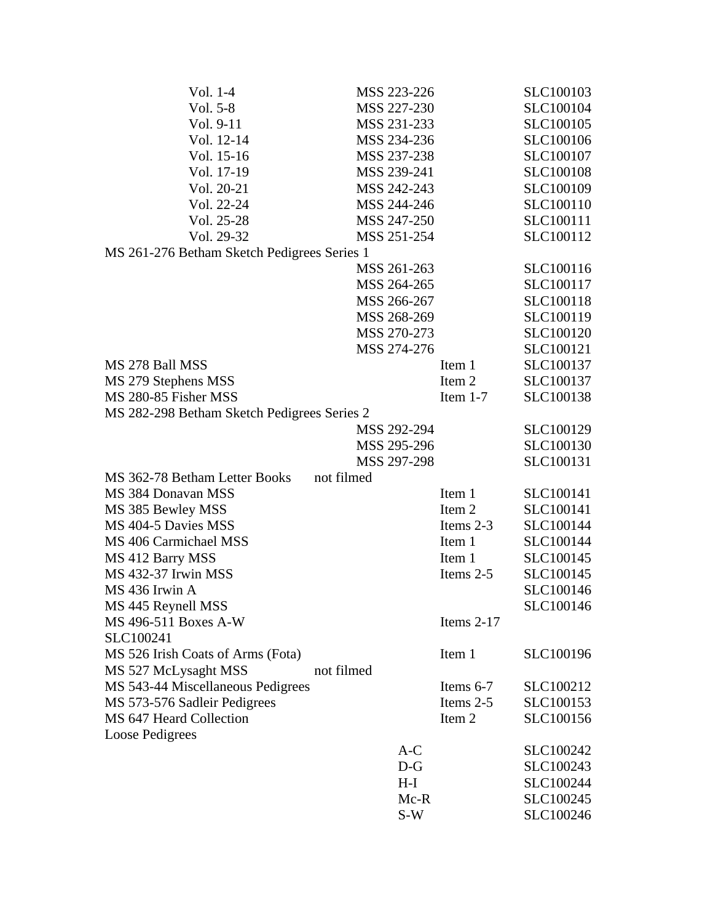| | | | |
|---|---|---|---|
| Vol. 1-4 | MSS 223-226 | | SLC100103 |
| Vol. 5-8 | MSS 227-230 | | SLC100104 |
| Vol. 9-11 | MSS 231-233 | | SLC100105 |
| Vol. 12-14 | MSS 234-236 | | SLC100106 |
| Vol. 15-16 | MSS 237-238 | | SLC100107 |
| Vol. 17-19 | MSS 239-241 | | SLC100108 |
| Vol. 20-21 | MSS 242-243 | | SLC100109 |
| Vol. 22-24 | MSS 244-246 | | SLC100110 |
| Vol. 25-28 | MSS 247-250 | | SLC100111 |
| Vol. 29-32 | MSS 251-254 | | SLC100112 |
| MS 261-276 Betham Sketch Pedigrees Series 1 | | | |
| | MSS 261-263 | | SLC100116 |
| | MSS 264-265 | | SLC100117 |
| | MSS 266-267 | | SLC100118 |
| | MSS 268-269 | | SLC100119 |
| | MSS 270-273 | | SLC100120 |
| | MSS 274-276 | | SLC100121 |
| MS 278 Ball MSS | | Item 1 | SLC100137 |
| MS 279 Stephens MSS | | Item 2 | SLC100137 |
| MS 280-85 Fisher MSS | | Item 1-7 | SLC100138 |
| MS 282-298 Betham Sketch Pedigrees Series 2 | | | |
| | MSS 292-294 | | SLC100129 |
| | MSS 295-296 | | SLC100130 |
| | MSS 297-298 | | SLC100131 |
| MS 362-78 Betham Letter Books | not filmed | | |
| MS 384 Donavan MSS | | Item 1 | SLC100141 |
| MS 385 Bewley MSS | | Item 2 | SLC100141 |
| MS 404-5 Davies MSS | | Items 2-3 | SLC100144 |
| MS 406 Carmichael MSS | | Item 1 | SLC100144 |
| MS 412 Barry MSS | | Item 1 | SLC100145 |
| MS 432-37 Irwin MSS | | Items 2-5 | SLC100145 |
| MS 436 Irwin A | | | SLC100146 |
| MS 445 Reynell MSS | | | SLC100146 |
| MS 496-511 Boxes A-W | | Items 2-17 | |
| SLC100241 | | | |
| MS 526 Irish Coats of Arms (Fota) | | Item 1 | SLC100196 |
| MS 527 McLysaght MSS | not filmed | | |
| MS 543-44 Miscellaneous Pedigrees | | Items 6-7 | SLC100212 |
| MS 573-576 Sadleir Pedigrees | | Items 2-5 | SLC100153 |
| MS 647 Heard Collection | | Item 2 | SLC100156 |
| Loose Pedigrees | | | |
| | A-C | | SLC100242 |
| | D-G | | SLC100243 |
| | H-I | | SLC100244 |
| | Mc-R | | SLC100245 |
| | S-W | | SLC100246 |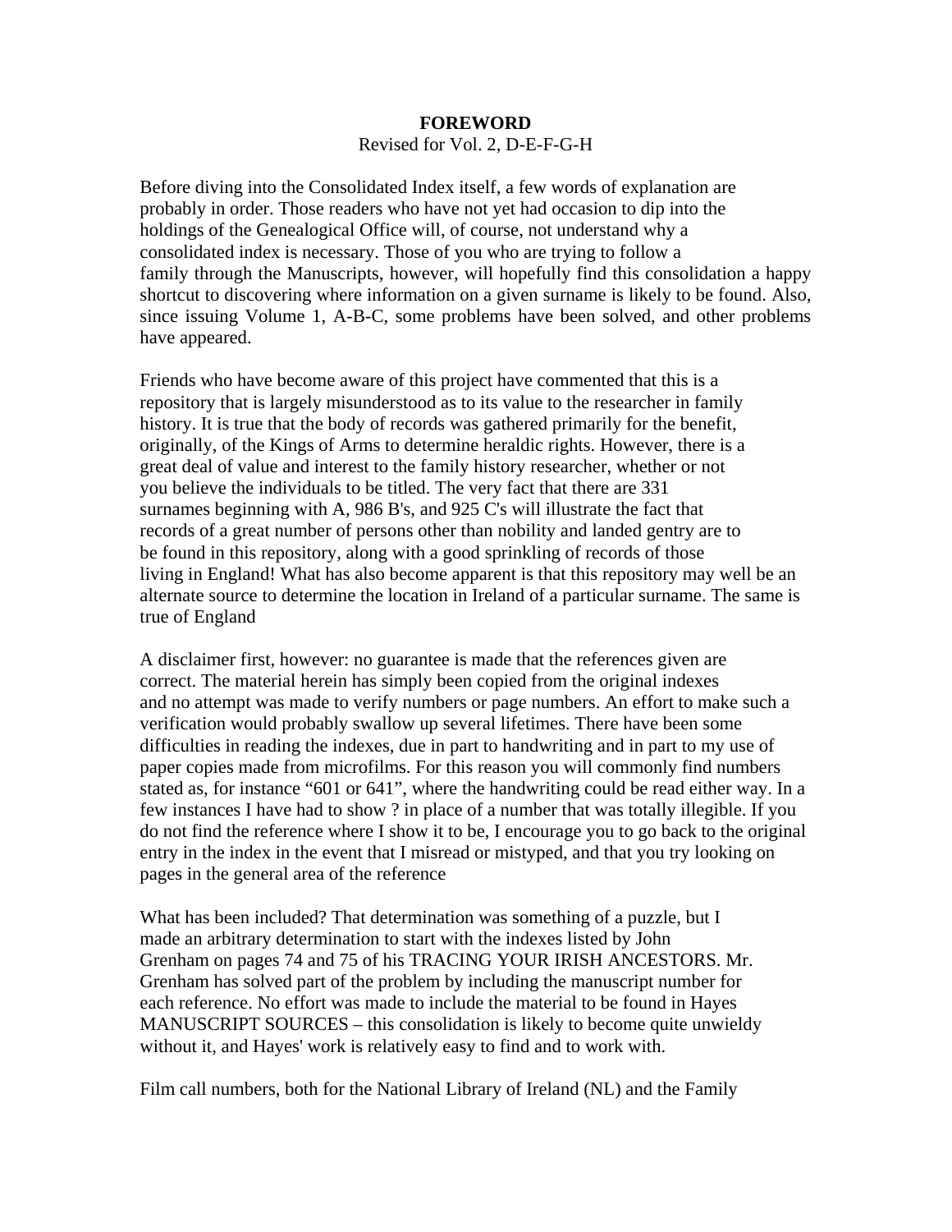**FOREWORD**

Revised for Vol. 2, D-E-F-G-H

Before diving into the Consolidated Index itself, a few words of explanation are probably in order. Those readers who have not yet had occasion to dip into the holdings of the Genealogical Office will, of course, not understand why a consolidated index is necessary. Those of you who are trying to follow a family through the Manuscripts, however, will hopefully find this consolidation a happy shortcut to discovering where information on a given surname is likely to be found. Also, since issuing Volume 1, A-B-C, some problems have been solved, and other problems have appeared.

Friends who have become aware of this project have commented that this is a repository that is largely misunderstood as to its value to the researcher in family history. It is true that the body of records was gathered primarily for the benefit, originally, of the Kings of Arms to determine heraldic rights. However, there is a great deal of value and interest to the family history researcher, whether or not you believe the individuals to be titled. The very fact that there are 331 surnames beginning with A, 986 B's, and 925 C's will illustrate the fact that records of a great number of persons other than nobility and landed gentry are to be found in this repository, along with a good sprinkling of records of those living in England! What has also become apparent is that this repository may well be an alternate source to determine the location in Ireland of a particular surname. The same is true of England

A disclaimer first, however: no guarantee is made that the references given are correct. The material herein has simply been copied from the original indexes and no attempt was made to verify numbers or page numbers. An effort to make such a verification would probably swallow up several lifetimes. There have been some difficulties in reading the indexes, due in part to handwriting and in part to my use of paper copies made from microfilms. For this reason you will commonly find numbers stated as, for instance "601 or 641", where the handwriting could be read either way. In a few instances I have had to show ? in place of a number that was totally illegible. If you do not find the reference where I show it to be, I encourage you to go back to the original entry in the index in the event that I misread or mistyped, and that you try looking on pages in the general area of the reference

What has been included? That determination was something of a puzzle, but I made an arbitrary determination to start with the indexes listed by John Grenham on pages 74 and 75 of his TRACING YOUR IRISH ANCESTORS. Mr. Grenham has solved part of the problem by including the manuscript number for each reference. No effort was made to include the material to be found in Hayes MANUSCRIPT SOURCES – this consolidation is likely to become quite unwieldy without it, and Hayes' work is relatively easy to find and to work with.

Film call numbers, both for the National Library of Ireland (NL) and the Family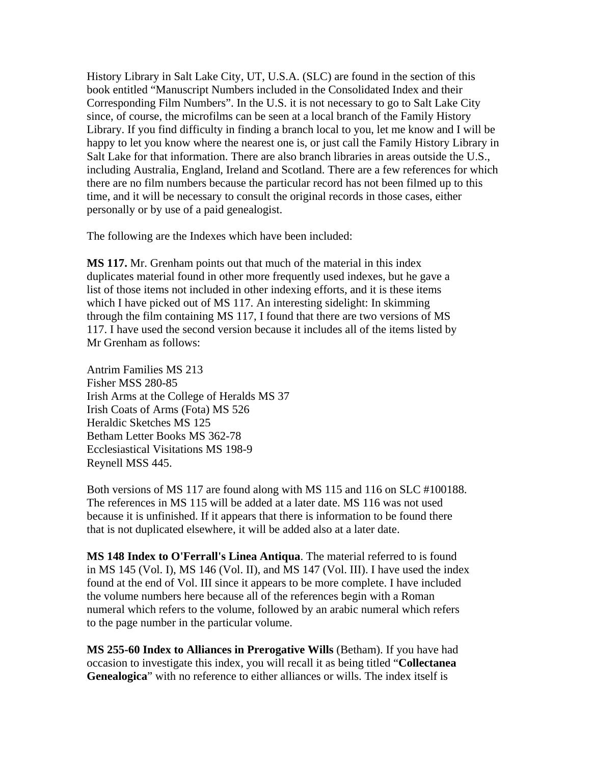History Library in Salt Lake City, UT, U.S.A. (SLC) are found in the section of this book entitled "Manuscript Numbers included in the Consolidated Index and their Corresponding Film Numbers". In the U.S. it is not necessary to go to Salt Lake City since, of course, the microfilms can be seen at a local branch of the Family History Library. If you find difficulty in finding a branch local to you, let me know and I will be happy to let you know where the nearest one is, or just call the Family History Library in Salt Lake for that information. There are also branch libraries in areas outside the U.S., including Australia, England, Ireland and Scotland. There are a few references for which there are no film numbers because the particular record has not been filmed up to this time, and it will be necessary to consult the original records in those cases, either personally or by use of a paid genealogist.

The following are the Indexes which have been included:

**MS 117.** Mr. Grenham points out that much of the material in this index duplicates material found in other more frequently used indexes, but he gave a list of those items not included in other indexing efforts, and it is these items which I have picked out of MS 117. An interesting sidelight: In skimming through the film containing MS 117, I found that there are two versions of MS 117. I have used the second version because it includes all of the items listed by Mr Grenham as follows:

Antrim Families MS 213
Fisher MSS 280-85
Irish Arms at the College of Heralds MS 37
Irish Coats of Arms (Fota) MS 526
Heraldic Sketches MS 125
Betham Letter Books MS 362-78
Ecclesiastical Visitations MS 198-9
Reynell MSS 445.

Both versions of MS 117 are found along with MS 115 and 116 on SLC #100188. The references in MS 115 will be added at a later date. MS 116 was not used because it is unfinished. If it appears that there is information to be found there that is not duplicated elsewhere, it will be added also at a later date.

**MS 148 Index to O'Ferrall's Linea Antiqua**. The material referred to is found in MS 145 (Vol. I), MS 146 (Vol. II), and MS 147 (Vol. III). I have used the index found at the end of Vol. III since it appears to be more complete. I have included the volume numbers here because all of the references begin with a Roman numeral which refers to the volume, followed by an arabic numeral which refers to the page number in the particular volume.

**MS 255-60 Index to Alliances in Prerogative Wills** (Betham). If you have had occasion to investigate this index, you will recall it as being titled "**Collectanea Genealogica**" with no reference to either alliances or wills. The index itself is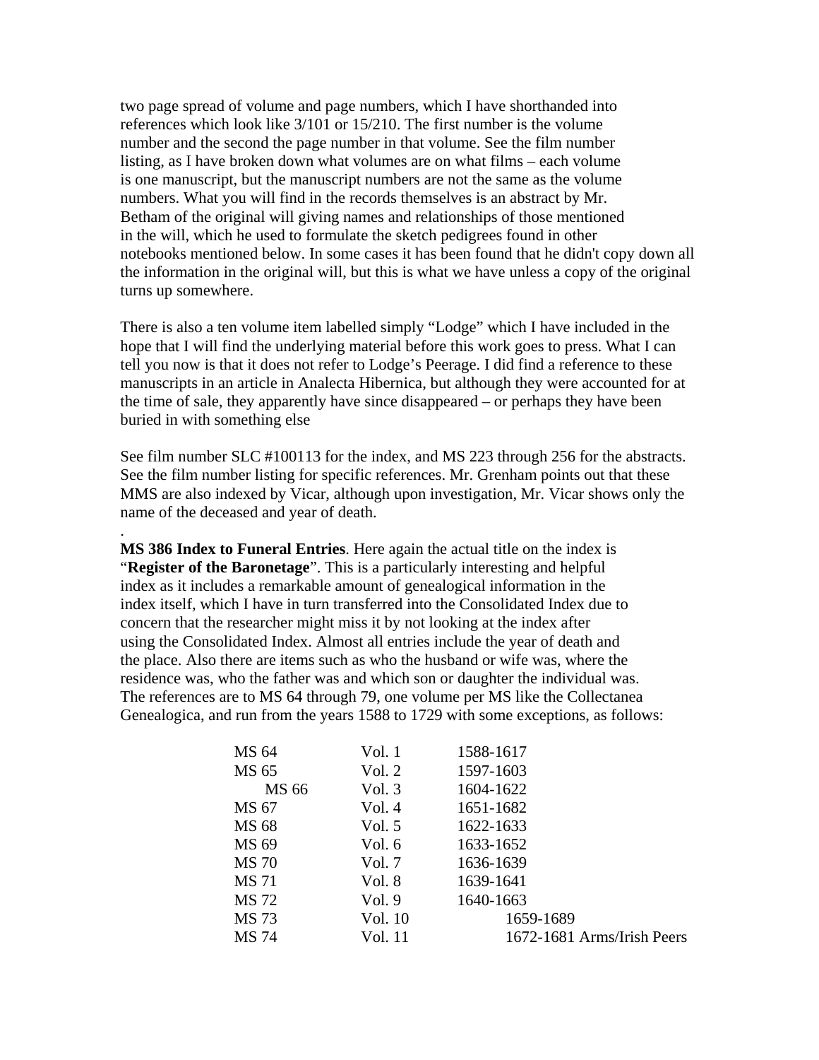two page spread of volume and page numbers, which I have shorthanded into references which look like 3/101 or 15/210. The first number is the volume number and the second the page number in that volume. See the film number listing, as I have broken down what volumes are on what films – each volume is one manuscript, but the manuscript numbers are not the same as the volume numbers. What you will find in the records themselves is an abstract by Mr. Betham of the original will giving names and relationships of those mentioned in the will, which he used to formulate the sketch pedigrees found in other notebooks mentioned below. In some cases it has been found that he didn't copy down all the information in the original will, but this is what we have unless a copy of the original turns up somewhere.

There is also a ten volume item labelled simply "Lodge" which I have included in the hope that I will find the underlying material before this work goes to press. What I can tell you now is that it does not refer to Lodge's Peerage. I did find a reference to these manuscripts in an article in Analecta Hibernica, but although they were accounted for at the time of sale, they apparently have since disappeared – or perhaps they have been buried in with something else

See film number SLC #100113 for the index, and MS 223 through 256 for the abstracts. See the film number listing for specific references. Mr. Grenham points out that these MMS are also indexed by Vicar, although upon investigation, Mr. Vicar shows only the name of the deceased and year of death.

.

**MS 386 Index to Funeral Entries**. Here again the actual title on the index is "**Register of the Baronetage**". This is a particularly interesting and helpful index as it includes a remarkable amount of genealogical information in the index itself, which I have in turn transferred into the Consolidated Index due to concern that the researcher might miss it by not looking at the index after using the Consolidated Index. Almost all entries include the year of death and the place. Also there are items such as who the husband or wife was, where the residence was, who the father was and which son or daughter the individual was. The references are to MS 64 through 79, one volume per MS like the Collectanea Genealogica, and run from the years 1588 to 1729 with some exceptions, as follows:

| | | |
|---|---|---|
| MS 64 | Vol. 1 | 1588-1617 |
| MS 65 | Vol. 2 | 1597-1603 |
| MS 66 | Vol. 3 | 1604-1622 |
| MS 67 | Vol. 4 | 1651-1682 |
| MS 68 | Vol. 5 | 1622-1633 |
| MS 69 | Vol. 6 | 1633-1652 |
| MS 70 | Vol. 7 | 1636-1639 |
| MS 71 | Vol. 8 | 1639-1641 |
| MS 72 | Vol. 9 | 1640-1663 |
| MS 73 | Vol. 10 | 1659-1689 |
| MS 74 | Vol. 11 | 1672-1681 Arms/Irish Peers |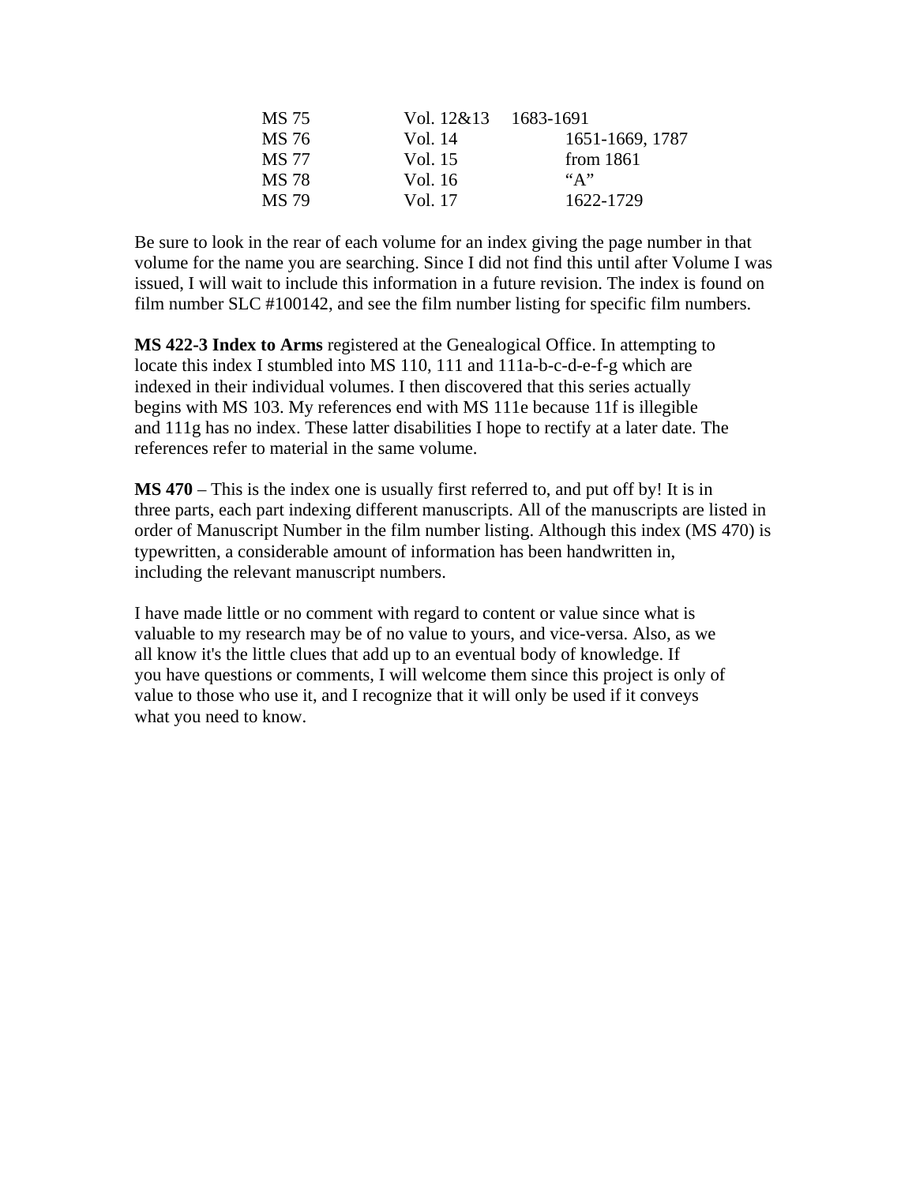| | | |
|---|---|---|
| MS 75 | Vol. 12&13 | 1683-1691 |
| MS 76 | Vol. 14 | 1651-1669, 1787 |
| MS 77 | Vol. 15 | from 1861 |
| MS 78 | Vol. 16 | "A" |
| MS 79 | Vol. 17 | 1622-1729 |

Be sure to look in the rear of each volume for an index giving the page number in that volume for the name you are searching. Since I did not find this until after Volume I was issued, I will wait to include this information in a future revision. The index is found on film number SLC #100142, and see the film number listing for specific film numbers.

**MS 422-3 Index to Arms** registered at the Genealogical Office. In attempting to locate this index I stumbled into MS 110, 111 and 111a-b-c-d-e-f-g which are indexed in their individual volumes. I then discovered that this series actually begins with MS 103. My references end with MS 111e because 11f is illegible and 111g has no index. These latter disabilities I hope to rectify at a later date. The references refer to material in the same volume.

**MS 470** – This is the index one is usually first referred to, and put off by! It is in three parts, each part indexing different manuscripts. All of the manuscripts are listed in order of Manuscript Number in the film number listing. Although this index (MS 470) is typewritten, a considerable amount of information has been handwritten in, including the relevant manuscript numbers.

I have made little or no comment with regard to content or value since what is valuable to my research may be of no value to yours, and vice-versa. Also, as we all know it's the little clues that add up to an eventual body of knowledge. If you have questions or comments, I will welcome them since this project is only of value to those who use it, and I recognize that it will only be used if it conveys what you need to know.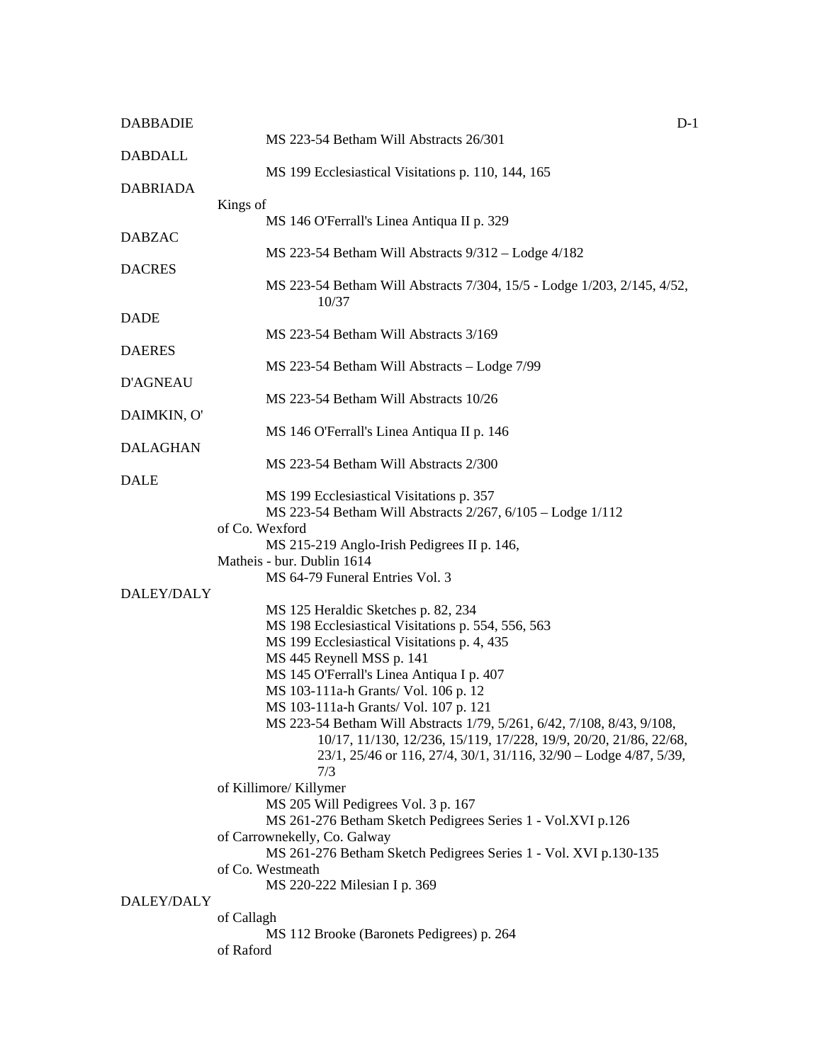DABBADIE

MS 223-54 Betham Will Abstracts 26/301

DABDALL

MS 199 Ecclesiastical Visitations p. 110, 144, 165

DABRIADA

Kings of

MS 146 O'Ferrall's Linea Antiqua II p. 329

DABZAC

MS 223-54 Betham Will Abstracts 9/312 – Lodge 4/182

DACRES

MS 223-54 Betham Will Abstracts 7/304, 15/5 - Lodge 1/203, 2/145, 4/52, 10/37

DADE

MS 223-54 Betham Will Abstracts 3/169

DAERES

MS 223-54 Betham Will Abstracts – Lodge 7/99

D'AGNEAU

MS 223-54 Betham Will Abstracts 10/26

DAIMKIN, O'

MS 146 O'Ferrall's Linea Antiqua II p. 146

DALAGHAN

MS 223-54 Betham Will Abstracts 2/300

DALE

MS 199 Ecclesiastical Visitations p. 357
MS 223-54 Betham Will Abstracts 2/267, 6/105 – Lodge 1/112

of Co. Wexford

MS 215-219 Anglo-Irish Pedigrees II p. 146,

Matheis - bur. Dublin 1614

MS 64-79 Funeral Entries Vol. 3

DALEY/DALY

MS 125 Heraldic Sketches p. 82, 234
MS 198 Ecclesiastical Visitations p. 554, 556, 563
MS 199 Ecclesiastical Visitations p. 4, 435
MS 445 Reynell MSS p. 141
MS 145 O'Ferrall's Linea Antiqua I p. 407
MS 103-111a-h Grants/ Vol. 106 p. 12
MS 103-111a-h Grants/ Vol. 107 p. 121
MS 223-54 Betham Will Abstracts 1/79, 5/261, 6/42, 7/108, 8/43, 9/108, 10/17, 11/130, 12/236, 15/119, 17/228, 19/9, 20/20, 21/86, 22/68, 23/1, 25/46 or 116, 27/4, 30/1, 31/116, 32/90 – Lodge 4/87, 5/39, 7/3

of Killimore/ Killymer

MS 205 Will Pedigrees Vol. 3 p. 167
MS 261-276 Betham Sketch Pedigrees Series 1 - Vol.XVI p.126

of Carrownekelly, Co. Galway

MS 261-276 Betham Sketch Pedigrees Series 1 - Vol. XVI p.130-135

of Co. Westmeath

MS 220-222 Milesian I p. 369

DALEY/DALY

of Callagh

MS 112 Brooke (Baronets Pedigrees) p. 264

of Raford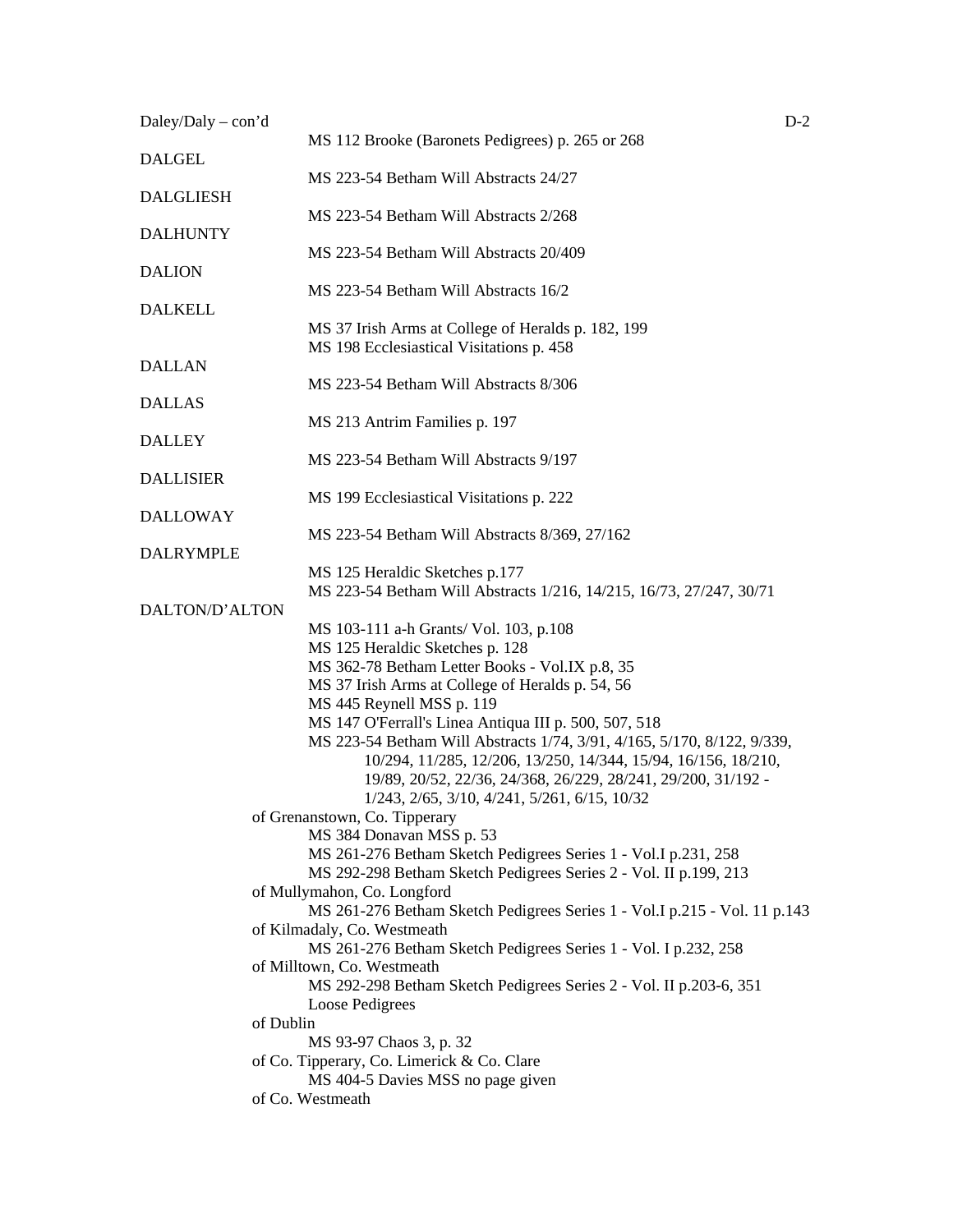Daley/Daly – con'd

MS 112 Brooke (Baronets Pedigrees) p. 265 or 268

DALGEL

MS 223-54 Betham Will Abstracts 24/27

DALGLIESH

MS 223-54 Betham Will Abstracts 2/268

DALHUNTY

MS 223-54 Betham Will Abstracts 20/409

DALION

MS 223-54 Betham Will Abstracts 16/2

DALKELL

MS 37 Irish Arms at College of Heralds p. 182, 199
MS 198 Ecclesiastical Visitations p. 458

DALLAN

MS 223-54 Betham Will Abstracts 8/306

DALLAS

MS 213 Antrim Families p. 197

DALLEY

MS 223-54 Betham Will Abstracts 9/197

DALLISIER

MS 199 Ecclesiastical Visitations p. 222

DALLOWAY

MS 223-54 Betham Will Abstracts 8/369, 27/162

DALRYMPLE

MS 125 Heraldic Sketches p.177
MS 223-54 Betham Will Abstracts 1/216, 14/215, 16/73, 27/247, 30/71

DALTON/D'ALTON

MS 103-111 a-h Grants/ Vol. 103, p.108
MS 125 Heraldic Sketches p. 128
MS 362-78 Betham Letter Books - Vol.IX p.8, 35
MS 37 Irish Arms at College of Heralds p. 54, 56
MS 445 Reynell MSS p. 119
MS 147 O'Ferrall's Linea Antiqua III p. 500, 507, 518
MS 223-54 Betham Will Abstracts 1/74, 3/91, 4/165, 5/170, 8/122, 9/339, 10/294, 11/285, 12/206, 13/250, 14/344, 15/94, 16/156, 18/210, 19/89, 20/52, 22/36, 24/368, 26/229, 28/241, 29/200, 31/192 - 1/243, 2/65, 3/10, 4/241, 5/261, 6/15, 10/32

of Grenanstown, Co. Tipperary
MS 384 Donavan MSS p. 53
MS 261-276 Betham Sketch Pedigrees Series 1 - Vol.I p.231, 258
MS 292-298 Betham Sketch Pedigrees Series 2 - Vol. II p.199, 213

of Mullymahon, Co. Longford
MS 261-276 Betham Sketch Pedigrees Series 1 - Vol.I p.215 - Vol. 11 p.143

of Kilmadaly, Co. Westmeath
MS 261-276 Betham Sketch Pedigrees Series 1 - Vol. I p.232, 258

of Milltown, Co. Westmeath
MS 292-298 Betham Sketch Pedigrees Series 2 - Vol. II p.203-6, 351
Loose Pedigrees

of Dublin
MS 93-97 Chaos 3, p. 32

of Co. Tipperary, Co. Limerick & Co. Clare
MS 404-5 Davies MSS no page given

of Co. Westmeath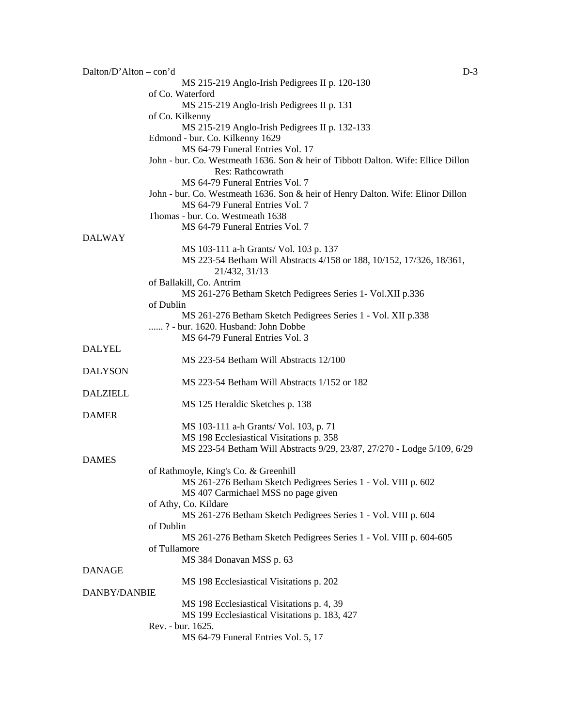Dalton/D'Alton – con'd

- MS 215-219 Anglo-Irish Pedigrees II p. 120-130
- of Co. Waterford
  - MS 215-219 Anglo-Irish Pedigrees II p. 131
- of Co. Kilkenny
  - MS 215-219 Anglo-Irish Pedigrees II p. 132-133
- Edmond - bur. Co. Kilkenny 1629
  - MS 64-79 Funeral Entries Vol. 17
- John - bur. Co. Westmeath 1636. Son & heir of Tibbott Dalton. Wife: Ellice Dillon Res: Rathcowrath
  - MS 64-79 Funeral Entries Vol. 7
- John - bur. Co. Westmeath 1636. Son & heir of Henry Dalton. Wife: Elinor Dillon
  - MS 64-79 Funeral Entries Vol. 7
- Thomas - bur. Co. Westmeath 1638
  - MS 64-79 Funeral Entries Vol. 7

DALWAY

- MS 103-111 a-h Grants/ Vol. 103 p. 137
- MS 223-54 Betham Will Abstracts 4/158 or 188, 10/152, 17/326, 18/361, 21/432, 31/13
- of Ballakill, Co. Antrim
  - MS 261-276 Betham Sketch Pedigrees Series 1- Vol.XII p.336
- of Dublin
  - MS 261-276 Betham Sketch Pedigrees Series 1 - Vol. XII p.338
- ...... ? - bur. 1620. Husband: John Dobbe
  - MS 64-79 Funeral Entries Vol. 3

DALYEL

- MS 223-54 Betham Will Abstracts 12/100

DALYSON

- MS 223-54 Betham Will Abstracts 1/152 or 182

DALZIELL

- MS 125 Heraldic Sketches p. 138

DAMER

- MS 103-111 a-h Grants/ Vol. 103, p. 71
- MS 198 Ecclesiastical Visitations p. 358
- MS 223-54 Betham Will Abstracts 9/29, 23/87, 27/270 - Lodge 5/109, 6/29

DAMES

- of Rathmoyle, King's Co. & Greenhill
  - MS 261-276 Betham Sketch Pedigrees Series 1 - Vol. VIII p. 602
  - MS 407 Carmichael MSS no page given
- of Athy, Co. Kildare
  - MS 261-276 Betham Sketch Pedigrees Series 1 - Vol. VIII p. 604
- of Dublin
  - MS 261-276 Betham Sketch Pedigrees Series 1 - Vol. VIII p. 604-605
- of Tullamore
  - MS 384 Donavan MSS p. 63

DANAGE

- MS 198 Ecclesiastical Visitations p. 202

DANBY/DANBIE

- MS 198 Ecclesiastical Visitations p. 4, 39
- MS 199 Ecclesiastical Visitations p. 183, 427
- Rev. - bur. 1625.
  - MS 64-79 Funeral Entries Vol. 5, 17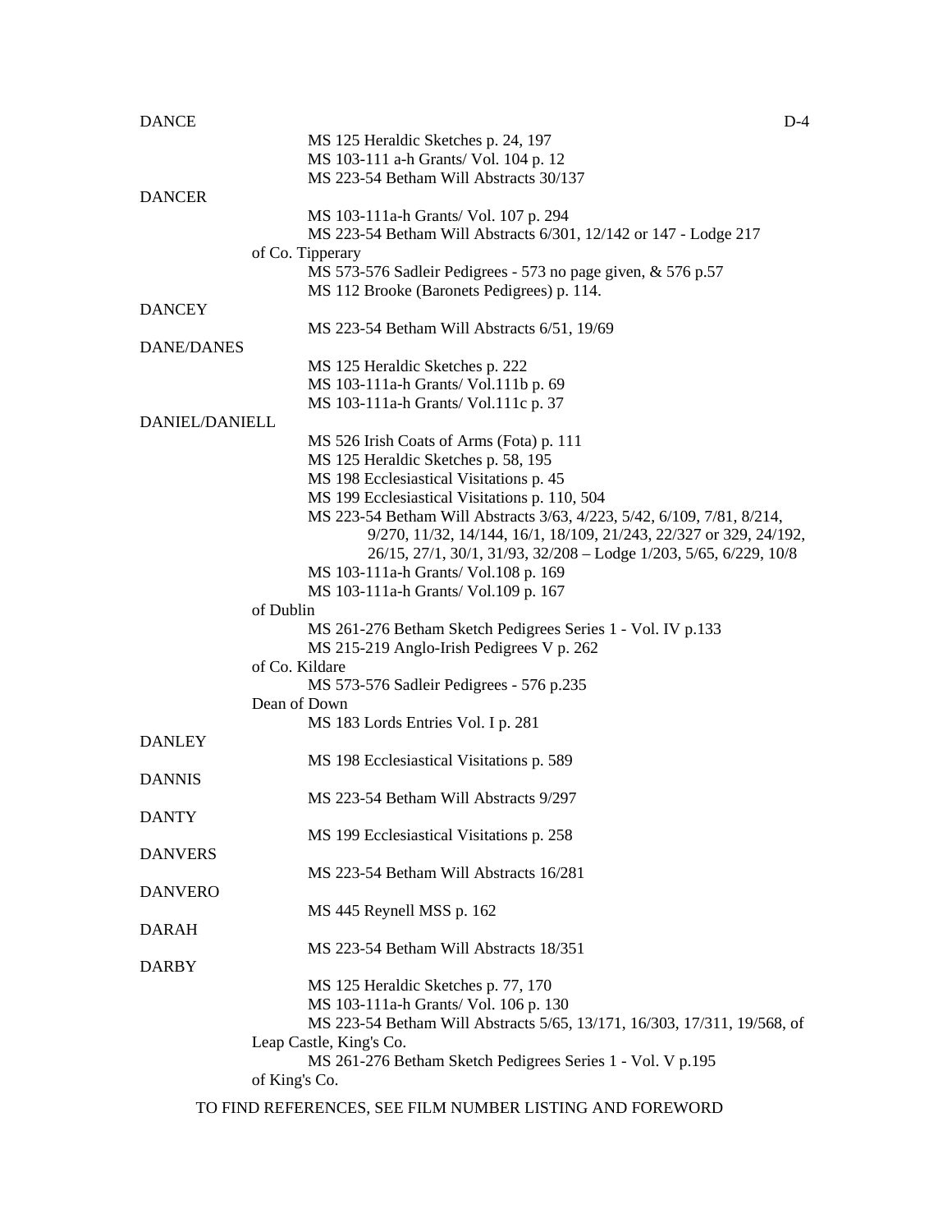DANCE

MS 125 Heraldic Sketches p. 24, 197
MS 103-111 a-h Grants/ Vol. 104 p. 12
MS 223-54 Betham Will Abstracts 30/137

DANCER

MS 103-111a-h Grants/ Vol. 107 p. 294
MS 223-54 Betham Will Abstracts 6/301, 12/142 or 147 - Lodge 217

of Co. Tipperary

MS 573-576 Sadleir Pedigrees - 573 no page given, & 576 p.57
MS 112 Brooke (Baronets Pedigrees) p. 114.

DANCEY

MS 223-54 Betham Will Abstracts 6/51, 19/69

DANE/DANES

MS 125 Heraldic Sketches p. 222
MS 103-111a-h Grants/ Vol.111b p. 69
MS 103-111a-h Grants/ Vol.111c p. 37

DANIEL/DANIELL

MS 526 Irish Coats of Arms (Fota) p. 111
MS 125 Heraldic Sketches p. 58, 195
MS 198 Ecclesiastical Visitations p. 45
MS 199 Ecclesiastical Visitations p. 110, 504
MS 223-54 Betham Will Abstracts 3/63, 4/223, 5/42, 6/109, 7/81, 8/214, 9/270, 11/32, 14/144, 16/1, 18/109, 21/243, 22/327 or 329, 24/192, 26/15, 27/1, 30/1, 31/93, 32/208 – Lodge 1/203, 5/65, 6/229, 10/8
MS 103-111a-h Grants/ Vol.108 p. 169
MS 103-111a-h Grants/ Vol.109 p. 167

of Dublin

MS 261-276 Betham Sketch Pedigrees Series 1 - Vol. IV p.133
MS 215-219 Anglo-Irish Pedigrees V p. 262

of Co. Kildare

MS 573-576 Sadleir Pedigrees - 576 p.235

Dean of Down

MS 183 Lords Entries Vol. I p. 281

DANLEY

MS 198 Ecclesiastical Visitations p. 589

DANNIS

MS 223-54 Betham Will Abstracts 9/297

DANTY

MS 199 Ecclesiastical Visitations p. 258

DANVERS

MS 223-54 Betham Will Abstracts 16/281

DANVERO

MS 445 Reynell MSS p. 162

DARAH

MS 223-54 Betham Will Abstracts 18/351

DARBY

MS 125 Heraldic Sketches p. 77, 170
MS 103-111a-h Grants/ Vol. 106 p. 130
MS 223-54 Betham Will Abstracts 5/65, 13/171, 16/303, 17/311, 19/568, of

Leap Castle, King's Co.

MS 261-276 Betham Sketch Pedigrees Series 1 - Vol. V p.195

of King's Co.

TO FIND REFERENCES, SEE FILM NUMBER LISTING AND FOREWORD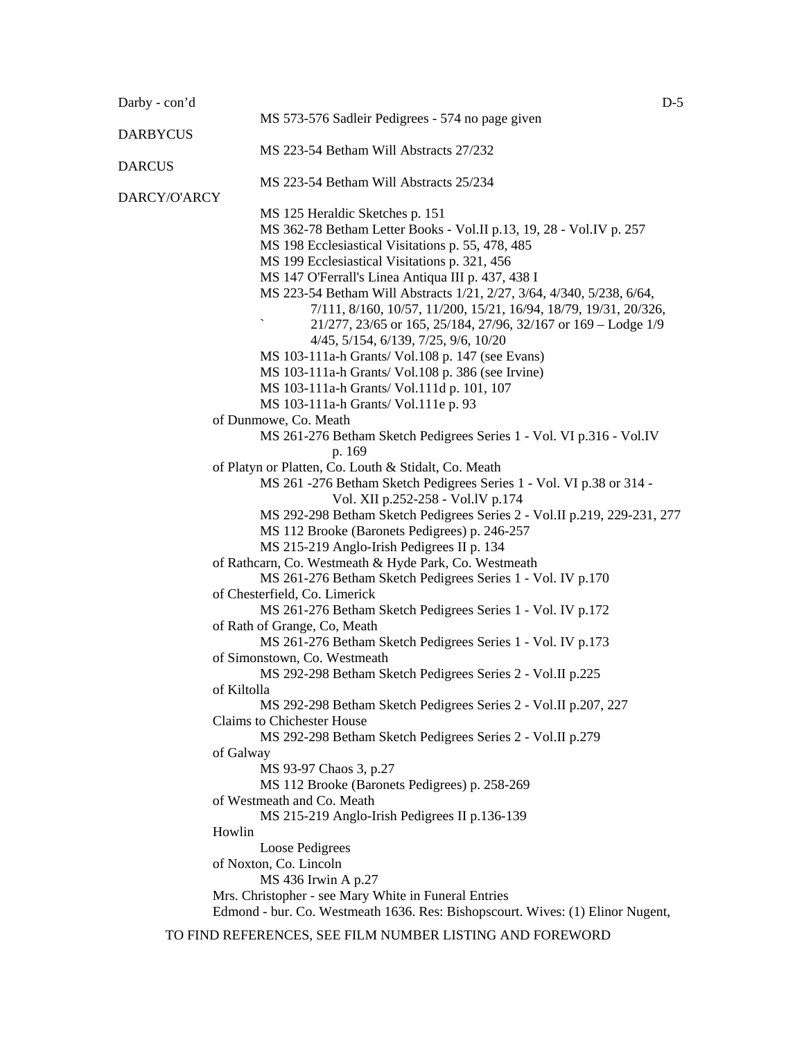Darby - con'd

MS 573-576 Sadleir Pedigrees - 574 no page given

DARBYCUS

MS 223-54 Betham Will Abstracts 27/232

DARCUS

MS 223-54 Betham Will Abstracts 25/234

DARCY/O'ARCY

MS 125 Heraldic Sketches p. 151
MS 362-78 Betham Letter Books - Vol.II p.13, 19, 28 - Vol.IV p. 257
MS 198 Ecclesiastical Visitations p. 55, 478, 485
MS 199 Ecclesiastical Visitations p. 321, 456
MS 147 O'Ferrall's Linea Antiqua III p. 437, 438 I
MS 223-54 Betham Will Abstracts 1/21, 2/27, 3/64, 4/340, 5/238, 6/64, 7/111, 8/160, 10/57, 11/200, 15/21, 16/94, 18/79, 19/31, 20/326, ` 21/277, 23/65 or 165, 25/184, 27/96, 32/167 or 169 – Lodge 1/9 4/45, 5/154, 6/139, 7/25, 9/6, 10/20
MS 103-111a-h Grants/ Vol.108 p. 147 (see Evans)
MS 103-111a-h Grants/ Vol.108 p. 386 (see Irvine)
MS 103-111a-h Grants/ Vol.111d p. 101, 107
MS 103-111a-h Grants/ Vol.111e p. 93

of Dunmowe, Co. Meath
MS 261-276 Betham Sketch Pedigrees Series 1 - Vol. VI p.316 - Vol.IV p. 169

of Platyn or Platten, Co. Louth & Stidalt, Co. Meath
MS 261 -276 Betham Sketch Pedigrees Series 1 - Vol. VI p.38 or 314 - Vol. XII p.252-258 - Vol.lV p.174
MS 292-298 Betham Sketch Pedigrees Series 2 - Vol.II p.219, 229-231, 277
MS 112 Brooke (Baronets Pedigrees) p. 246-257
MS 215-219 Anglo-Irish Pedigrees II p. 134

of Rathcarn, Co. Westmeath & Hyde Park, Co. Westmeath
MS 261-276 Betham Sketch Pedigrees Series 1 - Vol. IV p.170

of Chesterfield, Co. Limerick
MS 261-276 Betham Sketch Pedigrees Series 1 - Vol. IV p.172

of Rath of Grange, Co, Meath
MS 261-276 Betham Sketch Pedigrees Series 1 - Vol. IV p.173

of Simonstown, Co. Westmeath
MS 292-298 Betham Sketch Pedigrees Series 2 - Vol.II p.225

of Kiltolla
MS 292-298 Betham Sketch Pedigrees Series 2 - Vol.II p.207, 227

Claims to Chichester House
MS 292-298 Betham Sketch Pedigrees Series 2 - Vol.II p.279

of Galway
MS 93-97 Chaos 3, p.27
MS 112 Brooke (Baronets Pedigrees) p. 258-269

of Westmeath and Co. Meath
MS 215-219 Anglo-Irish Pedigrees II p.136-139

Howlin
Loose Pedigrees

of Noxton, Co. Lincoln
MS 436 Irwin A p.27

Mrs. Christopher - see Mary White in Funeral Entries

Edmond - bur. Co. Westmeath 1636. Res: Bishopscourt. Wives: (1) Elinor Nugent,

TO FIND REFERENCES, SEE FILM NUMBER LISTING AND FOREWORD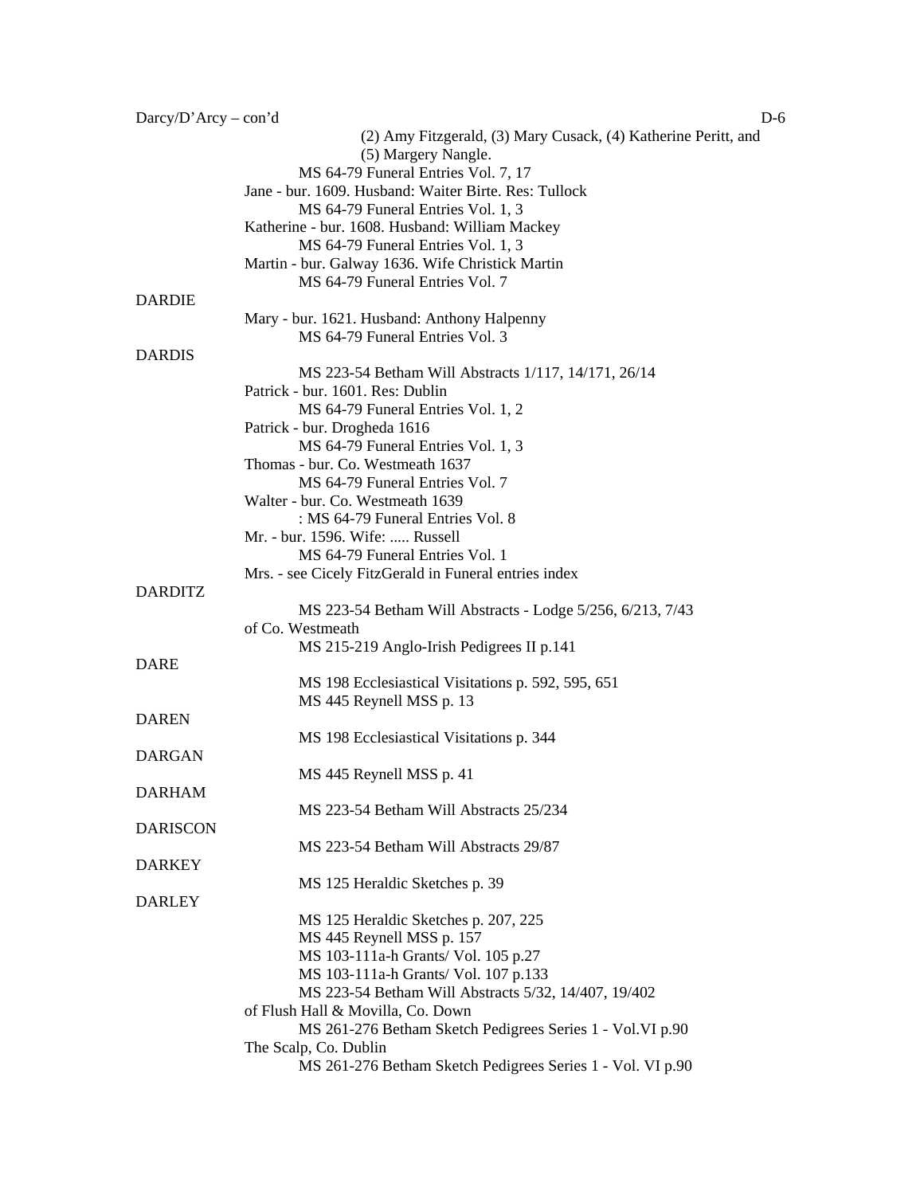(2) Amy Fitzgerald, (3) Mary Cusack, (4) Katherine Peritt, and (5) Margery Nangle.
MS 64-79 Funeral Entries Vol. 7, 17

Jane - bur. 1609. Husband: Waiter Birte. Res: Tullock
MS 64-79 Funeral Entries Vol. 1, 3

Katherine - bur. 1608. Husband: William Mackey
MS 64-79 Funeral Entries Vol. 1, 3

Martin - bur. Galway 1636. Wife Christick Martin
MS 64-79 Funeral Entries Vol. 7

DARDIE

Mary - bur. 1621. Husband: Anthony Halpenny
MS 64-79 Funeral Entries Vol. 3

DARDIS

MS 223-54 Betham Will Abstracts 1/117, 14/171, 26/14

Patrick - bur. 1601. Res: Dublin
MS 64-79 Funeral Entries Vol. 1, 2

Patrick - bur. Drogheda 1616
MS 64-79 Funeral Entries Vol. 1, 3

Thomas - bur. Co. Westmeath 1637
MS 64-79 Funeral Entries Vol. 7

Walter - bur. Co. Westmeath 1639
: MS 64-79 Funeral Entries Vol. 8

Mr. - bur. 1596. Wife: ..... Russell
MS 64-79 Funeral Entries Vol. 1

Mrs. - see Cicely FitzGerald in Funeral entries index

DARDITZ

MS 223-54 Betham Will Abstracts - Lodge 5/256, 6/213, 7/43

of Co. Westmeath
MS 215-219 Anglo-Irish Pedigrees II p.141

DARE

MS 198 Ecclesiastical Visitations p. 592, 595, 651
MS 445 Reynell MSS p. 13

DAREN

MS 198 Ecclesiastical Visitations p. 344

DARGAN

MS 445 Reynell MSS p. 41

DARHAM

MS 223-54 Betham Will Abstracts 25/234

DARISCON

MS 223-54 Betham Will Abstracts 29/87

DARKEY

MS 125 Heraldic Sketches p. 39

DARLEY

MS 125 Heraldic Sketches p. 207, 225
MS 445 Reynell MSS p. 157
MS 103-111a-h Grants/ Vol. 105 p.27
MS 103-111a-h Grants/ Vol. 107 p.133
MS 223-54 Betham Will Abstracts 5/32, 14/407, 19/402

of Flush Hall & Movilla, Co. Down
MS 261-276 Betham Sketch Pedigrees Series 1 - Vol.VI p.90

The Scalp, Co. Dublin
MS 261-276 Betham Sketch Pedigrees Series 1 - Vol. VI p.90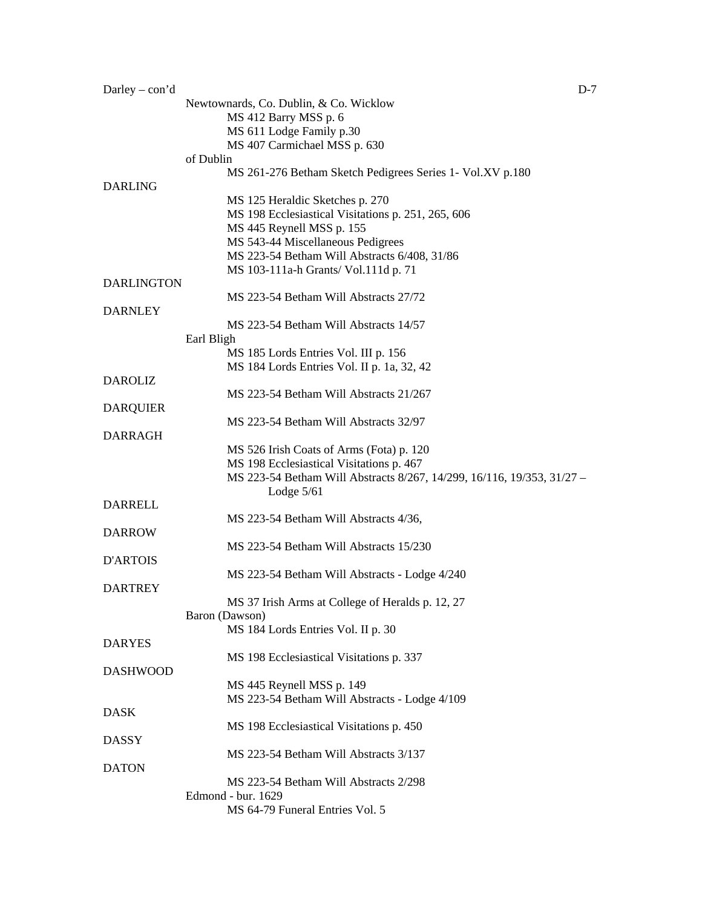Darley – con'd

Newtownards, Co. Dublin, & Co. Wicklow

- MS 412 Barry MSS p. 6
- MS 611 Lodge Family p.30
- MS 407 Carmichael MSS p. 630

of Dublin

- MS 261-276 Betham Sketch Pedigrees Series 1- Vol.XV p.180

DARLING

- MS 125 Heraldic Sketches p. 270
- MS 198 Ecclesiastical Visitations p. 251, 265, 606
- MS 445 Reynell MSS p. 155
- MS 543-44 Miscellaneous Pedigrees
- MS 223-54 Betham Will Abstracts 6/408, 31/86
- MS 103-111a-h Grants/ Vol.111d p. 71

DARLINGTON

- MS 223-54 Betham Will Abstracts 27/72

DARNLEY

- MS 223-54 Betham Will Abstracts 14/57

Earl Bligh

- MS 185 Lords Entries Vol. III p. 156
- MS 184 Lords Entries Vol. II p. 1a, 32, 42

DAROLIZ

- MS 223-54 Betham Will Abstracts 21/267

DARQUIER

- MS 223-54 Betham Will Abstracts 32/97

DARRAGH

- MS 526 Irish Coats of Arms (Fota) p. 120
- MS 198 Ecclesiastical Visitations p. 467
- MS 223-54 Betham Will Abstracts 8/267, 14/299, 16/116, 19/353, 31/27 – Lodge 5/61

DARRELL

- MS 223-54 Betham Will Abstracts 4/36,

DARROW

- MS 223-54 Betham Will Abstracts 15/230

D'ARTOIS

- MS 223-54 Betham Will Abstracts - Lodge 4/240

DARTREY

- MS 37 Irish Arms at College of Heralds p. 12, 27

Baron (Dawson)

- MS 184 Lords Entries Vol. II p. 30

DARYES

- MS 198 Ecclesiastical Visitations p. 337

DASHWOOD

- MS 445 Reynell MSS p. 149
- MS 223-54 Betham Will Abstracts - Lodge 4/109

DASK

- MS 198 Ecclesiastical Visitations p. 450

DASSY

- MS 223-54 Betham Will Abstracts 3/137

DATON

- MS 223-54 Betham Will Abstracts 2/298

Edmond - bur. 1629

- MS 64-79 Funeral Entries Vol. 5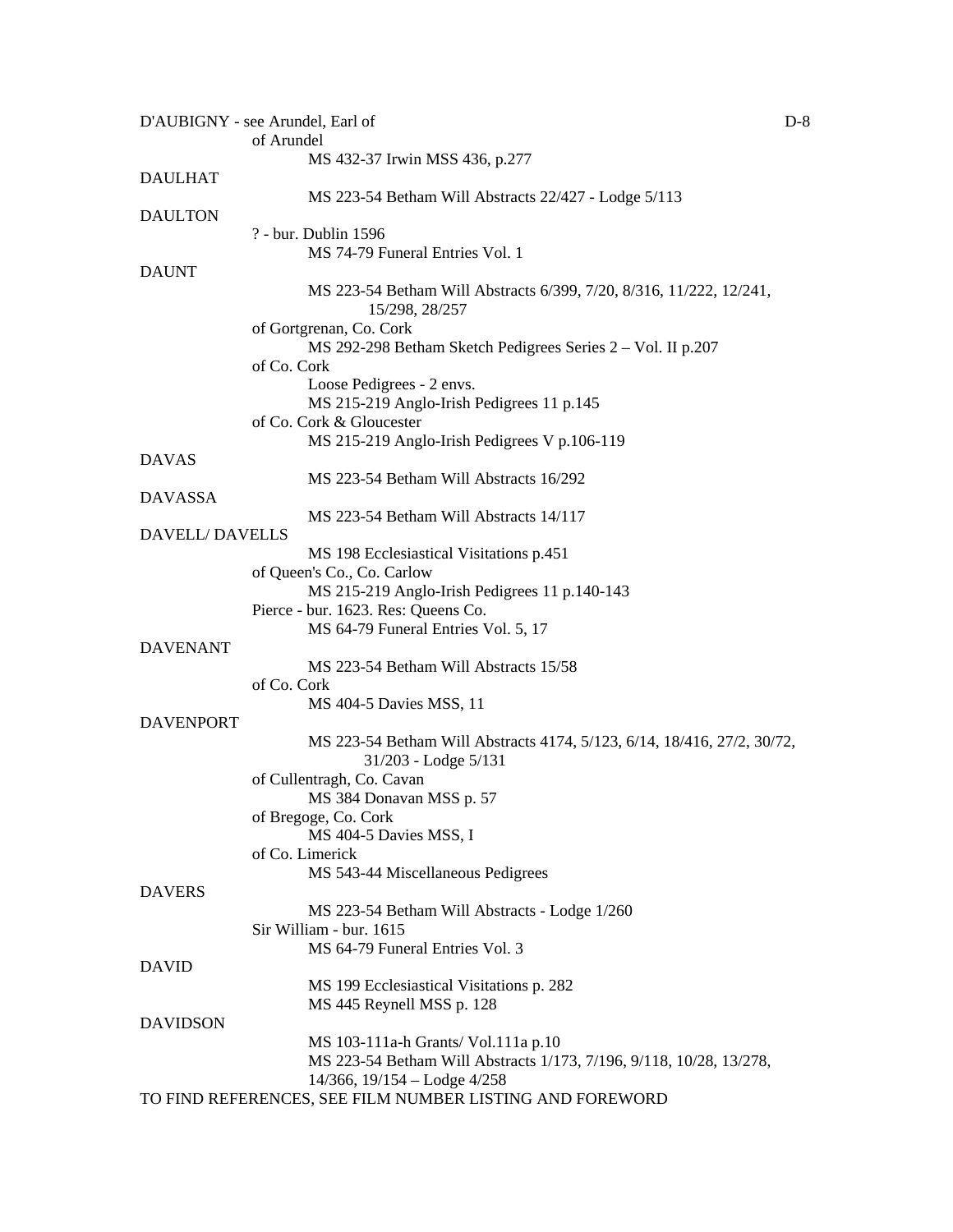D'AUBIGNY - see Arundel, Earl of

of Arundel

MS 432-37 Irwin MSS 436, p.277

DAULHAT

MS 223-54 Betham Will Abstracts 22/427 - Lodge 5/113

DAULTON

? - bur. Dublin 1596

MS 74-79 Funeral Entries Vol. 1

DAUNT

MS 223-54 Betham Will Abstracts 6/399, 7/20, 8/316, 11/222, 12/241, 15/298, 28/257

of Gortgrenan, Co. Cork

MS 292-298 Betham Sketch Pedigrees Series 2 – Vol. II p.207

of Co. Cork

Loose Pedigrees - 2 envs.

MS 215-219 Anglo-Irish Pedigrees 11 p.145

of Co. Cork & Gloucester

MS 215-219 Anglo-Irish Pedigrees V p.106-119

DAVAS

MS 223-54 Betham Will Abstracts 16/292

DAVASSA

MS 223-54 Betham Will Abstracts 14/117

DAVELL/ DAVELLS

MS 198 Ecclesiastical Visitations p.451

of Queen's Co., Co. Carlow

MS 215-219 Anglo-Irish Pedigrees 11 p.140-143

Pierce - bur. 1623. Res: Queens Co.

MS 64-79 Funeral Entries Vol. 5, 17

DAVENANT

MS 223-54 Betham Will Abstracts 15/58

of Co. Cork

MS 404-5 Davies MSS, 11

DAVENPORT

MS 223-54 Betham Will Abstracts 4174, 5/123, 6/14, 18/416, 27/2, 30/72, 31/203 - Lodge 5/131

of Cullentragh, Co. Cavan

MS 384 Donavan MSS p. 57

of Bregoge, Co. Cork

MS 404-5 Davies MSS, I

of Co. Limerick

MS 543-44 Miscellaneous Pedigrees

DAVERS

MS 223-54 Betham Will Abstracts - Lodge 1/260

Sir William - bur. 1615

MS 64-79 Funeral Entries Vol. 3

DAVID

MS 199 Ecclesiastical Visitations p. 282

MS 445 Reynell MSS p. 128

DAVIDSON

MS 103-111a-h Grants/ Vol.111a p.10

MS 223-54 Betham Will Abstracts 1/173, 7/196, 9/118, 10/28, 13/278, 14/366, 19/154 – Lodge 4/258

TO FIND REFERENCES, SEE FILM NUMBER LISTING AND FOREWORD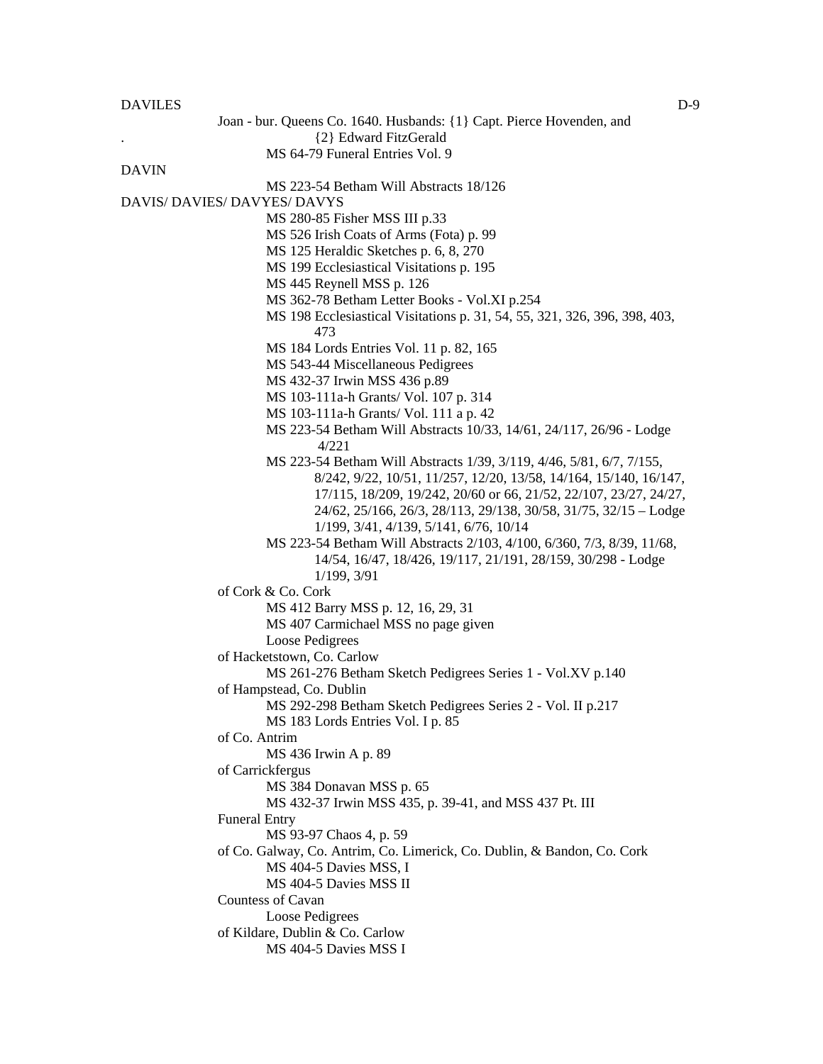DAVILES

Joan - bur. Queens Co. 1640. Husbands: {1} Capt. Pierce Hovenden, and {2} Edward FitzGerald

MS 64-79 Funeral Entries Vol. 9

DAVIN

MS 223-54 Betham Will Abstracts 18/126

DAVIS/ DAVIES/ DAVYES/ DAVYS

MS 280-85 Fisher MSS III p.33
MS 526 Irish Coats of Arms (Fota) p. 99
MS 125 Heraldic Sketches p. 6, 8, 270
MS 199 Ecclesiastical Visitations p. 195
MS 445 Reynell MSS p. 126
MS 362-78 Betham Letter Books - Vol.XI p.254
MS 198 Ecclesiastical Visitations p. 31, 54, 55, 321, 326, 396, 398, 403, 473
MS 184 Lords Entries Vol. 11 p. 82, 165
MS 543-44 Miscellaneous Pedigrees
MS 432-37 Irwin MSS 436 p.89
MS 103-111a-h Grants/ Vol. 107 p. 314
MS 103-111a-h Grants/ Vol. 111 a p. 42
MS 223-54 Betham Will Abstracts 10/33, 14/61, 24/117, 26/96 - Lodge 4/221
MS 223-54 Betham Will Abstracts 1/39, 3/119, 4/46, 5/81, 6/7, 7/155, 8/242, 9/22, 10/51, 11/257, 12/20, 13/58, 14/164, 15/140, 16/147, 17/115, 18/209, 19/242, 20/60 or 66, 21/52, 22/107, 23/27, 24/27, 24/62, 25/166, 26/3, 28/113, 29/138, 30/58, 31/75, 32/15 – Lodge 1/199, 3/41, 4/139, 5/141, 6/76, 10/14
MS 223-54 Betham Will Abstracts 2/103, 4/100, 6/360, 7/3, 8/39, 11/68, 14/54, 16/47, 18/426, 19/117, 21/191, 28/159, 30/298 - Lodge 1/199, 3/91

of Cork & Co. Cork

MS 412 Barry MSS p. 12, 16, 29, 31
MS 407 Carmichael MSS no page given
Loose Pedigrees

of Hacketstown, Co. Carlow

MS 261-276 Betham Sketch Pedigrees Series 1 - Vol.XV p.140

of Hampstead, Co. Dublin

MS 292-298 Betham Sketch Pedigrees Series 2 - Vol. II p.217
MS 183 Lords Entries Vol. I p. 85

of Co. Antrim

MS 436 Irwin A p. 89

of Carrickfergus

MS 384 Donavan MSS p. 65
MS 432-37 Irwin MSS 435, p. 39-41, and MSS 437 Pt. III

Funeral Entry

MS 93-97 Chaos 4, p. 59

of Co. Galway, Co. Antrim, Co. Limerick, Co. Dublin, & Bandon, Co. Cork

MS 404-5 Davies MSS, I
MS 404-5 Davies MSS II

Countess of Cavan

Loose Pedigrees

of Kildare, Dublin & Co. Carlow

MS 404-5 Davies MSS I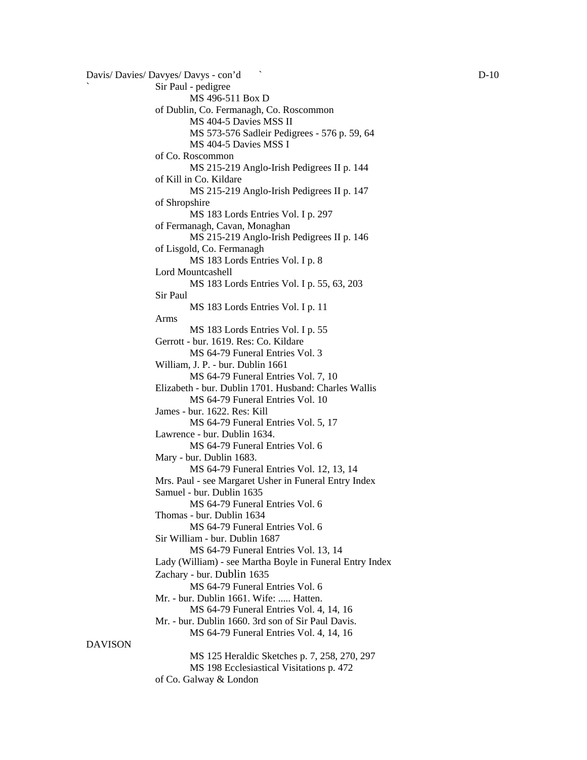Davis/ Davies/ Davyes/ Davys - con'd

Sir Paul - pedigree
 MS 496-511 Box D
of Dublin, Co. Fermanagh, Co. Roscommon
 MS 404-5 Davies MSS II
 MS 573-576 Sadleir Pedigrees - 576 p. 59, 64
 MS 404-5 Davies MSS I
of Co. Roscommon
 MS 215-219 Anglo-Irish Pedigrees II p. 144
of Kill in Co. Kildare
 MS 215-219 Anglo-Irish Pedigrees II p. 147
of Shropshire
 MS 183 Lords Entries Vol. I p. 297
of Fermanagh, Cavan, Monaghan
 MS 215-219 Anglo-Irish Pedigrees II p. 146
of Lisgold, Co. Fermanagh
 MS 183 Lords Entries Vol. I p. 8
Lord Mountcashell
 MS 183 Lords Entries Vol. I p. 55, 63, 203
Sir Paul
 MS 183 Lords Entries Vol. I p. 11
Arms
 MS 183 Lords Entries Vol. I p. 55
Gerrott - bur. 1619. Res: Co. Kildare
 MS 64-79 Funeral Entries Vol. 3
William, J. P. - bur. Dublin 1661
 MS 64-79 Funeral Entries Vol. 7, 10
Elizabeth - bur. Dublin 1701. Husband: Charles Wallis
 MS 64-79 Funeral Entries Vol. 10
James - bur. 1622. Res: Kill
 MS 64-79 Funeral Entries Vol. 5, 17
Lawrence - bur. Dublin 1634.
 MS 64-79 Funeral Entries Vol. 6
Mary - bur. Dublin 1683.
 MS 64-79 Funeral Entries Vol. 12, 13, 14
Mrs. Paul - see Margaret Usher in Funeral Entry Index
Samuel - bur. Dublin 1635
 MS 64-79 Funeral Entries Vol. 6
Thomas - bur. Dublin 1634
 MS 64-79 Funeral Entries Vol. 6
Sir William - bur. Dublin 1687
 MS 64-79 Funeral Entries Vol. 13, 14
Lady (William) - see Martha Boyle in Funeral Entry Index
Zachary - bur. Dublin 1635
 MS 64-79 Funeral Entries Vol. 6
Mr. - bur. Dublin 1661. Wife: ..... Hatten.
 MS 64-79 Funeral Entries Vol. 4, 14, 16
Mr. - bur. Dublin 1660. 3rd son of Sir Paul Davis.
 MS 64-79 Funeral Entries Vol. 4, 14, 16

DAVISON
 MS 125 Heraldic Sketches p. 7, 258, 270, 297
 MS 198 Ecclesiastical Visitations p. 472
of Co. Galway & London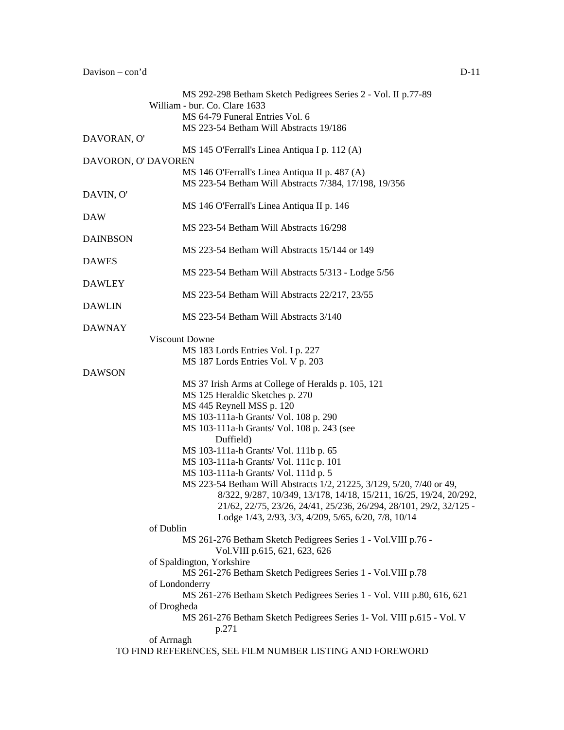Davison – con'd

MS 292-298 Betham Sketch Pedigrees Series 2 - Vol. II p.77-89

William - bur. Co. Clare 1633

MS 64-79 Funeral Entries Vol. 6

MS 223-54 Betham Will Abstracts 19/186

DAVORAN, O'

MS 145 O'Ferrall's Linea Antiqua I p. 112 (A)

DAVORON, O' DAVOREN

MS 146 O'Ferrall's Linea Antiqua II p. 487 (A)

MS 223-54 Betham Will Abstracts 7/384, 17/198, 19/356

DAVIN, O'

MS 146 O'Ferrall's Linea Antiqua II p. 146

DAW

MS 223-54 Betham Will Abstracts 16/298

DAINBSON

MS 223-54 Betham Will Abstracts 15/144 or 149

DAWES

MS 223-54 Betham Will Abstracts 5/313 - Lodge 5/56

DAWLEY

MS 223-54 Betham Will Abstracts 22/217, 23/55

DAWLIN

MS 223-54 Betham Will Abstracts 3/140

DAWNAY

Viscount Downe

MS 183 Lords Entries Vol. I p. 227

MS 187 Lords Entries Vol. V p. 203

DAWSON

MS 37 Irish Arms at College of Heralds p. 105, 121

MS 125 Heraldic Sketches p. 270

MS 445 Reynell MSS p. 120

MS 103-111a-h Grants/ Vol. 108 p. 290

MS 103-111a-h Grants/ Vol. 108 p. 243 (see Duffield)

MS 103-111a-h Grants/ Vol. 111b p. 65

MS 103-111a-h Grants/ Vol. 111c p. 101

MS 103-111a-h Grants/ Vol. 111d p. 5

MS 223-54 Betham Will Abstracts 1/2, 21225, 3/129, 5/20, 7/40 or 49, 8/322, 9/287, 10/349, 13/178, 14/18, 15/211, 16/25, 19/24, 20/292, 21/62, 22/75, 23/26, 24/41, 25/236, 26/294, 28/101, 29/2, 32/125 - Lodge 1/43, 2/93, 3/3, 4/209, 5/65, 6/20, 7/8, 10/14

of Dublin

MS 261-276 Betham Sketch Pedigrees Series 1 - Vol.VIII p.76 - Vol.VIII p.615, 621, 623, 626

of Spaldington, Yorkshire

MS 261-276 Betham Sketch Pedigrees Series 1 - Vol.VIII p.78

of Londonderry

MS 261-276 Betham Sketch Pedigrees Series 1 - Vol. VIII p.80, 616, 621

of Drogheda

MS 261-276 Betham Sketch Pedigrees Series 1- Vol. VIII p.615 - Vol. V p.271

of Arrnagh

TO FIND REFERENCES, SEE FILM NUMBER LISTING AND FOREWORD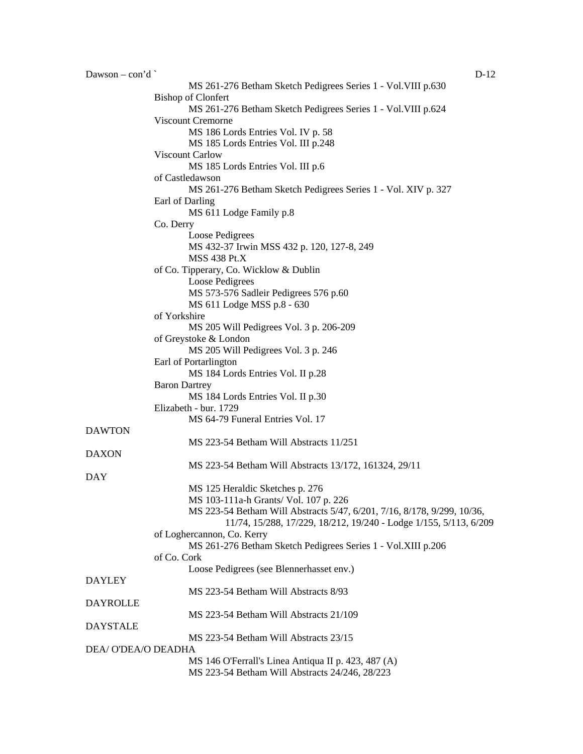Dawson – con'd `

MS 261-276 Betham Sketch Pedigrees Series 1 - Vol.VIII p.630

Bishop of Clonfert

MS 261-276 Betham Sketch Pedigrees Series 1 - Vol.VIII p.624

Viscount Cremorne

MS 186 Lords Entries Vol. IV p. 58
MS 185 Lords Entries Vol. III p.248

Viscount Carlow

MS 185 Lords Entries Vol. III p.6

of Castledawson

MS 261-276 Betham Sketch Pedigrees Series 1 - Vol. XIV p. 327

Earl of Darling

MS 611 Lodge Family p.8

Co. Derry

Loose Pedigrees
MS 432-37 Irwin MSS 432 p. 120, 127-8, 249
MSS 438 Pt.X

of Co. Tipperary, Co. Wicklow & Dublin

Loose Pedigrees
MS 573-576 Sadleir Pedigrees 576 p.60
MS 611 Lodge MSS p.8 - 630

of Yorkshire

MS 205 Will Pedigrees Vol. 3 p. 206-209

of Greystoke & London

MS 205 Will Pedigrees Vol. 3 p. 246

Earl of Portarlington

MS 184 Lords Entries Vol. II p.28

Baron Dartrey

MS 184 Lords Entries Vol. II p.30

Elizabeth - bur. 1729

MS 64-79 Funeral Entries Vol. 17

DAWTON

MS 223-54 Betham Will Abstracts 11/251

DAXON

MS 223-54 Betham Will Abstracts 13/172, 161324, 29/11

DAY

MS 125 Heraldic Sketches p. 276
MS 103-111a-h Grants/ Vol. 107 p. 226
MS 223-54 Betham Will Abstracts 5/47, 6/201, 7/16, 8/178, 9/299, 10/36, 11/74, 15/288, 17/229, 18/212, 19/240 - Lodge 1/155, 5/113, 6/209

of Loghercannon, Co. Kerry

MS 261-276 Betham Sketch Pedigrees Series 1 - Vol.XIII p.206

of Co. Cork

Loose Pedigrees (see Blennerhasset env.)

DAYLEY

MS 223-54 Betham Will Abstracts 8/93

DAYROLLE

MS 223-54 Betham Will Abstracts 21/109

DAYSTALE

MS 223-54 Betham Will Abstracts 23/15

DEA/ O'DEA/O DEADHA

MS 146 O'Ferrall's Linea Antiqua II p. 423, 487 (A)
MS 223-54 Betham Will Abstracts 24/246, 28/223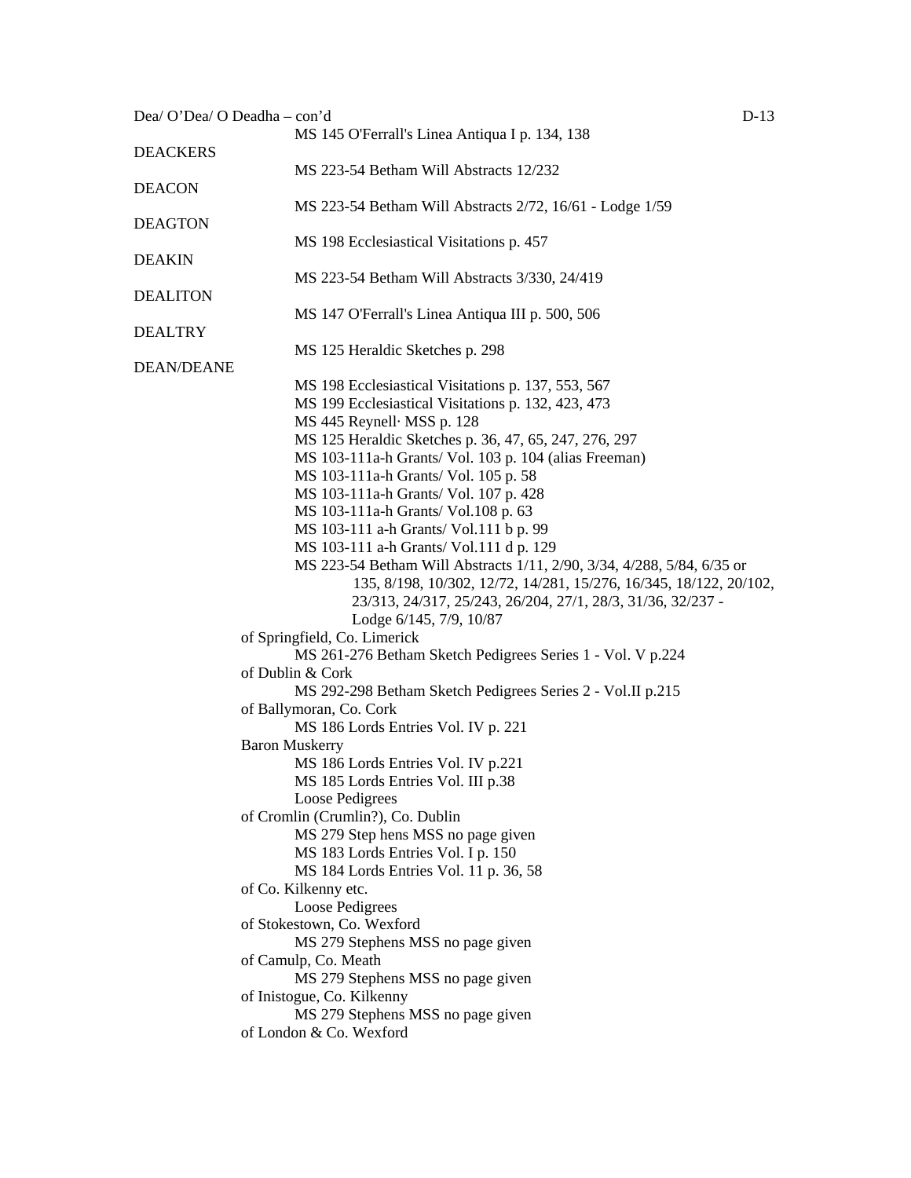Dea/ O'Dea/ O Deadha – con'd

MS 145 O'Ferrall's Linea Antiqua I p. 134, 138

DEACKERS

MS 223-54 Betham Will Abstracts 12/232

DEACON

MS 223-54 Betham Will Abstracts 2/72, 16/61 - Lodge 1/59

DEAGTON

MS 198 Ecclesiastical Visitations p. 457

DEAKIN

MS 223-54 Betham Will Abstracts 3/330, 24/419

DEALITON

MS 147 O'Ferrall's Linea Antiqua III p. 500, 506

DEALTRY

MS 125 Heraldic Sketches p. 298

DEAN/DEANE

MS 198 Ecclesiastical Visitations p. 137, 553, 567
MS 199 Ecclesiastical Visitations p. 132, 423, 473
MS 445 Reynell· MSS p. 128
MS 125 Heraldic Sketches p. 36, 47, 65, 247, 276, 297
MS 103-111a-h Grants/ Vol. 103 p. 104 (alias Freeman)
MS 103-111a-h Grants/ Vol. 105 p. 58
MS 103-111a-h Grants/ Vol. 107 p. 428
MS 103-111a-h Grants/ Vol.108 p. 63
MS 103-111 a-h Grants/ Vol.111 b p. 99
MS 103-111 a-h Grants/ Vol.111 d p. 129
MS 223-54 Betham Will Abstracts 1/11, 2/90, 3/34, 4/288, 5/84, 6/35 or 135, 8/198, 10/302, 12/72, 14/281, 15/276, 16/345, 18/122, 20/102, 23/313, 24/317, 25/243, 26/204, 27/1, 28/3, 31/36, 32/237 - Lodge 6/145, 7/9, 10/87

of Springfield, Co. Limerick
MS 261-276 Betham Sketch Pedigrees Series 1 - Vol. V p.224

of Dublin & Cork
MS 292-298 Betham Sketch Pedigrees Series 2 - Vol.II p.215

of Ballymoran, Co. Cork
MS 186 Lords Entries Vol. IV p. 221

Baron Muskerry
MS 186 Lords Entries Vol. IV p.221
MS 185 Lords Entries Vol. III p.38
Loose Pedigrees

of Cromlin (Crumlin?), Co. Dublin
MS 279 Step hens MSS no page given
MS 183 Lords Entries Vol. I p. 150
MS 184 Lords Entries Vol. 11 p. 36, 58

of Co. Kilkenny etc.
Loose Pedigrees

of Stokestown, Co. Wexford
MS 279 Stephens MSS no page given

of Camulp, Co. Meath
MS 279 Stephens MSS no page given

of Inistogue, Co. Kilkenny
MS 279 Stephens MSS no page given

of London & Co. Wexford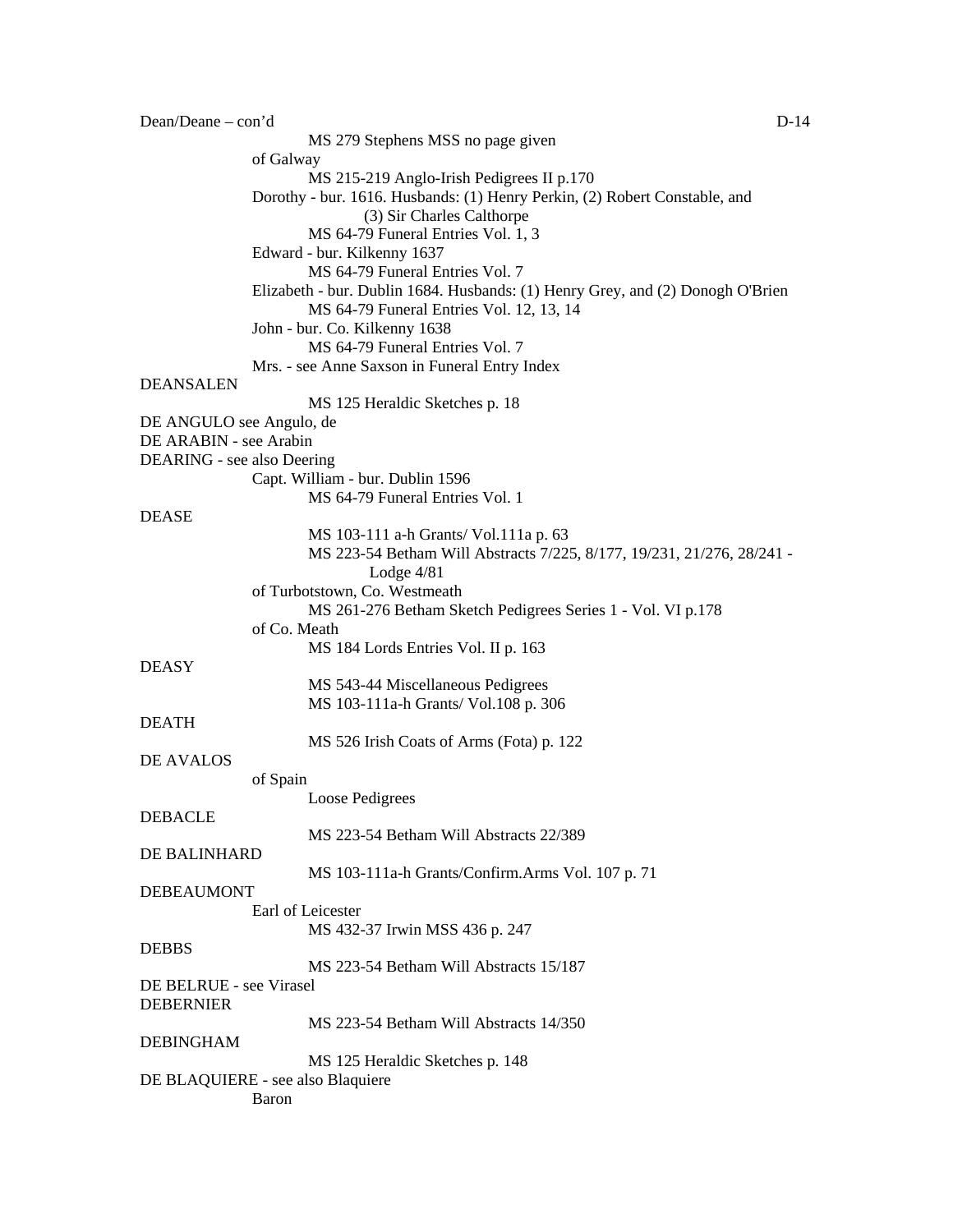Dean/Deane – con'd

MS 279 Stephens MSS no page given

of Galway

MS 215-219 Anglo-Irish Pedigrees II p.170

Dorothy - bur. 1616. Husbands: (1) Henry Perkin, (2) Robert Constable, and (3) Sir Charles Calthorpe

MS 64-79 Funeral Entries Vol. 1, 3

Edward - bur. Kilkenny 1637

MS 64-79 Funeral Entries Vol. 7

Elizabeth - bur. Dublin 1684. Husbands: (1) Henry Grey, and (2) Donogh O'Brien

MS 64-79 Funeral Entries Vol. 12, 13, 14

John - bur. Co. Kilkenny 1638

MS 64-79 Funeral Entries Vol. 7

Mrs. - see Anne Saxson in Funeral Entry Index

DEANSALEN

MS 125 Heraldic Sketches p. 18

DE ANGULO see Angulo, de

DE ARABIN - see Arabin

DEARING - see also Deering

Capt. William - bur. Dublin 1596

MS 64-79 Funeral Entries Vol. 1

DEASE

MS 103-111 a-h Grants/ Vol.111a p. 63

MS 223-54 Betham Will Abstracts 7/225, 8/177, 19/231, 21/276, 28/241 - Lodge 4/81

of Turbotstown, Co. Westmeath

MS 261-276 Betham Sketch Pedigrees Series 1 - Vol. VI p.178

of Co. Meath

MS 184 Lords Entries Vol. II p. 163

DEASY

MS 543-44 Miscellaneous Pedigrees

MS 103-111a-h Grants/ Vol.108 p. 306

DEATH

MS 526 Irish Coats of Arms (Fota) p. 122

DE AVALOS

of Spain

Loose Pedigrees

DEBACLE

MS 223-54 Betham Will Abstracts 22/389

DE BALINHARD

MS 103-111a-h Grants/Confirm.Arms Vol. 107 p. 71

DEBEAUMONT

Earl of Leicester

MS 432-37 Irwin MSS 436 p. 247

DEBBS

MS 223-54 Betham Will Abstracts 15/187

DE BELRUE - see Virasel

DEBERNIER

MS 223-54 Betham Will Abstracts 14/350

DEBINGHAM

MS 125 Heraldic Sketches p. 148

DE BLAQUIERE - see also Blaquiere

Baron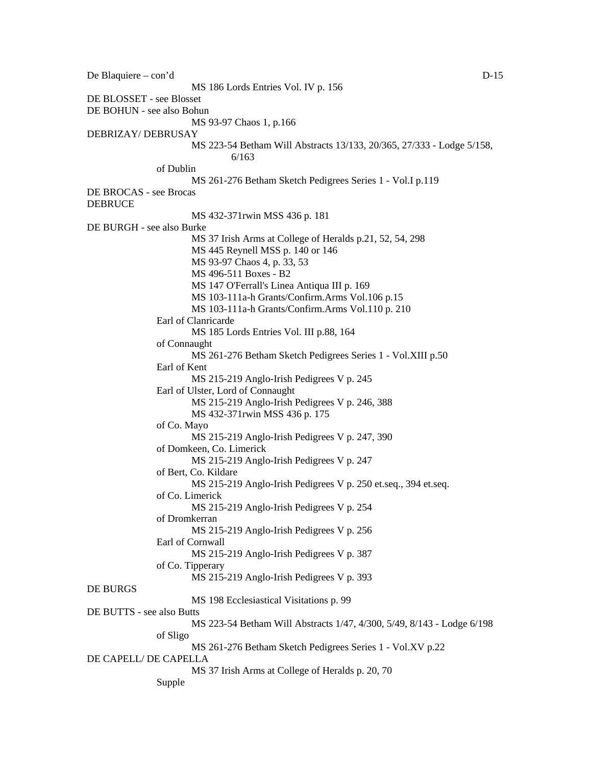De Blaquiere – con'd

MS 186 Lords Entries Vol. IV p. 156

DE BLOSSET - see Blosset

DE BOHUN - see also Bohun

MS 93-97 Chaos 1, p.166

DEBRIZAY/ DEBRUSAY

MS 223-54 Betham Will Abstracts 13/133, 20/365, 27/333 - Lodge 5/158, 6/163

of Dublin

MS 261-276 Betham Sketch Pedigrees Series 1 - Vol.I p.119

DE BROCAS - see Brocas

DEBRUCE

MS 432-371rwin MSS 436 p. 181

DE BURGH - see also Burke

MS 37 Irish Arms at College of Heralds p.21, 52, 54, 298
MS 445 Reynell MSS p. 140 or 146
MS 93-97 Chaos 4, p. 33, 53
MS 496-511 Boxes - B2
MS 147 O'Ferrall's Linea Antiqua III p. 169
MS 103-111a-h Grants/Confirm.Arms Vol.106 p.15
MS 103-111a-h Grants/Confirm.Arms Vol.110 p. 210

Earl of Clanricarde

MS 185 Lords Entries Vol. III p.88, 164

of Connaught

MS 261-276 Betham Sketch Pedigrees Series 1 - Vol.XIII p.50

Earl of Kent

MS 215-219 Anglo-Irish Pedigrees V p. 245

Earl of Ulster, Lord of Connaught

MS 215-219 Anglo-Irish Pedigrees V p. 246, 388
MS 432-371rwin MSS 436 p. 175

of Co. Mayo

MS 215-219 Anglo-Irish Pedigrees V p. 247, 390

of Domkeen, Co. Limerick

MS 215-219 Anglo-Irish Pedigrees V p. 247

of Bert, Co. Kildare

MS 215-219 Anglo-Irish Pedigrees V p. 250 et.seq., 394 et.seq.

of Co. Limerick

MS 215-219 Anglo-Irish Pedigrees V p. 254

of Dromkerran

MS 215-219 Anglo-Irish Pedigrees V p. 256

Earl of Cornwall

MS 215-219 Anglo-Irish Pedigrees V p. 387

of Co. Tipperary

MS 215-219 Anglo-Irish Pedigrees V p. 393

DE BURGS

MS 198 Ecclesiastical Visitations p. 99

DE BUTTS - see also Butts

MS 223-54 Betham Will Abstracts 1/47, 4/300, 5/49, 8/143 - Lodge 6/198

of Sligo

MS 261-276 Betham Sketch Pedigrees Series 1 - Vol.XV p.22

DE CAPELL/ DE CAPELLA

MS 37 Irish Arms at College of Heralds p. 20, 70

Supple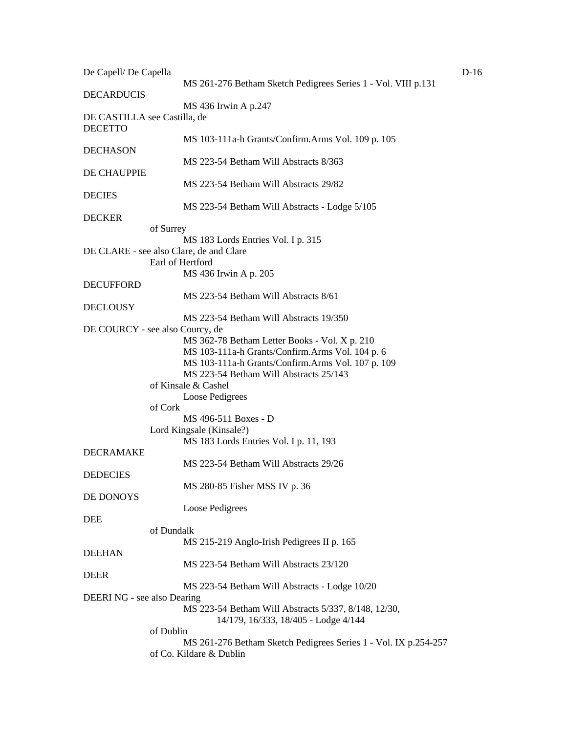De Capell/ De Capella

MS 261-276 Betham Sketch Pedigrees Series 1 - Vol. VIII p.131

DECARDUCIS

MS 436 Irwin A p.247

DE CASTILLA see Castilla, de

DECETTO

MS 103-111a-h Grants/Confirm.Arms Vol. 109 p. 105

DECHASON

MS 223-54 Betham Will Abstracts 8/363

DE CHAUPPIE

MS 223-54 Betham Will Abstracts 29/82

DECIES

MS 223-54 Betham Will Abstracts - Lodge 5/105

DECKER

of Surrey

MS 183 Lords Entries Vol. I p. 315

DE CLARE - see also Clare, de and Clare

Earl of Hertford

MS 436 Irwin A p. 205

DECUFFORD

MS 223-54 Betham Will Abstracts 8/61

DECLOUSY

MS 223-54 Betham Will Abstracts 19/350

DE COURCY - see also Courcy, de

MS 362-78 Betham Letter Books - Vol. X p. 210
MS 103-111a-h Grants/Confirm.Arms Vol. 104 p. 6
MS 103-111a-h Grants/Confirm.Arms Vol. 107 p. 109
MS 223-54 Betham Will Abstracts 25/143

of Kinsale & Cashel

Loose Pedigrees

of Cork

MS 496-511 Boxes - D

Lord Kingsale (Kinsale?)

MS 183 Lords Entries Vol. I p. 11, 193

DECRAMAKE

MS 223-54 Betham Will Abstracts 29/26

DEDECIES

MS 280-85 Fisher MSS IV p. 36

DE DONOYS

Loose Pedigrees

DEE

of Dundalk

MS 215-219 Anglo-Irish Pedigrees II p. 165

DEEHAN

MS 223-54 Betham Will Abstracts 23/120

DEER

MS 223-54 Betham Will Abstracts - Lodge 10/20

DEERI NG - see also Dearing

MS 223-54 Betham Will Abstracts 5/337, 8/148, 12/30, 14/179, 16/333, 18/405 - Lodge 4/144

of Dublin

MS 261-276 Betham Sketch Pedigrees Series 1 - Vol. IX p.254-257

of Co. Kildare & Dublin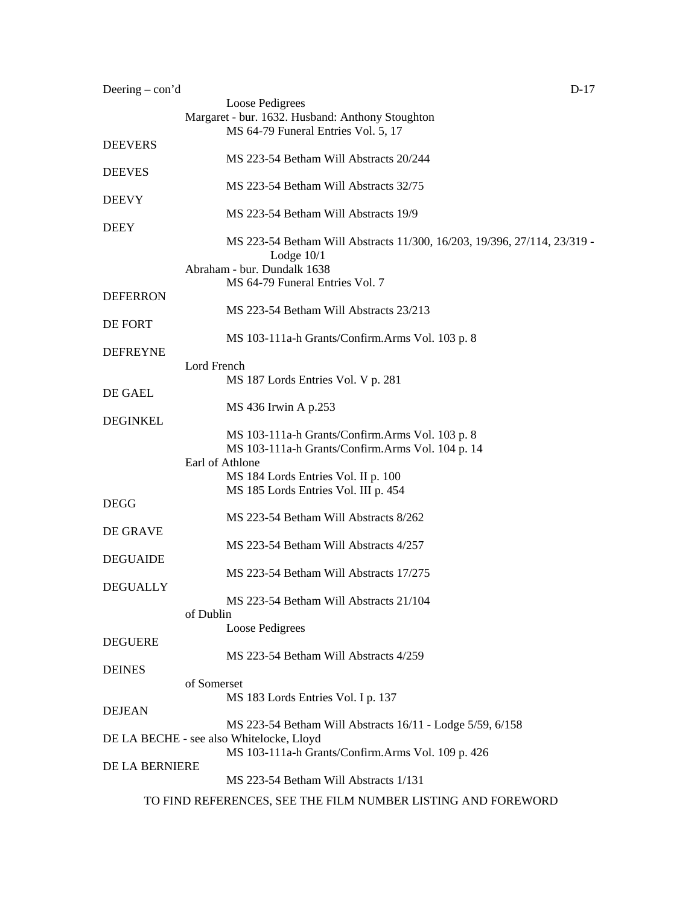Deering – con'd

Loose Pedigrees

Margaret - bur. 1632. Husband: Anthony Stoughton

MS 64-79 Funeral Entries Vol. 5, 17

DEEVERS

MS 223-54 Betham Will Abstracts 20/244

DEEVES

MS 223-54 Betham Will Abstracts 32/75

DEEVY

MS 223-54 Betham Will Abstracts 19/9

DEEY

MS 223-54 Betham Will Abstracts 11/300, 16/203, 19/396, 27/114, 23/319 - Lodge 10/1

Abraham - bur. Dundalk 1638

MS 64-79 Funeral Entries Vol. 7

DEFERRON

MS 223-54 Betham Will Abstracts 23/213

DE FORT

MS 103-111a-h Grants/Confirm.Arms Vol. 103 p. 8

DEFREYNE

Lord French

MS 187 Lords Entries Vol. V p. 281

DE GAEL

MS 436 Irwin A p.253

DEGINKEL

MS 103-111a-h Grants/Confirm.Arms Vol. 103 p. 8

MS 103-111a-h Grants/Confirm.Arms Vol. 104 p. 14

Earl of Athlone

MS 184 Lords Entries Vol. II p. 100

MS 185 Lords Entries Vol. III p. 454

DEGG

MS 223-54 Betham Will Abstracts 8/262

DE GRAVE

MS 223-54 Betham Will Abstracts 4/257

DEGUAIDE

MS 223-54 Betham Will Abstracts 17/275

DEGUALLY

MS 223-54 Betham Will Abstracts 21/104

of Dublin

Loose Pedigrees

DEGUERE

MS 223-54 Betham Will Abstracts 4/259

DEINES

of Somerset

MS 183 Lords Entries Vol. I p. 137

DEJEAN

MS 223-54 Betham Will Abstracts 16/11 - Lodge 5/59, 6/158

DE LA BECHE - see also Whitelocke, Lloyd

MS 103-111a-h Grants/Confirm.Arms Vol. 109 p. 426

DE LA BERNIERE

MS 223-54 Betham Will Abstracts 1/131

TO FIND REFERENCES, SEE THE FILM NUMBER LISTING AND FOREWORD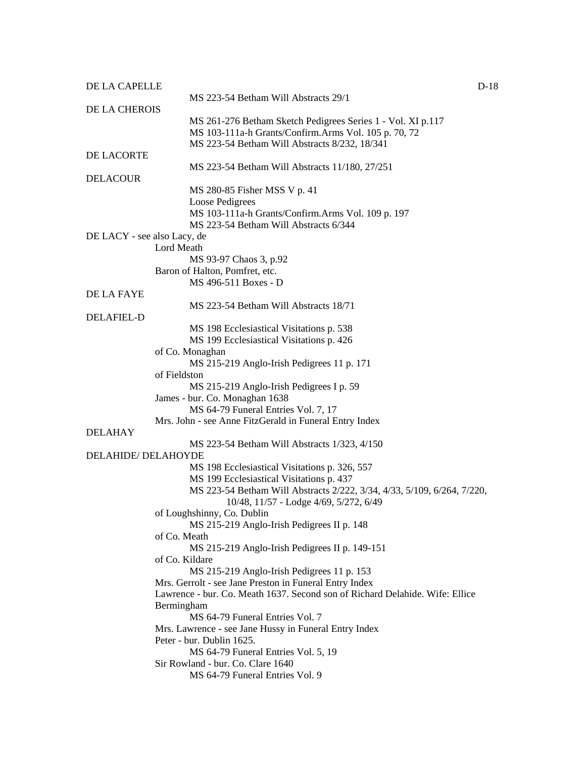DE LA CAPELLE
MS 223-54 Betham Will Abstracts 29/1

DE LA CHEROIS
MS 261-276 Betham Sketch Pedigrees Series 1 - Vol. XI p.117
MS 103-111a-h Grants/Confirm.Arms Vol. 105 p. 70, 72
MS 223-54 Betham Will Abstracts 8/232, 18/341

DE LACORTE
MS 223-54 Betham Will Abstracts 11/180, 27/251

DELACOUR
MS 280-85 Fisher MSS V p. 41
Loose Pedigrees
MS 103-111a-h Grants/Confirm.Arms Vol. 109 p. 197
MS 223-54 Betham Will Abstracts 6/344

DE LACY - see also Lacy, de
Lord Meath
MS 93-97 Chaos 3, p.92
Baron of Halton, Pomfret, etc.
MS 496-511 Boxes - D

DE LA FAYE
MS 223-54 Betham Will Abstracts 18/71

DELAFIEL-D
MS 198 Ecclesiastical Visitations p. 538
MS 199 Ecclesiastical Visitations p. 426
of Co. Monaghan
MS 215-219 Anglo-Irish Pedigrees 11 p. 171
of Fieldston
MS 215-219 Anglo-Irish Pedigrees I p. 59
James - bur. Co. Monaghan 1638
MS 64-79 Funeral Entries Vol. 7, 17
Mrs. John - see Anne FitzGerald in Funeral Entry Index

DELAHAY
MS 223-54 Betham Will Abstracts 1/323, 4/150

DELAHIDE/ DELAHOYDE
MS 198 Ecclesiastical Visitations p. 326, 557
MS 199 Ecclesiastical Visitations p. 437
MS 223-54 Betham Will Abstracts 2/222, 3/34, 4/33, 5/109, 6/264, 7/220, 10/48, 11/57 - Lodge 4/69, 5/272, 6/49
of Loughshinny, Co. Dublin
MS 215-219 Anglo-Irish Pedigrees II p. 148
of Co. Meath
MS 215-219 Anglo-Irish Pedigrees II p. 149-151
of Co. Kildare
MS 215-219 Anglo-Irish Pedigrees 11 p. 153
Mrs. Gerrolt - see Jane Preston in Funeral Entry Index
Lawrence - bur. Co. Meath 1637. Second son of Richard Delahide. Wife: Ellice Bermingham
MS 64-79 Funeral Entries Vol. 7
Mrs. Lawrence - see Jane Hussy in Funeral Entry Index
Peter - bur. Dublin 1625.
MS 64-79 Funeral Entries Vol. 5, 19
Sir Rowland - bur. Co. Clare 1640
MS 64-79 Funeral Entries Vol. 9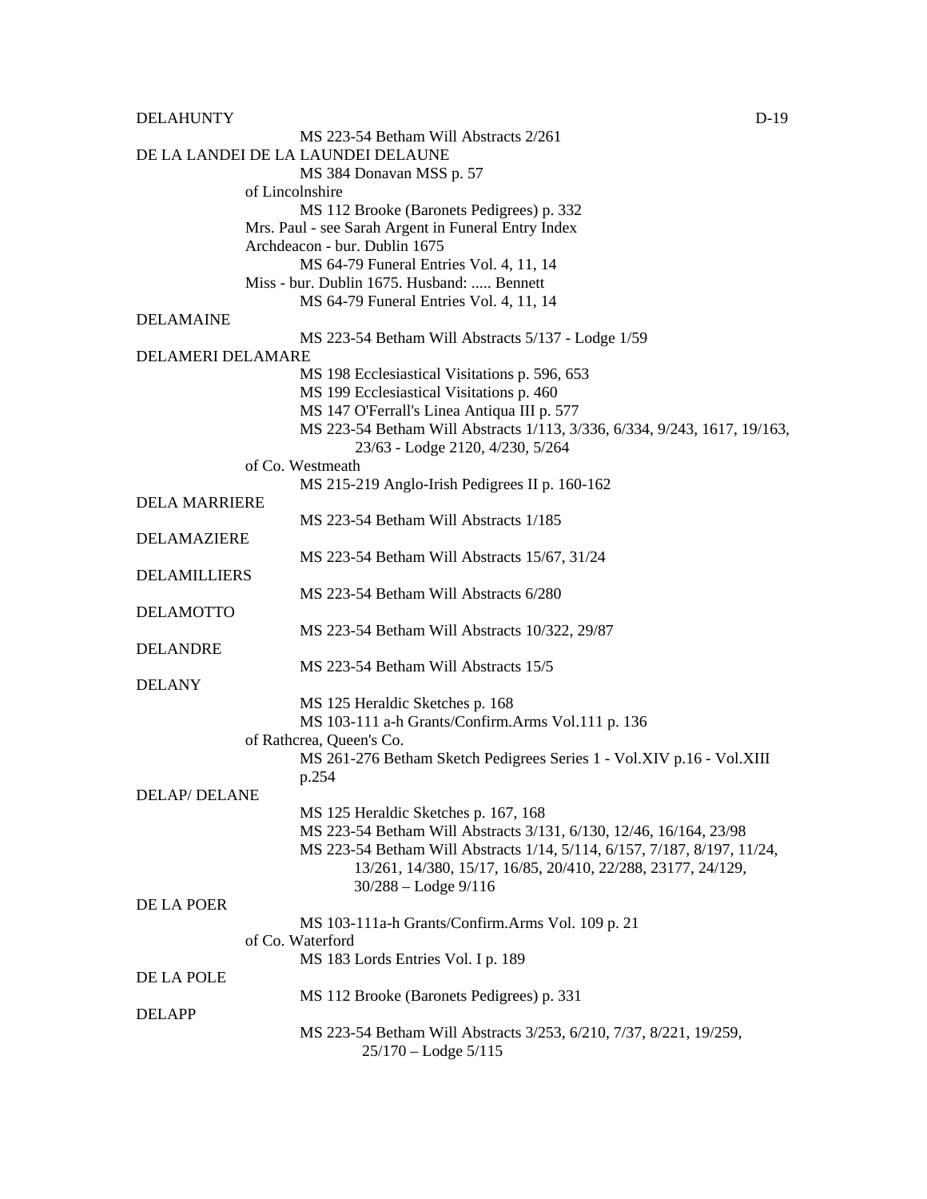DELAHUNTY

MS 223-54 Betham Will Abstracts 2/261

DE LA LANDEI DE LA LAUNDEI DELAUNE

MS 384 Donavan MSS p. 57

of Lincolnshire

MS 112 Brooke (Baronets Pedigrees) p. 332

Mrs. Paul - see Sarah Argent in Funeral Entry Index

Archdeacon - bur. Dublin 1675

MS 64-79 Funeral Entries Vol. 4, 11, 14

Miss - bur. Dublin 1675. Husband: ..... Bennett

MS 64-79 Funeral Entries Vol. 4, 11, 14

DELAMAINE

MS 223-54 Betham Will Abstracts 5/137 - Lodge 1/59

DELAMERI DELAMARE

MS 198 Ecclesiastical Visitations p. 596, 653

MS 199 Ecclesiastical Visitations p. 460

MS 147 O'Ferrall's Linea Antiqua III p. 577

MS 223-54 Betham Will Abstracts 1/113, 3/336, 6/334, 9/243, 1617, 19/163, 23/63 - Lodge 2120, 4/230, 5/264

of Co. Westmeath

MS 215-219 Anglo-Irish Pedigrees II p. 160-162

DELA MARRIERE

MS 223-54 Betham Will Abstracts 1/185

DELAMAZIERE

MS 223-54 Betham Will Abstracts 15/67, 31/24

DELAMILLIERS

MS 223-54 Betham Will Abstracts 6/280

DELAMOTTO

MS 223-54 Betham Will Abstracts 10/322, 29/87

DELANDRE

MS 223-54 Betham Will Abstracts 15/5

DELANY

MS 125 Heraldic Sketches p. 168

MS 103-111 a-h Grants/Confirm.Arms Vol.111 p. 136

of Rathcrea, Queen's Co.

MS 261-276 Betham Sketch Pedigrees Series 1 - Vol.XIV p.16 - Vol.XIII p.254

DELAP/ DELANE

MS 125 Heraldic Sketches p. 167, 168

MS 223-54 Betham Will Abstracts 3/131, 6/130, 12/46, 16/164, 23/98

MS 223-54 Betham Will Abstracts 1/14, 5/114, 6/157, 7/187, 8/197, 11/24, 13/261, 14/380, 15/17, 16/85, 20/410, 22/288, 23177, 24/129, 30/288 – Lodge 9/116

DE LA POER

MS 103-111a-h Grants/Confirm.Arms Vol. 109 p. 21

of Co. Waterford

MS 183 Lords Entries Vol. I p. 189

DE LA POLE

MS 112 Brooke (Baronets Pedigrees) p. 331

DELAPP

MS 223-54 Betham Will Abstracts 3/253, 6/210, 7/37, 8/221, 19/259, 25/170 – Lodge 5/115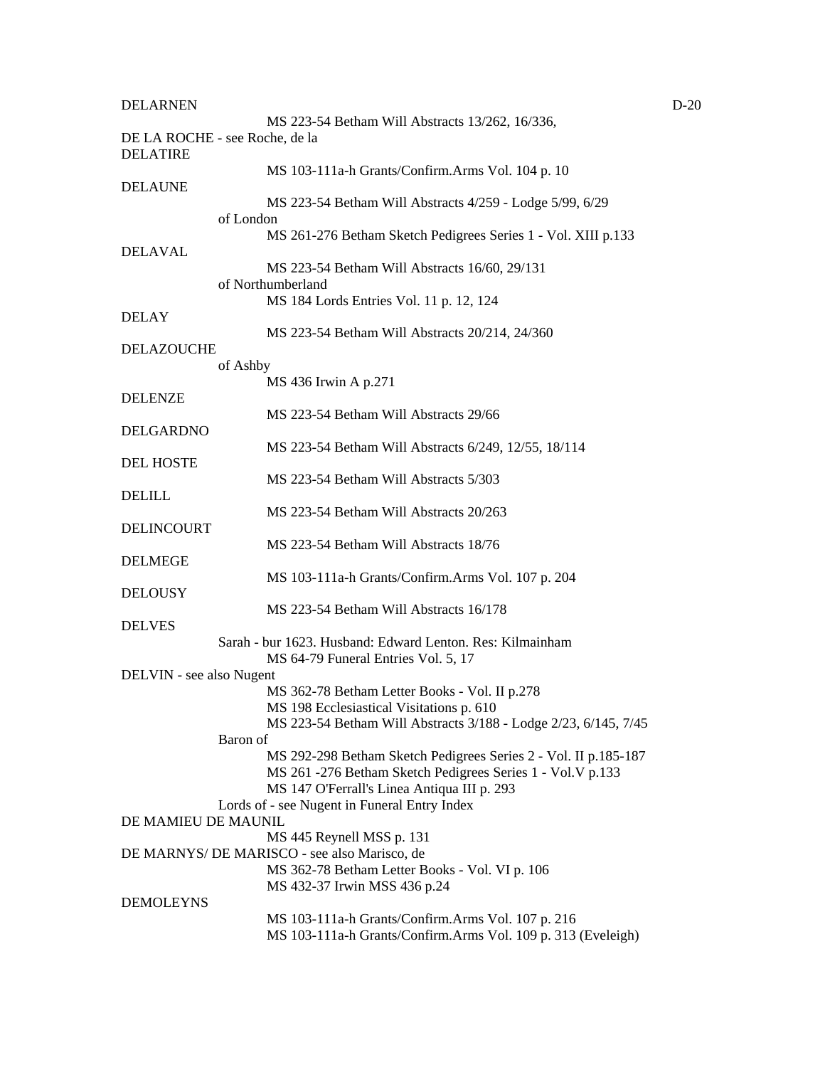DELARNEN

MS 223-54 Betham Will Abstracts 13/262, 16/336,

DE LA ROCHE - see Roche, de la

DELATIRE

MS 103-111a-h Grants/Confirm.Arms Vol. 104 p. 10

DELAUNE

MS 223-54 Betham Will Abstracts 4/259 - Lodge 5/99, 6/29

of London

MS 261-276 Betham Sketch Pedigrees Series 1 - Vol. XIII p.133

DELAVAL

MS 223-54 Betham Will Abstracts 16/60, 29/131

of Northumberland

MS 184 Lords Entries Vol. 11 p. 12, 124

DELAY

MS 223-54 Betham Will Abstracts 20/214, 24/360

DELAZOUCHE

of Ashby

MS 436 Irwin A p.271

DELENZE

MS 223-54 Betham Will Abstracts 29/66

DELGARDNO

MS 223-54 Betham Will Abstracts 6/249, 12/55, 18/114

DEL HOSTE

MS 223-54 Betham Will Abstracts 5/303

DELILL

MS 223-54 Betham Will Abstracts 20/263

DELINCOURT

MS 223-54 Betham Will Abstracts 18/76

DELMEGE

MS 103-111a-h Grants/Confirm.Arms Vol. 107 p. 204

DELOUSY

MS 223-54 Betham Will Abstracts 16/178

DELVES

Sarah - bur 1623. Husband: Edward Lenton. Res: Kilmainham

MS 64-79 Funeral Entries Vol. 5, 17

DELVIN - see also Nugent

MS 362-78 Betham Letter Books - Vol. II p.278

MS 198 Ecclesiastical Visitations p. 610

MS 223-54 Betham Will Abstracts 3/188 - Lodge 2/23, 6/145, 7/45

Baron of

MS 292-298 Betham Sketch Pedigrees Series 2 - Vol. II p.185-187

MS 261 -276 Betham Sketch Pedigrees Series 1 - Vol.V p.133

MS 147 O'Ferrall's Linea Antiqua III p. 293

Lords of - see Nugent in Funeral Entry Index

DE MAMIEU DE MAUNIL

MS 445 Reynell MSS p. 131

DE MARNYS/ DE MARISCO - see also Marisco, de

MS 362-78 Betham Letter Books - Vol. VI p. 106

MS 432-37 Irwin MSS 436 p.24

DEMOLEYNS

MS 103-111a-h Grants/Confirm.Arms Vol. 107 p. 216

MS 103-111a-h Grants/Confirm.Arms Vol. 109 p. 313 (Eveleigh)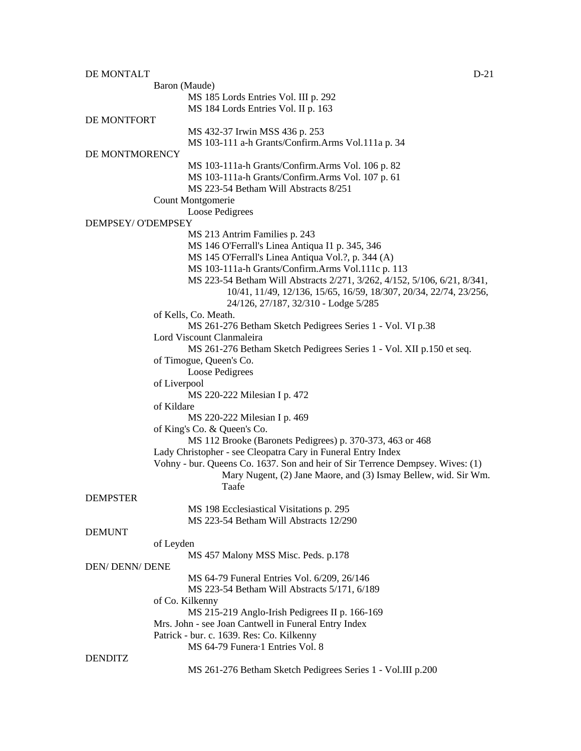DE MONTALT

Baron (Maude)

MS 185 Lords Entries Vol. III p. 292

MS 184 Lords Entries Vol. II p. 163

DE MONTFORT

MS 432-37 Irwin MSS 436 p. 253

MS 103-111 a-h Grants/Confirm.Arms Vol.111a p. 34

DE MONTMORENCY

MS 103-111a-h Grants/Confirm.Arms Vol. 106 p. 82

MS 103-111a-h Grants/Confirm.Arms Vol. 107 p. 61

MS 223-54 Betham Will Abstracts 8/251

Count Montgomerie

Loose Pedigrees

DEMPSEY/ O'DEMPSEY

MS 213 Antrim Families p. 243

MS 146 O'Ferrall's Linea Antiqua I1 p. 345, 346

MS 145 O'Ferrall's Linea Antiqua Vol.?, p. 344 (A)

MS 103-111a-h Grants/Confirm.Arms Vol.111c p. 113

MS 223-54 Betham Will Abstracts 2/271, 3/262, 4/152, 5/106, 6/21, 8/341, 10/41, 11/49, 12/136, 15/65, 16/59, 18/307, 20/34, 22/74, 23/256, 24/126, 27/187, 32/310 - Lodge 5/285

of Kells, Co. Meath.

MS 261-276 Betham Sketch Pedigrees Series 1 - Vol. VI p.38

Lord Viscount Clanmaleira

MS 261-276 Betham Sketch Pedigrees Series 1 - Vol. XII p.150 et seq.

of Timogue, Queen's Co.

Loose Pedigrees

of Liverpool

MS 220-222 Milesian I p. 472

of Kildare

MS 220-222 Milesian I p. 469

of King's Co. & Queen's Co.

MS 112 Brooke (Baronets Pedigrees) p. 370-373, 463 or 468

Lady Christopher - see Cleopatra Cary in Funeral Entry Index

Vohny - bur. Queens Co. 1637. Son and heir of Sir Terrence Dempsey. Wives: (1) Mary Nugent, (2) Jane Maore, and (3) Ismay Bellew, wid. Sir Wm. Taafe

DEMPSTER

MS 198 Ecclesiastical Visitations p. 295

MS 223-54 Betham Will Abstracts 12/290

DEMUNT

of Leyden

MS 457 Malony MSS Misc. Peds. p.178

DEN/ DENN/ DENE

MS 64-79 Funeral Entries Vol. 6/209, 26/146

MS 223-54 Betham Will Abstracts 5/171, 6/189

of Co. Kilkenny

MS 215-219 Anglo-Irish Pedigrees II p. 166-169

Mrs. John - see Joan Cantwell in Funeral Entry Index

Patrick - bur. c. 1639. Res: Co. Kilkenny

MS 64-79 Funera·1 Entries Vol. 8

DENDITZ

MS 261-276 Betham Sketch Pedigrees Series 1 - Vol.III p.200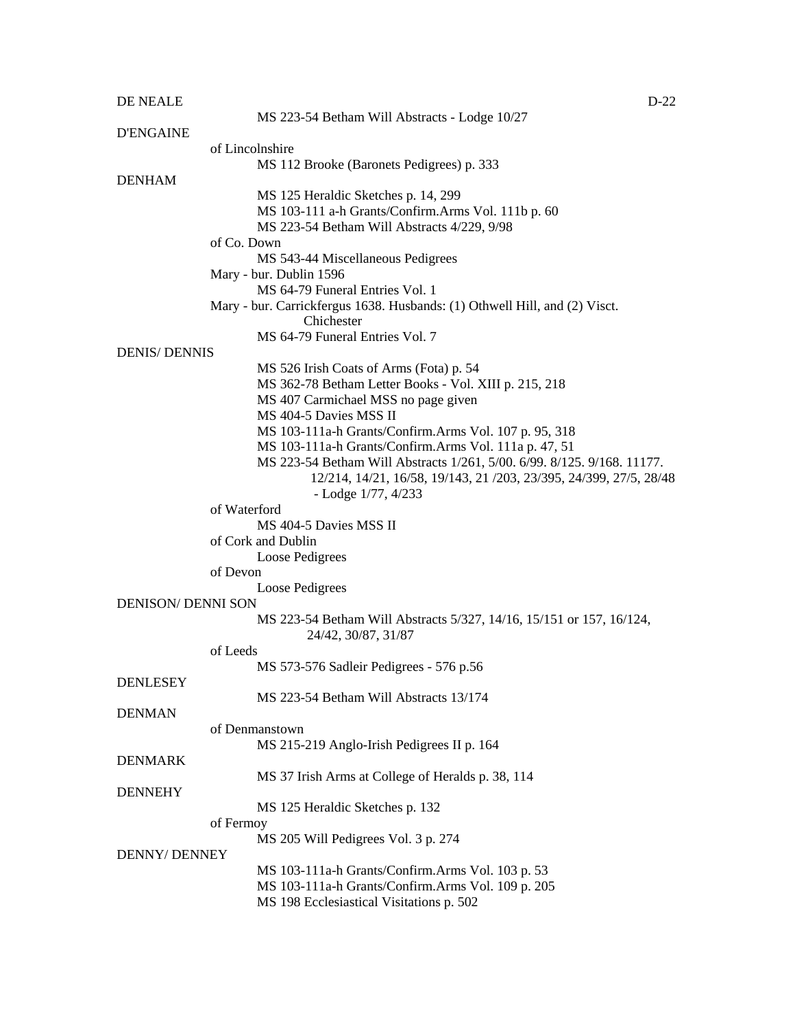DE NEALE

MS 223-54 Betham Will Abstracts - Lodge 10/27

D'ENGAINE

of Lincolnshire

MS 112 Brooke (Baronets Pedigrees) p. 333

DENHAM

MS 125 Heraldic Sketches p. 14, 299
MS 103-111 a-h Grants/Confirm.Arms Vol. 111b p. 60
MS 223-54 Betham Will Abstracts 4/229, 9/98

of Co. Down

MS 543-44 Miscellaneous Pedigrees

Mary - bur. Dublin 1596

MS 64-79 Funeral Entries Vol. 1

Mary - bur. Carrickfergus 1638. Husbands: (1) Othwell Hill, and (2) Visct. Chichester

MS 64-79 Funeral Entries Vol. 7

DENIS/ DENNIS

MS 526 Irish Coats of Arms (Fota) p. 54
MS 362-78 Betham Letter Books - Vol. XIII p. 215, 218
MS 407 Carmichael MSS no page given
MS 404-5 Davies MSS II
MS 103-111a-h Grants/Confirm.Arms Vol. 107 p. 95, 318
MS 103-111a-h Grants/Confirm.Arms Vol. 111a p. 47, 51
MS 223-54 Betham Will Abstracts 1/261, 5/00. 6/99. 8/125. 9/168. 11177. 12/214, 14/21, 16/58, 19/143, 21 /203, 23/395, 24/399, 27/5, 28/48 - Lodge 1/77, 4/233

of Waterford

MS 404-5 Davies MSS II

of Cork and Dublin

Loose Pedigrees

of Devon

Loose Pedigrees

DENISON/ DENNI SON

MS 223-54 Betham Will Abstracts 5/327, 14/16, 15/151 or 157, 16/124, 24/42, 30/87, 31/87

of Leeds

MS 573-576 Sadleir Pedigrees - 576 p.56

DENLESEY

MS 223-54 Betham Will Abstracts 13/174

DENMAN

of Denmanstown

MS 215-219 Anglo-Irish Pedigrees II p. 164

DENMARK

MS 37 Irish Arms at College of Heralds p. 38, 114

DENNEHY

MS 125 Heraldic Sketches p. 132

of Fermoy

MS 205 Will Pedigrees Vol. 3 p. 274

DENNY/ DENNEY

MS 103-111a-h Grants/Confirm.Arms Vol. 103 p. 53
MS 103-111a-h Grants/Confirm.Arms Vol. 109 p. 205
MS 198 Ecclesiastical Visitations p. 502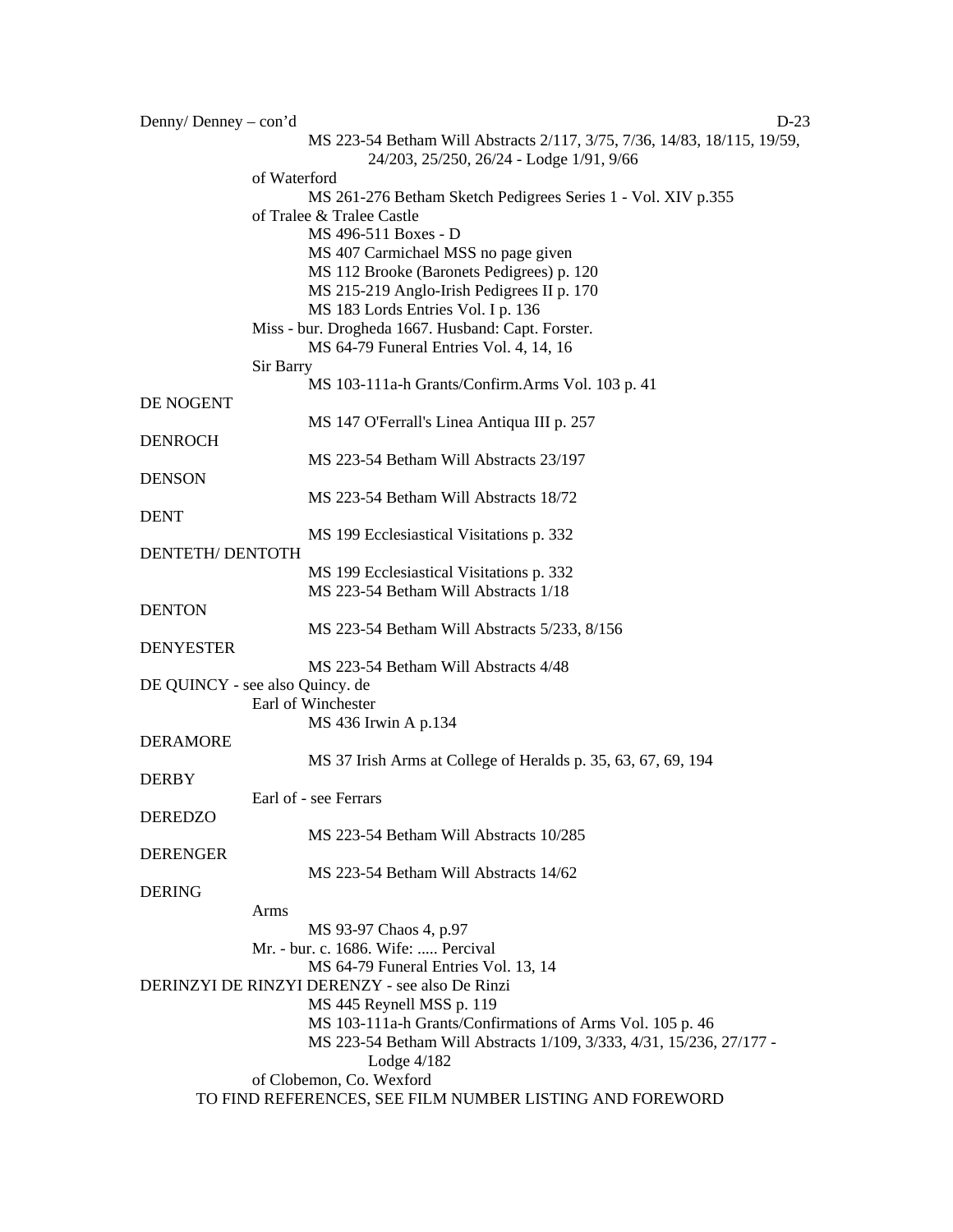Denny/ Denney – con'd

MS 223-54 Betham Will Abstracts 2/117, 3/75, 7/36, 14/83, 18/115, 19/59, 24/203, 25/250, 26/24 - Lodge 1/91, 9/66

of Waterford

MS 261-276 Betham Sketch Pedigrees Series 1 - Vol. XIV p.355

of Tralee & Tralee Castle

MS 496-511 Boxes - D
MS 407 Carmichael MSS no page given
MS 112 Brooke (Baronets Pedigrees) p. 120
MS 215-219 Anglo-Irish Pedigrees II p. 170
MS 183 Lords Entries Vol. I p. 136

Miss - bur. Drogheda 1667. Husband: Capt. Forster.

MS 64-79 Funeral Entries Vol. 4, 14, 16

Sir Barry

MS 103-111a-h Grants/Confirm.Arms Vol. 103 p. 41

DE NOGENT

MS 147 O'Ferrall's Linea Antiqua III p. 257

DENROCH

MS 223-54 Betham Will Abstracts 23/197

DENSON

MS 223-54 Betham Will Abstracts 18/72

DENT

MS 199 Ecclesiastical Visitations p. 332

DENTETH/ DENTOTH

MS 199 Ecclesiastical Visitations p. 332
MS 223-54 Betham Will Abstracts 1/18

DENTON

MS 223-54 Betham Will Abstracts 5/233, 8/156

DENYESTER

MS 223-54 Betham Will Abstracts 4/48

DE QUINCY - see also Quincy. de

Earl of Winchester

MS 436 Irwin A p.134

DERAMORE

MS 37 Irish Arms at College of Heralds p. 35, 63, 67, 69, 194

DERBY

Earl of - see Ferrars

DEREDZO

MS 223-54 Betham Will Abstracts 10/285

DERENGER

MS 223-54 Betham Will Abstracts 14/62

DERING

Arms

MS 93-97 Chaos 4, p.97

Mr. - bur. c. 1686. Wife: ..... Percival

MS 64-79 Funeral Entries Vol. 13, 14

DERINZYI DE RINZYI DERENZY - see also De Rinzi

MS 445 Reynell MSS p. 119
MS 103-111a-h Grants/Confirmations of Arms Vol. 105 p. 46
MS 223-54 Betham Will Abstracts 1/109, 3/333, 4/31, 15/236, 27/177 - Lodge 4/182

of Clobemon, Co. Wexford

TO FIND REFERENCES, SEE FILM NUMBER LISTING AND FOREWORD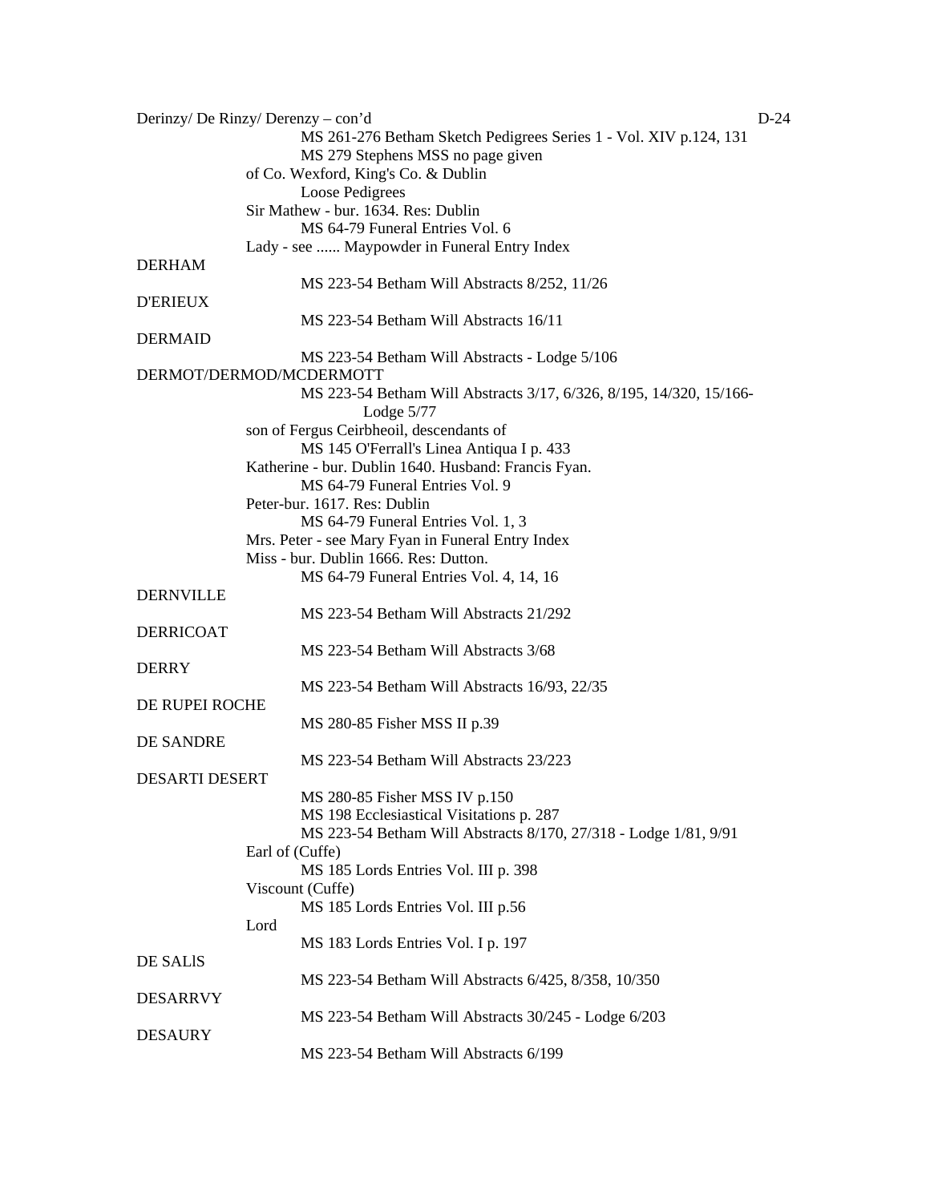Derinzy/ De Rinzy/ Derenzy – con'd

MS 261-276 Betham Sketch Pedigrees Series 1 - Vol. XIV p.124, 131
MS 279 Stephens MSS no page given

of Co. Wexford, King's Co. & Dublin
Loose Pedigrees

Sir Mathew - bur. 1634. Res: Dublin
MS 64-79 Funeral Entries Vol. 6

Lady - see ...... Maypowder in Funeral Entry Index

DERHAM
MS 223-54 Betham Will Abstracts 8/252, 11/26

D'ERIEUX
MS 223-54 Betham Will Abstracts 16/11

DERMAID
MS 223-54 Betham Will Abstracts - Lodge 5/106

DERMOT/DERMOD/MCDERMOTT
MS 223-54 Betham Will Abstracts 3/17, 6/326, 8/195, 14/320, 15/166- Lodge 5/77

son of Fergus Ceirbheoil, descendants of
MS 145 O'Ferrall's Linea Antiqua I p. 433

Katherine - bur. Dublin 1640. Husband: Francis Fyan.
MS 64-79 Funeral Entries Vol. 9

Peter-bur. 1617. Res: Dublin
MS 64-79 Funeral Entries Vol. 1, 3

Mrs. Peter - see Mary Fyan in Funeral Entry Index

Miss - bur. Dublin 1666. Res: Dutton.
MS 64-79 Funeral Entries Vol. 4, 14, 16

DERNVILLE
MS 223-54 Betham Will Abstracts 21/292

DERRICOAT
MS 223-54 Betham Will Abstracts 3/68

DERRY
MS 223-54 Betham Will Abstracts 16/93, 22/35

DE RUPEI ROCHE
MS 280-85 Fisher MSS II p.39

DE SANDRE
MS 223-54 Betham Will Abstracts 23/223

DESARTI DESERT
MS 280-85 Fisher MSS IV p.150
MS 198 Ecclesiastical Visitations p. 287
MS 223-54 Betham Will Abstracts 8/170, 27/318 - Lodge 1/81, 9/91

Earl of (Cuffe)
MS 185 Lords Entries Vol. III p. 398

Viscount (Cuffe)
MS 185 Lords Entries Vol. III p.56

Lord
MS 183 Lords Entries Vol. I p. 197

DE SALlS
MS 223-54 Betham Will Abstracts 6/425, 8/358, 10/350

DESARRVY
MS 223-54 Betham Will Abstracts 30/245 - Lodge 6/203

DESAURY
MS 223-54 Betham Will Abstracts 6/199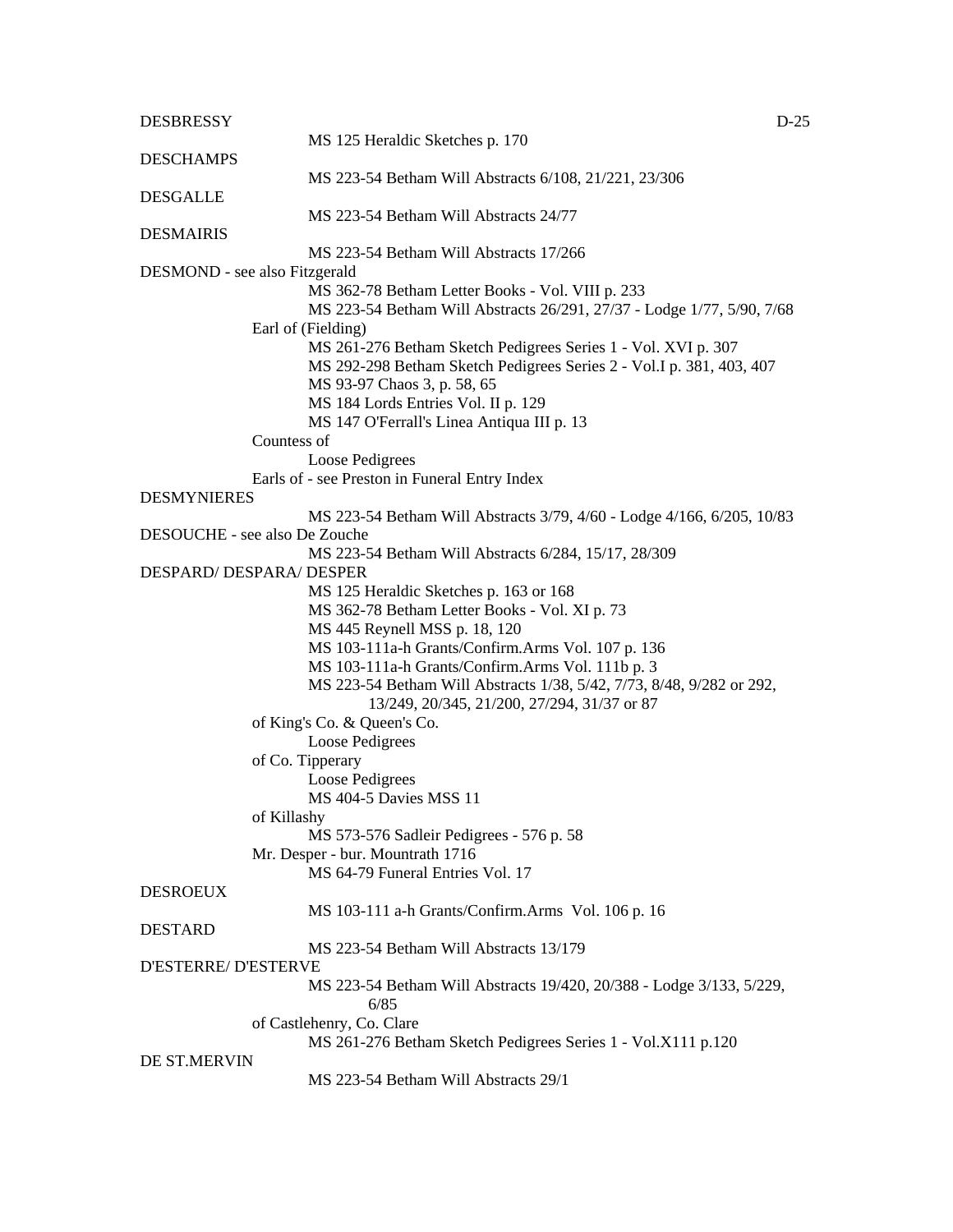DESBRESSY

MS 125 Heraldic Sketches p. 170

DESCHAMPS

MS 223-54 Betham Will Abstracts 6/108, 21/221, 23/306

DESGALLE

MS 223-54 Betham Will Abstracts 24/77

DESMAIRIS

MS 223-54 Betham Will Abstracts 17/266

DESMOND - see also Fitzgerald

MS 362-78 Betham Letter Books - Vol. VIII p. 233
MS 223-54 Betham Will Abstracts 26/291, 27/37 - Lodge 1/77, 5/90, 7/68

Earl of (Fielding)

MS 261-276 Betham Sketch Pedigrees Series 1 - Vol. XVI p. 307
MS 292-298 Betham Sketch Pedigrees Series 2 - Vol.I p. 381, 403, 407
MS 93-97 Chaos 3, p. 58, 65
MS 184 Lords Entries Vol. II p. 129
MS 147 O'Ferrall's Linea Antiqua III p. 13

Countess of

Loose Pedigrees

Earls of - see Preston in Funeral Entry Index

DESMYNIERES

MS 223-54 Betham Will Abstracts 3/79, 4/60 - Lodge 4/166, 6/205, 10/83

DESOUCHE - see also De Zouche

MS 223-54 Betham Will Abstracts 6/284, 15/17, 28/309

DESPARD/ DESPARA/ DESPER

MS 125 Heraldic Sketches p. 163 or 168
MS 362-78 Betham Letter Books - Vol. XI p. 73
MS 445 Reynell MSS p. 18, 120
MS 103-111a-h Grants/Confirm.Arms Vol. 107 p. 136
MS 103-111a-h Grants/Confirm.Arms Vol. 111b p. 3
MS 223-54 Betham Will Abstracts 1/38, 5/42, 7/73, 8/48, 9/282 or 292, 13/249, 20/345, 21/200, 27/294, 31/37 or 87

of King's Co. & Queen's Co.

Loose Pedigrees

of Co. Tipperary

Loose Pedigrees
MS 404-5 Davies MSS 11

of Killashy

MS 573-576 Sadleir Pedigrees - 576 p. 58

Mr. Desper - bur. Mountrath 1716

MS 64-79 Funeral Entries Vol. 17

DESROEUX

MS 103-111 a-h Grants/Confirm.Arms Vol. 106 p. 16

DESTARD

MS 223-54 Betham Will Abstracts 13/179

D'ESTERRE/ D'ESTERVE

MS 223-54 Betham Will Abstracts 19/420, 20/388 - Lodge 3/133, 5/229, 6/85

of Castlehenry, Co. Clare

MS 261-276 Betham Sketch Pedigrees Series 1 - Vol.X111 p.120

DE ST.MERVIN

MS 223-54 Betham Will Abstracts 29/1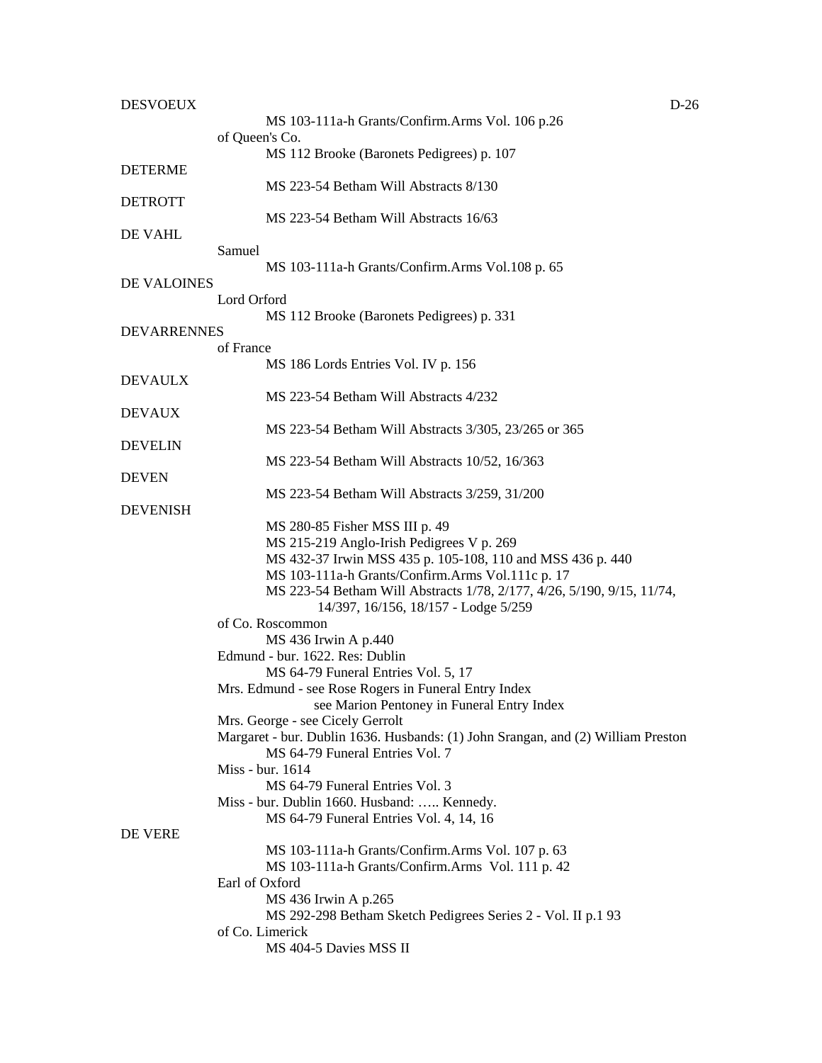DESVOEUX

MS 103-111a-h Grants/Confirm.Arms Vol. 106 p.26

of Queen's Co.

MS 112 Brooke (Baronets Pedigrees) p. 107

DETERME

MS 223-54 Betham Will Abstracts 8/130

DETROTT

MS 223-54 Betham Will Abstracts 16/63

DE VAHL

Samuel

MS 103-111a-h Grants/Confirm.Arms Vol.108 p. 65

DE VALOINES

Lord Orford

MS 112 Brooke (Baronets Pedigrees) p. 331

DEVARRENNES

of France

MS 186 Lords Entries Vol. IV p. 156

DEVAULX

MS 223-54 Betham Will Abstracts 4/232

DEVAUX

MS 223-54 Betham Will Abstracts 3/305, 23/265 or 365

DEVELIN

MS 223-54 Betham Will Abstracts 10/52, 16/363

DEVEN

MS 223-54 Betham Will Abstracts 3/259, 31/200

DEVENISH

MS 280-85 Fisher MSS III p. 49
MS 215-219 Anglo-Irish Pedigrees V p. 269
MS 432-37 Irwin MSS 435 p. 105-108, 110 and MSS 436 p. 440
MS 103-111a-h Grants/Confirm.Arms Vol.111c p. 17
MS 223-54 Betham Will Abstracts 1/78, 2/177, 4/26, 5/190, 9/15, 11/74, 14/397, 16/156, 18/157 - Lodge 5/259

of Co. Roscommon

MS 436 Irwin A p.440

Edmund - bur. 1622. Res: Dublin

MS 64-79 Funeral Entries Vol. 5, 17

Mrs. Edmund - see Rose Rogers in Funeral Entry Index
see Marion Pentoney in Funeral Entry Index

Mrs. George - see Cicely Gerrolt

Margaret - bur. Dublin 1636. Husbands: (1) John Srangan, and (2) William Preston

MS 64-79 Funeral Entries Vol. 7

Miss - bur. 1614

MS 64-79 Funeral Entries Vol. 3

Miss - bur. Dublin 1660. Husband: ….. Kennedy.

MS 64-79 Funeral Entries Vol. 4, 14, 16

DE VERE

MS 103-111a-h Grants/Confirm.Arms Vol. 107 p. 63
MS 103-111a-h Grants/Confirm.Arms Vol. 111 p. 42

Earl of Oxford

MS 436 Irwin A p.265
MS 292-298 Betham Sketch Pedigrees Series 2 - Vol. II p.1 93

of Co. Limerick

MS 404-5 Davies MSS II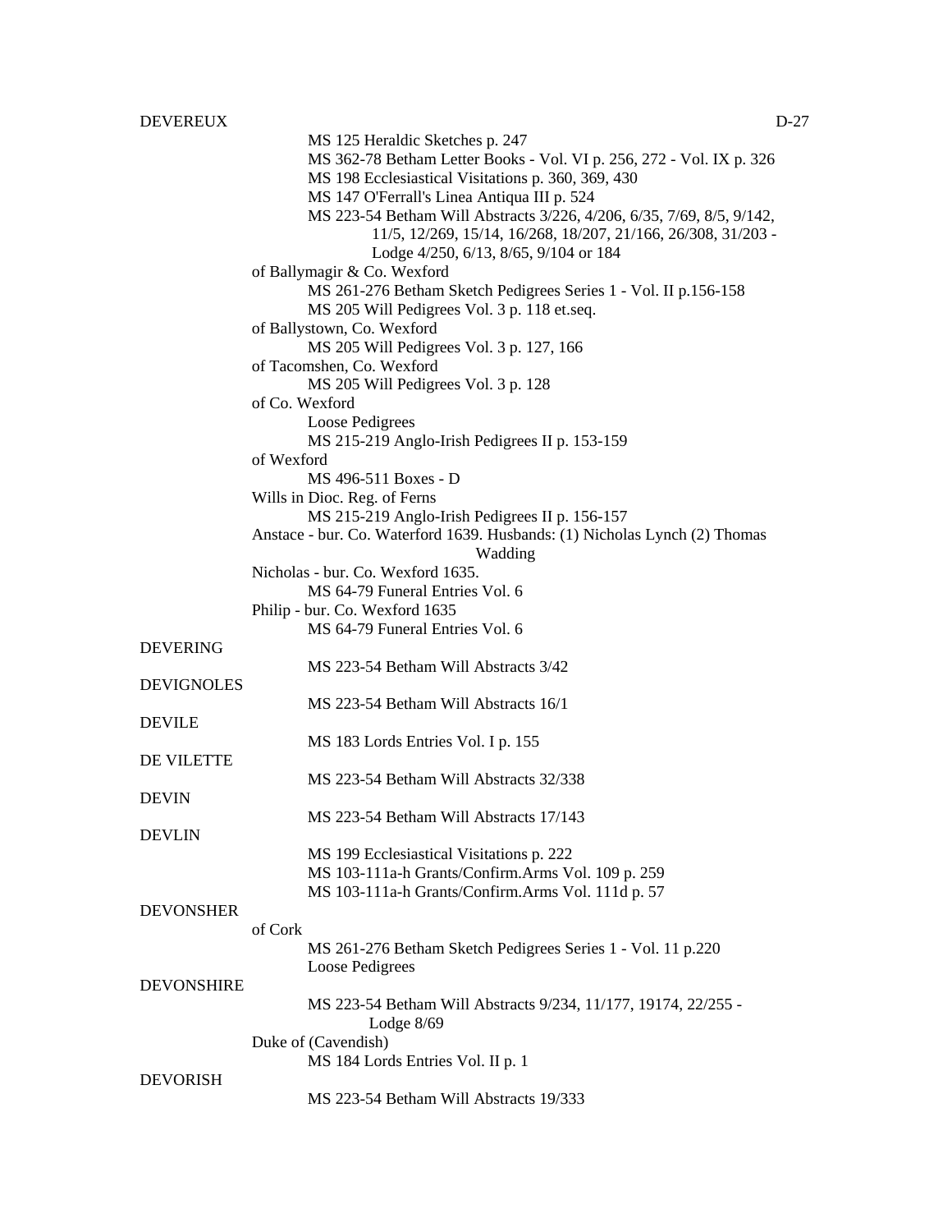DEVEREUX

- MS 125 Heraldic Sketches p. 247
- MS 362-78 Betham Letter Books - Vol. VI p. 256, 272 - Vol. IX p. 326
- MS 198 Ecclesiastical Visitations p. 360, 369, 430
- MS 147 O'Ferrall's Linea Antiqua III p. 524
- MS 223-54 Betham Will Abstracts 3/226, 4/206, 6/35, 7/69, 8/5, 9/142, 11/5, 12/269, 15/14, 16/268, 18/207, 21/166, 26/308, 31/203 - Lodge 4/250, 6/13, 8/65, 9/104 or 184

of Ballymagir & Co. Wexford
- MS 261-276 Betham Sketch Pedigrees Series 1 - Vol. II p.156-158
- MS 205 Will Pedigrees Vol. 3 p. 118 et.seq.

of Ballystown, Co. Wexford
- MS 205 Will Pedigrees Vol. 3 p. 127, 166

of Tacomshen, Co. Wexford
- MS 205 Will Pedigrees Vol. 3 p. 128

of Co. Wexford
- Loose Pedigrees
- MS 215-219 Anglo-Irish Pedigrees II p. 153-159

of Wexford
- MS 496-511 Boxes - D

Wills in Dioc. Reg. of Ferns
- MS 215-219 Anglo-Irish Pedigrees II p. 156-157

Anstace - bur. Co. Waterford 1639. Husbands: (1) Nicholas Lynch (2) Thomas Wadding

Nicholas - bur. Co. Wexford 1635.
- MS 64-79 Funeral Entries Vol. 6

Philip - bur. Co. Wexford 1635
- MS 64-79 Funeral Entries Vol. 6

DEVERING
- MS 223-54 Betham Will Abstracts 3/42

DEVIGNOLES
- MS 223-54 Betham Will Abstracts 16/1

DEVILE
- MS 183 Lords Entries Vol. I p. 155

DE VILETTE
- MS 223-54 Betham Will Abstracts 32/338

DEVIN
- MS 223-54 Betham Will Abstracts 17/143

DEVLIN
- MS 199 Ecclesiastical Visitations p. 222
- MS 103-111a-h Grants/Confirm.Arms Vol. 109 p. 259
- MS 103-111a-h Grants/Confirm.Arms Vol. 111d p. 57

DEVONSHER

of Cork
- MS 261-276 Betham Sketch Pedigrees Series 1 - Vol. 11 p.220
- Loose Pedigrees

DEVONSHIRE
- MS 223-54 Betham Will Abstracts 9/234, 11/177, 19174, 22/255 - Lodge 8/69

Duke of (Cavendish)
- MS 184 Lords Entries Vol. II p. 1

DEVORISH
- MS 223-54 Betham Will Abstracts 19/333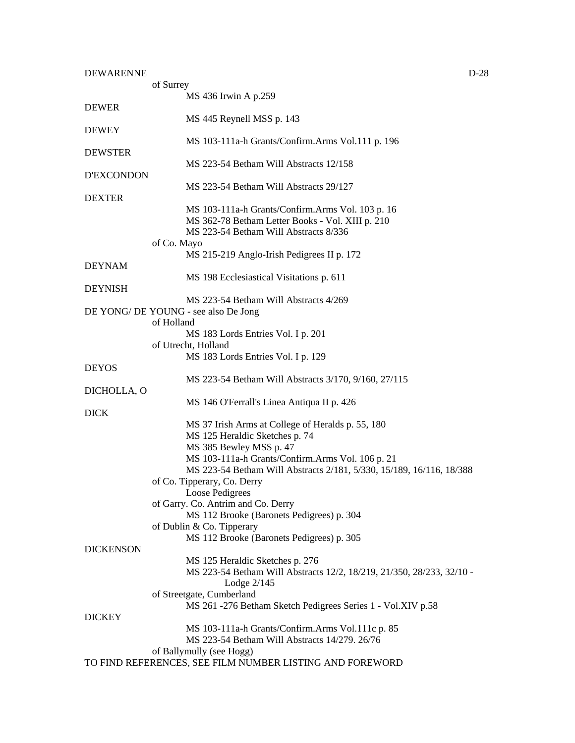DEWARENNE

of Surrey

MS 436 Irwin A p.259

DEWER

MS 445 Reynell MSS p. 143

DEWEY

MS 103-111a-h Grants/Confirm.Arms Vol.111 p. 196

DEWSTER

MS 223-54 Betham Will Abstracts 12/158

D'EXCONDON

MS 223-54 Betham Will Abstracts 29/127

DEXTER

MS 103-111a-h Grants/Confirm.Arms Vol. 103 p. 16
MS 362-78 Betham Letter Books - Vol. XIII p. 210
MS 223-54 Betham Will Abstracts 8/336

of Co. Mayo

MS 215-219 Anglo-Irish Pedigrees II p. 172

DEYNAM

MS 198 Ecclesiastical Visitations p. 611

DEYNISH

MS 223-54 Betham Will Abstracts 4/269

DE YONG/ DE YOUNG - see also De Jong

of Holland

MS 183 Lords Entries Vol. I p. 201

of Utrecht, Holland

MS 183 Lords Entries Vol. I p. 129

DEYOS

MS 223-54 Betham Will Abstracts 3/170, 9/160, 27/115

DICHOLLA, O

MS 146 O'Ferrall's Linea Antiqua II p. 426

DICK

MS 37 Irish Arms at College of Heralds p. 55, 180
MS 125 Heraldic Sketches p. 74
MS 385 Bewley MSS p. 47
MS 103-111a-h Grants/Confirm.Arms Vol. 106 p. 21
MS 223-54 Betham Will Abstracts 2/181, 5/330, 15/189, 16/116, 18/388

of Co. Tipperary, Co. Derry

Loose Pedigrees

of Garry. Co. Antrim and Co. Derry

MS 112 Brooke (Baronets Pedigrees) p. 304

of Dublin & Co. Tipperary

MS 112 Brooke (Baronets Pedigrees) p. 305

DICKENSON

MS 125 Heraldic Sketches p. 276
MS 223-54 Betham Will Abstracts 12/2, 18/219, 21/350, 28/233, 32/10 - Lodge 2/145

of Streetgate, Cumberland

MS 261 -276 Betham Sketch Pedigrees Series 1 - Vol.XIV p.58

DICKEY

MS 103-111a-h Grants/Confirm.Arms Vol.111c p. 85
MS 223-54 Betham Will Abstracts 14/279. 26/76

of Ballymully (see Hogg)

TO FIND REFERENCES, SEE FILM NUMBER LISTING AND FOREWORD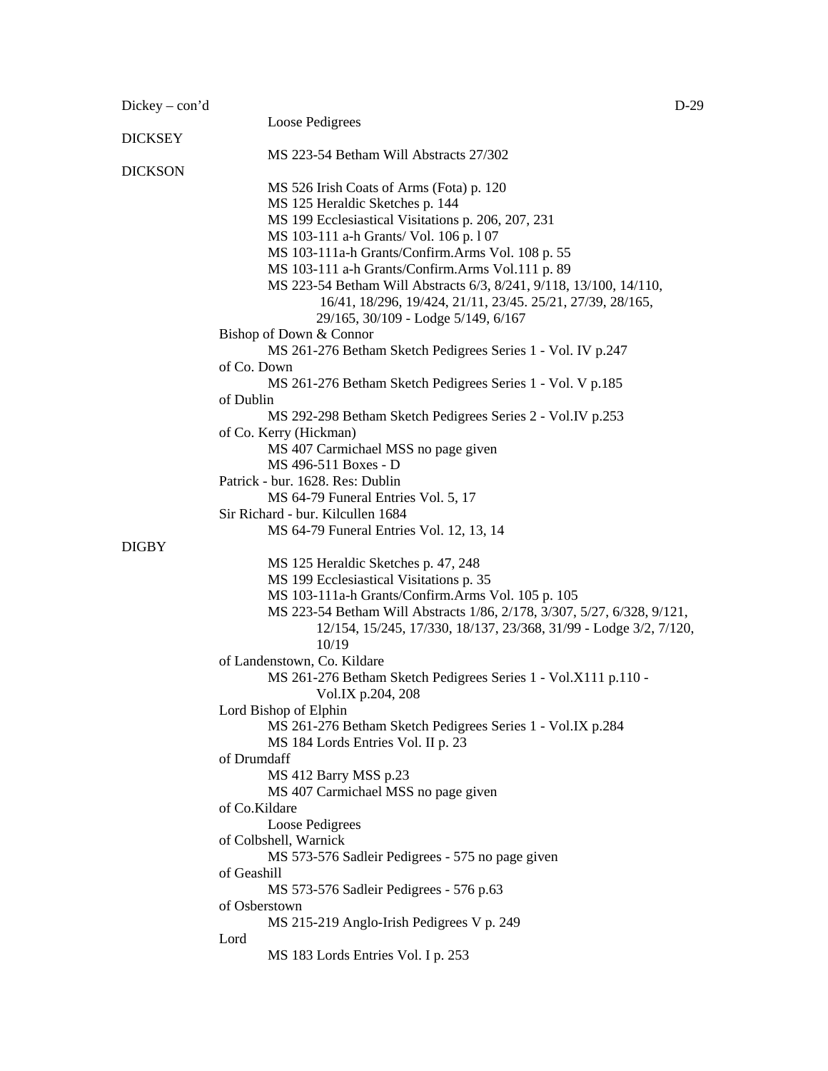Dickey – con'd

Loose Pedigrees

DICKSEY

MS 223-54 Betham Will Abstracts 27/302

DICKSON

MS 526 Irish Coats of Arms (Fota) p. 120
MS 125 Heraldic Sketches p. 144
MS 199 Ecclesiastical Visitations p. 206, 207, 231
MS 103-111 a-h Grants/ Vol. 106 p. l 07
MS 103-111a-h Grants/Confirm.Arms Vol. 108 p. 55
MS 103-111 a-h Grants/Confirm.Arms Vol.111 p. 89
MS 223-54 Betham Will Abstracts 6/3, 8/241, 9/118, 13/100, 14/110, 16/41, 18/296, 19/424, 21/11, 23/45. 25/21, 27/39, 28/165, 29/165, 30/109 - Lodge 5/149, 6/167

Bishop of Down & Connor
MS 261-276 Betham Sketch Pedigrees Series 1 - Vol. IV p.247

of Co. Down
MS 261-276 Betham Sketch Pedigrees Series 1 - Vol. V p.185

of Dublin
MS 292-298 Betham Sketch Pedigrees Series 2 - Vol.IV p.253

of Co. Kerry (Hickman)
MS 407 Carmichael MSS no page given
MS 496-511 Boxes - D

Patrick - bur. 1628. Res: Dublin
MS 64-79 Funeral Entries Vol. 5, 17

Sir Richard - bur. Kilcullen 1684
MS 64-79 Funeral Entries Vol. 12, 13, 14

DIGBY

MS 125 Heraldic Sketches p. 47, 248
MS 199 Ecclesiastical Visitations p. 35
MS 103-111a-h Grants/Confirm.Arms Vol. 105 p. 105
MS 223-54 Betham Will Abstracts 1/86, 2/178, 3/307, 5/27, 6/328, 9/121, 12/154, 15/245, 17/330, 18/137, 23/368, 31/99 - Lodge 3/2, 7/120, 10/19

of Landenstown, Co. Kildare
MS 261-276 Betham Sketch Pedigrees Series 1 - Vol.X111 p.110 - Vol.IX p.204, 208

Lord Bishop of Elphin
MS 261-276 Betham Sketch Pedigrees Series 1 - Vol.IX p.284
MS 184 Lords Entries Vol. II p. 23

of Drumdaff
MS 412 Barry MSS p.23
MS 407 Carmichael MSS no page given

of Co.Kildare
Loose Pedigrees

of Colbshell, Warnick
MS 573-576 Sadleir Pedigrees - 575 no page given

of Geashill
MS 573-576 Sadleir Pedigrees - 576 p.63

of Osberstown
MS 215-219 Anglo-Irish Pedigrees V p. 249

Lord
MS 183 Lords Entries Vol. I p. 253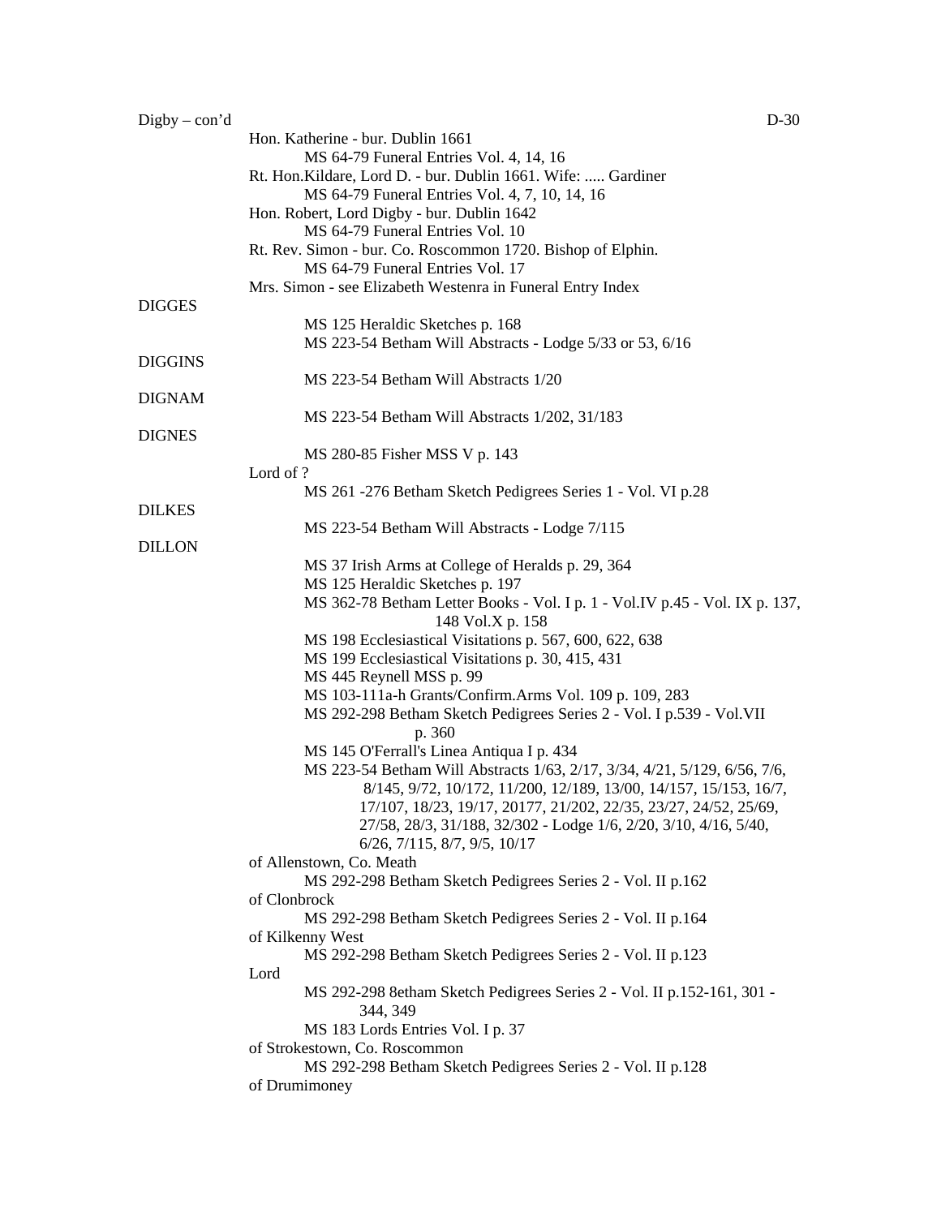Digby – con'd

Hon. Katherine - bur. Dublin 1661
 MS 64-79 Funeral Entries Vol. 4, 14, 16
Rt. Hon.Kildare, Lord D. - bur. Dublin 1661. Wife: ..... Gardiner
 MS 64-79 Funeral Entries Vol. 4, 7, 10, 14, 16
Hon. Robert, Lord Digby - bur. Dublin 1642
 MS 64-79 Funeral Entries Vol. 10
Rt. Rev. Simon - bur. Co. Roscommon 1720. Bishop of Elphin.
 MS 64-79 Funeral Entries Vol. 17
Mrs. Simon - see Elizabeth Westenra in Funeral Entry Index

DIGGES
 MS 125 Heraldic Sketches p. 168
 MS 223-54 Betham Will Abstracts - Lodge 5/33 or 53, 6/16

DIGGINS
 MS 223-54 Betham Will Abstracts 1/20

DIGNAM
 MS 223-54 Betham Will Abstracts 1/202, 31/183

DIGNES
 MS 280-85 Fisher MSS V p. 143
Lord of ?
 MS 261 -276 Betham Sketch Pedigrees Series 1 - Vol. VI p.28

DILKES
 MS 223-54 Betham Will Abstracts - Lodge 7/115

DILLON
 MS 37 Irish Arms at College of Heralds p. 29, 364
 MS 125 Heraldic Sketches p. 197
 MS 362-78 Betham Letter Books - Vol. I p. 1 - Vol.IV p.45 - Vol. IX p. 137, 148 Vol.X p. 158
 MS 198 Ecclesiastical Visitations p. 567, 600, 622, 638
 MS 199 Ecclesiastical Visitations p. 30, 415, 431
 MS 445 Reynell MSS p. 99
 MS 103-111a-h Grants/Confirm.Arms Vol. 109 p. 109, 283
 MS 292-298 Betham Sketch Pedigrees Series 2 - Vol. I p.539 - Vol.VII p. 360
 MS 145 O'Ferrall's Linea Antiqua I p. 434
 MS 223-54 Betham Will Abstracts 1/63, 2/17, 3/34, 4/21, 5/129, 6/56, 7/6, 8/145, 9/72, 10/172, 11/200, 12/189, 13/00, 14/157, 15/153, 16/7, 17/107, 18/23, 19/17, 20177, 21/202, 22/35, 23/27, 24/52, 25/69, 27/58, 28/3, 31/188, 32/302 - Lodge 1/6, 2/20, 3/10, 4/16, 5/40, 6/26, 7/115, 8/7, 9/5, 10/17
of Allenstown, Co. Meath
 MS 292-298 Betham Sketch Pedigrees Series 2 - Vol. II p.162
of Clonbrock
 MS 292-298 Betham Sketch Pedigrees Series 2 - Vol. II p.164
of Kilkenny West
 MS 292-298 Betham Sketch Pedigrees Series 2 - Vol. II p.123
Lord
 MS 292-298 8etham Sketch Pedigrees Series 2 - Vol. II p.152-161, 301 - 344, 349
 MS 183 Lords Entries Vol. I p. 37
of Strokestown, Co. Roscommon
 MS 292-298 Betham Sketch Pedigrees Series 2 - Vol. II p.128
of Drumimoney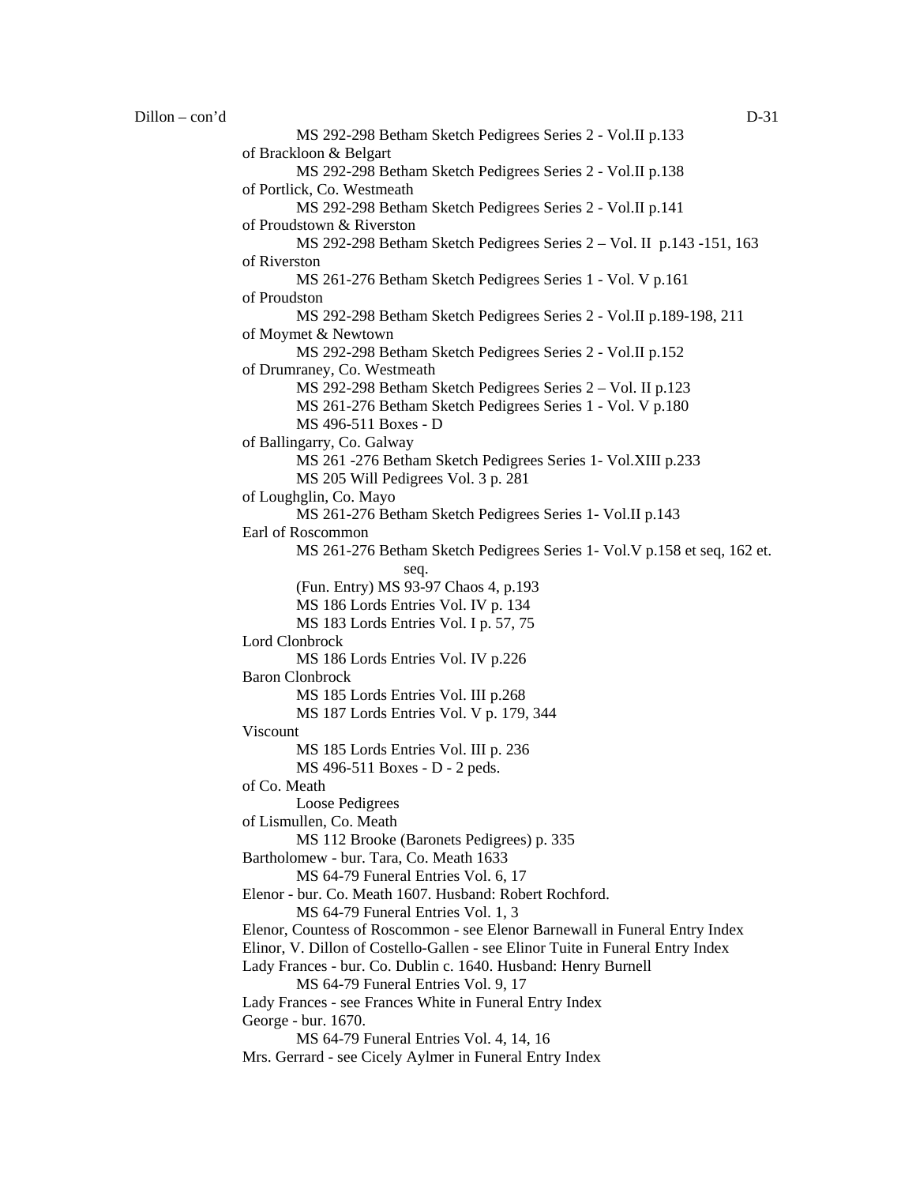MS 292-298 Betham Sketch Pedigrees Series 2 - Vol.II p.133

of Brackloon & Belgart

MS 292-298 Betham Sketch Pedigrees Series 2 - Vol.II p.138

of Portlick, Co. Westmeath

MS 292-298 Betham Sketch Pedigrees Series 2 - Vol.II p.141

of Proudstown & Riverston

MS 292-298 Betham Sketch Pedigrees Series 2 – Vol. II p.143 -151, 163

of Riverston

MS 261-276 Betham Sketch Pedigrees Series 1 - Vol. V p.161

of Proudston

MS 292-298 Betham Sketch Pedigrees Series 2 - Vol.II p.189-198, 211

of Moymet & Newtown

MS 292-298 Betham Sketch Pedigrees Series 2 - Vol.II p.152

of Drumraney, Co. Westmeath

MS 292-298 Betham Sketch Pedigrees Series 2 – Vol. II p.123
MS 261-276 Betham Sketch Pedigrees Series 1 - Vol. V p.180
MS 496-511 Boxes - D

of Ballingarry, Co. Galway

MS 261 -276 Betham Sketch Pedigrees Series 1- Vol.XIII p.233
MS 205 Will Pedigrees Vol. 3 p. 281

of Loughglin, Co. Mayo

MS 261-276 Betham Sketch Pedigrees Series 1- Vol.II p.143

Earl of Roscommon

MS 261-276 Betham Sketch Pedigrees Series 1- Vol.V p.158 et seq, 162 et. seq.
(Fun. Entry) MS 93-97 Chaos 4, p.193
MS 186 Lords Entries Vol. IV p. 134
MS 183 Lords Entries Vol. I p. 57, 75

Lord Clonbrock

MS 186 Lords Entries Vol. IV p.226

Baron Clonbrock

MS 185 Lords Entries Vol. III p.268
MS 187 Lords Entries Vol. V p. 179, 344

Viscount

MS 185 Lords Entries Vol. III p. 236
MS 496-511 Boxes - D - 2 peds.

of Co. Meath

Loose Pedigrees

of Lismullen, Co. Meath

MS 112 Brooke (Baronets Pedigrees) p. 335

Bartholomew - bur. Tara, Co. Meath 1633

MS 64-79 Funeral Entries Vol. 6, 17

Elenor - bur. Co. Meath 1607. Husband: Robert Rochford.

MS 64-79 Funeral Entries Vol. 1, 3

Elenor, Countess of Roscommon - see Elenor Barnewall in Funeral Entry Index

Elinor, V. Dillon of Costello-Gallen - see Elinor Tuite in Funeral Entry Index

Lady Frances - bur. Co. Dublin c. 1640. Husband: Henry Burnell

MS 64-79 Funeral Entries Vol. 9, 17

Lady Frances - see Frances White in Funeral Entry Index

George - bur. 1670.

MS 64-79 Funeral Entries Vol. 4, 14, 16

Mrs. Gerrard - see Cicely Aylmer in Funeral Entry Index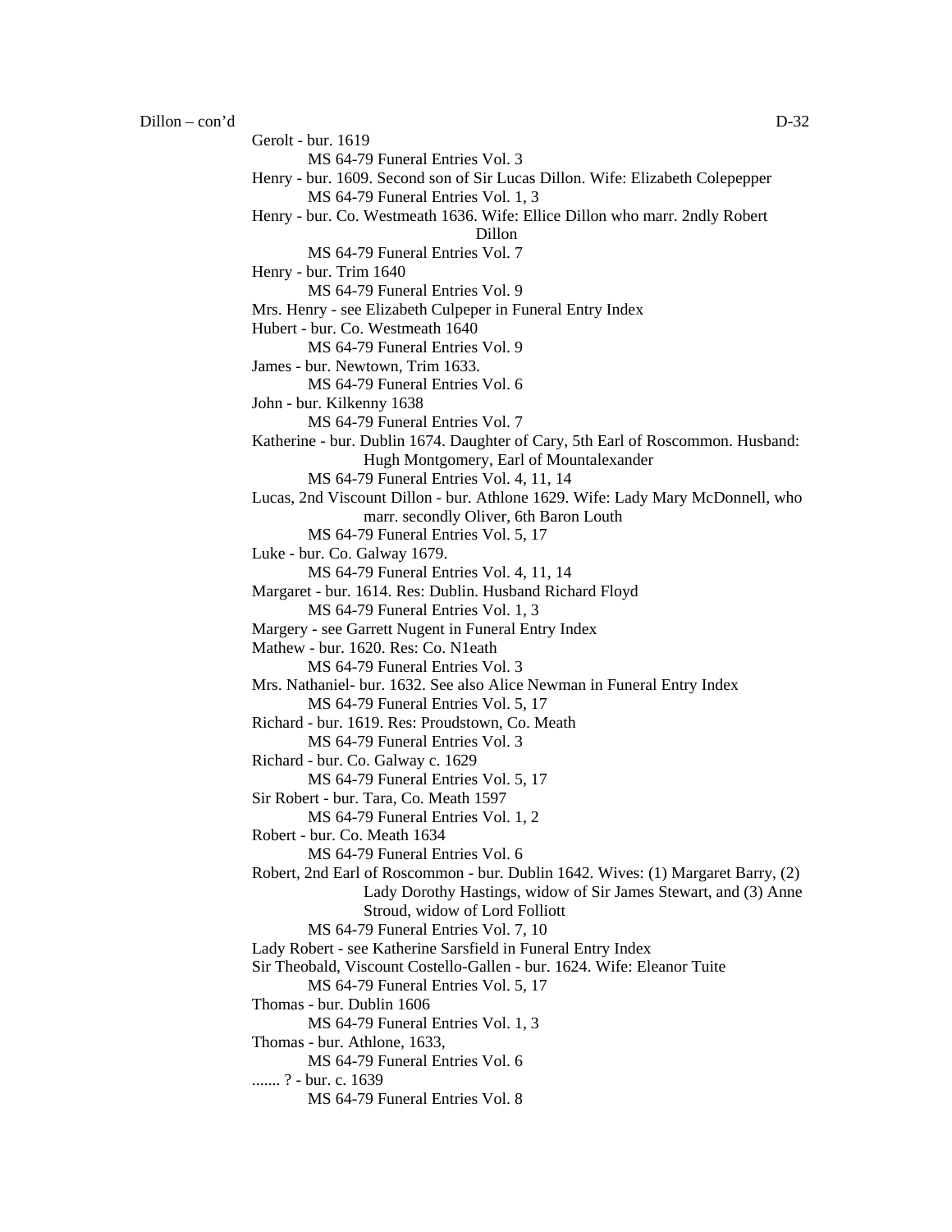Dillon – con'd

Gerolt - bur. 1619
    MS 64-79 Funeral Entries Vol. 3

Henry - bur. 1609. Second son of Sir Lucas Dillon. Wife: Elizabeth Colepepper
    MS 64-79 Funeral Entries Vol. 1, 3

Henry - bur. Co. Westmeath 1636. Wife: Ellice Dillon who marr. 2ndly Robert Dillon
    MS 64-79 Funeral Entries Vol. 7

Henry - bur. Trim 1640
    MS 64-79 Funeral Entries Vol. 9

Mrs. Henry - see Elizabeth Culpeper in Funeral Entry Index

Hubert - bur. Co. Westmeath 1640
    MS 64-79 Funeral Entries Vol. 9

James - bur. Newtown, Trim 1633.
    MS 64-79 Funeral Entries Vol. 6

John - bur. Kilkenny 1638
    MS 64-79 Funeral Entries Vol. 7

Katherine - bur. Dublin 1674. Daughter of Cary, 5th Earl of Roscommon. Husband: Hugh Montgomery, Earl of Mountalexander
    MS 64-79 Funeral Entries Vol. 4, 11, 14

Lucas, 2nd Viscount Dillon - bur. Athlone 1629. Wife: Lady Mary McDonnell, who marr. secondly Oliver, 6th Baron Louth
    MS 64-79 Funeral Entries Vol. 5, 17

Luke - bur. Co. Galway 1679.
    MS 64-79 Funeral Entries Vol. 4, 11, 14

Margaret - bur. 1614. Res: Dublin. Husband Richard Floyd
    MS 64-79 Funeral Entries Vol. 1, 3

Margery - see Garrett Nugent in Funeral Entry Index

Mathew - bur. 1620. Res: Co. N1eath
    MS 64-79 Funeral Entries Vol. 3

Mrs. Nathaniel- bur. 1632. See also Alice Newman in Funeral Entry Index
    MS 64-79 Funeral Entries Vol. 5, 17

Richard - bur. 1619. Res: Proudstown, Co. Meath
    MS 64-79 Funeral Entries Vol. 3

Richard - bur. Co. Galway c. 1629
    MS 64-79 Funeral Entries Vol. 5, 17

Sir Robert - bur. Tara, Co. Meath 1597
    MS 64-79 Funeral Entries Vol. 1, 2

Robert - bur. Co. Meath 1634
    MS 64-79 Funeral Entries Vol. 6

Robert, 2nd Earl of Roscommon - bur. Dublin 1642. Wives: (1) Margaret Barry, (2) Lady Dorothy Hastings, widow of Sir James Stewart, and (3) Anne Stroud, widow of Lord Folliott
    MS 64-79 Funeral Entries Vol. 7, 10

Lady Robert - see Katherine Sarsfield in Funeral Entry Index

Sir Theobald, Viscount Costello-Gallen - bur. 1624. Wife: Eleanor Tuite
    MS 64-79 Funeral Entries Vol. 5, 17

Thomas - bur. Dublin 1606
    MS 64-79 Funeral Entries Vol. 1, 3

Thomas - bur. Athlone, 1633,
    MS 64-79 Funeral Entries Vol. 6

....... ? - bur. c. 1639
    MS 64-79 Funeral Entries Vol. 8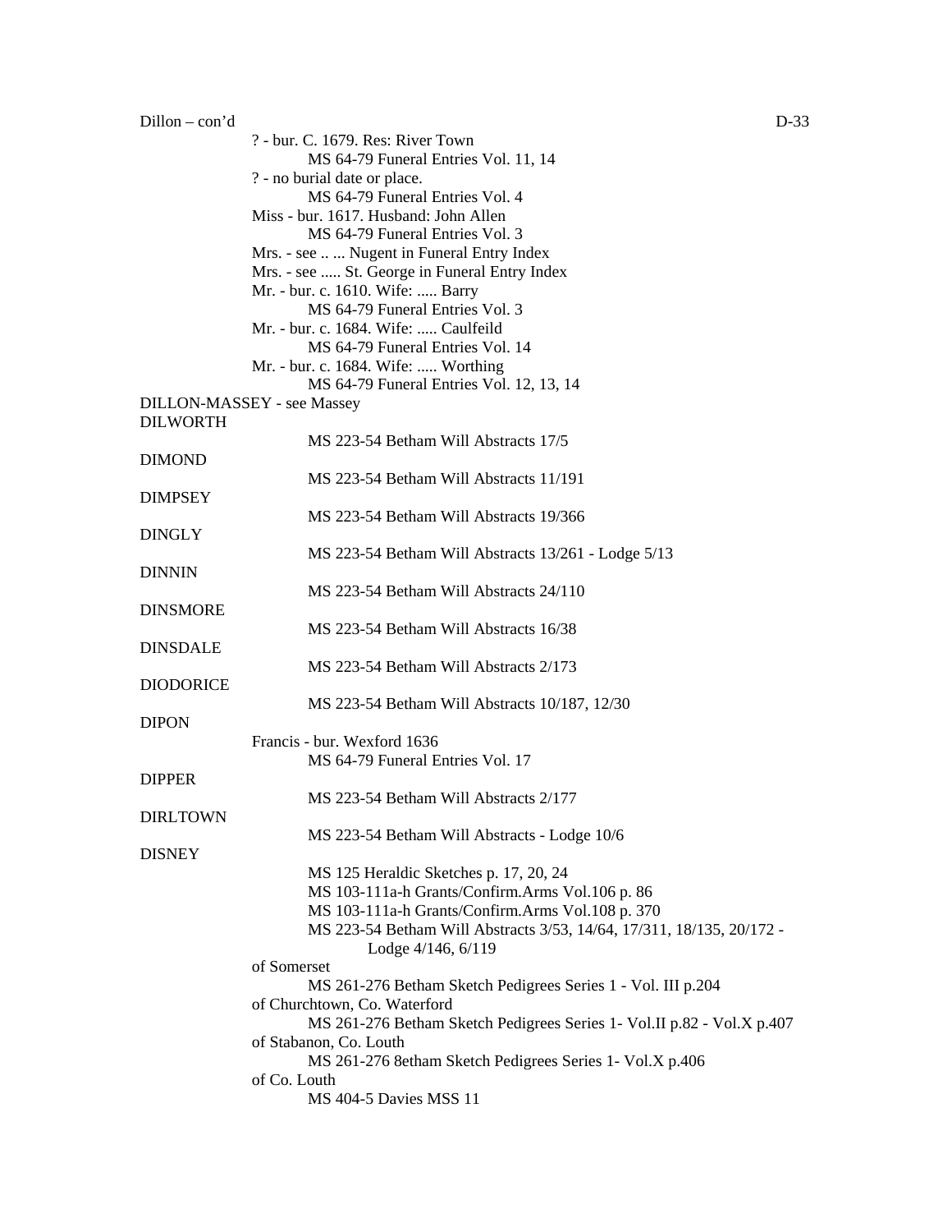Dillon – con'd

? - bur. C. 1679. Res: River Town
MS 64-79 Funeral Entries Vol. 11, 14

? - no burial date or place.
MS 64-79 Funeral Entries Vol. 4

Miss - bur. 1617. Husband: John Allen
MS 64-79 Funeral Entries Vol. 3

Mrs. - see .. ... Nugent in Funeral Entry Index

Mrs. - see ..... St. George in Funeral Entry Index

Mr. - bur. c. 1610. Wife: ..... Barry
MS 64-79 Funeral Entries Vol. 3

Mr. - bur. c. 1684. Wife: ..... Caulfeild
MS 64-79 Funeral Entries Vol. 14

Mr. - bur. c. 1684. Wife: ..... Worthing
MS 64-79 Funeral Entries Vol. 12, 13, 14

DILLON-MASSEY - see Massey

DILWORTH
MS 223-54 Betham Will Abstracts 17/5

DIMOND
MS 223-54 Betham Will Abstracts 11/191

DIMPSEY
MS 223-54 Betham Will Abstracts 19/366

DINGLY
MS 223-54 Betham Will Abstracts 13/261 - Lodge 5/13

DINNIN
MS 223-54 Betham Will Abstracts 24/110

DINSMORE
MS 223-54 Betham Will Abstracts 16/38

DINSDALE
MS 223-54 Betham Will Abstracts 2/173

DIODORICE
MS 223-54 Betham Will Abstracts 10/187, 12/30

DIPON
Francis - bur. Wexford 1636
MS 64-79 Funeral Entries Vol. 17

DIPPER
MS 223-54 Betham Will Abstracts 2/177

DIRLTOWN
MS 223-54 Betham Will Abstracts - Lodge 10/6

DISNEY
MS 125 Heraldic Sketches p. 17, 20, 24
MS 103-111a-h Grants/Confirm.Arms Vol.106 p. 86
MS 103-111a-h Grants/Confirm.Arms Vol.108 p. 370
MS 223-54 Betham Will Abstracts 3/53, 14/64, 17/311, 18/135, 20/172 - Lodge 4/146, 6/119

of Somerset
MS 261-276 Betham Sketch Pedigrees Series 1 - Vol. III p.204

of Churchtown, Co. Waterford
MS 261-276 Betham Sketch Pedigrees Series 1- Vol.II p.82 - Vol.X p.407

of Stabanon, Co. Louth
MS 261-276 8etham Sketch Pedigrees Series 1- Vol.X p.406

of Co. Louth
MS 404-5 Davies MSS 11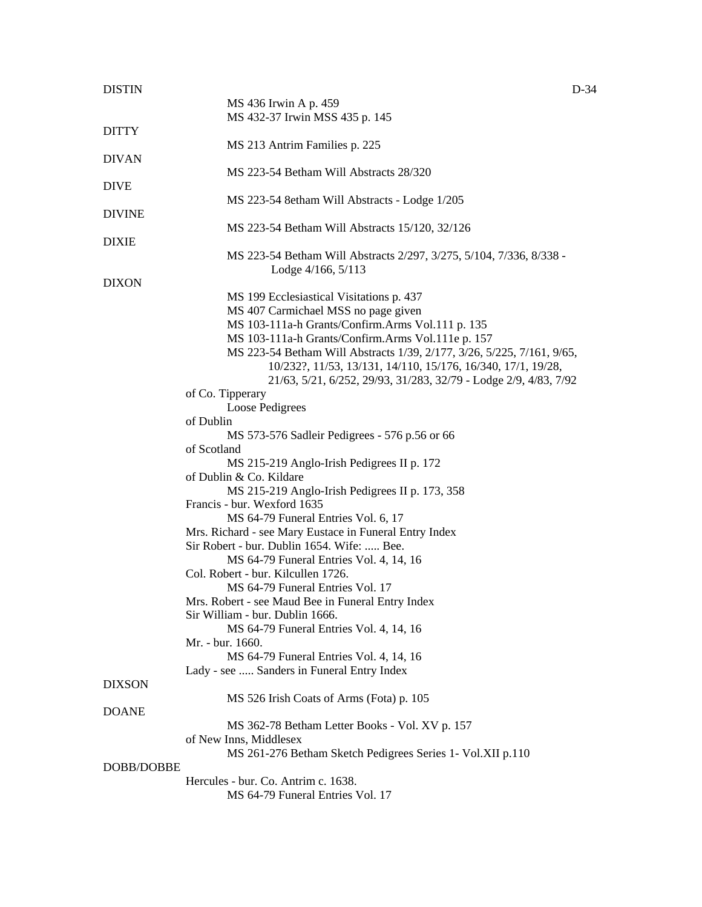DISTIN

MS 436 Irwin A p. 459
MS 432-37 Irwin MSS 435 p. 145

DITTY

MS 213 Antrim Families p. 225

DIVAN

MS 223-54 Betham Will Abstracts 28/320

DIVE

MS 223-54 8etham Will Abstracts - Lodge 1/205

DIVINE

MS 223-54 Betham Will Abstracts 15/120, 32/126

DIXIE

MS 223-54 Betham Will Abstracts 2/297, 3/275, 5/104, 7/336, 8/338 - Lodge 4/166, 5/113

DIXON

MS 199 Ecclesiastical Visitations p. 437
MS 407 Carmichael MSS no page given
MS 103-111a-h Grants/Confirm.Arms Vol.111 p. 135
MS 103-111a-h Grants/Confirm.Arms Vol.111e p. 157
MS 223-54 Betham Will Abstracts 1/39, 2/177, 3/26, 5/225, 7/161, 9/65, 10/232?, 11/53, 13/131, 14/110, 15/176, 16/340, 17/1, 19/28, 21/63, 5/21, 6/252, 29/93, 31/283, 32/79 - Lodge 2/9, 4/83, 7/92

of Co. Tipperary
Loose Pedigrees

of Dublin
MS 573-576 Sadleir Pedigrees - 576 p.56 or 66

of Scotland
MS 215-219 Anglo-Irish Pedigrees II p. 172

of Dublin & Co. Kildare
MS 215-219 Anglo-Irish Pedigrees II p. 173, 358

Francis - bur. Wexford 1635
MS 64-79 Funeral Entries Vol. 6, 17

Mrs. Richard - see Mary Eustace in Funeral Entry Index

Sir Robert - bur. Dublin 1654. Wife: ..... Bee.
MS 64-79 Funeral Entries Vol. 4, 14, 16

Col. Robert - bur. Kilcullen 1726.
MS 64-79 Funeral Entries Vol. 17

Mrs. Robert - see Maud Bee in Funeral Entry Index

Sir William - bur. Dublin 1666.
MS 64-79 Funeral Entries Vol. 4, 14, 16

Mr. - bur. 1660.
MS 64-79 Funeral Entries Vol. 4, 14, 16

Lady - see ..... Sanders in Funeral Entry Index

DIXSON

MS 526 Irish Coats of Arms (Fota) p. 105

DOANE

MS 362-78 Betham Letter Books - Vol. XV p. 157

of New Inns, Middlesex
MS 261-276 Betham Sketch Pedigrees Series 1- Vol.XII p.110

DOBB/DOBBE

Hercules - bur. Co. Antrim c. 1638.
MS 64-79 Funeral Entries Vol. 17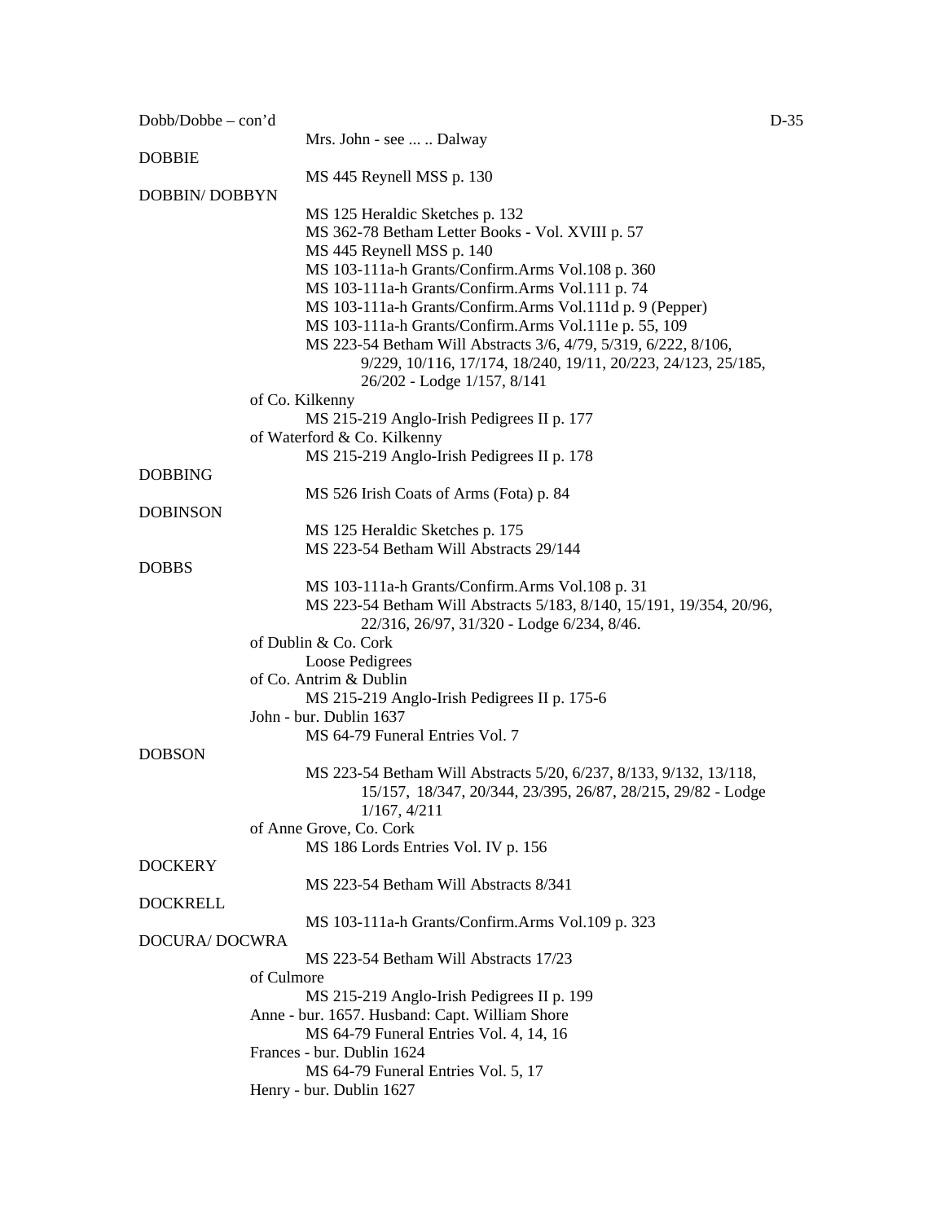Dobb/Dobbe – con'd

Mrs. John - see ... .. Dalway

DOBBIE

MS 445 Reynell MSS p. 130

DOBBIN/ DOBBYN

MS 125 Heraldic Sketches p. 132
MS 362-78 Betham Letter Books - Vol. XVIII p. 57
MS 445 Reynell MSS p. 140
MS 103-111a-h Grants/Confirm.Arms Vol.108 p. 360
MS 103-111a-h Grants/Confirm.Arms Vol.111 p. 74
MS 103-111a-h Grants/Confirm.Arms Vol.111d p. 9 (Pepper)
MS 103-111a-h Grants/Confirm.Arms Vol.111e p. 55, 109
MS 223-54 Betham Will Abstracts 3/6, 4/79, 5/319, 6/222, 8/106, 9/229, 10/116, 17/174, 18/240, 19/11, 20/223, 24/123, 25/185, 26/202 - Lodge 1/157, 8/141

of Co. Kilkenny

MS 215-219 Anglo-Irish Pedigrees II p. 177

of Waterford & Co. Kilkenny

MS 215-219 Anglo-Irish Pedigrees II p. 178

DOBBING

MS 526 Irish Coats of Arms (Fota) p. 84

DOBINSON

MS 125 Heraldic Sketches p. 175
MS 223-54 Betham Will Abstracts 29/144

DOBBS

MS 103-111a-h Grants/Confirm.Arms Vol.108 p. 31
MS 223-54 Betham Will Abstracts 5/183, 8/140, 15/191, 19/354, 20/96, 22/316, 26/97, 31/320 - Lodge 6/234, 8/46.

of Dublin & Co. Cork

Loose Pedigrees

of Co. Antrim & Dublin

MS 215-219 Anglo-Irish Pedigrees II p. 175-6

John - bur. Dublin 1637

MS 64-79 Funeral Entries Vol. 7

DOBSON

MS 223-54 Betham Will Abstracts 5/20, 6/237, 8/133, 9/132, 13/118, 15/157, 18/347, 20/344, 23/395, 26/87, 28/215, 29/82 - Lodge 1/167, 4/211

of Anne Grove, Co. Cork

MS 186 Lords Entries Vol. IV p. 156

DOCKERY

MS 223-54 Betham Will Abstracts 8/341

DOCKRELL

MS 103-111a-h Grants/Confirm.Arms Vol.109 p. 323

DOCURA/ DOCWRA

MS 223-54 Betham Will Abstracts 17/23

of Culmore

MS 215-219 Anglo-Irish Pedigrees II p. 199

Anne - bur. 1657. Husband: Capt. William Shore

MS 64-79 Funeral Entries Vol. 4, 14, 16

Frances - bur. Dublin 1624

MS 64-79 Funeral Entries Vol. 5, 17

Henry - bur. Dublin 1627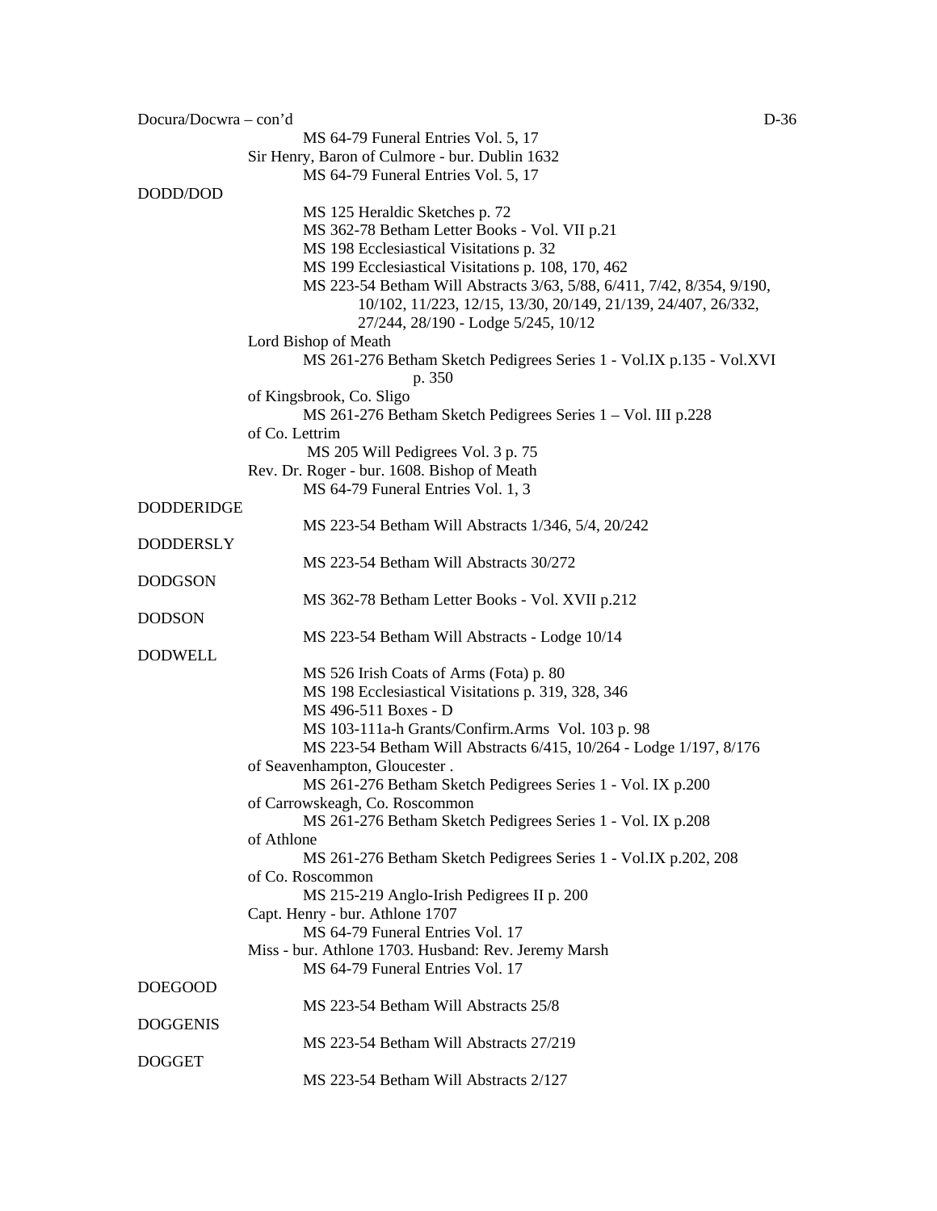Docura/Docwra – con'd

MS 64-79 Funeral Entries Vol. 5, 17

Sir Henry, Baron of Culmore - bur. Dublin 1632

MS 64-79 Funeral Entries Vol. 5, 17

DODD/DOD

MS 125 Heraldic Sketches p. 72
MS 362-78 Betham Letter Books - Vol. VII p.21
MS 198 Ecclesiastical Visitations p. 32
MS 199 Ecclesiastical Visitations p. 108, 170, 462
MS 223-54 Betham Will Abstracts 3/63, 5/88, 6/411, 7/42, 8/354, 9/190, 10/102, 11/223, 12/15, 13/30, 20/149, 21/139, 24/407, 26/332, 27/244, 28/190 - Lodge 5/245, 10/12

Lord Bishop of Meath

MS 261-276 Betham Sketch Pedigrees Series 1 - Vol.IX p.135 - Vol.XVI p. 350

of Kingsbrook, Co. Sligo

MS 261-276 Betham Sketch Pedigrees Series 1 – Vol. III p.228

of Co. Lettrim

MS 205 Will Pedigrees Vol. 3 p. 75

Rev. Dr. Roger - bur. 1608. Bishop of Meath

MS 64-79 Funeral Entries Vol. 1, 3

DODDERIDGE

MS 223-54 Betham Will Abstracts 1/346, 5/4, 20/242

DODDERSLY

MS 223-54 Betham Will Abstracts 30/272

DODGSON

MS 362-78 Betham Letter Books - Vol. XVII p.212

DODSON

MS 223-54 Betham Will Abstracts - Lodge 10/14

DODWELL

MS 526 Irish Coats of Arms (Fota) p. 80
MS 198 Ecclesiastical Visitations p. 319, 328, 346
MS 496-511 Boxes - D
MS 103-111a-h Grants/Confirm.Arms Vol. 103 p. 98
MS 223-54 Betham Will Abstracts 6/415, 10/264 - Lodge 1/197, 8/176

of Seavenhampton, Gloucester .

MS 261-276 Betham Sketch Pedigrees Series 1 - Vol. IX p.200

of Carrowskeagh, Co. Roscommon

MS 261-276 Betham Sketch Pedigrees Series 1 - Vol. IX p.208

of Athlone

MS 261-276 Betham Sketch Pedigrees Series 1 - Vol.IX p.202, 208

of Co. Roscommon

MS 215-219 Anglo-Irish Pedigrees II p. 200

Capt. Henry - bur. Athlone 1707

MS 64-79 Funeral Entries Vol. 17

Miss - bur. Athlone 1703. Husband: Rev. Jeremy Marsh

MS 64-79 Funeral Entries Vol. 17

DOEGOOD

MS 223-54 Betham Will Abstracts 25/8

DOGGENIS

MS 223-54 Betham Will Abstracts 27/219

DOGGET

MS 223-54 Betham Will Abstracts 2/127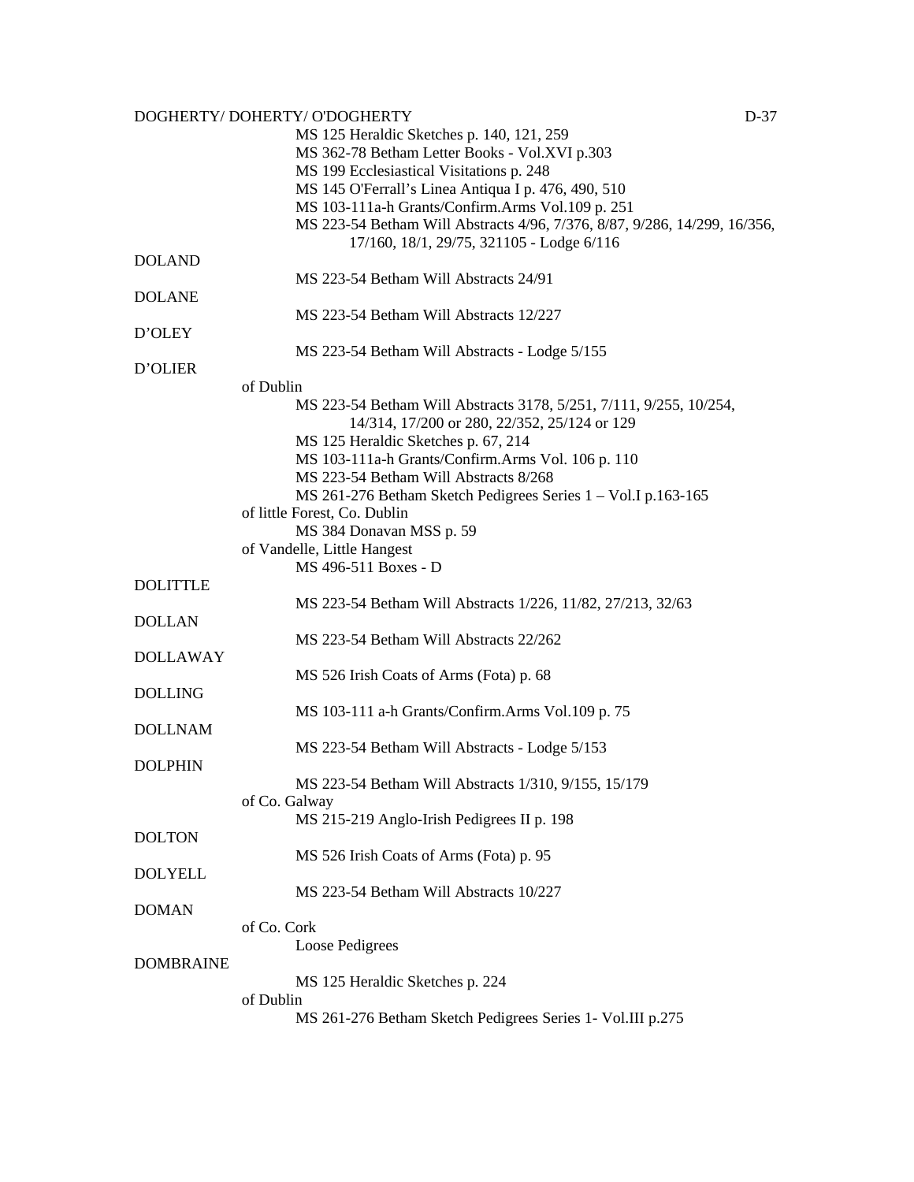DOGHERTY/ DOHERTY/ O'DOGHERTY

MS 125 Heraldic Sketches p. 140, 121, 259
MS 362-78 Betham Letter Books - Vol.XVI p.303
MS 199 Ecclesiastical Visitations p. 248
MS 145 O'Ferrall's Linea Antiqua I p. 476, 490, 510
MS 103-111a-h Grants/Confirm.Arms Vol.109 p. 251
MS 223-54 Betham Will Abstracts 4/96, 7/376, 8/87, 9/286, 14/299, 16/356, 17/160, 18/1, 29/75, 321105 - Lodge 6/116

DOLAND

MS 223-54 Betham Will Abstracts 24/91

DOLANE

MS 223-54 Betham Will Abstracts 12/227

D'OLEY

MS 223-54 Betham Will Abstracts - Lodge 5/155

D'OLIER

of Dublin

MS 223-54 Betham Will Abstracts 3178, 5/251, 7/111, 9/255, 10/254, 14/314, 17/200 or 280, 22/352, 25/124 or 129
MS 125 Heraldic Sketches p. 67, 214
MS 103-111a-h Grants/Confirm.Arms Vol. 106 p. 110
MS 223-54 Betham Will Abstracts 8/268
MS 261-276 Betham Sketch Pedigrees Series 1 – Vol.I p.163-165

of little Forest, Co. Dublin

MS 384 Donavan MSS p. 59

of Vandelle, Little Hangest

MS 496-511 Boxes - D

DOLITTLE

MS 223-54 Betham Will Abstracts 1/226, 11/82, 27/213, 32/63

DOLLAN

MS 223-54 Betham Will Abstracts 22/262

DOLLAWAY

MS 526 Irish Coats of Arms (Fota) p. 68

DOLLING

MS 103-111 a-h Grants/Confirm.Arms Vol.109 p. 75

DOLLNAM

MS 223-54 Betham Will Abstracts - Lodge 5/153

DOLPHIN

MS 223-54 Betham Will Abstracts 1/310, 9/155, 15/179

of Co. Galway

MS 215-219 Anglo-Irish Pedigrees II p. 198

DOLTON

MS 526 Irish Coats of Arms (Fota) p. 95

DOLYELL

MS 223-54 Betham Will Abstracts 10/227

DOMAN

of Co. Cork

Loose Pedigrees

DOMBRAINE

MS 125 Heraldic Sketches p. 224

of Dublin

MS 261-276 Betham Sketch Pedigrees Series 1- Vol.III p.275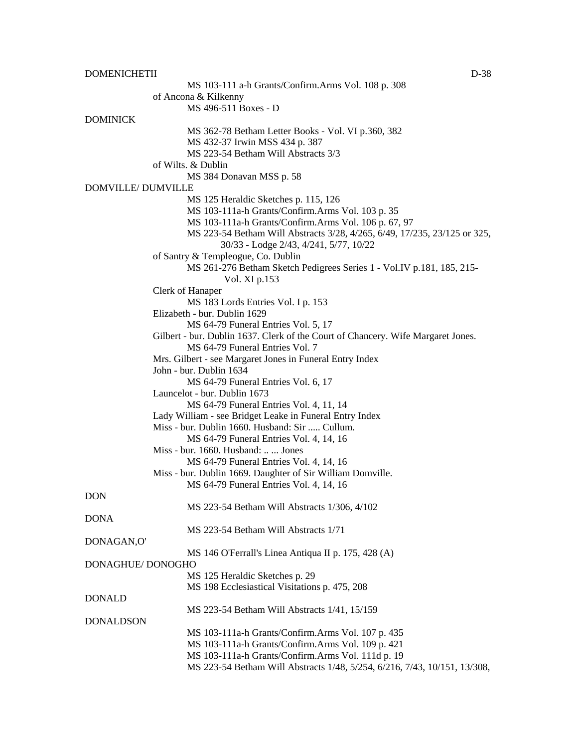DOMENICHETII

MS 103-111 a-h Grants/Confirm.Arms Vol. 108 p. 308

of Ancona & Kilkenny

MS 496-511 Boxes - D

DOMINICK

MS 362-78 Betham Letter Books - Vol. VI p.360, 382

MS 432-37 Irwin MSS 434 p. 387

MS 223-54 Betham Will Abstracts 3/3

of Wilts. & Dublin

MS 384 Donavan MSS p. 58

DOMVILLE/ DUMVILLE

MS 125 Heraldic Sketches p. 115, 126

MS 103-111a-h Grants/Confirm.Arms Vol. 103 p. 35

MS 103-111a-h Grants/Confirm.Arms Vol. 106 p. 67, 97

MS 223-54 Betham Will Abstracts 3/28, 4/265, 6/49, 17/235, 23/125 or 325, 30/33 - Lodge 2/43, 4/241, 5/77, 10/22

of Santry & Templeogue, Co. Dublin

MS 261-276 Betham Sketch Pedigrees Series 1 - Vol.IV p.181, 185, 215- Vol. XI p.153

Clerk of Hanaper

MS 183 Lords Entries Vol. I p. 153

Elizabeth - bur. Dublin 1629

MS 64-79 Funeral Entries Vol. 5, 17

Gilbert - bur. Dublin 1637. Clerk of the Court of Chancery. Wife Margaret Jones.

MS 64-79 Funeral Entries Vol. 7

Mrs. Gilbert - see Margaret Jones in Funeral Entry Index

John - bur. Dublin 1634

MS 64-79 Funeral Entries Vol. 6, 17

Launcelot - bur. Dublin 1673

MS 64-79 Funeral Entries Vol. 4, 11, 14

Lady William - see Bridget Leake in Funeral Entry Index

Miss - bur. Dublin 1660. Husband: Sir ..... Cullum.

MS 64-79 Funeral Entries Vol. 4, 14, 16

Miss - bur. 1660. Husband: .. ... Jones

MS 64-79 Funeral Entries Vol. 4, 14, 16

Miss - bur. Dublin 1669. Daughter of Sir William Domville.

MS 64-79 Funeral Entries Vol. 4, 14, 16

DON

MS 223-54 Betham Will Abstracts 1/306, 4/102

DONA

MS 223-54 Betham Will Abstracts 1/71

DONAGAN,O'

MS 146 O'Ferrall's Linea Antiqua II p. 175, 428 (A)

DONAGHUE/ DONOGHO

MS 125 Heraldic Sketches p. 29

MS 198 Ecclesiastical Visitations p. 475, 208

DONALD

MS 223-54 Betham Will Abstracts 1/41, 15/159

DONALDSON

MS 103-111a-h Grants/Confirm.Arms Vol. 107 p. 435

MS 103-111a-h Grants/Confirm.Arms Vol. 109 p. 421

MS 103-111a-h Grants/Confirm.Arms Vol. 111d p. 19

MS 223-54 Betham Will Abstracts 1/48, 5/254, 6/216, 7/43, 10/151, 13/308,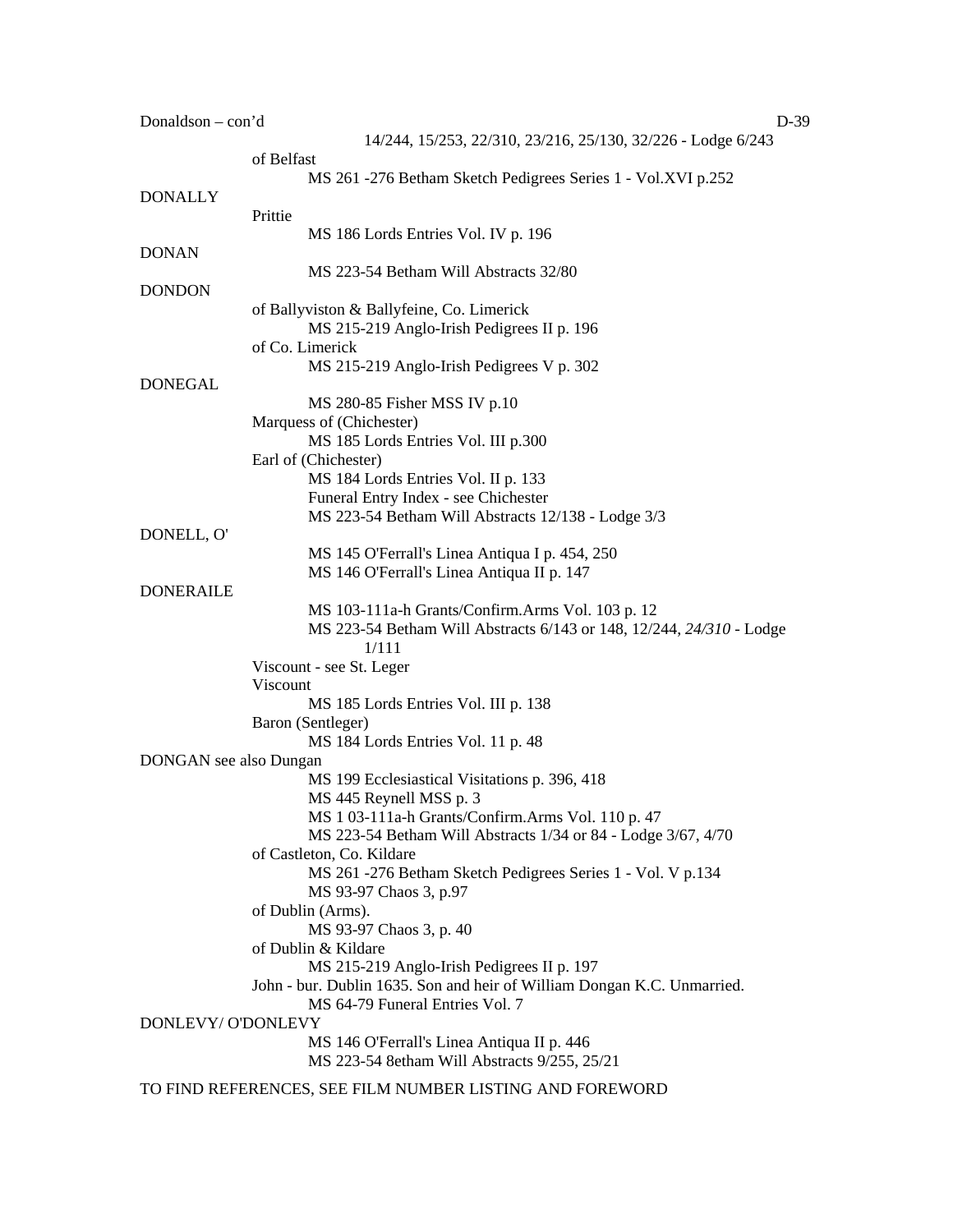Donaldson – con'd

14/244, 15/253, 22/310, 23/216, 25/130, 32/226 - Lodge 6/243

of Belfast

MS 261 -276 Betham Sketch Pedigrees Series 1 - Vol.XVI p.252

DONALLY

Prittie

MS 186 Lords Entries Vol. IV p. 196

DONAN

MS 223-54 Betham Will Abstracts 32/80

DONDON

of Ballyviston & Ballyfeine, Co. Limerick

MS 215-219 Anglo-Irish Pedigrees II p. 196

of Co. Limerick

MS 215-219 Anglo-Irish Pedigrees V p. 302

DONEGAL

MS 280-85 Fisher MSS IV p.10

Marquess of (Chichester)

MS 185 Lords Entries Vol. III p.300

Earl of (Chichester)

MS 184 Lords Entries Vol. II p. 133

Funeral Entry Index - see Chichester

MS 223-54 Betham Will Abstracts 12/138 - Lodge 3/3

DONELL, O'

MS 145 O'Ferrall's Linea Antiqua I p. 454, 250

MS 146 O'Ferrall's Linea Antiqua II p. 147

DONERAILE

MS 103-111a-h Grants/Confirm.Arms Vol. 103 p. 12

MS 223-54 Betham Will Abstracts 6/143 or 148, 12/244, *24/310* - Lodge 1/111

Viscount - see St. Leger

Viscount

MS 185 Lords Entries Vol. III p. 138

Baron (Sentleger)

MS 184 Lords Entries Vol. 11 p. 48

DONGAN see also Dungan

MS 199 Ecclesiastical Visitations p. 396, 418

MS 445 Reynell MSS p. 3

MS 1 03-111a-h Grants/Confirm.Arms Vol. 110 p. 47

MS 223-54 Betham Will Abstracts 1/34 or 84 - Lodge 3/67, 4/70

of Castleton, Co. Kildare

MS 261 -276 Betham Sketch Pedigrees Series 1 - Vol. V p.134

MS 93-97 Chaos 3, p.97

of Dublin (Arms).

MS 93-97 Chaos 3, p. 40

of Dublin & Kildare

MS 215-219 Anglo-Irish Pedigrees II p. 197

John - bur. Dublin 1635. Son and heir of William Dongan K.C. Unmarried.

MS 64-79 Funeral Entries Vol. 7

DONLEVY/ O'DONLEVY

MS 146 O'Ferrall's Linea Antiqua II p. 446

MS 223-54 8etham Will Abstracts 9/255, 25/21

TO FIND REFERENCES, SEE FILM NUMBER LISTING AND FOREWORD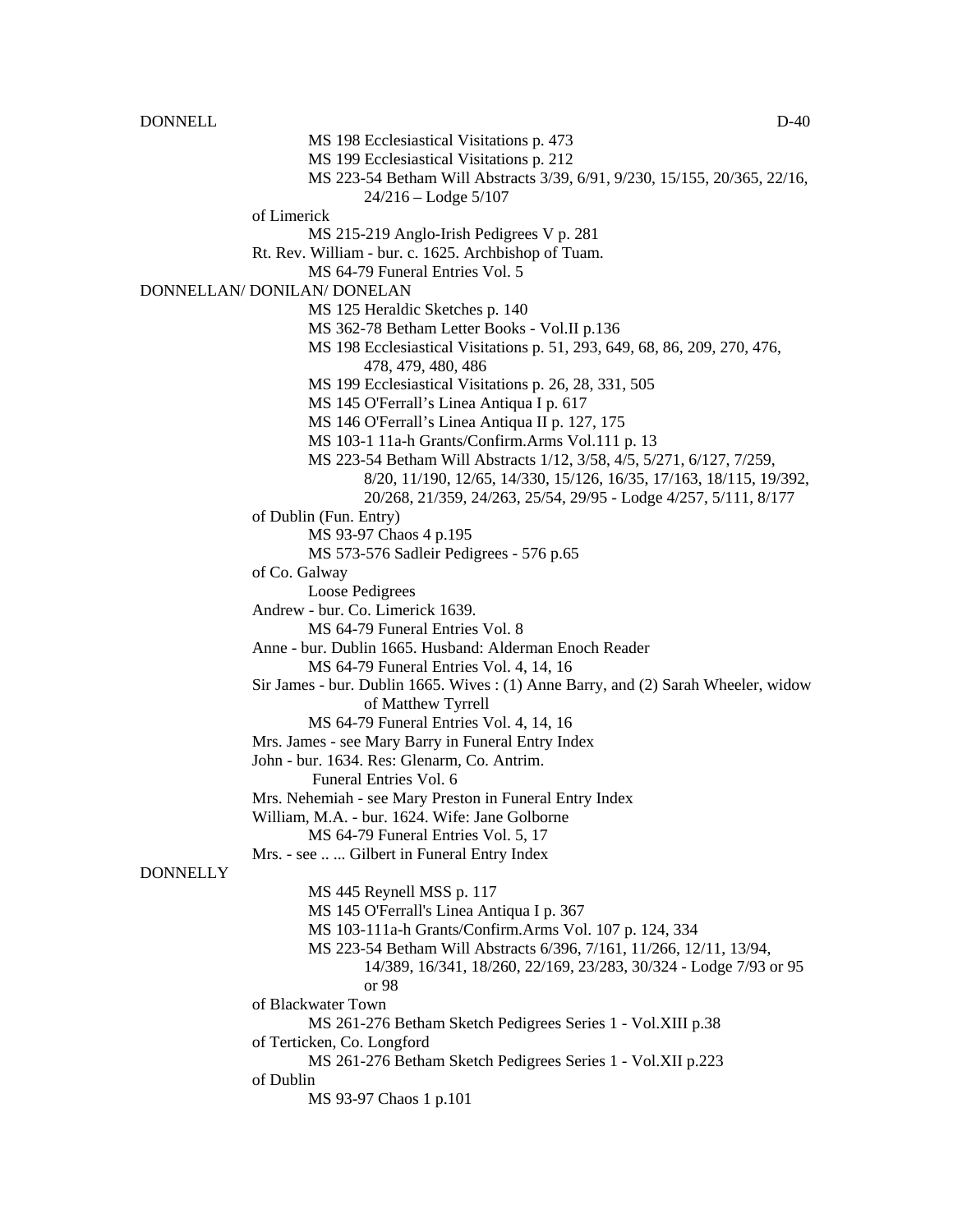MS 198 Ecclesiastical Visitations p. 473
MS 199 Ecclesiastical Visitations p. 212
MS 223-54 Betham Will Abstracts 3/39, 6/91, 9/230, 15/155, 20/365, 22/16, 24/216 – Lodge 5/107

of Limerick
MS 215-219 Anglo-Irish Pedigrees V p. 281

Rt. Rev. William - bur. c. 1625. Archbishop of Tuam.
MS 64-79 Funeral Entries Vol. 5

DONNELLAN/ DONILAN/ DONELAN

MS 125 Heraldic Sketches p. 140
MS 362-78 Betham Letter Books - Vol.II p.136
MS 198 Ecclesiastical Visitations p. 51, 293, 649, 68, 86, 209, 270, 476, 478, 479, 480, 486
MS 199 Ecclesiastical Visitations p. 26, 28, 331, 505
MS 145 O'Ferrall's Linea Antiqua I p. 617
MS 146 O'Ferrall's Linea Antiqua II p. 127, 175
MS 103-1 11a-h Grants/Confirm.Arms Vol.111 p. 13
MS 223-54 Betham Will Abstracts 1/12, 3/58, 4/5, 5/271, 6/127, 7/259, 8/20, 11/190, 12/65, 14/330, 15/126, 16/35, 17/163, 18/115, 19/392, 20/268, 21/359, 24/263, 25/54, 29/95 - Lodge 4/257, 5/111, 8/177

of Dublin (Fun. Entry)
MS 93-97 Chaos 4 p.195
MS 573-576 Sadleir Pedigrees - 576 p.65

of Co. Galway
Loose Pedigrees

Andrew - bur. Co. Limerick 1639.
MS 64-79 Funeral Entries Vol. 8

Anne - bur. Dublin 1665. Husband: Alderman Enoch Reader
MS 64-79 Funeral Entries Vol. 4, 14, 16

Sir James - bur. Dublin 1665. Wives : (1) Anne Barry, and (2) Sarah Wheeler, widow of Matthew Tyrrell
MS 64-79 Funeral Entries Vol. 4, 14, 16

Mrs. James - see Mary Barry in Funeral Entry Index

John - bur. 1634. Res: Glenarm, Co. Antrim.
Funeral Entries Vol. 6

Mrs. Nehemiah - see Mary Preston in Funeral Entry Index

William, M.A. - bur. 1624. Wife: Jane Golborne
MS 64-79 Funeral Entries Vol. 5, 17

Mrs. - see .. ... Gilbert in Funeral Entry Index

DONNELLY

MS 445 Reynell MSS p. 117
MS 145 O'Ferrall's Linea Antiqua I p. 367
MS 103-111a-h Grants/Confirm.Arms Vol. 107 p. 124, 334
MS 223-54 Betham Will Abstracts 6/396, 7/161, 11/266, 12/11, 13/94, 14/389, 16/341, 18/260, 22/169, 23/283, 30/324 - Lodge 7/93 or 95 or 98

of Blackwater Town
MS 261-276 Betham Sketch Pedigrees Series 1 - Vol.XIII p.38

of Terticken, Co. Longford
MS 261-276 Betham Sketch Pedigrees Series 1 - Vol.XII p.223

of Dublin
MS 93-97 Chaos 1 p.101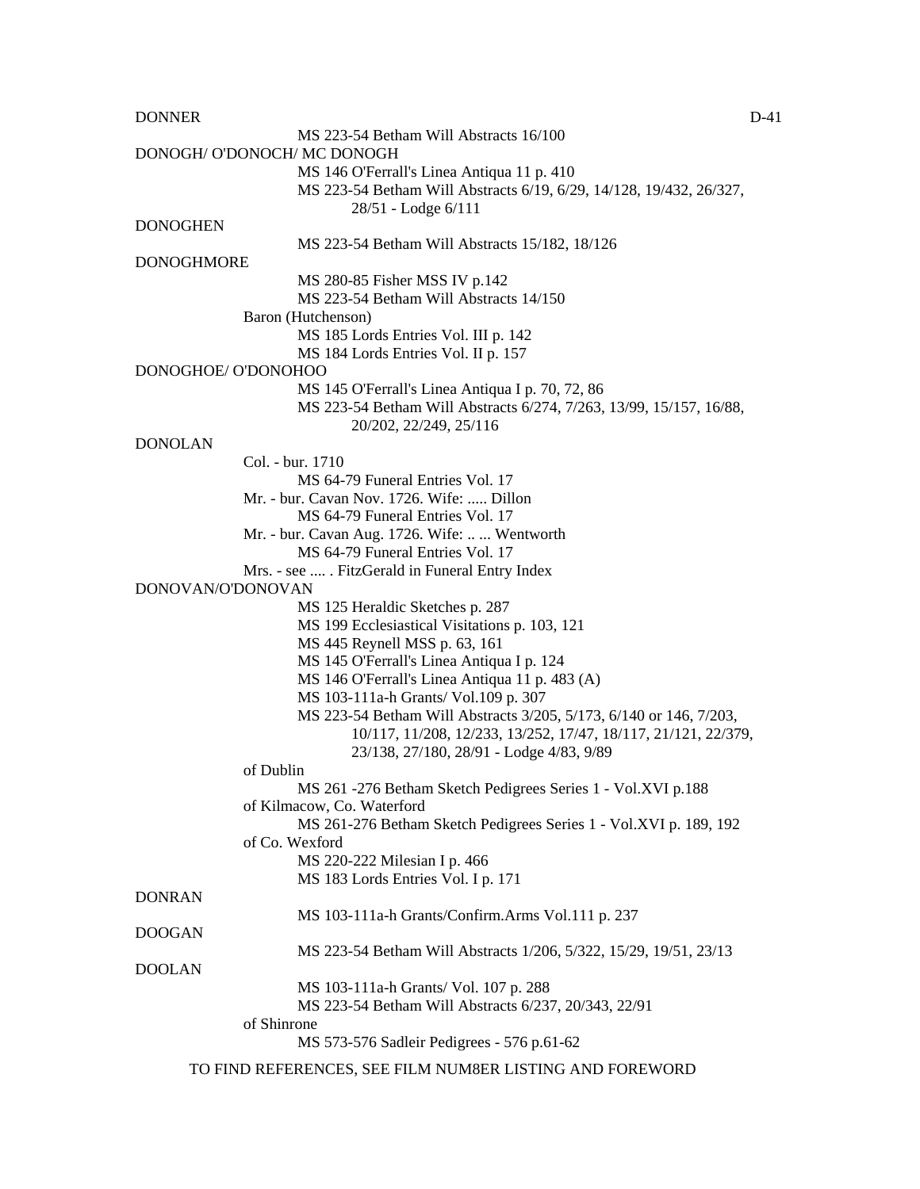DONNER

MS 223-54 Betham Will Abstracts 16/100

DONOGH/ O'DONOCH/ MC DONOGH

MS 146 O'Ferrall's Linea Antiqua 11 p. 410
MS 223-54 Betham Will Abstracts 6/19, 6/29, 14/128, 19/432, 26/327, 28/51 - Lodge 6/111

DONOGHEN

MS 223-54 Betham Will Abstracts 15/182, 18/126

DONOGHMORE

MS 280-85 Fisher MSS IV p.142
MS 223-54 Betham Will Abstracts 14/150

Baron (Hutchenson)

MS 185 Lords Entries Vol. III p. 142
MS 184 Lords Entries Vol. II p. 157

DONOGHOE/ O'DONOHOO

MS 145 O'Ferrall's Linea Antiqua I p. 70, 72, 86
MS 223-54 Betham Will Abstracts 6/274, 7/263, 13/99, 15/157, 16/88, 20/202, 22/249, 25/116

DONOLAN

Col. - bur. 1710

MS 64-79 Funeral Entries Vol. 17

Mr. - bur. Cavan Nov. 1726. Wife: ..... Dillon

MS 64-79 Funeral Entries Vol. 17

Mr. - bur. Cavan Aug. 1726. Wife: .. ... Wentworth

MS 64-79 Funeral Entries Vol. 17

Mrs. - see .... . FitzGerald in Funeral Entry Index

DONOVAN/O'DONOVAN

MS 125 Heraldic Sketches p. 287
MS 199 Ecclesiastical Visitations p. 103, 121
MS 445 Reynell MSS p. 63, 161
MS 145 O'Ferrall's Linea Antiqua I p. 124
MS 146 O'Ferrall's Linea Antiqua 11 p. 483 (A)
MS 103-111a-h Grants/ Vol.109 p. 307
MS 223-54 Betham Will Abstracts 3/205, 5/173, 6/140 or 146, 7/203, 10/117, 11/208, 12/233, 13/252, 17/47, 18/117, 21/121, 22/379, 23/138, 27/180, 28/91 - Lodge 4/83, 9/89

of Dublin

MS 261 -276 Betham Sketch Pedigrees Series 1 - Vol.XVI p.188

of Kilmacow, Co. Waterford

MS 261-276 Betham Sketch Pedigrees Series 1 - Vol.XVI p. 189, 192

of Co. Wexford

MS 220-222 Milesian I p. 466
MS 183 Lords Entries Vol. I p. 171

DONRAN

MS 103-111a-h Grants/Confirm.Arms Vol.111 p. 237

DOOGAN

MS 223-54 Betham Will Abstracts 1/206, 5/322, 15/29, 19/51, 23/13

DOOLAN

MS 103-111a-h Grants/ Vol. 107 p. 288
MS 223-54 Betham Will Abstracts 6/237, 20/343, 22/91

of Shinrone

MS 573-576 Sadleir Pedigrees - 576 p.61-62

TO FIND REFERENCES, SEE FILM NUM8ER LISTING AND FOREWORD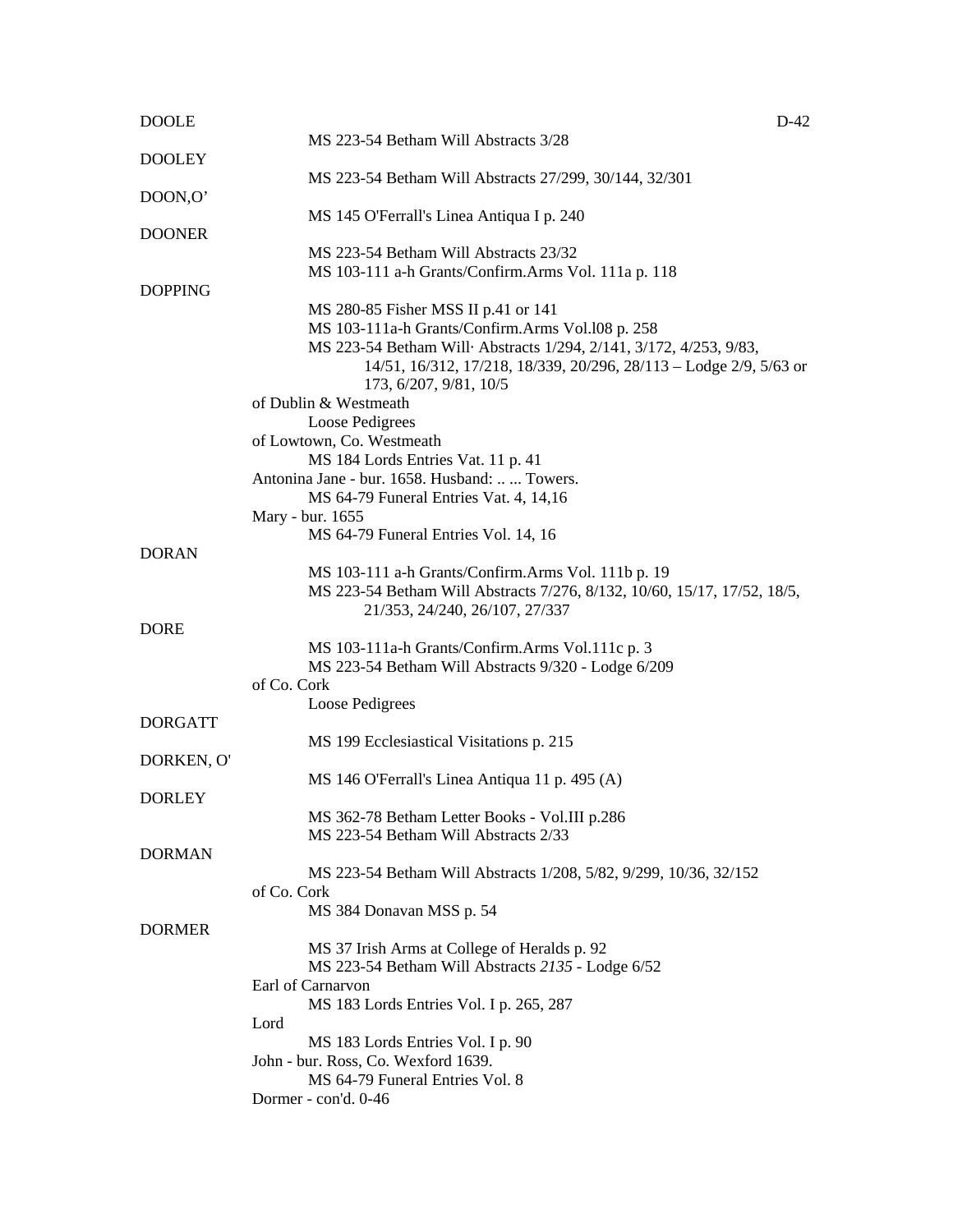DOOLE

MS 223-54 Betham Will Abstracts 3/28

DOOLEY

MS 223-54 Betham Will Abstracts 27/299, 30/144, 32/301

DOON,O’

MS 145 O'Ferrall's Linea Antiqua I p. 240

DOONER

MS 223-54 Betham Will Abstracts 23/32
MS 103-111 a-h Grants/Confirm.Arms Vol. 111a p. 118

DOPPING

MS 280-85 Fisher MSS II p.41 or 141
MS 103-111a-h Grants/Confirm.Arms Vol.l08 p. 258
MS 223-54 Betham Will· Abstracts 1/294, 2/141, 3/172, 4/253, 9/83, 14/51, 16/312, 17/218, 18/339, 20/296, 28/113 – Lodge 2/9, 5/63 or 173, 6/207, 9/81, 10/5

of Dublin & Westmeath

Loose Pedigrees

of Lowtown, Co. Westmeath

MS 184 Lords Entries Vat. 11 p. 41

Antonina Jane - bur. 1658. Husband: .. ... Towers.

MS 64-79 Funeral Entries Vat. 4, 14,16

Mary - bur. 1655

MS 64-79 Funeral Entries Vol. 14, 16

DORAN

MS 103-111 a-h Grants/Confirm.Arms Vol. 111b p. 19
MS 223-54 Betham Will Abstracts 7/276, 8/132, 10/60, 15/17, 17/52, 18/5, 21/353, 24/240, 26/107, 27/337

DORE

MS 103-111a-h Grants/Confirm.Arms Vol.111c p. 3
MS 223-54 Betham Will Abstracts 9/320 - Lodge 6/209

of Co. Cork

Loose Pedigrees

DORGATT

MS 199 Ecclesiastical Visitations p. 215

DORKEN, O'

MS 146 O'Ferrall's Linea Antiqua 11 p. 495 (A)

DORLEY

MS 362-78 Betham Letter Books - Vol.III p.286
MS 223-54 Betham Will Abstracts 2/33

DORMAN

MS 223-54 Betham Will Abstracts 1/208, 5/82, 9/299, 10/36, 32/152

of Co. Cork

MS 384 Donavan MSS p. 54

DORMER

MS 37 Irish Arms at College of Heralds p. 92
MS 223-54 Betham Will Abstracts *2135* - Lodge 6/52

Earl of Carnarvon

MS 183 Lords Entries Vol. I p. 265, 287

Lord

MS 183 Lords Entries Vol. I p. 90

John - bur. Ross, Co. Wexford 1639.

MS 64-79 Funeral Entries Vol. 8

Dormer - con'd. 0-46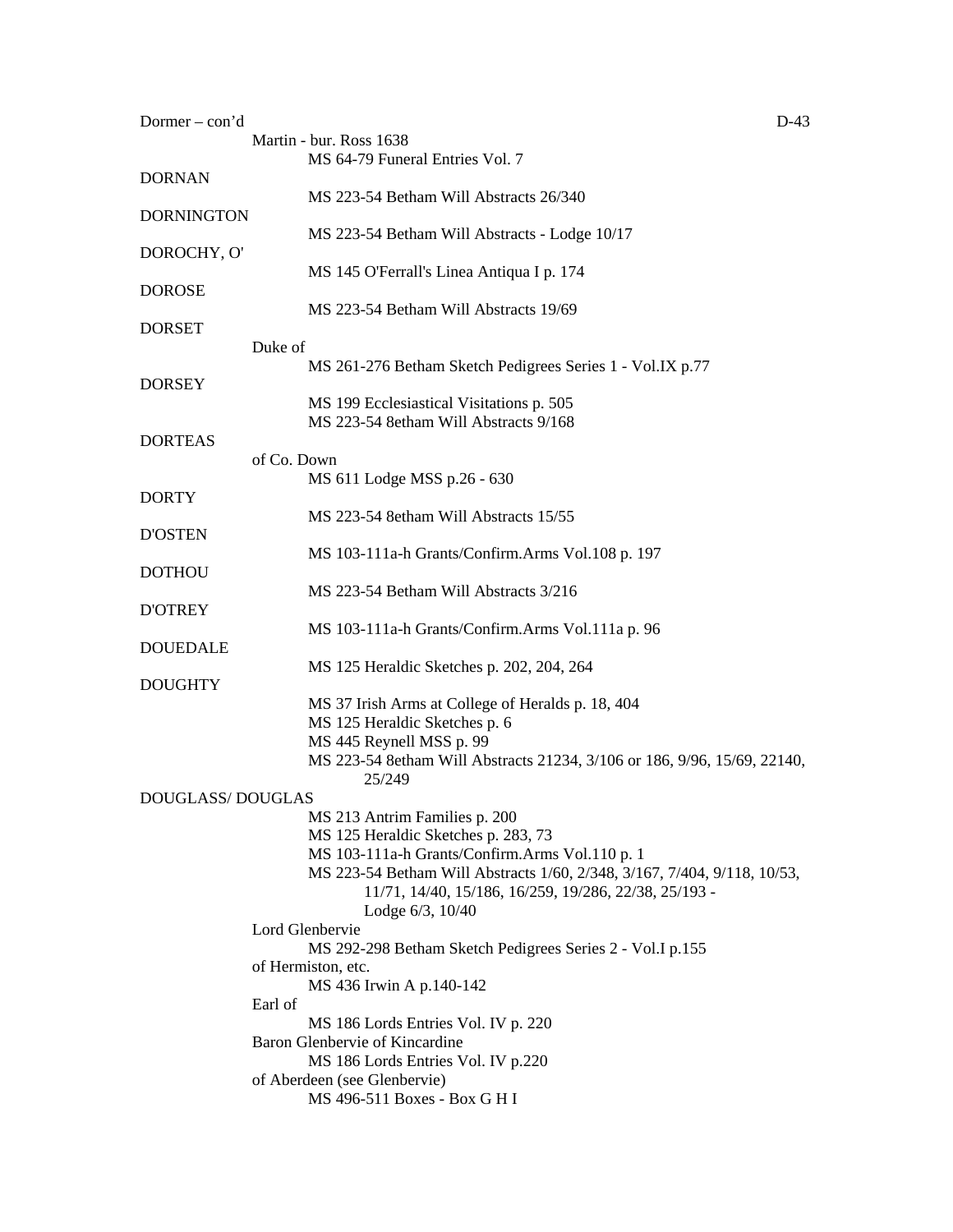Dormer – con'd

Martin - bur. Ross 1638

MS 64-79 Funeral Entries Vol. 7

DORNAN

MS 223-54 Betham Will Abstracts 26/340

DORNINGTON

MS 223-54 Betham Will Abstracts - Lodge 10/17

DOROCHY, O'

MS 145 O'Ferrall's Linea Antiqua I p. 174

DOROSE

MS 223-54 Betham Will Abstracts 19/69

DORSET

Duke of

MS 261-276 Betham Sketch Pedigrees Series 1 - Vol.IX p.77

DORSEY

MS 199 Ecclesiastical Visitations p. 505

MS 223-54 8etham Will Abstracts 9/168

DORTEAS

of Co. Down

MS 611 Lodge MSS p.26 - 630

DORTY

MS 223-54 8etham Will Abstracts 15/55

D'OSTEN

MS 103-111a-h Grants/Confirm.Arms Vol.108 p. 197

DOTHOU

MS 223-54 Betham Will Abstracts 3/216

D'OTREY

MS 103-111a-h Grants/Confirm.Arms Vol.111a p. 96

DOUEDALE

MS 125 Heraldic Sketches p. 202, 204, 264

DOUGHTY

MS 37 Irish Arms at College of Heralds p. 18, 404

MS 125 Heraldic Sketches p. 6

MS 445 Reynell MSS p. 99

MS 223-54 8etham Will Abstracts 21234, 3/106 or 186, 9/96, 15/69, 22140, 25/249

DOUGLASS/ DOUGLAS

MS 213 Antrim Families p. 200

MS 125 Heraldic Sketches p. 283, 73

MS 103-111a-h Grants/Confirm.Arms Vol.110 p. 1

MS 223-54 Betham Will Abstracts 1/60, 2/348, 3/167, 7/404, 9/118, 10/53, 11/71, 14/40, 15/186, 16/259, 19/286, 22/38, 25/193 - Lodge 6/3, 10/40

Lord Glenbervie

MS 292-298 Betham Sketch Pedigrees Series 2 - Vol.I p.155

of Hermiston, etc.

MS 436 Irwin A p.140-142

Earl of

MS 186 Lords Entries Vol. IV p. 220

Baron Glenbervie of Kincardine

MS 186 Lords Entries Vol. IV p.220

of Aberdeen (see Glenbervie)

MS 496-511 Boxes - Box G H I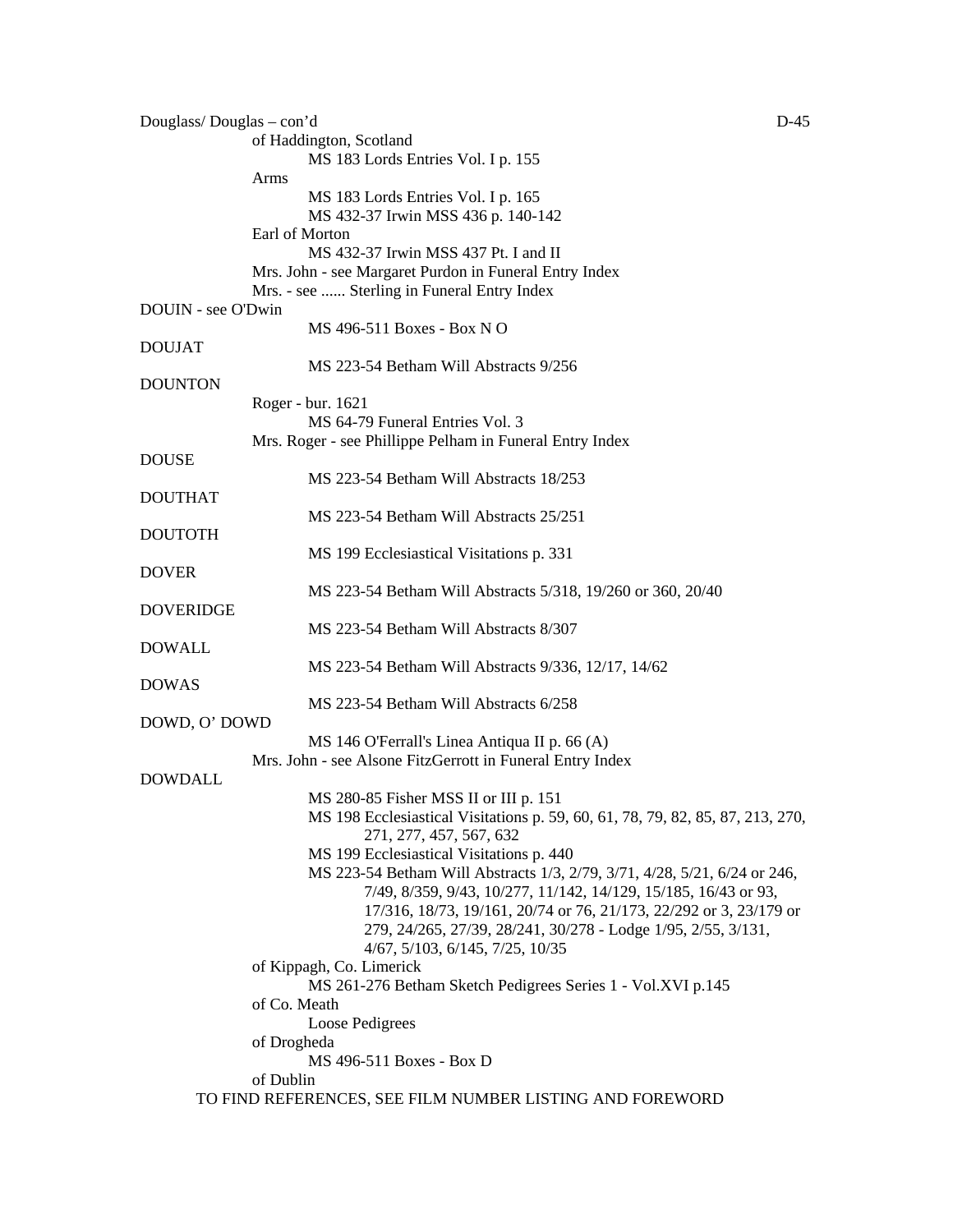Douglass/ Douglas – con'd

- of Haddington, Scotland
  - MS 183 Lords Entries Vol. I p. 155
- Arms
  - MS 183 Lords Entries Vol. I p. 165
  - MS 432-37 Irwin MSS 436 p. 140-142
- Earl of Morton
  - MS 432-37 Irwin MSS 437 Pt. I and II
- Mrs. John - see Margaret Purdon in Funeral Entry Index
- Mrs. - see ...... Sterling in Funeral Entry Index

DOUIN - see O'Dwin

- MS 496-511 Boxes - Box N O

DOUJAT

- MS 223-54 Betham Will Abstracts 9/256

DOUNTON

- Roger - bur. 1621
  - MS 64-79 Funeral Entries Vol. 3
- Mrs. Roger - see Phillippe Pelham in Funeral Entry Index

DOUSE

- MS 223-54 Betham Will Abstracts 18/253

DOUTHAT

- MS 223-54 Betham Will Abstracts 25/251

DOUTOTH

- MS 199 Ecclesiastical Visitations p. 331

DOVER

- MS 223-54 Betham Will Abstracts 5/318, 19/260 or 360, 20/40

DOVERIDGE

- MS 223-54 Betham Will Abstracts 8/307

DOWALL

- MS 223-54 Betham Will Abstracts 9/336, 12/17, 14/62

DOWAS

- MS 223-54 Betham Will Abstracts 6/258

DOWD, O' DOWD

- MS 146 O'Ferrall's Linea Antiqua II p. 66 (A)
- Mrs. John - see Alsone FitzGerrott in Funeral Entry Index

DOWDALL

- MS 280-85 Fisher MSS II or III p. 151
- MS 198 Ecclesiastical Visitations p. 59, 60, 61, 78, 79, 82, 85, 87, 213, 270, 271, 277, 457, 567, 632
- MS 199 Ecclesiastical Visitations p. 440
- MS 223-54 Betham Will Abstracts 1/3, 2/79, 3/71, 4/28, 5/21, 6/24 or 246, 7/49, 8/359, 9/43, 10/277, 11/142, 14/129, 15/185, 16/43 or 93, 17/316, 18/73, 19/161, 20/74 or 76, 21/173, 22/292 or 3, 23/179 or 279, 24/265, 27/39, 28/241, 30/278 - Lodge 1/95, 2/55, 3/131, 4/67, 5/103, 6/145, 7/25, 10/35
- of Kippagh, Co. Limerick
  - MS 261-276 Betham Sketch Pedigrees Series 1 - Vol.XVI p.145
- of Co. Meath
  - Loose Pedigrees
- of Drogheda
  - MS 496-511 Boxes - Box D
- of Dublin

TO FIND REFERENCES, SEE FILM NUMBER LISTING AND FOREWORD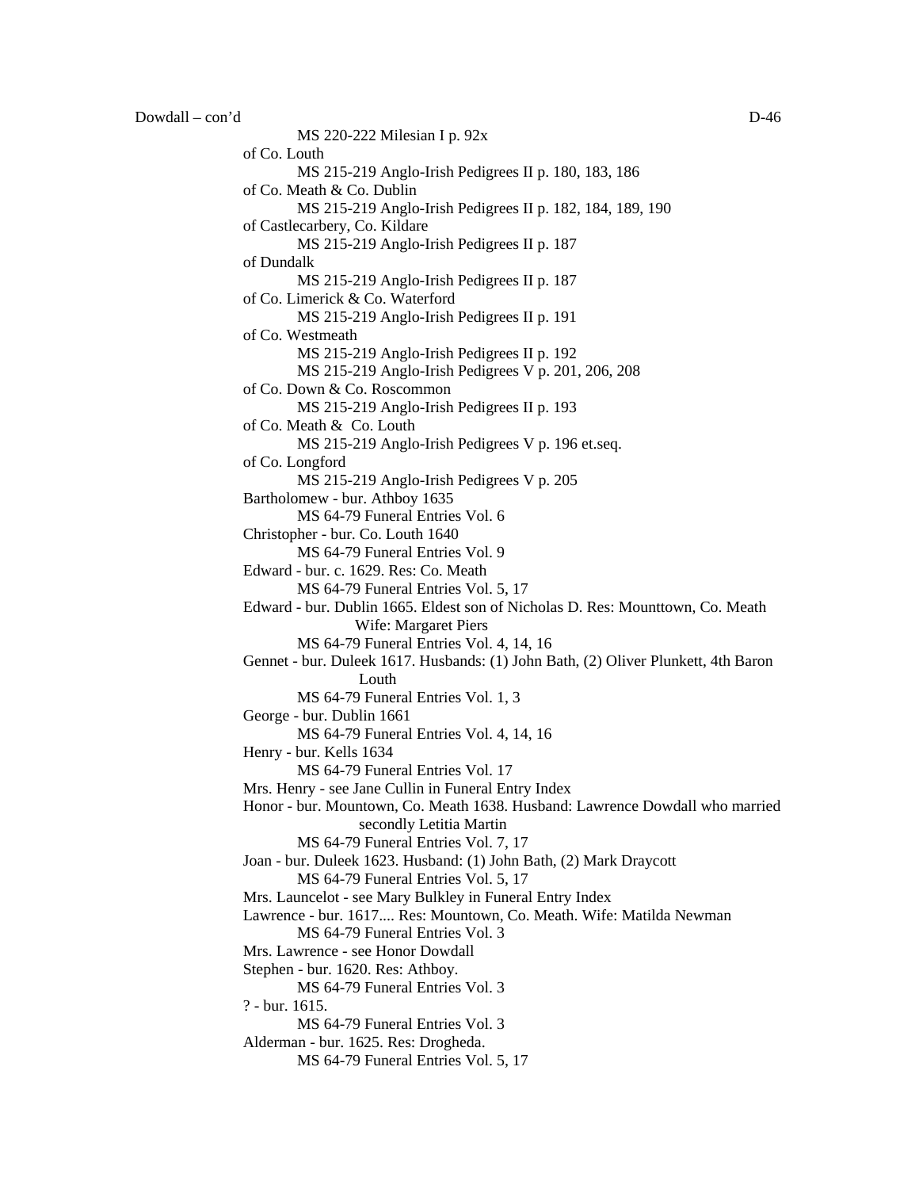Dowdall – con'd

MS 220-222 Milesian I p. 92x

of Co. Louth
    MS 215-219 Anglo-Irish Pedigrees II p. 180, 183, 186

of Co. Meath & Co. Dublin
    MS 215-219 Anglo-Irish Pedigrees II p. 182, 184, 189, 190

of Castlecarbery, Co. Kildare
    MS 215-219 Anglo-Irish Pedigrees II p. 187

of Dundalk
    MS 215-219 Anglo-Irish Pedigrees II p. 187

of Co. Limerick & Co. Waterford
    MS 215-219 Anglo-Irish Pedigrees II p. 191

of Co. Westmeath
    MS 215-219 Anglo-Irish Pedigrees II p. 192
    MS 215-219 Anglo-Irish Pedigrees V p. 201, 206, 208

of Co. Down & Co. Roscommon
    MS 215-219 Anglo-Irish Pedigrees II p. 193

of Co. Meath & Co. Louth
    MS 215-219 Anglo-Irish Pedigrees V p. 196 et.seq.

of Co. Longford
    MS 215-219 Anglo-Irish Pedigrees V p. 205

Bartholomew - bur. Athboy 1635
    MS 64-79 Funeral Entries Vol. 6

Christopher - bur. Co. Louth 1640
    MS 64-79 Funeral Entries Vol. 9

Edward - bur. c. 1629. Res: Co. Meath
    MS 64-79 Funeral Entries Vol. 5, 17

Edward - bur. Dublin 1665. Eldest son of Nicholas D. Res: Mounttown, Co. Meath
    Wife: Margaret Piers
    MS 64-79 Funeral Entries Vol. 4, 14, 16

Gennet - bur. Duleek 1617. Husbands: (1) John Bath, (2) Oliver Plunkett, 4th Baron Louth
    MS 64-79 Funeral Entries Vol. 1, 3

George - bur. Dublin 1661
    MS 64-79 Funeral Entries Vol. 4, 14, 16

Henry - bur. Kells 1634
    MS 64-79 Funeral Entries Vol. 17

Mrs. Henry - see Jane Cullin in Funeral Entry Index

Honor - bur. Mountown, Co. Meath 1638. Husband: Lawrence Dowdall who married secondly Letitia Martin
    MS 64-79 Funeral Entries Vol. 7, 17

Joan - bur. Duleek 1623. Husband: (1) John Bath, (2) Mark Draycott
    MS 64-79 Funeral Entries Vol. 5, 17

Mrs. Launcelot - see Mary Bulkley in Funeral Entry Index

Lawrence - bur. 1617.... Res: Mountown, Co. Meath. Wife: Matilda Newman
    MS 64-79 Funeral Entries Vol. 3

Mrs. Lawrence - see Honor Dowdall

Stephen - bur. 1620. Res: Athboy.
    MS 64-79 Funeral Entries Vol. 3

? - bur. 1615.
    MS 64-79 Funeral Entries Vol. 3

Alderman - bur. 1625. Res: Drogheda.
    MS 64-79 Funeral Entries Vol. 5, 17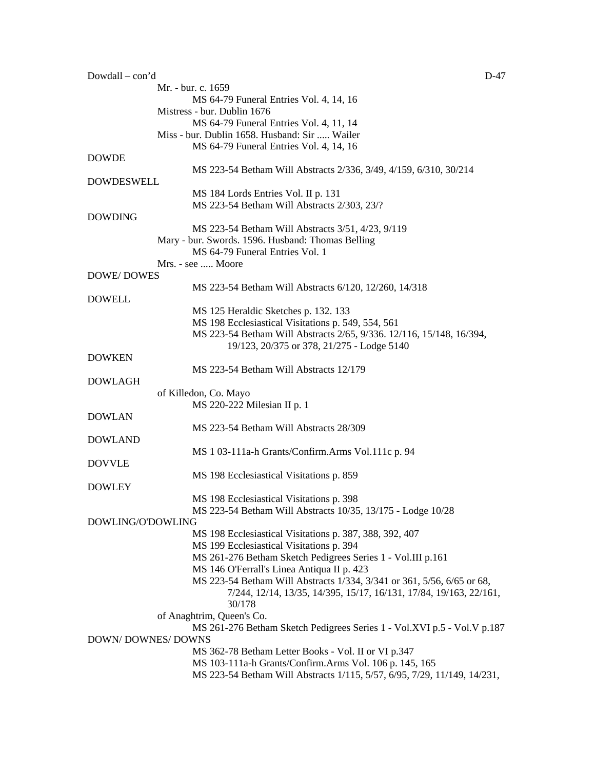Dowdall – con'd

Mr. - bur. c. 1659
MS 64-79 Funeral Entries Vol. 4, 14, 16

Mistress - bur. Dublin 1676
MS 64-79 Funeral Entries Vol. 4, 11, 14

Miss - bur. Dublin 1658. Husband: Sir ..... Wailer
MS 64-79 Funeral Entries Vol. 4, 14, 16

DOWDE
MS 223-54 Betham Will Abstracts 2/336, 3/49, 4/159, 6/310, 30/214

DOWDESWELL
MS 184 Lords Entries Vol. II p. 131
MS 223-54 Betham Will Abstracts 2/303, 23/?

DOWDING
MS 223-54 Betham Will Abstracts 3/51, 4/23, 9/119

Mary - bur. Swords. 1596. Husband: Thomas Belling
MS 64-79 Funeral Entries Vol. 1

Mrs. - see ..... Moore

DOWE/ DOWES
MS 223-54 Betham Will Abstracts 6/120, 12/260, 14/318

DOWELL
MS 125 Heraldic Sketches p. 132. 133
MS 198 Ecclesiastical Visitations p. 549, 554, 561
MS 223-54 Betham Will Abstracts 2/65, 9/336. 12/116, 15/148, 16/394, 19/123, 20/375 or 378, 21/275 - Lodge 5140

DOWKEN
MS 223-54 Betham Will Abstracts 12/179

DOWLAGH
of Killedon, Co. Mayo
MS 220-222 Milesian II p. 1

DOWLAN
MS 223-54 Betham Will Abstracts 28/309

DOWLAND
MS 1 03-111a-h Grants/Confirm.Arms Vol.111c p. 94

DOVVLE
MS 198 Ecclesiastical Visitations p. 859

DOWLEY
MS 198 Ecclesiastical Visitations p. 398
MS 223-54 Betham Will Abstracts 10/35, 13/175 - Lodge 10/28

DOWLING/O'DOWLING
MS 198 Ecclesiastical Visitations p. 387, 388, 392, 407
MS 199 Ecclesiastical Visitations p. 394
MS 261-276 Betham Sketch Pedigrees Series 1 - Vol.III p.161
MS 146 O'Ferrall's Linea Antiqua II p. 423
MS 223-54 Betham Will Abstracts 1/334, 3/341 or 361, 5/56, 6/65 or 68, 7/244, 12/14, 13/35, 14/395, 15/17, 16/131, 17/84, 19/163, 22/161, 30/178

of Anaghtrim, Queen's Co.
MS 261-276 Betham Sketch Pedigrees Series 1 - Vol.XVI p.5 - Vol.V p.187

DOWN/ DOWNES/ DOWNS
MS 362-78 Betham Letter Books - Vol. II or VI p.347
MS 103-111a-h Grants/Confirm.Arms Vol. 106 p. 145, 165
MS 223-54 Betham Will Abstracts 1/115, 5/57, 6/95, 7/29, 11/149, 14/231,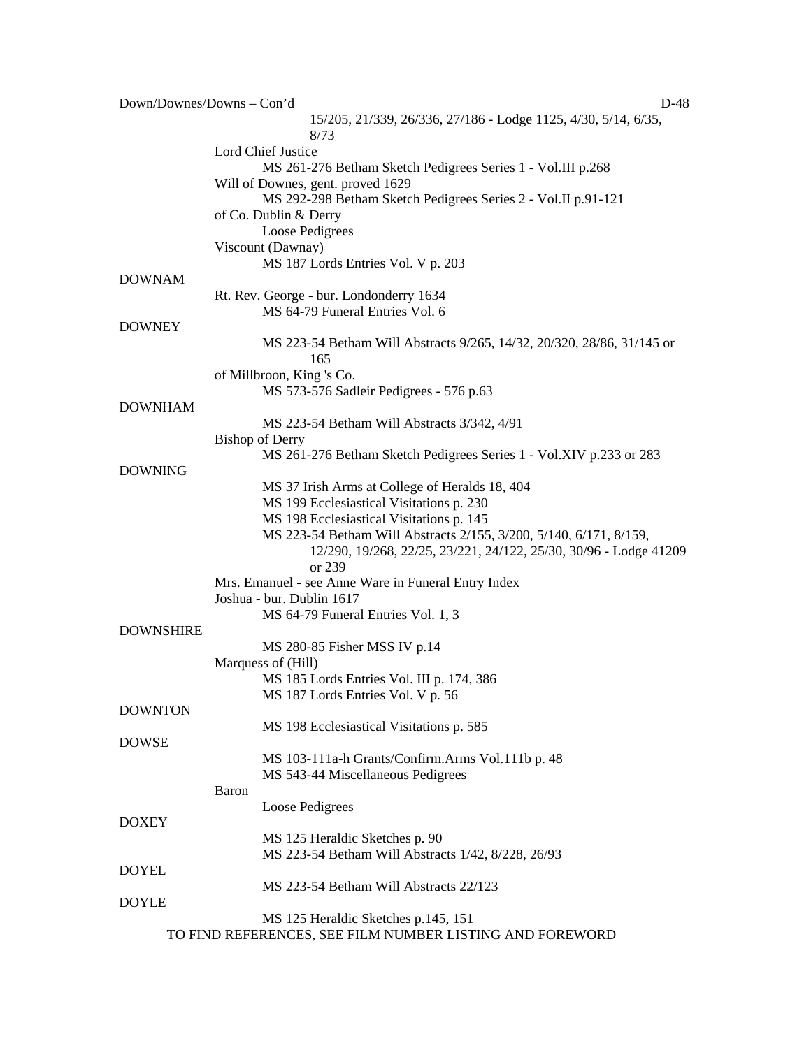Down/Downes/Downs – Con'd

15/205, 21/339, 26/336, 27/186 - Lodge 1125, 4/30, 5/14, 6/35, 8/73

Lord Chief Justice
MS 261-276 Betham Sketch Pedigrees Series 1 - Vol.III p.268

Will of Downes, gent. proved 1629
MS 292-298 Betham Sketch Pedigrees Series 2 - Vol.II p.91-121

of Co. Dublin & Derry
Loose Pedigrees

Viscount (Dawnay)
MS 187 Lords Entries Vol. V p. 203

DOWNAM

Rt. Rev. George - bur. Londonderry 1634
MS 64-79 Funeral Entries Vol. 6

DOWNEY

MS 223-54 Betham Will Abstracts 9/265, 14/32, 20/320, 28/86, 31/145 or 165

of Millbroon, King 's Co.
MS 573-576 Sadleir Pedigrees - 576 p.63

DOWNHAM

MS 223-54 Betham Will Abstracts 3/342, 4/91

Bishop of Derry
MS 261-276 Betham Sketch Pedigrees Series 1 - Vol.XIV p.233 or 283

DOWNING

MS 37 Irish Arms at College of Heralds 18, 404
MS 199 Ecclesiastical Visitations p. 230
MS 198 Ecclesiastical Visitations p. 145
MS 223-54 Betham Will Abstracts 2/155, 3/200, 5/140, 6/171, 8/159, 12/290, 19/268, 22/25, 23/221, 24/122, 25/30, 30/96 - Lodge 41209 or 239

Mrs. Emanuel - see Anne Ware in Funeral Entry Index

Joshua - bur. Dublin 1617
MS 64-79 Funeral Entries Vol. 1, 3

DOWNSHIRE

MS 280-85 Fisher MSS IV p.14

Marquess of (Hill)
MS 185 Lords Entries Vol. III p. 174, 386
MS 187 Lords Entries Vol. V p. 56

DOWNTON

MS 198 Ecclesiastical Visitations p. 585

DOWSE

MS 103-111a-h Grants/Confirm.Arms Vol.111b p. 48
MS 543-44 Miscellaneous Pedigrees

Baron
Loose Pedigrees

DOXEY

MS 125 Heraldic Sketches p. 90
MS 223-54 Betham Will Abstracts 1/42, 8/228, 26/93

DOYEL

MS 223-54 Betham Will Abstracts 22/123

DOYLE

MS 125 Heraldic Sketches p.145, 151

TO FIND REFERENCES, SEE FILM NUMBER LISTING AND FOREWORD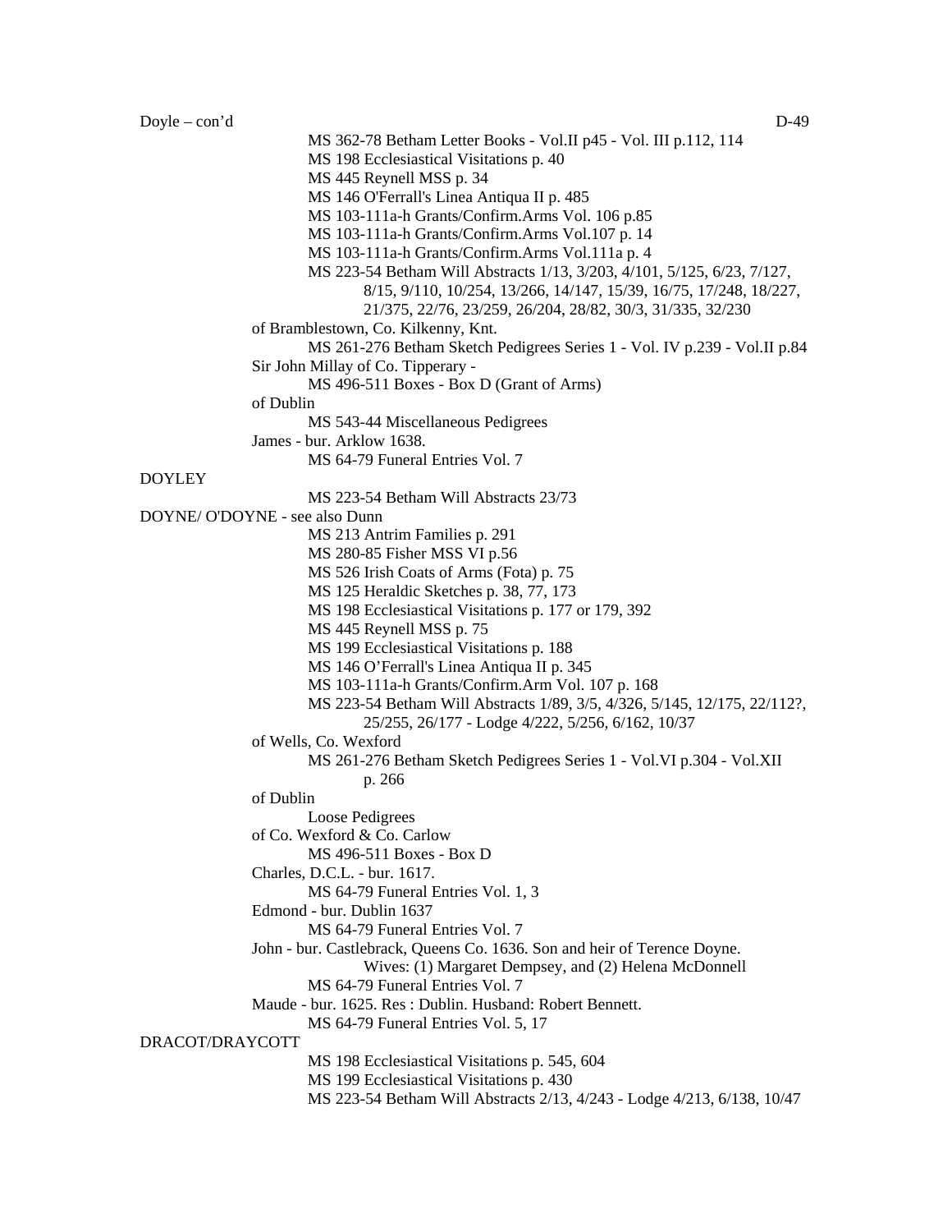Doyle – con'd

MS 362-78 Betham Letter Books - Vol.II p45 - Vol. III p.112, 114
MS 198 Ecclesiastical Visitations p. 40
MS 445 Reynell MSS p. 34
MS 146 O'Ferrall's Linea Antiqua II p. 485
MS 103-111a-h Grants/Confirm.Arms Vol. 106 p.85
MS 103-111a-h Grants/Confirm.Arms Vol.107 p. 14
MS 103-111a-h Grants/Confirm.Arms Vol.111a p. 4
MS 223-54 Betham Will Abstracts 1/13, 3/203, 4/101, 5/125, 6/23, 7/127, 8/15, 9/110, 10/254, 13/266, 14/147, 15/39, 16/75, 17/248, 18/227, 21/375, 22/76, 23/259, 26/204, 28/82, 30/3, 31/335, 32/230

of Bramblestown, Co. Kilkenny, Knt.
MS 261-276 Betham Sketch Pedigrees Series 1 - Vol. IV p.239 - Vol.II p.84

Sir John Millay of Co. Tipperary -
MS 496-511 Boxes - Box D (Grant of Arms)

of Dublin
MS 543-44 Miscellaneous Pedigrees

James - bur. Arklow 1638.
MS 64-79 Funeral Entries Vol. 7

DOYLEY
MS 223-54 Betham Will Abstracts 23/73

DOYNE/ O'DOYNE - see also Dunn
MS 213 Antrim Families p. 291
MS 280-85 Fisher MSS VI p.56
MS 526 Irish Coats of Arms (Fota) p. 75
MS 125 Heraldic Sketches p. 38, 77, 173
MS 198 Ecclesiastical Visitations p. 177 or 179, 392
MS 445 Reynell MSS p. 75
MS 199 Ecclesiastical Visitations p. 188
MS 146 O'Ferrall's Linea Antiqua II p. 345
MS 103-111a-h Grants/Confirm.Arm Vol. 107 p. 168
MS 223-54 Betham Will Abstracts 1/89, 3/5, 4/326, 5/145, 12/175, 22/112?, 25/255, 26/177 - Lodge 4/222, 5/256, 6/162, 10/37

of Wells, Co. Wexford
MS 261-276 Betham Sketch Pedigrees Series 1 - Vol.VI p.304 - Vol.XII p. 266

of Dublin
Loose Pedigrees

of Co. Wexford & Co. Carlow
MS 496-511 Boxes - Box D

Charles, D.C.L. - bur. 1617.
MS 64-79 Funeral Entries Vol. 1, 3

Edmond - bur. Dublin 1637
MS 64-79 Funeral Entries Vol. 7

John - bur. Castlebrack, Queens Co. 1636. Son and heir of Terence Doyne. Wives: (1) Margaret Dempsey, and (2) Helena McDonnell
MS 64-79 Funeral Entries Vol. 7

Maude - bur. 1625. Res : Dublin. Husband: Robert Bennett.
MS 64-79 Funeral Entries Vol. 5, 17

DRACOT/DRAYCOTT
MS 198 Ecclesiastical Visitations p. 545, 604
MS 199 Ecclesiastical Visitations p. 430
MS 223-54 Betham Will Abstracts 2/13, 4/243 - Lodge 4/213, 6/138, 10/47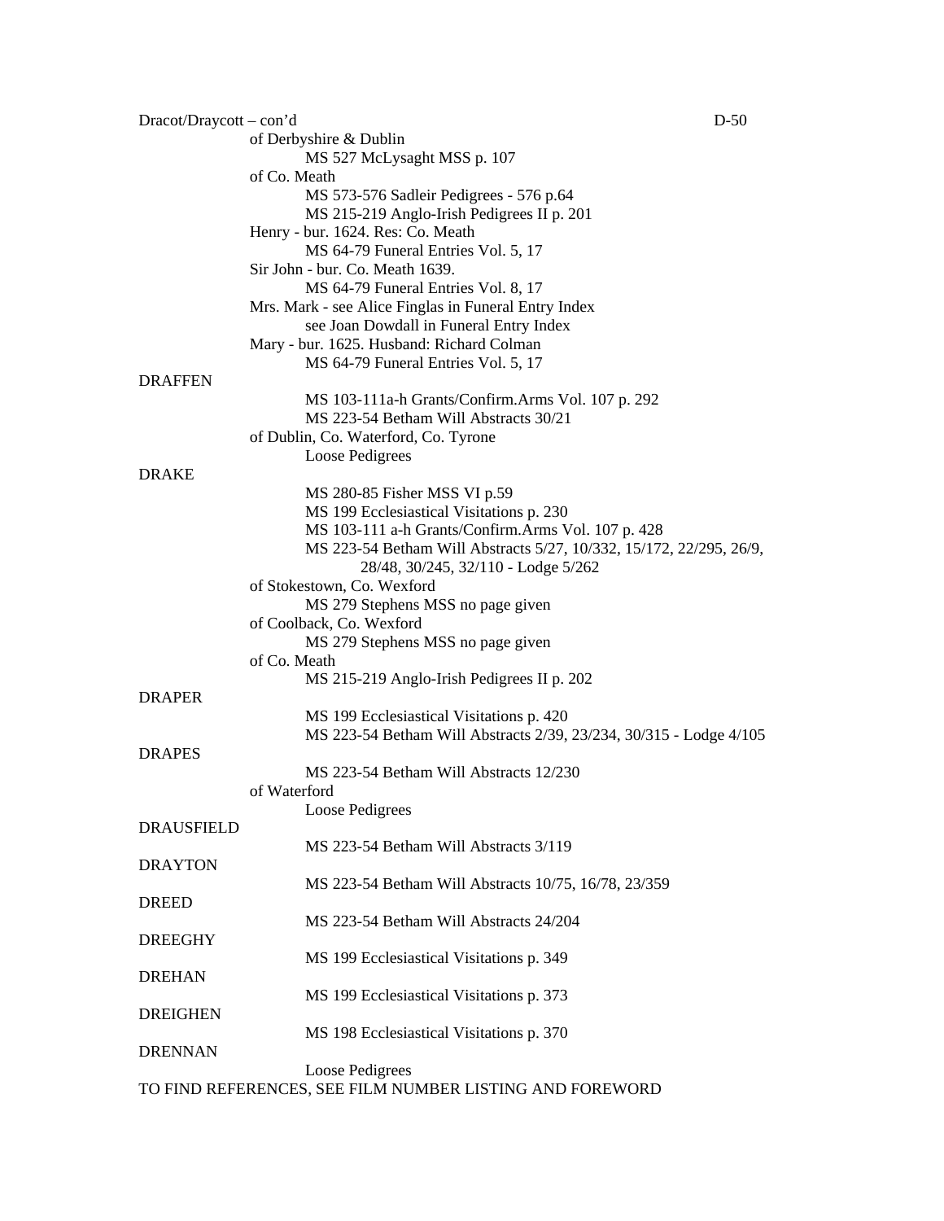Dracot/Draycott – con'd

of Derbyshire & Dublin
- MS 527 McLysaght MSS p. 107

of Co. Meath
- MS 573-576 Sadleir Pedigrees - 576 p.64
- MS 215-219 Anglo-Irish Pedigrees II p. 201

Henry - bur. 1624. Res: Co. Meath
- MS 64-79 Funeral Entries Vol. 5, 17

Sir John - bur. Co. Meath 1639.
- MS 64-79 Funeral Entries Vol. 8, 17

Mrs. Mark - see Alice Finglas in Funeral Entry Index
- see Joan Dowdall in Funeral Entry Index

Mary - bur. 1625. Husband: Richard Colman
- MS 64-79 Funeral Entries Vol. 5, 17

DRAFFEN
- MS 103-111a-h Grants/Confirm.Arms Vol. 107 p. 292
- MS 223-54 Betham Will Abstracts 30/21

of Dublin, Co. Waterford, Co. Tyrone
- Loose Pedigrees

DRAKE
- MS 280-85 Fisher MSS VI p.59
- MS 199 Ecclesiastical Visitations p. 230
- MS 103-111 a-h Grants/Confirm.Arms Vol. 107 p. 428
- MS 223-54 Betham Will Abstracts 5/27, 10/332, 15/172, 22/295, 26/9, 28/48, 30/245, 32/110 - Lodge 5/262

of Stokestown, Co. Wexford
- MS 279 Stephens MSS no page given

of Coolback, Co. Wexford
- MS 279 Stephens MSS no page given

of Co. Meath
- MS 215-219 Anglo-Irish Pedigrees II p. 202

DRAPER
- MS 199 Ecclesiastical Visitations p. 420
- MS 223-54 Betham Will Abstracts 2/39, 23/234, 30/315 - Lodge 4/105

DRAPES
- MS 223-54 Betham Will Abstracts 12/230

of Waterford
- Loose Pedigrees

DRAUSFIELD
- MS 223-54 Betham Will Abstracts 3/119

DRAYTON
- MS 223-54 Betham Will Abstracts 10/75, 16/78, 23/359

DREED
- MS 223-54 Betham Will Abstracts 24/204

DREEGHY
- MS 199 Ecclesiastical Visitations p. 349

DREHAN
- MS 199 Ecclesiastical Visitations p. 373

DREIGHEN
- MS 198 Ecclesiastical Visitations p. 370

DRENNAN
- Loose Pedigrees

TO FIND REFERENCES, SEE FILM NUMBER LISTING AND FOREWORD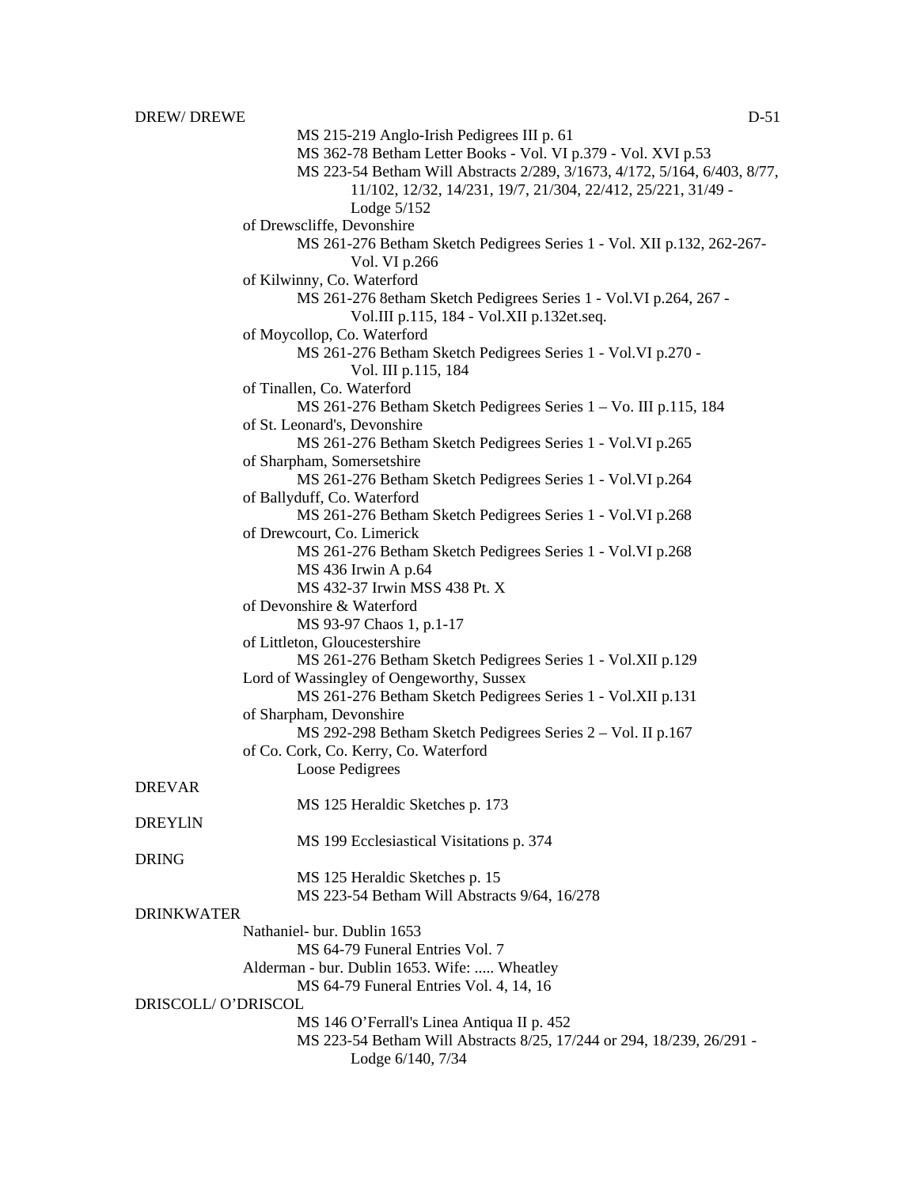DREW/ DREWE

MS 215-219 Anglo-Irish Pedigrees III p. 61
MS 362-78 Betham Letter Books - Vol. VI p.379 - Vol. XVI p.53
MS 223-54 Betham Will Abstracts 2/289, 3/1673, 4/172, 5/164, 6/403, 8/77, 11/102, 12/32, 14/231, 19/7, 21/304, 22/412, 25/221, 31/49 - Lodge 5/152

of Drewscliffe, Devonshire
MS 261-276 Betham Sketch Pedigrees Series 1 - Vol. XII p.132, 262-267- Vol. VI p.266

of Kilwinny, Co. Waterford
MS 261-276 8etham Sketch Pedigrees Series 1 - Vol.VI p.264, 267 - Vol.III p.115, 184 - Vol.XII p.132et.seq.

of Moycollop, Co. Waterford
MS 261-276 Betham Sketch Pedigrees Series 1 - Vol.VI p.270 - Vol. III p.115, 184

of Tinallen, Co. Waterford
MS 261-276 Betham Sketch Pedigrees Series 1 – Vo. III p.115, 184

of St. Leonard's, Devonshire
MS 261-276 Betham Sketch Pedigrees Series 1 - Vol.VI p.265

of Sharpham, Somersetshire
MS 261-276 Betham Sketch Pedigrees Series 1 - Vol.VI p.264

of Ballyduff, Co. Waterford
MS 261-276 Betham Sketch Pedigrees Series 1 - Vol.VI p.268

of Drewcourt, Co. Limerick
MS 261-276 Betham Sketch Pedigrees Series 1 - Vol.VI p.268
MS 436 Irwin A p.64
MS 432-37 Irwin MSS 438 Pt. X

of Devonshire & Waterford
MS 93-97 Chaos 1, p.1-17

of Littleton, Gloucestershire
MS 261-276 Betham Sketch Pedigrees Series 1 - Vol.XII p.129

Lord of Wassingley of Oengeworthy, Sussex
MS 261-276 Betham Sketch Pedigrees Series 1 - Vol.XII p.131

of Sharpham, Devonshire
MS 292-298 Betham Sketch Pedigrees Series 2 – Vol. II p.167

of Co. Cork, Co. Kerry, Co. Waterford
Loose Pedigrees

DREVAR

MS 125 Heraldic Sketches p. 173

DREYLlN

MS 199 Ecclesiastical Visitations p. 374

DRING

MS 125 Heraldic Sketches p. 15
MS 223-54 Betham Will Abstracts 9/64, 16/278

DRINKWATER

Nathaniel- bur. Dublin 1653
MS 64-79 Funeral Entries Vol. 7

Alderman - bur. Dublin 1653. Wife: ..... Wheatley
MS 64-79 Funeral Entries Vol. 4, 14, 16

DRISCOLL/ O'DRISCOL

MS 146 O'Ferrall's Linea Antiqua II p. 452
MS 223-54 Betham Will Abstracts 8/25, 17/244 or 294, 18/239, 26/291 - Lodge 6/140, 7/34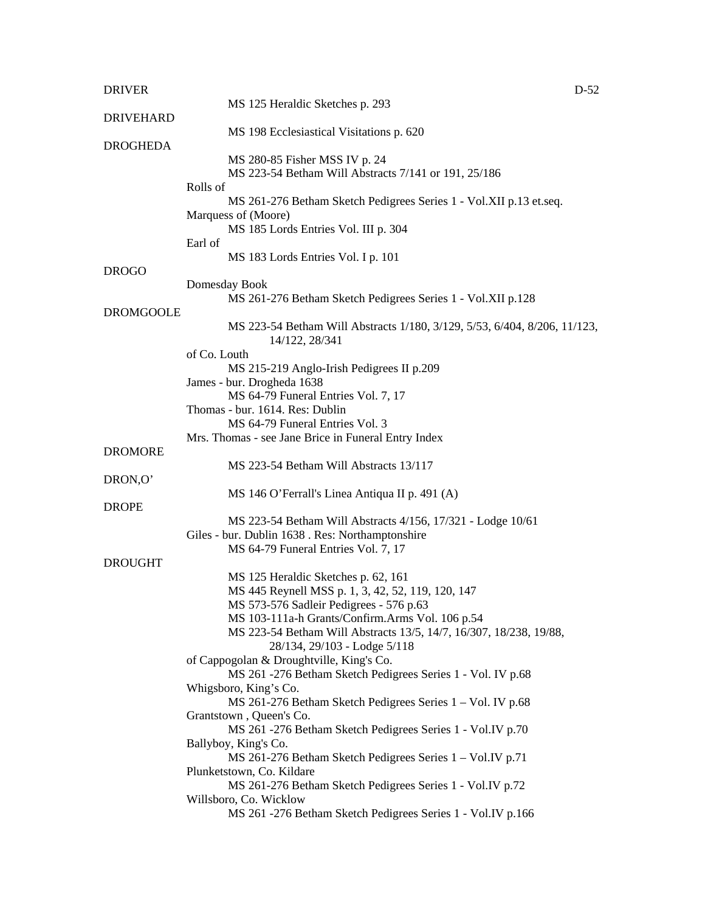**DRIVER**

MS 125 Heraldic Sketches p. 293

**DRIVEHARD**

MS 198 Ecclesiastical Visitations p. 620

**DROGHEDA**

MS 280-85 Fisher MSS IV p. 24
MS 223-54 Betham Will Abstracts 7/141 or 191, 25/186

Rolls of
MS 261-276 Betham Sketch Pedigrees Series 1 - Vol.XII p.13 et.seq.

Marquess of (Moore)
MS 185 Lords Entries Vol. III p. 304

Earl of
MS 183 Lords Entries Vol. I p. 101

**DROGO**

Domesday Book
MS 261-276 Betham Sketch Pedigrees Series 1 - Vol.XII p.128

**DROMGOOLE**

MS 223-54 Betham Will Abstracts 1/180, 3/129, 5/53, 6/404, 8/206, 11/123, 14/122, 28/341

of Co. Louth
MS 215-219 Anglo-Irish Pedigrees II p.209

James - bur. Drogheda 1638
MS 64-79 Funeral Entries Vol. 7, 17

Thomas - bur. 1614. Res: Dublin
MS 64-79 Funeral Entries Vol. 3

Mrs. Thomas - see Jane Brice in Funeral Entry Index

**DROMORE**

MS 223-54 Betham Will Abstracts 13/117

**DRON,O'**

MS 146 O'Ferrall's Linea Antiqua II p. 491 (A)

**DROPE**

MS 223-54 Betham Will Abstracts 4/156, 17/321 - Lodge 10/61

Giles - bur. Dublin 1638 . Res: Northamptonshire
MS 64-79 Funeral Entries Vol. 7, 17

**DROUGHT**

MS 125 Heraldic Sketches p. 62, 161
MS 445 Reynell MSS p. 1, 3, 42, 52, 119, 120, 147
MS 573-576 Sadleir Pedigrees - 576 p.63
MS 103-111a-h Grants/Confirm.Arms Vol. 106 p.54
MS 223-54 Betham Will Abstracts 13/5, 14/7, 16/307, 18/238, 19/88, 28/134, 29/103 - Lodge 5/118

of Cappogolan & Droughtville, King's Co.
MS 261 -276 Betham Sketch Pedigrees Series 1 - Vol. IV p.68

Whigsboro, King's Co.
MS 261-276 Betham Sketch Pedigrees Series 1 – Vol. IV p.68

Grantstown , Queen's Co.
MS 261 -276 Betham Sketch Pedigrees Series 1 - Vol.IV p.70

Ballyboy, King's Co.
MS 261-276 Betham Sketch Pedigrees Series 1 – Vol.IV p.71

Plunketstown, Co. Kildare
MS 261-276 Betham Sketch Pedigrees Series 1 - Vol.IV p.72

Willsboro, Co. Wicklow
MS 261 -276 Betham Sketch Pedigrees Series 1 - Vol.IV p.166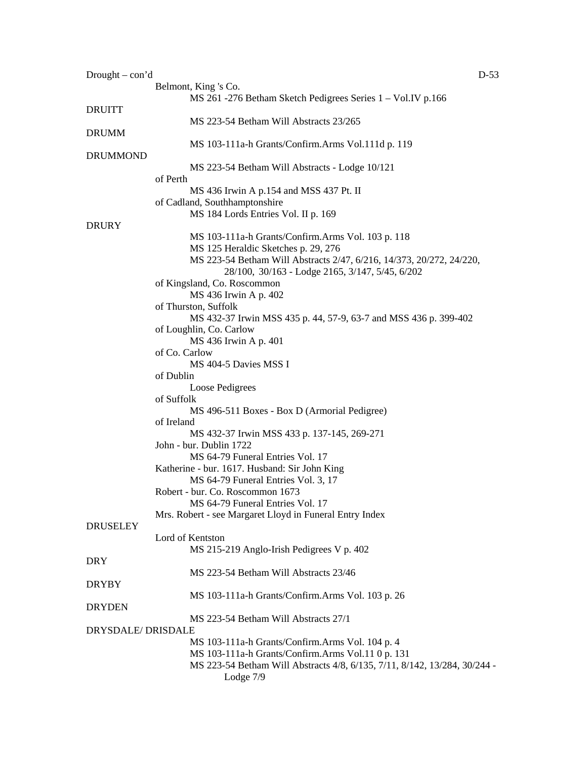Drought – con'd

Belmont, King 's Co.
- MS 261 -276 Betham Sketch Pedigrees Series 1 – Vol.IV p.166

DRUITT
- MS 223-54 Betham Will Abstracts 23/265

DRUMM
- MS 103-111a-h Grants/Confirm.Arms Vol.111d p. 119

DRUMMOND
- MS 223-54 Betham Will Abstracts - Lodge 10/121

of Perth
- MS 436 Irwin A p.154 and MSS 437 Pt. II

of Cadland, Southhamptonshire
- MS 184 Lords Entries Vol. II p. 169

DRURY
- MS 103-111a-h Grants/Confirm.Arms Vol. 103 p. 118
- MS 125 Heraldic Sketches p. 29, 276
- MS 223-54 Betham Will Abstracts 2/47, 6/216, 14/373, 20/272, 24/220, 28/100, 30/163 - Lodge 2165, 3/147, 5/45, 6/202

of Kingsland, Co. Roscommon
- MS 436 Irwin A p. 402

of Thurston, Suffolk
- MS 432-37 Irwin MSS 435 p. 44, 57-9, 63-7 and MSS 436 p. 399-402

of Loughlin, Co. Carlow
- MS 436 Irwin A p. 401

of Co. Carlow
- MS 404-5 Davies MSS I

of Dublin
- Loose Pedigrees

of Suffolk
- MS 496-511 Boxes - Box D (Armorial Pedigree)

of Ireland
- MS 432-37 Irwin MSS 433 p. 137-145, 269-271

John - bur. Dublin 1722
- MS 64-79 Funeral Entries Vol. 17

Katherine - bur. 1617. Husband: Sir John King
- MS 64-79 Funeral Entries Vol. 3, 17

Robert - bur. Co. Roscommon 1673
- MS 64-79 Funeral Entries Vol. 17

Mrs. Robert - see Margaret Lloyd in Funeral Entry Index

DRUSELEY

Lord of Kentston
- MS 215-219 Anglo-Irish Pedigrees V p. 402

DRY
- MS 223-54 Betham Will Abstracts 23/46

DRYBY
- MS 103-111a-h Grants/Confirm.Arms Vol. 103 p. 26

DRYDEN
- MS 223-54 Betham Will Abstracts 27/1

DRYSDALE/ DRISDALE
- MS 103-111a-h Grants/Confirm.Arms Vol. 104 p. 4
- MS 103-111a-h Grants/Confirm.Arms Vol.11 0 p. 131
- MS 223-54 Betham Will Abstracts 4/8, 6/135, 7/11, 8/142, 13/284, 30/244 - Lodge 7/9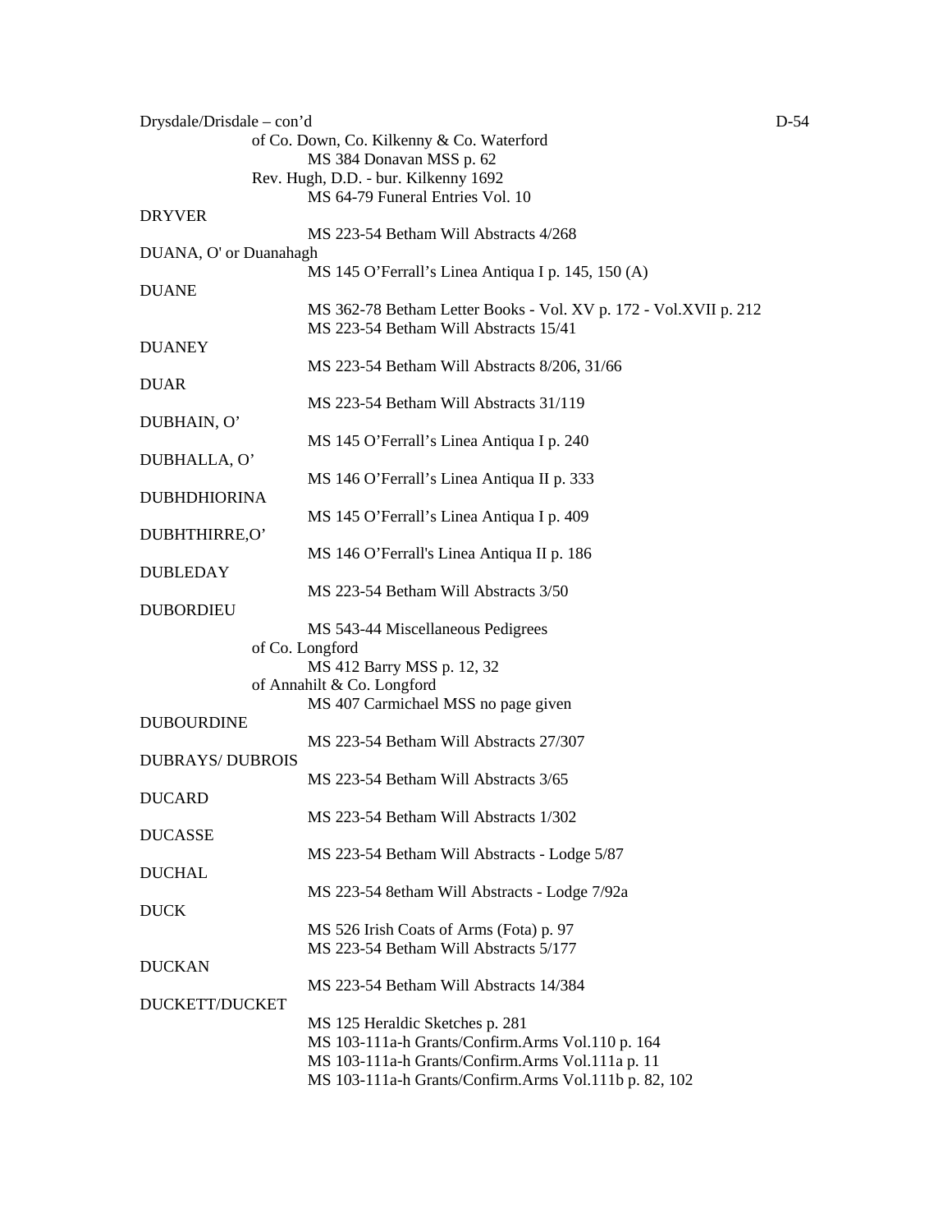Drysdale/Drisdale – con'd

of Co. Down, Co. Kilkenny & Co. Waterford
MS 384 Donavan MSS p. 62

Rev. Hugh, D.D. - bur. Kilkenny 1692
MS 64-79 Funeral Entries Vol. 10

DRYVER
MS 223-54 Betham Will Abstracts 4/268

DUANA, O' or Duanahagh
MS 145 O'Ferrall's Linea Antiqua I p. 145, 150 (A)

DUANE
MS 362-78 Betham Letter Books - Vol. XV p. 172 - Vol.XVII p. 212
MS 223-54 Betham Will Abstracts 15/41

DUANEY
MS 223-54 Betham Will Abstracts 8/206, 31/66

DUAR
MS 223-54 Betham Will Abstracts 31/119

DUBHAIN, O'
MS 145 O'Ferrall's Linea Antiqua I p. 240

DUBHALLA, O'
MS 146 O'Ferrall's Linea Antiqua II p. 333

DUBHDHIORINA
MS 145 O'Ferrall's Linea Antiqua I p. 409

DUBHTHIRRE,O'
MS 146 O'Ferrall's Linea Antiqua II p. 186

DUBLEDAY
MS 223-54 Betham Will Abstracts 3/50

DUBORDIEU
MS 543-44 Miscellaneous Pedigrees

of Co. Longford
MS 412 Barry MSS p. 12, 32

of Annahilt & Co. Longford
MS 407 Carmichael MSS no page given

DUBOURDINE
MS 223-54 Betham Will Abstracts 27/307

DUBRAYS/ DUBROIS
MS 223-54 Betham Will Abstracts 3/65

DUCARD
MS 223-54 Betham Will Abstracts 1/302

DUCASSE
MS 223-54 Betham Will Abstracts - Lodge 5/87

DUCHAL
MS 223-54 8etham Will Abstracts - Lodge 7/92a

DUCK
MS 526 Irish Coats of Arms (Fota) p. 97
MS 223-54 Betham Will Abstracts 5/177

DUCKAN
MS 223-54 Betham Will Abstracts 14/384

DUCKETT/DUCKET
MS 125 Heraldic Sketches p. 281
MS 103-111a-h Grants/Confirm.Arms Vol.110 p. 164
MS 103-111a-h Grants/Confirm.Arms Vol.111a p. 11
MS 103-111a-h Grants/Confirm.Arms Vol.111b p. 82, 102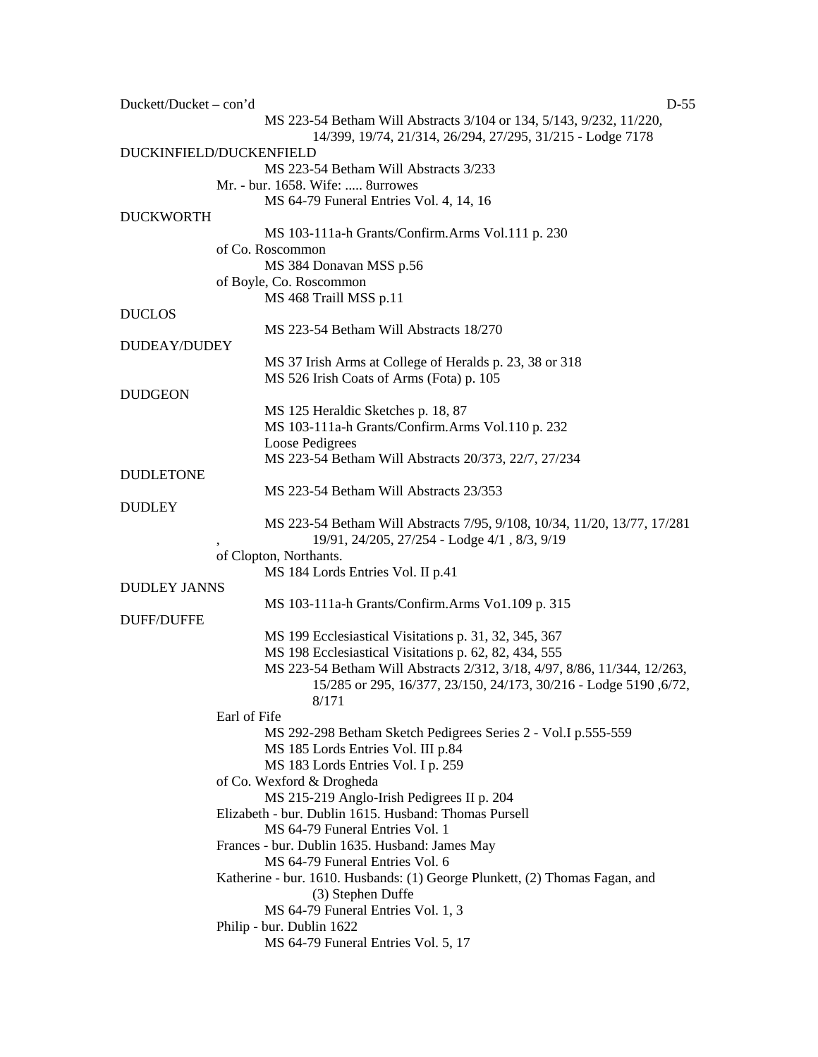Duckett/Ducket – con'd

MS 223-54 Betham Will Abstracts 3/104 or 134, 5/143, 9/232, 11/220, 14/399, 19/74, 21/314, 26/294, 27/295, 31/215 - Lodge 7178

DUCKINFIELD/DUCKENFIELD

MS 223-54 Betham Will Abstracts 3/233

Mr. - bur. 1658. Wife: ..... 8urrowes

MS 64-79 Funeral Entries Vol. 4, 14, 16

DUCKWORTH

MS 103-111a-h Grants/Confirm.Arms Vol.111 p. 230

of Co. Roscommon

MS 384 Donavan MSS p.56

of Boyle, Co. Roscommon

MS 468 Traill MSS p.11

DUCLOS

MS 223-54 Betham Will Abstracts 18/270

DUDEAY/DUDEY

MS 37 Irish Arms at College of Heralds p. 23, 38 or 318

MS 526 Irish Coats of Arms (Fota) p. 105

DUDGEON

MS 125 Heraldic Sketches p. 18, 87

MS 103-111a-h Grants/Confirm.Arms Vol.110 p. 232

Loose Pedigrees

MS 223-54 Betham Will Abstracts 20/373, 22/7, 27/234

DUDLETONE

MS 223-54 Betham Will Abstracts 23/353

DUDLEY

MS 223-54 Betham Will Abstracts 7/95, 9/108, 10/34, 11/20, 13/77, 17/281, 19/91, 24/205, 27/254 - Lodge 4/1 , 8/3, 9/19

of Clopton, Northants.

MS 184 Lords Entries Vol. II p.41

DUDLEY JANNS

MS 103-111a-h Grants/Confirm.Arms Vo1.109 p. 315

DUFF/DUFFE

MS 199 Ecclesiastical Visitations p. 31, 32, 345, 367

MS 198 Ecclesiastical Visitations p. 62, 82, 434, 555

MS 223-54 Betham Will Abstracts 2/312, 3/18, 4/97, 8/86, 11/344, 12/263, 15/285 or 295, 16/377, 23/150, 24/173, 30/216 - Lodge 5190 ,6/72, 8/171

Earl of Fife

MS 292-298 Betham Sketch Pedigrees Series 2 - Vol.I p.555-559

MS 185 Lords Entries Vol. III p.84

MS 183 Lords Entries Vol. I p. 259

of Co. Wexford & Drogheda

MS 215-219 Anglo-Irish Pedigrees II p. 204

Elizabeth - bur. Dublin 1615. Husband: Thomas Pursell

MS 64-79 Funeral Entries Vol. 1

Frances - bur. Dublin 1635. Husband: James May

MS 64-79 Funeral Entries Vol. 6

Katherine - bur. 1610. Husbands: (1) George Plunkett, (2) Thomas Fagan, and (3) Stephen Duffe

MS 64-79 Funeral Entries Vol. 1, 3

Philip - bur. Dublin 1622

MS 64-79 Funeral Entries Vol. 5, 17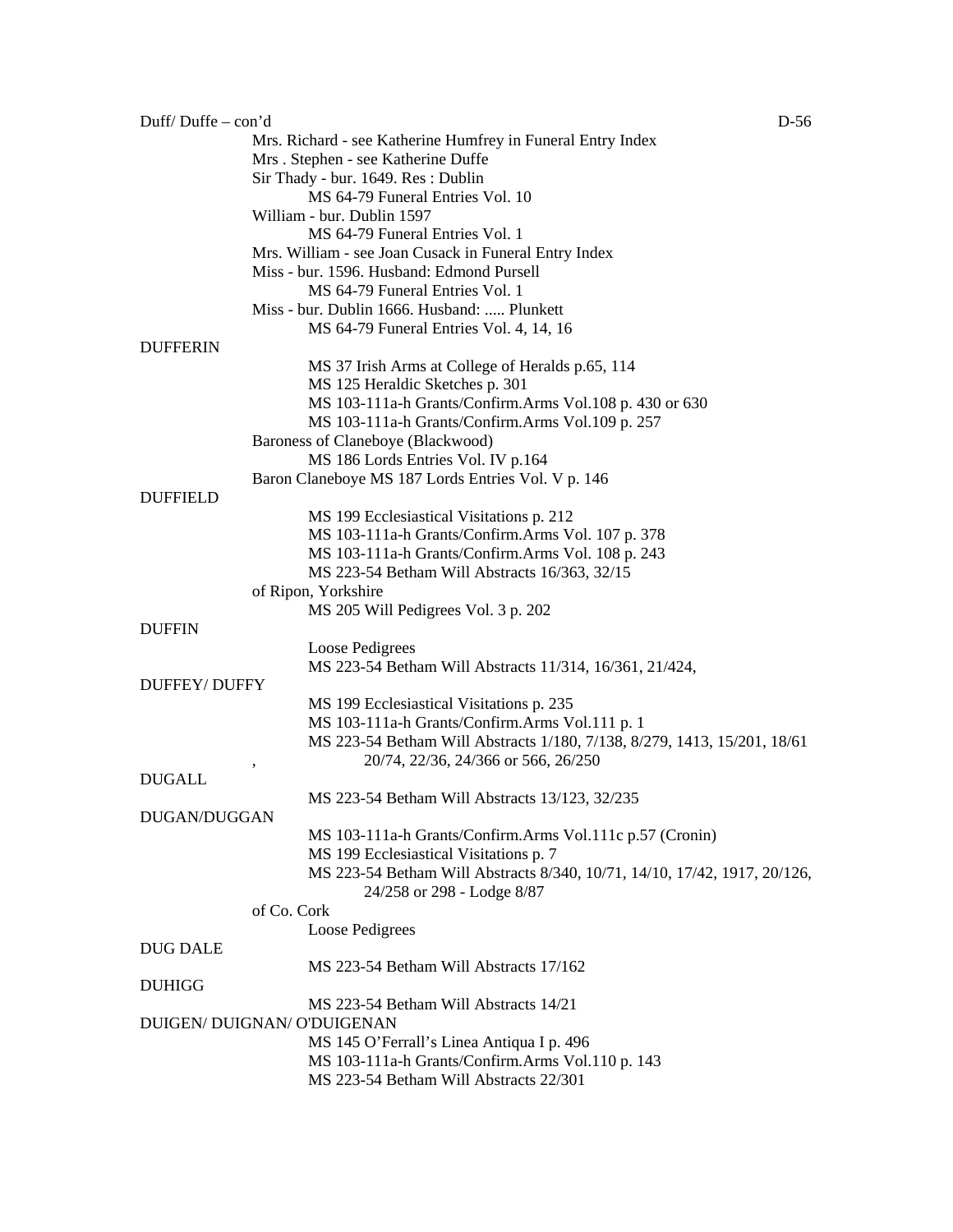Duff/ Duffe – con'd

- Mrs. Richard - see Katherine Humfrey in Funeral Entry Index
- Mrs . Stephen - see Katherine Duffe
- Sir Thady - bur. 1649. Res : Dublin
    - MS 64-79 Funeral Entries Vol. 10
- William - bur. Dublin 1597
    - MS 64-79 Funeral Entries Vol. 1
- Mrs. William - see Joan Cusack in Funeral Entry Index
- Miss - bur. 1596. Husband: Edmond Pursell
    - MS 64-79 Funeral Entries Vol. 1
- Miss - bur. Dublin 1666. Husband: ..... Plunkett
    - MS 64-79 Funeral Entries Vol. 4, 14, 16

DUFFERIN

- MS 37 Irish Arms at College of Heralds p.65, 114
- MS 125 Heraldic Sketches p. 301
- MS 103-111a-h Grants/Confirm.Arms Vol.108 p. 430 or 630
- MS 103-111a-h Grants/Confirm.Arms Vol.109 p. 257
- Baroness of Claneboye (Blackwood)
    - MS 186 Lords Entries Vol. IV p.164
- Baron Claneboye MS 187 Lords Entries Vol. V p. 146

DUFFIELD

- MS 199 Ecclesiastical Visitations p. 212
- MS 103-111a-h Grants/Confirm.Arms Vol. 107 p. 378
- MS 103-111a-h Grants/Confirm.Arms Vol. 108 p. 243
- MS 223-54 Betham Will Abstracts 16/363, 32/15
- of Ripon, Yorkshire
    - MS 205 Will Pedigrees Vol. 3 p. 202

DUFFIN

- Loose Pedigrees
- MS 223-54 Betham Will Abstracts 11/314, 16/361, 21/424,

DUFFEY/ DUFFY

- MS 199 Ecclesiastical Visitations p. 235
- MS 103-111a-h Grants/Confirm.Arms Vol.111 p. 1
- MS 223-54 Betham Will Abstracts 1/180, 7/138, 8/279, 1413, 15/201, 18/61, 20/74, 22/36, 24/366 or 566, 26/250

DUGALL

- MS 223-54 Betham Will Abstracts 13/123, 32/235

DUGAN/DUGGAN

- MS 103-111a-h Grants/Confirm.Arms Vol.111c p.57 (Cronin)
- MS 199 Ecclesiastical Visitations p. 7
- MS 223-54 Betham Will Abstracts 8/340, 10/71, 14/10, 17/42, 1917, 20/126, 24/258 or 298 - Lodge 8/87
- of Co. Cork
    - Loose Pedigrees

DUG DALE

- MS 223-54 Betham Will Abstracts 17/162

DUHIGG

- MS 223-54 Betham Will Abstracts 14/21

DUIGEN/ DUIGNAN/ O'DUIGENAN

- MS 145 O'Ferrall's Linea Antiqua I p. 496
- MS 103-111a-h Grants/Confirm.Arms Vol.110 p. 143
- MS 223-54 Betham Will Abstracts 22/301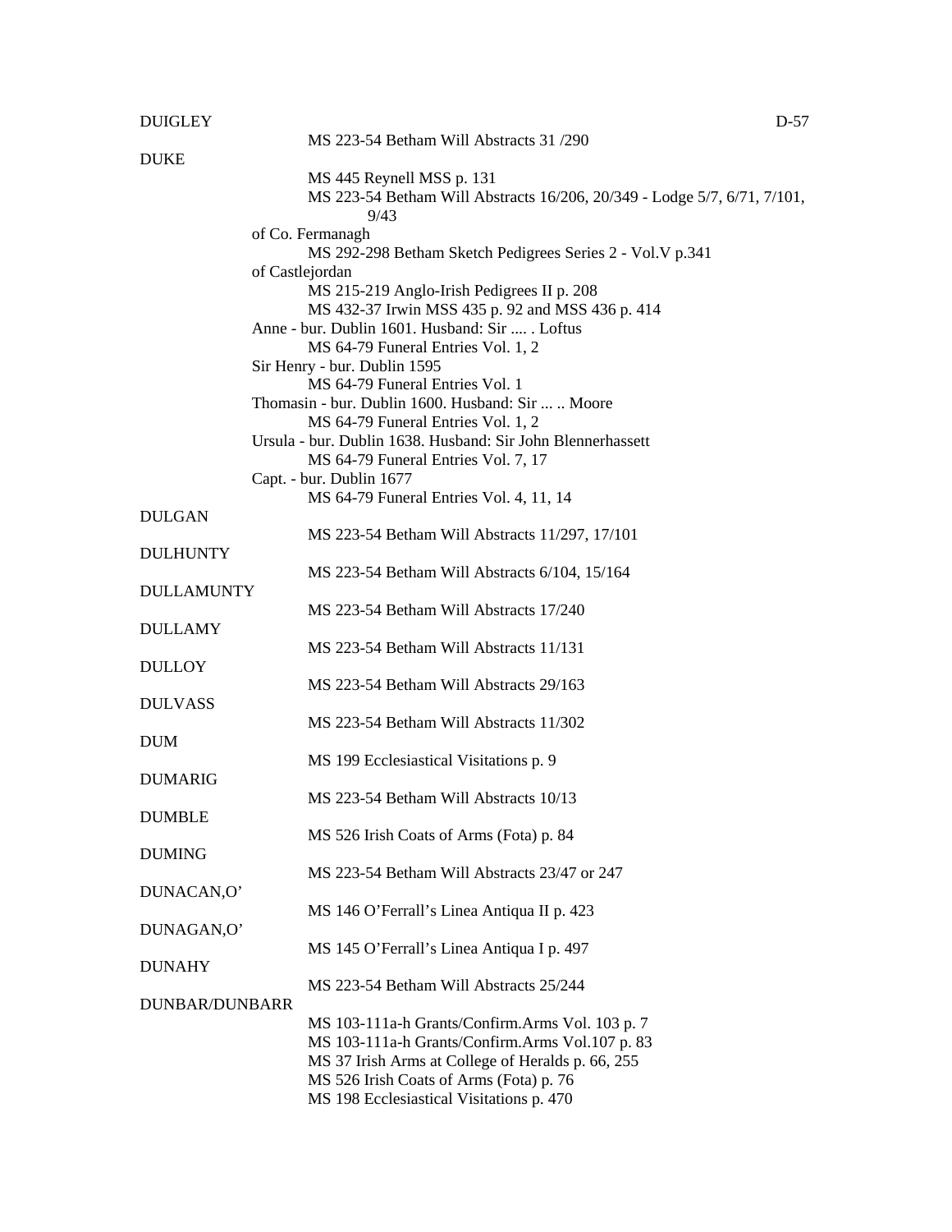DUIGLEY

MS 223-54 Betham Will Abstracts 31 /290

DUKE

MS 445 Reynell MSS p. 131
MS 223-54 Betham Will Abstracts 16/206, 20/349 - Lodge 5/7, 6/71, 7/101, 9/43

of Co. Fermanagh
MS 292-298 Betham Sketch Pedigrees Series 2 - Vol.V p.341

of Castlejordan
MS 215-219 Anglo-Irish Pedigrees II p. 208
MS 432-37 Irwin MSS 435 p. 92 and MSS 436 p. 414

Anne - bur. Dublin 1601. Husband: Sir .... . Loftus
MS 64-79 Funeral Entries Vol. 1, 2

Sir Henry - bur. Dublin 1595
MS 64-79 Funeral Entries Vol. 1

Thomasin - bur. Dublin 1600. Husband: Sir ... .. Moore
MS 64-79 Funeral Entries Vol. 1, 2

Ursula - bur. Dublin 1638. Husband: Sir John Blennerhassett
MS 64-79 Funeral Entries Vol. 7, 17

Capt. - bur. Dublin 1677
MS 64-79 Funeral Entries Vol. 4, 11, 14

DULGAN

MS 223-54 Betham Will Abstracts 11/297, 17/101

DULHUNTY

MS 223-54 Betham Will Abstracts 6/104, 15/164

DULLAMUNTY

MS 223-54 Betham Will Abstracts 17/240

DULLAMY

MS 223-54 Betham Will Abstracts 11/131

DULLOY

MS 223-54 Betham Will Abstracts 29/163

DULVASS

MS 223-54 Betham Will Abstracts 11/302

DUM

MS 199 Ecclesiastical Visitations p. 9

DUMARIG

MS 223-54 Betham Will Abstracts 10/13

DUMBLE

MS 526 Irish Coats of Arms (Fota) p. 84

DUMING

MS 223-54 Betham Will Abstracts 23/47 or 247

DUNACAN,O’

MS 146 O’Ferrall’s Linea Antiqua II p. 423

DUNAGAN,O’

MS 145 O’Ferrall’s Linea Antiqua I p. 497

DUNAHY

MS 223-54 Betham Will Abstracts 25/244

DUNBAR/DUNBARR

MS 103-111a-h Grants/Confirm.Arms Vol. 103 p. 7
MS 103-111a-h Grants/Confirm.Arms Vol.107 p. 83
MS 37 Irish Arms at College of Heralds p. 66, 255
MS 526 Irish Coats of Arms (Fota) p. 76
MS 198 Ecclesiastical Visitations p. 470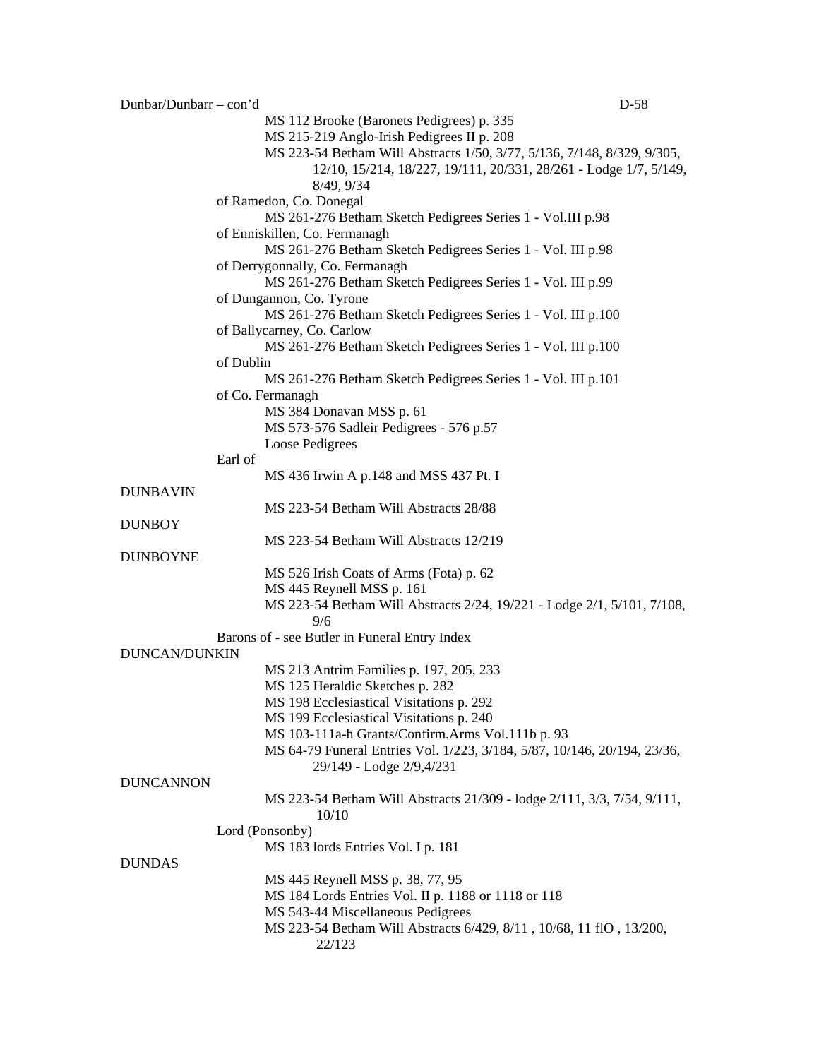Dunbar/Dunbarr – con'd

MS 112 Brooke (Baronets Pedigrees) p. 335
MS 215-219 Anglo-Irish Pedigrees II p. 208
MS 223-54 Betham Will Abstracts 1/50, 3/77, 5/136, 7/148, 8/329, 9/305, 12/10, 15/214, 18/227, 19/111, 20/331, 28/261 - Lodge 1/7, 5/149, 8/49, 9/34

of Ramedon, Co. Donegal
MS 261-276 Betham Sketch Pedigrees Series 1 - Vol.III p.98

of Enniskillen, Co. Fermanagh
MS 261-276 Betham Sketch Pedigrees Series 1 - Vol. III p.98

of Derrygonnally, Co. Fermanagh
MS 261-276 Betham Sketch Pedigrees Series 1 - Vol. III p.99

of Dungannon, Co. Tyrone
MS 261-276 Betham Sketch Pedigrees Series 1 - Vol. III p.100

of Ballycarney, Co. Carlow
MS 261-276 Betham Sketch Pedigrees Series 1 - Vol. III p.100

of Dublin
MS 261-276 Betham Sketch Pedigrees Series 1 - Vol. III p.101

of Co. Fermanagh
MS 384 Donavan MSS p. 61
MS 573-576 Sadleir Pedigrees - 576 p.57
Loose Pedigrees

Earl of
MS 436 Irwin A p.148 and MSS 437 Pt. I

DUNBAVIN
MS 223-54 Betham Will Abstracts 28/88

DUNBOY
MS 223-54 Betham Will Abstracts 12/219

DUNBOYNE
MS 526 Irish Coats of Arms (Fota) p. 62
MS 445 Reynell MSS p. 161
MS 223-54 Betham Will Abstracts 2/24, 19/221 - Lodge 2/1, 5/101, 7/108, 9/6

Barons of - see Butler in Funeral Entry Index

DUNCAN/DUNKIN
MS 213 Antrim Families p. 197, 205, 233
MS 125 Heraldic Sketches p. 282
MS 198 Ecclesiastical Visitations p. 292
MS 199 Ecclesiastical Visitations p. 240
MS 103-111a-h Grants/Confirm.Arms Vol.111b p. 93
MS 64-79 Funeral Entries Vol. 1/223, 3/184, 5/87, 10/146, 20/194, 23/36, 29/149 - Lodge 2/9,4/231

DUNCANNON
MS 223-54 Betham Will Abstracts 21/309 - lodge 2/111, 3/3, 7/54, 9/111, 10/10

Lord (Ponsonby)
MS 183 lords Entries Vol. I p. 181

DUNDAS
MS 445 Reynell MSS p. 38, 77, 95
MS 184 Lords Entries Vol. II p. 1188 or 1118 or 118
MS 543-44 Miscellaneous Pedigrees
MS 223-54 Betham Will Abstracts 6/429, 8/11 , 10/68, 11 flO , 13/200, 22/123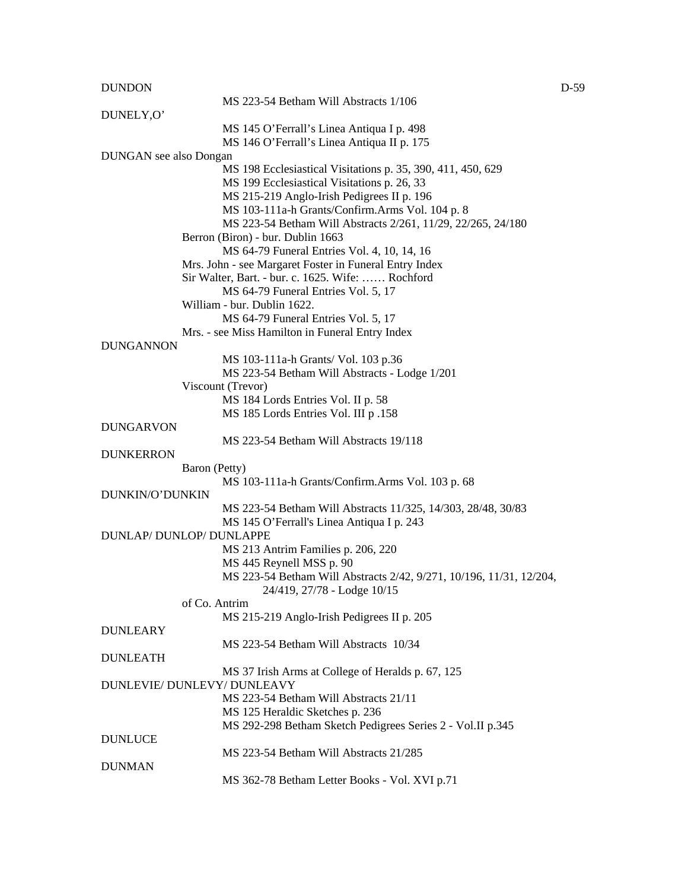DUNDON

MS 223-54 Betham Will Abstracts 1/106

DUNELY,O'

MS 145 O'Ferrall's Linea Antiqua I p. 498
MS 146 O'Ferrall's Linea Antiqua II p. 175

DUNGAN see also Dongan

MS 198 Ecclesiastical Visitations p. 35, 390, 411, 450, 629
MS 199 Ecclesiastical Visitations p. 26, 33
MS 215-219 Anglo-Irish Pedigrees II p. 196
MS 103-111a-h Grants/Confirm.Arms Vol. 104 p. 8
MS 223-54 Betham Will Abstracts 2/261, 11/29, 22/265, 24/180

Berron (Biron) - bur. Dublin 1663
MS 64-79 Funeral Entries Vol. 4, 10, 14, 16

Mrs. John - see Margaret Foster in Funeral Entry Index

Sir Walter, Bart. - bur. c. 1625. Wife: …… Rochford
MS 64-79 Funeral Entries Vol. 5, 17

William - bur. Dublin 1622.
MS 64-79 Funeral Entries Vol. 5, 17

Mrs. - see Miss Hamilton in Funeral Entry Index

DUNGANNON

MS 103-111a-h Grants/ Vol. 103 p.36
MS 223-54 Betham Will Abstracts - Lodge 1/201

Viscount (Trevor)
MS 184 Lords Entries Vol. II p. 58
MS 185 Lords Entries Vol. III p .158

DUNGARVON

MS 223-54 Betham Will Abstracts 19/118

DUNKERRON

Baron (Petty)
MS 103-111a-h Grants/Confirm.Arms Vol. 103 p. 68

DUNKIN/O'DUNKIN

MS 223-54 Betham Will Abstracts 11/325, 14/303, 28/48, 30/83
MS 145 O'Ferrall's Linea Antiqua I p. 243

DUNLAP/ DUNLOP/ DUNLAPPE

MS 213 Antrim Families p. 206, 220
MS 445 Reynell MSS p. 90
MS 223-54 Betham Will Abstracts 2/42, 9/271, 10/196, 11/31, 12/204, 24/419, 27/78 - Lodge 10/15

of Co. Antrim
MS 215-219 Anglo-Irish Pedigrees II p. 205

DUNLEARY

MS 223-54 Betham Will Abstracts 10/34

DUNLEATH

MS 37 Irish Arms at College of Heralds p. 67, 125

DUNLEVIE/ DUNLEVY/ DUNLEAVY

MS 223-54 Betham Will Abstracts 21/11
MS 125 Heraldic Sketches p. 236
MS 292-298 Betham Sketch Pedigrees Series 2 - Vol.II p.345

DUNLUCE

MS 223-54 Betham Will Abstracts 21/285

DUNMAN

MS 362-78 Betham Letter Books - Vol. XVI p.71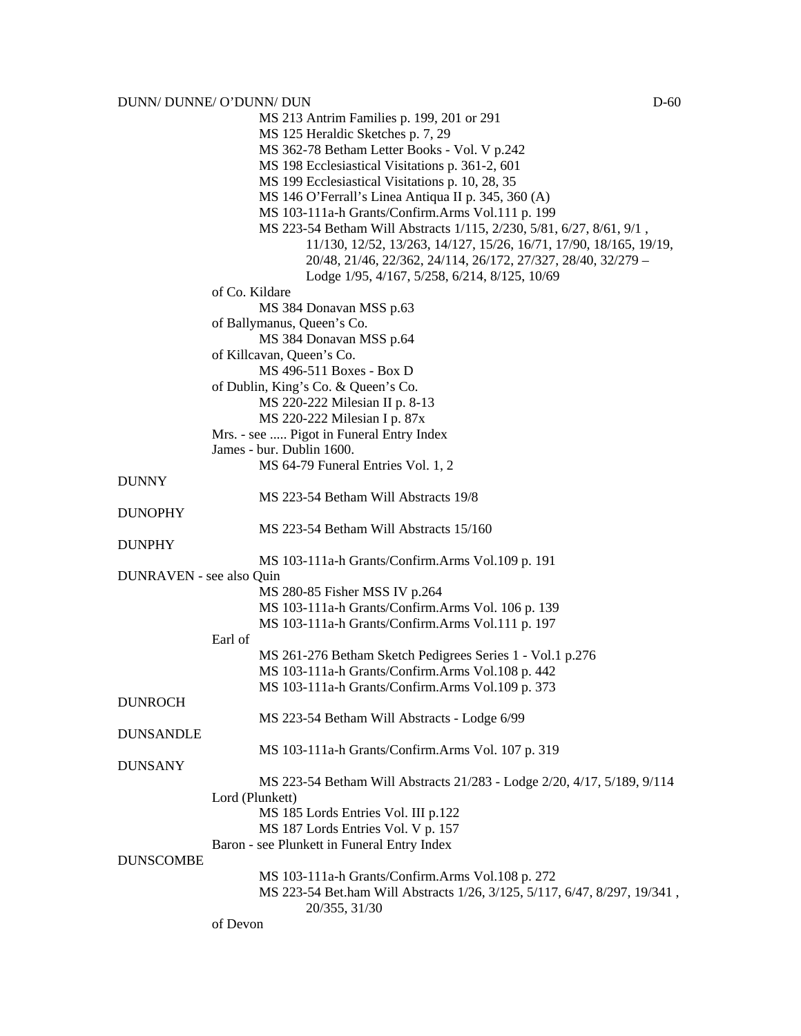DUNN/ DUNNE/ O'DUNN/ DUN D-60

MS 213 Antrim Families p. 199, 201 or 291
MS 125 Heraldic Sketches p. 7, 29
MS 362-78 Betham Letter Books - Vol. V p.242
MS 198 Ecclesiastical Visitations p. 361-2, 601
MS 199 Ecclesiastical Visitations p. 10, 28, 35
MS 146 O'Ferrall's Linea Antiqua II p. 345, 360 (A)
MS 103-111a-h Grants/Confirm.Arms Vol.111 p. 199
MS 223-54 Betham Will Abstracts 1/115, 2/230, 5/81, 6/27, 8/61, 9/1 , 11/130, 12/52, 13/263, 14/127, 15/26, 16/71, 17/90, 18/165, 19/19, 20/48, 21/46, 22/362, 24/114, 26/172, 27/327, 28/40, 32/279 – Lodge 1/95, 4/167, 5/258, 6/214, 8/125, 10/69

of Co. Kildare
MS 384 Donavan MSS p.63

of Ballymanus, Queen's Co.
MS 384 Donavan MSS p.64

of Killcavan, Queen's Co.
MS 496-511 Boxes - Box D

of Dublin, King's Co. & Queen's Co.
MS 220-222 Milesian II p. 8-13
MS 220-222 Milesian I p. 87x

Mrs. - see ..... Pigot in Funeral Entry Index

James - bur. Dublin 1600.
MS 64-79 Funeral Entries Vol. 1, 2

DUNNY
MS 223-54 Betham Will Abstracts 19/8

DUNOPHY
MS 223-54 Betham Will Abstracts 15/160

DUNPHY
MS 103-111a-h Grants/Confirm.Arms Vol.109 p. 191

DUNRAVEN - see also Quin
MS 280-85 Fisher MSS IV p.264
MS 103-111a-h Grants/Confirm.Arms Vol. 106 p. 139
MS 103-111a-h Grants/Confirm.Arms Vol.111 p. 197

Earl of
MS 261-276 Betham Sketch Pedigrees Series 1 - Vol.1 p.276
MS 103-111a-h Grants/Confirm.Arms Vol.108 p. 442
MS 103-111a-h Grants/Confirm.Arms Vol.109 p. 373

DUNROCH
MS 223-54 Betham Will Abstracts - Lodge 6/99

DUNSANDLE
MS 103-111a-h Grants/Confirm.Arms Vol. 107 p. 319

DUNSANY
MS 223-54 Betham Will Abstracts 21/283 - Lodge 2/20, 4/17, 5/189, 9/114

Lord (Plunkett)
MS 185 Lords Entries Vol. III p.122
MS 187 Lords Entries Vol. V p. 157

Baron - see Plunkett in Funeral Entry Index

DUNSCOMBE
MS 103-111a-h Grants/Confirm.Arms Vol.108 p. 272
MS 223-54 Bet.ham Will Abstracts 1/26, 3/125, 5/117, 6/47, 8/297, 19/341 , 20/355, 31/30

of Devon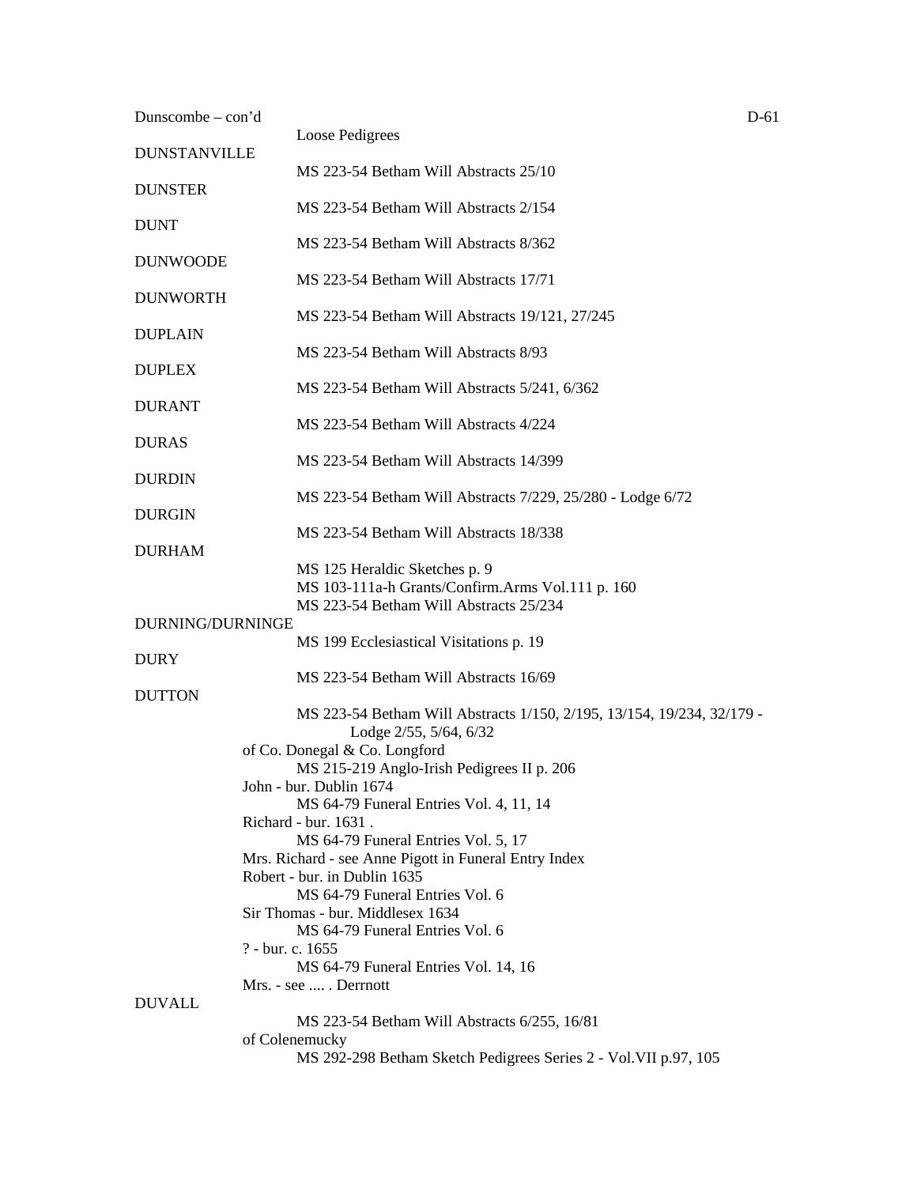Dunscombe – con'd

Loose Pedigrees

DUNSTANVILLE

MS 223-54 Betham Will Abstracts 25/10

DUNSTER

MS 223-54 Betham Will Abstracts 2/154

DUNT

MS 223-54 Betham Will Abstracts 8/362

DUNWOODE

MS 223-54 Betham Will Abstracts 17/71

DUNWORTH

MS 223-54 Betham Will Abstracts 19/121, 27/245

DUPLAIN

MS 223-54 Betham Will Abstracts 8/93

DUPLEX

MS 223-54 Betham Will Abstracts 5/241, 6/362

DURANT

MS 223-54 Betham Will Abstracts 4/224

DURAS

MS 223-54 Betham Will Abstracts 14/399

DURDIN

MS 223-54 Betham Will Abstracts 7/229, 25/280 - Lodge 6/72

DURGIN

MS 223-54 Betham Will Abstracts 18/338

DURHAM

MS 125 Heraldic Sketches p. 9
MS 103-111a-h Grants/Confirm.Arms Vol.111 p. 160
MS 223-54 Betham Will Abstracts 25/234

DURNING/DURNINGE

MS 199 Ecclesiastical Visitations p. 19

DURY

MS 223-54 Betham Will Abstracts 16/69

DUTTON

MS 223-54 Betham Will Abstracts 1/150, 2/195, 13/154, 19/234, 32/179 - Lodge 2/55, 5/64, 6/32

of Co. Donegal & Co. Longford
MS 215-219 Anglo-Irish Pedigrees II p. 206

John - bur. Dublin 1674
MS 64-79 Funeral Entries Vol. 4, 11, 14

Richard - bur. 1631 .
MS 64-79 Funeral Entries Vol. 5, 17

Mrs. Richard - see Anne Pigott in Funeral Entry Index

Robert - bur. in Dublin 1635
MS 64-79 Funeral Entries Vol. 6

Sir Thomas - bur. Middlesex 1634
MS 64-79 Funeral Entries Vol. 6

? - bur. c. 1655
MS 64-79 Funeral Entries Vol. 14, 16

Mrs. - see .... . Derrnott

DUVALL

MS 223-54 Betham Will Abstracts 6/255, 16/81

of Colenemucky
MS 292-298 Betham Sketch Pedigrees Series 2 - Vol.VII p.97, 105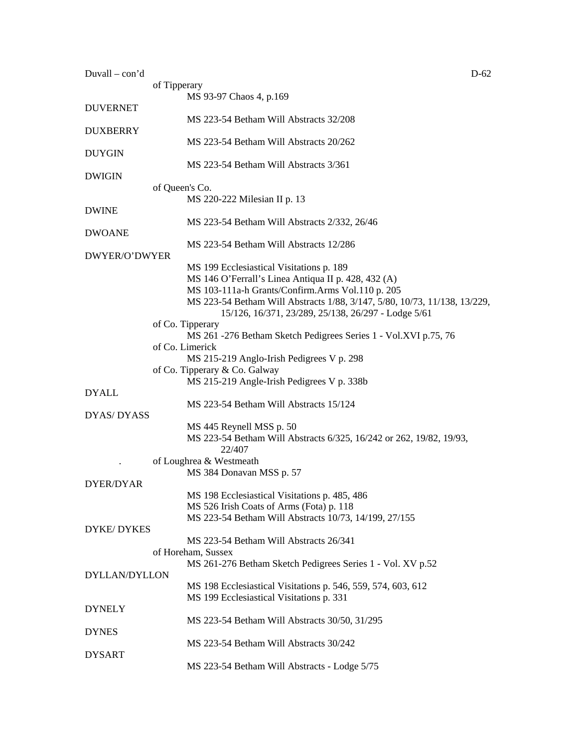Duvall – con'd

of Tipperary

MS 93-97 Chaos 4, p.169

DUVERNET

MS 223-54 Betham Will Abstracts 32/208

DUXBERRY

MS 223-54 Betham Will Abstracts 20/262

DUYGIN

MS 223-54 Betham Will Abstracts 3/361

DWIGIN

of Queen's Co.

MS 220-222 Milesian II p. 13

DWINE

MS 223-54 Betham Will Abstracts 2/332, 26/46

DWOANE

MS 223-54 Betham Will Abstracts 12/286

DWYER/O'DWYER

MS 199 Ecclesiastical Visitations p. 189
MS 146 O'Ferrall's Linea Antiqua II p. 428, 432 (A)
MS 103-111a-h Grants/Confirm.Arms Vol.110 p. 205
MS 223-54 Betham Will Abstracts 1/88, 3/147, 5/80, 10/73, 11/138, 13/229, 15/126, 16/371, 23/289, 25/138, 26/297 - Lodge 5/61

of Co. Tipperary

MS 261 -276 Betham Sketch Pedigrees Series 1 - Vol.XVI p.75, 76

of Co. Limerick

MS 215-219 Anglo-Irish Pedigrees V p. 298

of Co. Tipperary & Co. Galway

MS 215-219 Angle-Irish Pedigrees V p. 338b

DYALL

MS 223-54 Betham Will Abstracts 15/124

DYAS/ DYASS

MS 445 Reynell MSS p. 50
MS 223-54 Betham Will Abstracts 6/325, 16/242 or 262, 19/82, 19/93, 22/407

. of Loughrea & Westmeath

MS 384 Donavan MSS p. 57

DYER/DYAR

MS 198 Ecclesiastical Visitations p. 485, 486
MS 526 Irish Coats of Arms (Fota) p. 118
MS 223-54 Betham Will Abstracts 10/73, 14/199, 27/155

DYKE/ DYKES

MS 223-54 Betham Will Abstracts 26/341

of Horeham, Sussex

MS 261-276 Betham Sketch Pedigrees Series 1 - Vol. XV p.52

DYLLAN/DYLLON

MS 198 Ecclesiastical Visitations p. 546, 559, 574, 603, 612
MS 199 Ecclesiastical Visitations p. 331

DYNELY

MS 223-54 Betham Will Abstracts 30/50, 31/295

DYNES

MS 223-54 Betham Will Abstracts 30/242

DYSART

MS 223-54 Betham Will Abstracts - Lodge 5/75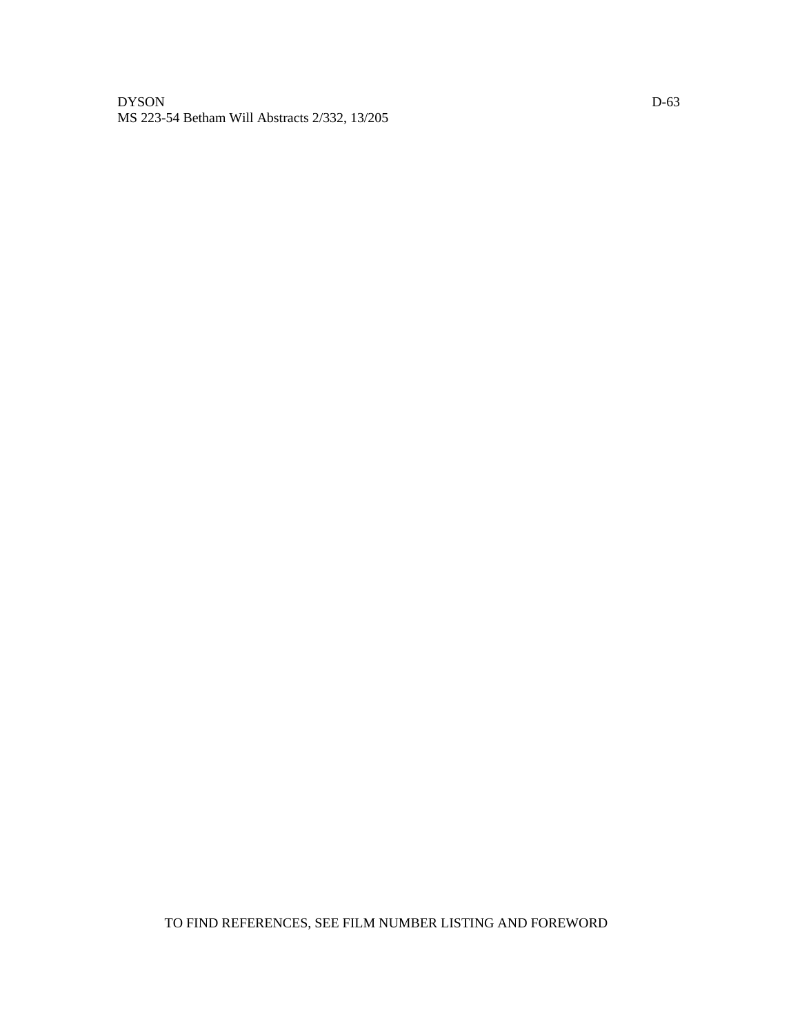DYSON

MS 223-54 Betham Will Abstracts 2/332, 13/205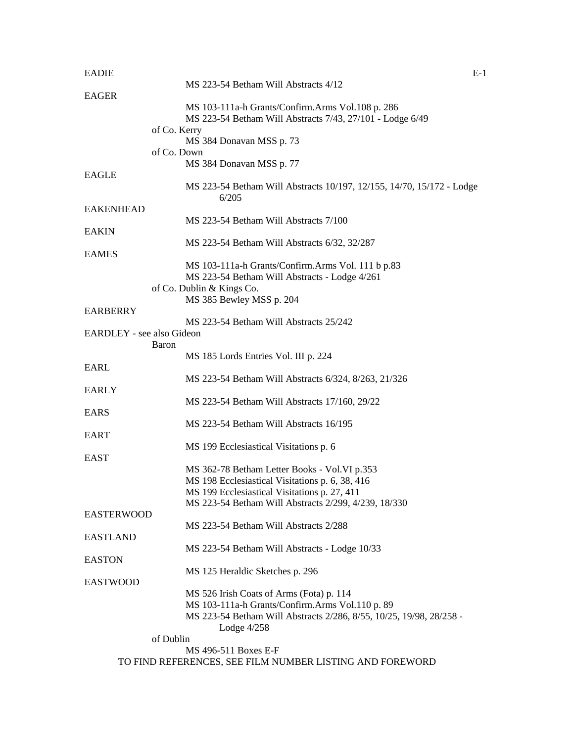EADIE

MS 223-54 Betham Will Abstracts 4/12

EAGER

MS 103-111a-h Grants/Confirm.Arms Vol.108 p. 286
MS 223-54 Betham Will Abstracts 7/43, 27/101 - Lodge 6/49

of Co. Kerry

MS 384 Donavan MSS p. 73

of Co. Down

MS 384 Donavan MSS p. 77

EAGLE

MS 223-54 Betham Will Abstracts 10/197, 12/155, 14/70, 15/172 - Lodge 6/205

EAKENHEAD

MS 223-54 Betham Will Abstracts 7/100

EAKIN

MS 223-54 Betham Will Abstracts 6/32, 32/287

EAMES

MS 103-111a-h Grants/Confirm.Arms Vol. 111 b p.83
MS 223-54 Betham Will Abstracts - Lodge 4/261

of Co. Dublin & Kings Co.

MS 385 Bewley MSS p. 204

EARBERRY

MS 223-54 Betham Will Abstracts 25/242

EARDLEY - see also Gideon

Baron

MS 185 Lords Entries Vol. III p. 224

EARL

MS 223-54 Betham Will Abstracts 6/324, 8/263, 21/326

EARLY

MS 223-54 Betham Will Abstracts 17/160, 29/22

EARS

MS 223-54 Betham Will Abstracts 16/195

EART

MS 199 Ecclesiastical Visitations p. 6

EAST

MS 362-78 Betham Letter Books - Vol.VI p.353
MS 198 Ecclesiastical Visitations p. 6, 38, 416
MS 199 Ecclesiastical Visitations p. 27, 411
MS 223-54 Betham Will Abstracts 2/299, 4/239, 18/330

EASTERWOOD

MS 223-54 Betham Will Abstracts 2/288

EASTLAND

MS 223-54 Betham Will Abstracts - Lodge 10/33

EASTON

MS 125 Heraldic Sketches p. 296

EASTWOOD

MS 526 Irish Coats of Arms (Fota) p. 114
MS 103-111a-h Grants/Confirm.Arms Vol.110 p. 89
MS 223-54 Betham Will Abstracts 2/286, 8/55, 10/25, 19/98, 28/258 - Lodge 4/258

of Dublin

MS 496-511 Boxes E-F

TO FIND REFERENCES, SEE FILM NUMBER LISTING AND FOREWORD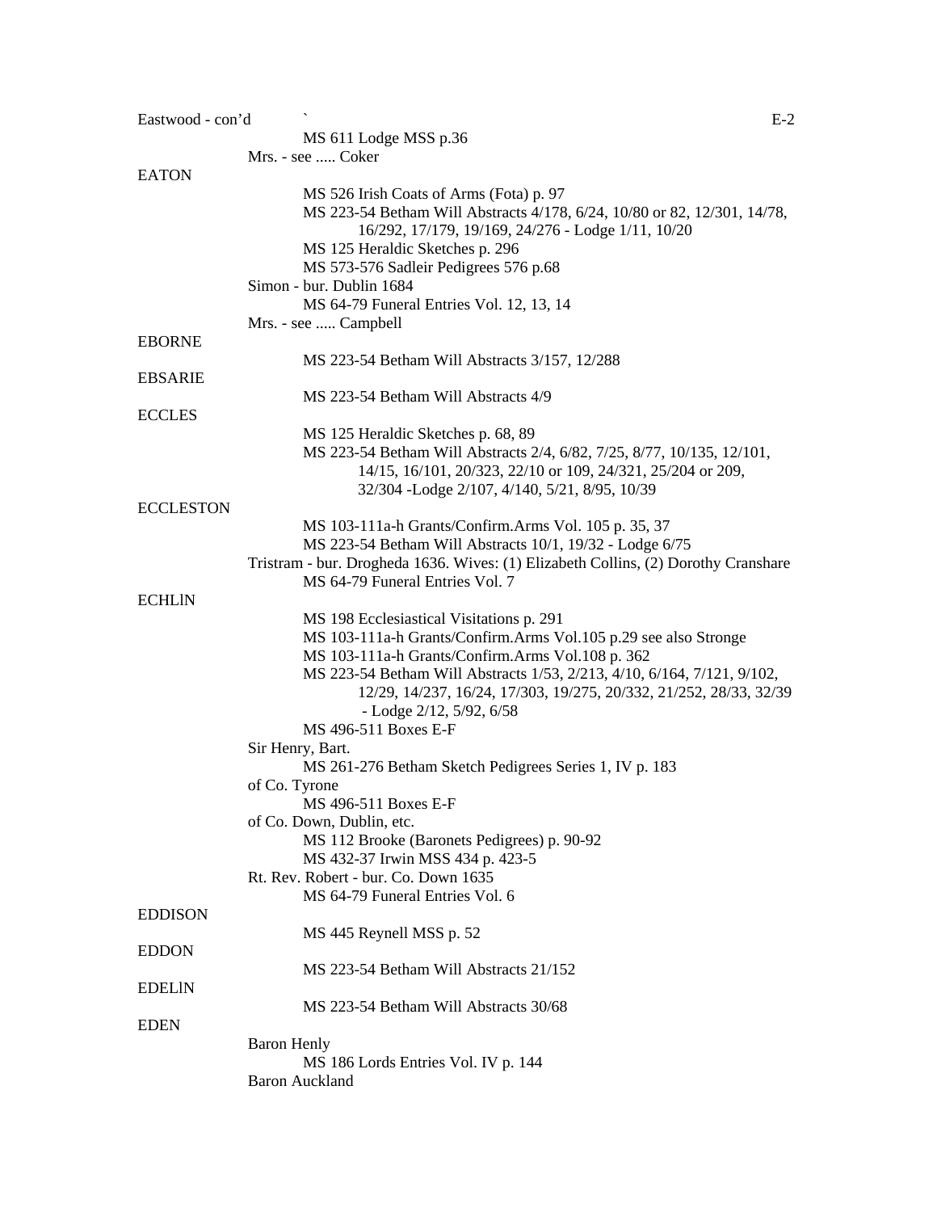Eastwood - con'd

MS 611 Lodge MSS p.36

Mrs. - see ..... Coker

EATON

MS 526 Irish Coats of Arms (Fota) p. 97

MS 223-54 Betham Will Abstracts 4/178, 6/24, 10/80 or 82, 12/301, 14/78, 16/292, 17/179, 19/169, 24/276 - Lodge 1/11, 10/20

MS 125 Heraldic Sketches p. 296

MS 573-576 Sadleir Pedigrees 576 p.68

Simon - bur. Dublin 1684

MS 64-79 Funeral Entries Vol. 12, 13, 14

Mrs. - see ..... Campbell

EBORNE

MS 223-54 Betham Will Abstracts 3/157, 12/288

EBSARIE

MS 223-54 Betham Will Abstracts 4/9

ECCLES

MS 125 Heraldic Sketches p. 68, 89

MS 223-54 Betham Will Abstracts 2/4, 6/82, 7/25, 8/77, 10/135, 12/101, 14/15, 16/101, 20/323, 22/10 or 109, 24/321, 25/204 or 209, 32/304 -Lodge 2/107, 4/140, 5/21, 8/95, 10/39

ECCLESTON

MS 103-111a-h Grants/Confirm.Arms Vol. 105 p. 35, 37

MS 223-54 Betham Will Abstracts 10/1, 19/32 - Lodge 6/75

Tristram - bur. Drogheda 1636. Wives: (1) Elizabeth Collins, (2) Dorothy Cranshare

MS 64-79 Funeral Entries Vol. 7

ECHLIN

MS 198 Ecclesiastical Visitations p. 291

MS 103-111a-h Grants/Confirm.Arms Vol.105 p.29 see also Stronge

MS 103-111a-h Grants/Confirm.Arms Vol.108 p. 362

MS 223-54 Betham Will Abstracts 1/53, 2/213, 4/10, 6/164, 7/121, 9/102, 12/29, 14/237, 16/24, 17/303, 19/275, 20/332, 21/252, 28/33, 32/39 - Lodge 2/12, 5/92, 6/58

MS 496-511 Boxes E-F

Sir Henry, Bart.

MS 261-276 Betham Sketch Pedigrees Series 1, IV p. 183

of Co. Tyrone

MS 496-511 Boxes E-F

of Co. Down, Dublin, etc.

MS 112 Brooke (Baronets Pedigrees) p. 90-92

MS 432-37 Irwin MSS 434 p. 423-5

Rt. Rev. Robert - bur. Co. Down 1635

MS 64-79 Funeral Entries Vol. 6

EDDISON

MS 445 Reynell MSS p. 52

EDDON

MS 223-54 Betham Will Abstracts 21/152

EDELIN

MS 223-54 Betham Will Abstracts 30/68

EDEN

Baron Henly

MS 186 Lords Entries Vol. IV p. 144

Baron Auckland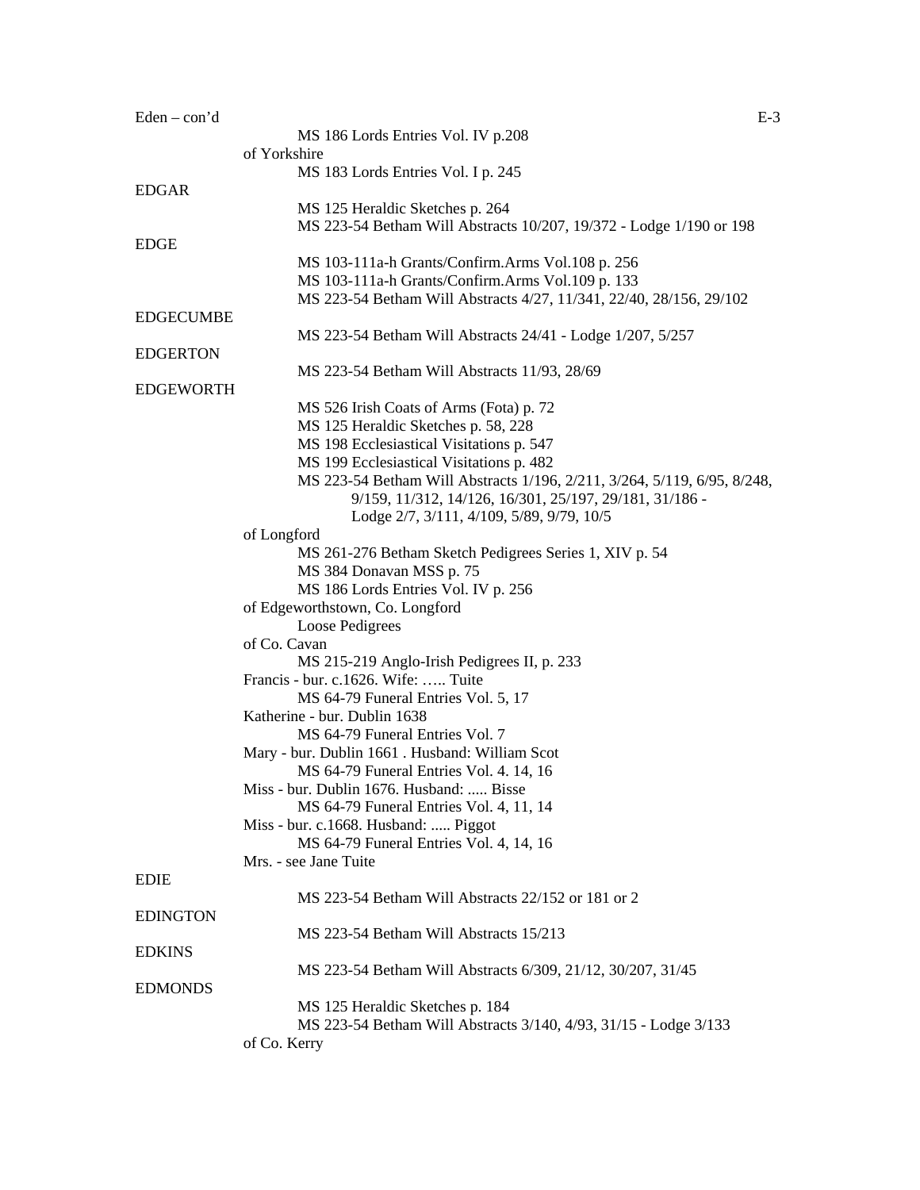Eden – con'd

MS 186 Lords Entries Vol. IV p.208

of Yorkshire

MS 183 Lords Entries Vol. I p. 245

EDGAR

MS 125 Heraldic Sketches p. 264
MS 223-54 Betham Will Abstracts 10/207, 19/372 - Lodge 1/190 or 198

EDGE

MS 103-111a-h Grants/Confirm.Arms Vol.108 p. 256
MS 103-111a-h Grants/Confirm.Arms Vol.109 p. 133
MS 223-54 Betham Will Abstracts 4/27, 11/341, 22/40, 28/156, 29/102

EDGECUMBE

MS 223-54 Betham Will Abstracts 24/41 - Lodge 1/207, 5/257

EDGERTON

MS 223-54 Betham Will Abstracts 11/93, 28/69

EDGEWORTH

MS 526 Irish Coats of Arms (Fota) p. 72
MS 125 Heraldic Sketches p. 58, 228
MS 198 Ecclesiastical Visitations p. 547
MS 199 Ecclesiastical Visitations p. 482
MS 223-54 Betham Will Abstracts 1/196, 2/211, 3/264, 5/119, 6/95, 8/248, 9/159, 11/312, 14/126, 16/301, 25/197, 29/181, 31/186 - Lodge 2/7, 3/111, 4/109, 5/89, 9/79, 10/5

of Longford

MS 261-276 Betham Sketch Pedigrees Series 1, XIV p. 54
MS 384 Donavan MSS p. 75
MS 186 Lords Entries Vol. IV p. 256

of Edgeworthstown, Co. Longford

Loose Pedigrees

of Co. Cavan

MS 215-219 Anglo-Irish Pedigrees II, p. 233

Francis - bur. c.1626. Wife: ….. Tuite

MS 64-79 Funeral Entries Vol. 5, 17

Katherine - bur. Dublin 1638

MS 64-79 Funeral Entries Vol. 7

Mary - bur. Dublin 1661 . Husband: William Scot

MS 64-79 Funeral Entries Vol. 4. 14, 16

Miss - bur. Dublin 1676. Husband: ..... Bisse

MS 64-79 Funeral Entries Vol. 4, 11, 14

Miss - bur. c.1668. Husband: ..... Piggot

MS 64-79 Funeral Entries Vol. 4, 14, 16

Mrs. - see Jane Tuite

EDIE

MS 223-54 Betham Will Abstracts 22/152 or 181 or 2

EDINGTON

MS 223-54 Betham Will Abstracts 15/213

EDKINS

MS 223-54 Betham Will Abstracts 6/309, 21/12, 30/207, 31/45

EDMONDS

MS 125 Heraldic Sketches p. 184
MS 223-54 Betham Will Abstracts 3/140, 4/93, 31/15 - Lodge 3/133

of Co. Kerry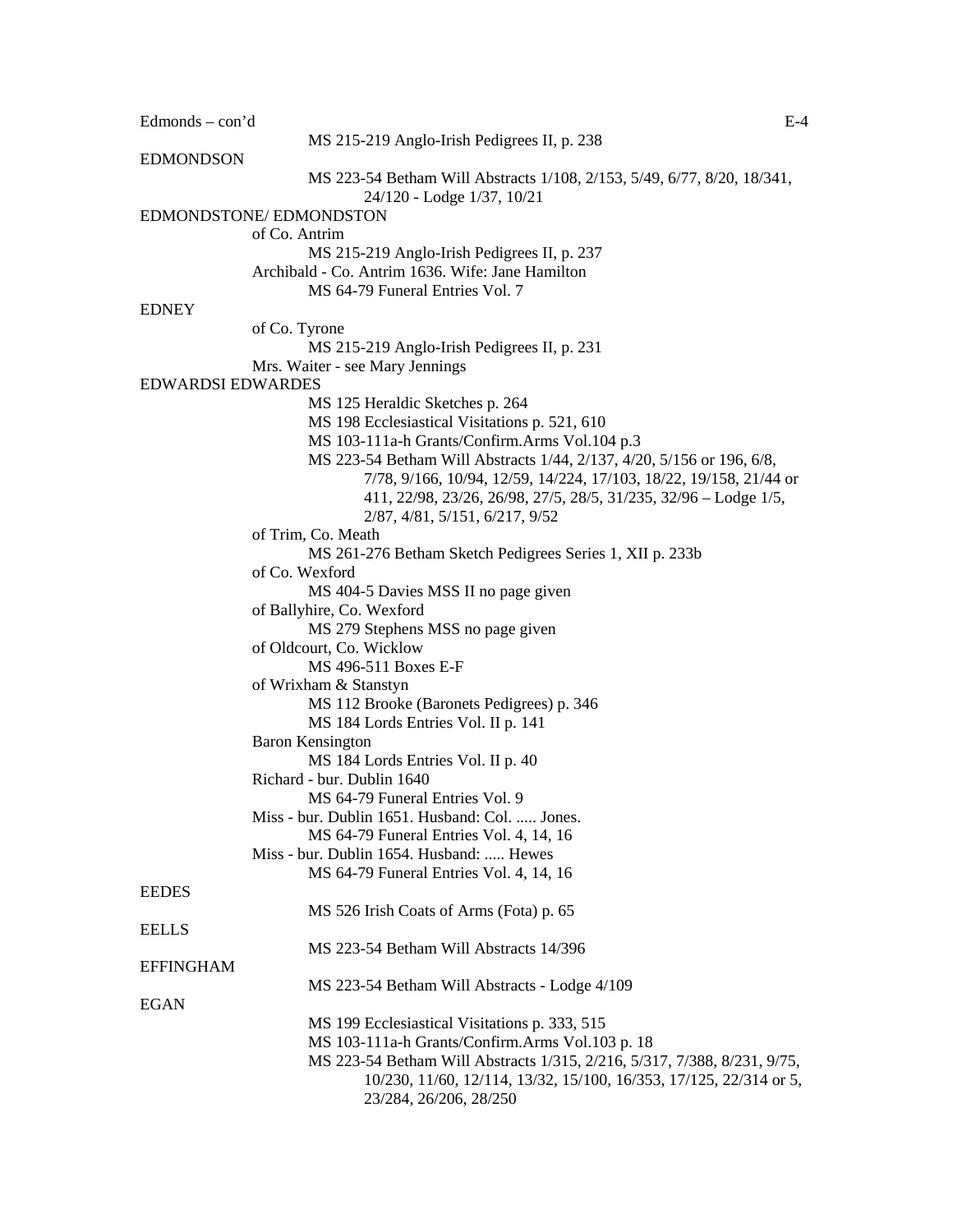Edmonds – con'd

MS 215-219 Anglo-Irish Pedigrees II, p. 238

EDMONDSON

MS 223-54 Betham Will Abstracts 1/108, 2/153, 5/49, 6/77, 8/20, 18/341, 24/120 - Lodge 1/37, 10/21

EDMONDSTONE/ EDMONDSTON

of Co. Antrim

MS 215-219 Anglo-Irish Pedigrees II, p. 237

Archibald - Co. Antrim 1636. Wife: Jane Hamilton

MS 64-79 Funeral Entries Vol. 7

EDNEY

of Co. Tyrone

MS 215-219 Anglo-Irish Pedigrees II, p. 231

Mrs. Waiter - see Mary Jennings

EDWARDSI EDWARDES

MS 125 Heraldic Sketches p. 264

MS 198 Ecclesiastical Visitations p. 521, 610

MS 103-111a-h Grants/Confirm.Arms Vol.104 p.3

MS 223-54 Betham Will Abstracts 1/44, 2/137, 4/20, 5/156 or 196, 6/8, 7/78, 9/166, 10/94, 12/59, 14/224, 17/103, 18/22, 19/158, 21/44 or 411, 22/98, 23/26, 26/98, 27/5, 28/5, 31/235, 32/96 – Lodge 1/5, 2/87, 4/81, 5/151, 6/217, 9/52

of Trim, Co. Meath

MS 261-276 Betham Sketch Pedigrees Series 1, XII p. 233b

of Co. Wexford

MS 404-5 Davies MSS II no page given

of Ballyhire, Co. Wexford

MS 279 Stephens MSS no page given

of Oldcourt, Co. Wicklow

MS 496-511 Boxes E-F

of Wrixham & Stanstyn

MS 112 Brooke (Baronets Pedigrees) p. 346

MS 184 Lords Entries Vol. II p. 141

Baron Kensington

MS 184 Lords Entries Vol. II p. 40

Richard - bur. Dublin 1640

MS 64-79 Funeral Entries Vol. 9

Miss - bur. Dublin 1651. Husband: Col. ..... Jones.

MS 64-79 Funeral Entries Vol. 4, 14, 16

Miss - bur. Dublin 1654. Husband: ..... Hewes

MS 64-79 Funeral Entries Vol. 4, 14, 16

EEDES

MS 526 Irish Coats of Arms (Fota) p. 65

EELLS

MS 223-54 Betham Will Abstracts 14/396

EFFINGHAM

MS 223-54 Betham Will Abstracts - Lodge 4/109

EGAN

MS 199 Ecclesiastical Visitations p. 333, 515

MS 103-111a-h Grants/Confirm.Arms Vol.103 p. 18

MS 223-54 Betham Will Abstracts 1/315, 2/216, 5/317, 7/388, 8/231, 9/75, 10/230, 11/60, 12/114, 13/32, 15/100, 16/353, 17/125, 22/314 or 5, 23/284, 26/206, 28/250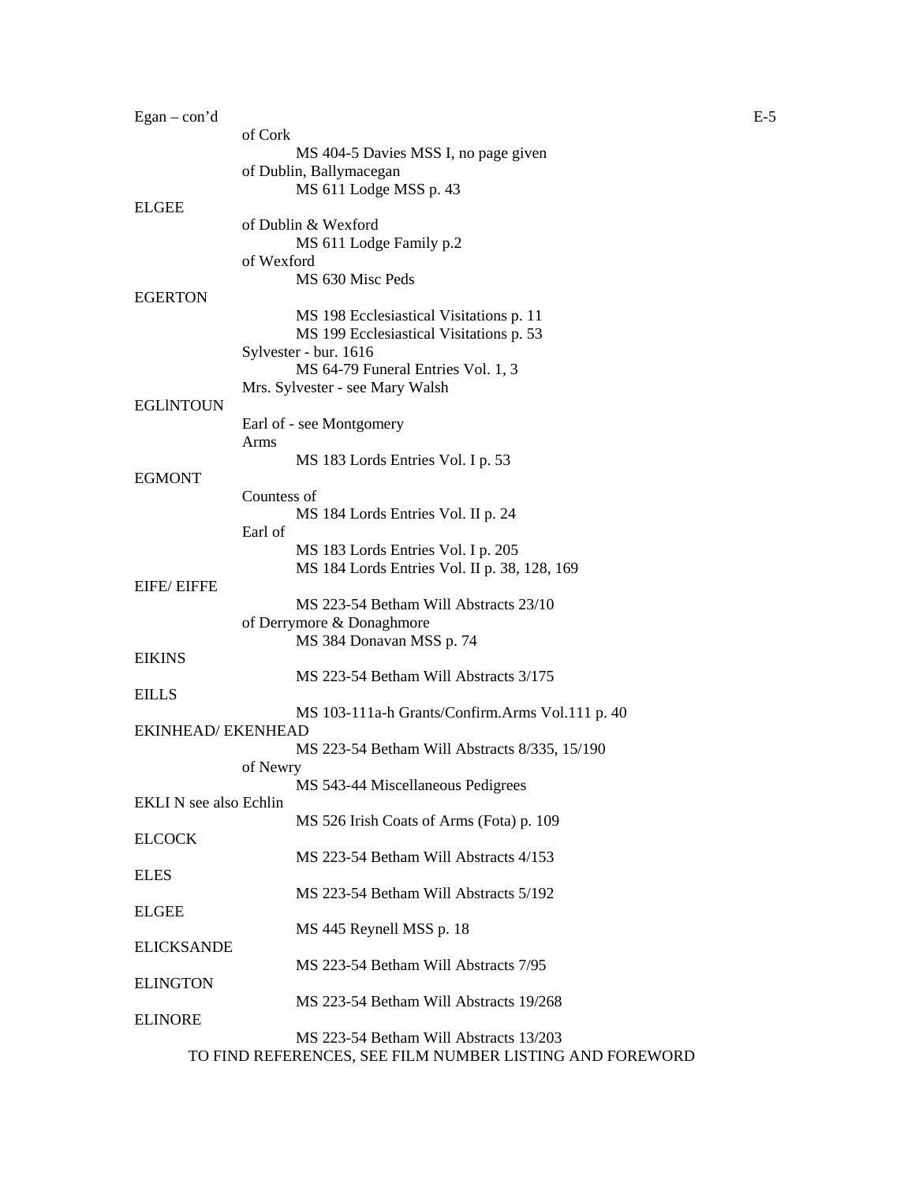Egan – con'd

- of Cork
  - MS 404-5 Davies MSS I, no page given
- of Dublin, Ballymacegan
  - MS 611 Lodge MSS p. 43

ELGEE

- of Dublin & Wexford
  - MS 611 Lodge Family p.2
- of Wexford
  - MS 630 Misc Peds

EGERTON

- MS 198 Ecclesiastical Visitations p. 11
- MS 199 Ecclesiastical Visitations p. 53
- Sylvester - bur. 1616
  - MS 64-79 Funeral Entries Vol. 1, 3
- Mrs. Sylvester - see Mary Walsh

EGLlNTOUN

- Earl of - see Montgomery
- Arms
  - MS 183 Lords Entries Vol. I p. 53

EGMONT

- Countess of
  - MS 184 Lords Entries Vol. II p. 24
- Earl of
  - MS 183 Lords Entries Vol. I p. 205
  - MS 184 Lords Entries Vol. II p. 38, 128, 169

EIFE/ EIFFE

- MS 223-54 Betham Will Abstracts 23/10
- of Derrymore & Donaghmore
  - MS 384 Donavan MSS p. 74

EIKINS

- MS 223-54 Betham Will Abstracts 3/175

EILLS

- MS 103-111a-h Grants/Confirm.Arms Vol.111 p. 40

EKINHEAD/ EKENHEAD

- MS 223-54 Betham Will Abstracts 8/335, 15/190
- of Newry
  - MS 543-44 Miscellaneous Pedigrees

EKLI N see also Echlin

- MS 526 Irish Coats of Arms (Fota) p. 109

ELCOCK

- MS 223-54 Betham Will Abstracts 4/153

ELES

- MS 223-54 Betham Will Abstracts 5/192

ELGEE

- MS 445 Reynell MSS p. 18

ELICKSANDE

- MS 223-54 Betham Will Abstracts 7/95

ELINGTON

- MS 223-54 Betham Will Abstracts 19/268

ELINORE

- MS 223-54 Betham Will Abstracts 13/203

TO FIND REFERENCES, SEE FILM NUMBER LISTING AND FOREWORD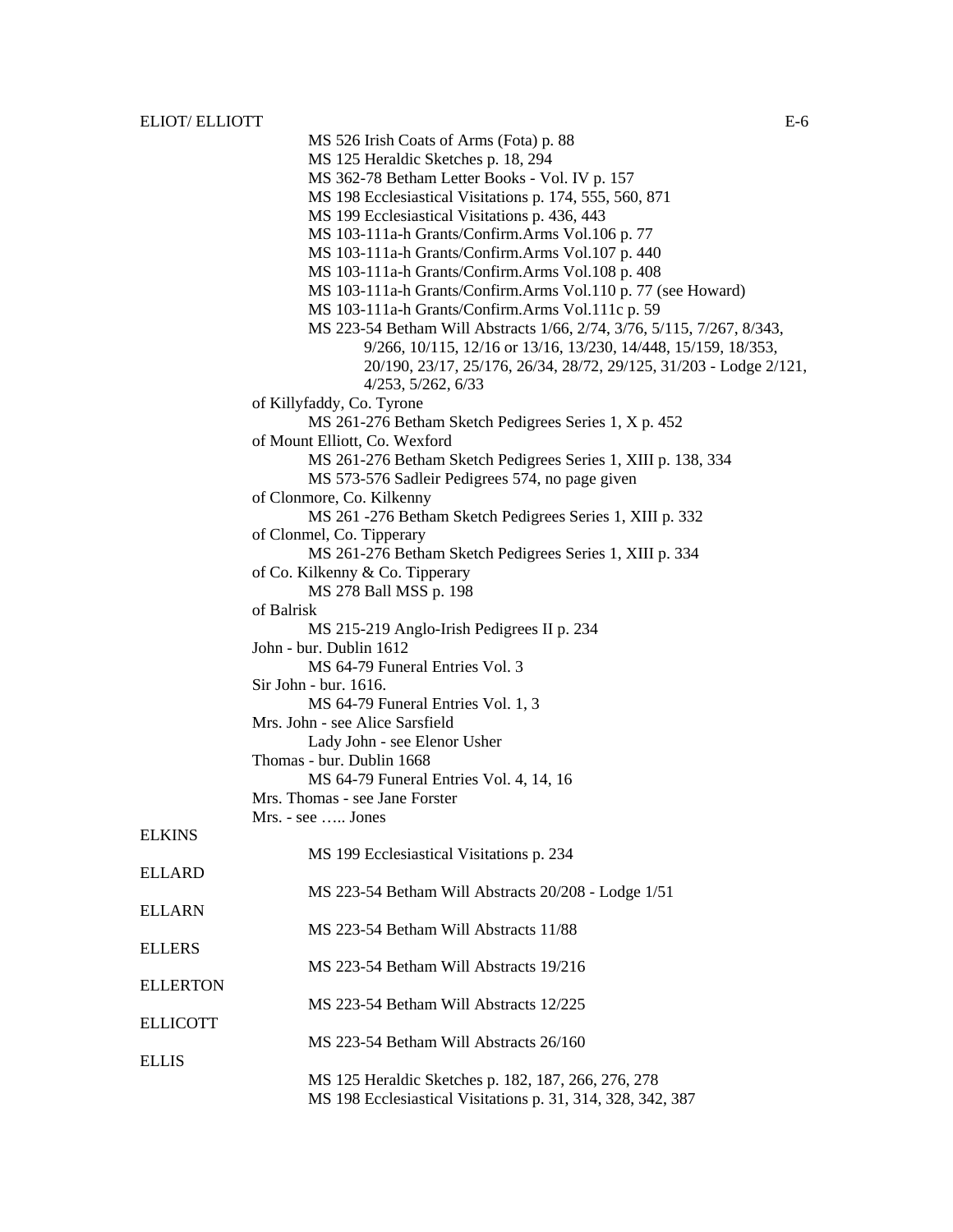ELIOT/ ELLIOTT

MS 526 Irish Coats of Arms (Fota) p. 88
MS 125 Heraldic Sketches p. 18, 294
MS 362-78 Betham Letter Books - Vol. IV p. 157
MS 198 Ecclesiastical Visitations p. 174, 555, 560, 871
MS 199 Ecclesiastical Visitations p. 436, 443
MS 103-111a-h Grants/Confirm.Arms Vol.106 p. 77
MS 103-111a-h Grants/Confirm.Arms Vol.107 p. 440
MS 103-111a-h Grants/Confirm.Arms Vol.108 p. 408
MS 103-111a-h Grants/Confirm.Arms Vol.110 p. 77 (see Howard)
MS 103-111a-h Grants/Confirm.Arms Vol.111c p. 59
MS 223-54 Betham Will Abstracts 1/66, 2/74, 3/76, 5/115, 7/267, 8/343, 9/266, 10/115, 12/16 or 13/16, 13/230, 14/448, 15/159, 18/353, 20/190, 23/17, 25/176, 26/34, 28/72, 29/125, 31/203 - Lodge 2/121, 4/253, 5/262, 6/33

of Killyfaddy, Co. Tyrone
MS 261-276 Betham Sketch Pedigrees Series 1, X p. 452

of Mount Elliott, Co. Wexford
MS 261-276 Betham Sketch Pedigrees Series 1, XIII p. 138, 334
MS 573-576 Sadleir Pedigrees 574, no page given

of Clonmore, Co. Kilkenny
MS 261 -276 Betham Sketch Pedigrees Series 1, XIII p. 332

of Clonmel, Co. Tipperary
MS 261-276 Betham Sketch Pedigrees Series 1, XIII p. 334

of Co. Kilkenny & Co. Tipperary
MS 278 Ball MSS p. 198

of Balrisk
MS 215-219 Anglo-Irish Pedigrees II p. 234

John - bur. Dublin 1612
MS 64-79 Funeral Entries Vol. 3

Sir John - bur. 1616.
MS 64-79 Funeral Entries Vol. 1, 3

Mrs. John - see Alice Sarsfield
Lady John - see Elenor Usher

Thomas - bur. Dublin 1668
MS 64-79 Funeral Entries Vol. 4, 14, 16

Mrs. Thomas - see Jane Forster
Mrs. - see ….. Jones

ELKINS
MS 199 Ecclesiastical Visitations p. 234

ELLARD
MS 223-54 Betham Will Abstracts 20/208 - Lodge 1/51

ELLARN
MS 223-54 Betham Will Abstracts 11/88

ELLERS
MS 223-54 Betham Will Abstracts 19/216

ELLERTON
MS 223-54 Betham Will Abstracts 12/225

ELLICOTT
MS 223-54 Betham Will Abstracts 26/160

ELLIS
MS 125 Heraldic Sketches p. 182, 187, 266, 276, 278
MS 198 Ecclesiastical Visitations p. 31, 314, 328, 342, 387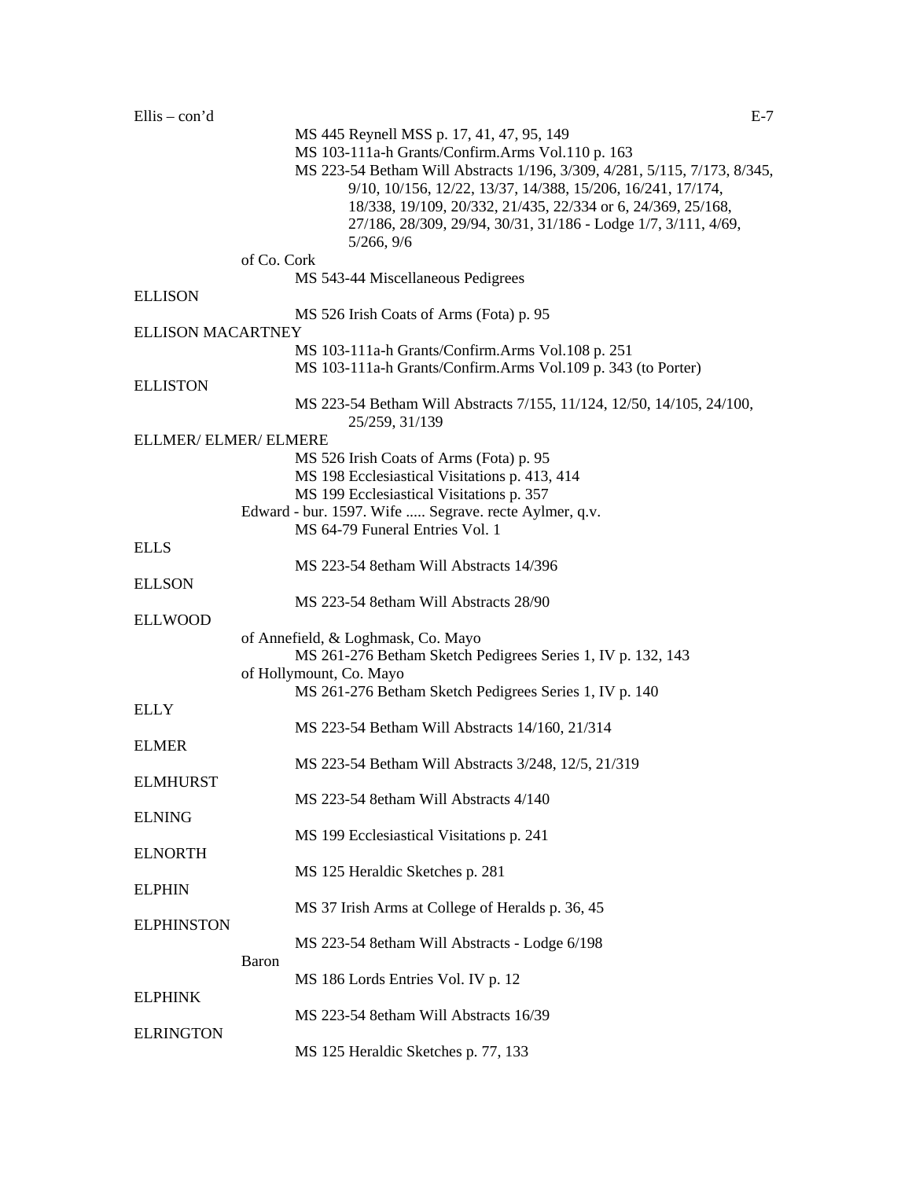Ellis – con'd

MS 445 Reynell MSS p. 17, 41, 47, 95, 149
MS 103-111a-h Grants/Confirm.Arms Vol.110 p. 163
MS 223-54 Betham Will Abstracts 1/196, 3/309, 4/281, 5/115, 7/173, 8/345, 9/10, 10/156, 12/22, 13/37, 14/388, 15/206, 16/241, 17/174, 18/338, 19/109, 20/332, 21/435, 22/334 or 6, 24/369, 25/168, 27/186, 28/309, 29/94, 30/31, 31/186 - Lodge 1/7, 3/111, 4/69, 5/266, 9/6

of Co. Cork
MS 543-44 Miscellaneous Pedigrees

ELLISON
MS 526 Irish Coats of Arms (Fota) p. 95

ELLISON MACARTNEY
MS 103-111a-h Grants/Confirm.Arms Vol.108 p. 251
MS 103-111a-h Grants/Confirm.Arms Vol.109 p. 343 (to Porter)

ELLISTON
MS 223-54 Betham Will Abstracts 7/155, 11/124, 12/50, 14/105, 24/100, 25/259, 31/139

ELLMER/ ELMER/ ELMERE
MS 526 Irish Coats of Arms (Fota) p. 95
MS 198 Ecclesiastical Visitations p. 413, 414
MS 199 Ecclesiastical Visitations p. 357
Edward - bur. 1597. Wife ..... Segrave. recte Aylmer, q.v.
MS 64-79 Funeral Entries Vol. 1

ELLS
MS 223-54 8etham Will Abstracts 14/396

ELLSON
MS 223-54 8etham Will Abstracts 28/90

ELLWOOD
of Annefield, & Loghmask, Co. Mayo
MS 261-276 Betham Sketch Pedigrees Series 1, IV p. 132, 143
of Hollymount, Co. Mayo
MS 261-276 Betham Sketch Pedigrees Series 1, IV p. 140

ELLY
MS 223-54 Betham Will Abstracts 14/160, 21/314

ELMER
MS 223-54 Betham Will Abstracts 3/248, 12/5, 21/319

ELMHURST
MS 223-54 8etham Will Abstracts 4/140

ELNING
MS 199 Ecclesiastical Visitations p. 241

ELNORTH
MS 125 Heraldic Sketches p. 281

ELPHIN
MS 37 Irish Arms at College of Heralds p. 36, 45

ELPHINSTON
MS 223-54 8etham Will Abstracts - Lodge 6/198
Baron
MS 186 Lords Entries Vol. IV p. 12

ELPHINK
MS 223-54 8etham Will Abstracts 16/39

ELRINGTON
MS 125 Heraldic Sketches p. 77, 133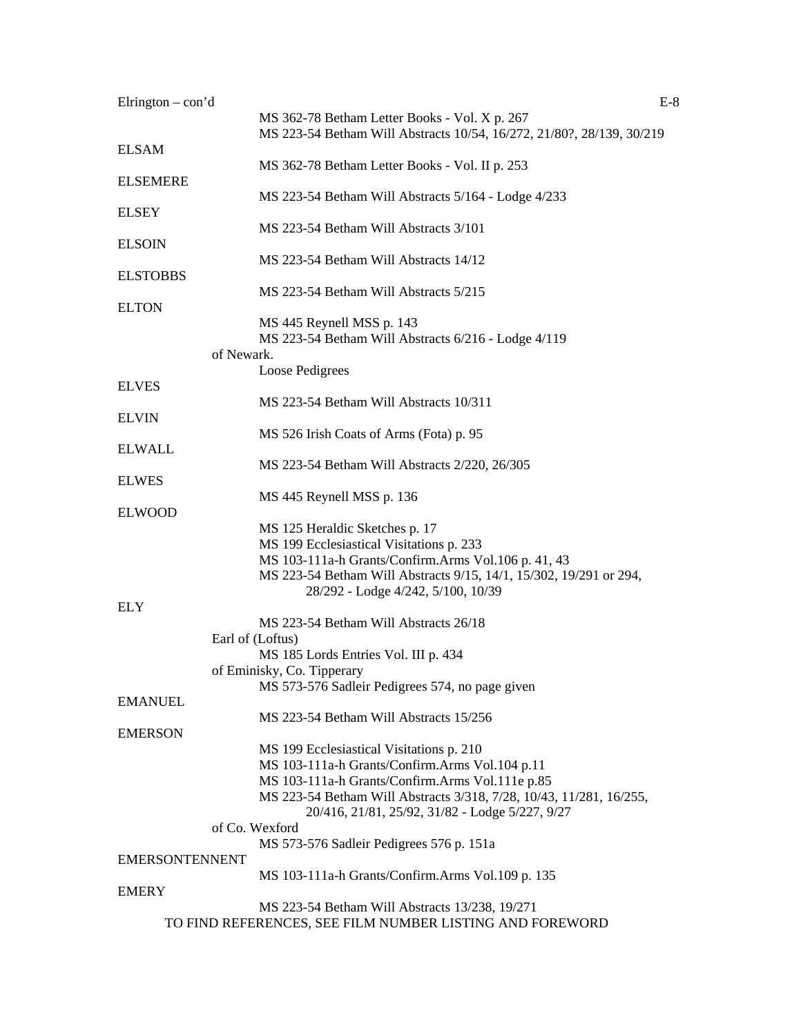Elrington – con'd

MS 362-78 Betham Letter Books - Vol. X p. 267
MS 223-54 Betham Will Abstracts 10/54, 16/272, 21/80?, 28/139, 30/219

ELSAM

MS 362-78 Betham Letter Books - Vol. II p. 253

ELSEMERE

MS 223-54 Betham Will Abstracts 5/164 - Lodge 4/233

ELSEY

MS 223-54 Betham Will Abstracts 3/101

ELSOIN

MS 223-54 Betham Will Abstracts 14/12

ELSTOBBS

MS 223-54 Betham Will Abstracts 5/215

ELTON

MS 445 Reynell MSS p. 143
MS 223-54 Betham Will Abstracts 6/216 - Lodge 4/119

of Newark.

Loose Pedigrees

ELVES

MS 223-54 Betham Will Abstracts 10/311

ELVIN

MS 526 Irish Coats of Arms (Fota) p. 95

ELWALL

MS 223-54 Betham Will Abstracts 2/220, 26/305

ELWES

MS 445 Reynell MSS p. 136

ELWOOD

MS 125 Heraldic Sketches p. 17
MS 199 Ecclesiastical Visitations p. 233
MS 103-111a-h Grants/Confirm.Arms Vol.106 p. 41, 43
MS 223-54 Betham Will Abstracts 9/15, 14/1, 15/302, 19/291 or 294, 28/292 - Lodge 4/242, 5/100, 10/39

ELY

MS 223-54 Betham Will Abstracts 26/18

Earl of (Loftus)

MS 185 Lords Entries Vol. III p. 434

of Eminisky, Co. Tipperary

MS 573-576 Sadleir Pedigrees 574, no page given

EMANUEL

MS 223-54 Betham Will Abstracts 15/256

EMERSON

MS 199 Ecclesiastical Visitations p. 210
MS 103-111a-h Grants/Confirm.Arms Vol.104 p.11
MS 103-111a-h Grants/Confirm.Arms Vol.111e p.85
MS 223-54 Betham Will Abstracts 3/318, 7/28, 10/43, 11/281, 16/255, 20/416, 21/81, 25/92, 31/82 - Lodge 5/227, 9/27

of Co. Wexford

MS 573-576 Sadleir Pedigrees 576 p. 151a

EMERSONTENNENT

MS 103-111a-h Grants/Confirm.Arms Vol.109 p. 135

EMERY

MS 223-54 Betham Will Abstracts 13/238, 19/271

TO FIND REFERENCES, SEE FILM NUMBER LISTING AND FOREWORD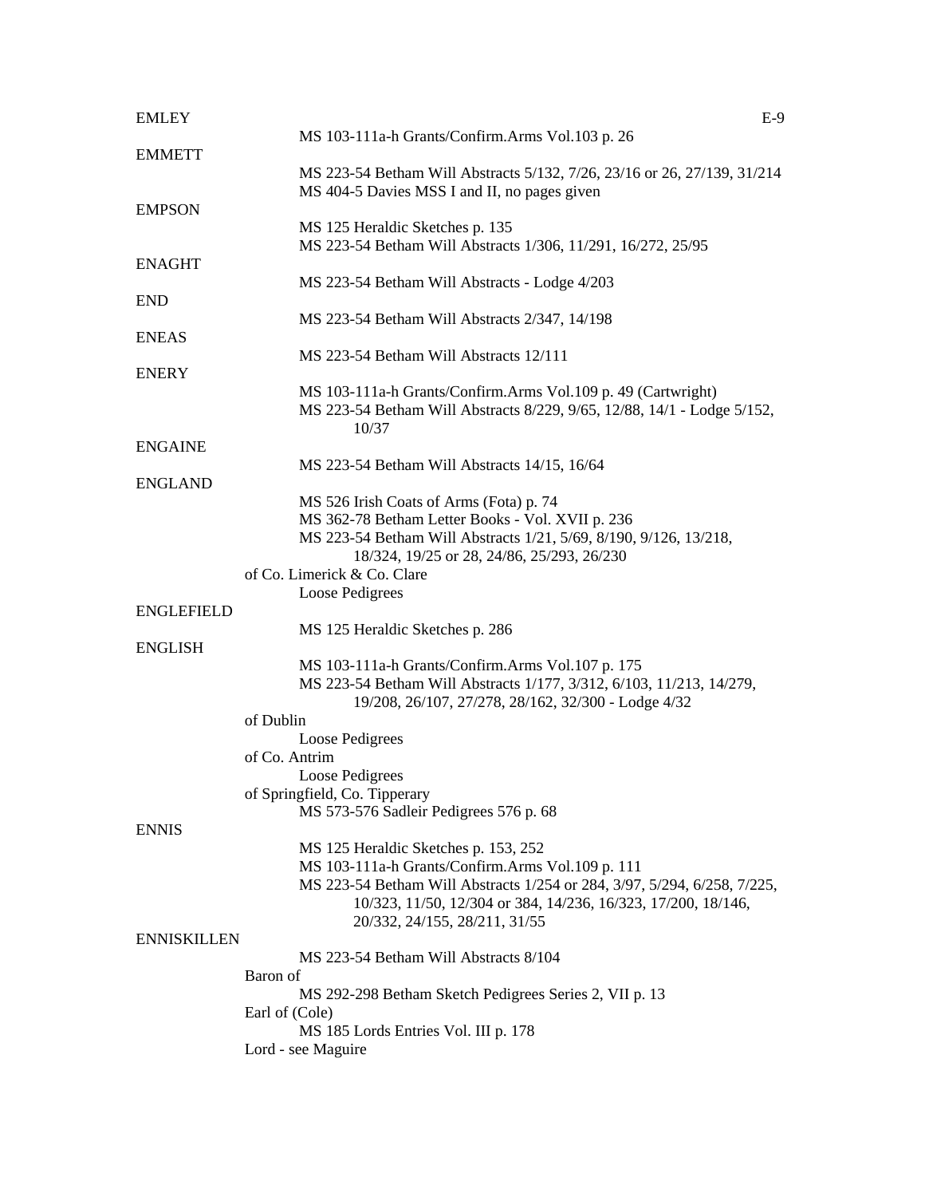EMLEY

MS 103-111a-h Grants/Confirm.Arms Vol.103 p. 26

EMMETT

MS 223-54 Betham Will Abstracts 5/132, 7/26, 23/16 or 26, 27/139, 31/214
MS 404-5 Davies MSS I and II, no pages given

EMPSON

MS 125 Heraldic Sketches p. 135
MS 223-54 Betham Will Abstracts 1/306, 11/291, 16/272, 25/95

ENAGHT

MS 223-54 Betham Will Abstracts - Lodge 4/203

END

MS 223-54 Betham Will Abstracts 2/347, 14/198

ENEAS

MS 223-54 Betham Will Abstracts 12/111

ENERY

MS 103-111a-h Grants/Confirm.Arms Vol.109 p. 49 (Cartwright)
MS 223-54 Betham Will Abstracts 8/229, 9/65, 12/88, 14/1 - Lodge 5/152, 10/37

ENGAINE

MS 223-54 Betham Will Abstracts 14/15, 16/64

ENGLAND

MS 526 Irish Coats of Arms (Fota) p. 74
MS 362-78 Betham Letter Books - Vol. XVII p. 236
MS 223-54 Betham Will Abstracts 1/21, 5/69, 8/190, 9/126, 13/218, 18/324, 19/25 or 28, 24/86, 25/293, 26/230

of Co. Limerick & Co. Clare
Loose Pedigrees

ENGLEFIELD

MS 125 Heraldic Sketches p. 286

ENGLISH

MS 103-111a-h Grants/Confirm.Arms Vol.107 p. 175
MS 223-54 Betham Will Abstracts 1/177, 3/312, 6/103, 11/213, 14/279, 19/208, 26/107, 27/278, 28/162, 32/300 - Lodge 4/32

of Dublin
Loose Pedigrees

of Co. Antrim
Loose Pedigrees

of Springfield, Co. Tipperary
MS 573-576 Sadleir Pedigrees 576 p. 68

ENNIS

MS 125 Heraldic Sketches p. 153, 252
MS 103-111a-h Grants/Confirm.Arms Vol.109 p. 111
MS 223-54 Betham Will Abstracts 1/254 or 284, 3/97, 5/294, 6/258, 7/225, 10/323, 11/50, 12/304 or 384, 14/236, 16/323, 17/200, 18/146, 20/332, 24/155, 28/211, 31/55

ENNISKILLEN

MS 223-54 Betham Will Abstracts 8/104

Baron of
MS 292-298 Betham Sketch Pedigrees Series 2, VII p. 13

Earl of (Cole)
MS 185 Lords Entries Vol. III p. 178

Lord - see Maguire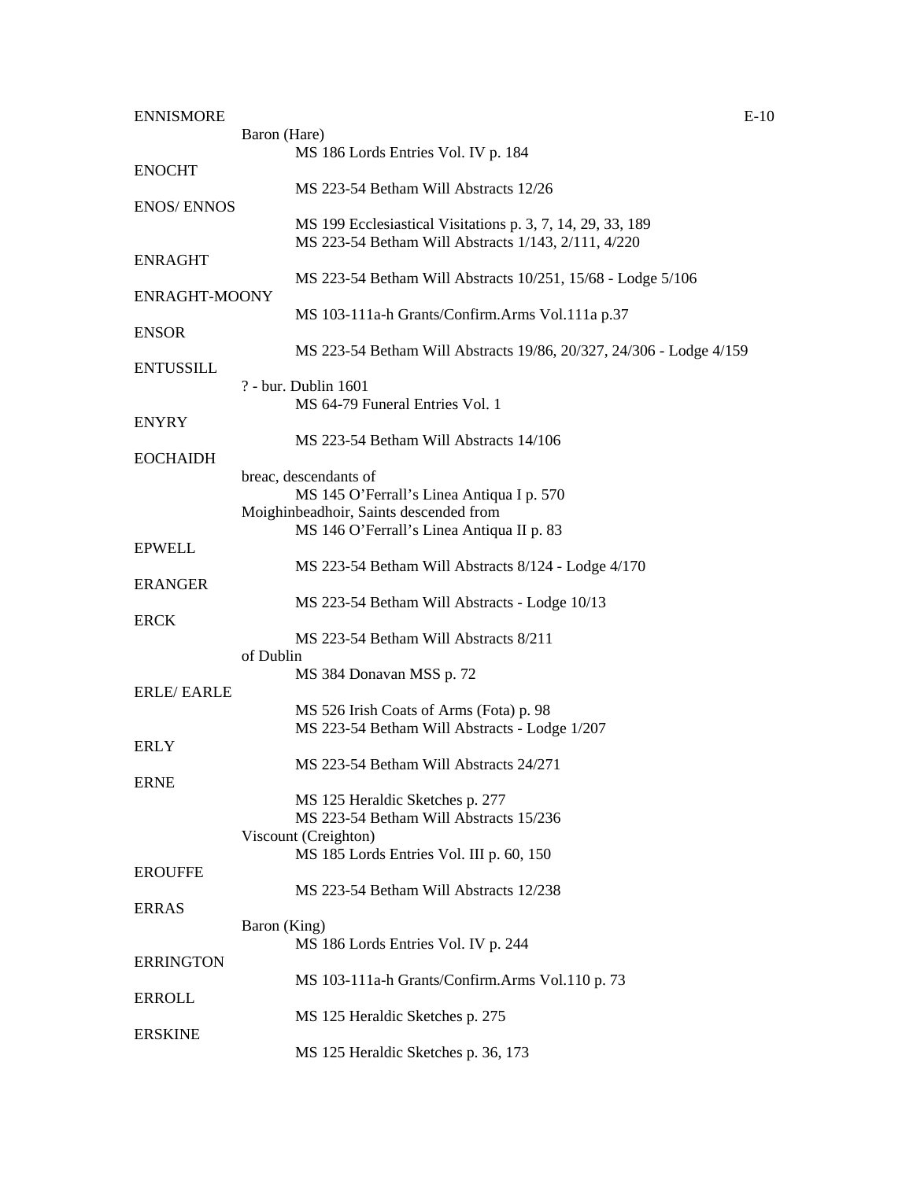**ENNISMORE**

Baron (Hare)

MS 186 Lords Entries Vol. IV p. 184

**ENOCHT**

MS 223-54 Betham Will Abstracts 12/26

**ENOS/ ENNOS**

MS 199 Ecclesiastical Visitations p. 3, 7, 14, 29, 33, 189

MS 223-54 Betham Will Abstracts 1/143, 2/111, 4/220

**ENRAGHT**

MS 223-54 Betham Will Abstracts 10/251, 15/68 - Lodge 5/106

**ENRAGHT-MOONY**

MS 103-111a-h Grants/Confirm.Arms Vol.111a p.37

**ENSOR**

MS 223-54 Betham Will Abstracts 19/86, 20/327, 24/306 - Lodge 4/159

**ENTUSSILL**

? - bur. Dublin 1601

MS 64-79 Funeral Entries Vol. 1

**ENYRY**

MS 223-54 Betham Will Abstracts 14/106

**EOCHAIDH**

breac, descendants of

MS 145 O'Ferrall's Linea Antiqua I p. 570

Moighinbeadhoir, Saints descended from

MS 146 O'Ferrall's Linea Antiqua II p. 83

**EPWELL**

MS 223-54 Betham Will Abstracts 8/124 - Lodge 4/170

**ERANGER**

MS 223-54 Betham Will Abstracts - Lodge 10/13

**ERCK**

MS 223-54 Betham Will Abstracts 8/211

of Dublin

MS 384 Donavan MSS p. 72

**ERLE/ EARLE**

MS 526 Irish Coats of Arms (Fota) p. 98

MS 223-54 Betham Will Abstracts - Lodge 1/207

**ERLY**

MS 223-54 Betham Will Abstracts 24/271

**ERNE**

MS 125 Heraldic Sketches p. 277

MS 223-54 Betham Will Abstracts 15/236

Viscount (Creighton)

MS 185 Lords Entries Vol. III p. 60, 150

**EROUFFE**

MS 223-54 Betham Will Abstracts 12/238

**ERRAS**

Baron (King)

MS 186 Lords Entries Vol. IV p. 244

**ERRINGTON**

MS 103-111a-h Grants/Confirm.Arms Vol.110 p. 73

**ERROLL**

MS 125 Heraldic Sketches p. 275

**ERSKINE**

MS 125 Heraldic Sketches p. 36, 173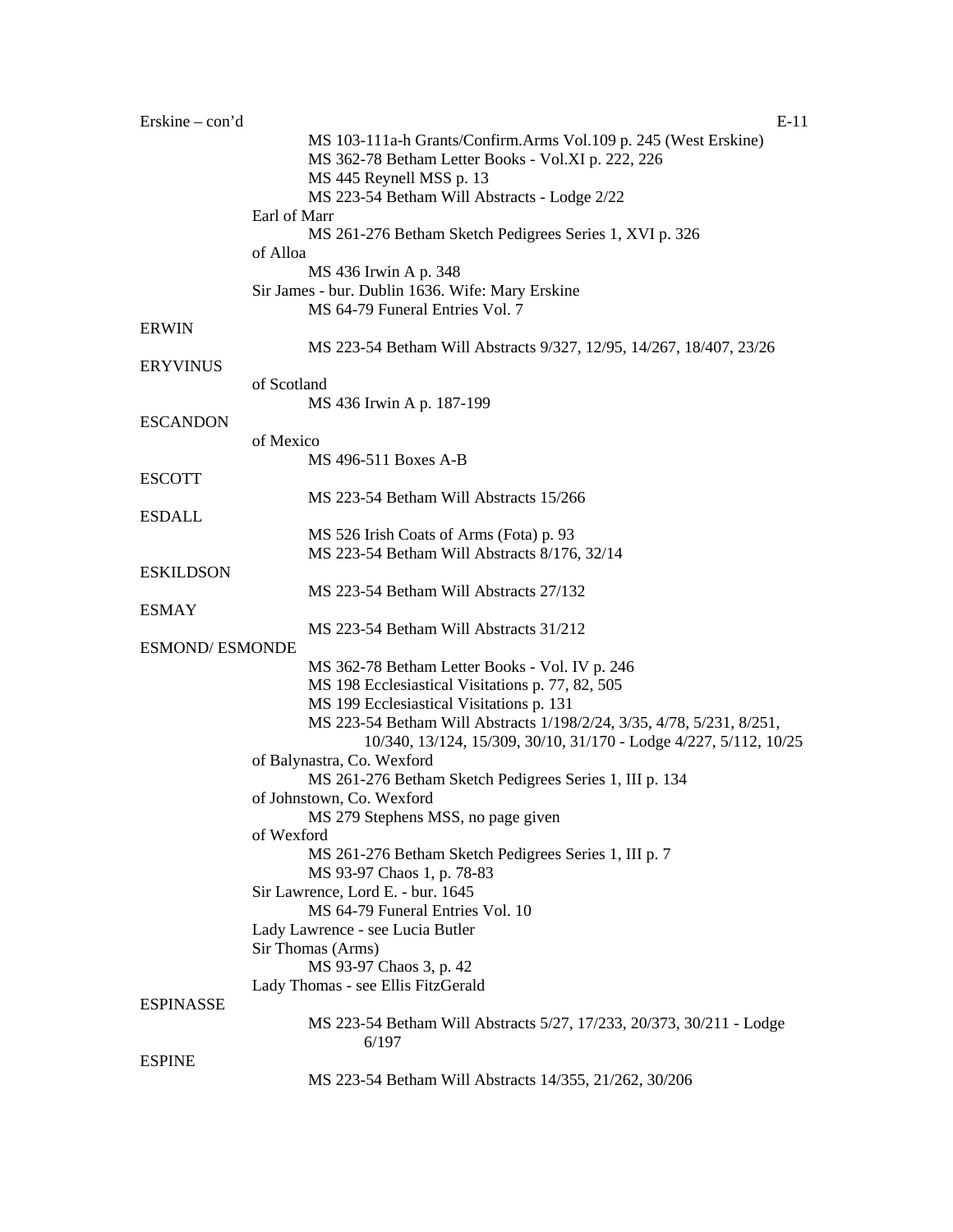Erskine – con'd

MS 103-111a-h Grants/Confirm.Arms Vol.109 p. 245 (West Erskine)
MS 362-78 Betham Letter Books - Vol.XI p. 222, 226
MS 445 Reynell MSS p. 13
MS 223-54 Betham Will Abstracts - Lodge 2/22

Earl of Marr
MS 261-276 Betham Sketch Pedigrees Series 1, XVI p. 326

of Alloa
MS 436 Irwin A p. 348

Sir James - bur. Dublin 1636. Wife: Mary Erskine
MS 64-79 Funeral Entries Vol. 7

ERWIN
MS 223-54 Betham Will Abstracts 9/327, 12/95, 14/267, 18/407, 23/26

ERYVINUS
of Scotland
MS 436 Irwin A p. 187-199

ESCANDON
of Mexico
MS 496-511 Boxes A-B

ESCOTT
MS 223-54 Betham Will Abstracts 15/266

ESDALL
MS 526 Irish Coats of Arms (Fota) p. 93
MS 223-54 Betham Will Abstracts 8/176, 32/14

ESKILDSON
MS 223-54 Betham Will Abstracts 27/132

ESMAY
MS 223-54 Betham Will Abstracts 31/212

ESMOND/ ESMONDE
MS 362-78 Betham Letter Books - Vol. IV p. 246
MS 198 Ecclesiastical Visitations p. 77, 82, 505
MS 199 Ecclesiastical Visitations p. 131
MS 223-54 Betham Will Abstracts 1/198/2/24, 3/35, 4/78, 5/231, 8/251, 10/340, 13/124, 15/309, 30/10, 31/170 - Lodge 4/227, 5/112, 10/25

of Balynastra, Co. Wexford
MS 261-276 Betham Sketch Pedigrees Series 1, III p. 134

of Johnstown, Co. Wexford
MS 279 Stephens MSS, no page given

of Wexford
MS 261-276 Betham Sketch Pedigrees Series 1, III p. 7
MS 93-97 Chaos 1, p. 78-83

Sir Lawrence, Lord E. - bur. 1645
MS 64-79 Funeral Entries Vol. 10

Lady Lawrence - see Lucia Butler

Sir Thomas (Arms)
MS 93-97 Chaos 3, p. 42

Lady Thomas - see Ellis FitzGerald

ESPINASSE
MS 223-54 Betham Will Abstracts 5/27, 17/233, 20/373, 30/211 - Lodge 6/197

ESPINE
MS 223-54 Betham Will Abstracts 14/355, 21/262, 30/206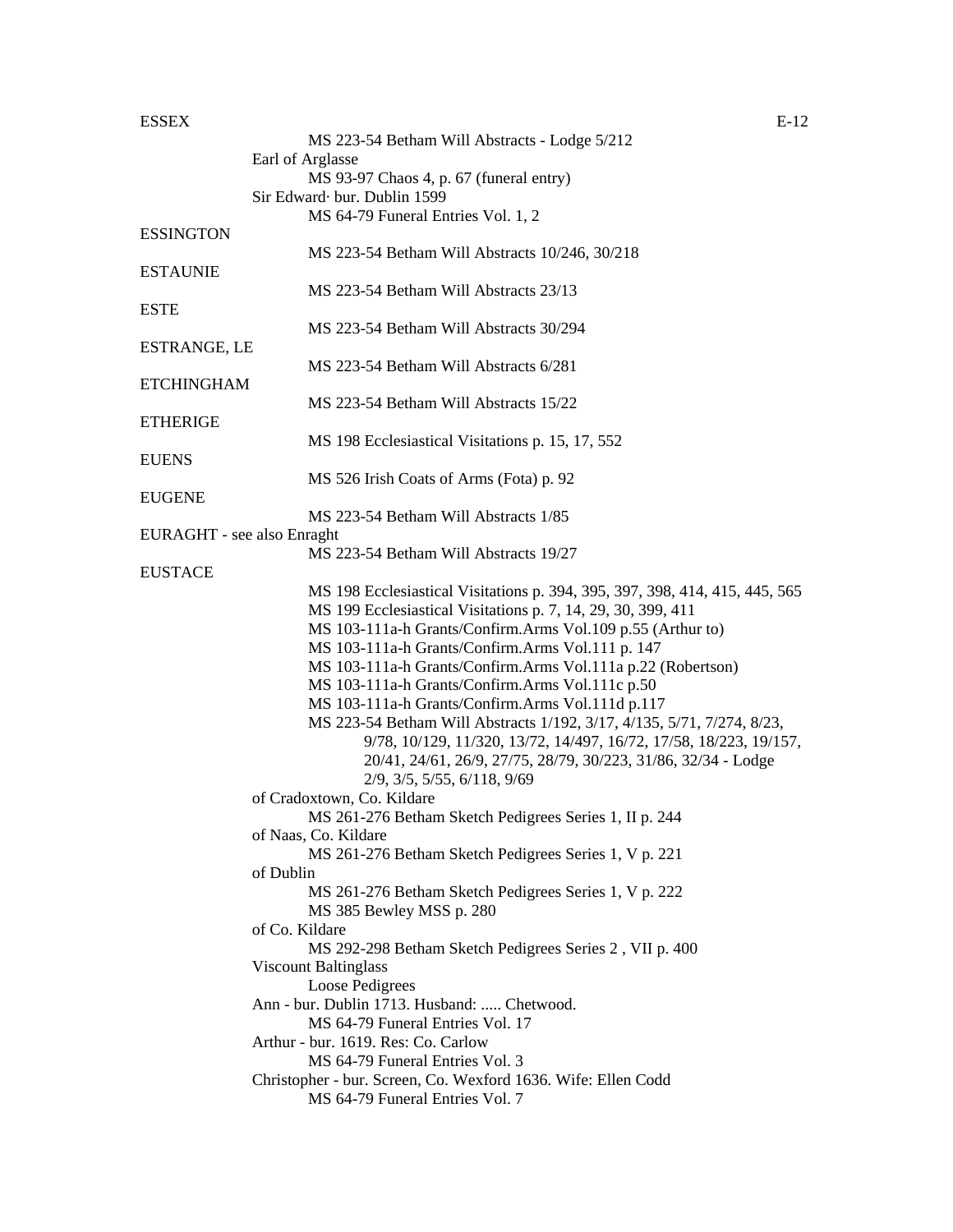ESSEX (continued)

MS 223-54 Betham Will Abstracts - Lodge 5/212

Earl of Arglasse

MS 93-97 Chaos 4, p. 67 (funeral entry)

Sir Edward· bur. Dublin 1599

MS 64-79 Funeral Entries Vol. 1, 2

ESSINGTON

MS 223-54 Betham Will Abstracts 10/246, 30/218

ESTAUNIE

MS 223-54 Betham Will Abstracts 23/13

ESTE

MS 223-54 Betham Will Abstracts 30/294

ESTRANGE, LE

MS 223-54 Betham Will Abstracts 6/281

ETCHINGHAM

MS 223-54 Betham Will Abstracts 15/22

ETHERIGE

MS 198 Ecclesiastical Visitations p. 15, 17, 552

EUENS

MS 526 Irish Coats of Arms (Fota) p. 92

EUGENE

MS 223-54 Betham Will Abstracts 1/85

EURAGHT - see also Enraght

MS 223-54 Betham Will Abstracts 19/27

EUSTACE

MS 198 Ecclesiastical Visitations p. 394, 395, 397, 398, 414, 415, 445, 565
MS 199 Ecclesiastical Visitations p. 7, 14, 29, 30, 399, 411
MS 103-111a-h Grants/Confirm.Arms Vol.109 p.55 (Arthur to)
MS 103-111a-h Grants/Confirm.Arms Vol.111 p. 147
MS 103-111a-h Grants/Confirm.Arms Vol.111a p.22 (Robertson)
MS 103-111a-h Grants/Confirm.Arms Vol.111c p.50
MS 103-111a-h Grants/Confirm.Arms Vol.111d p.117
MS 223-54 Betham Will Abstracts 1/192, 3/17, 4/135, 5/71, 7/274, 8/23, 9/78, 10/129, 11/320, 13/72, 14/497, 16/72, 17/58, 18/223, 19/157, 20/41, 24/61, 26/9, 27/75, 28/79, 30/223, 31/86, 32/34 - Lodge 2/9, 3/5, 5/55, 6/118, 9/69

of Cradoxtown, Co. Kildare

MS 261-276 Betham Sketch Pedigrees Series 1, II p. 244

of Naas, Co. Kildare

MS 261-276 Betham Sketch Pedigrees Series 1, V p. 221

of Dublin

MS 261-276 Betham Sketch Pedigrees Series 1, V p. 222
MS 385 Bewley MSS p. 280

of Co. Kildare

MS 292-298 Betham Sketch Pedigrees Series 2 , VII p. 400

Viscount Baltinglass

Loose Pedigrees

Ann - bur. Dublin 1713. Husband: ..... Chetwood.

MS 64-79 Funeral Entries Vol. 17

Arthur - bur. 1619. Res: Co. Carlow

MS 64-79 Funeral Entries Vol. 3

Christopher - bur. Screen, Co. Wexford 1636. Wife: Ellen Codd

MS 64-79 Funeral Entries Vol. 7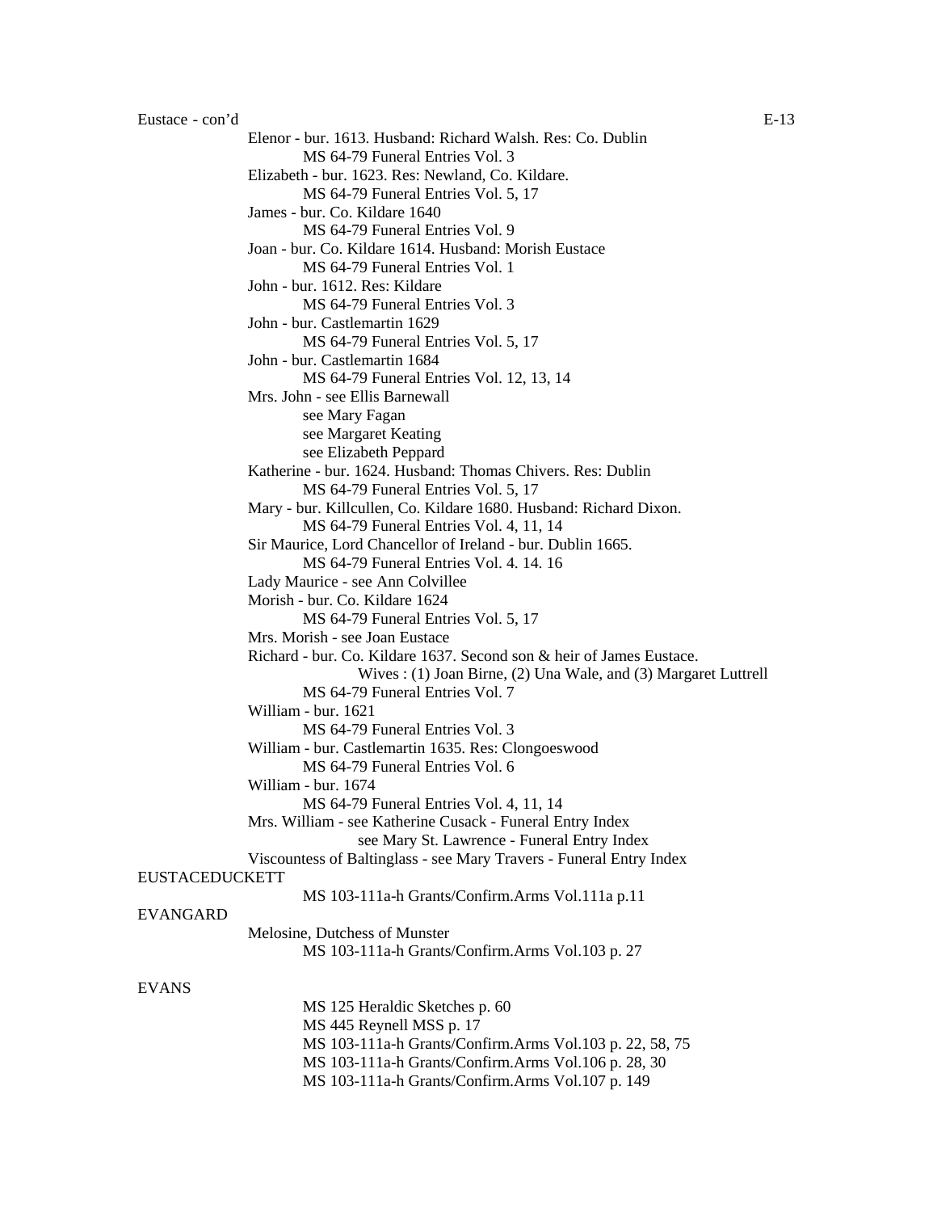Eustace - con'd

Elenor - bur. 1613. Husband: Richard Walsh. Res: Co. Dublin
MS 64-79 Funeral Entries Vol. 3

Elizabeth - bur. 1623. Res: Newland, Co. Kildare.
MS 64-79 Funeral Entries Vol. 5, 17

James - bur. Co. Kildare 1640
MS 64-79 Funeral Entries Vol. 9

Joan - bur. Co. Kildare 1614. Husband: Morish Eustace
MS 64-79 Funeral Entries Vol. 1

John - bur. 1612. Res: Kildare
MS 64-79 Funeral Entries Vol. 3

John - bur. Castlemartin 1629
MS 64-79 Funeral Entries Vol. 5, 17

John - bur. Castlemartin 1684
MS 64-79 Funeral Entries Vol. 12, 13, 14

Mrs. John - see Ellis Barnewall
see Mary Fagan
see Margaret Keating
see Elizabeth Peppard

Katherine - bur. 1624. Husband: Thomas Chivers. Res: Dublin
MS 64-79 Funeral Entries Vol. 5, 17

Mary - bur. Killcullen, Co. Kildare 1680. Husband: Richard Dixon.
MS 64-79 Funeral Entries Vol. 4, 11, 14

Sir Maurice, Lord Chancellor of Ireland - bur. Dublin 1665.
MS 64-79 Funeral Entries Vol. 4. 14. 16

Lady Maurice - see Ann Colvillee

Morish - bur. Co. Kildare 1624
MS 64-79 Funeral Entries Vol. 5, 17

Mrs. Morish - see Joan Eustace

Richard - bur. Co. Kildare 1637. Second son & heir of James Eustace.
Wives : (1) Joan Birne, (2) Una Wale, and (3) Margaret Luttrell
MS 64-79 Funeral Entries Vol. 7

William - bur. 1621
MS 64-79 Funeral Entries Vol. 3

William - bur. Castlemartin 1635. Res: Clongoeswood
MS 64-79 Funeral Entries Vol. 6

William - bur. 1674
MS 64-79 Funeral Entries Vol. 4, 11, 14

Mrs. William - see Katherine Cusack - Funeral Entry Index
see Mary St. Lawrence - Funeral Entry Index

Viscountess of Baltinglass - see Mary Travers - Funeral Entry Index

EUSTACEDUCKETT

MS 103-111a-h Grants/Confirm.Arms Vol.111a p.11

EVANGARD

Melosine, Dutchess of Munster
MS 103-111a-h Grants/Confirm.Arms Vol.103 p. 27

EVANS

MS 125 Heraldic Sketches p. 60
MS 445 Reynell MSS p. 17
MS 103-111a-h Grants/Confirm.Arms Vol.103 p. 22, 58, 75
MS 103-111a-h Grants/Confirm.Arms Vol.106 p. 28, 30
MS 103-111a-h Grants/Confirm.Arms Vol.107 p. 149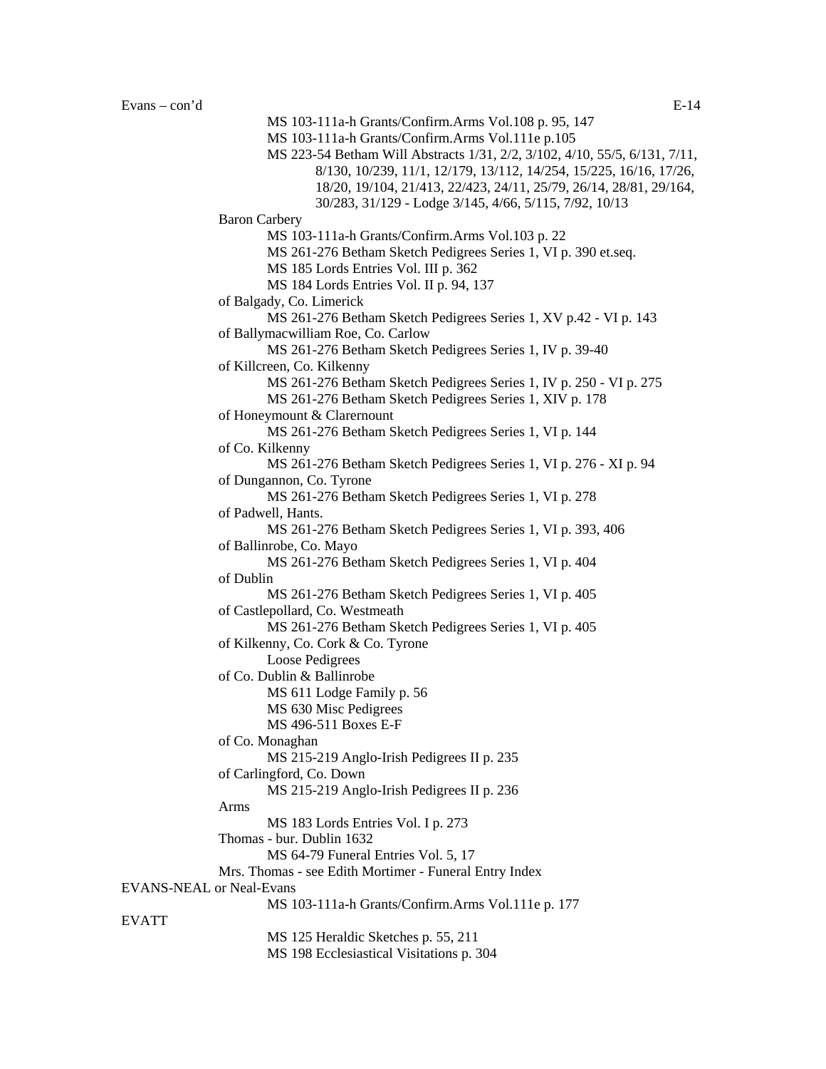Evans – con'd

MS 103-111a-h Grants/Confirm.Arms Vol.108 p. 95, 147
MS 103-111a-h Grants/Confirm.Arms Vol.111e p.105
MS 223-54 Betham Will Abstracts 1/31, 2/2, 3/102, 4/10, 55/5, 6/131, 7/11, 8/130, 10/239, 11/1, 12/179, 13/112, 14/254, 15/225, 16/16, 17/26, 18/20, 19/104, 21/413, 22/423, 24/11, 25/79, 26/14, 28/81, 29/164, 30/283, 31/129 - Lodge 3/145, 4/66, 5/115, 7/92, 10/13

Baron Carbery
- MS 103-111a-h Grants/Confirm.Arms Vol.103 p. 22
- MS 261-276 Betham Sketch Pedigrees Series 1, VI p. 390 et.seq.
- MS 185 Lords Entries Vol. III p. 362
- MS 184 Lords Entries Vol. II p. 94, 137

of Balgady, Co. Limerick
- MS 261-276 Betham Sketch Pedigrees Series 1, XV p.42 - VI p. 143

of Ballymacwilliam Roe, Co. Carlow
- MS 261-276 Betham Sketch Pedigrees Series 1, IV p. 39-40

of Killcreen, Co. Kilkenny
- MS 261-276 Betham Sketch Pedigrees Series 1, IV p. 250 - VI p. 275
- MS 261-276 Betham Sketch Pedigrees Series 1, XIV p. 178

of Honeymount & Clarernount
- MS 261-276 Betham Sketch Pedigrees Series 1, VI p. 144

of Co. Kilkenny
- MS 261-276 Betham Sketch Pedigrees Series 1, VI p. 276 - XI p. 94

of Dungannon, Co. Tyrone
- MS 261-276 Betham Sketch Pedigrees Series 1, VI p. 278

of Padwell, Hants.
- MS 261-276 Betham Sketch Pedigrees Series 1, VI p. 393, 406

of Ballinrobe, Co. Mayo
- MS 261-276 Betham Sketch Pedigrees Series 1, VI p. 404

of Dublin
- MS 261-276 Betham Sketch Pedigrees Series 1, VI p. 405

of Castlepollard, Co. Westmeath
- MS 261-276 Betham Sketch Pedigrees Series 1, VI p. 405

of Kilkenny, Co. Cork & Co. Tyrone
- Loose Pedigrees

of Co. Dublin & Ballinrobe
- MS 611 Lodge Family p. 56
- MS 630 Misc Pedigrees
- MS 496-511 Boxes E-F

of Co. Monaghan
- MS 215-219 Anglo-Irish Pedigrees II p. 235

of Carlingford, Co. Down
- MS 215-219 Anglo-Irish Pedigrees II p. 236

Arms
- MS 183 Lords Entries Vol. I p. 273

Thomas - bur. Dublin 1632
- MS 64-79 Funeral Entries Vol. 5, 17

Mrs. Thomas - see Edith Mortimer - Funeral Entry Index

EVANS-NEAL or Neal-Evans
- MS 103-111a-h Grants/Confirm.Arms Vol.111e p. 177

EVATT
- MS 125 Heraldic Sketches p. 55, 211
- MS 198 Ecclesiastical Visitations p. 304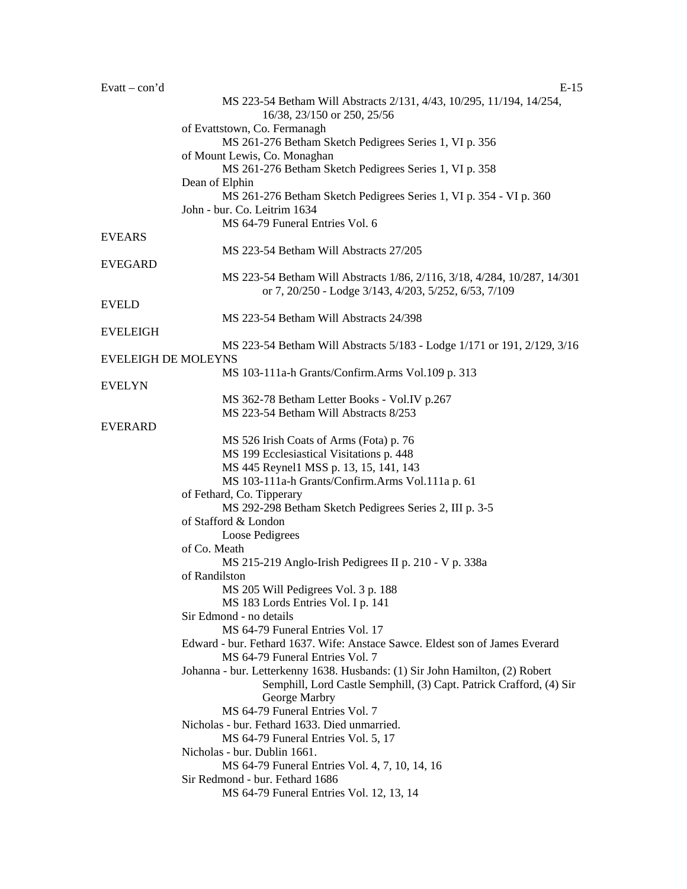Evatt – con'd

MS 223-54 Betham Will Abstracts 2/131, 4/43, 10/295, 11/194, 14/254, 16/38, 23/150 or 250, 25/56

of Evattstown, Co. Fermanagh
- MS 261-276 Betham Sketch Pedigrees Series 1, VI p. 356

of Mount Lewis, Co. Monaghan
- MS 261-276 Betham Sketch Pedigrees Series 1, VI p. 358

Dean of Elphin
- MS 261-276 Betham Sketch Pedigrees Series 1, VI p. 354 - VI p. 360

John - bur. Co. Leitrim 1634
- MS 64-79 Funeral Entries Vol. 6

EVEARS
- MS 223-54 Betham Will Abstracts 27/205

EVEGARD
- MS 223-54 Betham Will Abstracts 1/86, 2/116, 3/18, 4/284, 10/287, 14/301 or 7, 20/250 - Lodge 3/143, 4/203, 5/252, 6/53, 7/109

EVELD
- MS 223-54 Betham Will Abstracts 24/398

EVELEIGH
- MS 223-54 Betham Will Abstracts 5/183 - Lodge 1/171 or 191, 2/129, 3/16

EVELEIGH DE MOLEYNS
- MS 103-111a-h Grants/Confirm.Arms Vol.109 p. 313

EVELYN
- MS 362-78 Betham Letter Books - Vol.IV p.267
- MS 223-54 Betham Will Abstracts 8/253

EVERARD
- MS 526 Irish Coats of Arms (Fota) p. 76
- MS 199 Ecclesiastical Visitations p. 448
- MS 445 Reynel1 MSS p. 13, 15, 141, 143
- MS 103-111a-h Grants/Confirm.Arms Vol.111a p. 61

of Fethard, Co. Tipperary
- MS 292-298 Betham Sketch Pedigrees Series 2, III p. 3-5

of Stafford & London
- Loose Pedigrees

of Co. Meath
- MS 215-219 Anglo-Irish Pedigrees II p. 210 - V p. 338a

of Randilston
- MS 205 Will Pedigrees Vol. 3 p. 188
- MS 183 Lords Entries Vol. I p. 141

Sir Edmond - no details
- MS 64-79 Funeral Entries Vol. 17

Edward - bur. Fethard 1637. Wife: Anstace Sawce. Eldest son of James Everard
- MS 64-79 Funeral Entries Vol. 7

Johanna - bur. Letterkenny 1638. Husbands: (1) Sir John Hamilton, (2) Robert Semphill, Lord Castle Semphill, (3) Capt. Patrick Crafford, (4) Sir George Marbry
- MS 64-79 Funeral Entries Vol. 7

Nicholas - bur. Fethard 1633. Died unmarried.
- MS 64-79 Funeral Entries Vol. 5, 17

Nicholas - bur. Dublin 1661.
- MS 64-79 Funeral Entries Vol. 4, 7, 10, 14, 16

Sir Redmond - bur. Fethard 1686
- MS 64-79 Funeral Entries Vol. 12, 13, 14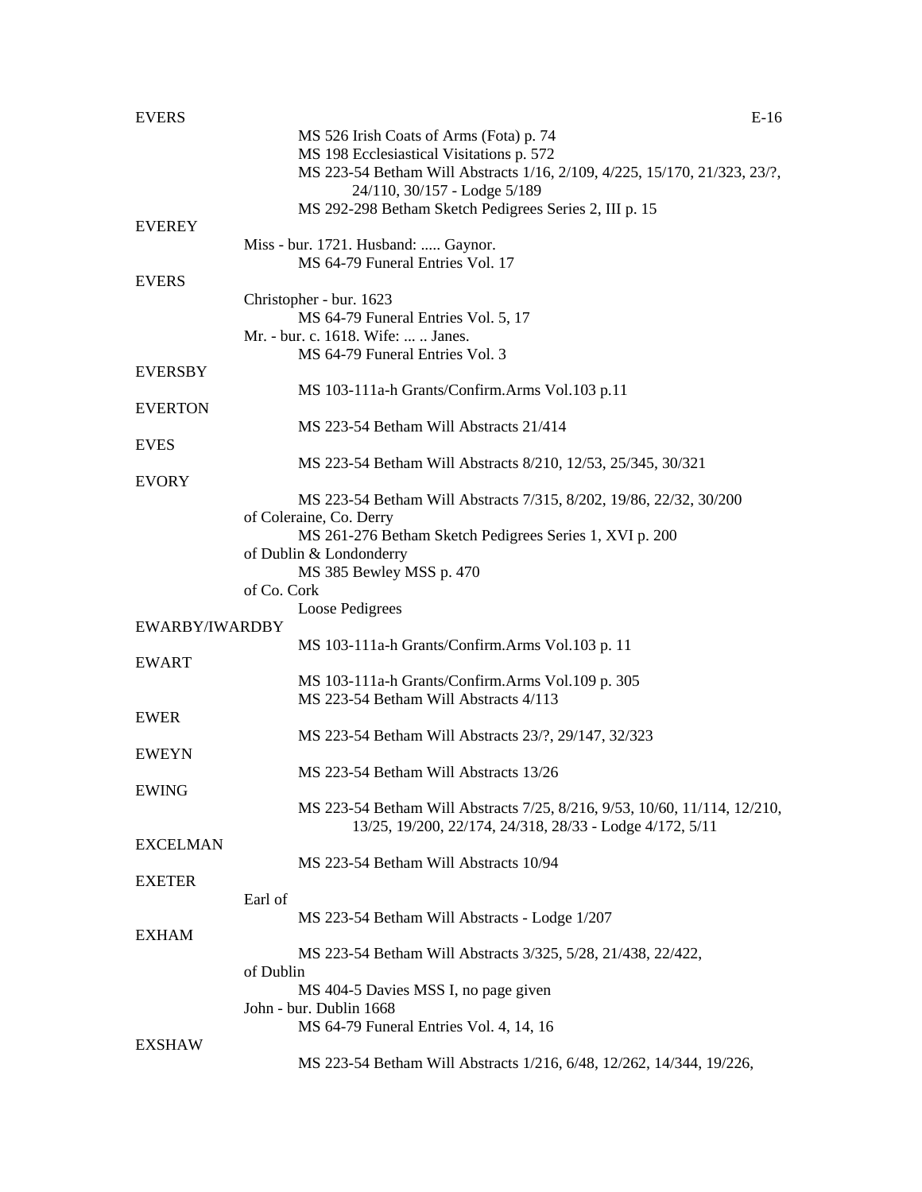EVERS

MS 526 Irish Coats of Arms (Fota) p. 74
MS 198 Ecclesiastical Visitations p. 572
MS 223-54 Betham Will Abstracts 1/16, 2/109, 4/225, 15/170, 21/323, 23/?, 24/110, 30/157 - Lodge 5/189
MS 292-298 Betham Sketch Pedigrees Series 2, III p. 15

EVEREY

Miss - bur. 1721. Husband: ..... Gaynor.
MS 64-79 Funeral Entries Vol. 17

EVERS

Christopher - bur. 1623
MS 64-79 Funeral Entries Vol. 5, 17
Mr. - bur. c. 1618. Wife: ... .. Janes.
MS 64-79 Funeral Entries Vol. 3

EVERSBY

MS 103-111a-h Grants/Confirm.Arms Vol.103 p.11

EVERTON

MS 223-54 Betham Will Abstracts 21/414

EVES

MS 223-54 Betham Will Abstracts 8/210, 12/53, 25/345, 30/321

EVORY

MS 223-54 Betham Will Abstracts 7/315, 8/202, 19/86, 22/32, 30/200
of Coleraine, Co. Derry
MS 261-276 Betham Sketch Pedigrees Series 1, XVI p. 200
of Dublin & Londonderry
MS 385 Bewley MSS p. 470
of Co. Cork
Loose Pedigrees

EWARBY/IWARDBY

MS 103-111a-h Grants/Confirm.Arms Vol.103 p. 11

EWART

MS 103-111a-h Grants/Confirm.Arms Vol.109 p. 305
MS 223-54 Betham Will Abstracts 4/113

EWER

MS 223-54 Betham Will Abstracts 23/?, 29/147, 32/323

EWEYN

MS 223-54 Betham Will Abstracts 13/26

EWING

MS 223-54 Betham Will Abstracts 7/25, 8/216, 9/53, 10/60, 11/114, 12/210, 13/25, 19/200, 22/174, 24/318, 28/33 - Lodge 4/172, 5/11

EXCELMAN

MS 223-54 Betham Will Abstracts 10/94

EXETER

Earl of
MS 223-54 Betham Will Abstracts - Lodge 1/207

EXHAM

MS 223-54 Betham Will Abstracts 3/325, 5/28, 21/438, 22/422,
of Dublin
MS 404-5 Davies MSS I, no page given
John - bur. Dublin 1668
MS 64-79 Funeral Entries Vol. 4, 14, 16

EXSHAW

MS 223-54 Betham Will Abstracts 1/216, 6/48, 12/262, 14/344, 19/226,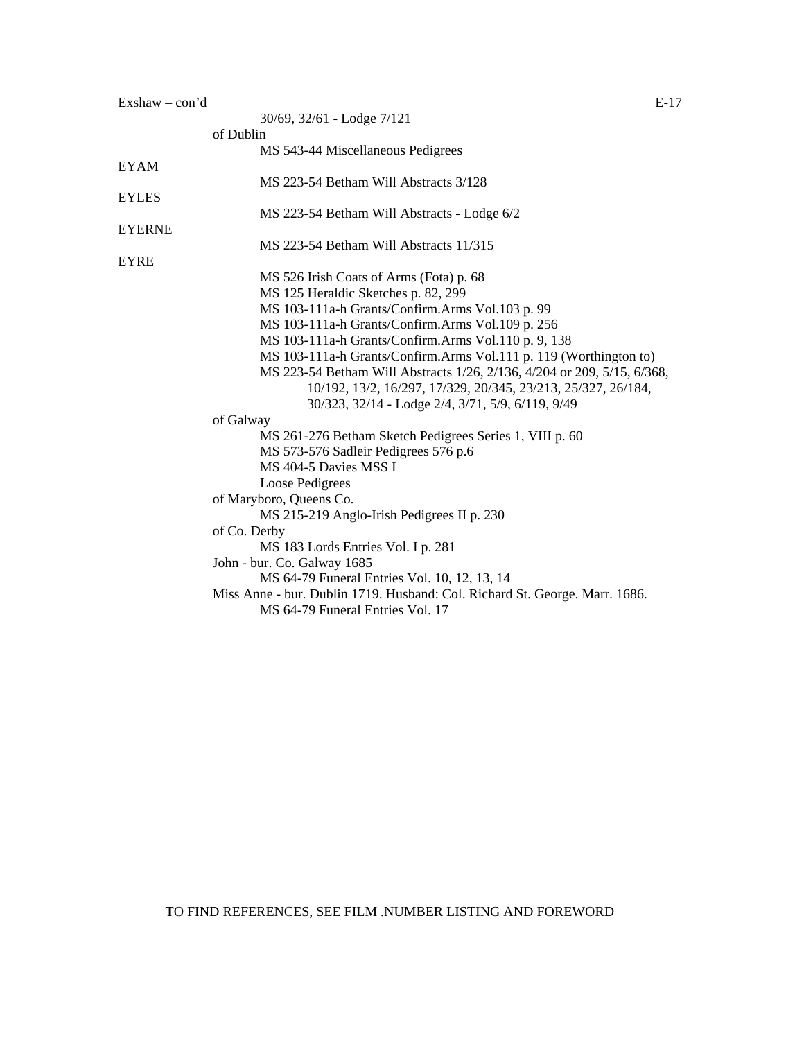Exshaw – con'd

30/69, 32/61 - Lodge 7/121

of Dublin

MS 543-44 Miscellaneous Pedigrees

EYAM

MS 223-54 Betham Will Abstracts 3/128

EYLES

MS 223-54 Betham Will Abstracts - Lodge 6/2

EYERNE

MS 223-54 Betham Will Abstracts 11/315

EYRE

MS 526 Irish Coats of Arms (Fota) p. 68
MS 125 Heraldic Sketches p. 82, 299
MS 103-111a-h Grants/Confirm.Arms Vol.103 p. 99
MS 103-111a-h Grants/Confirm.Arms Vol.109 p. 256
MS 103-111a-h Grants/Confirm.Arms Vol.110 p. 9, 138
MS 103-111a-h Grants/Confirm.Arms Vol.111 p. 119 (Worthington to)
MS 223-54 Betham Will Abstracts 1/26, 2/136, 4/204 or 209, 5/15, 6/368, 10/192, 13/2, 16/297, 17/329, 20/345, 23/213, 25/327, 26/184, 30/323, 32/14 - Lodge 2/4, 3/71, 5/9, 6/119, 9/49

of Galway

MS 261-276 Betham Sketch Pedigrees Series 1, VIII p. 60
MS 573-576 Sadleir Pedigrees 576 p.6
MS 404-5 Davies MSS I
Loose Pedigrees

of Maryboro, Queens Co.

MS 215-219 Anglo-Irish Pedigrees II p. 230

of Co. Derby

MS 183 Lords Entries Vol. I p. 281

John - bur. Co. Galway 1685

MS 64-79 Funeral Entries Vol. 10, 12, 13, 14

Miss Anne - bur. Dublin 1719. Husband: Col. Richard St. George. Marr. 1686.

MS 64-79 Funeral Entries Vol. 17

TO FIND REFERENCES, SEE FILM .NUMBER LISTING AND FOREWORD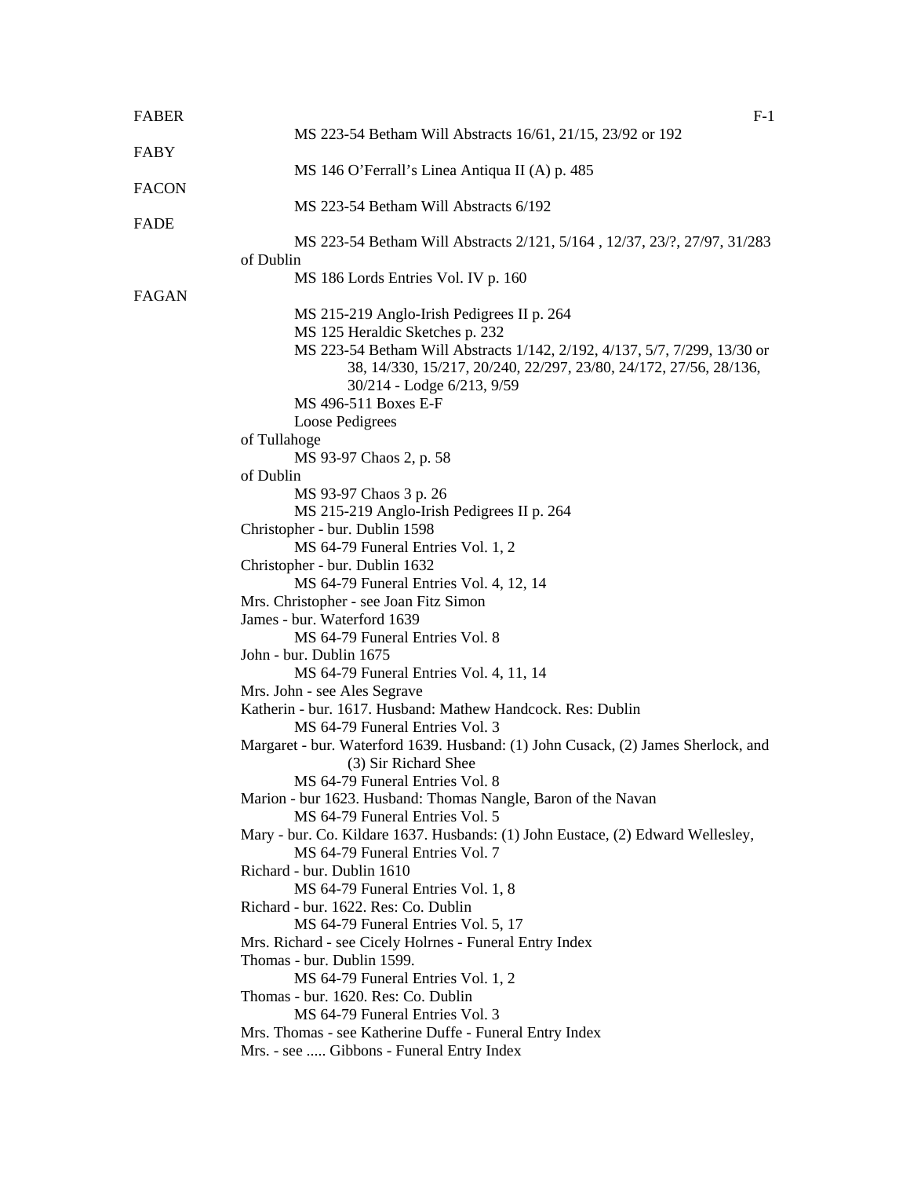FABER

MS 223-54 Betham Will Abstracts 16/61, 21/15, 23/92 or 192

FABY

MS 146 O'Ferrall's Linea Antiqua II (A) p. 485

FACON

MS 223-54 Betham Will Abstracts 6/192

FADE

MS 223-54 Betham Will Abstracts 2/121, 5/164 , 12/37, 23/?, 27/97, 31/283

of Dublin

MS 186 Lords Entries Vol. IV p. 160

FAGAN

MS 215-219 Anglo-Irish Pedigrees II p. 264

MS 125 Heraldic Sketches p. 232

MS 223-54 Betham Will Abstracts 1/142, 2/192, 4/137, 5/7, 7/299, 13/30 or 38, 14/330, 15/217, 20/240, 22/297, 23/80, 24/172, 27/56, 28/136, 30/214 - Lodge 6/213, 9/59

MS 496-511 Boxes E-F

Loose Pedigrees

of Tullahoge

MS 93-97 Chaos 2, p. 58

of Dublin

MS 93-97 Chaos 3 p. 26

MS 215-219 Anglo-Irish Pedigrees II p. 264

Christopher - bur. Dublin 1598

MS 64-79 Funeral Entries Vol. 1, 2

Christopher - bur. Dublin 1632

MS 64-79 Funeral Entries Vol. 4, 12, 14

Mrs. Christopher - see Joan Fitz Simon

James - bur. Waterford 1639

MS 64-79 Funeral Entries Vol. 8

John - bur. Dublin 1675

MS 64-79 Funeral Entries Vol. 4, 11, 14

Mrs. John - see Ales Segrave

Katherin - bur. 1617. Husband: Mathew Handcock. Res: Dublin

MS 64-79 Funeral Entries Vol. 3

Margaret - bur. Waterford 1639. Husband: (1) John Cusack, (2) James Sherlock, and (3) Sir Richard Shee

MS 64-79 Funeral Entries Vol. 8

Marion - bur 1623. Husband: Thomas Nangle, Baron of the Navan

MS 64-79 Funeral Entries Vol. 5

Mary - bur. Co. Kildare 1637. Husbands: (1) John Eustace, (2) Edward Wellesley,

MS 64-79 Funeral Entries Vol. 7

Richard - bur. Dublin 1610

MS 64-79 Funeral Entries Vol. 1, 8

Richard - bur. 1622. Res: Co. Dublin

MS 64-79 Funeral Entries Vol. 5, 17

Mrs. Richard - see Cicely Holrnes - Funeral Entry Index

Thomas - bur. Dublin 1599.

MS 64-79 Funeral Entries Vol. 1, 2

Thomas - bur. 1620. Res: Co. Dublin

MS 64-79 Funeral Entries Vol. 3

Mrs. Thomas - see Katherine Duffe - Funeral Entry Index

Mrs. - see ..... Gibbons - Funeral Entry Index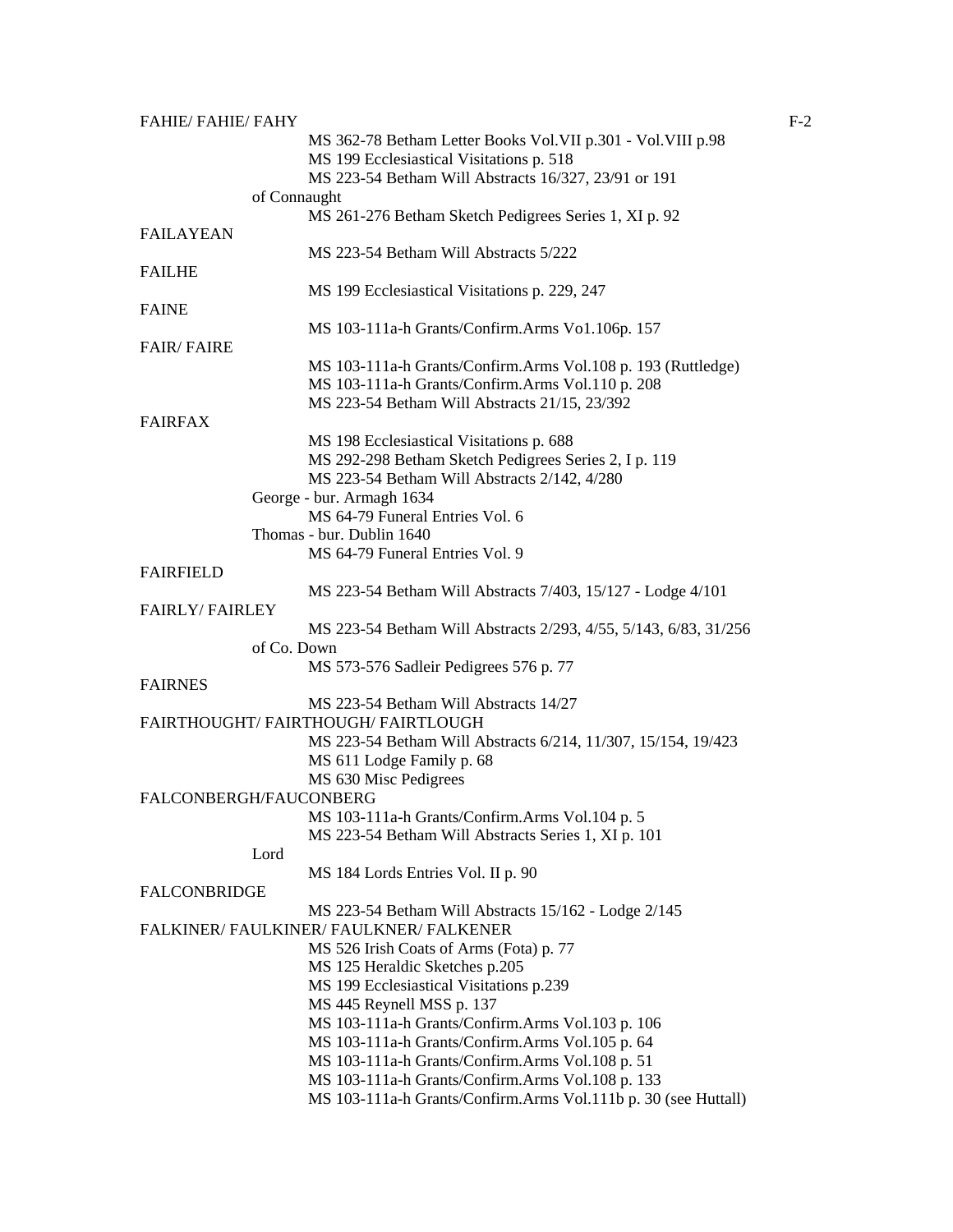FAHIE/ FAHIE/ FAHY

MS 362-78 Betham Letter Books Vol.VII p.301 - Vol.VIII p.98
MS 199 Ecclesiastical Visitations p. 518
MS 223-54 Betham Will Abstracts 16/327, 23/91 or 191

of Connaught

MS 261-276 Betham Sketch Pedigrees Series 1, XI p. 92

FAILAYEAN

MS 223-54 Betham Will Abstracts 5/222

FAILHE

MS 199 Ecclesiastical Visitations p. 229, 247

FAINE

MS 103-111a-h Grants/Confirm.Arms Vo1.106p. 157

FAIR/ FAIRE

MS 103-111a-h Grants/Confirm.Arms Vol.108 p. 193 (Ruttledge)
MS 103-111a-h Grants/Confirm.Arms Vol.110 p. 208
MS 223-54 Betham Will Abstracts 21/15, 23/392

FAIRFAX

MS 198 Ecclesiastical Visitations p. 688
MS 292-298 Betham Sketch Pedigrees Series 2, I p. 119
MS 223-54 Betham Will Abstracts 2/142, 4/280

George - bur. Armagh 1634

MS 64-79 Funeral Entries Vol. 6

Thomas - bur. Dublin 1640

MS 64-79 Funeral Entries Vol. 9

FAIRFIELD

MS 223-54 Betham Will Abstracts 7/403, 15/127 - Lodge 4/101

FAIRLY/ FAIRLEY

MS 223-54 Betham Will Abstracts 2/293, 4/55, 5/143, 6/83, 31/256

of Co. Down

MS 573-576 Sadleir Pedigrees 576 p. 77

FAIRNES

MS 223-54 Betham Will Abstracts 14/27

FAIRTHOUGHT/ FAIRTHOUGH/ FAIRTLOUGH

MS 223-54 Betham Will Abstracts 6/214, 11/307, 15/154, 19/423
MS 611 Lodge Family p. 68
MS 630 Misc Pedigrees

FALCONBERGH/FAUCONBERG

MS 103-111a-h Grants/Confirm.Arms Vol.104 p. 5
MS 223-54 Betham Will Abstracts Series 1, XI p. 101

Lord

MS 184 Lords Entries Vol. II p. 90

FALCONBRIDGE

MS 223-54 Betham Will Abstracts 15/162 - Lodge 2/145

FALKINER/ FAULKINER/ FAULKNER/ FALKENER

MS 526 Irish Coats of Arms (Fota) p. 77
MS 125 Heraldic Sketches p.205
MS 199 Ecclesiastical Visitations p.239
MS 445 Reynell MSS p. 137
MS 103-111a-h Grants/Confirm.Arms Vol.103 p. 106
MS 103-111a-h Grants/Confirm.Arms Vol.105 p. 64
MS 103-111a-h Grants/Confirm.Arms Vol.108 p. 51
MS 103-111a-h Grants/Confirm.Arms Vol.108 p. 133
MS 103-111a-h Grants/Confirm.Arms Vol.111b p. 30 (see Huttall)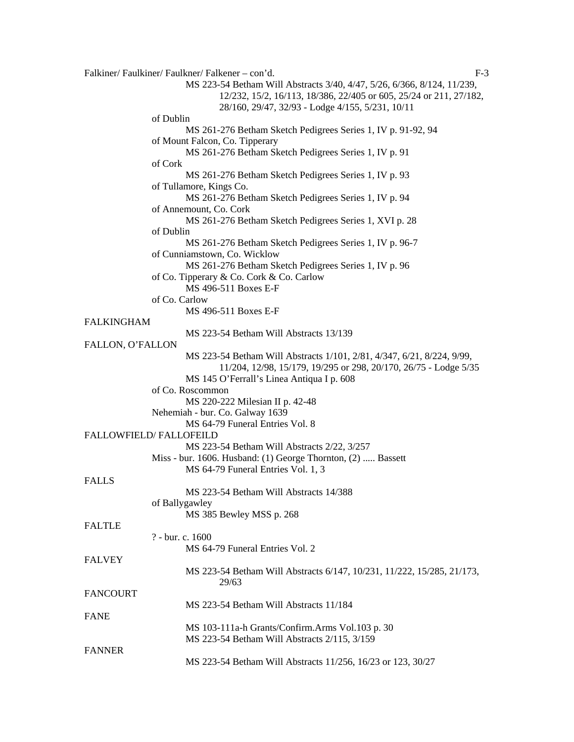Falkiner/ Faulkiner/ Faulkner/ Falkener – con'd.

MS 223-54 Betham Will Abstracts 3/40, 4/47, 5/26, 6/366, 8/124, 11/239, 12/232, 15/2, 16/113, 18/386, 22/405 or 605, 25/24 or 211, 27/182, 28/160, 29/47, 32/93 - Lodge 4/155, 5/231, 10/11

of Dublin
MS 261-276 Betham Sketch Pedigrees Series 1, IV p. 91-92, 94

of Mount Falcon, Co. Tipperary
MS 261-276 Betham Sketch Pedigrees Series 1, IV p. 91

of Cork
MS 261-276 Betham Sketch Pedigrees Series 1, IV p. 93

of Tullamore, Kings Co.
MS 261-276 Betham Sketch Pedigrees Series 1, IV p. 94

of Annemount, Co. Cork
MS 261-276 Betham Sketch Pedigrees Series 1, XVI p. 28

of Dublin
MS 261-276 Betham Sketch Pedigrees Series 1, IV p. 96-7

of Cunniamstown, Co. Wicklow
MS 261-276 Betham Sketch Pedigrees Series 1, IV p. 96

of Co. Tipperary & Co. Cork & Co. Carlow
MS 496-511 Boxes E-F

of Co. Carlow
MS 496-511 Boxes E-F

FALKINGHAM
MS 223-54 Betham Will Abstracts 13/139

FALLON, O'FALLON
MS 223-54 Betham Will Abstracts 1/101, 2/81, 4/347, 6/21, 8/224, 9/99, 11/204, 12/98, 15/179, 19/295 or 298, 20/170, 26/75 - Lodge 5/35
MS 145 O'Ferrall's Linea Antiqua I p. 608

of Co. Roscommon
MS 220-222 Milesian II p. 42-48

Nehemiah - bur. Co. Galway 1639
MS 64-79 Funeral Entries Vol. 8

FALLOWFIELD/ FALLOFEILD
MS 223-54 Betham Will Abstracts 2/22, 3/257

Miss - bur. 1606. Husband: (1) George Thornton, (2) ..... Bassett
MS 64-79 Funeral Entries Vol. 1, 3

FALLS
MS 223-54 Betham Will Abstracts 14/388

of Ballygawley
MS 385 Bewley MSS p. 268

FALTLE
? - bur. c. 1600
MS 64-79 Funeral Entries Vol. 2

FALVEY
MS 223-54 Betham Will Abstracts 6/147, 10/231, 11/222, 15/285, 21/173, 29/63

FANCOURT
MS 223-54 Betham Will Abstracts 11/184

FANE
MS 103-111a-h Grants/Confirm.Arms Vol.103 p. 30
MS 223-54 Betham Will Abstracts 2/115, 3/159

FANNER
MS 223-54 Betham Will Abstracts 11/256, 16/23 or 123, 30/27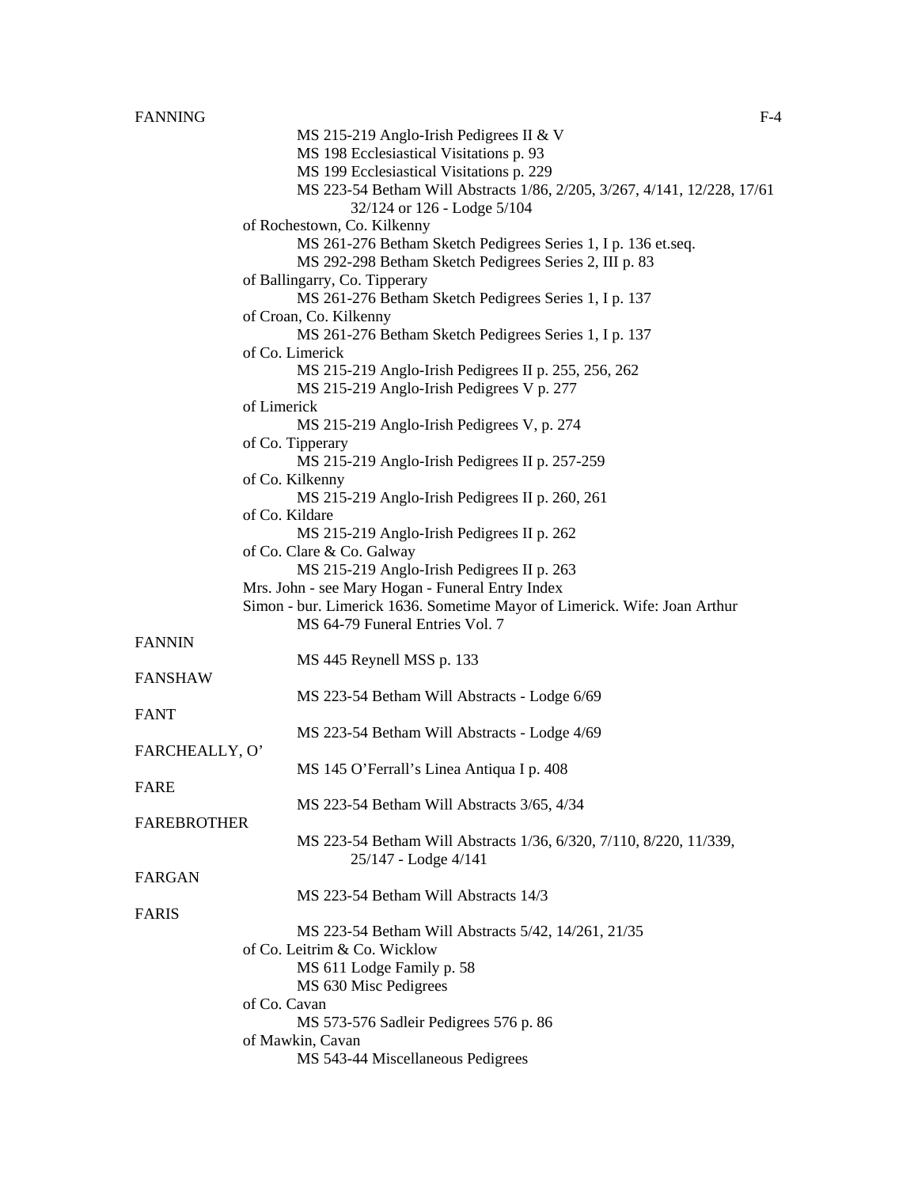FANNING

MS 215-219 Anglo-Irish Pedigrees II & V
MS 198 Ecclesiastical Visitations p. 93
MS 199 Ecclesiastical Visitations p. 229
MS 223-54 Betham Will Abstracts 1/86, 2/205, 3/267, 4/141, 12/228, 17/61 32/124 or 126 - Lodge 5/104

of Rochestown, Co. Kilkenny
MS 261-276 Betham Sketch Pedigrees Series 1, I p. 136 et.seq.
MS 292-298 Betham Sketch Pedigrees Series 2, III p. 83

of Ballingarry, Co. Tipperary
MS 261-276 Betham Sketch Pedigrees Series 1, I p. 137

of Croan, Co. Kilkenny
MS 261-276 Betham Sketch Pedigrees Series 1, I p. 137

of Co. Limerick
MS 215-219 Anglo-Irish Pedigrees II p. 255, 256, 262
MS 215-219 Anglo-Irish Pedigrees V p. 277

of Limerick
MS 215-219 Anglo-Irish Pedigrees V, p. 274

of Co. Tipperary
MS 215-219 Anglo-Irish Pedigrees II p. 257-259

of Co. Kilkenny
MS 215-219 Anglo-Irish Pedigrees II p. 260, 261

of Co. Kildare
MS 215-219 Anglo-Irish Pedigrees II p. 262

of Co. Clare & Co. Galway
MS 215-219 Anglo-Irish Pedigrees II p. 263

Mrs. John - see Mary Hogan - Funeral Entry Index

Simon - bur. Limerick 1636. Sometime Mayor of Limerick. Wife: Joan Arthur
MS 64-79 Funeral Entries Vol. 7

FANNIN

MS 445 Reynell MSS p. 133

FANSHAW

MS 223-54 Betham Will Abstracts - Lodge 6/69

FANT

MS 223-54 Betham Will Abstracts - Lodge 4/69

FARCHEALLY, O'

MS 145 O'Ferrall's Linea Antiqua I p. 408

FARE

MS 223-54 Betham Will Abstracts 3/65, 4/34

FAREBROTHER

MS 223-54 Betham Will Abstracts 1/36, 6/320, 7/110, 8/220, 11/339, 25/147 - Lodge 4/141

FARGAN

MS 223-54 Betham Will Abstracts 14/3

FARIS

MS 223-54 Betham Will Abstracts 5/42, 14/261, 21/35

of Co. Leitrim & Co. Wicklow
MS 611 Lodge Family p. 58
MS 630 Misc Pedigrees

of Co. Cavan
MS 573-576 Sadleir Pedigrees 576 p. 86

of Mawkin, Cavan
MS 543-44 Miscellaneous Pedigrees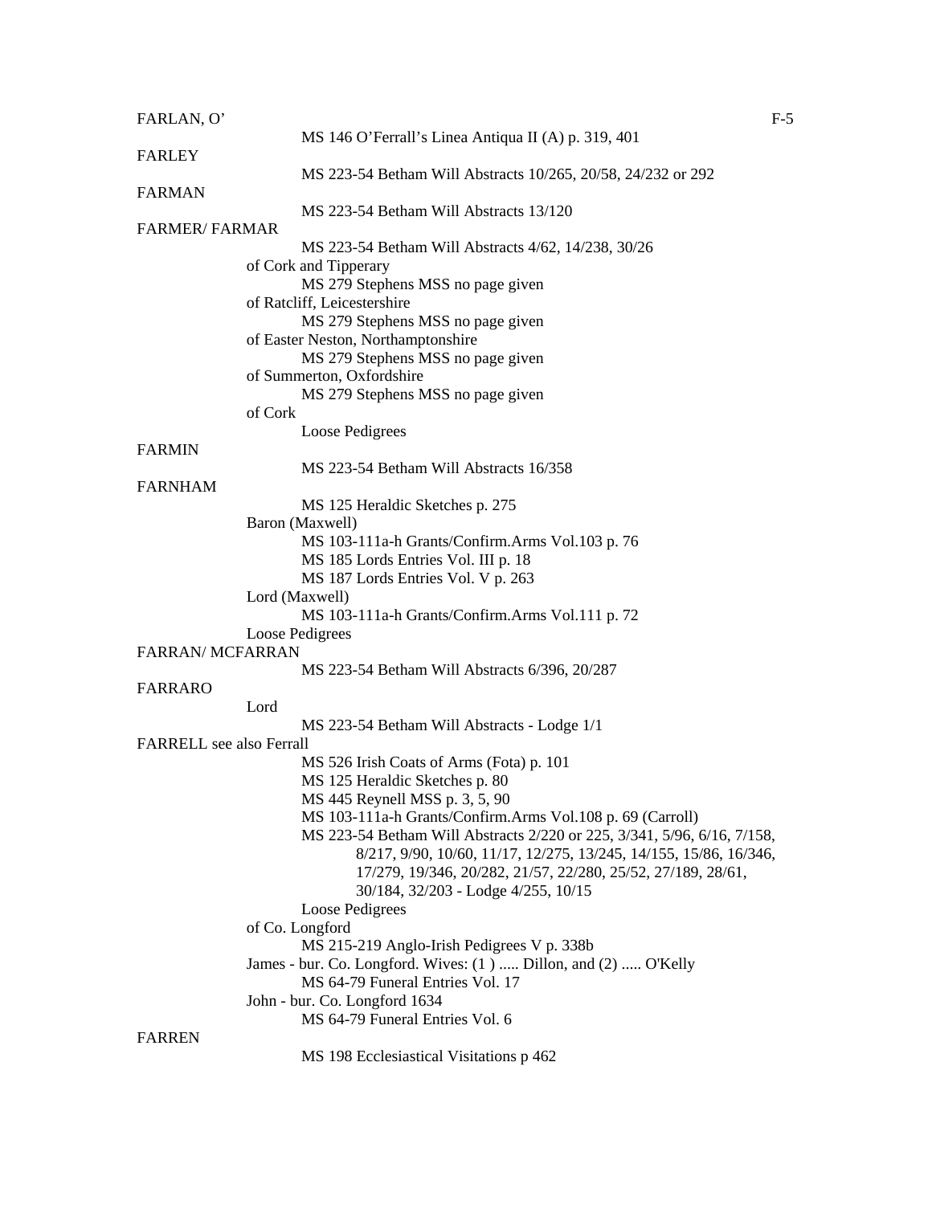FARLAN, O'

MS 146 O'Ferrall's Linea Antiqua II (A) p. 319, 401

FARLEY

MS 223-54 Betham Will Abstracts 10/265, 20/58, 24/232 or 292

FARMAN

MS 223-54 Betham Will Abstracts 13/120

FARMER/ FARMAR

MS 223-54 Betham Will Abstracts 4/62, 14/238, 30/26

of Cork and Tipperary

MS 279 Stephens MSS no page given

of Ratcliff, Leicestershire

MS 279 Stephens MSS no page given

of Easter Neston, Northamptonshire

MS 279 Stephens MSS no page given

of Summerton, Oxfordshire

MS 279 Stephens MSS no page given

of Cork

Loose Pedigrees

FARMIN

MS 223-54 Betham Will Abstracts 16/358

FARNHAM

MS 125 Heraldic Sketches p. 275

Baron (Maxwell)

MS 103-111a-h Grants/Confirm.Arms Vol.103 p. 76
MS 185 Lords Entries Vol. III p. 18
MS 187 Lords Entries Vol. V p. 263

Lord (Maxwell)

MS 103-111a-h Grants/Confirm.Arms Vol.111 p. 72

Loose Pedigrees

FARRAN/ MCFARRAN

MS 223-54 Betham Will Abstracts 6/396, 20/287

FARRARO

Lord

MS 223-54 Betham Will Abstracts - Lodge 1/1

FARRELL see also Ferrall

MS 526 Irish Coats of Arms (Fota) p. 101
MS 125 Heraldic Sketches p. 80
MS 445 Reynell MSS p. 3, 5, 90
MS 103-111a-h Grants/Confirm.Arms Vol.108 p. 69 (Carroll)
MS 223-54 Betham Will Abstracts 2/220 or 225, 3/341, 5/96, 6/16, 7/158, 8/217, 9/90, 10/60, 11/17, 12/275, 13/245, 14/155, 15/86, 16/346, 17/279, 19/346, 20/282, 21/57, 22/280, 25/52, 27/189, 28/61, 30/184, 32/203 - Lodge 4/255, 10/15
Loose Pedigrees

of Co. Longford

MS 215-219 Anglo-Irish Pedigrees V p. 338b

James - bur. Co. Longford. Wives: (1 ) ..... Dillon, and (2) ..... O'Kelly

MS 64-79 Funeral Entries Vol. 17

John - bur. Co. Longford 1634

MS 64-79 Funeral Entries Vol. 6

FARREN

MS 198 Ecclesiastical Visitations p 462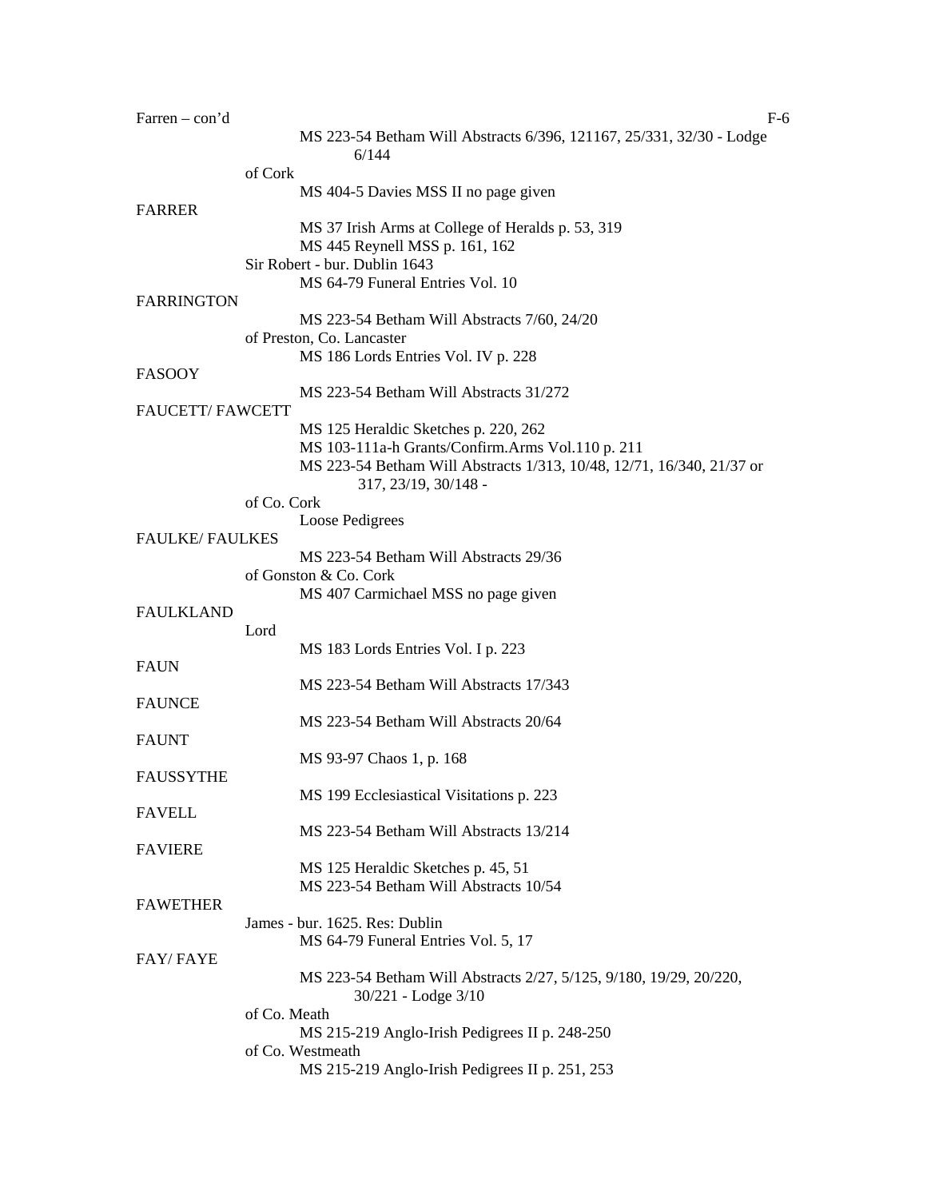Farren – con'd

MS 223-54 Betham Will Abstracts 6/396, 121167, 25/331, 32/30 - Lodge 6/144

of Cork

MS 404-5 Davies MSS II no page given

FARRER

MS 37 Irish Arms at College of Heralds p. 53, 319

MS 445 Reynell MSS p. 161, 162

Sir Robert - bur. Dublin 1643

MS 64-79 Funeral Entries Vol. 10

FARRINGTON

MS 223-54 Betham Will Abstracts 7/60, 24/20

of Preston, Co. Lancaster

MS 186 Lords Entries Vol. IV p. 228

FASOOY

MS 223-54 Betham Will Abstracts 31/272

FAUCETT/ FAWCETT

MS 125 Heraldic Sketches p. 220, 262

MS 103-111a-h Grants/Confirm.Arms Vol.110 p. 211

MS 223-54 Betham Will Abstracts 1/313, 10/48, 12/71, 16/340, 21/37 or 317, 23/19, 30/148 -

of Co. Cork

Loose Pedigrees

FAULKE/ FAULKES

MS 223-54 Betham Will Abstracts 29/36

of Gonston & Co. Cork

MS 407 Carmichael MSS no page given

FAULKLAND

Lord

MS 183 Lords Entries Vol. I p. 223

FAUN

MS 223-54 Betham Will Abstracts 17/343

FAUNCE

MS 223-54 Betham Will Abstracts 20/64

FAUNT

MS 93-97 Chaos 1, p. 168

FAUSSYTHE

MS 199 Ecclesiastical Visitations p. 223

FAVELL

MS 223-54 Betham Will Abstracts 13/214

FAVIERE

MS 125 Heraldic Sketches p. 45, 51

MS 223-54 Betham Will Abstracts 10/54

FAWETHER

James - bur. 1625. Res: Dublin

MS 64-79 Funeral Entries Vol. 5, 17

FAY/ FAYE

MS 223-54 Betham Will Abstracts 2/27, 5/125, 9/180, 19/29, 20/220, 30/221 - Lodge 3/10

of Co. Meath

MS 215-219 Anglo-Irish Pedigrees II p. 248-250

of Co. Westmeath

MS 215-219 Anglo-Irish Pedigrees II p. 251, 253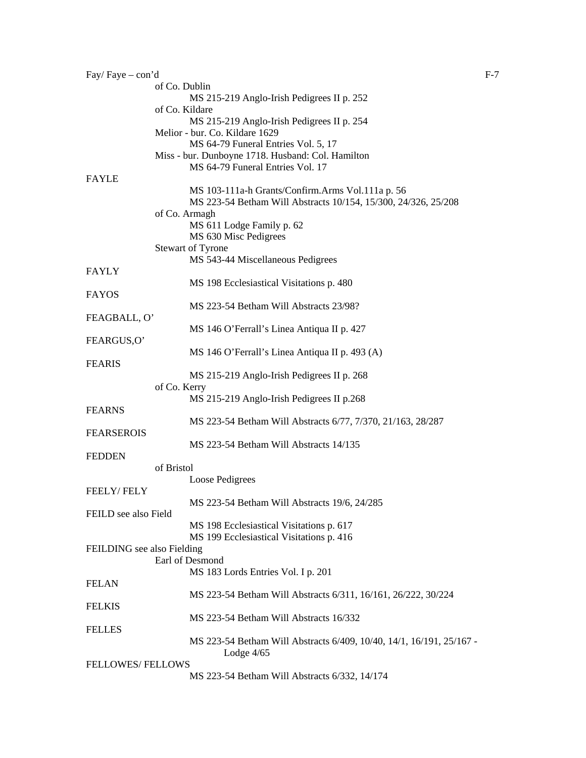Fay/ Faye – con'd

of Co. Dublin
MS 215-219 Anglo-Irish Pedigrees II p. 252

of Co. Kildare
MS 215-219 Anglo-Irish Pedigrees II p. 254

Melior - bur. Co. Kildare 1629
MS 64-79 Funeral Entries Vol. 5, 17

Miss - bur. Dunboyne 1718. Husband: Col. Hamilton
MS 64-79 Funeral Entries Vol. 17

FAYLE
MS 103-111a-h Grants/Confirm.Arms Vol.111a p. 56
MS 223-54 Betham Will Abstracts 10/154, 15/300, 24/326, 25/208

of Co. Armagh
MS 611 Lodge Family p. 62
MS 630 Misc Pedigrees

Stewart of Tyrone
MS 543-44 Miscellaneous Pedigrees

FAYLY
MS 198 Ecclesiastical Visitations p. 480

FAYOS
MS 223-54 Betham Will Abstracts 23/98?

FEAGBALL, O'
MS 146 O'Ferrall's Linea Antiqua II p. 427

FEARGUS,O'
MS 146 O'Ferrall's Linea Antiqua II p. 493 (A)

FEARIS
MS 215-219 Anglo-Irish Pedigrees II p. 268

of Co. Kerry
MS 215-219 Anglo-Irish Pedigrees II p.268

FEARNS
MS 223-54 Betham Will Abstracts 6/77, 7/370, 21/163, 28/287

FEARSEROIS
MS 223-54 Betham Will Abstracts 14/135

FEDDEN

of Bristol
Loose Pedigrees

FEELY/ FELY
MS 223-54 Betham Will Abstracts 19/6, 24/285

FEILD see also Field
MS 198 Ecclesiastical Visitations p. 617
MS 199 Ecclesiastical Visitations p. 416

FEILDING see also Fielding

Earl of Desmond
MS 183 Lords Entries Vol. I p. 201

FELAN
MS 223-54 Betham Will Abstracts 6/311, 16/161, 26/222, 30/224

FELKIS
MS 223-54 Betham Will Abstracts 16/332

FELLES
MS 223-54 Betham Will Abstracts 6/409, 10/40, 14/1, 16/191, 25/167 - Lodge 4/65

FELLOWES/ FELLOWS
MS 223-54 Betham Will Abstracts 6/332, 14/174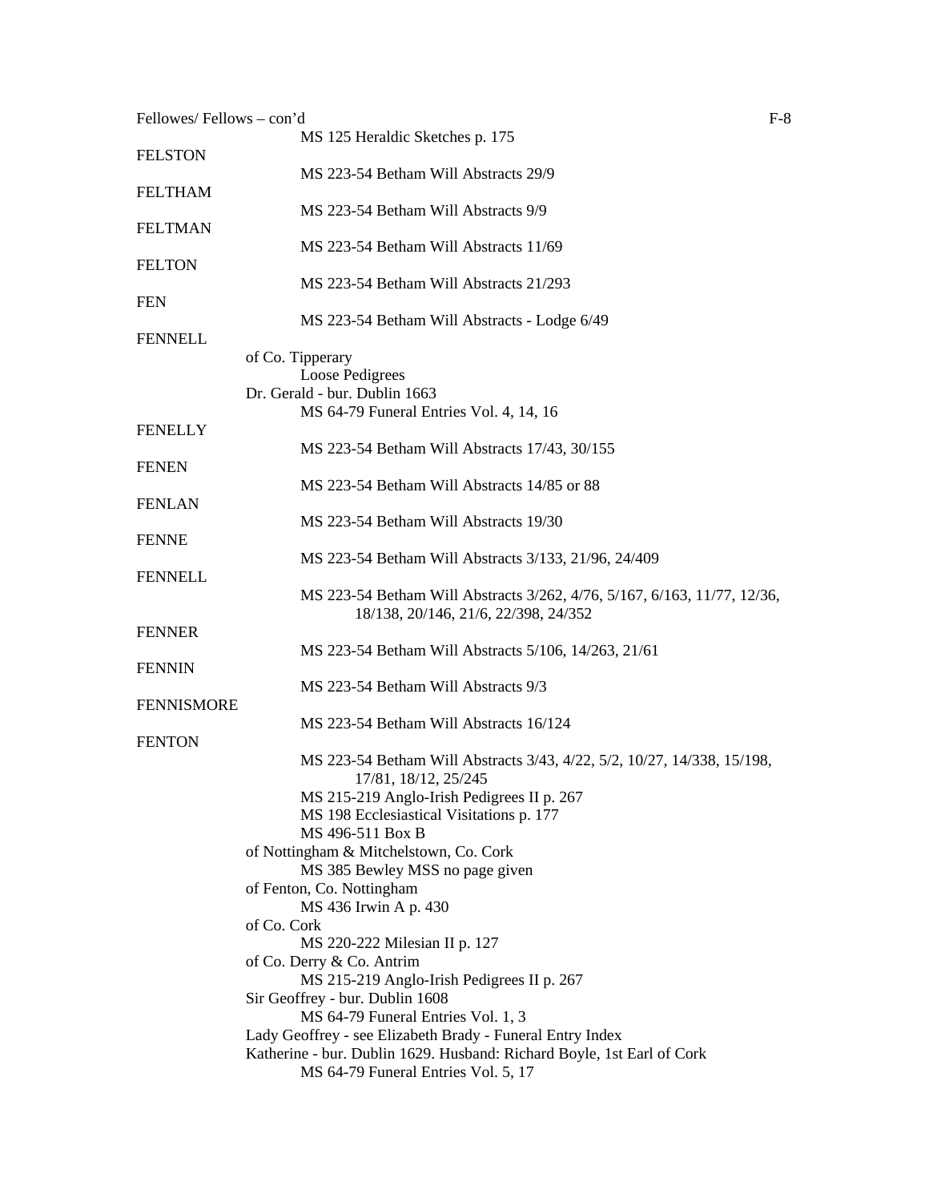Fellowes/ Fellows – con'd

MS 125 Heraldic Sketches p. 175

FELSTON

MS 223-54 Betham Will Abstracts 29/9

FELTHAM

MS 223-54 Betham Will Abstracts 9/9

FELTMAN

MS 223-54 Betham Will Abstracts 11/69

FELTON

MS 223-54 Betham Will Abstracts 21/293

FEN

MS 223-54 Betham Will Abstracts - Lodge 6/49

FENNELL

of Co. Tipperary
Loose Pedigrees
Dr. Gerald - bur. Dublin 1663
MS 64-79 Funeral Entries Vol. 4, 14, 16

FENELLY

MS 223-54 Betham Will Abstracts 17/43, 30/155

FENEN

MS 223-54 Betham Will Abstracts 14/85 or 88

FENLAN

MS 223-54 Betham Will Abstracts 19/30

FENNE

MS 223-54 Betham Will Abstracts 3/133, 21/96, 24/409

FENNELL

MS 223-54 Betham Will Abstracts 3/262, 4/76, 5/167, 6/163, 11/77, 12/36, 18/138, 20/146, 21/6, 22/398, 24/352

FENNER

MS 223-54 Betham Will Abstracts 5/106, 14/263, 21/61

FENNIN

MS 223-54 Betham Will Abstracts 9/3

FENNISMORE

MS 223-54 Betham Will Abstracts 16/124

FENTON

MS 223-54 Betham Will Abstracts 3/43, 4/22, 5/2, 10/27, 14/338, 15/198, 17/81, 18/12, 25/245
MS 215-219 Anglo-Irish Pedigrees II p. 267
MS 198 Ecclesiastical Visitations p. 177
MS 496-511 Box B
of Nottingham & Mitchelstown, Co. Cork
MS 385 Bewley MSS no page given
of Fenton, Co. Nottingham
MS 436 Irwin A p. 430
of Co. Cork
MS 220-222 Milesian II p. 127
of Co. Derry & Co. Antrim
MS 215-219 Anglo-Irish Pedigrees II p. 267
Sir Geoffrey - bur. Dublin 1608
MS 64-79 Funeral Entries Vol. 1, 3
Lady Geoffrey - see Elizabeth Brady - Funeral Entry Index
Katherine - bur. Dublin 1629. Husband: Richard Boyle, 1st Earl of Cork
MS 64-79 Funeral Entries Vol. 5, 17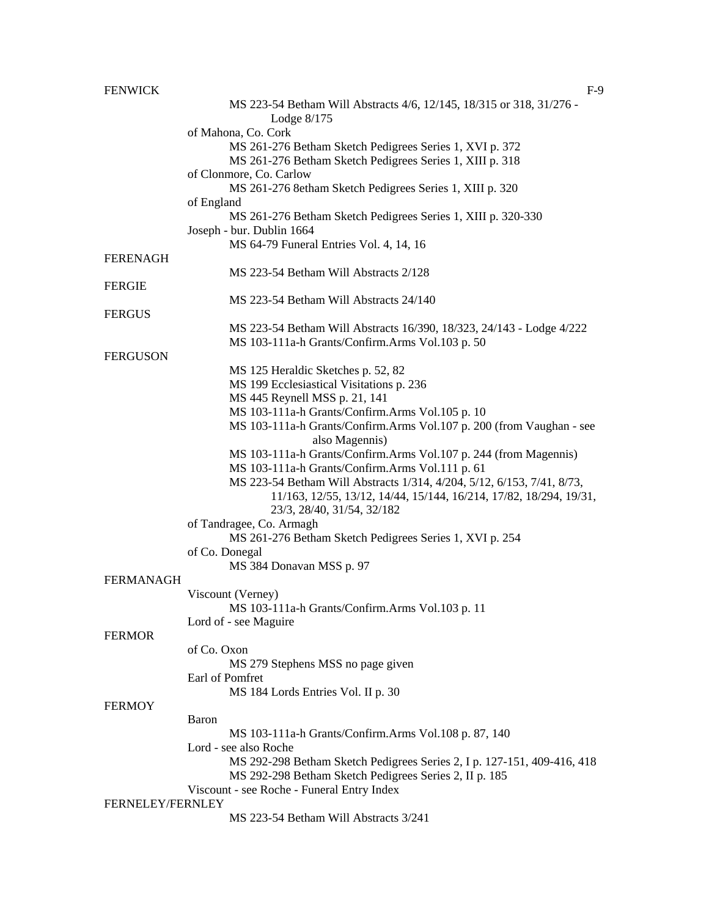FENWICK

MS 223-54 Betham Will Abstracts 4/6, 12/145, 18/315 or 318, 31/276 - Lodge 8/175

of Mahona, Co. Cork

MS 261-276 Betham Sketch Pedigrees Series 1, XVI p. 372
MS 261-276 Betham Sketch Pedigrees Series 1, XIII p. 318

of Clonmore, Co. Carlow

MS 261-276 8etham Sketch Pedigrees Series 1, XIII p. 320

of England

MS 261-276 Betham Sketch Pedigrees Series 1, XIII p. 320-330

Joseph - bur. Dublin 1664

MS 64-79 Funeral Entries Vol. 4, 14, 16

FERENAGH

MS 223-54 Betham Will Abstracts 2/128

FERGIE

MS 223-54 Betham Will Abstracts 24/140

FERGUS

MS 223-54 Betham Will Abstracts 16/390, 18/323, 24/143 - Lodge 4/222
MS 103-111a-h Grants/Confirm.Arms Vol.103 p. 50

FERGUSON

MS 125 Heraldic Sketches p. 52, 82
MS 199 Ecclesiastical Visitations p. 236
MS 445 Reynell MSS p. 21, 141
MS 103-111a-h Grants/Confirm.Arms Vol.105 p. 10
MS 103-111a-h Grants/Confirm.Arms Vol.107 p. 200 (from Vaughan - see also Magennis)
MS 103-111a-h Grants/Confirm.Arms Vol.107 p. 244 (from Magennis)
MS 103-111a-h Grants/Confirm.Arms Vol.111 p. 61
MS 223-54 Betham Will Abstracts 1/314, 4/204, 5/12, 6/153, 7/41, 8/73, 11/163, 12/55, 13/12, 14/44, 15/144, 16/214, 17/82, 18/294, 19/31, 23/3, 28/40, 31/54, 32/182

of Tandragee, Co. Armagh

MS 261-276 Betham Sketch Pedigrees Series 1, XVI p. 254

of Co. Donegal

MS 384 Donavan MSS p. 97

FERMANAGH

Viscount (Verney)

MS 103-111a-h Grants/Confirm.Arms Vol.103 p. 11

Lord of - see Maguire

FERMOR

of Co. Oxon

MS 279 Stephens MSS no page given

Earl of Pomfret

MS 184 Lords Entries Vol. II p. 30

FERMOY

Baron

MS 103-111a-h Grants/Confirm.Arms Vol.108 p. 87, 140

Lord - see also Roche

MS 292-298 Betham Sketch Pedigrees Series 2, I p. 127-151, 409-416, 418
MS 292-298 Betham Sketch Pedigrees Series 2, II p. 185

Viscount - see Roche - Funeral Entry Index

FERNELEY/FERNLEY

MS 223-54 Betham Will Abstracts 3/241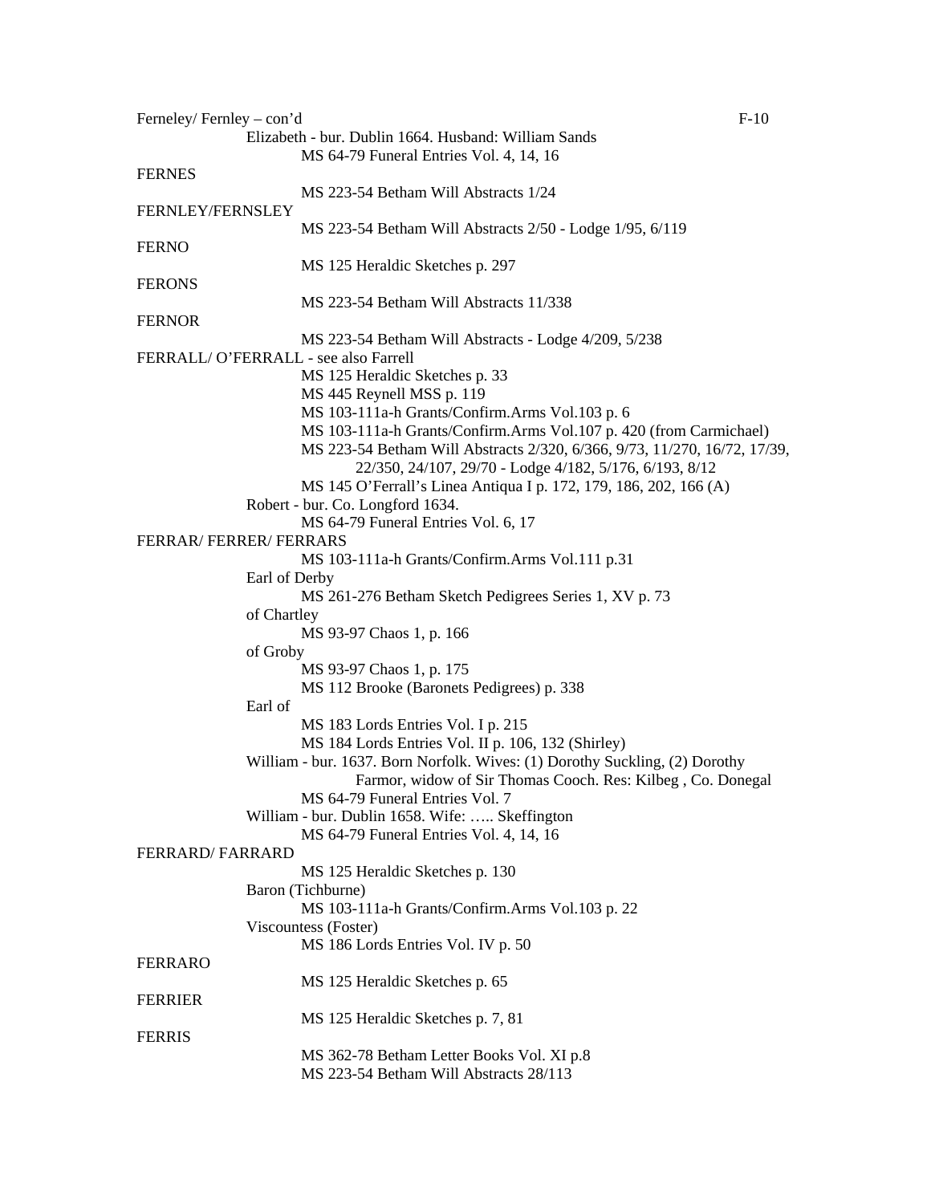Ferneley/ Fernley – con'd

Elizabeth - bur. Dublin 1664. Husband: William Sands
MS 64-79 Funeral Entries Vol. 4, 14, 16

FERNES
MS 223-54 Betham Will Abstracts 1/24

FERNLEY/FERNSLEY
MS 223-54 Betham Will Abstracts 2/50 - Lodge 1/95, 6/119

FERNO
MS 125 Heraldic Sketches p. 297

FERONS
MS 223-54 Betham Will Abstracts 11/338

FERNOR
MS 223-54 Betham Will Abstracts - Lodge 4/209, 5/238

FERRALL/ O'FERRALL - see also Farrell
MS 125 Heraldic Sketches p. 33
MS 445 Reynell MSS p. 119
MS 103-111a-h Grants/Confirm.Arms Vol.103 p. 6
MS 103-111a-h Grants/Confirm.Arms Vol.107 p. 420 (from Carmichael)
MS 223-54 Betham Will Abstracts 2/320, 6/366, 9/73, 11/270, 16/72, 17/39, 22/350, 24/107, 29/70 - Lodge 4/182, 5/176, 6/193, 8/12
MS 145 O'Ferrall's Linea Antiqua I p. 172, 179, 186, 202, 166 (A)

Robert - bur. Co. Longford 1634.
MS 64-79 Funeral Entries Vol. 6, 17

FERRAR/ FERRER/ FERRARS
MS 103-111a-h Grants/Confirm.Arms Vol.111 p.31

Earl of Derby
MS 261-276 Betham Sketch Pedigrees Series 1, XV p. 73

of Chartley
MS 93-97 Chaos 1, p. 166

of Groby
MS 93-97 Chaos 1, p. 175
MS 112 Brooke (Baronets Pedigrees) p. 338

Earl of
MS 183 Lords Entries Vol. I p. 215
MS 184 Lords Entries Vol. II p. 106, 132 (Shirley)

William - bur. 1637. Born Norfolk. Wives: (1) Dorothy Suckling, (2) Dorothy Farmor, widow of Sir Thomas Cooch. Res: Kilbeg , Co. Donegal
MS 64-79 Funeral Entries Vol. 7

William - bur. Dublin 1658. Wife: ….. Skeffington
MS 64-79 Funeral Entries Vol. 4, 14, 16

FERRARD/ FARRARD
MS 125 Heraldic Sketches p. 130

Baron (Tichburne)
MS 103-111a-h Grants/Confirm.Arms Vol.103 p. 22

Viscountess (Foster)
MS 186 Lords Entries Vol. IV p. 50

FERRARO
MS 125 Heraldic Sketches p. 65

FERRIER
MS 125 Heraldic Sketches p. 7, 81

FERRIS
MS 362-78 Betham Letter Books Vol. XI p.8
MS 223-54 Betham Will Abstracts 28/113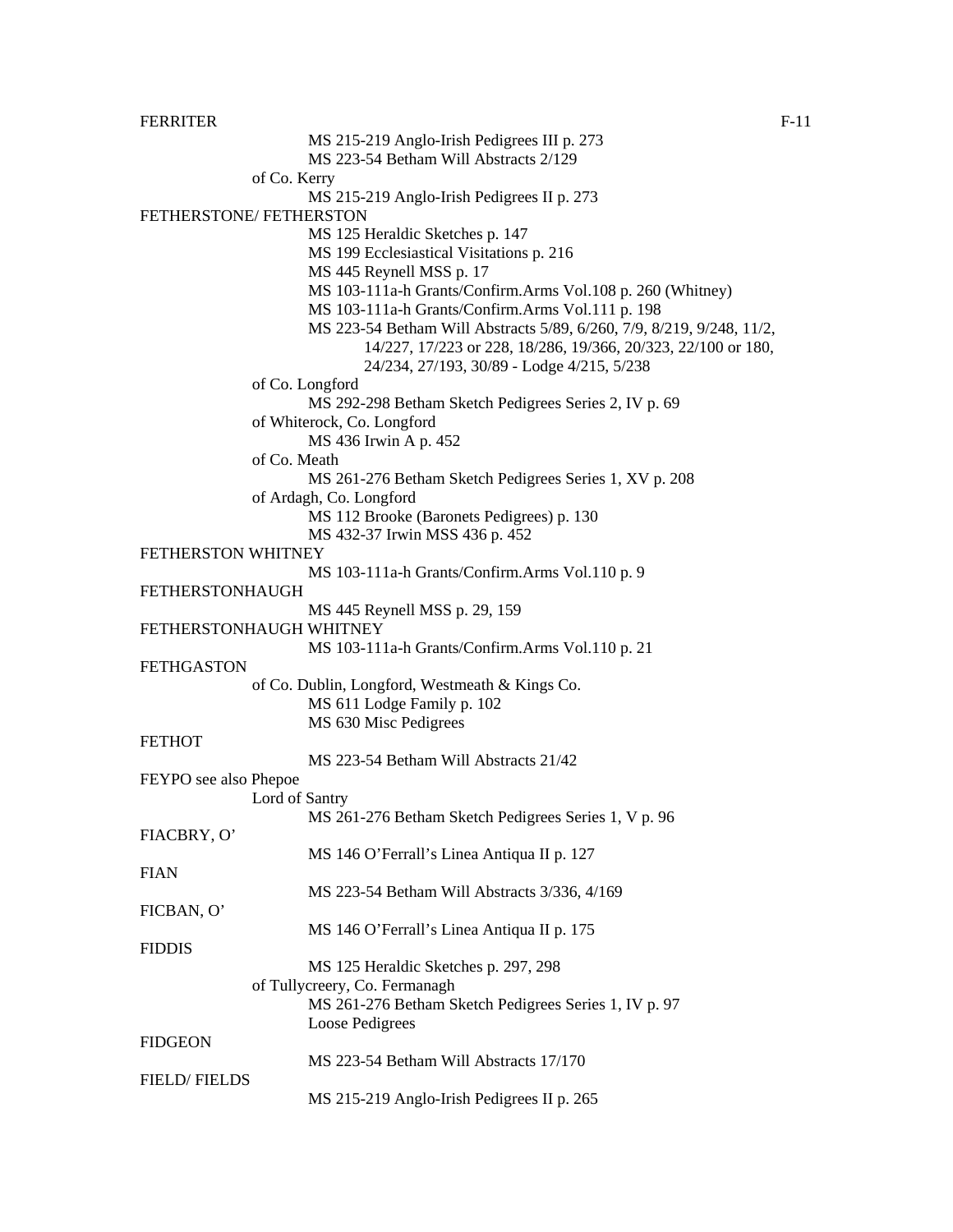FERRITER
- MS 215-219 Anglo-Irish Pedigrees III p. 273
- MS 223-54 Betham Will Abstracts 2/129
- of Co. Kerry
  - MS 215-219 Anglo-Irish Pedigrees II p. 273

FETHERSTONE/ FETHERSTON
- MS 125 Heraldic Sketches p. 147
- MS 199 Ecclesiastical Visitations p. 216
- MS 445 Reynell MSS p. 17
- MS 103-111a-h Grants/Confirm.Arms Vol.108 p. 260 (Whitney)
- MS 103-111a-h Grants/Confirm.Arms Vol.111 p. 198
- MS 223-54 Betham Will Abstracts 5/89, 6/260, 7/9, 8/219, 9/248, 11/2, 14/227, 17/223 or 228, 18/286, 19/366, 20/323, 22/100 or 180, 24/234, 27/193, 30/89 - Lodge 4/215, 5/238
- of Co. Longford
  - MS 292-298 Betham Sketch Pedigrees Series 2, IV p. 69
- of Whiterock, Co. Longford
  - MS 436 Irwin A p. 452
- of Co. Meath
  - MS 261-276 Betham Sketch Pedigrees Series 1, XV p. 208
- of Ardagh, Co. Longford
  - MS 112 Brooke (Baronets Pedigrees) p. 130
  - MS 432-37 Irwin MSS 436 p. 452

FETHERSTON WHITNEY
- MS 103-111a-h Grants/Confirm.Arms Vol.110 p. 9

FETHERSTONHAUGH
- MS 445 Reynell MSS p. 29, 159

FETHERSTONHAUGH WHITNEY
- MS 103-111a-h Grants/Confirm.Arms Vol.110 p. 21

FETHGASTON
- of Co. Dublin, Longford, Westmeath & Kings Co.
  - MS 611 Lodge Family p. 102
  - MS 630 Misc Pedigrees

FETHOT
- MS 223-54 Betham Will Abstracts 21/42

FEYPO see also Phepoe
- Lord of Santry
  - MS 261-276 Betham Sketch Pedigrees Series 1, V p. 96

FIACBRY, O'
- MS 146 O'Ferrall's Linea Antiqua II p. 127

FIAN
- MS 223-54 Betham Will Abstracts 3/336, 4/169

FICBAN, O'
- MS 146 O'Ferrall's Linea Antiqua II p. 175

FIDDIS
- MS 125 Heraldic Sketches p. 297, 298
- of Tullycreery, Co. Fermanagh
  - MS 261-276 Betham Sketch Pedigrees Series 1, IV p. 97
  - Loose Pedigrees

FIDGEON
- MS 223-54 Betham Will Abstracts 17/170

FIELD/ FIELDS
- MS 215-219 Anglo-Irish Pedigrees II p. 265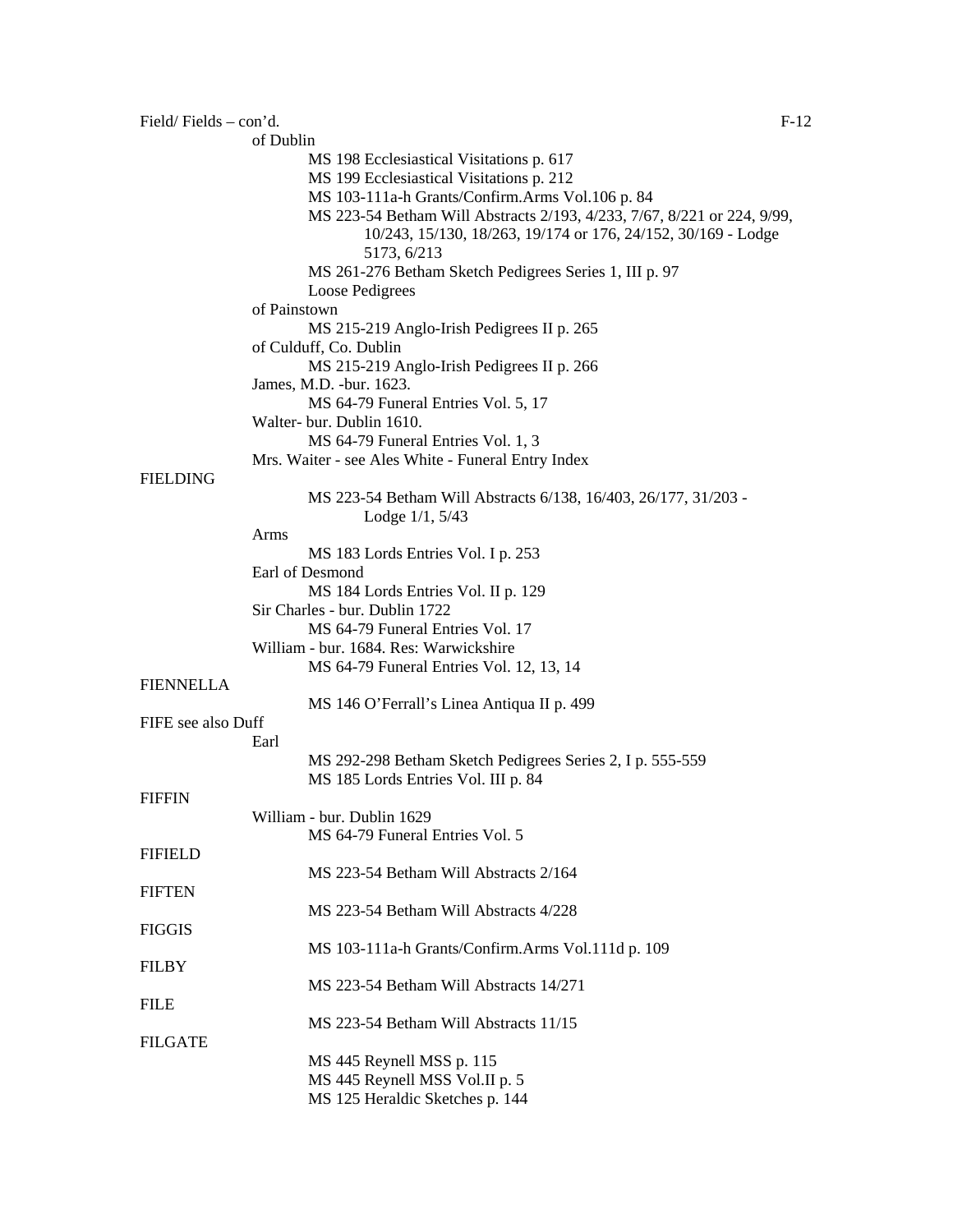Field/ Fields – con'd.

of Dublin

MS 198 Ecclesiastical Visitations p. 617
MS 199 Ecclesiastical Visitations p. 212
MS 103-111a-h Grants/Confirm.Arms Vol.106 p. 84
MS 223-54 Betham Will Abstracts 2/193, 4/233, 7/67, 8/221 or 224, 9/99, 10/243, 15/130, 18/263, 19/174 or 176, 24/152, 30/169 - Lodge 5173, 6/213
MS 261-276 Betham Sketch Pedigrees Series 1, III p. 97
Loose Pedigrees

of Painstown

MS 215-219 Anglo-Irish Pedigrees II p. 265

of Culduff, Co. Dublin

MS 215-219 Anglo-Irish Pedigrees II p. 266

James, M.D. -bur. 1623.

MS 64-79 Funeral Entries Vol. 5, 17

Walter- bur. Dublin 1610.

MS 64-79 Funeral Entries Vol. 1, 3

Mrs. Waiter - see Ales White - Funeral Entry Index

FIELDING

MS 223-54 Betham Will Abstracts 6/138, 16/403, 26/177, 31/203 - Lodge 1/1, 5/43

Arms

MS 183 Lords Entries Vol. I p. 253

Earl of Desmond

MS 184 Lords Entries Vol. II p. 129

Sir Charles - bur. Dublin 1722

MS 64-79 Funeral Entries Vol. 17

William - bur. 1684. Res: Warwickshire

MS 64-79 Funeral Entries Vol. 12, 13, 14

FIENNELLA

MS 146 O'Ferrall's Linea Antiqua II p. 499

FIFE see also Duff

Earl

MS 292-298 Betham Sketch Pedigrees Series 2, I p. 555-559
MS 185 Lords Entries Vol. III p. 84

FIFFIN

William - bur. Dublin 1629

MS 64-79 Funeral Entries Vol. 5

FIFIELD

MS 223-54 Betham Will Abstracts 2/164

FIFTEN

MS 223-54 Betham Will Abstracts 4/228

FIGGIS

MS 103-111a-h Grants/Confirm.Arms Vol.111d p. 109

FILBY

MS 223-54 Betham Will Abstracts 14/271

FILE

MS 223-54 Betham Will Abstracts 11/15

FILGATE

MS 445 Reynell MSS p. 115
MS 445 Reynell MSS Vol.II p. 5
MS 125 Heraldic Sketches p. 144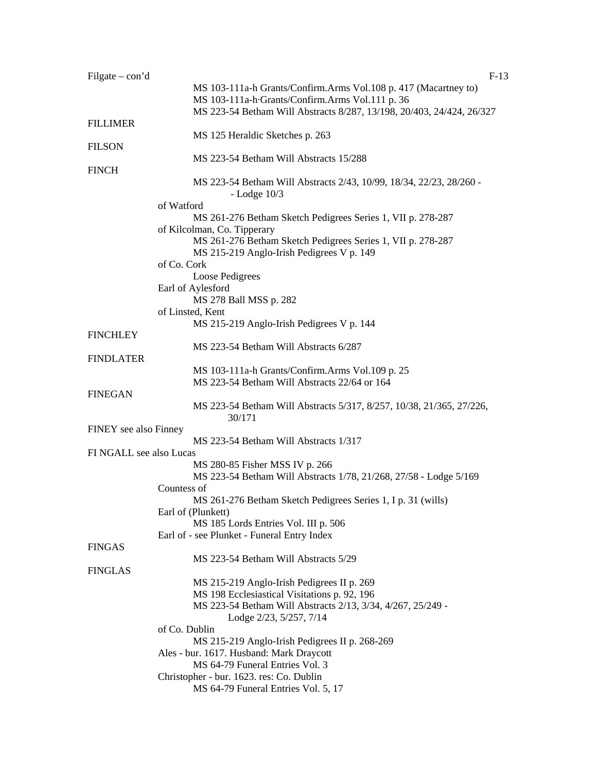Filgate – con'd

MS 103-111a-h Grants/Confirm.Arms Vol.108 p. 417 (Macartney to)
MS 103-111a-h·Grants/Confirm.Arms Vol.111 p. 36
MS 223-54 Betham Will Abstracts 8/287, 13/198, 20/403, 24/424, 26/327

FILLIMER

MS 125 Heraldic Sketches p. 263

FILSON

MS 223-54 Betham Will Abstracts 15/288

FINCH

MS 223-54 Betham Will Abstracts 2/43, 10/99, 18/34, 22/23, 28/260 - - Lodge 10/3

of Watford

MS 261-276 Betham Sketch Pedigrees Series 1, VII p. 278-287

of Kilcolman, Co. Tipperary

MS 261-276 Betham Sketch Pedigrees Series 1, VII p. 278-287
MS 215-219 Anglo-Irish Pedigrees V p. 149

of Co. Cork

Loose Pedigrees

Earl of Aylesford

MS 278 Ball MSS p. 282

of Linsted, Kent

MS 215-219 Anglo-Irish Pedigrees V p. 144

FINCHLEY

MS 223-54 Betham Will Abstracts 6/287

FINDLATER

MS 103-111a-h Grants/Confirm.Arms Vol.109 p. 25
MS 223-54 Betham Will Abstracts 22/64 or 164

FINEGAN

MS 223-54 Betham Will Abstracts 5/317, 8/257, 10/38, 21/365, 27/226, 30/171

FINEY see also Finney

MS 223-54 Betham Will Abstracts 1/317

FI NGALL see also Lucas

MS 280-85 Fisher MSS IV p. 266
MS 223-54 Betham Will Abstracts 1/78, 21/268, 27/58 - Lodge 5/169

Countess of

MS 261-276 Betham Sketch Pedigrees Series 1, I p. 31 (wills)

Earl of (Plunkett)

MS 185 Lords Entries Vol. III p. 506

Earl of - see Plunket - Funeral Entry Index

FINGAS

MS 223-54 Betham Will Abstracts 5/29

FINGLAS

MS 215-219 Anglo-Irish Pedigrees II p. 269
MS 198 Ecclesiastical Visitations p. 92, 196
MS 223-54 Betham Will Abstracts 2/13, 3/34, 4/267, 25/249 - Lodge 2/23, 5/257, 7/14

of Co. Dublin

MS 215-219 Anglo-Irish Pedigrees II p. 268-269

Ales - bur. 1617. Husband: Mark Draycott

MS 64-79 Funeral Entries Vol. 3

Christopher - bur. 1623. res: Co. Dublin

MS 64-79 Funeral Entries Vol. 5, 17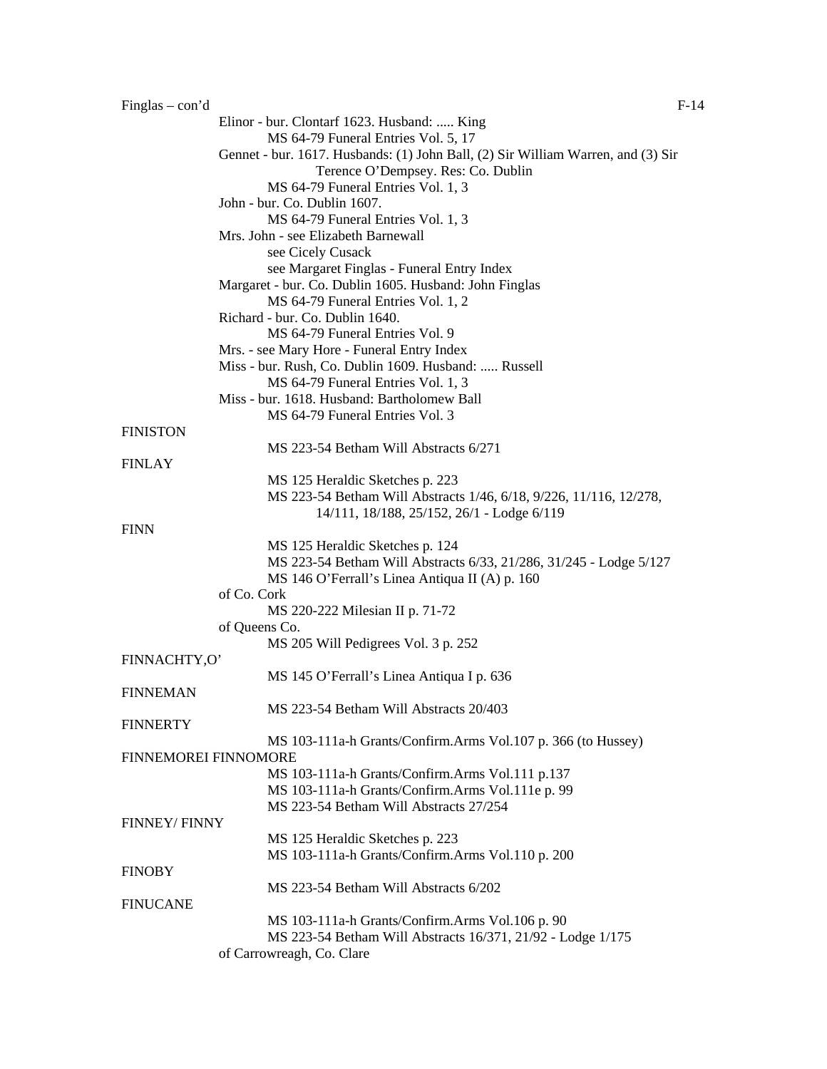Finglas – con'd

Elinor - bur. Clontarf 1623. Husband: ..... King
MS 64-79 Funeral Entries Vol. 5, 17

Gennet - bur. 1617. Husbands: (1) John Ball, (2) Sir William Warren, and (3) Sir Terence O'Dempsey. Res: Co. Dublin
MS 64-79 Funeral Entries Vol. 1, 3

John - bur. Co. Dublin 1607.
MS 64-79 Funeral Entries Vol. 1, 3

Mrs. John - see Elizabeth Barnewall
see Cicely Cusack
see Margaret Finglas - Funeral Entry Index

Margaret - bur. Co. Dublin 1605. Husband: John Finglas
MS 64-79 Funeral Entries Vol. 1, 2

Richard - bur. Co. Dublin 1640.
MS 64-79 Funeral Entries Vol. 9

Mrs. - see Mary Hore - Funeral Entry Index

Miss - bur. Rush, Co. Dublin 1609. Husband: ..... Russell
MS 64-79 Funeral Entries Vol. 1, 3

Miss - bur. 1618. Husband: Bartholomew Ball
MS 64-79 Funeral Entries Vol. 3

FINISTON
MS 223-54 Betham Will Abstracts 6/271

FINLAY
MS 125 Heraldic Sketches p. 223
MS 223-54 Betham Will Abstracts 1/46, 6/18, 9/226, 11/116, 12/278, 14/111, 18/188, 25/152, 26/1 - Lodge 6/119

FINN
MS 125 Heraldic Sketches p. 124
MS 223-54 Betham Will Abstracts 6/33, 21/286, 31/245 - Lodge 5/127
MS 146 O'Ferrall's Linea Antiqua II (A) p. 160

of Co. Cork
MS 220-222 Milesian II p. 71-72

of Queens Co.
MS 205 Will Pedigrees Vol. 3 p. 252

FINNACHTY,O'
MS 145 O'Ferrall's Linea Antiqua I p. 636

FINNEMAN
MS 223-54 Betham Will Abstracts 20/403

FINNERTY
MS 103-111a-h Grants/Confirm.Arms Vol.107 p. 366 (to Hussey)

FINNEMOREI FINNOMORE
MS 103-111a-h Grants/Confirm.Arms Vol.111 p.137
MS 103-111a-h Grants/Confirm.Arms Vol.111e p. 99
MS 223-54 Betham Will Abstracts 27/254

FINNEY/ FINNY
MS 125 Heraldic Sketches p. 223
MS 103-111a-h Grants/Confirm.Arms Vol.110 p. 200

FINOBY
MS 223-54 Betham Will Abstracts 6/202

FINUCANE
MS 103-111a-h Grants/Confirm.Arms Vol.106 p. 90
MS 223-54 Betham Will Abstracts 16/371, 21/92 - Lodge 1/175

of Carrowreagh, Co. Clare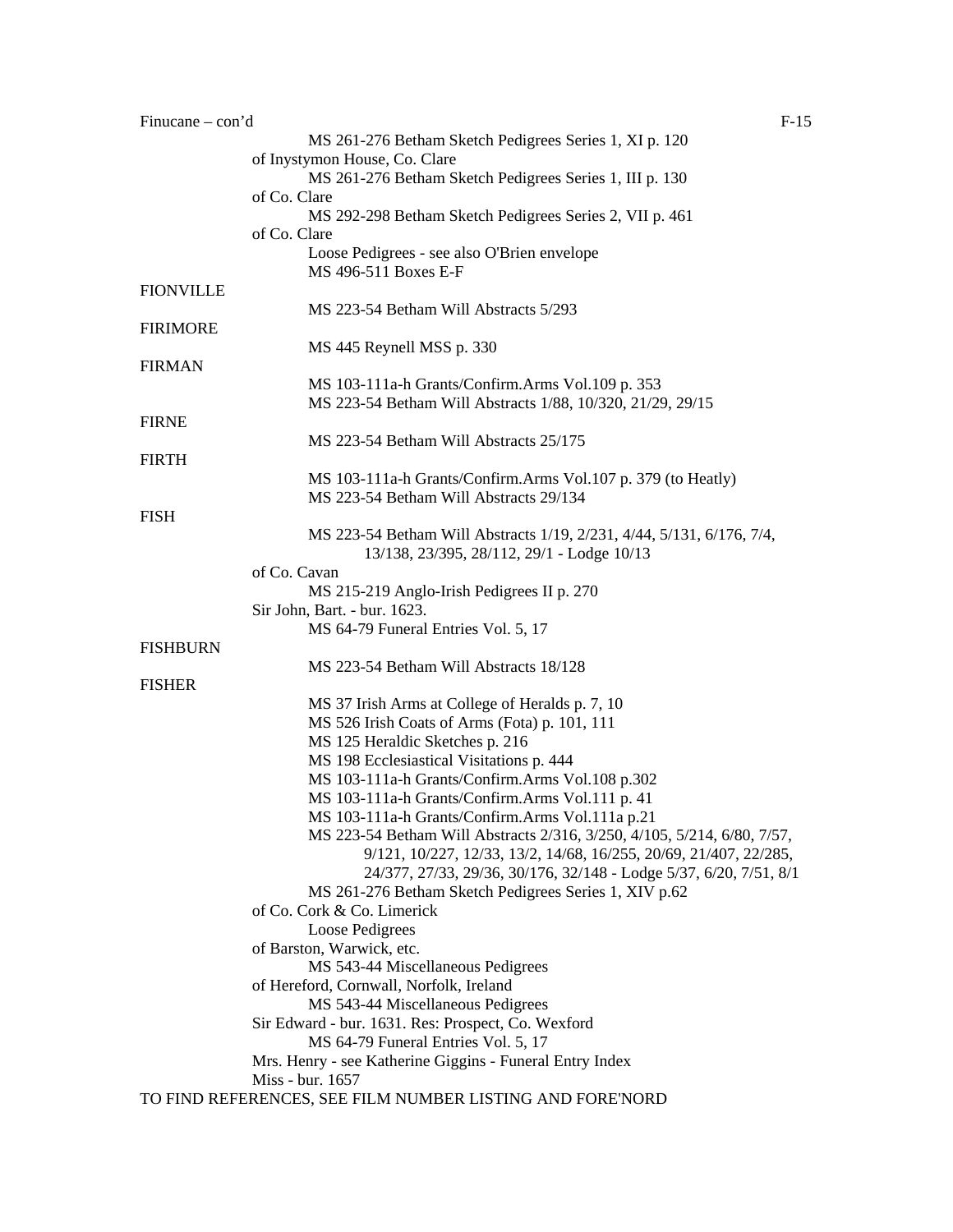Finucane – con'd

MS 261-276 Betham Sketch Pedigrees Series 1, XI p. 120

of Inystymon House, Co. Clare

MS 261-276 Betham Sketch Pedigrees Series 1, III p. 130

of Co. Clare

MS 292-298 Betham Sketch Pedigrees Series 2, VII p. 461

of Co. Clare

Loose Pedigrees - see also O'Brien envelope
MS 496-511 Boxes E-F

FIONVILLE

MS 223-54 Betham Will Abstracts 5/293

FIRIMORE

MS 445 Reynell MSS p. 330

FIRMAN

MS 103-111a-h Grants/Confirm.Arms Vol.109 p. 353
MS 223-54 Betham Will Abstracts 1/88, 10/320, 21/29, 29/15

FIRNE

MS 223-54 Betham Will Abstracts 25/175

FIRTH

MS 103-111a-h Grants/Confirm.Arms Vol.107 p. 379 (to Heatly)
MS 223-54 Betham Will Abstracts 29/134

FISH

MS 223-54 Betham Will Abstracts 1/19, 2/231, 4/44, 5/131, 6/176, 7/4, 13/138, 23/395, 28/112, 29/1 - Lodge 10/13

of Co. Cavan

MS 215-219 Anglo-Irish Pedigrees II p. 270

Sir John, Bart. - bur. 1623.

MS 64-79 Funeral Entries Vol. 5, 17

FISHBURN

MS 223-54 Betham Will Abstracts 18/128

FISHER

MS 37 Irish Arms at College of Heralds p. 7, 10
MS 526 Irish Coats of Arms (Fota) p. 101, 111
MS 125 Heraldic Sketches p. 216
MS 198 Ecclesiastical Visitations p. 444
MS 103-111a-h Grants/Confirm.Arms Vol.108 p.302
MS 103-111a-h Grants/Confirm.Arms Vol.111 p. 41
MS 103-111a-h Grants/Confirm.Arms Vol.111a p.21
MS 223-54 Betham Will Abstracts 2/316, 3/250, 4/105, 5/214, 6/80, 7/57, 9/121, 10/227, 12/33, 13/2, 14/68, 16/255, 20/69, 21/407, 22/285, 24/377, 27/33, 29/36, 30/176, 32/148 - Lodge 5/37, 6/20, 7/51, 8/1
MS 261-276 Betham Sketch Pedigrees Series 1, XIV p.62

of Co. Cork & Co. Limerick

Loose Pedigrees

of Barston, Warwick, etc.

MS 543-44 Miscellaneous Pedigrees

of Hereford, Cornwall, Norfolk, Ireland

MS 543-44 Miscellaneous Pedigrees

Sir Edward - bur. 1631. Res: Prospect, Co. Wexford

MS 64-79 Funeral Entries Vol. 5, 17

Mrs. Henry - see Katherine Giggins - Funeral Entry Index

Miss - bur. 1657

TO FIND REFERENCES, SEE FILM NUMBER LISTING AND FORE'NORD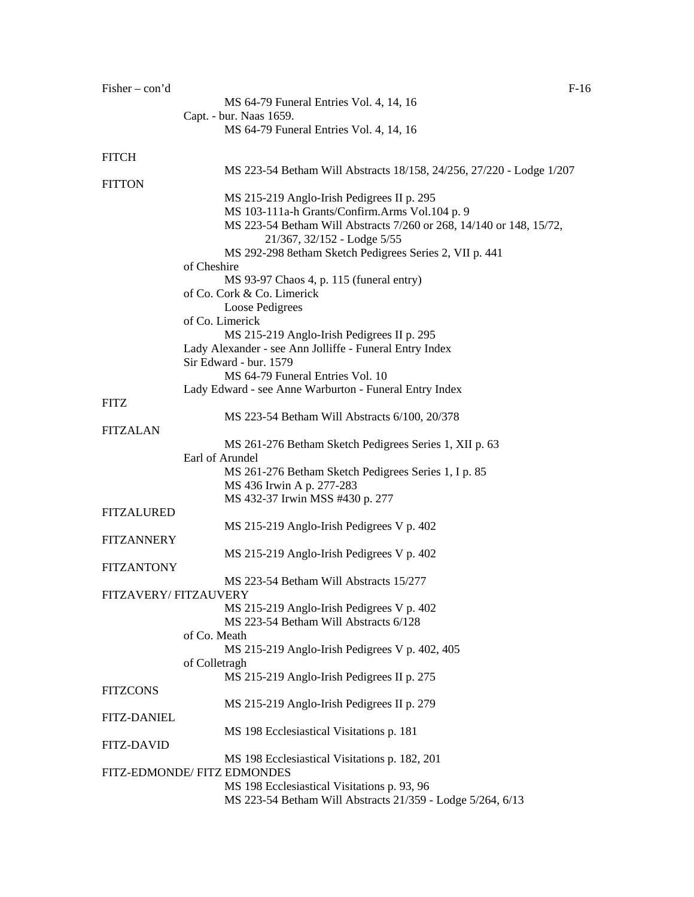Fisher – con'd

MS 64-79 Funeral Entries Vol. 4, 14, 16

Capt. - bur. Naas 1659.

MS 64-79 Funeral Entries Vol. 4, 14, 16

FITCH

MS 223-54 Betham Will Abstracts 18/158, 24/256, 27/220 - Lodge 1/207

FITTON

MS 215-219 Anglo-Irish Pedigrees II p. 295
MS 103-111a-h Grants/Confirm.Arms Vol.104 p. 9
MS 223-54 Betham Will Abstracts 7/260 or 268, 14/140 or 148, 15/72, 21/367, 32/152 - Lodge 5/55
MS 292-298 8etham Sketch Pedigrees Series 2, VII p. 441

of Cheshire

MS 93-97 Chaos 4, p. 115 (funeral entry)

of Co. Cork & Co. Limerick

Loose Pedigrees

of Co. Limerick

MS 215-219 Anglo-Irish Pedigrees II p. 295

Lady Alexander - see Ann Jolliffe - Funeral Entry Index

Sir Edward - bur. 1579

MS 64-79 Funeral Entries Vol. 10

Lady Edward - see Anne Warburton - Funeral Entry Index

FITZ

MS 223-54 Betham Will Abstracts 6/100, 20/378

FITZALAN

MS 261-276 Betham Sketch Pedigrees Series 1, XII p. 63

Earl of Arundel

MS 261-276 Betham Sketch Pedigrees Series 1, I p. 85
MS 436 Irwin A p. 277-283
MS 432-37 Irwin MSS #430 p. 277

FITZALURED

MS 215-219 Anglo-Irish Pedigrees V p. 402

FITZANNERY

MS 215-219 Anglo-Irish Pedigrees V p. 402

FITZANTONY

MS 223-54 Betham Will Abstracts 15/277

FITZAVERY/ FITZAUVERY

MS 215-219 Anglo-Irish Pedigrees V p. 402
MS 223-54 Betham Will Abstracts 6/128

of Co. Meath

MS 215-219 Anglo-Irish Pedigrees V p. 402, 405

of Colletragh

MS 215-219 Anglo-Irish Pedigrees II p. 275

FITZCONS

MS 215-219 Anglo-Irish Pedigrees II p. 279

FITZ-DANIEL

MS 198 Ecclesiastical Visitations p. 181

FITZ-DAVID

MS 198 Ecclesiastical Visitations p. 182, 201

FITZ-EDMONDE/ FITZ EDMONDES

MS 198 Ecclesiastical Visitations p. 93, 96
MS 223-54 Betham Will Abstracts 21/359 - Lodge 5/264, 6/13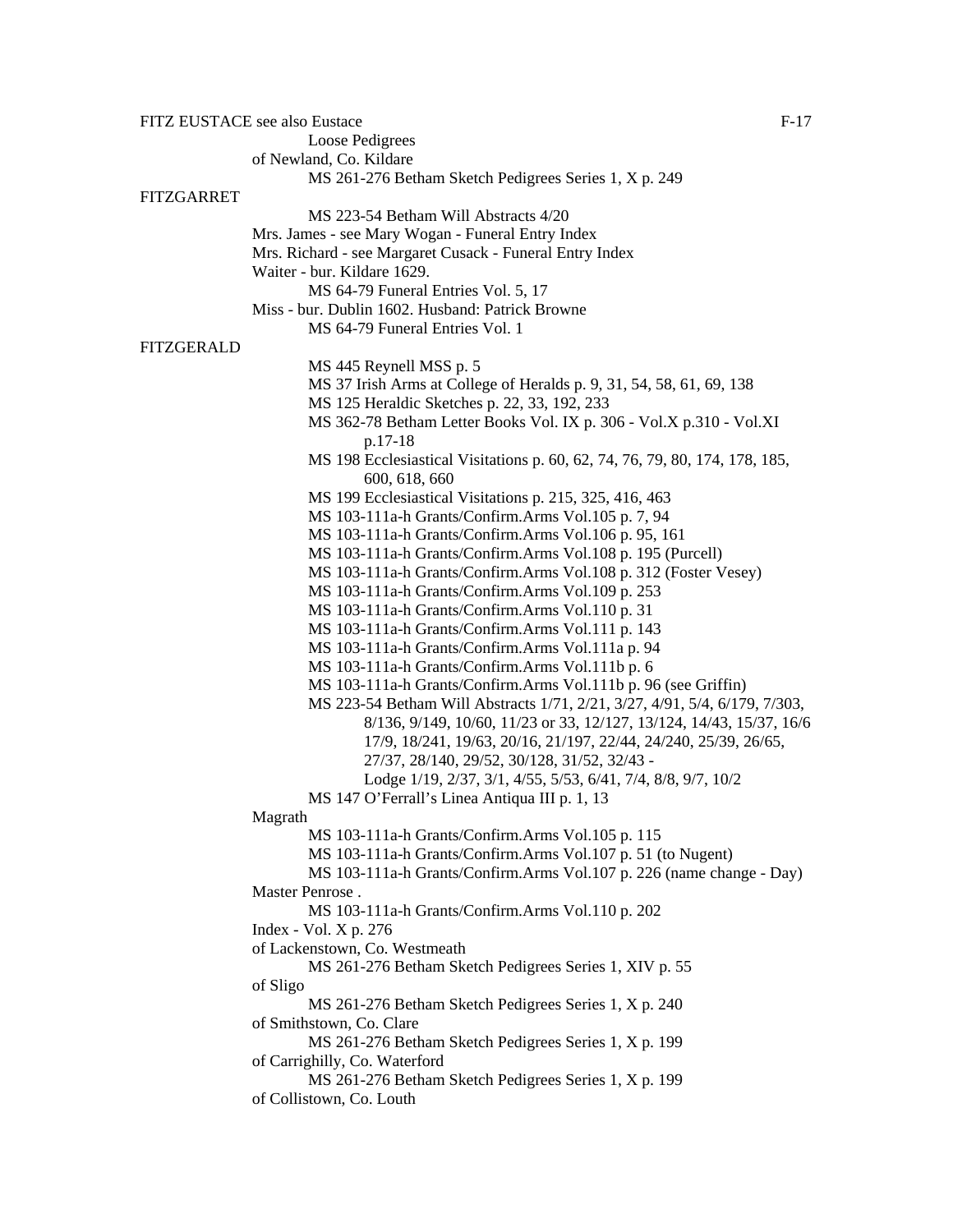FITZ EUSTACE see also Eustace

Loose Pedigrees

of Newland, Co. Kildare

MS 261-276 Betham Sketch Pedigrees Series 1, X p. 249

FITZGARRET

MS 223-54 Betham Will Abstracts 4/20

Mrs. James - see Mary Wogan - Funeral Entry Index

Mrs. Richard - see Margaret Cusack - Funeral Entry Index

Waiter - bur. Kildare 1629.

MS 64-79 Funeral Entries Vol. 5, 17

Miss - bur. Dublin 1602. Husband: Patrick Browne

MS 64-79 Funeral Entries Vol. 1

FITZGERALD

MS 445 Reynell MSS p. 5

MS 37 Irish Arms at College of Heralds p. 9, 31, 54, 58, 61, 69, 138

MS 125 Heraldic Sketches p. 22, 33, 192, 233

MS 362-78 Betham Letter Books Vol. IX p. 306 - Vol.X p.310 - Vol.XI p.17-18

MS 198 Ecclesiastical Visitations p. 60, 62, 74, 76, 79, 80, 174, 178, 185, 600, 618, 660

MS 199 Ecclesiastical Visitations p. 215, 325, 416, 463

MS 103-111a-h Grants/Confirm.Arms Vol.105 p. 7, 94

MS 103-111a-h Grants/Confirm.Arms Vol.106 p. 95, 161

MS 103-111a-h Grants/Confirm.Arms Vol.108 p. 195 (Purcell)

MS 103-111a-h Grants/Confirm.Arms Vol.108 p. 312 (Foster Vesey)

MS 103-111a-h Grants/Confirm.Arms Vol.109 p. 253

MS 103-111a-h Grants/Confirm.Arms Vol.110 p. 31

MS 103-111a-h Grants/Confirm.Arms Vol.111 p. 143

MS 103-111a-h Grants/Confirm.Arms Vol.111a p. 94

MS 103-111a-h Grants/Confirm.Arms Vol.111b p. 6

MS 103-111a-h Grants/Confirm.Arms Vol.111b p. 96 (see Griffin)

MS 223-54 Betham Will Abstracts 1/71, 2/21, 3/27, 4/91, 5/4, 6/179, 7/303, 8/136, 9/149, 10/60, 11/23 or 33, 12/127, 13/124, 14/43, 15/37, 16/6 17/9, 18/241, 19/63, 20/16, 21/197, 22/44, 24/240, 25/39, 26/65, 27/37, 28/140, 29/52, 30/128, 31/52, 32/43 - Lodge 1/19, 2/37, 3/1, 4/55, 5/53, 6/41, 7/4, 8/8, 9/7, 10/2

MS 147 O'Ferrall's Linea Antiqua III p. 1, 13

Magrath

MS 103-111a-h Grants/Confirm.Arms Vol.105 p. 115

MS 103-111a-h Grants/Confirm.Arms Vol.107 p. 51 (to Nugent)

MS 103-111a-h Grants/Confirm.Arms Vol.107 p. 226 (name change - Day)

Master Penrose .

MS 103-111a-h Grants/Confirm.Arms Vol.110 p. 202

Index - Vol. X p. 276

of Lackenstown, Co. Westmeath

MS 261-276 Betham Sketch Pedigrees Series 1, XIV p. 55

of Sligo

MS 261-276 Betham Sketch Pedigrees Series 1, X p. 240

of Smithstown, Co. Clare

MS 261-276 Betham Sketch Pedigrees Series 1, X p. 199

of Carrighilly, Co. Waterford

MS 261-276 Betham Sketch Pedigrees Series 1, X p. 199

of Collistown, Co. Louth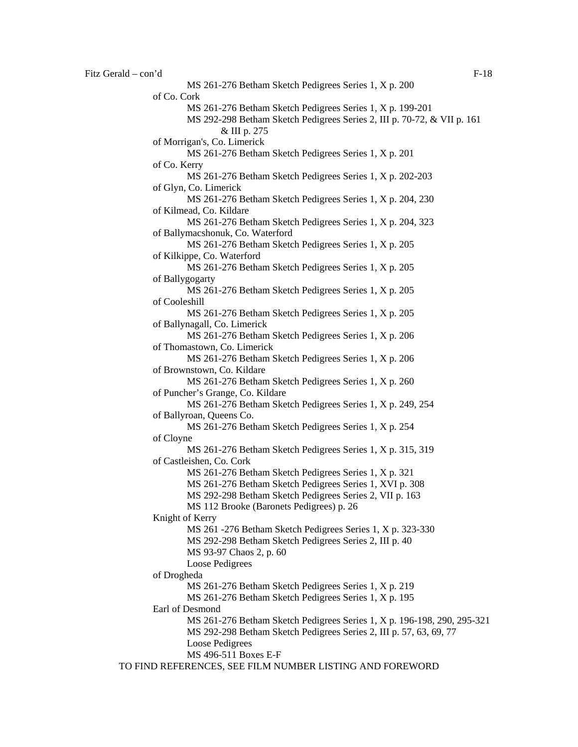Fitz Gerald – con'd

MS 261-276 Betham Sketch Pedigrees Series 1, X p. 200

of Co. Cork
- MS 261-276 Betham Sketch Pedigrees Series 1, X p. 199-201
- MS 292-298 Betham Sketch Pedigrees Series 2, III p. 70-72, & VII p. 161 & III p. 275

of Morrigan's, Co. Limerick
- MS 261-276 Betham Sketch Pedigrees Series 1, X p. 201

of Co. Kerry
- MS 261-276 Betham Sketch Pedigrees Series 1, X p. 202-203

of Glyn, Co. Limerick
- MS 261-276 Betham Sketch Pedigrees Series 1, X p. 204, 230

of Kilmead, Co. Kildare
- MS 261-276 Betham Sketch Pedigrees Series 1, X p. 204, 323

of Ballymacshonuk, Co. Waterford
- MS 261-276 Betham Sketch Pedigrees Series 1, X p. 205

of Kilkippe, Co. Waterford
- MS 261-276 Betham Sketch Pedigrees Series 1, X p. 205

of Ballygogarty
- MS 261-276 Betham Sketch Pedigrees Series 1, X p. 205

of Cooleshill
- MS 261-276 Betham Sketch Pedigrees Series 1, X p. 205

of Ballynagall, Co. Limerick
- MS 261-276 Betham Sketch Pedigrees Series 1, X p. 206

of Thomastown, Co. Limerick
- MS 261-276 Betham Sketch Pedigrees Series 1, X p. 206

of Brownstown, Co. Kildare
- MS 261-276 Betham Sketch Pedigrees Series 1, X p. 260

of Puncher's Grange, Co. Kildare
- MS 261-276 Betham Sketch Pedigrees Series 1, X p. 249, 254

of Ballyroan, Queens Co.
- MS 261-276 Betham Sketch Pedigrees Series 1, X p. 254

of Cloyne
- MS 261-276 Betham Sketch Pedigrees Series 1, X p. 315, 319

of Castleishen, Co. Cork
- MS 261-276 Betham Sketch Pedigrees Series 1, X p. 321
- MS 261-276 Betham Sketch Pedigrees Series 1, XVI p. 308
- MS 292-298 Betham Sketch Pedigrees Series 2, VII p. 163
- MS 112 Brooke (Baronets Pedigrees) p. 26

Knight of Kerry
- MS 261 -276 Betham Sketch Pedigrees Series 1, X p. 323-330
- MS 292-298 Betham Sketch Pedigrees Series 2, III p. 40
- MS 93-97 Chaos 2, p. 60
- Loose Pedigrees

of Drogheda
- MS 261-276 Betham Sketch Pedigrees Series 1, X p. 219
- MS 261-276 Betham Sketch Pedigrees Series 1, X p. 195

Earl of Desmond
- MS 261-276 Betham Sketch Pedigrees Series 1, X p. 196-198, 290, 295-321
- MS 292-298 Betham Sketch Pedigrees Series 2, III p. 57, 63, 69, 77
- Loose Pedigrees
- MS 496-511 Boxes E-F

TO FIND REFERENCES, SEE FILM NUMBER LISTING AND FOREWORD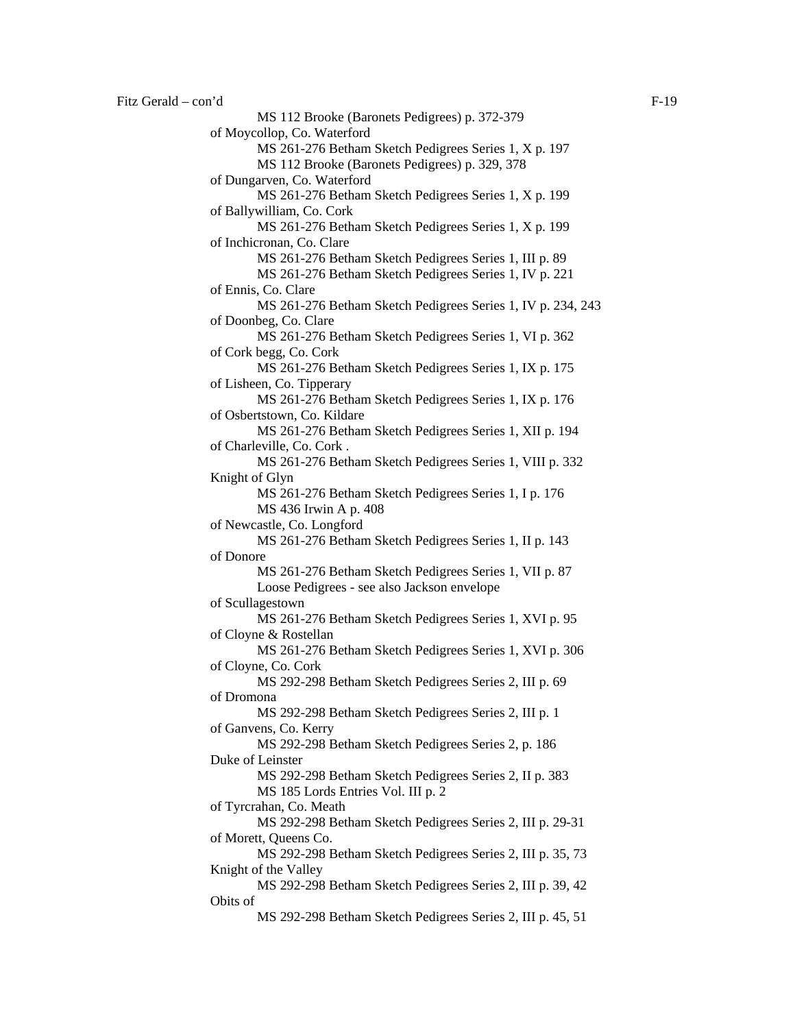Fitz Gerald – con'd

- MS 112 Brooke (Baronets Pedigrees) p. 372-379

of Moycollop, Co. Waterford
- MS 261-276 Betham Sketch Pedigrees Series 1, X p. 197
- MS 112 Brooke (Baronets Pedigrees) p. 329, 378

of Dungarven, Co. Waterford
- MS 261-276 Betham Sketch Pedigrees Series 1, X p. 199

of Ballywilliam, Co. Cork
- MS 261-276 Betham Sketch Pedigrees Series 1, X p. 199

of Inchicronan, Co. Clare
- MS 261-276 Betham Sketch Pedigrees Series 1, III p. 89
- MS 261-276 Betham Sketch Pedigrees Series 1, IV p. 221

of Ennis, Co. Clare
- MS 261-276 Betham Sketch Pedigrees Series 1, IV p. 234, 243

of Doonbeg, Co. Clare
- MS 261-276 Betham Sketch Pedigrees Series 1, VI p. 362

of Cork begg, Co. Cork
- MS 261-276 Betham Sketch Pedigrees Series 1, IX p. 175

of Lisheen, Co. Tipperary
- MS 261-276 Betham Sketch Pedigrees Series 1, IX p. 176

of Osbertstown, Co. Kildare
- MS 261-276 Betham Sketch Pedigrees Series 1, XII p. 194

of Charleville, Co. Cork .
- MS 261-276 Betham Sketch Pedigrees Series 1, VIII p. 332

Knight of Glyn
- MS 261-276 Betham Sketch Pedigrees Series 1, I p. 176
- MS 436 Irwin A p. 408

of Newcastle, Co. Longford
- MS 261-276 Betham Sketch Pedigrees Series 1, II p. 143

of Donore
- MS 261-276 Betham Sketch Pedigrees Series 1, VII p. 87
- Loose Pedigrees - see also Jackson envelope

of Scullagestown
- MS 261-276 Betham Sketch Pedigrees Series 1, XVI p. 95

of Cloyne & Rostellan
- MS 261-276 Betham Sketch Pedigrees Series 1, XVI p. 306

of Cloyne, Co. Cork
- MS 292-298 Betham Sketch Pedigrees Series 2, III p. 69

of Dromona
- MS 292-298 Betham Sketch Pedigrees Series 2, III p. 1

of Ganvens, Co. Kerry
- MS 292-298 Betham Sketch Pedigrees Series 2, p. 186

Duke of Leinster
- MS 292-298 Betham Sketch Pedigrees Series 2, II p. 383
- MS 185 Lords Entries Vol. III p. 2

of Tyrcrahan, Co. Meath
- MS 292-298 Betham Sketch Pedigrees Series 2, III p. 29-31

of Morett, Queens Co.
- MS 292-298 Betham Sketch Pedigrees Series 2, III p. 35, 73

Knight of the Valley
- MS 292-298 Betham Sketch Pedigrees Series 2, III p. 39, 42

Obits of
- MS 292-298 Betham Sketch Pedigrees Series 2, III p. 45, 51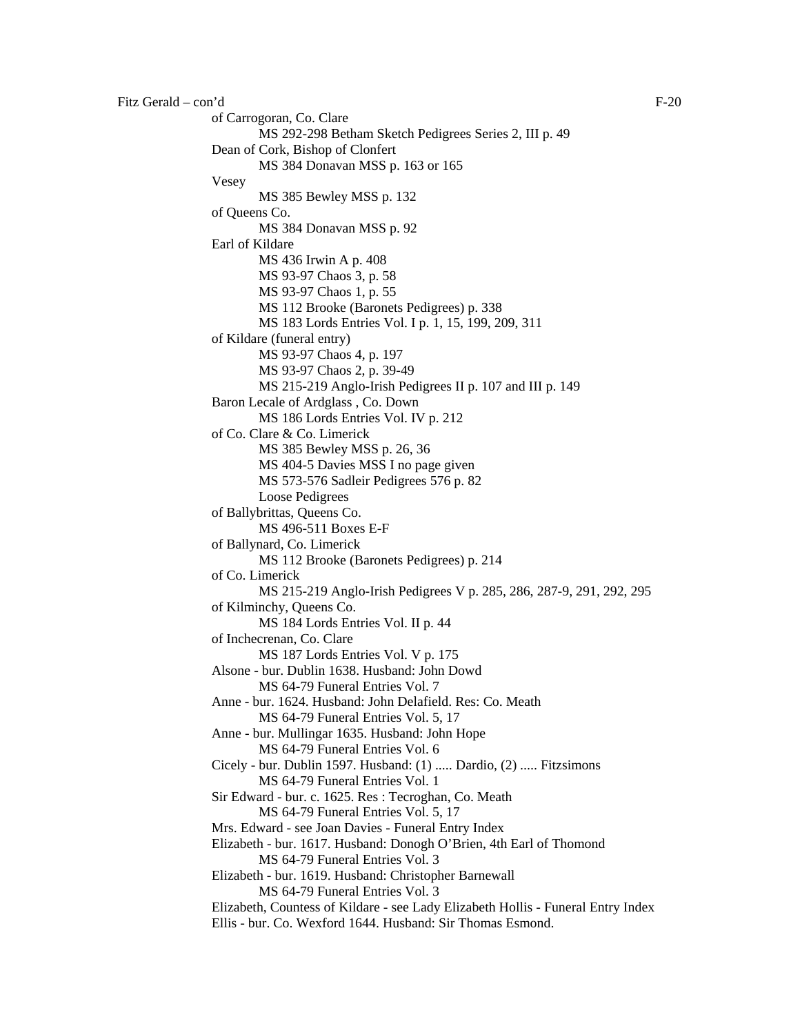Fitz Gerald – con'd

of Carrogoran, Co. Clare
- MS 292-298 Betham Sketch Pedigrees Series 2, III p. 49

Dean of Cork, Bishop of Clonfert
- MS 384 Donavan MSS p. 163 or 165

Vesey
- MS 385 Bewley MSS p. 132

of Queens Co.
- MS 384 Donavan MSS p. 92

Earl of Kildare
- MS 436 Irwin A p. 408
- MS 93-97 Chaos 3, p. 58
- MS 93-97 Chaos 1, p. 55
- MS 112 Brooke (Baronets Pedigrees) p. 338
- MS 183 Lords Entries Vol. I p. 1, 15, 199, 209, 311

of Kildare (funeral entry)
- MS 93-97 Chaos 4, p. 197
- MS 93-97 Chaos 2, p. 39-49
- MS 215-219 Anglo-Irish Pedigrees II p. 107 and III p. 149

Baron Lecale of Ardglass , Co. Down
- MS 186 Lords Entries Vol. IV p. 212

of Co. Clare & Co. Limerick
- MS 385 Bewley MSS p. 26, 36
- MS 404-5 Davies MSS I no page given
- MS 573-576 Sadleir Pedigrees 576 p. 82
- Loose Pedigrees

of Ballybrittas, Queens Co.
- MS 496-511 Boxes E-F

of Ballynard, Co. Limerick
- MS 112 Brooke (Baronets Pedigrees) p. 214

of Co. Limerick
- MS 215-219 Anglo-Irish Pedigrees V p. 285, 286, 287-9, 291, 292, 295

of Kilminchy, Queens Co.
- MS 184 Lords Entries Vol. II p. 44

of Inchecrenan, Co. Clare
- MS 187 Lords Entries Vol. V p. 175

Alsone - bur. Dublin 1638. Husband: John Dowd
- MS 64-79 Funeral Entries Vol. 7

Anne - bur. 1624. Husband: John Delafield. Res: Co. Meath
- MS 64-79 Funeral Entries Vol. 5, 17

Anne - bur. Mullingar 1635. Husband: John Hope
- MS 64-79 Funeral Entries Vol. 6

Cicely - bur. Dublin 1597. Husband: (1) ..... Dardio, (2) ..... Fitzsimons
- MS 64-79 Funeral Entries Vol. 1

Sir Edward - bur. c. 1625. Res : Tecroghan, Co. Meath
- MS 64-79 Funeral Entries Vol. 5, 17

Mrs. Edward - see Joan Davies - Funeral Entry Index

Elizabeth - bur. 1617. Husband: Donogh O'Brien, 4th Earl of Thomond
- MS 64-79 Funeral Entries Vol. 3

Elizabeth - bur. 1619. Husband: Christopher Barnewall
- MS 64-79 Funeral Entries Vol. 3

Elizabeth, Countess of Kildare - see Lady Elizabeth Hollis - Funeral Entry Index

Ellis - bur. Co. Wexford 1644. Husband: Sir Thomas Esmond.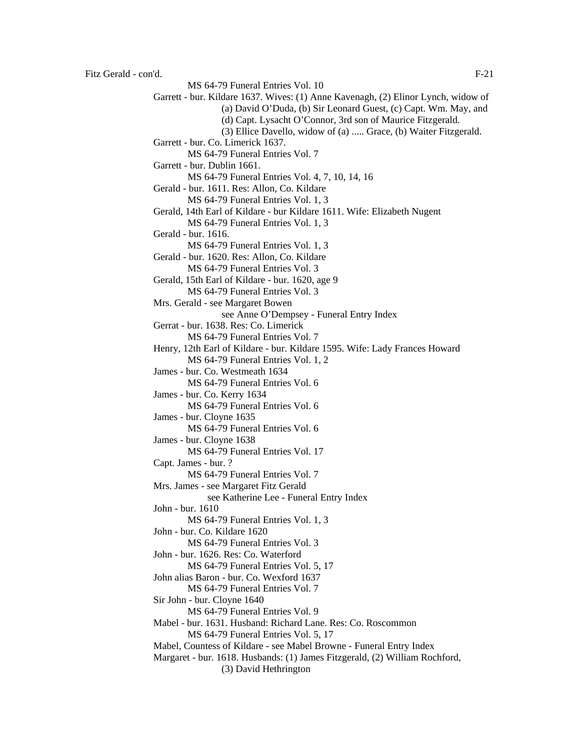Fitz Gerald - con'd.

MS 64-79 Funeral Entries Vol. 10

Garrett - bur. Kildare 1637. Wives: (1) Anne Kavenagh, (2) Elinor Lynch, widow of (a) David O'Duda, (b) Sir Leonard Guest, (c) Capt. Wm. May, and (d) Capt. Lysacht O'Connor, 3rd son of Maurice Fitzgerald. (3) Ellice Davello, widow of (a) ..... Grace, (b) Waiter Fitzgerald.

Garrett - bur. Co. Limerick 1637.
MS 64-79 Funeral Entries Vol. 7

Garrett - bur. Dublin 1661.
MS 64-79 Funeral Entries Vol. 4, 7, 10, 14, 16

Gerald - bur. 1611. Res: Allon, Co. Kildare
MS 64-79 Funeral Entries Vol. 1, 3

Gerald, 14th Earl of Kildare - bur Kildare 1611. Wife: Elizabeth Nugent
MS 64-79 Funeral Entries Vol. 1, 3

Gerald - bur. 1616.
MS 64-79 Funeral Entries Vol. 1, 3

Gerald - bur. 1620. Res: Allon, Co. Kildare
MS 64-79 Funeral Entries Vol. 3

Gerald, 15th Earl of Kildare - bur. 1620, age 9
MS 64-79 Funeral Entries Vol. 3

Mrs. Gerald - see Margaret Bowen
see Anne O'Dempsey - Funeral Entry Index

Gerrat - bur. 1638. Res: Co. Limerick
MS 64-79 Funeral Entries Vol. 7

Henry, 12th Earl of Kildare - bur. Kildare 1595. Wife: Lady Frances Howard
MS 64-79 Funeral Entries Vol. 1, 2

James - bur. Co. Westmeath 1634
MS 64-79 Funeral Entries Vol. 6

James - bur. Co. Kerry 1634
MS 64-79 Funeral Entries Vol. 6

James - bur. Cloyne 1635
MS 64-79 Funeral Entries Vol. 6

James - bur. Cloyne 1638
MS 64-79 Funeral Entries Vol. 17

Capt. James - bur. ?
MS 64-79 Funeral Entries Vol. 7

Mrs. James - see Margaret Fitz Gerald
see Katherine Lee - Funeral Entry Index

John - bur. 1610
MS 64-79 Funeral Entries Vol. 1, 3

John - bur. Co. Kildare 1620
MS 64-79 Funeral Entries Vol. 3

John - bur. 1626. Res: Co. Waterford
MS 64-79 Funeral Entries Vol. 5, 17

John alias Baron - bur. Co. Wexford 1637
MS 64-79 Funeral Entries Vol. 7

Sir John - bur. Cloyne 1640
MS 64-79 Funeral Entries Vol. 9

Mabel - bur. 1631. Husband: Richard Lane. Res: Co. Roscommon
MS 64-79 Funeral Entries Vol. 5, 17

Mabel, Countess of Kildare - see Mabel Browne - Funeral Entry Index

Margaret - bur. 1618. Husbands: (1) James Fitzgerald, (2) William Rochford, (3) David Hethrington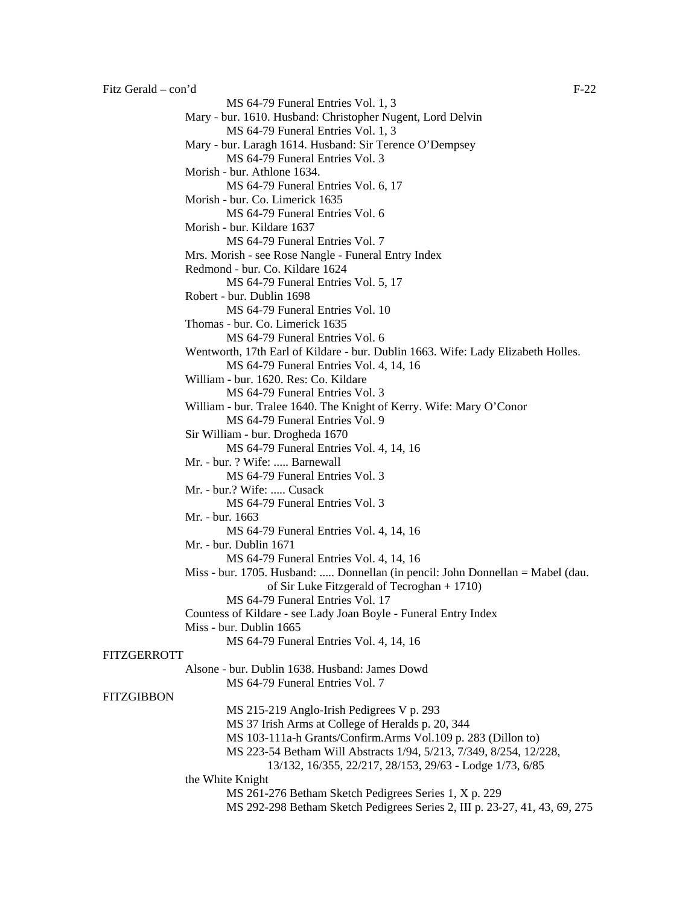MS 64-79 Funeral Entries Vol. 1, 3

Mary - bur. 1610. Husband: Christopher Nugent, Lord Delvin
MS 64-79 Funeral Entries Vol. 1, 3

Mary - bur. Laragh 1614. Husband: Sir Terence O'Dempsey
MS 64-79 Funeral Entries Vol. 3

Morish - bur. Athlone 1634.
MS 64-79 Funeral Entries Vol. 6, 17

Morish - bur. Co. Limerick 1635
MS 64-79 Funeral Entries Vol. 6

Morish - bur. Kildare 1637
MS 64-79 Funeral Entries Vol. 7

Mrs. Morish - see Rose Nangle - Funeral Entry Index

Redmond - bur. Co. Kildare 1624
MS 64-79 Funeral Entries Vol. 5, 17

Robert - bur. Dublin 1698
MS 64-79 Funeral Entries Vol. 10

Thomas - bur. Co. Limerick 1635
MS 64-79 Funeral Entries Vol. 6

Wentworth, 17th Earl of Kildare - bur. Dublin 1663. Wife: Lady Elizabeth Holles.
MS 64-79 Funeral Entries Vol. 4, 14, 16

William - bur. 1620. Res: Co. Kildare
MS 64-79 Funeral Entries Vol. 3

William - bur. Tralee 1640. The Knight of Kerry. Wife: Mary O'Conor
MS 64-79 Funeral Entries Vol. 9

Sir William - bur. Drogheda 1670
MS 64-79 Funeral Entries Vol. 4, 14, 16

Mr. - bur. ? Wife: ..... Barnewall
MS 64-79 Funeral Entries Vol. 3

Mr. - bur.? Wife: ..... Cusack
MS 64-79 Funeral Entries Vol. 3

Mr. - bur. 1663
MS 64-79 Funeral Entries Vol. 4, 14, 16

Mr. - bur. Dublin 1671
MS 64-79 Funeral Entries Vol. 4, 14, 16

Miss - bur. 1705. Husband: ..... Donnellan (in pencil: John Donnellan = Mabel (dau. of Sir Luke Fitzgerald of Tecroghan + 1710)
MS 64-79 Funeral Entries Vol. 17

Countess of Kildare - see Lady Joan Boyle - Funeral Entry Index

Miss - bur. Dublin 1665
MS 64-79 Funeral Entries Vol. 4, 14, 16

FITZGERROTT

Alsone - bur. Dublin 1638. Husband: James Dowd
MS 64-79 Funeral Entries Vol. 7

FITZGIBBON

MS 215-219 Anglo-Irish Pedigrees V p. 293
MS 37 Irish Arms at College of Heralds p. 20, 344
MS 103-111a-h Grants/Confirm.Arms Vol.109 p. 283 (Dillon to)
MS 223-54 Betham Will Abstracts 1/94, 5/213, 7/349, 8/254, 12/228, 13/132, 16/355, 22/217, 28/153, 29/63 - Lodge 1/73, 6/85

the White Knight
MS 261-276 Betham Sketch Pedigrees Series 1, X p. 229
MS 292-298 Betham Sketch Pedigrees Series 2, III p. 23-27, 41, 43, 69, 275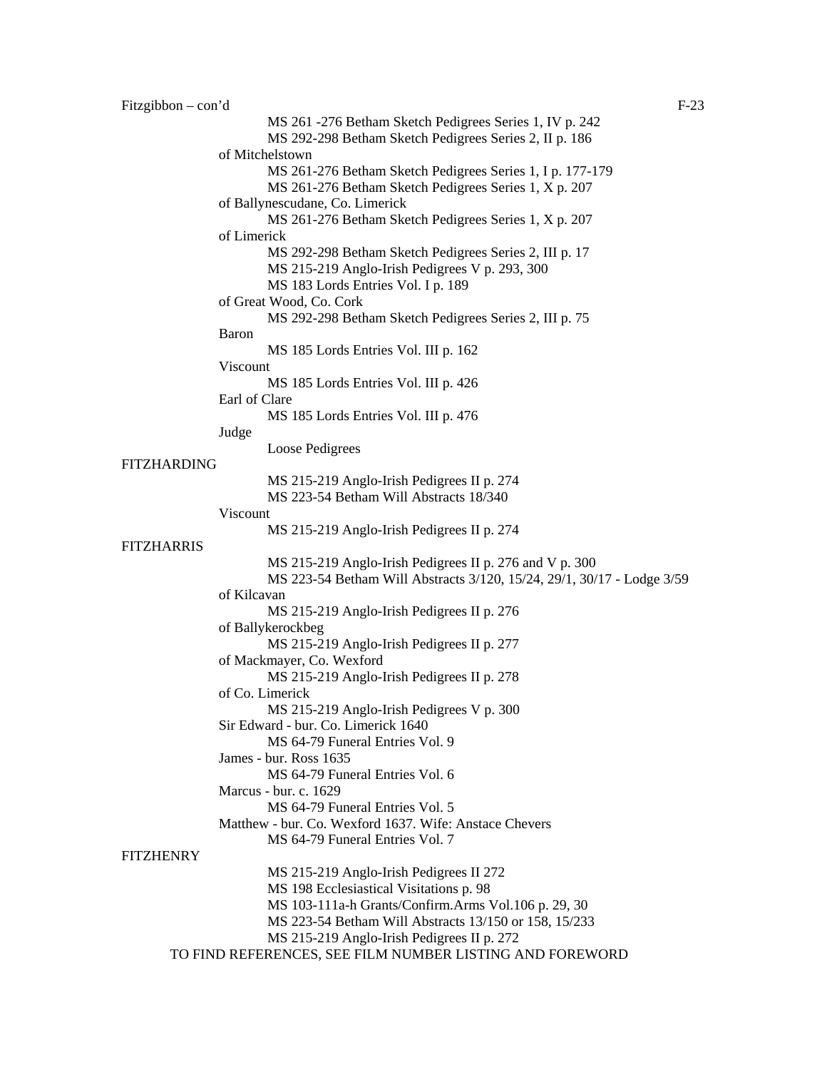Fitzgibbon – con'd

- MS 261 -276 Betham Sketch Pedigrees Series 1, IV p. 242
- MS 292-298 Betham Sketch Pedigrees Series 2, II p. 186

of Mitchelstown

- MS 261-276 Betham Sketch Pedigrees Series 1, I p. 177-179
- MS 261-276 Betham Sketch Pedigrees Series 1, X p. 207

of Ballynescudane, Co. Limerick

- MS 261-276 Betham Sketch Pedigrees Series 1, X p. 207

of Limerick

- MS 292-298 Betham Sketch Pedigrees Series 2, III p. 17
- MS 215-219 Anglo-Irish Pedigrees V p. 293, 300
- MS 183 Lords Entries Vol. I p. 189

of Great Wood, Co. Cork

- MS 292-298 Betham Sketch Pedigrees Series 2, III p. 75

Baron

- MS 185 Lords Entries Vol. III p. 162

Viscount

- MS 185 Lords Entries Vol. III p. 426

Earl of Clare

- MS 185 Lords Entries Vol. III p. 476

Judge

- Loose Pedigrees

## FITZHARDING

- MS 215-219 Anglo-Irish Pedigrees II p. 274
- MS 223-54 Betham Will Abstracts 18/340

Viscount

- MS 215-219 Anglo-Irish Pedigrees II p. 274

## FITZHARRIS

- MS 215-219 Anglo-Irish Pedigrees II p. 276 and V p. 300
- MS 223-54 Betham Will Abstracts 3/120, 15/24, 29/1, 30/17 - Lodge 3/59

of Kilcavan

- MS 215-219 Anglo-Irish Pedigrees II p. 276

of Ballykerockbeg

- MS 215-219 Anglo-Irish Pedigrees II p. 277

of Mackmayer, Co. Wexford

- MS 215-219 Anglo-Irish Pedigrees II p. 278

of Co. Limerick

- MS 215-219 Anglo-Irish Pedigrees V p. 300

Sir Edward - bur. Co. Limerick 1640

- MS 64-79 Funeral Entries Vol. 9

James - bur. Ross 1635

- MS 64-79 Funeral Entries Vol. 6

Marcus - bur. c. 1629

- MS 64-79 Funeral Entries Vol. 5

Matthew - bur. Co. Wexford 1637. Wife: Anstace Chevers

- MS 64-79 Funeral Entries Vol. 7

## FITZHENRY

- MS 215-219 Anglo-Irish Pedigrees II 272
- MS 198 Ecclesiastical Visitations p. 98
- MS 103-111a-h Grants/Confirm.Arms Vol.106 p. 29, 30
- MS 223-54 Betham Will Abstracts 13/150 or 158, 15/233
- MS 215-219 Anglo-Irish Pedigrees II p. 272

TO FIND REFERENCES, SEE FILM NUMBER LISTING AND FOREWORD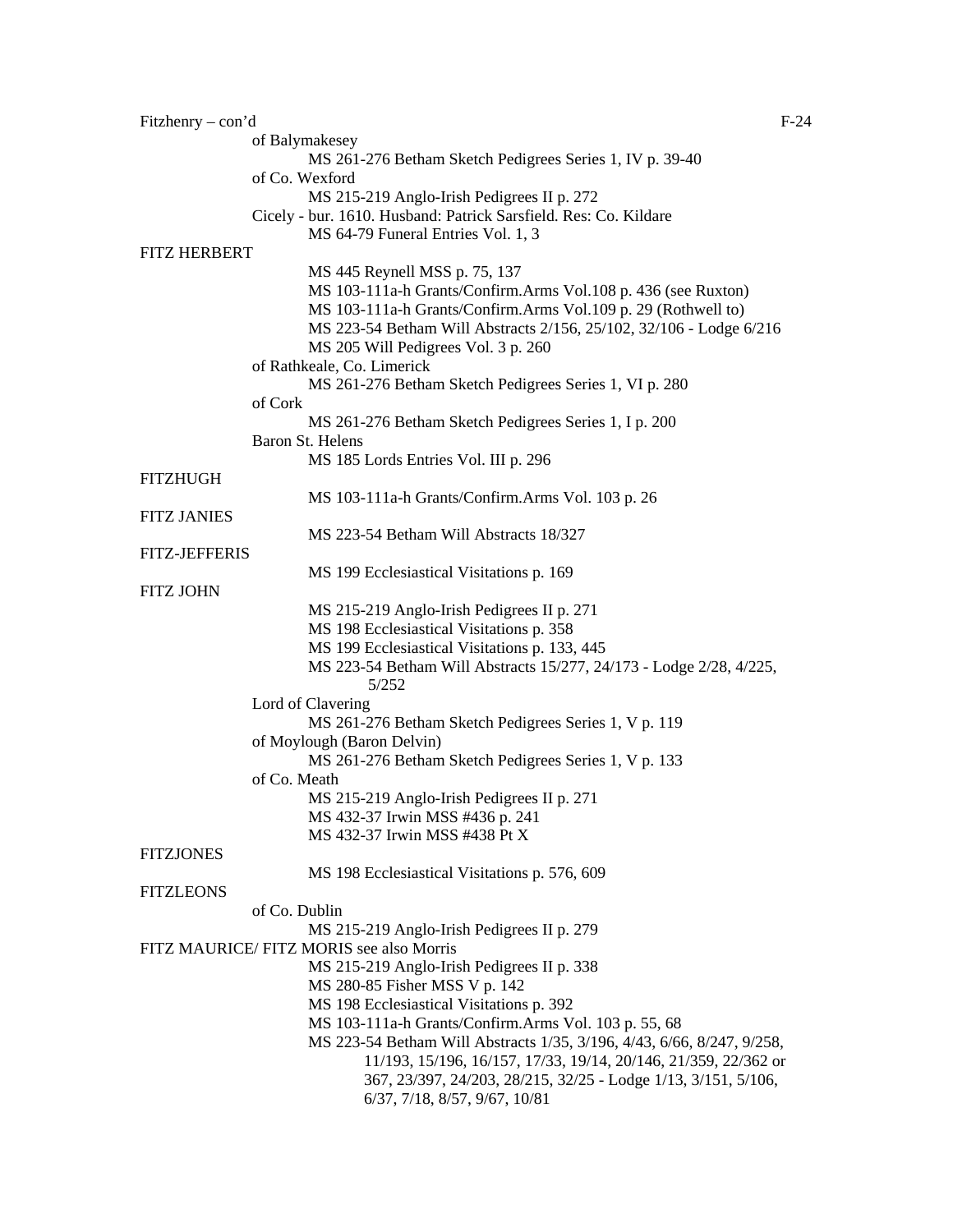Fitzhenry – con'd

of Balymakesey

MS 261-276 Betham Sketch Pedigrees Series 1, IV p. 39-40

of Co. Wexford

MS 215-219 Anglo-Irish Pedigrees II p. 272

Cicely - bur. 1610. Husband: Patrick Sarsfield. Res: Co. Kildare

MS 64-79 Funeral Entries Vol. 1, 3

FITZ HERBERT

MS 445 Reynell MSS p. 75, 137

MS 103-111a-h Grants/Confirm.Arms Vol.108 p. 436 (see Ruxton)

MS 103-111a-h Grants/Confirm.Arms Vol.109 p. 29 (Rothwell to)

MS 223-54 Betham Will Abstracts 2/156, 25/102, 32/106 - Lodge 6/216

MS 205 Will Pedigrees Vol. 3 p. 260

of Rathkeale, Co. Limerick

MS 261-276 Betham Sketch Pedigrees Series 1, VI p. 280

of Cork

MS 261-276 Betham Sketch Pedigrees Series 1, I p. 200

Baron St. Helens

MS 185 Lords Entries Vol. III p. 296

FITZHUGH

MS 103-111a-h Grants/Confirm.Arms Vol. 103 p. 26

FITZ JANIES

MS 223-54 Betham Will Abstracts 18/327

FITZ-JEFFERIS

MS 199 Ecclesiastical Visitations p. 169

FITZ JOHN

MS 215-219 Anglo-Irish Pedigrees II p. 271

MS 198 Ecclesiastical Visitations p. 358

MS 199 Ecclesiastical Visitations p. 133, 445

MS 223-54 Betham Will Abstracts 15/277, 24/173 - Lodge 2/28, 4/225, 5/252

Lord of Clavering

MS 261-276 Betham Sketch Pedigrees Series 1, V p. 119

of Moylough (Baron Delvin)

MS 261-276 Betham Sketch Pedigrees Series 1, V p. 133

of Co. Meath

MS 215-219 Anglo-Irish Pedigrees II p. 271

MS 432-37 Irwin MSS #436 p. 241

MS 432-37 Irwin MSS #438 Pt X

FITZJONES

MS 198 Ecclesiastical Visitations p. 576, 609

FITZLEONS

of Co. Dublin

MS 215-219 Anglo-Irish Pedigrees II p. 279

FITZ MAURICE/ FITZ MORIS see also Morris

MS 215-219 Anglo-Irish Pedigrees II p. 338

MS 280-85 Fisher MSS V p. 142

MS 198 Ecclesiastical Visitations p. 392

MS 103-111a-h Grants/Confirm.Arms Vol. 103 p. 55, 68

MS 223-54 Betham Will Abstracts 1/35, 3/196, 4/43, 6/66, 8/247, 9/258, 11/193, 15/196, 16/157, 17/33, 19/14, 20/146, 21/359, 22/362 or 367, 23/397, 24/203, 28/215, 32/25 - Lodge 1/13, 3/151, 5/106, 6/37, 7/18, 8/57, 9/67, 10/81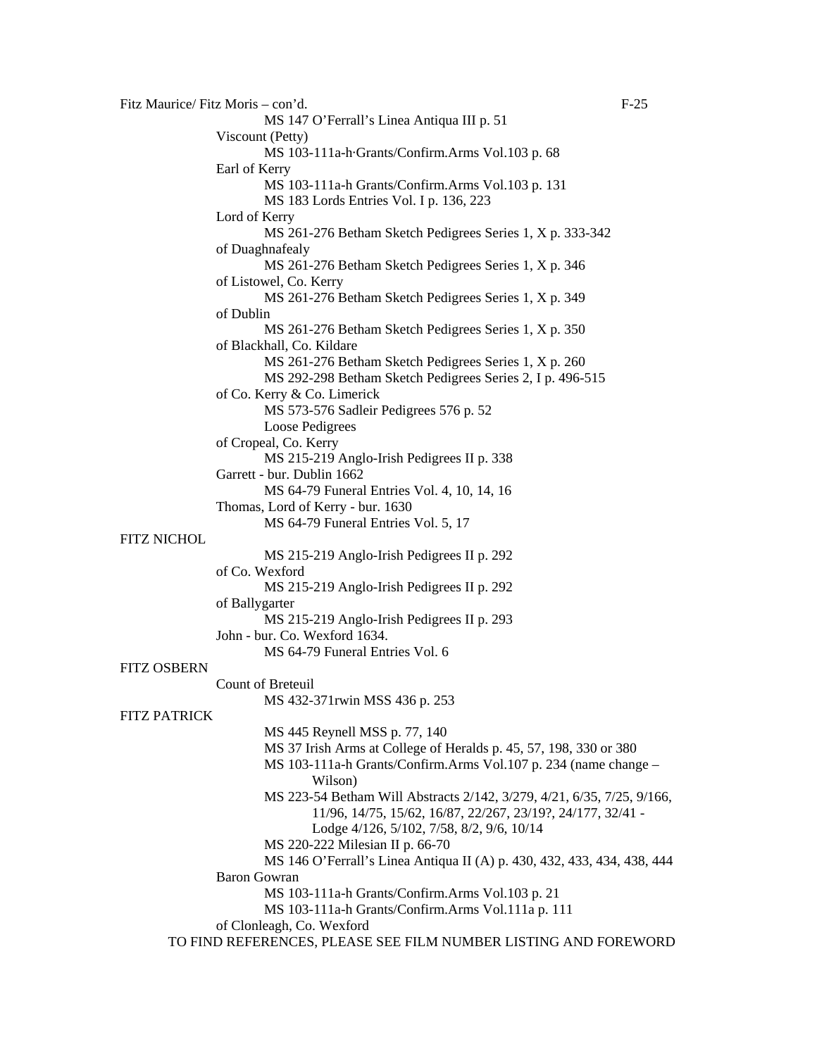Fitz Maurice/ Fitz Moris – con'd.

MS 147 O'Ferrall's Linea Antiqua III p. 51

Viscount (Petty)

MS 103-111a-h·Grants/Confirm.Arms Vol.103 p. 68

Earl of Kerry

MS 103-111a-h Grants/Confirm.Arms Vol.103 p. 131

MS 183 Lords Entries Vol. I p. 136, 223

Lord of Kerry

MS 261-276 Betham Sketch Pedigrees Series 1, X p. 333-342

of Duaghnafealy

MS 261-276 Betham Sketch Pedigrees Series 1, X p. 346

of Listowel, Co. Kerry

MS 261-276 Betham Sketch Pedigrees Series 1, X p. 349

of Dublin

MS 261-276 Betham Sketch Pedigrees Series 1, X p. 350

of Blackhall, Co. Kildare

MS 261-276 Betham Sketch Pedigrees Series 1, X p. 260

MS 292-298 Betham Sketch Pedigrees Series 2, I p. 496-515

of Co. Kerry & Co. Limerick

MS 573-576 Sadleir Pedigrees 576 p. 52

Loose Pedigrees

of Cropeal, Co. Kerry

MS 215-219 Anglo-Irish Pedigrees II p. 338

Garrett - bur. Dublin 1662

MS 64-79 Funeral Entries Vol. 4, 10, 14, 16

Thomas, Lord of Kerry - bur. 1630

MS 64-79 Funeral Entries Vol. 5, 17

FITZ NICHOL

MS 215-219 Anglo-Irish Pedigrees II p. 292

of Co. Wexford

MS 215-219 Anglo-Irish Pedigrees II p. 292

of Ballygarter

MS 215-219 Anglo-Irish Pedigrees II p. 293

John - bur. Co. Wexford 1634.

MS 64-79 Funeral Entries Vol. 6

FITZ OSBERN

Count of Breteuil

MS 432-371rwin MSS 436 p. 253

FITZ PATRICK

MS 445 Reynell MSS p. 77, 140

MS 37 Irish Arms at College of Heralds p. 45, 57, 198, 330 or 380

MS 103-111a-h Grants/Confirm.Arms Vol.107 p. 234 (name change – Wilson)

MS 223-54 Betham Will Abstracts 2/142, 3/279, 4/21, 6/35, 7/25, 9/166, 11/96, 14/75, 15/62, 16/87, 22/267, 23/19?, 24/177, 32/41 - Lodge 4/126, 5/102, 7/58, 8/2, 9/6, 10/14

MS 220-222 Milesian II p. 66-70

MS 146 O'Ferrall's Linea Antiqua II (A) p. 430, 432, 433, 434, 438, 444

Baron Gowran

MS 103-111a-h Grants/Confirm.Arms Vol.103 p. 21

MS 103-111a-h Grants/Confirm.Arms Vol.111a p. 111

of Clonleagh, Co. Wexford

TO FIND REFERENCES, PLEASE SEE FILM NUMBER LISTING AND FOREWORD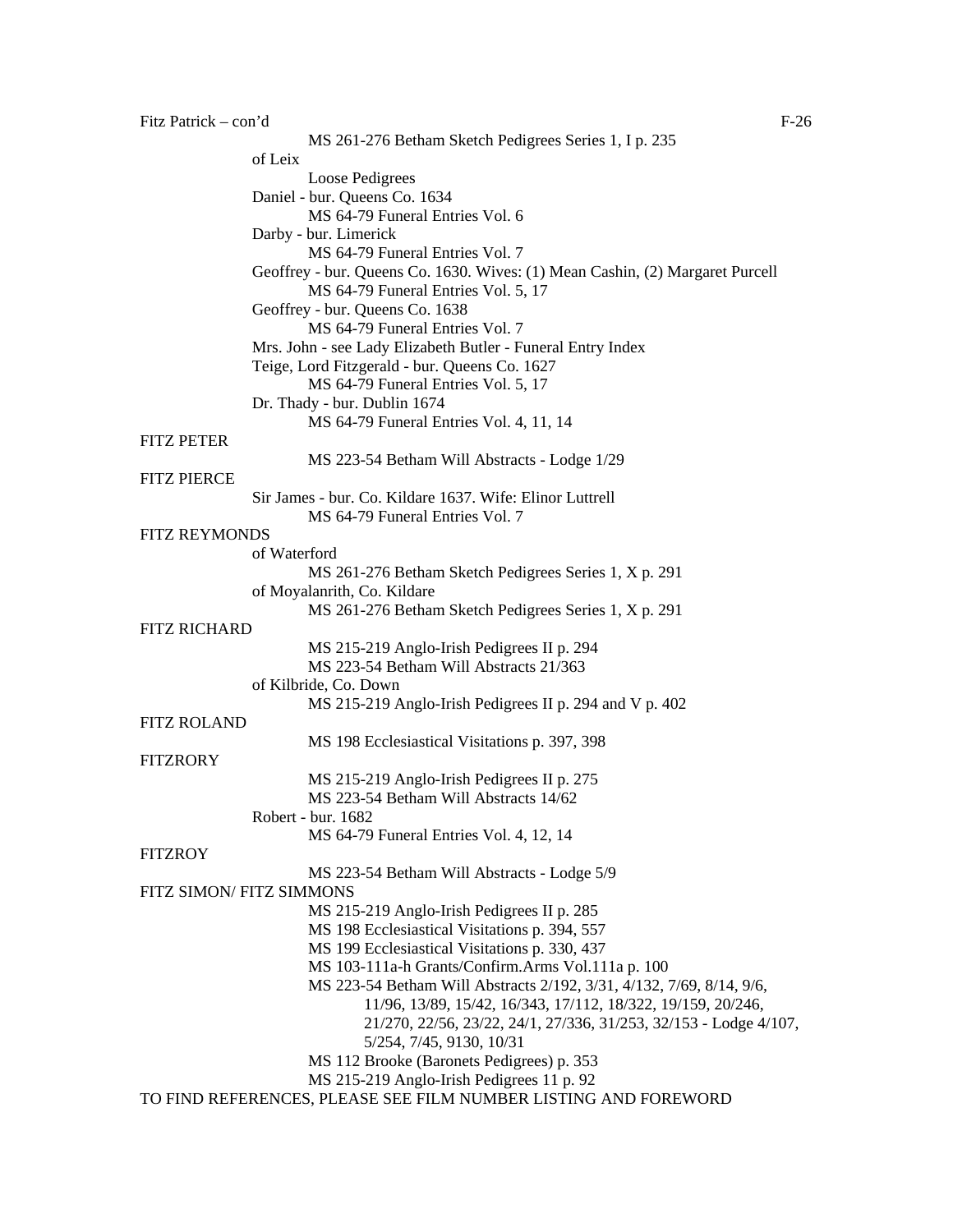Fitz Patrick – con'd

MS 261-276 Betham Sketch Pedigrees Series 1, I p. 235

of Leix

Loose Pedigrees

Daniel - bur. Queens Co. 1634

MS 64-79 Funeral Entries Vol. 6

Darby - bur. Limerick

MS 64-79 Funeral Entries Vol. 7

Geoffrey - bur. Queens Co. 1630. Wives: (1) Mean Cashin, (2) Margaret Purcell

MS 64-79 Funeral Entries Vol. 5, 17

Geoffrey - bur. Queens Co. 1638

MS 64-79 Funeral Entries Vol. 7

Mrs. John - see Lady Elizabeth Butler - Funeral Entry Index

Teige, Lord Fitzgerald - bur. Queens Co. 1627

MS 64-79 Funeral Entries Vol. 5, 17

Dr. Thady - bur. Dublin 1674

MS 64-79 Funeral Entries Vol. 4, 11, 14

FITZ PETER

MS 223-54 Betham Will Abstracts - Lodge 1/29

FITZ PIERCE

Sir James - bur. Co. Kildare 1637. Wife: Elinor Luttrell

MS 64-79 Funeral Entries Vol. 7

FITZ REYMONDS

of Waterford

MS 261-276 Betham Sketch Pedigrees Series 1, X p. 291

of Moyalanrith, Co. Kildare

MS 261-276 Betham Sketch Pedigrees Series 1, X p. 291

FITZ RICHARD

MS 215-219 Anglo-Irish Pedigrees II p. 294

MS 223-54 Betham Will Abstracts 21/363

of Kilbride, Co. Down

MS 215-219 Anglo-Irish Pedigrees II p. 294 and V p. 402

FITZ ROLAND

MS 198 Ecclesiastical Visitations p. 397, 398

FITZRORY

MS 215-219 Anglo-Irish Pedigrees II p. 275

MS 223-54 Betham Will Abstracts 14/62

Robert - bur. 1682

MS 64-79 Funeral Entries Vol. 4, 12, 14

FITZROY

MS 223-54 Betham Will Abstracts - Lodge 5/9

FITZ SIMON/ FITZ SIMMONS

MS 215-219 Anglo-Irish Pedigrees II p. 285

MS 198 Ecclesiastical Visitations p. 394, 557

MS 199 Ecclesiastical Visitations p. 330, 437

MS 103-111a-h Grants/Confirm.Arms Vol.111a p. 100

MS 223-54 Betham Will Abstracts 2/192, 3/31, 4/132, 7/69, 8/14, 9/6, 11/96, 13/89, 15/42, 16/343, 17/112, 18/322, 19/159, 20/246, 21/270, 22/56, 23/22, 24/1, 27/336, 31/253, 32/153 - Lodge 4/107, 5/254, 7/45, 9130, 10/31

MS 112 Brooke (Baronets Pedigrees) p. 353

MS 215-219 Anglo-Irish Pedigrees 11 p. 92

TO FIND REFERENCES, PLEASE SEE FILM NUMBER LISTING AND FOREWORD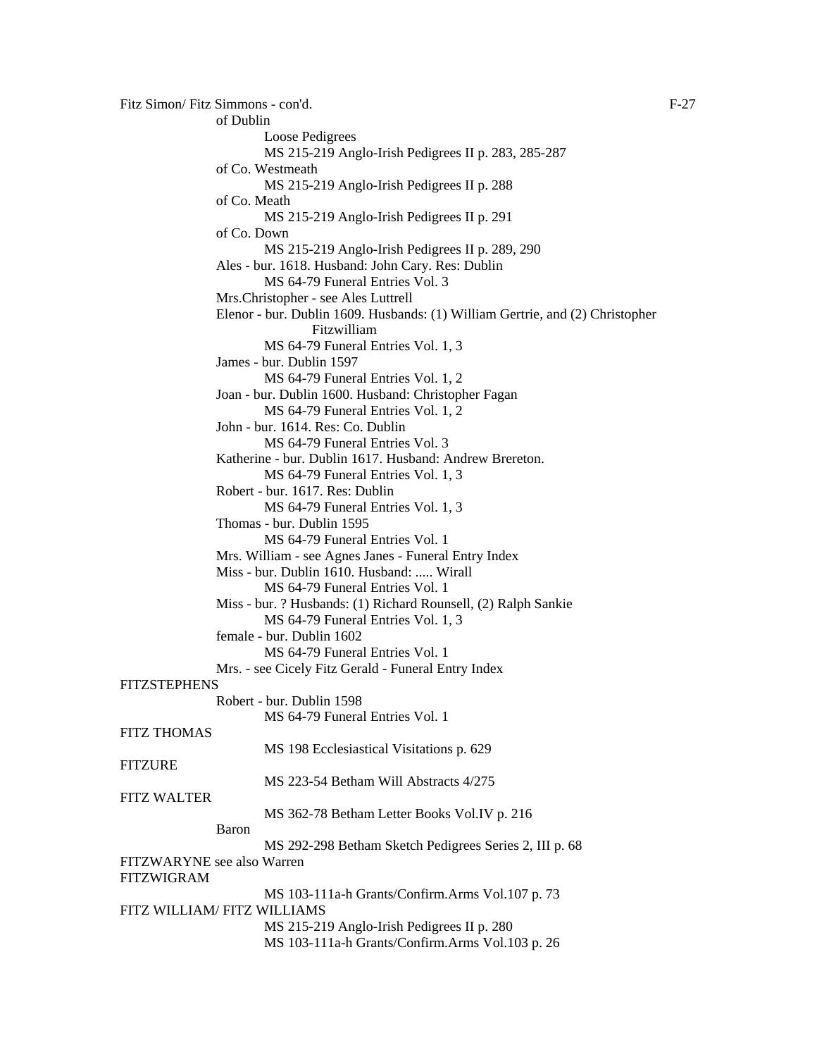Fitz Simon/ Fitz Simmons - con'd.

of Dublin

Loose Pedigrees

MS 215-219 Anglo-Irish Pedigrees II p. 283, 285-287

of Co. Westmeath

MS 215-219 Anglo-Irish Pedigrees II p. 288

of Co. Meath

MS 215-219 Anglo-Irish Pedigrees II p. 291

of Co. Down

MS 215-219 Anglo-Irish Pedigrees II p. 289, 290

Ales - bur. 1618. Husband: John Cary. Res: Dublin

MS 64-79 Funeral Entries Vol. 3

Mrs.Christopher - see Ales Luttrell

Elenor - bur. Dublin 1609. Husbands: (1) William Gertrie, and (2) Christopher Fitzwilliam

MS 64-79 Funeral Entries Vol. 1, 3

James - bur. Dublin 1597

MS 64-79 Funeral Entries Vol. 1, 2

Joan - bur. Dublin 1600. Husband: Christopher Fagan

MS 64-79 Funeral Entries Vol. 1, 2

John - bur. 1614. Res: Co. Dublin

MS 64-79 Funeral Entries Vol. 3

Katherine - bur. Dublin 1617. Husband: Andrew Brereton.

MS 64-79 Funeral Entries Vol. 1, 3

Robert - bur. 1617. Res: Dublin

MS 64-79 Funeral Entries Vol. 1, 3

Thomas - bur. Dublin 1595

MS 64-79 Funeral Entries Vol. 1

Mrs. William - see Agnes Janes - Funeral Entry Index

Miss - bur. Dublin 1610. Husband: ..... Wirall

MS 64-79 Funeral Entries Vol. 1

Miss - bur. ? Husbands: (1) Richard Rounsell, (2) Ralph Sankie

MS 64-79 Funeral Entries Vol. 1, 3

female - bur. Dublin 1602

MS 64-79 Funeral Entries Vol. 1

Mrs. - see Cicely Fitz Gerald - Funeral Entry Index

FITZSTEPHENS

Robert - bur. Dublin 1598

MS 64-79 Funeral Entries Vol. 1

FITZ THOMAS

MS 198 Ecclesiastical Visitations p. 629

FITZURE

MS 223-54 Betham Will Abstracts 4/275

FITZ WALTER

MS 362-78 Betham Letter Books Vol.IV p. 216

Baron

MS 292-298 Betham Sketch Pedigrees Series 2, III p. 68

FITZWARYNE see also Warren

FITZWIGRAM

MS 103-111a-h Grants/Confirm.Arms Vol.107 p. 73

FITZ WILLIAM/ FITZ WILLIAMS

MS 215-219 Anglo-Irish Pedigrees II p. 280

MS 103-111a-h Grants/Confirm.Arms Vol.103 p. 26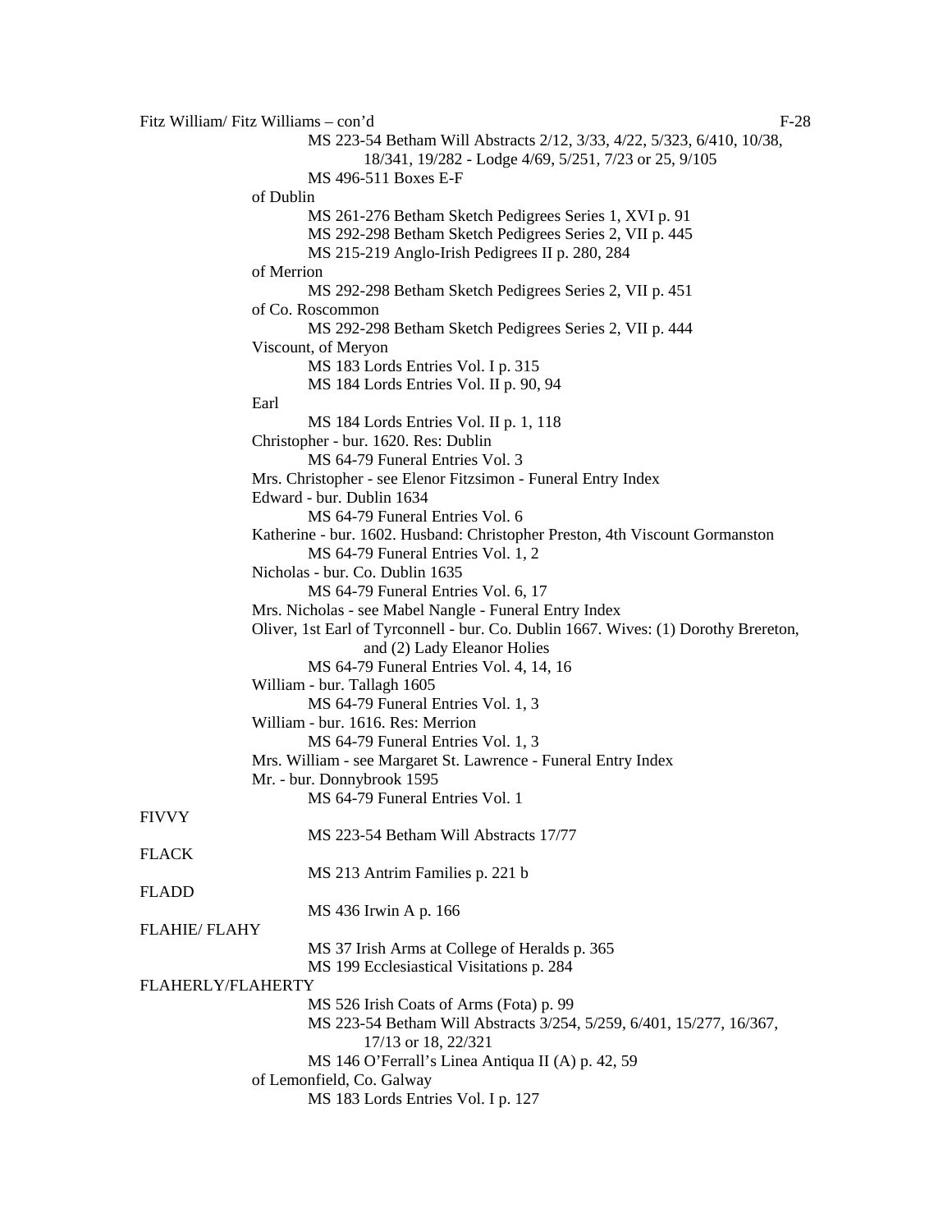Fitz William/ Fitz Williams – con'd

MS 223-54 Betham Will Abstracts 2/12, 3/33, 4/22, 5/323, 6/410, 10/38, 18/341, 19/282 - Lodge 4/69, 5/251, 7/23 or 25, 9/105
MS 496-511 Boxes E-F

of Dublin
MS 261-276 Betham Sketch Pedigrees Series 1, XVI p. 91
MS 292-298 Betham Sketch Pedigrees Series 2, VII p. 445
MS 215-219 Anglo-Irish Pedigrees II p. 280, 284

of Merrion
MS 292-298 Betham Sketch Pedigrees Series 2, VII p. 451

of Co. Roscommon
MS 292-298 Betham Sketch Pedigrees Series 2, VII p. 444

Viscount, of Meryon
MS 183 Lords Entries Vol. I p. 315
MS 184 Lords Entries Vol. II p. 90, 94

Earl
MS 184 Lords Entries Vol. II p. 1, 118

Christopher - bur. 1620. Res: Dublin
MS 64-79 Funeral Entries Vol. 3

Mrs. Christopher - see Elenor Fitzsimon - Funeral Entry Index

Edward - bur. Dublin 1634
MS 64-79 Funeral Entries Vol. 6

Katherine - bur. 1602. Husband: Christopher Preston, 4th Viscount Gormanston
MS 64-79 Funeral Entries Vol. 1, 2

Nicholas - bur. Co. Dublin 1635
MS 64-79 Funeral Entries Vol. 6, 17

Mrs. Nicholas - see Mabel Nangle - Funeral Entry Index

Oliver, 1st Earl of Tyrconnell - bur. Co. Dublin 1667. Wives: (1) Dorothy Brereton, and (2) Lady Eleanor Holies
MS 64-79 Funeral Entries Vol. 4, 14, 16

William - bur. Tallagh 1605
MS 64-79 Funeral Entries Vol. 1, 3

William - bur. 1616. Res: Merrion
MS 64-79 Funeral Entries Vol. 1, 3

Mrs. William - see Margaret St. Lawrence - Funeral Entry Index

Mr. - bur. Donnybrook 1595
MS 64-79 Funeral Entries Vol. 1

FIVVY
MS 223-54 Betham Will Abstracts 17/77

FLACK
MS 213 Antrim Families p. 221 b

FLADD
MS 436 Irwin A p. 166

FLAHIE/ FLAHY
MS 37 Irish Arms at College of Heralds p. 365
MS 199 Ecclesiastical Visitations p. 284

FLAHERLY/FLAHERTY
MS 526 Irish Coats of Arms (Fota) p. 99
MS 223-54 Betham Will Abstracts 3/254, 5/259, 6/401, 15/277, 16/367, 17/13 or 18, 22/321
MS 146 O'Ferrall's Linea Antiqua II (A) p. 42, 59

of Lemonfield, Co. Galway
MS 183 Lords Entries Vol. I p. 127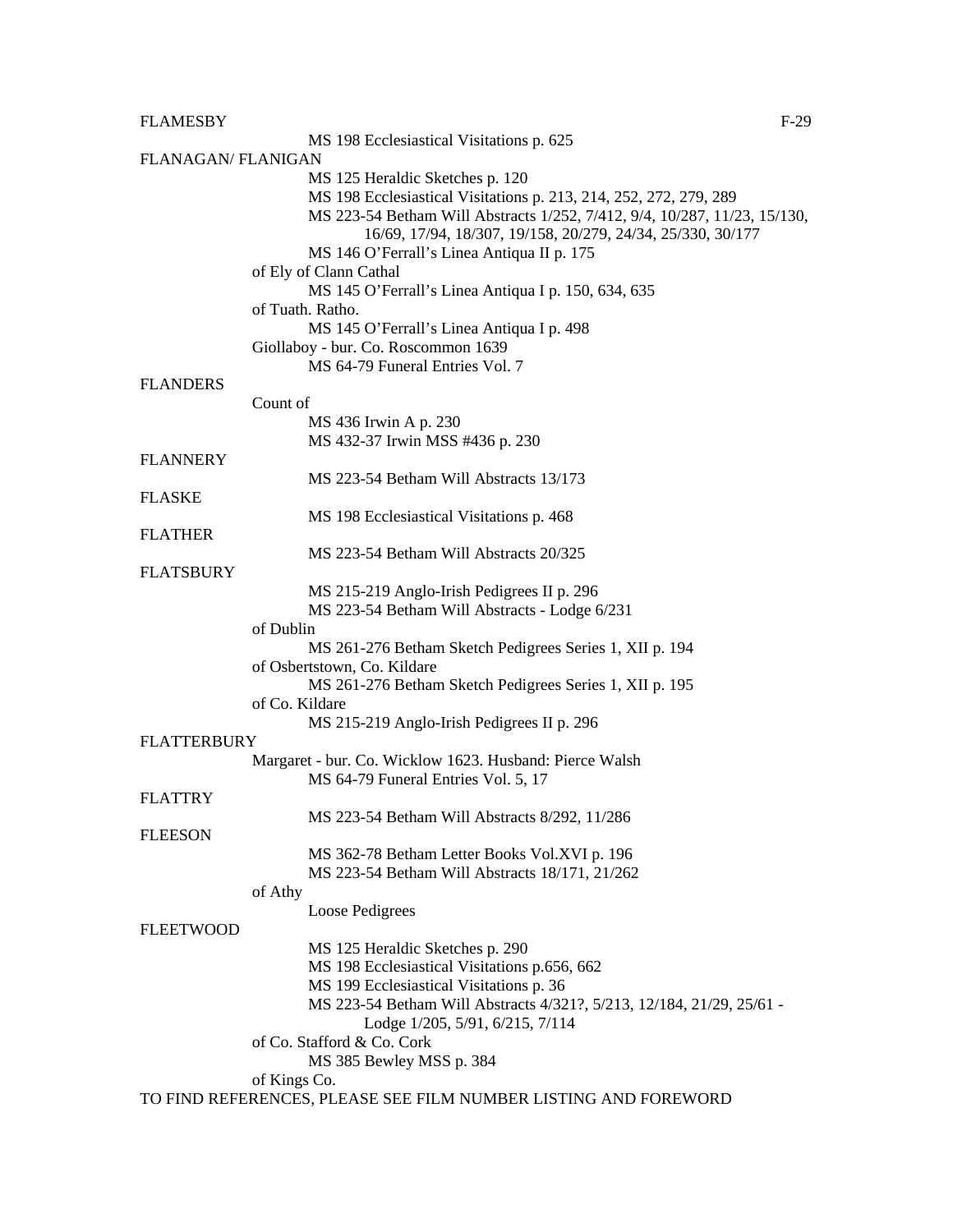FLAMESBY

MS 198 Ecclesiastical Visitations p. 625

FLANAGAN/ FLANIGAN

MS 125 Heraldic Sketches p. 120
MS 198 Ecclesiastical Visitations p. 213, 214, 252, 272, 279, 289
MS 223-54 Betham Will Abstracts 1/252, 7/412, 9/4, 10/287, 11/23, 15/130, 16/69, 17/94, 18/307, 19/158, 20/279, 24/34, 25/330, 30/177
MS 146 O'Ferrall's Linea Antiqua II p. 175

of Ely of Clann Cathal

MS 145 O'Ferrall's Linea Antiqua I p. 150, 634, 635

of Tuath. Ratho.

MS 145 O'Ferrall's Linea Antiqua I p. 498

Giollaboy - bur. Co. Roscommon 1639

MS 64-79 Funeral Entries Vol. 7

FLANDERS

Count of

MS 436 Irwin A p. 230
MS 432-37 Irwin MSS #436 p. 230

FLANNERY

MS 223-54 Betham Will Abstracts 13/173

FLASKE

MS 198 Ecclesiastical Visitations p. 468

FLATHER

MS 223-54 Betham Will Abstracts 20/325

FLATSBURY

MS 215-219 Anglo-Irish Pedigrees II p. 296
MS 223-54 Betham Will Abstracts - Lodge 6/231

of Dublin

MS 261-276 Betham Sketch Pedigrees Series 1, XII p. 194

of Osbertstown, Co. Kildare

MS 261-276 Betham Sketch Pedigrees Series 1, XII p. 195

of Co. Kildare

MS 215-219 Anglo-Irish Pedigrees II p. 296

FLATTERBURY

Margaret - bur. Co. Wicklow 1623. Husband: Pierce Walsh

MS 64-79 Funeral Entries Vol. 5, 17

FLATTRY

MS 223-54 Betham Will Abstracts 8/292, 11/286

FLEESON

MS 362-78 Betham Letter Books Vol.XVI p. 196
MS 223-54 Betham Will Abstracts 18/171, 21/262

of Athy

Loose Pedigrees

FLEETWOOD

MS 125 Heraldic Sketches p. 290
MS 198 Ecclesiastical Visitations p.656, 662
MS 199 Ecclesiastical Visitations p. 36
MS 223-54 Betham Will Abstracts 4/321?, 5/213, 12/184, 21/29, 25/61 - Lodge 1/205, 5/91, 6/215, 7/114

of Co. Stafford & Co. Cork

MS 385 Bewley MSS p. 384

of Kings Co.

TO FIND REFERENCES, PLEASE SEE FILM NUMBER LISTING AND FOREWORD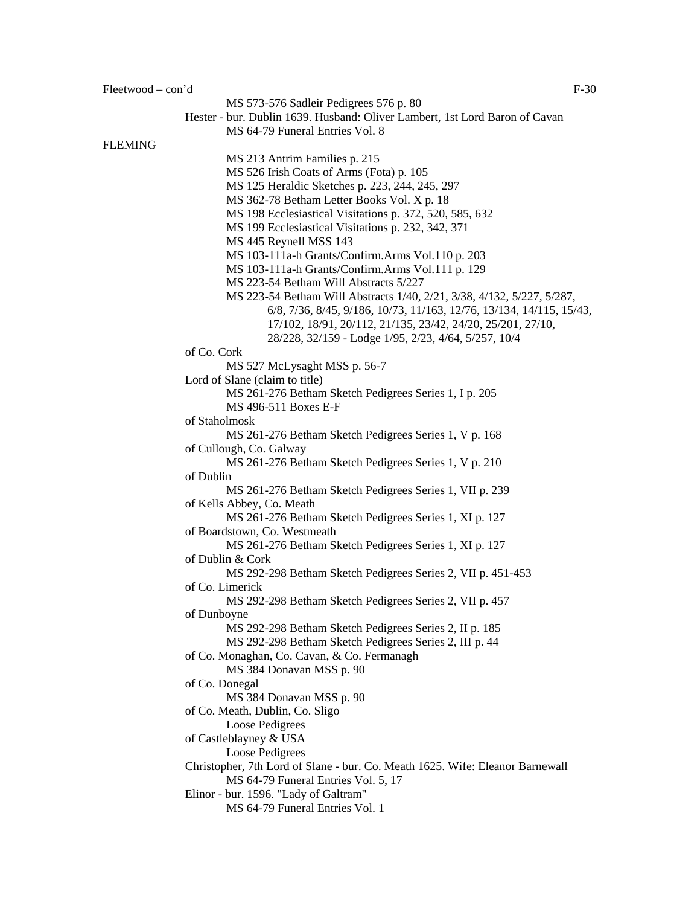Fleetwood – con'd

MS 573-576 Sadleir Pedigrees 576 p. 80

Hester - bur. Dublin 1639. Husband: Oliver Lambert, 1st Lord Baron of Cavan
MS 64-79 Funeral Entries Vol. 8

FLEMING

MS 213 Antrim Families p. 215
MS 526 Irish Coats of Arms (Fota) p. 105
MS 125 Heraldic Sketches p. 223, 244, 245, 297
MS 362-78 Betham Letter Books Vol. X p. 18
MS 198 Ecclesiastical Visitations p. 372, 520, 585, 632
MS 199 Ecclesiastical Visitations p. 232, 342, 371
MS 445 Reynell MSS 143
MS 103-111a-h Grants/Confirm.Arms Vol.110 p. 203
MS 103-111a-h Grants/Confirm.Arms Vol.111 p. 129
MS 223-54 Betham Will Abstracts 5/227
MS 223-54 Betham Will Abstracts 1/40, 2/21, 3/38, 4/132, 5/227, 5/287, 6/8, 7/36, 8/45, 9/186, 10/73, 11/163, 12/76, 13/134, 14/115, 15/43, 17/102, 18/91, 20/112, 21/135, 23/42, 24/20, 25/201, 27/10, 28/228, 32/159 - Lodge 1/95, 2/23, 4/64, 5/257, 10/4

of Co. Cork
MS 527 McLysaght MSS p. 56-7

Lord of Slane (claim to title)
MS 261-276 Betham Sketch Pedigrees Series 1, I p. 205
MS 496-511 Boxes E-F

of Staholmosk
MS 261-276 Betham Sketch Pedigrees Series 1, V p. 168

of Cullough, Co. Galway
MS 261-276 Betham Sketch Pedigrees Series 1, V p. 210

of Dublin
MS 261-276 Betham Sketch Pedigrees Series 1, VII p. 239

of Kells Abbey, Co. Meath
MS 261-276 Betham Sketch Pedigrees Series 1, XI p. 127

of Boardstown, Co. Westmeath
MS 261-276 Betham Sketch Pedigrees Series 1, XI p. 127

of Dublin & Cork
MS 292-298 Betham Sketch Pedigrees Series 2, VII p. 451-453

of Co. Limerick
MS 292-298 Betham Sketch Pedigrees Series 2, VII p. 457

of Dunboyne
MS 292-298 Betham Sketch Pedigrees Series 2, II p. 185
MS 292-298 Betham Sketch Pedigrees Series 2, III p. 44

of Co. Monaghan, Co. Cavan, & Co. Fermanagh
MS 384 Donavan MSS p. 90

of Co. Donegal
MS 384 Donavan MSS p. 90

of Co. Meath, Dublin, Co. Sligo
Loose Pedigrees

of Castleblayney & USA
Loose Pedigrees

Christopher, 7th Lord of Slane - bur. Co. Meath 1625. Wife: Eleanor Barnewall
MS 64-79 Funeral Entries Vol. 5, 17

Elinor - bur. 1596. "Lady of Galtram"
MS 64-79 Funeral Entries Vol. 1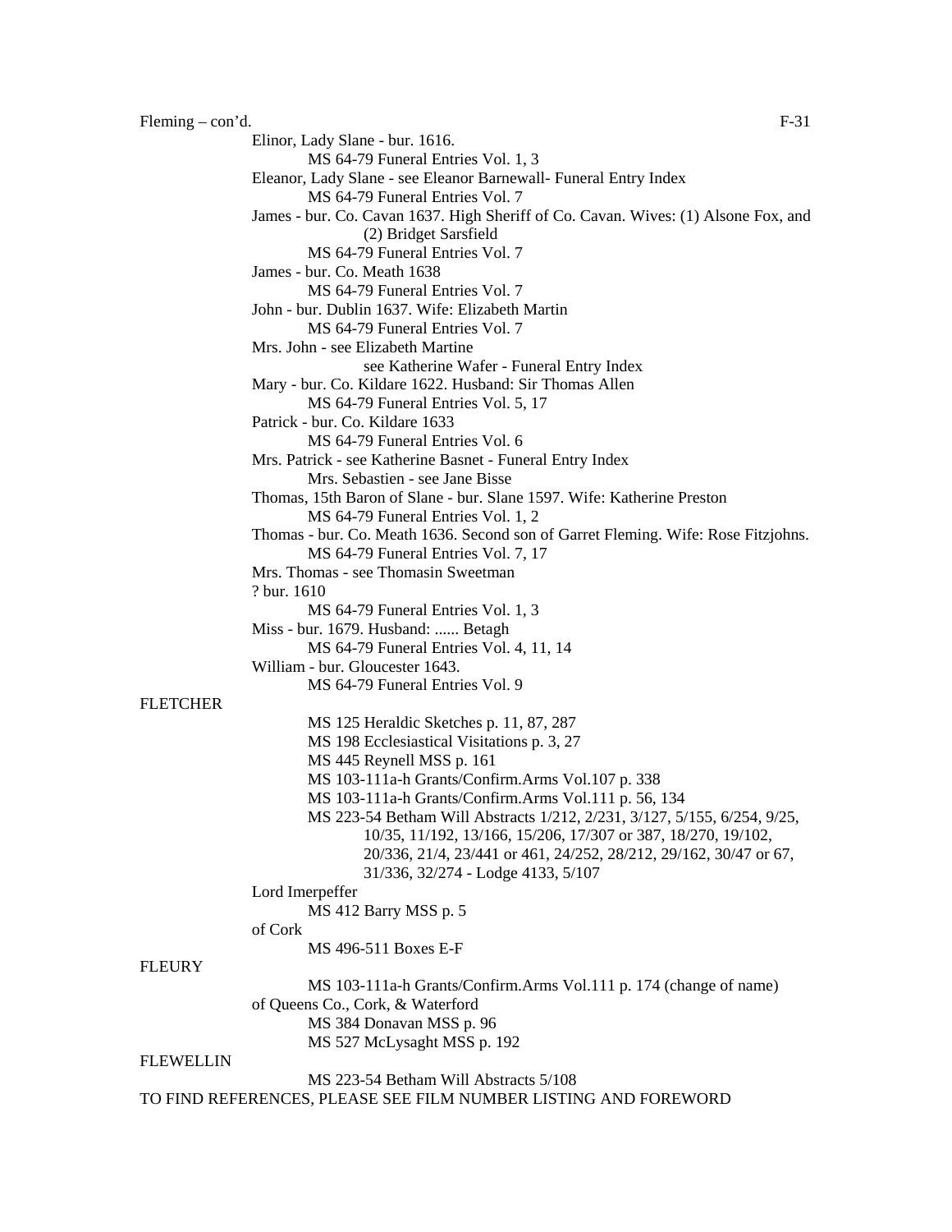Fleming – con'd.

Elinor, Lady Slane - bur. 1616.
MS 64-79 Funeral Entries Vol. 1, 3

Eleanor, Lady Slane - see Eleanor Barnewall- Funeral Entry Index
MS 64-79 Funeral Entries Vol. 7

James - bur. Co. Cavan 1637. High Sheriff of Co. Cavan. Wives: (1) Alsone Fox, and (2) Bridget Sarsfield
MS 64-79 Funeral Entries Vol. 7

James - bur. Co. Meath 1638
MS 64-79 Funeral Entries Vol. 7

John - bur. Dublin 1637. Wife: Elizabeth Martin
MS 64-79 Funeral Entries Vol. 7

Mrs. John - see Elizabeth Martine
see Katherine Wafer - Funeral Entry Index

Mary - bur. Co. Kildare 1622. Husband: Sir Thomas Allen
MS 64-79 Funeral Entries Vol. 5, 17

Patrick - bur. Co. Kildare 1633
MS 64-79 Funeral Entries Vol. 6

Mrs. Patrick - see Katherine Basnet - Funeral Entry Index
Mrs. Sebastien - see Jane Bisse

Thomas, 15th Baron of Slane - bur. Slane 1597. Wife: Katherine Preston
MS 64-79 Funeral Entries Vol. 1, 2

Thomas - bur. Co. Meath 1636. Second son of Garret Fleming. Wife: Rose Fitzjohns.
MS 64-79 Funeral Entries Vol. 7, 17

Mrs. Thomas - see Thomasin Sweetman

? bur. 1610
MS 64-79 Funeral Entries Vol. 1, 3

Miss - bur. 1679. Husband: ...... Betagh
MS 64-79 Funeral Entries Vol. 4, 11, 14

William - bur. Gloucester 1643.
MS 64-79 Funeral Entries Vol. 9

FLETCHER

MS 125 Heraldic Sketches p. 11, 87, 287
MS 198 Ecclesiastical Visitations p. 3, 27
MS 445 Reynell MSS p. 161
MS 103-111a-h Grants/Confirm.Arms Vol.107 p. 338
MS 103-111a-h Grants/Confirm.Arms Vol.111 p. 56, 134
MS 223-54 Betham Will Abstracts 1/212, 2/231, 3/127, 5/155, 6/254, 9/25, 10/35, 11/192, 13/166, 15/206, 17/307 or 387, 18/270, 19/102, 20/336, 21/4, 23/441 or 461, 24/252, 28/212, 29/162, 30/47 or 67, 31/336, 32/274 - Lodge 4133, 5/107

Lord Imerpeffer
MS 412 Barry MSS p. 5

of Cork
MS 496-511 Boxes E-F

FLEURY

MS 103-111a-h Grants/Confirm.Arms Vol.111 p. 174 (change of name)

of Queens Co., Cork, & Waterford
MS 384 Donavan MSS p. 96
MS 527 McLysaght MSS p. 192

FLEWELLIN

MS 223-54 Betham Will Abstracts 5/108

TO FIND REFERENCES, PLEASE SEE FILM NUMBER LISTING AND FOREWORD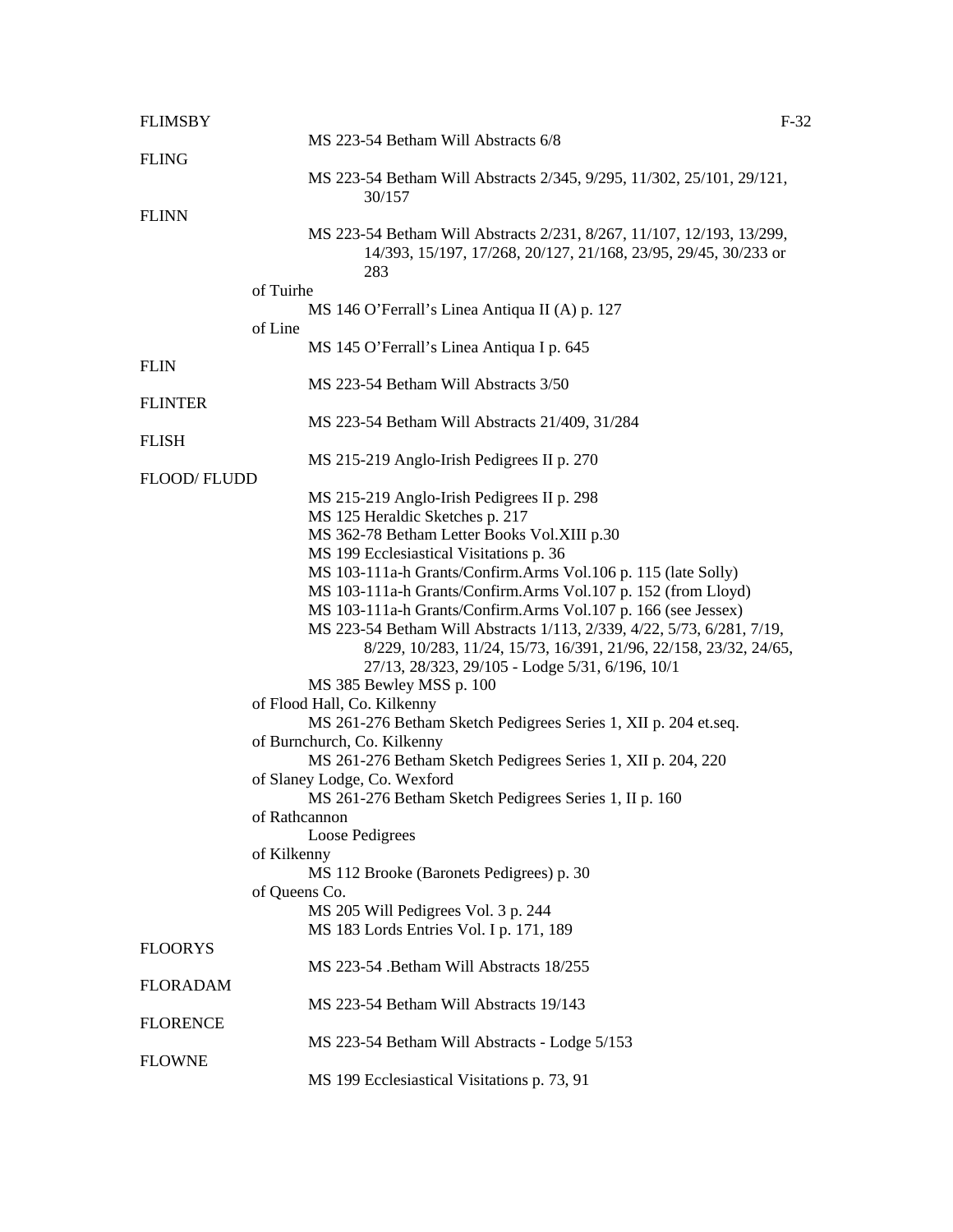FLIMSBY

MS 223-54 Betham Will Abstracts 6/8

FLING

MS 223-54 Betham Will Abstracts 2/345, 9/295, 11/302, 25/101, 29/121, 30/157

FLINN

MS 223-54 Betham Will Abstracts 2/231, 8/267, 11/107, 12/193, 13/299, 14/393, 15/197, 17/268, 20/127, 21/168, 23/95, 29/45, 30/233 or 283

of Tuirhe

MS 146 O'Ferrall's Linea Antiqua II (A) p. 127

of Line

MS 145 O'Ferrall's Linea Antiqua I p. 645

FLIN

MS 223-54 Betham Will Abstracts 3/50

FLINTER

MS 223-54 Betham Will Abstracts 21/409, 31/284

FLISH

MS 215-219 Anglo-Irish Pedigrees II p. 270

FLOOD/ FLUDD

MS 215-219 Anglo-Irish Pedigrees II p. 298
MS 125 Heraldic Sketches p. 217
MS 362-78 Betham Letter Books Vol.XIII p.30
MS 199 Ecclesiastical Visitations p. 36
MS 103-111a-h Grants/Confirm.Arms Vol.106 p. 115 (late Solly)
MS 103-111a-h Grants/Confirm.Arms Vol.107 p. 152 (from Lloyd)
MS 103-111a-h Grants/Confirm.Arms Vol.107 p. 166 (see Jessex)
MS 223-54 Betham Will Abstracts 1/113, 2/339, 4/22, 5/73, 6/281, 7/19, 8/229, 10/283, 11/24, 15/73, 16/391, 21/96, 22/158, 23/32, 24/65, 27/13, 28/323, 29/105 - Lodge 5/31, 6/196, 10/1
MS 385 Bewley MSS p. 100

of Flood Hall, Co. Kilkenny

MS 261-276 Betham Sketch Pedigrees Series 1, XII p. 204 et.seq.

of Burnchurch, Co. Kilkenny

MS 261-276 Betham Sketch Pedigrees Series 1, XII p. 204, 220

of Slaney Lodge, Co. Wexford

MS 261-276 Betham Sketch Pedigrees Series 1, II p. 160

of Rathcannon

Loose Pedigrees

of Kilkenny

MS 112 Brooke (Baronets Pedigrees) p. 30

of Queens Co.

MS 205 Will Pedigrees Vol. 3 p. 244
MS 183 Lords Entries Vol. I p. 171, 189

FLOORYS

MS 223-54 .Betham Will Abstracts 18/255

FLORADAM

MS 223-54 Betham Will Abstracts 19/143

FLORENCE

MS 223-54 Betham Will Abstracts - Lodge 5/153

FLOWNE

MS 199 Ecclesiastical Visitations p. 73, 91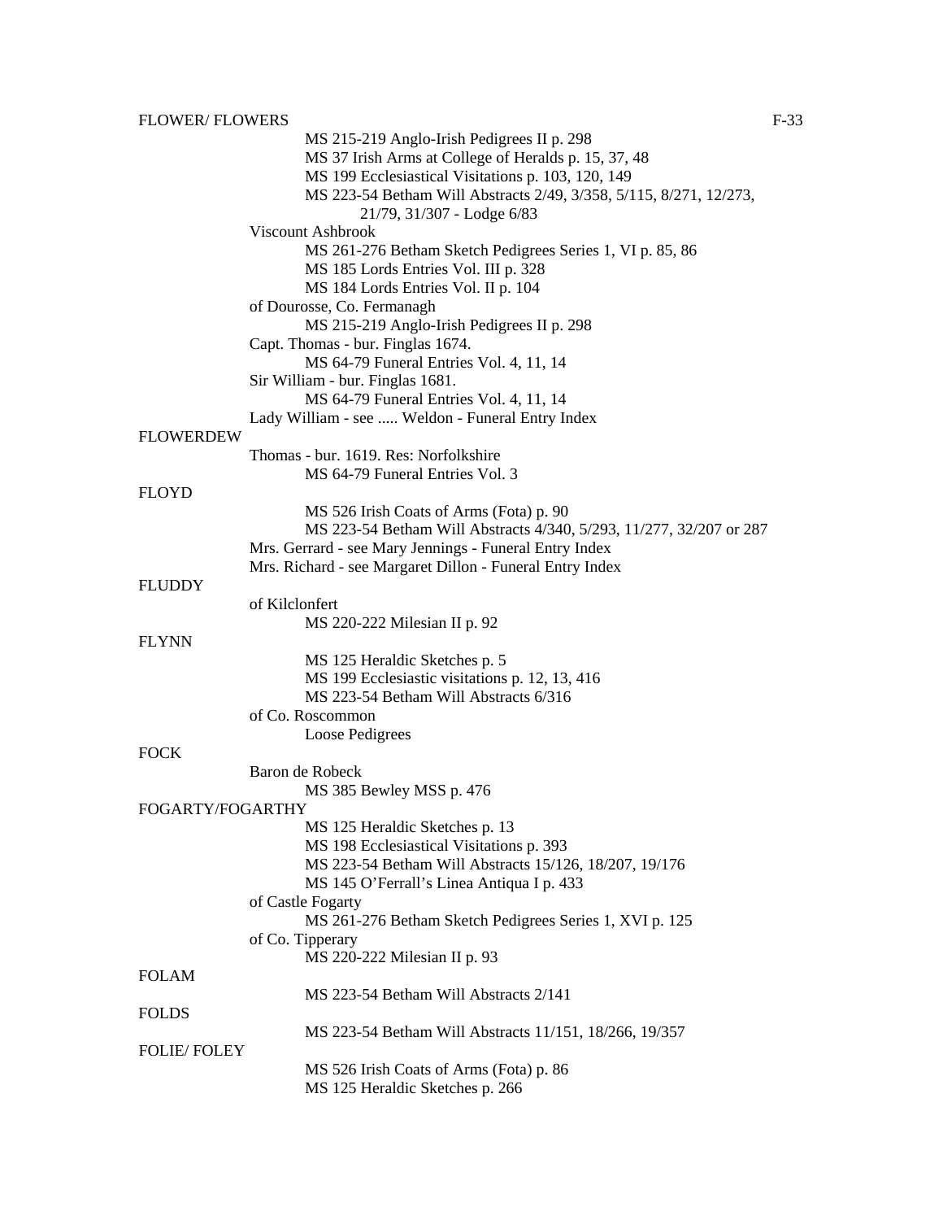FLOWER/ FLOWERS

MS 215-219 Anglo-Irish Pedigrees II p. 298
MS 37 Irish Arms at College of Heralds p. 15, 37, 48
MS 199 Ecclesiastical Visitations p. 103, 120, 149
MS 223-54 Betham Will Abstracts 2/49, 3/358, 5/115, 8/271, 12/273, 21/79, 31/307 - Lodge 6/83

Viscount Ashbrook
MS 261-276 Betham Sketch Pedigrees Series 1, VI p. 85, 86
MS 185 Lords Entries Vol. III p. 328
MS 184 Lords Entries Vol. II p. 104

of Dourosse, Co. Fermanagh
MS 215-219 Anglo-Irish Pedigrees II p. 298

Capt. Thomas - bur. Finglas 1674.
MS 64-79 Funeral Entries Vol. 4, 11, 14

Sir William - bur. Finglas 1681.
MS 64-79 Funeral Entries Vol. 4, 11, 14

Lady William - see ..... Weldon - Funeral Entry Index

FLOWERDEW

Thomas - bur. 1619. Res: Norfolkshire
MS 64-79 Funeral Entries Vol. 3

FLOYD

MS 526 Irish Coats of Arms (Fota) p. 90
MS 223-54 Betham Will Abstracts 4/340, 5/293, 11/277, 32/207 or 287

Mrs. Gerrard - see Mary Jennings - Funeral Entry Index
Mrs. Richard - see Margaret Dillon - Funeral Entry Index

FLUDDY

of Kilclonfert
MS 220-222 Milesian II p. 92

FLYNN

MS 125 Heraldic Sketches p. 5
MS 199 Ecclesiastic visitations p. 12, 13, 416
MS 223-54 Betham Will Abstracts 6/316

of Co. Roscommon
Loose Pedigrees

FOCK

Baron de Robeck
MS 385 Bewley MSS p. 476

FOGARTY/FOGARTHY

MS 125 Heraldic Sketches p. 13
MS 198 Ecclesiastical Visitations p. 393
MS 223-54 Betham Will Abstracts 15/126, 18/207, 19/176
MS 145 O'Ferrall's Linea Antiqua I p. 433

of Castle Fogarty
MS 261-276 Betham Sketch Pedigrees Series 1, XVI p. 125

of Co. Tipperary
MS 220-222 Milesian II p. 93

FOLAM

MS 223-54 Betham Will Abstracts 2/141

FOLDS

MS 223-54 Betham Will Abstracts 11/151, 18/266, 19/357

FOLIE/ FOLEY

MS 526 Irish Coats of Arms (Fota) p. 86
MS 125 Heraldic Sketches p. 266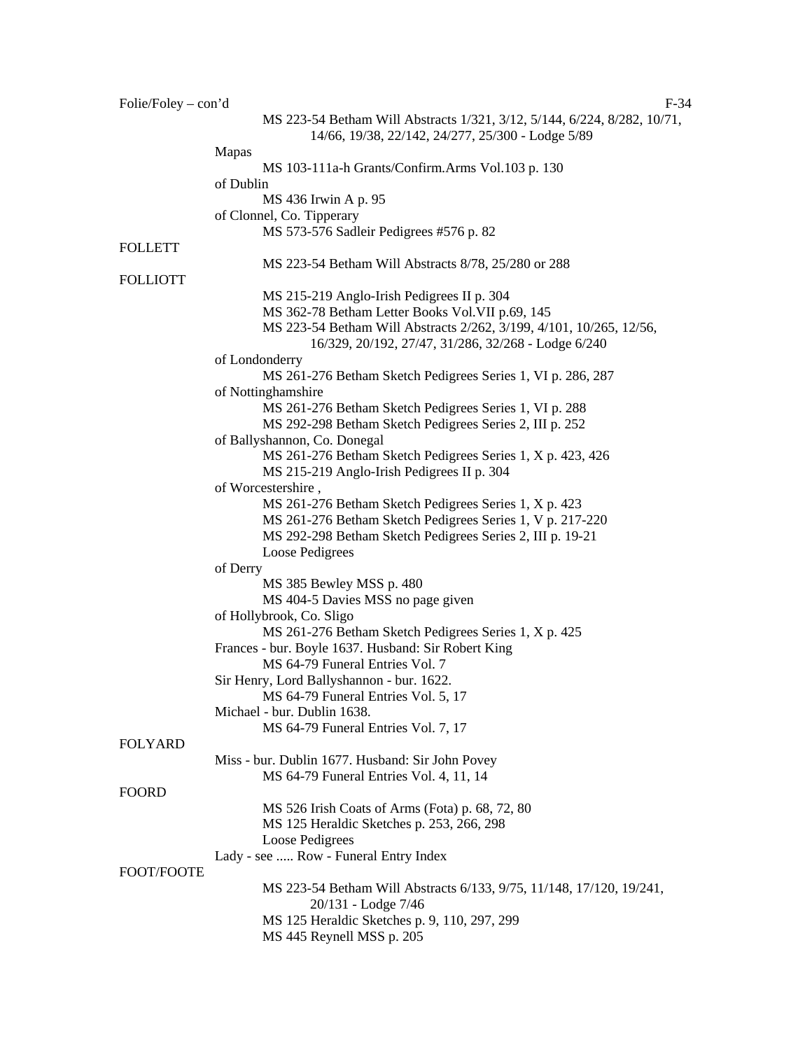Folie/Foley – con'd

MS 223-54 Betham Will Abstracts 1/321, 3/12, 5/144, 6/224, 8/282, 10/71, 14/66, 19/38, 22/142, 24/277, 25/300 - Lodge 5/89

Mapas

MS 103-111a-h Grants/Confirm.Arms Vol.103 p. 130

of Dublin

MS 436 Irwin A p. 95

of Clonnel, Co. Tipperary

MS 573-576 Sadleir Pedigrees #576 p. 82

FOLLETT

MS 223-54 Betham Will Abstracts 8/78, 25/280 or 288

FOLLIOTT

MS 215-219 Anglo-Irish Pedigrees II p. 304
MS 362-78 Betham Letter Books Vol.VII p.69, 145
MS 223-54 Betham Will Abstracts 2/262, 3/199, 4/101, 10/265, 12/56, 16/329, 20/192, 27/47, 31/286, 32/268 - Lodge 6/240

of Londonderry

MS 261-276 Betham Sketch Pedigrees Series 1, VI p. 286, 287

of Nottinghamshire

MS 261-276 Betham Sketch Pedigrees Series 1, VI p. 288
MS 292-298 Betham Sketch Pedigrees Series 2, III p. 252

of Ballyshannon, Co. Donegal

MS 261-276 Betham Sketch Pedigrees Series 1, X p. 423, 426
MS 215-219 Anglo-Irish Pedigrees II p. 304

of Worcestershire ,

MS 261-276 Betham Sketch Pedigrees Series 1, X p. 423
MS 261-276 Betham Sketch Pedigrees Series 1, V p. 217-220
MS 292-298 Betham Sketch Pedigrees Series 2, III p. 19-21
Loose Pedigrees

of Derry

MS 385 Bewley MSS p. 480
MS 404-5 Davies MSS no page given

of Hollybrook, Co. Sligo

MS 261-276 Betham Sketch Pedigrees Series 1, X p. 425

Frances - bur. Boyle 1637. Husband: Sir Robert King

MS 64-79 Funeral Entries Vol. 7

Sir Henry, Lord Ballyshannon - bur. 1622.

MS 64-79 Funeral Entries Vol. 5, 17

Michael - bur. Dublin 1638.

MS 64-79 Funeral Entries Vol. 7, 17

FOLYARD

Miss - bur. Dublin 1677. Husband: Sir John Povey

MS 64-79 Funeral Entries Vol. 4, 11, 14

FOORD

MS 526 Irish Coats of Arms (Fota) p. 68, 72, 80
MS 125 Heraldic Sketches p. 253, 266, 298
Loose Pedigrees

Lady - see ..... Row - Funeral Entry Index

FOOT/FOOTE

MS 223-54 Betham Will Abstracts 6/133, 9/75, 11/148, 17/120, 19/241, 20/131 - Lodge 7/46
MS 125 Heraldic Sketches p. 9, 110, 297, 299
MS 445 Reynell MSS p. 205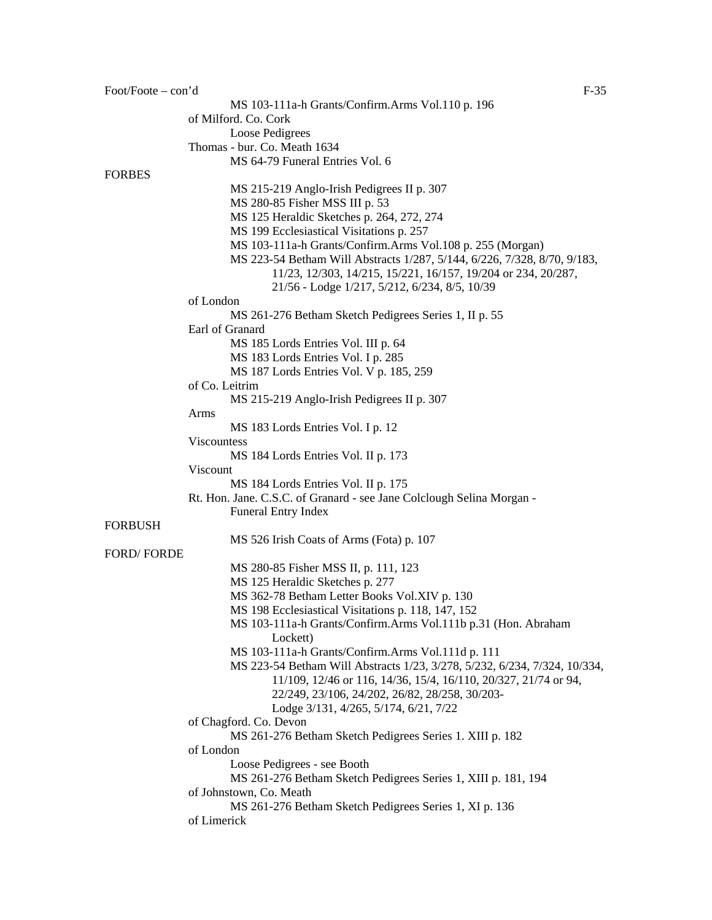Foot/Foote – con'd

MS 103-111a-h Grants/Confirm.Arms Vol.110 p. 196

of Milford. Co. Cork

Loose Pedigrees

Thomas - bur. Co. Meath 1634

MS 64-79 Funeral Entries Vol. 6

FORBES

MS 215-219 Anglo-Irish Pedigrees II p. 307

MS 280-85 Fisher MSS III p. 53

MS 125 Heraldic Sketches p. 264, 272, 274

MS 199 Ecclesiastical Visitations p. 257

MS 103-111a-h Grants/Confirm.Arms Vol.108 p. 255 (Morgan)

MS 223-54 Betham Will Abstracts 1/287, 5/144, 6/226, 7/328, 8/70, 9/183, 11/23, 12/303, 14/215, 15/221, 16/157, 19/204 or 234, 20/287, 21/56 - Lodge 1/217, 5/212, 6/234, 8/5, 10/39

of London

MS 261-276 Betham Sketch Pedigrees Series 1, II p. 55

Earl of Granard

MS 185 Lords Entries Vol. III p. 64

MS 183 Lords Entries Vol. I p. 285

MS 187 Lords Entries Vol. V p. 185, 259

of Co. Leitrim

MS 215-219 Anglo-Irish Pedigrees II p. 307

Arms

MS 183 Lords Entries Vol. I p. 12

Viscountess

MS 184 Lords Entries Vol. II p. 173

Viscount

MS 184 Lords Entries Vol. II p. 175

Rt. Hon. Jane. C.S.C. of Granard - see Jane Colclough Selina Morgan - Funeral Entry Index

FORBUSH

MS 526 Irish Coats of Arms (Fota) p. 107

FORD/ FORDE

MS 280-85 Fisher MSS II, p. 111, 123

MS 125 Heraldic Sketches p. 277

MS 362-78 Betham Letter Books Vol.XIV p. 130

MS 198 Ecclesiastical Visitations p. 118, 147, 152

MS 103-111a-h Grants/Confirm.Arms Vol.111b p.31 (Hon. Abraham Lockett)

MS 103-111a-h Grants/Confirm.Arms Vol.111d p. 111

MS 223-54 Betham Will Abstracts 1/23, 3/278, 5/232, 6/234, 7/324, 10/334, 11/109, 12/46 or 116, 14/36, 15/4, 16/110, 20/327, 21/74 or 94, 22/249, 23/106, 24/202, 26/82, 28/258, 30/203- Lodge 3/131, 4/265, 5/174, 6/21, 7/22

of Chagford. Co. Devon

MS 261-276 Betham Sketch Pedigrees Series 1. XIII p. 182

of London

Loose Pedigrees - see Booth

MS 261-276 Betham Sketch Pedigrees Series 1, XIII p. 181, 194

of Johnstown, Co. Meath

MS 261-276 Betham Sketch Pedigrees Series 1, XI p. 136

of Limerick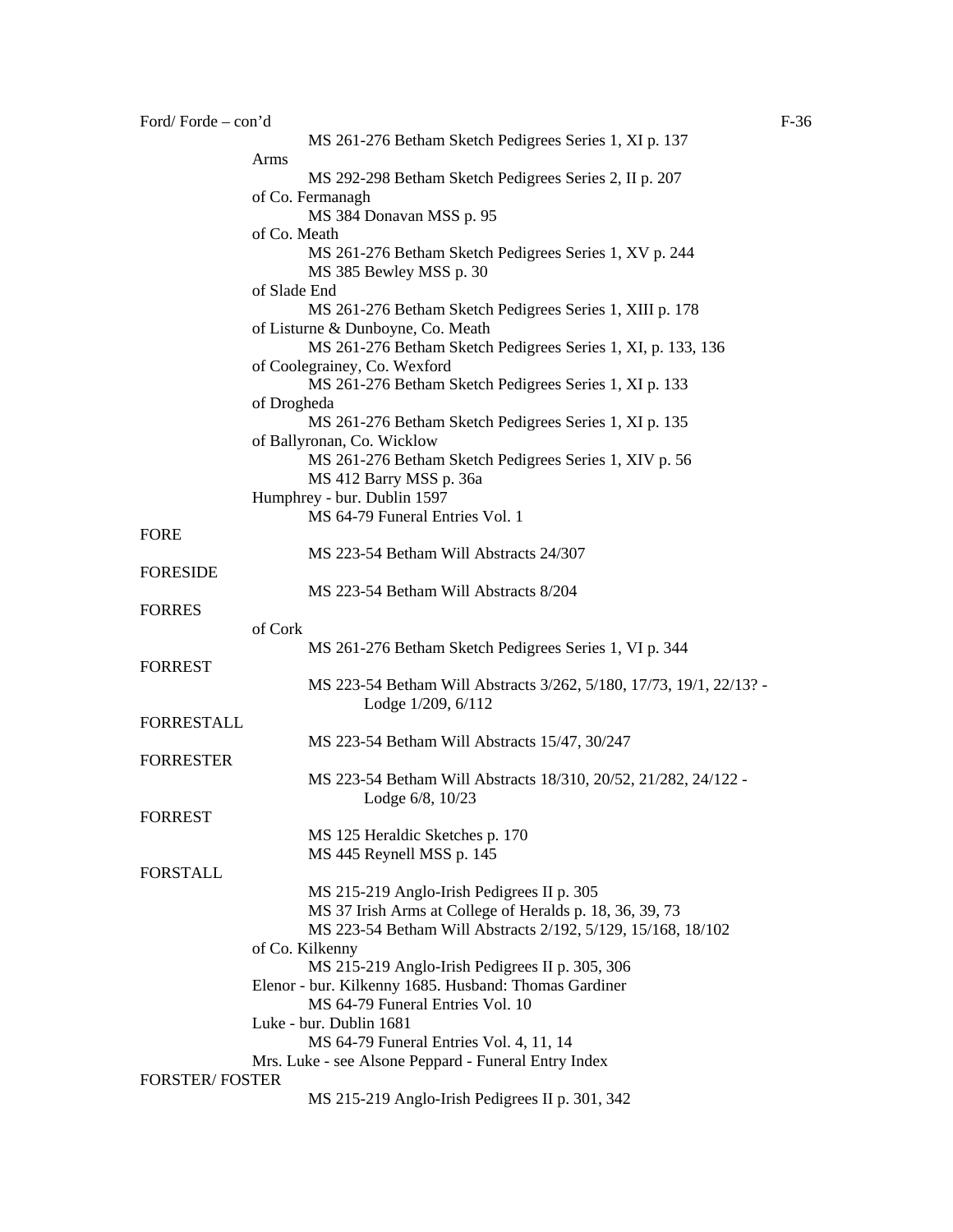Ford/ Forde – con'd

MS 261-276 Betham Sketch Pedigrees Series 1, XI p. 137

Arms

MS 292-298 Betham Sketch Pedigrees Series 2, II p. 207

of Co. Fermanagh

MS 384 Donavan MSS p. 95

of Co. Meath

MS 261-276 Betham Sketch Pedigrees Series 1, XV p. 244
MS 385 Bewley MSS p. 30

of Slade End

MS 261-276 Betham Sketch Pedigrees Series 1, XIII p. 178

of Listurne & Dunboyne, Co. Meath

MS 261-276 Betham Sketch Pedigrees Series 1, XI, p. 133, 136

of Coolegrainey, Co. Wexford

MS 261-276 Betham Sketch Pedigrees Series 1, XI p. 133

of Drogheda

MS 261-276 Betham Sketch Pedigrees Series 1, XI p. 135

of Ballyronan, Co. Wicklow

MS 261-276 Betham Sketch Pedigrees Series 1, XIV p. 56
MS 412 Barry MSS p. 36a

Humphrey - bur. Dublin 1597

MS 64-79 Funeral Entries Vol. 1

FORE

MS 223-54 Betham Will Abstracts 24/307

FORESIDE

MS 223-54 Betham Will Abstracts 8/204

FORRES

of Cork

MS 261-276 Betham Sketch Pedigrees Series 1, VI p. 344

FORREST

MS 223-54 Betham Will Abstracts 3/262, 5/180, 17/73, 19/1, 22/13? - Lodge 1/209, 6/112

FORRESTALL

MS 223-54 Betham Will Abstracts 15/47, 30/247

FORRESTER

MS 223-54 Betham Will Abstracts 18/310, 20/52, 21/282, 24/122 - Lodge 6/8, 10/23

FORREST

MS 125 Heraldic Sketches p. 170
MS 445 Reynell MSS p. 145

FORSTALL

MS 215-219 Anglo-Irish Pedigrees II p. 305
MS 37 Irish Arms at College of Heralds p. 18, 36, 39, 73
MS 223-54 Betham Will Abstracts 2/192, 5/129, 15/168, 18/102

of Co. Kilkenny

MS 215-219 Anglo-Irish Pedigrees II p. 305, 306

Elenor - bur. Kilkenny 1685. Husband: Thomas Gardiner

MS 64-79 Funeral Entries Vol. 10

Luke - bur. Dublin 1681

MS 64-79 Funeral Entries Vol. 4, 11, 14

Mrs. Luke - see Alsone Peppard - Funeral Entry Index

FORSTER/ FOSTER

MS 215-219 Anglo-Irish Pedigrees II p. 301, 342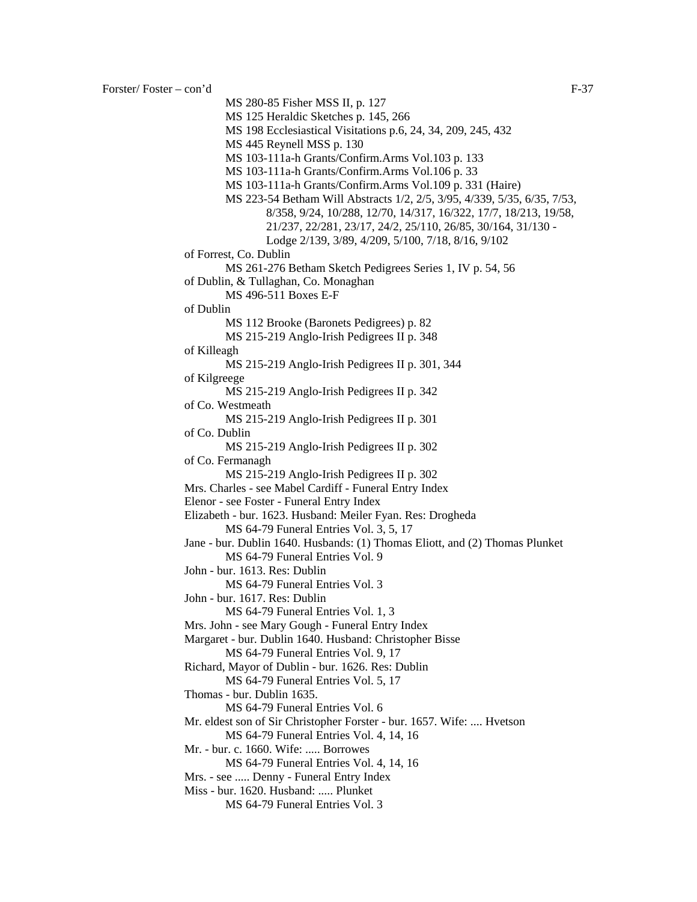Forster/ Foster – con'd

MS 280-85 Fisher MSS II, p. 127
MS 125 Heraldic Sketches p. 145, 266
MS 198 Ecclesiastical Visitations p.6, 24, 34, 209, 245, 432
MS 445 Reynell MSS p. 130
MS 103-111a-h Grants/Confirm.Arms Vol.103 p. 133
MS 103-111a-h Grants/Confirm.Arms Vol.106 p. 33
MS 103-111a-h Grants/Confirm.Arms Vol.109 p. 331 (Haire)
MS 223-54 Betham Will Abstracts 1/2, 2/5, 3/95, 4/339, 5/35, 6/35, 7/53, 8/358, 9/24, 10/288, 12/70, 14/317, 16/322, 17/7, 18/213, 19/58, 21/237, 22/281, 23/17, 24/2, 25/110, 26/85, 30/164, 31/130 - Lodge 2/139, 3/89, 4/209, 5/100, 7/18, 8/16, 9/102

of Forrest, Co. Dublin
MS 261-276 Betham Sketch Pedigrees Series 1, IV p. 54, 56

of Dublin, & Tullaghan, Co. Monaghan
MS 496-511 Boxes E-F

of Dublin
MS 112 Brooke (Baronets Pedigrees) p. 82
MS 215-219 Anglo-Irish Pedigrees II p. 348

of Killeagh
MS 215-219 Anglo-Irish Pedigrees II p. 301, 344

of Kilgreege
MS 215-219 Anglo-Irish Pedigrees II p. 342

of Co. Westmeath
MS 215-219 Anglo-Irish Pedigrees II p. 301

of Co. Dublin
MS 215-219 Anglo-Irish Pedigrees II p. 302

of Co. Fermanagh
MS 215-219 Anglo-Irish Pedigrees II p. 302

Mrs. Charles - see Mabel Cardiff - Funeral Entry Index

Elenor - see Foster - Funeral Entry Index

Elizabeth - bur. 1623. Husband: Meiler Fyan. Res: Drogheda
MS 64-79 Funeral Entries Vol. 3, 5, 17

Jane - bur. Dublin 1640. Husbands: (1) Thomas Eliott, and (2) Thomas Plunket
MS 64-79 Funeral Entries Vol. 9

John - bur. 1613. Res: Dublin
MS 64-79 Funeral Entries Vol. 3

John - bur. 1617. Res: Dublin
MS 64-79 Funeral Entries Vol. 1, 3

Mrs. John - see Mary Gough - Funeral Entry Index

Margaret - bur. Dublin 1640. Husband: Christopher Bisse
MS 64-79 Funeral Entries Vol. 9, 17

Richard, Mayor of Dublin - bur. 1626. Res: Dublin
MS 64-79 Funeral Entries Vol. 5, 17

Thomas - bur. Dublin 1635.
MS 64-79 Funeral Entries Vol. 6

Mr. eldest son of Sir Christopher Forster - bur. 1657. Wife: .... Hvetson
MS 64-79 Funeral Entries Vol. 4, 14, 16

Mr. - bur. c. 1660. Wife: ..... Borrowes
MS 64-79 Funeral Entries Vol. 4, 14, 16

Mrs. - see ..... Denny - Funeral Entry Index

Miss - bur. 1620. Husband: ..... Plunket
MS 64-79 Funeral Entries Vol. 3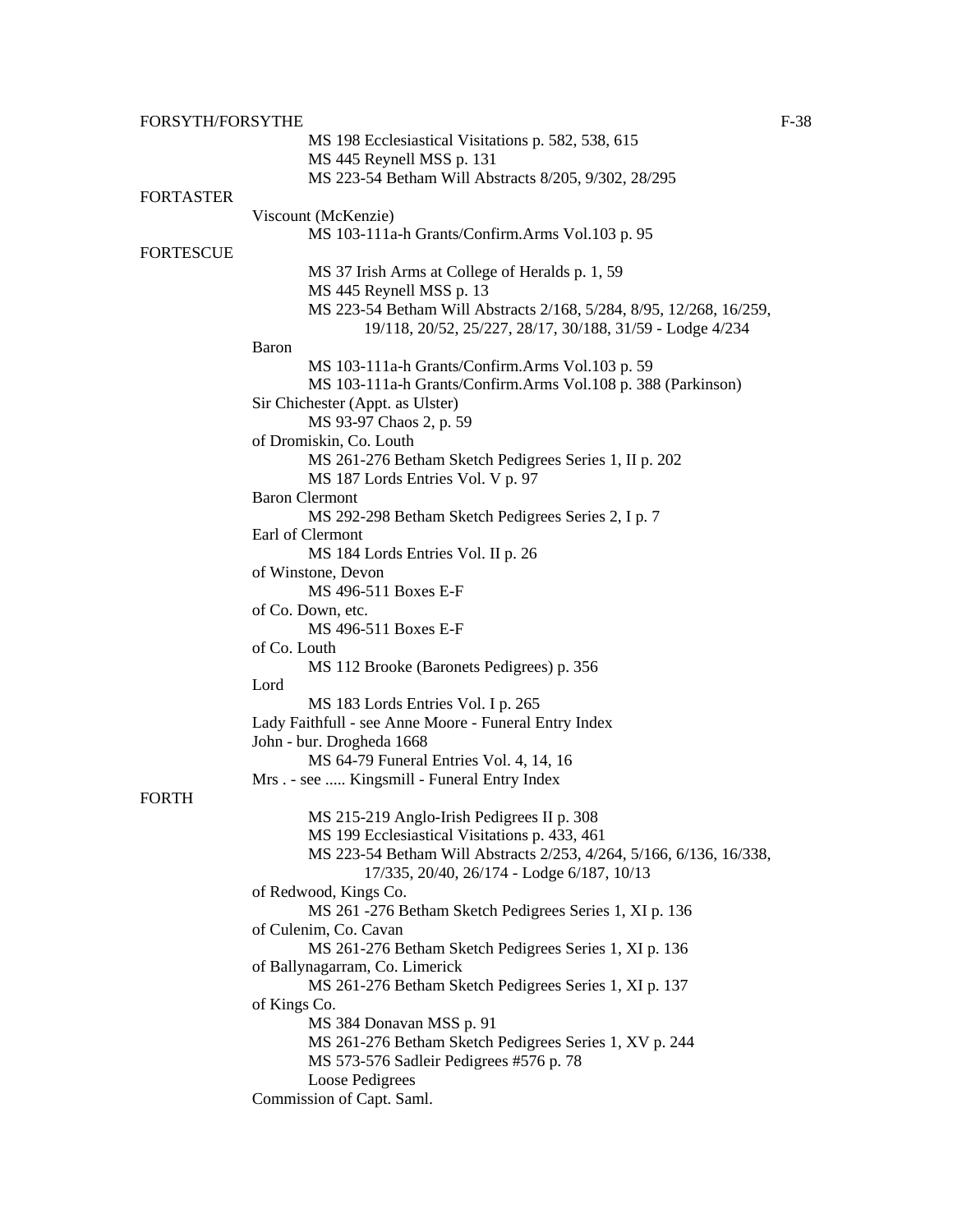FORSYTH/FORSYTHE

MS 198 Ecclesiastical Visitations p. 582, 538, 615
MS 445 Reynell MSS p. 131
MS 223-54 Betham Will Abstracts 8/205, 9/302, 28/295

FORTASTER

Viscount (McKenzie)
MS 103-111a-h Grants/Confirm.Arms Vol.103 p. 95

FORTESCUE

MS 37 Irish Arms at College of Heralds p. 1, 59
MS 445 Reynell MSS p. 13
MS 223-54 Betham Will Abstracts 2/168, 5/284, 8/95, 12/268, 16/259, 19/118, 20/52, 25/227, 28/17, 30/188, 31/59 - Lodge 4/234

Baron
MS 103-111a-h Grants/Confirm.Arms Vol.103 p. 59
MS 103-111a-h Grants/Confirm.Arms Vol.108 p. 388 (Parkinson)

Sir Chichester (Appt. as Ulster)
MS 93-97 Chaos 2, p. 59

of Dromiskin, Co. Louth
MS 261-276 Betham Sketch Pedigrees Series 1, II p. 202
MS 187 Lords Entries Vol. V p. 97

Baron Clermont
MS 292-298 Betham Sketch Pedigrees Series 2, I p. 7

Earl of Clermont
MS 184 Lords Entries Vol. II p. 26

of Winstone, Devon
MS 496-511 Boxes E-F

of Co. Down, etc.
MS 496-511 Boxes E-F

of Co. Louth
MS 112 Brooke (Baronets Pedigrees) p. 356

Lord
MS 183 Lords Entries Vol. I p. 265

Lady Faithfull - see Anne Moore - Funeral Entry Index

John - bur. Drogheda 1668
MS 64-79 Funeral Entries Vol. 4, 14, 16

Mrs . - see ..... Kingsmill - Funeral Entry Index

FORTH

MS 215-219 Anglo-Irish Pedigrees II p. 308
MS 199 Ecclesiastical Visitations p. 433, 461
MS 223-54 Betham Will Abstracts 2/253, 4/264, 5/166, 6/136, 16/338, 17/335, 20/40, 26/174 - Lodge 6/187, 10/13

of Redwood, Kings Co.
MS 261 -276 Betham Sketch Pedigrees Series 1, XI p. 136

of Culenim, Co. Cavan
MS 261-276 Betham Sketch Pedigrees Series 1, XI p. 136

of Ballynagarram, Co. Limerick
MS 261-276 Betham Sketch Pedigrees Series 1, XI p. 137

of Kings Co.
MS 384 Donavan MSS p. 91
MS 261-276 Betham Sketch Pedigrees Series 1, XV p. 244
MS 573-576 Sadleir Pedigrees #576 p. 78
Loose Pedigrees

Commission of Capt. Saml.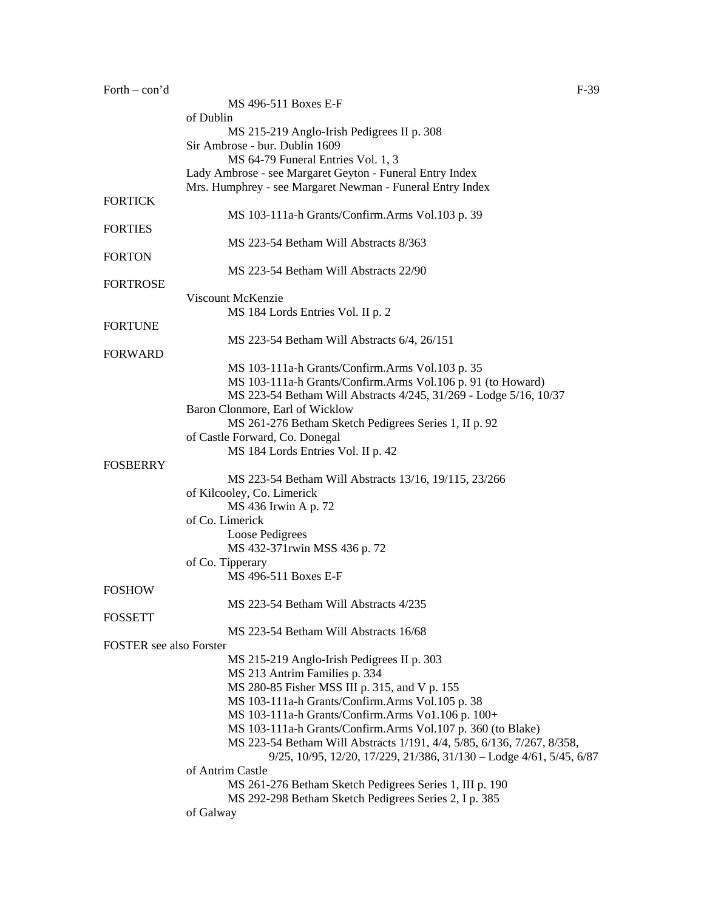Forth – con'd

MS 496-511 Boxes E-F

of Dublin

MS 215-219 Anglo-Irish Pedigrees II p. 308

Sir Ambrose - bur. Dublin 1609

MS 64-79 Funeral Entries Vol. 1, 3

Lady Ambrose - see Margaret Geyton - Funeral Entry Index

Mrs. Humphrey - see Margaret Newman - Funeral Entry Index

FORTICK

MS 103-111a-h Grants/Confirm.Arms Vol.103 p. 39

FORTIES

MS 223-54 Betham Will Abstracts 8/363

FORTON

MS 223-54 Betham Will Abstracts 22/90

FORTROSE

Viscount McKenzie

MS 184 Lords Entries Vol. II p. 2

FORTUNE

MS 223-54 Betham Will Abstracts 6/4, 26/151

FORWARD

MS 103-111a-h Grants/Confirm.Arms Vol.103 p. 35

MS 103-111a-h Grants/Confirm.Arms Vol.106 p. 91 (to Howard)

MS 223-54 Betham Will Abstracts 4/245, 31/269 - Lodge 5/16, 10/37

Baron Clonmore, Earl of Wicklow

MS 261-276 Betham Sketch Pedigrees Series 1, II p. 92

of Castle Forward, Co. Donegal

MS 184 Lords Entries Vol. II p. 42

FOSBERRY

MS 223-54 Betham Will Abstracts 13/16, 19/115, 23/266

of Kilcooley, Co. Limerick

MS 436 Irwin A p. 72

of Co. Limerick

Loose Pedigrees

MS 432-371rwin MSS 436 p. 72

of Co. Tipperary

MS 496-511 Boxes E-F

FOSHOW

MS 223-54 Betham Will Abstracts 4/235

FOSSETT

MS 223-54 Betham Will Abstracts 16/68

FOSTER see also Forster

MS 215-219 Anglo-Irish Pedigrees II p. 303

MS 213 Antrim Families p. 334

MS 280-85 Fisher MSS III p. 315, and V p. 155

MS 103-111a-h Grants/Confirm.Arms Vol.105 p. 38

MS 103-111a-h Grants/Confirm.Arms Vo1.106 p. 100+

MS 103-111a-h Grants/Confirm.Arms Vol.107 p. 360 (to Blake)

MS 223-54 Betham Will Abstracts 1/191, 4/4, 5/85, 6/136, 7/267, 8/358, 9/25, 10/95, 12/20, 17/229, 21/386, 31/130 – Lodge 4/61, 5/45, 6/87

of Antrim Castle

MS 261-276 Betham Sketch Pedigrees Series 1, III p. 190

MS 292-298 Betham Sketch Pedigrees Series 2, I p. 385

of Galway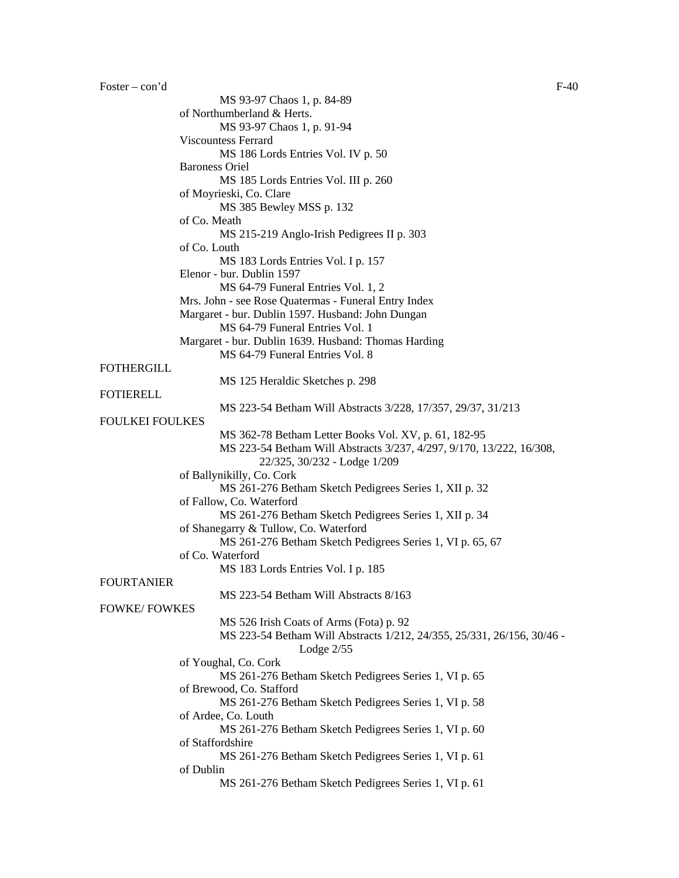MS 93-97 Chaos 1, p. 84-89

of Northumberland & Herts.

MS 93-97 Chaos 1, p. 91-94

Viscountess Ferrard

MS 186 Lords Entries Vol. IV p. 50

Baroness Oriel

MS 185 Lords Entries Vol. III p. 260

of Moyrieski, Co. Clare

MS 385 Bewley MSS p. 132

of Co. Meath

MS 215-219 Anglo-Irish Pedigrees II p. 303

of Co. Louth

MS 183 Lords Entries Vol. I p. 157

Elenor - bur. Dublin 1597

MS 64-79 Funeral Entries Vol. 1, 2

Mrs. John - see Rose Quatermas - Funeral Entry Index

Margaret - bur. Dublin 1597. Husband: John Dungan

MS 64-79 Funeral Entries Vol. 1

Margaret - bur. Dublin 1639. Husband: Thomas Harding

MS 64-79 Funeral Entries Vol. 8

FOTHERGILL

MS 125 Heraldic Sketches p. 298

FOTIERELL

MS 223-54 Betham Will Abstracts 3/228, 17/357, 29/37, 31/213

FOULKEI FOULKES

MS 362-78 Betham Letter Books Vol. XV, p. 61, 182-95

MS 223-54 Betham Will Abstracts 3/237, 4/297, 9/170, 13/222, 16/308, 22/325, 30/232 - Lodge 1/209

of Ballynikilly, Co. Cork

MS 261-276 Betham Sketch Pedigrees Series 1, XII p. 32

of Fallow, Co. Waterford

MS 261-276 Betham Sketch Pedigrees Series 1, XII p. 34

of Shanegarry & Tullow, Co. Waterford

MS 261-276 Betham Sketch Pedigrees Series 1, VI p. 65, 67

of Co. Waterford

MS 183 Lords Entries Vol. I p. 185

FOURTANIER

MS 223-54 Betham Will Abstracts 8/163

FOWKE/ FOWKES

MS 526 Irish Coats of Arms (Fota) p. 92

MS 223-54 Betham Will Abstracts 1/212, 24/355, 25/331, 26/156, 30/46 - Lodge 2/55

of Youghal, Co. Cork

MS 261-276 Betham Sketch Pedigrees Series 1, VI p. 65

of Brewood, Co. Stafford

MS 261-276 Betham Sketch Pedigrees Series 1, VI p. 58

of Ardee, Co. Louth

MS 261-276 Betham Sketch Pedigrees Series 1, VI p. 60

of Staffordshire

MS 261-276 Betham Sketch Pedigrees Series 1, VI p. 61

of Dublin

MS 261-276 Betham Sketch Pedigrees Series 1, VI p. 61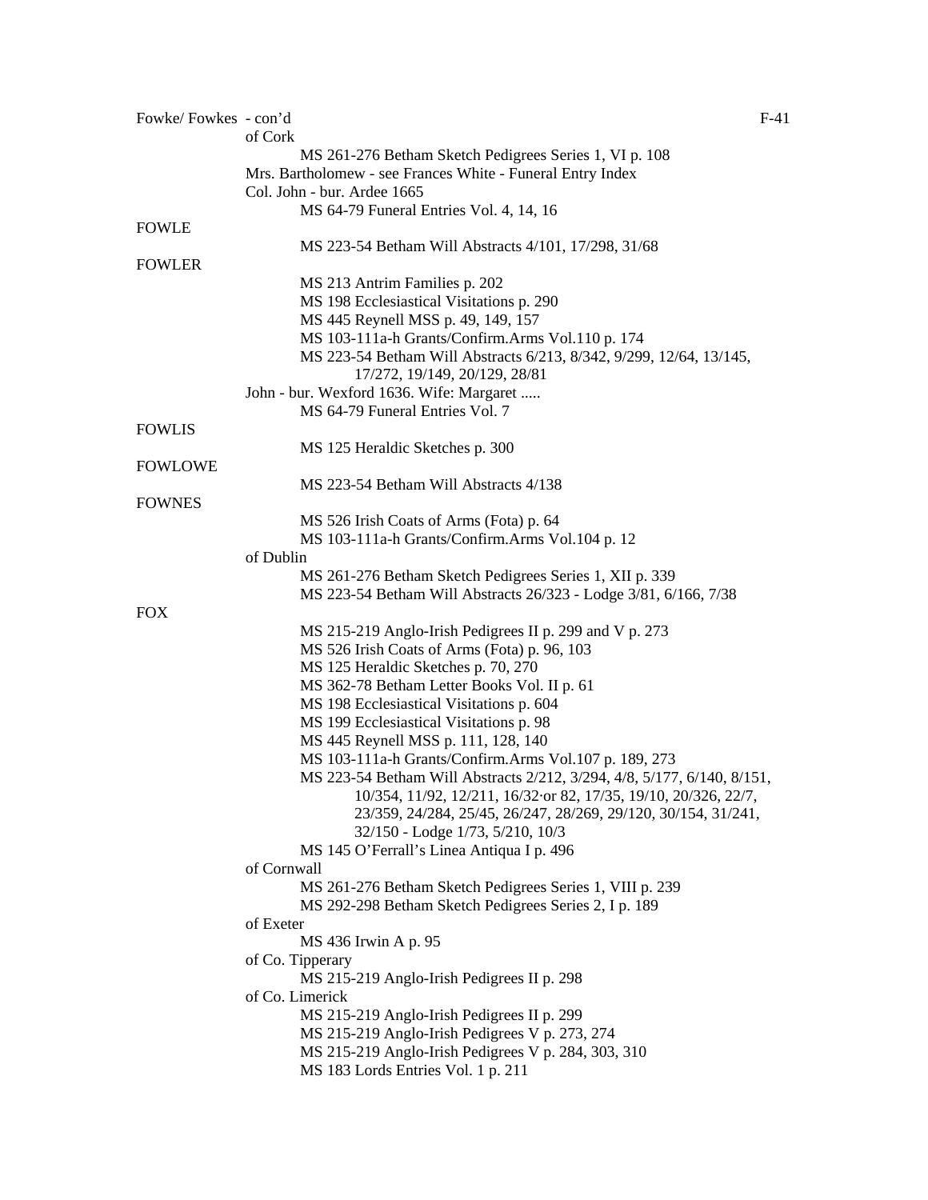Fowke/ Fowkes - con'd

of Cork

MS 261-276 Betham Sketch Pedigrees Series 1, VI p. 108

Mrs. Bartholomew - see Frances White - Funeral Entry Index

Col. John - bur. Ardee 1665

MS 64-79 Funeral Entries Vol. 4, 14, 16

FOWLE

MS 223-54 Betham Will Abstracts 4/101, 17/298, 31/68

FOWLER

MS 213 Antrim Families p. 202

MS 198 Ecclesiastical Visitations p. 290

MS 445 Reynell MSS p. 49, 149, 157

MS 103-111a-h Grants/Confirm.Arms Vol.110 p. 174

MS 223-54 Betham Will Abstracts 6/213, 8/342, 9/299, 12/64, 13/145, 17/272, 19/149, 20/129, 28/81

John - bur. Wexford 1636. Wife: Margaret .....

MS 64-79 Funeral Entries Vol. 7

FOWLIS

MS 125 Heraldic Sketches p. 300

FOWLOWE

MS 223-54 Betham Will Abstracts 4/138

FOWNES

MS 526 Irish Coats of Arms (Fota) p. 64

MS 103-111a-h Grants/Confirm.Arms Vol.104 p. 12

of Dublin

MS 261-276 Betham Sketch Pedigrees Series 1, XII p. 339

MS 223-54 Betham Will Abstracts 26/323 - Lodge 3/81, 6/166, 7/38

FOX

MS 215-219 Anglo-Irish Pedigrees II p. 299 and V p. 273

MS 526 Irish Coats of Arms (Fota) p. 96, 103

MS 125 Heraldic Sketches p. 70, 270

MS 362-78 Betham Letter Books Vol. II p. 61

MS 198 Ecclesiastical Visitations p. 604

MS 199 Ecclesiastical Visitations p. 98

MS 445 Reynell MSS p. 111, 128, 140

MS 103-111a-h Grants/Confirm.Arms Vol.107 p. 189, 273

MS 223-54 Betham Will Abstracts 2/212, 3/294, 4/8, 5/177, 6/140, 8/151, 10/354, 11/92, 12/211, 16/32·or 82, 17/35, 19/10, 20/326, 22/7, 23/359, 24/284, 25/45, 26/247, 28/269, 29/120, 30/154, 31/241, 32/150 - Lodge 1/73, 5/210, 10/3

MS 145 O'Ferrall's Linea Antiqua I p. 496

of Cornwall

MS 261-276 Betham Sketch Pedigrees Series 1, VIII p. 239

MS 292-298 Betham Sketch Pedigrees Series 2, I p. 189

of Exeter

MS 436 Irwin A p. 95

of Co. Tipperary

MS 215-219 Anglo-Irish Pedigrees II p. 298

of Co. Limerick

MS 215-219 Anglo-Irish Pedigrees II p. 299

MS 215-219 Anglo-Irish Pedigrees V p. 273, 274

MS 215-219 Anglo-Irish Pedigrees V p. 284, 303, 310

MS 183 Lords Entries Vol. 1 p. 211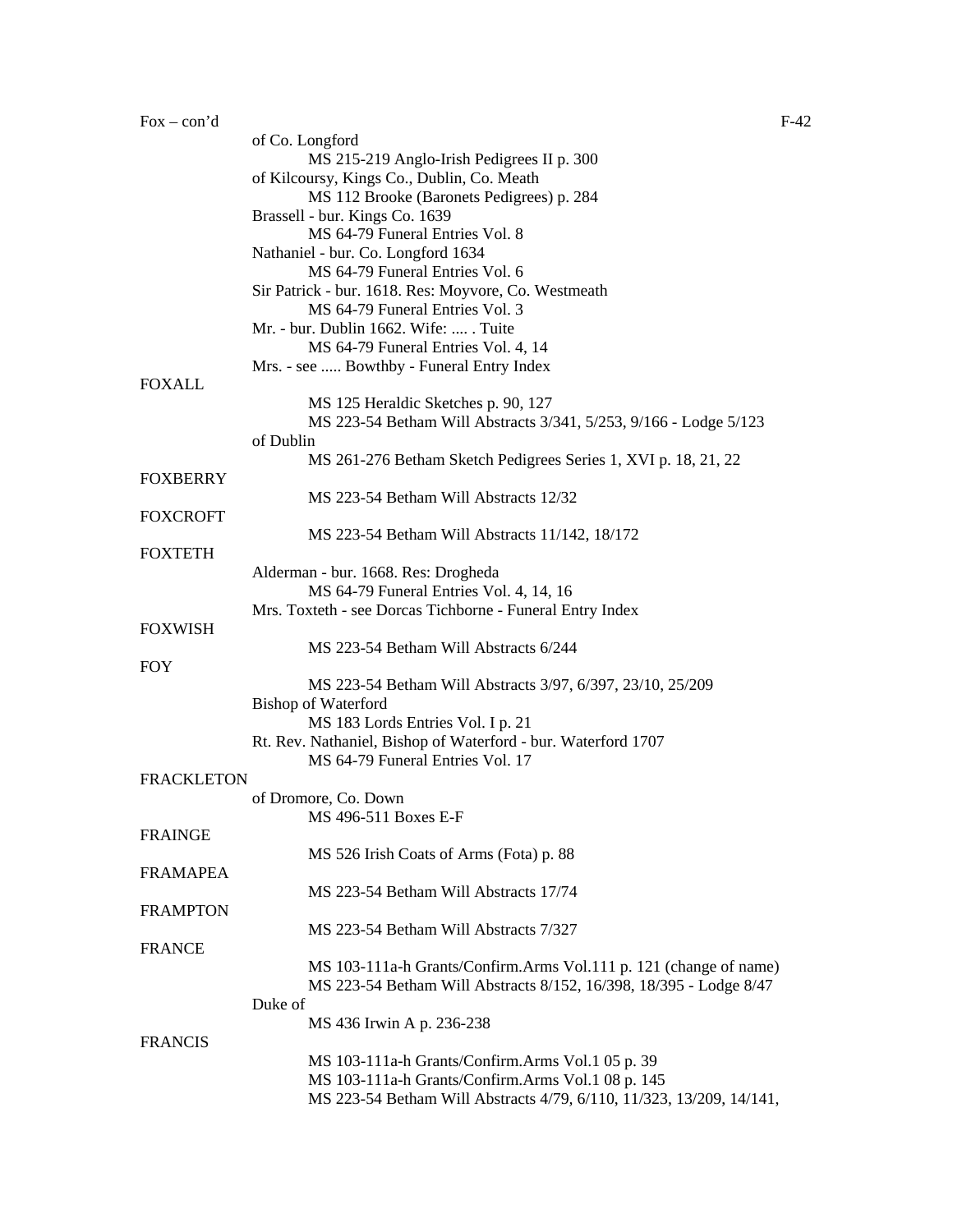Fox – con'd

of Co. Longford
    MS 215-219 Anglo-Irish Pedigrees II p. 300
of Kilcoursy, Kings Co., Dublin, Co. Meath
    MS 112 Brooke (Baronets Pedigrees) p. 284
Brassell - bur. Kings Co. 1639
    MS 64-79 Funeral Entries Vol. 8
Nathaniel - bur. Co. Longford 1634
    MS 64-79 Funeral Entries Vol. 6
Sir Patrick - bur. 1618. Res: Moyvore, Co. Westmeath
    MS 64-79 Funeral Entries Vol. 3
Mr. - bur. Dublin 1662. Wife: .... . Tuite
    MS 64-79 Funeral Entries Vol. 4, 14
Mrs. - see ..... Bowthby - Funeral Entry Index

FOXALL
    MS 125 Heraldic Sketches p. 90, 127
    MS 223-54 Betham Will Abstracts 3/341, 5/253, 9/166 - Lodge 5/123
of Dublin
    MS 261-276 Betham Sketch Pedigrees Series 1, XVI p. 18, 21, 22

FOXBERRY
    MS 223-54 Betham Will Abstracts 12/32

FOXCROFT
    MS 223-54 Betham Will Abstracts 11/142, 18/172

FOXTETH
Alderman - bur. 1668. Res: Drogheda
    MS 64-79 Funeral Entries Vol. 4, 14, 16
Mrs. Toxteth - see Dorcas Tichborne - Funeral Entry Index

FOXWISH
    MS 223-54 Betham Will Abstracts 6/244

FOY
    MS 223-54 Betham Will Abstracts 3/97, 6/397, 23/10, 25/209
Bishop of Waterford
    MS 183 Lords Entries Vol. I p. 21
Rt. Rev. Nathaniel, Bishop of Waterford - bur. Waterford 1707
    MS 64-79 Funeral Entries Vol. 17

FRACKLETON
of Dromore, Co. Down
    MS 496-511 Boxes E-F

FRAINGE
    MS 526 Irish Coats of Arms (Fota) p. 88

FRAMAPEA
    MS 223-54 Betham Will Abstracts 17/74

FRAMPTON
    MS 223-54 Betham Will Abstracts 7/327

FRANCE
    MS 103-111a-h Grants/Confirm.Arms Vol.111 p. 121 (change of name)
    MS 223-54 Betham Will Abstracts 8/152, 16/398, 18/395 - Lodge 8/47
Duke of
    MS 436 Irwin A p. 236-238

FRANCIS
    MS 103-111a-h Grants/Confirm.Arms Vol.1 05 p. 39
    MS 103-111a-h Grants/Confirm.Arms Vol.1 08 p. 145
    MS 223-54 Betham Will Abstracts 4/79, 6/110, 11/323, 13/209, 14/141,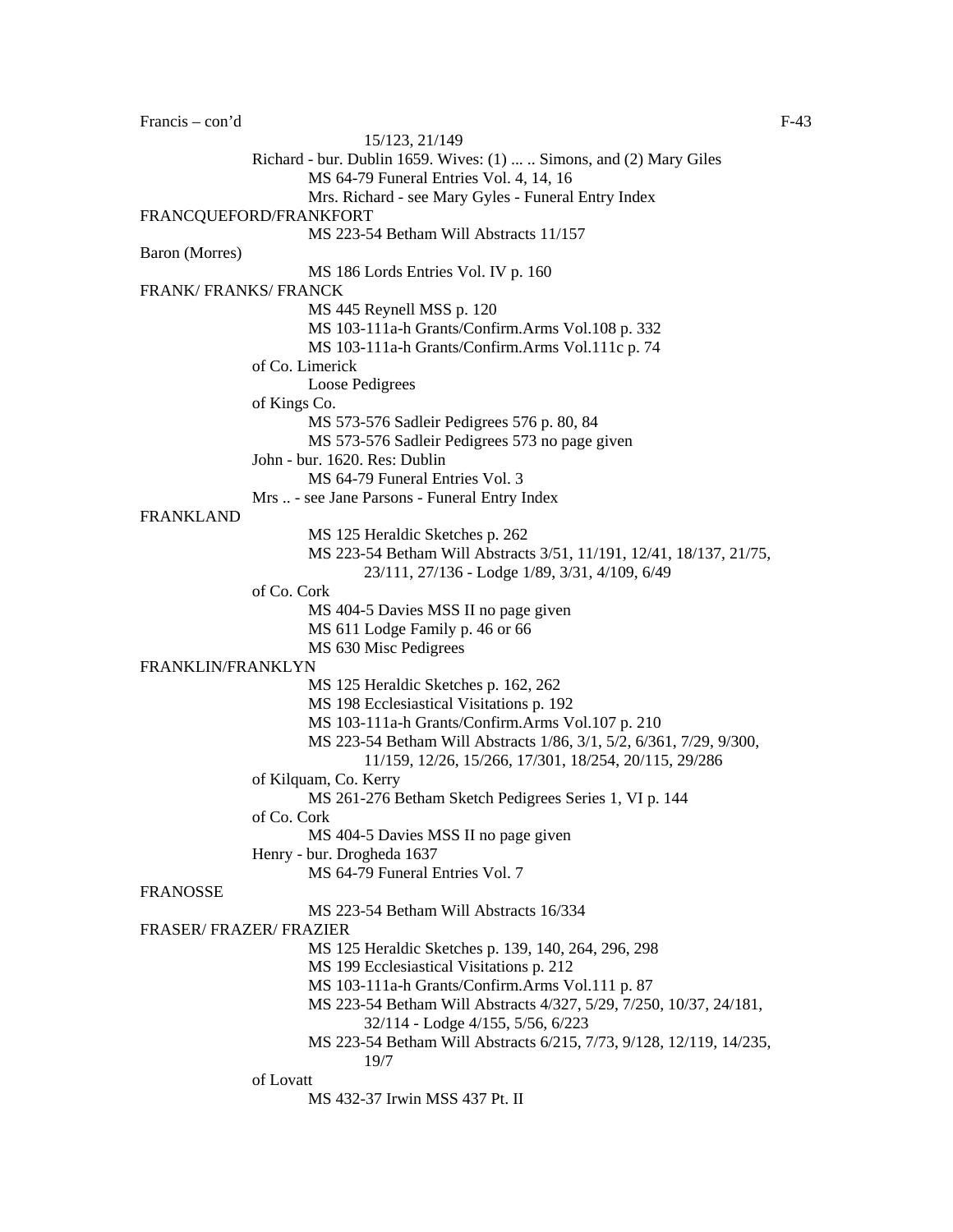Francis – con'd

15/123, 21/149

Richard - bur. Dublin 1659. Wives: (1) ... .. Simons, and (2) Mary Giles

MS 64-79 Funeral Entries Vol. 4, 14, 16

Mrs. Richard - see Mary Gyles - Funeral Entry Index

FRANCQUEFORD/FRANKFORT

MS 223-54 Betham Will Abstracts 11/157

Baron (Morres)

MS 186 Lords Entries Vol. IV p. 160

FRANK/ FRANKS/ FRANCK

MS 445 Reynell MSS p. 120

MS 103-111a-h Grants/Confirm.Arms Vol.108 p. 332

MS 103-111a-h Grants/Confirm.Arms Vol.111c p. 74

of Co. Limerick

Loose Pedigrees

of Kings Co.

MS 573-576 Sadleir Pedigrees 576 p. 80, 84

MS 573-576 Sadleir Pedigrees 573 no page given

John - bur. 1620. Res: Dublin

MS 64-79 Funeral Entries Vol. 3

Mrs .. - see Jane Parsons - Funeral Entry Index

FRANKLAND

MS 125 Heraldic Sketches p. 262

MS 223-54 Betham Will Abstracts 3/51, 11/191, 12/41, 18/137, 21/75, 23/111, 27/136 - Lodge 1/89, 3/31, 4/109, 6/49

of Co. Cork

MS 404-5 Davies MSS II no page given

MS 611 Lodge Family p. 46 or 66

MS 630 Misc Pedigrees

FRANKLIN/FRANKLYN

MS 125 Heraldic Sketches p. 162, 262

MS 198 Ecclesiastical Visitations p. 192

MS 103-111a-h Grants/Confirm.Arms Vol.107 p. 210

MS 223-54 Betham Will Abstracts 1/86, 3/1, 5/2, 6/361, 7/29, 9/300, 11/159, 12/26, 15/266, 17/301, 18/254, 20/115, 29/286

of Kilquam, Co. Kerry

MS 261-276 Betham Sketch Pedigrees Series 1, VI p. 144

of Co. Cork

MS 404-5 Davies MSS II no page given

Henry - bur. Drogheda 1637

MS 64-79 Funeral Entries Vol. 7

FRANOSSE

MS 223-54 Betham Will Abstracts 16/334

FRASER/ FRAZER/ FRAZIER

MS 125 Heraldic Sketches p. 139, 140, 264, 296, 298

MS 199 Ecclesiastical Visitations p. 212

MS 103-111a-h Grants/Confirm.Arms Vol.111 p. 87

MS 223-54 Betham Will Abstracts 4/327, 5/29, 7/250, 10/37, 24/181, 32/114 - Lodge 4/155, 5/56, 6/223

MS 223-54 Betham Will Abstracts 6/215, 7/73, 9/128, 12/119, 14/235, 19/7

of Lovatt

MS 432-37 Irwin MSS 437 Pt. II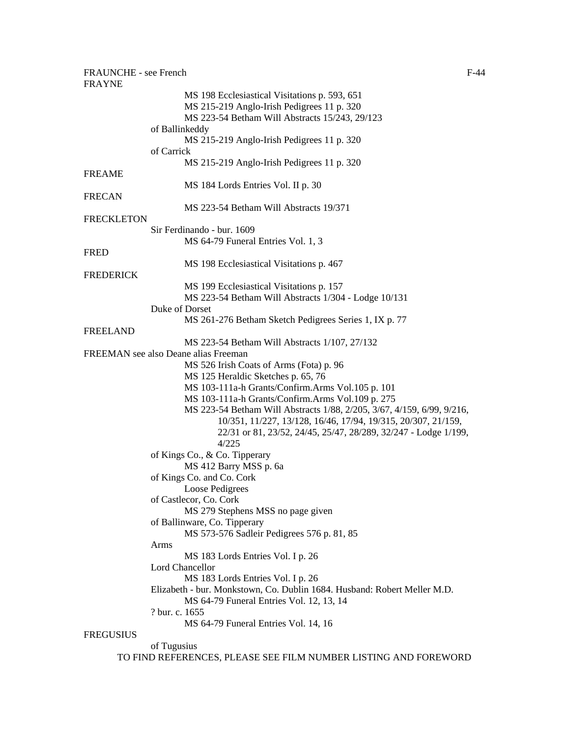FRAUNCHE - see French

FRAYNE

MS 198 Ecclesiastical Visitations p. 593, 651
MS 215-219 Anglo-Irish Pedigrees 11 p. 320
MS 223-54 Betham Will Abstracts 15/243, 29/123

of Ballinkeddy

MS 215-219 Anglo-Irish Pedigrees 11 p. 320

of Carrick

MS 215-219 Anglo-Irish Pedigrees 11 p. 320

FREAME

MS 184 Lords Entries Vol. II p. 30

FRECAN

MS 223-54 Betham Will Abstracts 19/371

FRECKLETON

Sir Ferdinando - bur. 1609

MS 64-79 Funeral Entries Vol. 1, 3

FRED

MS 198 Ecclesiastical Visitations p. 467

FREDERICK

MS 199 Ecclesiastical Visitations p. 157
MS 223-54 Betham Will Abstracts 1/304 - Lodge 10/131

Duke of Dorset

MS 261-276 Betham Sketch Pedigrees Series 1, IX p. 77

FREELAND

MS 223-54 Betham Will Abstracts 1/107, 27/132

FREEMAN see also Deane alias Freeman

MS 526 Irish Coats of Arms (Fota) p. 96
MS 125 Heraldic Sketches p. 65, 76
MS 103-111a-h Grants/Confirm.Arms Vol.105 p. 101
MS 103-111a-h Grants/Confirm.Arms Vol.109 p. 275
MS 223-54 Betham Will Abstracts 1/88, 2/205, 3/67, 4/159, 6/99, 9/216, 10/351, 11/227, 13/128, 16/46, 17/94, 19/315, 20/307, 21/159, 22/31 or 81, 23/52, 24/45, 25/47, 28/289, 32/247 - Lodge 1/199, 4/225

of Kings Co., & Co. Tipperary

MS 412 Barry MSS p. 6a

of Kings Co. and Co. Cork

Loose Pedigrees

of Castlecor, Co. Cork

MS 279 Stephens MSS no page given

of Ballinware, Co. Tipperary

MS 573-576 Sadleir Pedigrees 576 p. 81, 85

Arms

MS 183 Lords Entries Vol. I p. 26

Lord Chancellor

MS 183 Lords Entries Vol. I p. 26

Elizabeth - bur. Monkstown, Co. Dublin 1684. Husband: Robert Meller M.D.

MS 64-79 Funeral Entries Vol. 12, 13, 14

? bur. c. 1655

MS 64-79 Funeral Entries Vol. 14, 16

FREGUSIUS

of Tugusius

TO FIND REFERENCES, PLEASE SEE FILM NUMBER LISTING AND FOREWORD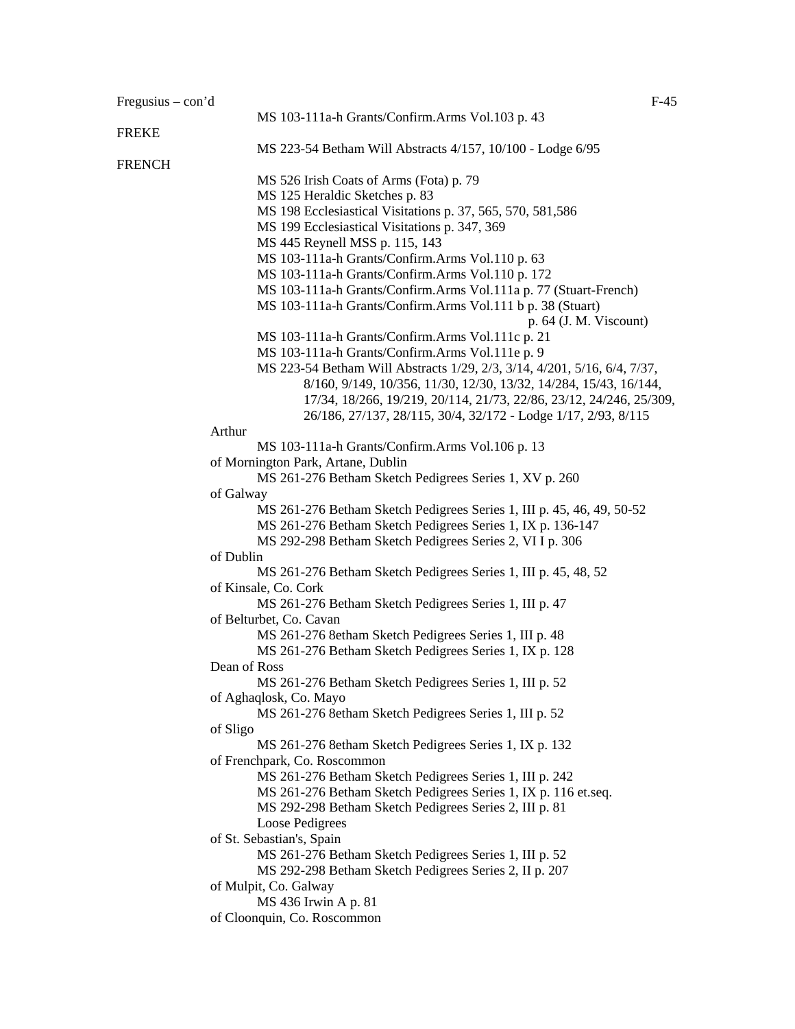Fregusius – con'd

MS 103-111a-h Grants/Confirm.Arms Vol.103 p. 43

FREKE

MS 223-54 Betham Will Abstracts 4/157, 10/100 - Lodge 6/95

FRENCH

MS 526 Irish Coats of Arms (Fota) p. 79
MS 125 Heraldic Sketches p. 83
MS 198 Ecclesiastical Visitations p. 37, 565, 570, 581,586
MS 199 Ecclesiastical Visitations p. 347, 369
MS 445 Reynell MSS p. 115, 143
MS 103-111a-h Grants/Confirm.Arms Vol.110 p. 63
MS 103-111a-h Grants/Confirm.Arms Vol.110 p. 172
MS 103-111a-h Grants/Confirm.Arms Vol.111a p. 77 (Stuart-French)
MS 103-111a-h Grants/Confirm.Arms Vol.111 b p. 38 (Stuart)
p. 64 (J. M. Viscount)
MS 103-111a-h Grants/Confirm.Arms Vol.111c p. 21
MS 103-111a-h Grants/Confirm.Arms Vol.111e p. 9
MS 223-54 Betham Will Abstracts 1/29, 2/3, 3/14, 4/201, 5/16, 6/4, 7/37, 8/160, 9/149, 10/356, 11/30, 12/30, 13/32, 14/284, 15/43, 16/144, 17/34, 18/266, 19/219, 20/114, 21/73, 22/86, 23/12, 24/246, 25/309, 26/186, 27/137, 28/115, 30/4, 32/172 - Lodge 1/17, 2/93, 8/115

Arthur
MS 103-111a-h Grants/Confirm.Arms Vol.106 p. 13

of Mornington Park, Artane, Dublin
MS 261-276 Betham Sketch Pedigrees Series 1, XV p. 260

of Galway
MS 261-276 Betham Sketch Pedigrees Series 1, III p. 45, 46, 49, 50-52
MS 261-276 Betham Sketch Pedigrees Series 1, IX p. 136-147
MS 292-298 Betham Sketch Pedigrees Series 2, VI I p. 306

of Dublin
MS 261-276 Betham Sketch Pedigrees Series 1, III p. 45, 48, 52

of Kinsale, Co. Cork
MS 261-276 Betham Sketch Pedigrees Series 1, III p. 47

of Belturbet, Co. Cavan
MS 261-276 8etham Sketch Pedigrees Series 1, III p. 48
MS 261-276 Betham Sketch Pedigrees Series 1, IX p. 128

Dean of Ross
MS 261-276 Betham Sketch Pedigrees Series 1, III p. 52

of Aghaqlosk, Co. Mayo
MS 261-276 8etham Sketch Pedigrees Series 1, III p. 52

of Sligo
MS 261-276 8etham Sketch Pedigrees Series 1, IX p. 132

of Frenchpark, Co. Roscommon
MS 261-276 Betham Sketch Pedigrees Series 1, III p. 242
MS 261-276 Betham Sketch Pedigrees Series 1, IX p. 116 et.seq.
MS 292-298 Betham Sketch Pedigrees Series 2, III p. 81
Loose Pedigrees

of St. Sebastian's, Spain
MS 261-276 Betham Sketch Pedigrees Series 1, III p. 52
MS 292-298 Betham Sketch Pedigrees Series 2, II p. 207

of Mulpit, Co. Galway
MS 436 Irwin A p. 81

of Cloonquin, Co. Roscommon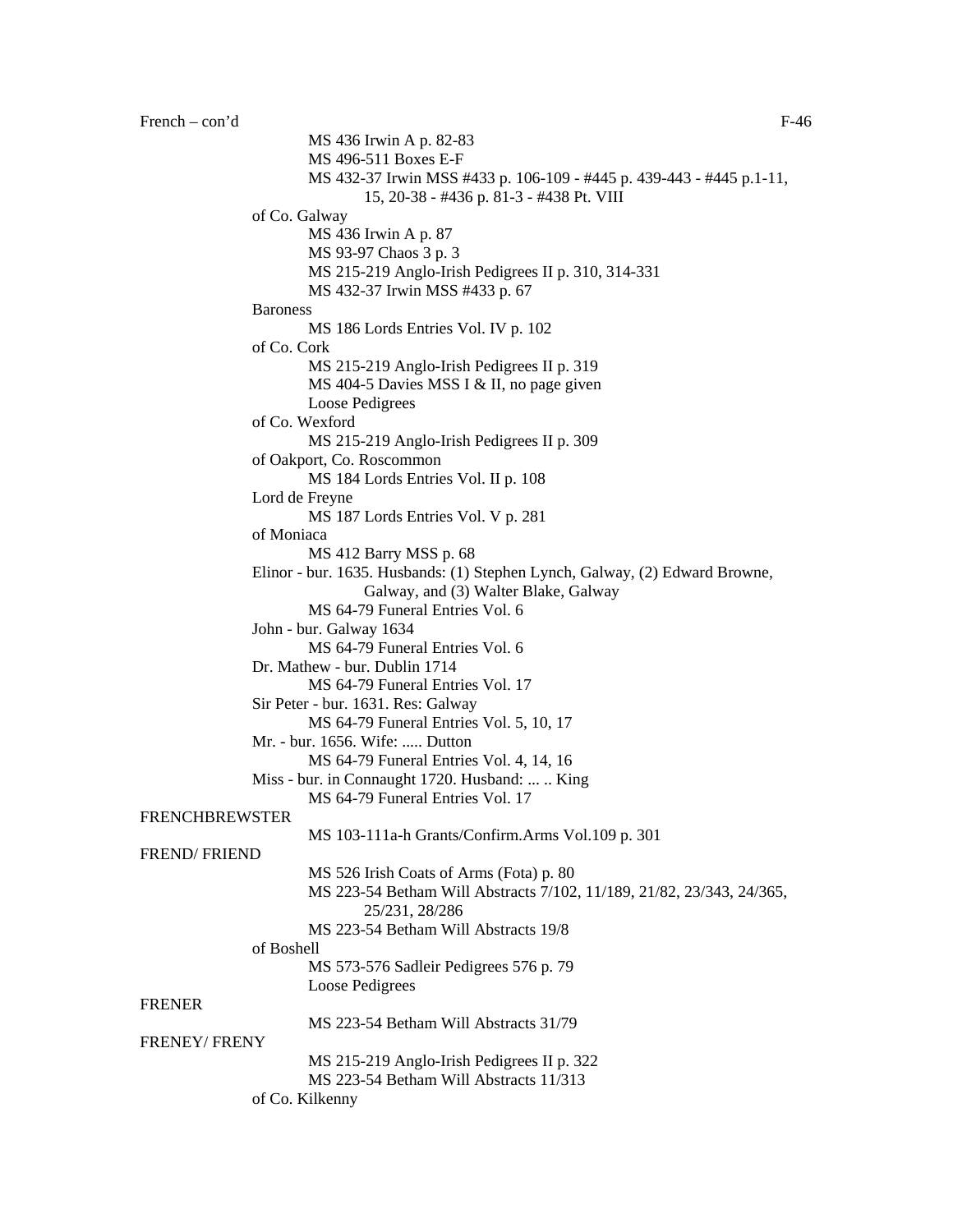French – con'd

MS 436 Irwin A p. 82-83
MS 496-511 Boxes E-F
MS 432-37 Irwin MSS #433 p. 106-109 - #445 p. 439-443 - #445 p.1-11, 15, 20-38 - #436 p. 81-3 - #438 Pt. VIII

of Co. Galway
MS 436 Irwin A p. 87
MS 93-97 Chaos 3 p. 3
MS 215-219 Anglo-Irish Pedigrees II p. 310, 314-331
MS 432-37 Irwin MSS #433 p. 67

Baroness
MS 186 Lords Entries Vol. IV p. 102

of Co. Cork
MS 215-219 Anglo-Irish Pedigrees II p. 319
MS 404-5 Davies MSS I & II, no page given
Loose Pedigrees

of Co. Wexford
MS 215-219 Anglo-Irish Pedigrees II p. 309

of Oakport, Co. Roscommon
MS 184 Lords Entries Vol. II p. 108

Lord de Freyne
MS 187 Lords Entries Vol. V p. 281

of Moniaca
MS 412 Barry MSS p. 68

Elinor - bur. 1635. Husbands: (1) Stephen Lynch, Galway, (2) Edward Browne, Galway, and (3) Walter Blake, Galway
MS 64-79 Funeral Entries Vol. 6

John - bur. Galway 1634
MS 64-79 Funeral Entries Vol. 6

Dr. Mathew - bur. Dublin 1714
MS 64-79 Funeral Entries Vol. 17

Sir Peter - bur. 1631. Res: Galway
MS 64-79 Funeral Entries Vol. 5, 10, 17

Mr. - bur. 1656. Wife: ..... Dutton
MS 64-79 Funeral Entries Vol. 4, 14, 16

Miss - bur. in Connaught 1720. Husband: ... .. King
MS 64-79 Funeral Entries Vol. 17

FRENCHBREWSTER
MS 103-111a-h Grants/Confirm.Arms Vol.109 p. 301

FREND/ FRIEND
MS 526 Irish Coats of Arms (Fota) p. 80
MS 223-54 Betham Will Abstracts 7/102, 11/189, 21/82, 23/343, 24/365, 25/231, 28/286
MS 223-54 Betham Will Abstracts 19/8

of Boshell
MS 573-576 Sadleir Pedigrees 576 p. 79
Loose Pedigrees

FRENER
MS 223-54 Betham Will Abstracts 31/79

FRENEY/ FRENY
MS 215-219 Anglo-Irish Pedigrees II p. 322
MS 223-54 Betham Will Abstracts 11/313

of Co. Kilkenny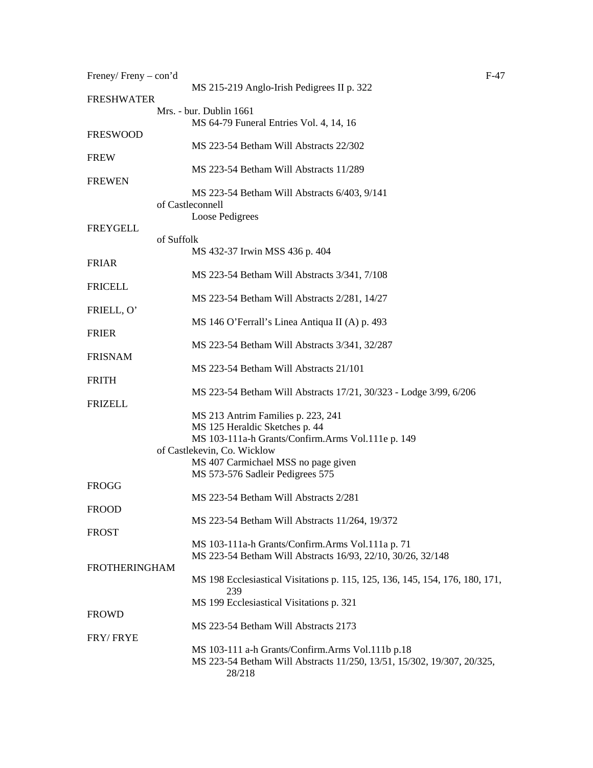Freney/ Freny – con'd

MS 215-219 Anglo-Irish Pedigrees II p. 322

FRESHWATER

Mrs. - bur. Dublin 1661

MS 64-79 Funeral Entries Vol. 4, 14, 16

FRESWOOD

MS 223-54 Betham Will Abstracts 22/302

FREW

MS 223-54 Betham Will Abstracts 11/289

FREWEN

MS 223-54 Betham Will Abstracts 6/403, 9/141

of Castleconnell

Loose Pedigrees

FREYGELL

of Suffolk

MS 432-37 Irwin MSS 436 p. 404

FRIAR

MS 223-54 Betham Will Abstracts 3/341, 7/108

FRICELL

MS 223-54 Betham Will Abstracts 2/281, 14/27

FRIELL, O'

MS 146 O'Ferrall's Linea Antiqua II (A) p. 493

FRIER

MS 223-54 Betham Will Abstracts 3/341, 32/287

FRISNAM

MS 223-54 Betham Will Abstracts 21/101

FRITH

MS 223-54 Betham Will Abstracts 17/21, 30/323 - Lodge 3/99, 6/206

FRIZELL

MS 213 Antrim Families p. 223, 241
MS 125 Heraldic Sketches p. 44
MS 103-111a-h Grants/Confirm.Arms Vol.111e p. 149

of Castlekevin, Co. Wicklow

MS 407 Carmichael MSS no page given
MS 573-576 Sadleir Pedigrees 575

FROGG

MS 223-54 Betham Will Abstracts 2/281

FROOD

MS 223-54 Betham Will Abstracts 11/264, 19/372

FROST

MS 103-111a-h Grants/Confirm.Arms Vol.111a p. 71
MS 223-54 Betham Will Abstracts 16/93, 22/10, 30/26, 32/148

FROTHERINGHAM

MS 198 Ecclesiastical Visitations p. 115, 125, 136, 145, 154, 176, 180, 171, 239
MS 199 Ecclesiastical Visitations p. 321

FROWD

MS 223-54 Betham Will Abstracts 2173

FRY/ FRYE

MS 103-111 a-h Grants/Confirm.Arms Vol.111b p.18
MS 223-54 Betham Will Abstracts 11/250, 13/51, 15/302, 19/307, 20/325, 28/218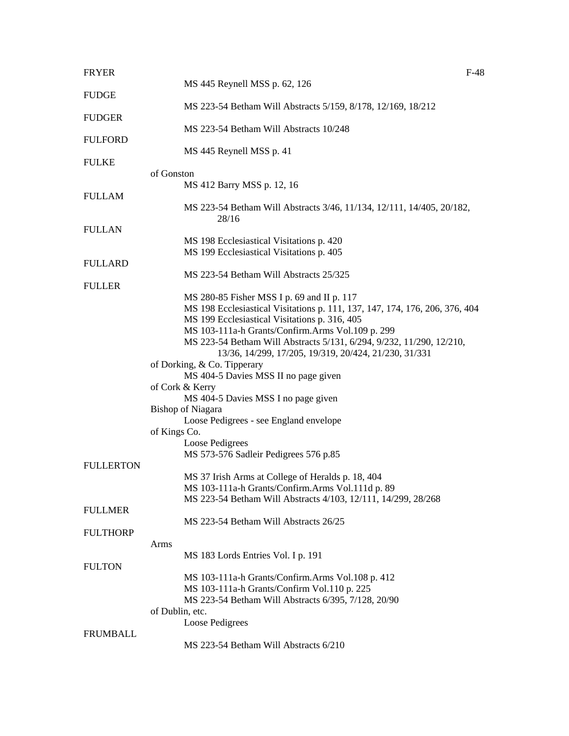FRYER

MS 445 Reynell MSS p. 62, 126

FUDGE

MS 223-54 Betham Will Abstracts 5/159, 8/178, 12/169, 18/212

FUDGER

MS 223-54 Betham Will Abstracts 10/248

FULFORD

MS 445 Reynell MSS p. 41

FULKE

of Gonston

MS 412 Barry MSS p. 12, 16

FULLAM

MS 223-54 Betham Will Abstracts 3/46, 11/134, 12/111, 14/405, 20/182, 28/16

FULLAN

MS 198 Ecclesiastical Visitations p. 420
MS 199 Ecclesiastical Visitations p. 405

FULLARD

MS 223-54 Betham Will Abstracts 25/325

FULLER

MS 280-85 Fisher MSS I p. 69 and II p. 117
MS 198 Ecclesiastical Visitations p. 111, 137, 147, 174, 176, 206, 376, 404
MS 199 Ecclesiastical Visitations p. 316, 405
MS 103-111a-h Grants/Confirm.Arms Vol.109 p. 299
MS 223-54 Betham Will Abstracts 5/131, 6/294, 9/232, 11/290, 12/210, 13/36, 14/299, 17/205, 19/319, 20/424, 21/230, 31/331

of Dorking, & Co. Tipperary

MS 404-5 Davies MSS II no page given

of Cork & Kerry

MS 404-5 Davies MSS I no page given

Bishop of Niagara

Loose Pedigrees - see England envelope

of Kings Co.

Loose Pedigrees
MS 573-576 Sadleir Pedigrees 576 p.85

FULLERTON

MS 37 Irish Arms at College of Heralds p. 18, 404
MS 103-111a-h Grants/Confirm.Arms Vol.111d p. 89
MS 223-54 Betham Will Abstracts 4/103, 12/111, 14/299, 28/268

FULLMER

MS 223-54 Betham Will Abstracts 26/25

FULTHORP

Arms

MS 183 Lords Entries Vol. I p. 191

FULTON

MS 103-111a-h Grants/Confirm.Arms Vol.108 p. 412
MS 103-111a-h Grants/Confirm Vol.110 p. 225
MS 223-54 Betham Will Abstracts 6/395, 7/128, 20/90

of Dublin, etc.

Loose Pedigrees

FRUMBALL

MS 223-54 Betham Will Abstracts 6/210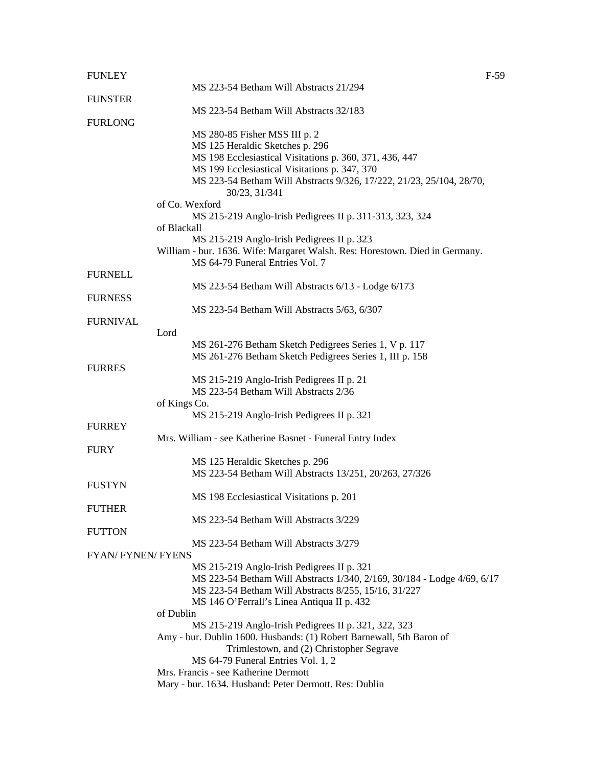FUNLEY

MS 223-54 Betham Will Abstracts 21/294

FUNSTER

MS 223-54 Betham Will Abstracts 32/183

FURLONG

MS 280-85 Fisher MSS III p. 2
MS 125 Heraldic Sketches p. 296
MS 198 Ecclesiastical Visitations p. 360, 371, 436, 447
MS 199 Ecclesiastical Visitations p. 347, 370
MS 223-54 Betham Will Abstracts 9/326, 17/222, 21/23, 25/104, 28/70, 30/23, 31/341

of Co. Wexford

MS 215-219 Anglo-Irish Pedigrees II p. 311-313, 323, 324

of Blackall

MS 215-219 Anglo-Irish Pedigrees II p. 323

William - bur. 1636. Wife: Margaret Walsh. Res: Horestown. Died in Germany.

MS 64-79 Funeral Entries Vol. 7

FURNELL

MS 223-54 Betham Will Abstracts 6/13 - Lodge 6/173

FURNESS

MS 223-54 Betham Will Abstracts 5/63, 6/307

FURNIVAL

Lord

MS 261-276 Betham Sketch Pedigrees Series 1, V p. 117
MS 261-276 Betham Sketch Pedigrees Series 1, III p. 158

FURRES

MS 215-219 Anglo-Irish Pedigrees II p. 21
MS 223-54 Betham Will Abstracts 2/36

of Kings Co.

MS 215-219 Anglo-Irish Pedigrees II p. 321

FURREY

Mrs. William - see Katherine Basnet - Funeral Entry Index

FURY

MS 125 Heraldic Sketches p. 296
MS 223-54 Betham Will Abstracts 13/251, 20/263, 27/326

FUSTYN

MS 198 Ecclesiastical Visitations p. 201

FUTHER

MS 223-54 Betham Will Abstracts 3/229

FUTTON

MS 223-54 Betham Will Abstracts 3/279

FYAN/ FYNEN/ FYENS

MS 215-219 Anglo-Irish Pedigrees II p. 321
MS 223-54 Betham Will Abstracts 1/340, 2/169, 30/184 - Lodge 4/69, 6/17
MS 223-54 Betham Will Abstracts 8/255, 15/16, 31/227
MS 146 O'Ferrall's Linea Antiqua II p. 432

of Dublin

MS 215-219 Anglo-Irish Pedigrees II p. 321, 322, 323

Amy - bur. Dublin 1600. Husbands: (1) Robert Barnewall, 5th Baron of Trimlestown, and (2) Christopher Segrave

MS 64-79 Funeral Entries Vol. 1, 2

Mrs. Francis - see Katherine Dermott

Mary - bur. 1634. Husband: Peter Dermott. Res: Dublin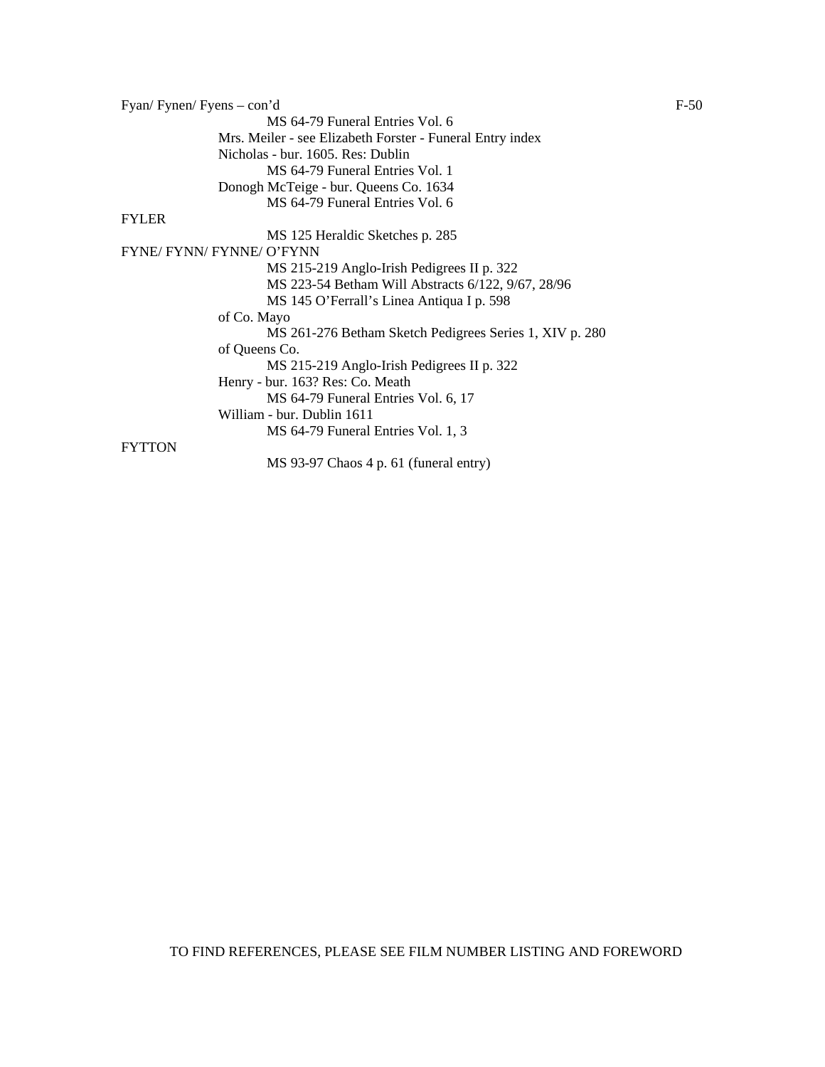Fyan/ Fynen/ Fyens – con'd

MS 64-79 Funeral Entries Vol. 6

Mrs. Meiler - see Elizabeth Forster - Funeral Entry index

Nicholas - bur. 1605. Res: Dublin

MS 64-79 Funeral Entries Vol. 1

Donogh McTeige - bur. Queens Co. 1634

MS 64-79 Funeral Entries Vol. 6

FYLER

MS 125 Heraldic Sketches p. 285

FYNE/ FYNN/ FYNNE/ O'FYNN

MS 215-219 Anglo-Irish Pedigrees II p. 322

MS 223-54 Betham Will Abstracts 6/122, 9/67, 28/96

MS 145 O'Ferrall's Linea Antiqua I p. 598

of Co. Mayo

MS 261-276 Betham Sketch Pedigrees Series 1, XIV p. 280

of Queens Co.

MS 215-219 Anglo-Irish Pedigrees II p. 322

Henry - bur. 163? Res: Co. Meath

MS 64-79 Funeral Entries Vol. 6, 17

William - bur. Dublin 1611

MS 64-79 Funeral Entries Vol. 1, 3

FYTTON

MS 93-97 Chaos 4 p. 61 (funeral entry)

TO FIND REFERENCES, PLEASE SEE FILM NUMBER LISTING AND FOREWORD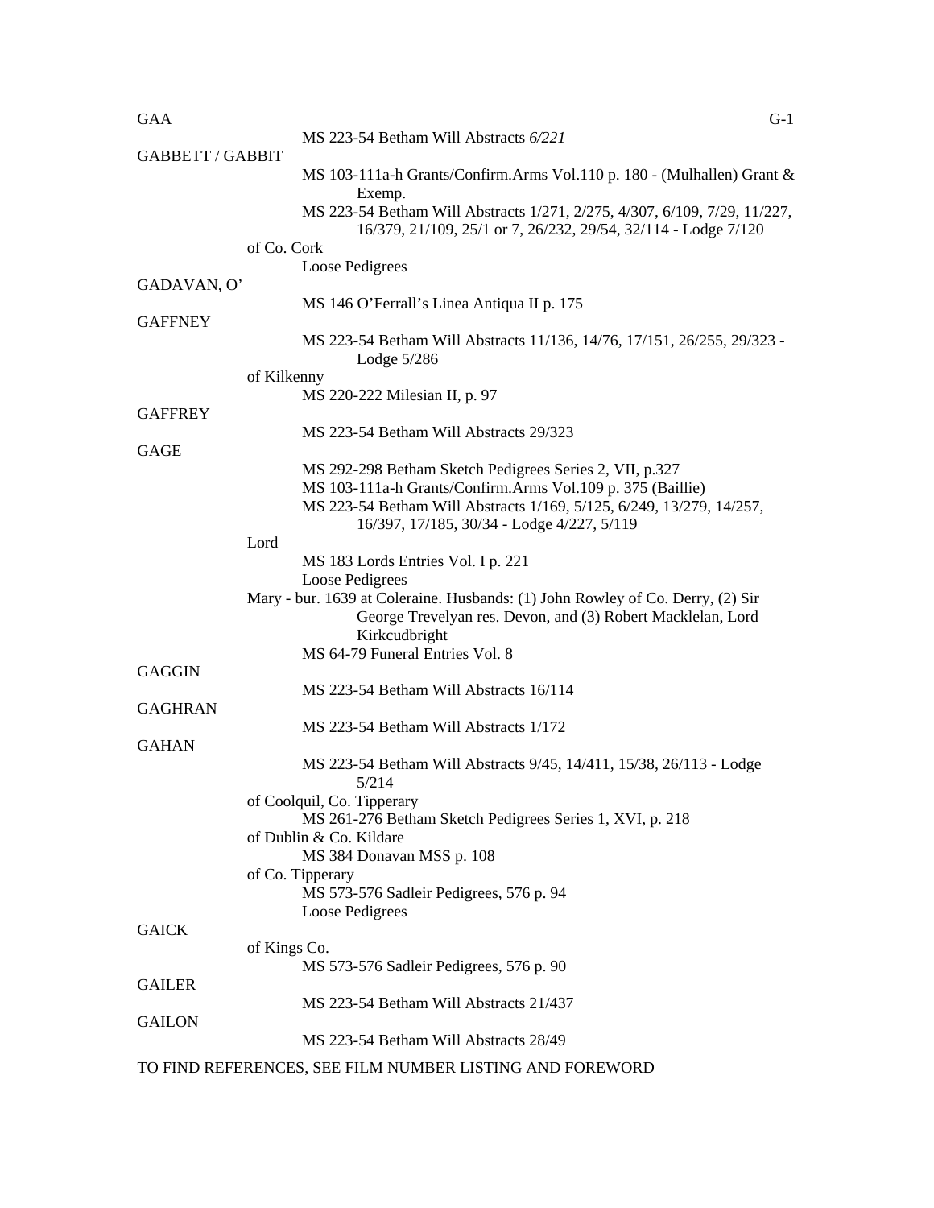GAA

MS 223-54 Betham Will Abstracts *6/221*

GABBETT / GABBIT

MS 103-111a-h Grants/Confirm.Arms Vol.110 p. 180 - (Mulhallen) Grant & Exemp.

MS 223-54 Betham Will Abstracts 1/271, 2/275, 4/307, 6/109, 7/29, 11/227, 16/379, 21/109, 25/1 or 7, 26/232, 29/54, 32/114 - Lodge 7/120

of Co. Cork

Loose Pedigrees

GADAVAN, O'

MS 146 O'Ferrall's Linea Antiqua II p. 175

GAFFNEY

MS 223-54 Betham Will Abstracts 11/136, 14/76, 17/151, 26/255, 29/323 - Lodge 5/286

of Kilkenny

MS 220-222 Milesian II, p. 97

GAFFREY

MS 223-54 Betham Will Abstracts 29/323

GAGE

MS 292-298 Betham Sketch Pedigrees Series 2, VII, p.327

MS 103-111a-h Grants/Confirm.Arms Vol.109 p. 375 (Baillie)

MS 223-54 Betham Will Abstracts 1/169, 5/125, 6/249, 13/279, 14/257, 16/397, 17/185, 30/34 - Lodge 4/227, 5/119

Lord

MS 183 Lords Entries Vol. I p. 221

Loose Pedigrees

Mary - bur. 1639 at Coleraine. Husbands: (1) John Rowley of Co. Derry, (2) Sir George Trevelyan res. Devon, and (3) Robert Macklelan, Lord Kirkcudbright

MS 64-79 Funeral Entries Vol. 8

GAGGIN

MS 223-54 Betham Will Abstracts 16/114

GAGHRAN

MS 223-54 Betham Will Abstracts 1/172

GAHAN

MS 223-54 Betham Will Abstracts 9/45, 14/411, 15/38, 26/113 - Lodge 5/214

of Coolquil, Co. Tipperary

MS 261-276 Betham Sketch Pedigrees Series 1, XVI, p. 218

of Dublin & Co. Kildare

MS 384 Donavan MSS p. 108

of Co. Tipperary

MS 573-576 Sadleir Pedigrees, 576 p. 94

Loose Pedigrees

GAICK

of Kings Co.

MS 573-576 Sadleir Pedigrees, 576 p. 90

GAILER

MS 223-54 Betham Will Abstracts 21/437

GAILON

MS 223-54 Betham Will Abstracts 28/49

TO FIND REFERENCES, SEE FILM NUMBER LISTING AND FOREWORD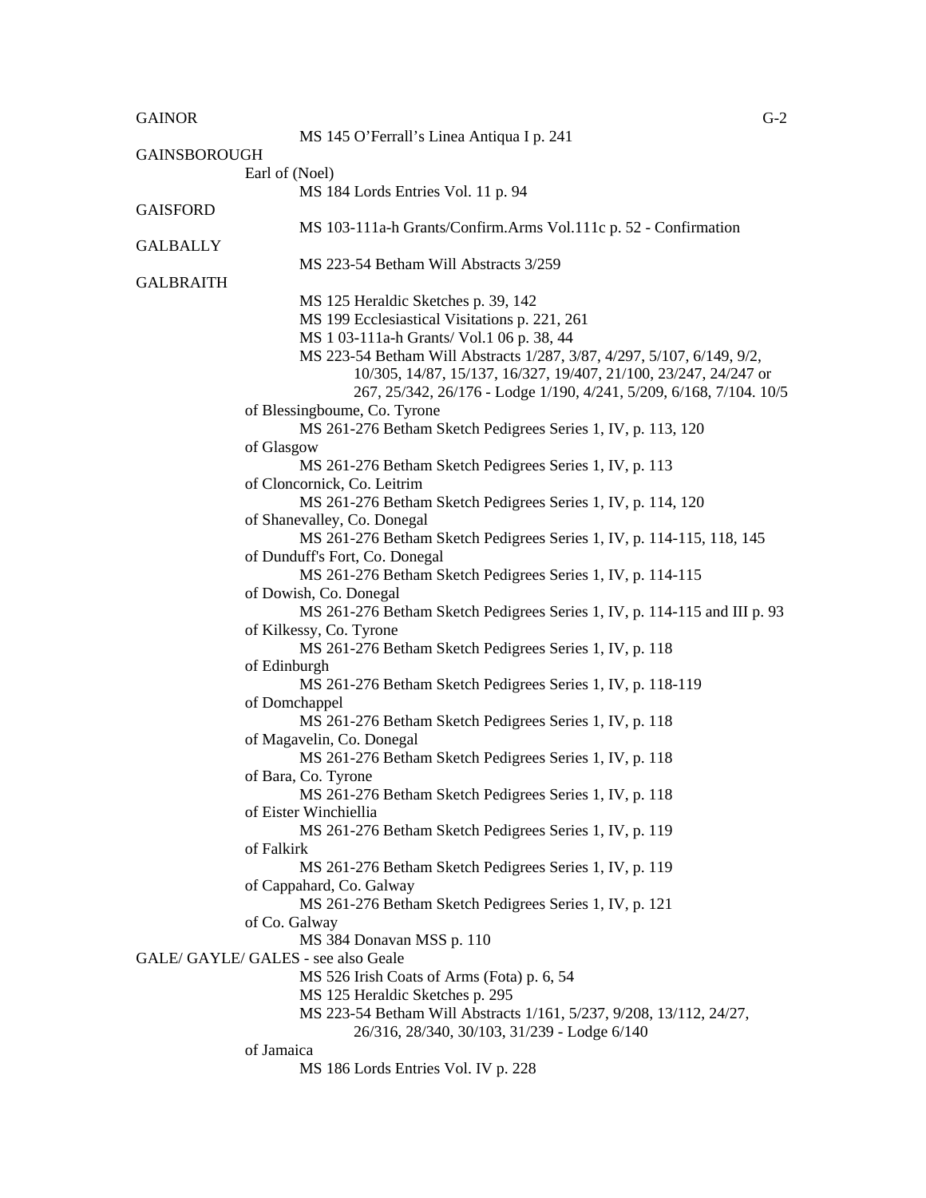GAINOR

MS 145 O'Ferrall's Linea Antiqua I p. 241

GAINSBOROUGH

Earl of (Noel)

MS 184 Lords Entries Vol. 11 p. 94

GAISFORD

MS 103-111a-h Grants/Confirm.Arms Vol.111c p. 52 - Confirmation

GALBALLY

MS 223-54 Betham Will Abstracts 3/259

GALBRAITH

MS 125 Heraldic Sketches p. 39, 142

MS 199 Ecclesiastical Visitations p. 221, 261

MS 1 03-111a-h Grants/ Vol.1 06 p. 38, 44

MS 223-54 Betham Will Abstracts 1/287, 3/87, 4/297, 5/107, 6/149, 9/2, 10/305, 14/87, 15/137, 16/327, 19/407, 21/100, 23/247, 24/247 or 267, 25/342, 26/176 - Lodge 1/190, 4/241, 5/209, 6/168, 7/104. 10/5

of Blessingboume, Co. Tyrone

MS 261-276 Betham Sketch Pedigrees Series 1, IV, p. 113, 120

of Glasgow

MS 261-276 Betham Sketch Pedigrees Series 1, IV, p. 113

of Cloncornick, Co. Leitrim

MS 261-276 Betham Sketch Pedigrees Series 1, IV, p. 114, 120

of Shanevalley, Co. Donegal

MS 261-276 Betham Sketch Pedigrees Series 1, IV, p. 114-115, 118, 145

of Dunduff's Fort, Co. Donegal

MS 261-276 Betham Sketch Pedigrees Series 1, IV, p. 114-115

of Dowish, Co. Donegal

MS 261-276 Betham Sketch Pedigrees Series 1, IV, p. 114-115 and III p. 93

of Kilkessy, Co. Tyrone

MS 261-276 Betham Sketch Pedigrees Series 1, IV, p. 118

of Edinburgh

MS 261-276 Betham Sketch Pedigrees Series 1, IV, p. 118-119

of Domchappel

MS 261-276 Betham Sketch Pedigrees Series 1, IV, p. 118

of Magavelin, Co. Donegal

MS 261-276 Betham Sketch Pedigrees Series 1, IV, p. 118

of Bara, Co. Tyrone

MS 261-276 Betham Sketch Pedigrees Series 1, IV, p. 118

of Eister Winchiellia

MS 261-276 Betham Sketch Pedigrees Series 1, IV, p. 119

of Falkirk

MS 261-276 Betham Sketch Pedigrees Series 1, IV, p. 119

of Cappahard, Co. Galway

MS 261-276 Betham Sketch Pedigrees Series 1, IV, p. 121

of Co. Galway

MS 384 Donavan MSS p. 110

GALE/ GAYLE/ GALES - see also Geale

MS 526 Irish Coats of Arms (Fota) p. 6, 54

MS 125 Heraldic Sketches p. 295

MS 223-54 Betham Will Abstracts 1/161, 5/237, 9/208, 13/112, 24/27, 26/316, 28/340, 30/103, 31/239 - Lodge 6/140

of Jamaica

MS 186 Lords Entries Vol. IV p. 228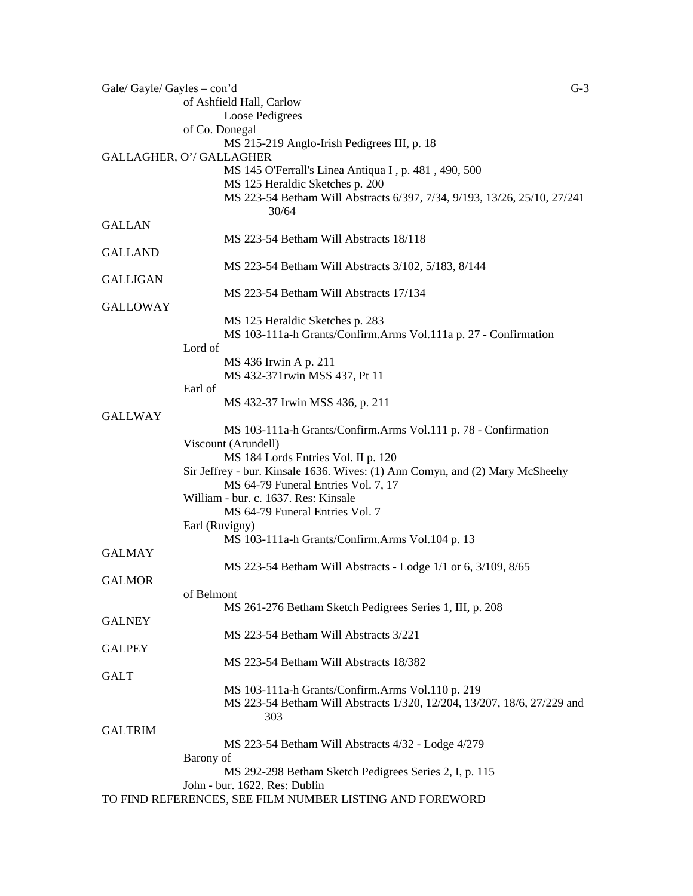Gale/ Gayle/ Gayles – con'd

of Ashfield Hall, Carlow

Loose Pedigrees

of Co. Donegal

MS 215-219 Anglo-Irish Pedigrees III, p. 18

GALLAGHER, O'/ GALLAGHER

MS 145 O'Ferrall's Linea Antiqua I , p. 481 , 490, 500

MS 125 Heraldic Sketches p. 200

MS 223-54 Betham Will Abstracts 6/397, 7/34, 9/193, 13/26, 25/10, 27/241 30/64

GALLAN

MS 223-54 Betham Will Abstracts 18/118

GALLAND

MS 223-54 Betham Will Abstracts 3/102, 5/183, 8/144

GALLIGAN

MS 223-54 Betham Will Abstracts 17/134

GALLOWAY

MS 125 Heraldic Sketches p. 283

MS 103-111a-h Grants/Confirm.Arms Vol.111a p. 27 - Confirmation

Lord of

MS 436 Irwin A p. 211

MS 432-371rwin MSS 437, Pt 11

Earl of

MS 432-37 Irwin MSS 436, p. 211

GALLWAY

MS 103-111a-h Grants/Confirm.Arms Vol.111 p. 78 - Confirmation

Viscount (Arundell)

MS 184 Lords Entries Vol. II p. 120

Sir Jeffrey - bur. Kinsale 1636. Wives: (1) Ann Comyn, and (2) Mary McSheehy

MS 64-79 Funeral Entries Vol. 7, 17

William - bur. c. 1637. Res: Kinsale

MS 64-79 Funeral Entries Vol. 7

Earl (Ruvigny)

MS 103-111a-h Grants/Confirm.Arms Vol.104 p. 13

GALMAY

MS 223-54 Betham Will Abstracts - Lodge 1/1 or 6, 3/109, 8/65

GALMOR

of Belmont

MS 261-276 Betham Sketch Pedigrees Series 1, III, p. 208

GALNEY

MS 223-54 Betham Will Abstracts 3/221

GALPEY

MS 223-54 Betham Will Abstracts 18/382

GALT

MS 103-111a-h Grants/Confirm.Arms Vol.110 p. 219

MS 223-54 Betham Will Abstracts 1/320, 12/204, 13/207, 18/6, 27/229 and 303

GALTRIM

MS 223-54 Betham Will Abstracts 4/32 - Lodge 4/279

Barony of

MS 292-298 Betham Sketch Pedigrees Series 2, I, p. 115

John - bur. 1622. Res: Dublin

TO FIND REFERENCES, SEE FILM NUMBER LISTING AND FOREWORD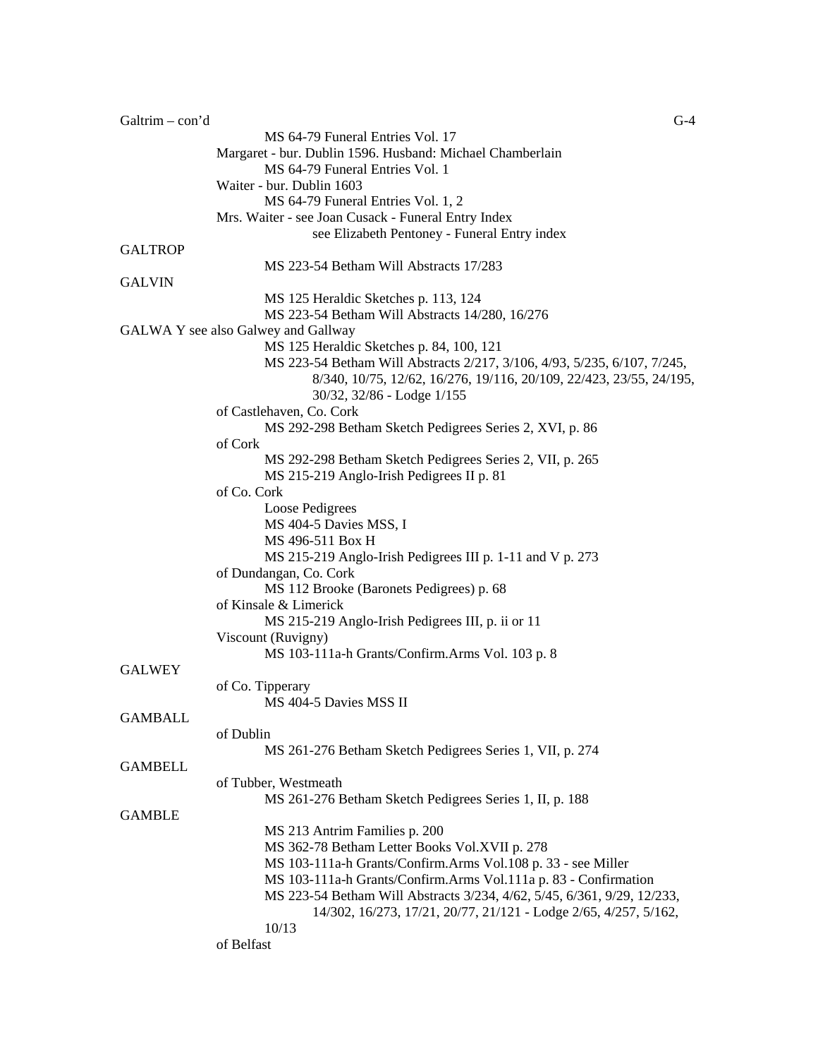Galtrim – con'd

MS 64-79 Funeral Entries Vol. 17

Margaret - bur. Dublin 1596. Husband: Michael Chamberlain

MS 64-79 Funeral Entries Vol. 1

Waiter - bur. Dublin 1603

MS 64-79 Funeral Entries Vol. 1, 2

Mrs. Waiter - see Joan Cusack - Funeral Entry Index

see Elizabeth Pentoney - Funeral Entry index

GALTROP

MS 223-54 Betham Will Abstracts 17/283

GALVIN

MS 125 Heraldic Sketches p. 113, 124

MS 223-54 Betham Will Abstracts 14/280, 16/276

GALWA Y see also Galwey and Gallway

MS 125 Heraldic Sketches p. 84, 100, 121

MS 223-54 Betham Will Abstracts 2/217, 3/106, 4/93, 5/235, 6/107, 7/245, 8/340, 10/75, 12/62, 16/276, 19/116, 20/109, 22/423, 23/55, 24/195, 30/32, 32/86 - Lodge 1/155

of Castlehaven, Co. Cork

MS 292-298 Betham Sketch Pedigrees Series 2, XVI, p. 86

of Cork

MS 292-298 Betham Sketch Pedigrees Series 2, VII, p. 265

MS 215-219 Anglo-Irish Pedigrees II p. 81

of Co. Cork

Loose Pedigrees

MS 404-5 Davies MSS, I

MS 496-511 Box H

MS 215-219 Anglo-Irish Pedigrees III p. 1-11 and V p. 273

of Dundangan, Co. Cork

MS 112 Brooke (Baronets Pedigrees) p. 68

of Kinsale & Limerick

MS 215-219 Anglo-Irish Pedigrees III, p. ii or 11

Viscount (Ruvigny)

MS 103-111a-h Grants/Confirm.Arms Vol. 103 p. 8

GALWEY

of Co. Tipperary

MS 404-5 Davies MSS II

GAMBALL

of Dublin

MS 261-276 Betham Sketch Pedigrees Series 1, VII, p. 274

GAMBELL

of Tubber, Westmeath

MS 261-276 Betham Sketch Pedigrees Series 1, II, p. 188

GAMBLE

MS 213 Antrim Families p. 200

MS 362-78 Betham Letter Books Vol.XVII p. 278

MS 103-111a-h Grants/Confirm.Arms Vol.108 p. 33 - see Miller

MS 103-111a-h Grants/Confirm.Arms Vol.111a p. 83 - Confirmation

MS 223-54 Betham Will Abstracts 3/234, 4/62, 5/45, 6/361, 9/29, 12/233, 14/302, 16/273, 17/21, 20/77, 21/121 - Lodge 2/65, 4/257, 5/162, 10/13

of Belfast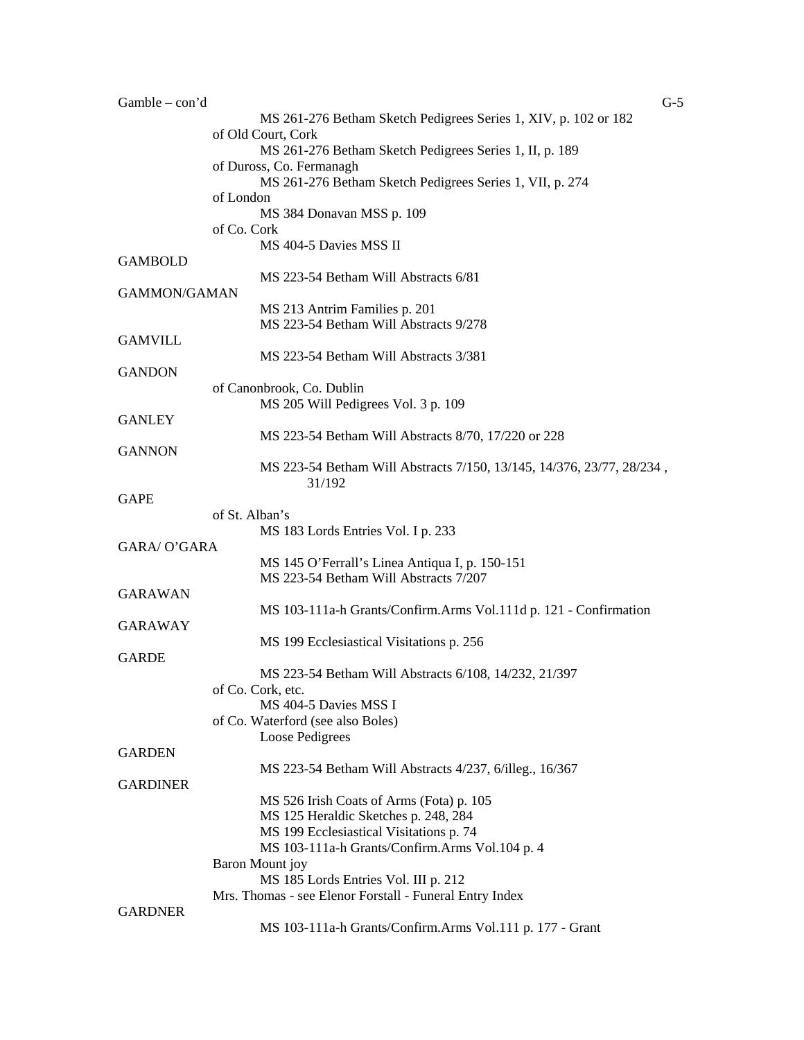Gamble – con'd

MS 261-276 Betham Sketch Pedigrees Series 1, XIV, p. 102 or 182

of Old Court, Cork

MS 261-276 Betham Sketch Pedigrees Series 1, II, p. 189

of Duross, Co. Fermanagh

MS 261-276 Betham Sketch Pedigrees Series 1, VII, p. 274

of London

MS 384 Donavan MSS p. 109

of Co. Cork

MS 404-5 Davies MSS II

GAMBOLD

MS 223-54 Betham Will Abstracts 6/81

GAMMON/GAMAN

MS 213 Antrim Families p. 201
MS 223-54 Betham Will Abstracts 9/278

GAMVILL

MS 223-54 Betham Will Abstracts 3/381

GANDON

of Canonbrook, Co. Dublin

MS 205 Will Pedigrees Vol. 3 p. 109

GANLEY

MS 223-54 Betham Will Abstracts 8/70, 17/220 or 228

GANNON

MS 223-54 Betham Will Abstracts 7/150, 13/145, 14/376, 23/77, 28/234 , 31/192

GAPE

of St. Alban's

MS 183 Lords Entries Vol. I p. 233

GARA/ O'GARA

MS 145 O'Ferrall's Linea Antiqua I, p. 150-151
MS 223-54 Betham Will Abstracts 7/207

GARAWAN

MS 103-111a-h Grants/Confirm.Arms Vol.111d p. 121 - Confirmation

GARAWAY

MS 199 Ecclesiastical Visitations p. 256

GARDE

MS 223-54 Betham Will Abstracts 6/108, 14/232, 21/397

of Co. Cork, etc.

MS 404-5 Davies MSS I

of Co. Waterford (see also Boles)

Loose Pedigrees

GARDEN

MS 223-54 Betham Will Abstracts 4/237, 6/illeg., 16/367

GARDINER

MS 526 Irish Coats of Arms (Fota) p. 105
MS 125 Heraldic Sketches p. 248, 284
MS 199 Ecclesiastical Visitations p. 74
MS 103-111a-h Grants/Confirm.Arms Vol.104 p. 4

Baron Mount joy

MS 185 Lords Entries Vol. III p. 212

Mrs. Thomas - see Elenor Forstall - Funeral Entry Index

GARDNER

MS 103-111a-h Grants/Confirm.Arms Vol.111 p. 177 - Grant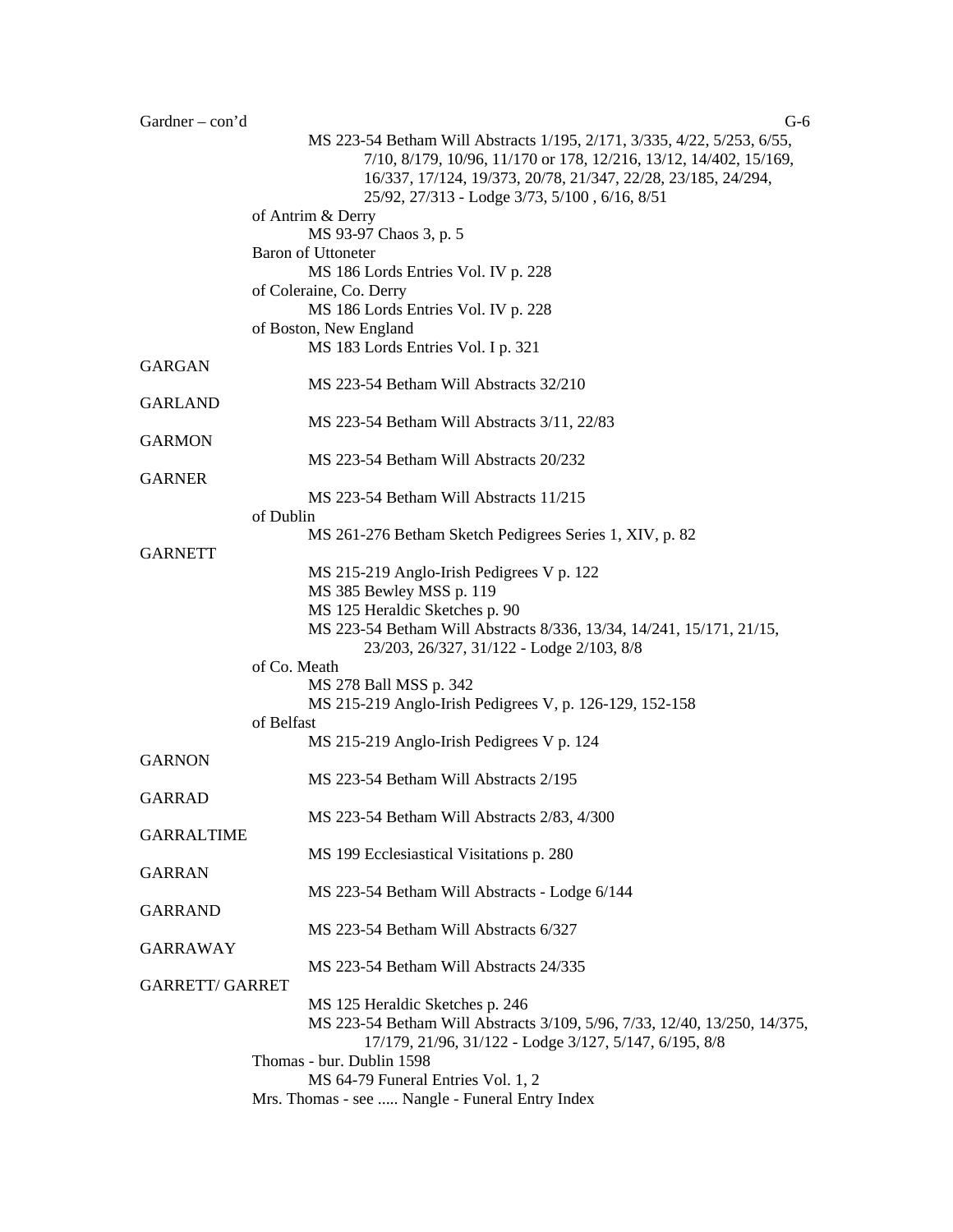Gardner – con'd

MS 223-54 Betham Will Abstracts 1/195, 2/171, 3/335, 4/22, 5/253, 6/55, 7/10, 8/179, 10/96, 11/170 or 178, 12/216, 13/12, 14/402, 15/169, 16/337, 17/124, 19/373, 20/78, 21/347, 22/28, 23/185, 24/294, 25/92, 27/313 - Lodge 3/73, 5/100 , 6/16, 8/51

of Antrim & Derry
MS 93-97 Chaos 3, p. 5

Baron of Uttoneter
MS 186 Lords Entries Vol. IV p. 228

of Coleraine, Co. Derry
MS 186 Lords Entries Vol. IV p. 228

of Boston, New England
MS 183 Lords Entries Vol. I p. 321

GARGAN
MS 223-54 Betham Will Abstracts 32/210

GARLAND
MS 223-54 Betham Will Abstracts 3/11, 22/83

GARMON
MS 223-54 Betham Will Abstracts 20/232

GARNER
MS 223-54 Betham Will Abstracts 11/215

of Dublin
MS 261-276 Betham Sketch Pedigrees Series 1, XIV, p. 82

GARNETT
MS 215-219 Anglo-Irish Pedigrees V p. 122
MS 385 Bewley MSS p. 119
MS 125 Heraldic Sketches p. 90
MS 223-54 Betham Will Abstracts 8/336, 13/34, 14/241, 15/171, 21/15, 23/203, 26/327, 31/122 - Lodge 2/103, 8/8

of Co. Meath
MS 278 Ball MSS p. 342
MS 215-219 Anglo-Irish Pedigrees V, p. 126-129, 152-158

of Belfast
MS 215-219 Anglo-Irish Pedigrees V p. 124

GARNON
MS 223-54 Betham Will Abstracts 2/195

GARRAD
MS 223-54 Betham Will Abstracts 2/83, 4/300

GARRALTIME
MS 199 Ecclesiastical Visitations p. 280

GARRAN
MS 223-54 Betham Will Abstracts - Lodge 6/144

GARRAND
MS 223-54 Betham Will Abstracts 6/327

GARRAWAY
MS 223-54 Betham Will Abstracts 24/335

GARRETT/ GARRET
MS 125 Heraldic Sketches p. 246
MS 223-54 Betham Will Abstracts 3/109, 5/96, 7/33, 12/40, 13/250, 14/375, 17/179, 21/96, 31/122 - Lodge 3/127, 5/147, 6/195, 8/8

Thomas - bur. Dublin 1598
MS 64-79 Funeral Entries Vol. 1, 2

Mrs. Thomas - see ..... Nangle - Funeral Entry Index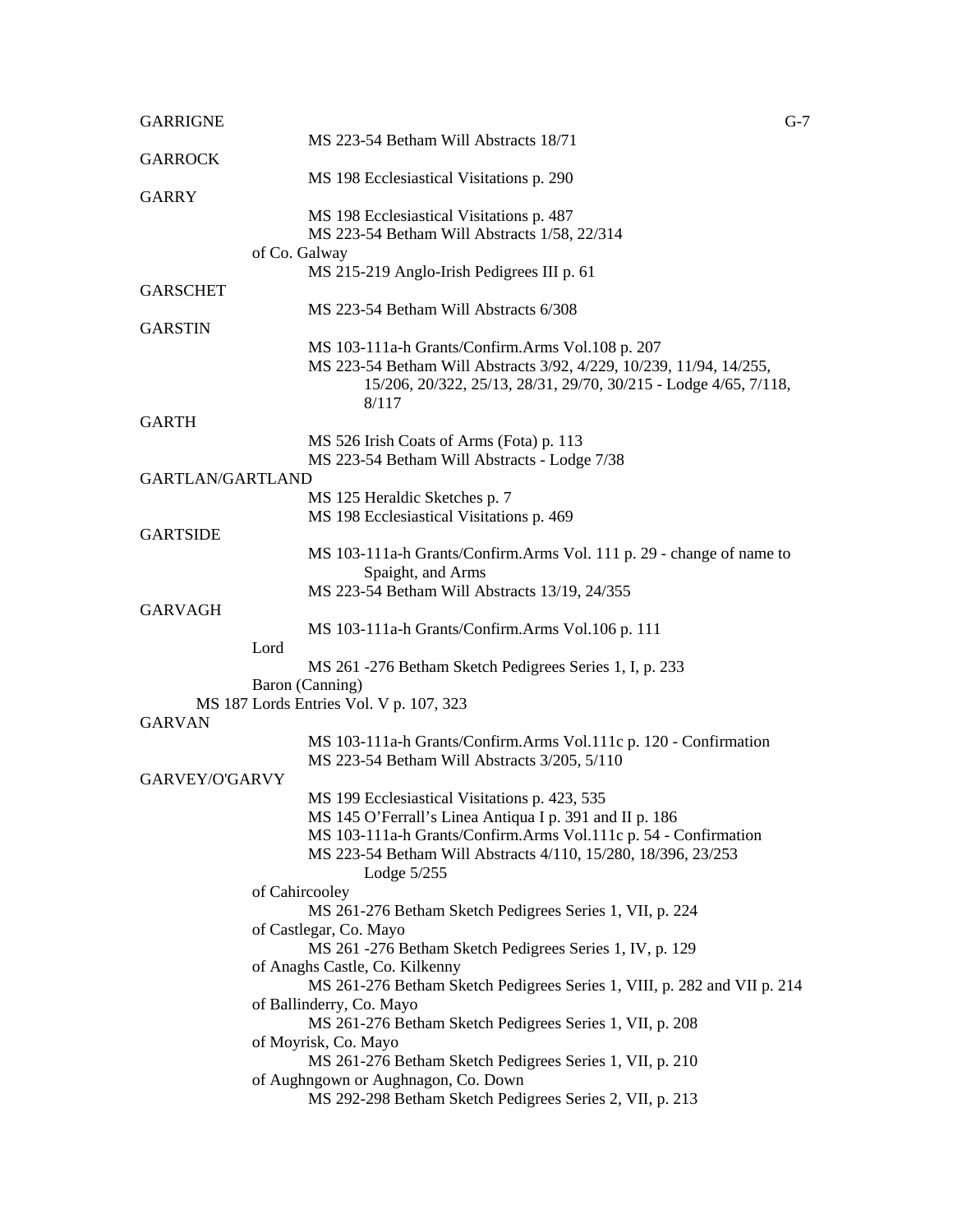GARRIGNE

MS 223-54 Betham Will Abstracts 18/71

GARROCK

MS 198 Ecclesiastical Visitations p. 290

GARRY

MS 198 Ecclesiastical Visitations p. 487
MS 223-54 Betham Will Abstracts 1/58, 22/314

of Co. Galway

MS 215-219 Anglo-Irish Pedigrees III p. 61

GARSCHET

MS 223-54 Betham Will Abstracts 6/308

GARSTIN

MS 103-111a-h Grants/Confirm.Arms Vol.108 p. 207
MS 223-54 Betham Will Abstracts 3/92, 4/229, 10/239, 11/94, 14/255, 15/206, 20/322, 25/13, 28/31, 29/70, 30/215 - Lodge 4/65, 7/118, 8/117

GARTH

MS 526 Irish Coats of Arms (Fota) p. 113
MS 223-54 Betham Will Abstracts - Lodge 7/38

GARTLAN/GARTLAND

MS 125 Heraldic Sketches p. 7
MS 198 Ecclesiastical Visitations p. 469

GARTSIDE

MS 103-111a-h Grants/Confirm.Arms Vol. 111 p. 29 - change of name to Spaight, and Arms
MS 223-54 Betham Will Abstracts 13/19, 24/355

GARVAGH

MS 103-111a-h Grants/Confirm.Arms Vol.106 p. 111

Lord

MS 261 -276 Betham Sketch Pedigrees Series 1, I, p. 233

Baron (Canning)

MS 187 Lords Entries Vol. V p. 107, 323

GARVAN

MS 103-111a-h Grants/Confirm.Arms Vol.111c p. 120 - Confirmation
MS 223-54 Betham Will Abstracts 3/205, 5/110

GARVEY/O'GARVY

MS 199 Ecclesiastical Visitations p. 423, 535
MS 145 O'Ferrall's Linea Antiqua I p. 391 and II p. 186
MS 103-111a-h Grants/Confirm.Arms Vol.111c p. 54 - Confirmation
MS 223-54 Betham Will Abstracts 4/110, 15/280, 18/396, 23/253 Lodge 5/255

of Cahircooley

MS 261-276 Betham Sketch Pedigrees Series 1, VII, p. 224

of Castlegar, Co. Mayo

MS 261 -276 Betham Sketch Pedigrees Series 1, IV, p. 129

of Anaghs Castle, Co. Kilkenny

MS 261-276 Betham Sketch Pedigrees Series 1, VIII, p. 282 and VII p. 214

of Ballinderry, Co. Mayo

MS 261-276 Betham Sketch Pedigrees Series 1, VII, p. 208

of Moyrisk, Co. Mayo

MS 261-276 Betham Sketch Pedigrees Series 1, VII, p. 210

of Aughngown or Aughnagon, Co. Down

MS 292-298 Betham Sketch Pedigrees Series 2, VII, p. 213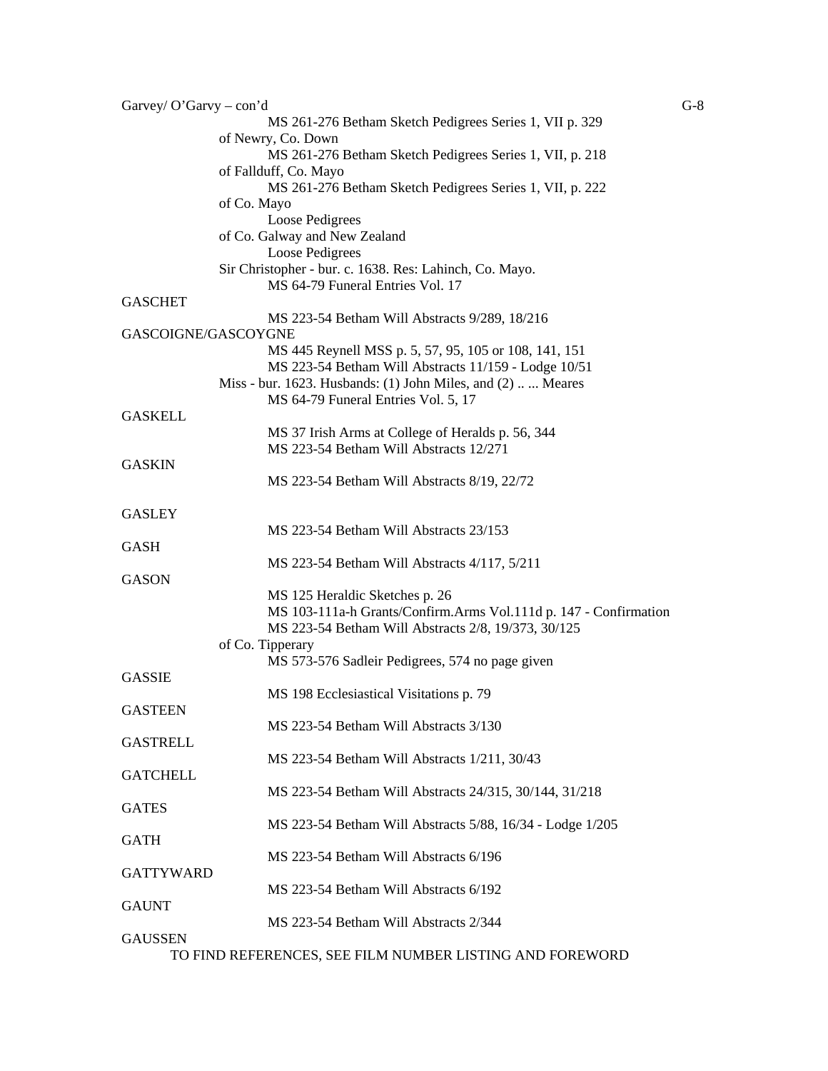Garvey/ O'Garvy – con'd

MS 261-276 Betham Sketch Pedigrees Series 1, VII p. 329

of Newry, Co. Down

MS 261-276 Betham Sketch Pedigrees Series 1, VII, p. 218

of Fallduff, Co. Mayo

MS 261-276 Betham Sketch Pedigrees Series 1, VII, p. 222

of Co. Mayo

Loose Pedigrees

of Co. Galway and New Zealand

Loose Pedigrees

Sir Christopher - bur. c. 1638. Res: Lahinch, Co. Mayo.

MS 64-79 Funeral Entries Vol. 17

GASCHET

MS 223-54 Betham Will Abstracts 9/289, 18/216

GASCOIGNE/GASCOYGNE

MS 445 Reynell MSS p. 5, 57, 95, 105 or 108, 141, 151

MS 223-54 Betham Will Abstracts 11/159 - Lodge 10/51

Miss - bur. 1623. Husbands: (1) John Miles, and (2) .. ... Meares

MS 64-79 Funeral Entries Vol. 5, 17

GASKELL

MS 37 Irish Arms at College of Heralds p. 56, 344

MS 223-54 Betham Will Abstracts 12/271

GASKIN

MS 223-54 Betham Will Abstracts 8/19, 22/72

GASLEY

MS 223-54 Betham Will Abstracts 23/153

GASH

MS 223-54 Betham Will Abstracts 4/117, 5/211

GASON

MS 125 Heraldic Sketches p. 26

MS 103-111a-h Grants/Confirm.Arms Vol.111d p. 147 - Confirmation

MS 223-54 Betham Will Abstracts 2/8, 19/373, 30/125

of Co. Tipperary

MS 573-576 Sadleir Pedigrees, 574 no page given

GASSIE

MS 198 Ecclesiastical Visitations p. 79

GASTEEN

MS 223-54 Betham Will Abstracts 3/130

GASTRELL

MS 223-54 Betham Will Abstracts 1/211, 30/43

GATCHELL

MS 223-54 Betham Will Abstracts 24/315, 30/144, 31/218

GATES

MS 223-54 Betham Will Abstracts 5/88, 16/34 - Lodge 1/205

GATH

MS 223-54 Betham Will Abstracts 6/196

GATTYWARD

MS 223-54 Betham Will Abstracts 6/192

GAUNT

MS 223-54 Betham Will Abstracts 2/344

GAUSSEN

TO FIND REFERENCES, SEE FILM NUMBER LISTING AND FOREWORD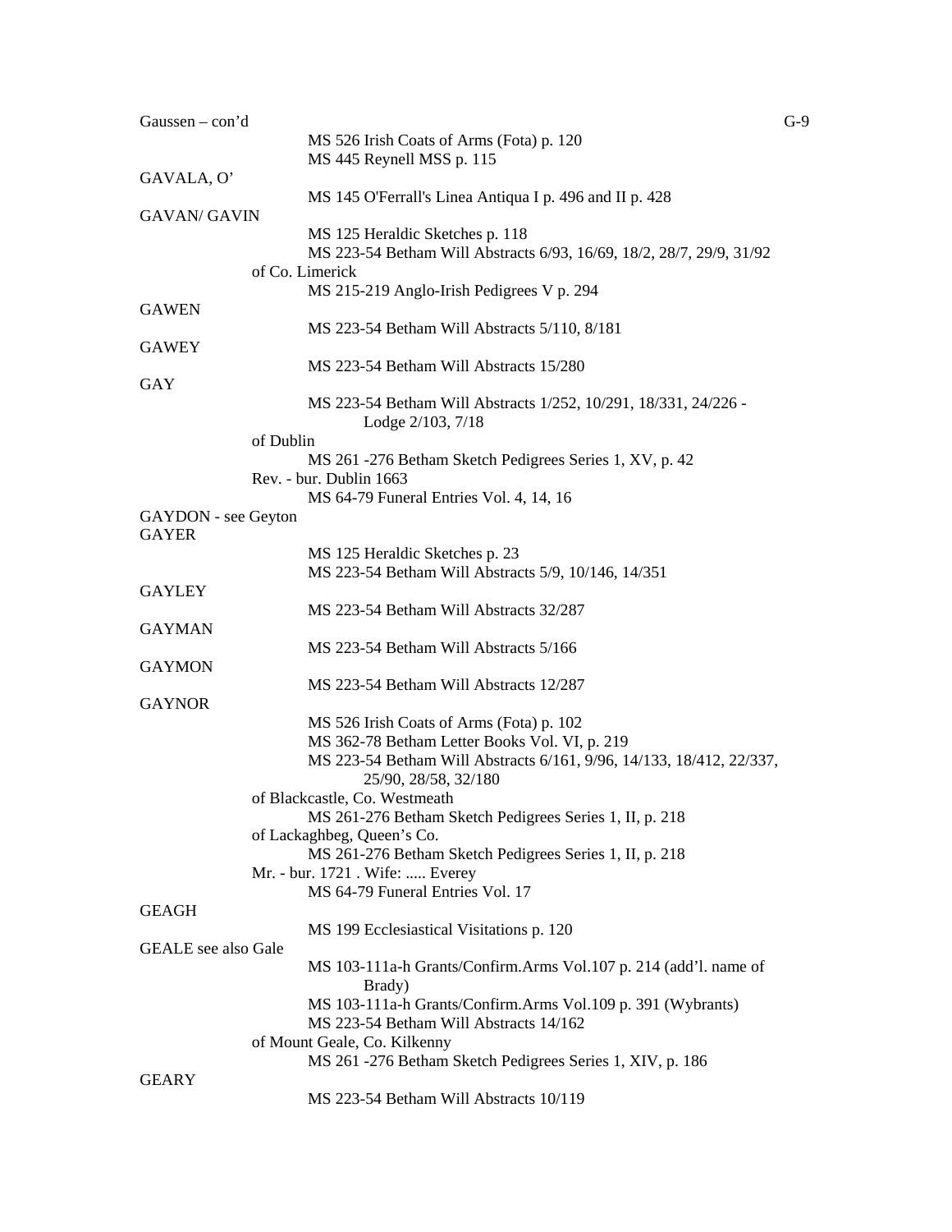Gaussen – con'd

MS 526 Irish Coats of Arms (Fota) p. 120
MS 445 Reynell MSS p. 115

GAVALA, O'

MS 145 O'Ferrall's Linea Antiqua I p. 496 and II p. 428

GAVAN/ GAVIN

MS 125 Heraldic Sketches p. 118
MS 223-54 Betham Will Abstracts 6/93, 16/69, 18/2, 28/7, 29/9, 31/92

of Co. Limerick

MS 215-219 Anglo-Irish Pedigrees V p. 294

GAWEN

MS 223-54 Betham Will Abstracts 5/110, 8/181

GAWEY

MS 223-54 Betham Will Abstracts 15/280

GAY

MS 223-54 Betham Will Abstracts 1/252, 10/291, 18/331, 24/226 - Lodge 2/103, 7/18

of Dublin

MS 261 -276 Betham Sketch Pedigrees Series 1, XV, p. 42

Rev. - bur. Dublin 1663

MS 64-79 Funeral Entries Vol. 4, 14, 16

GAYDON - see Geyton

GAYER

MS 125 Heraldic Sketches p. 23
MS 223-54 Betham Will Abstracts 5/9, 10/146, 14/351

GAYLEY

MS 223-54 Betham Will Abstracts 32/287

GAYMAN

MS 223-54 Betham Will Abstracts 5/166

GAYMON

MS 223-54 Betham Will Abstracts 12/287

GAYNOR

MS 526 Irish Coats of Arms (Fota) p. 102
MS 362-78 Betham Letter Books Vol. VI, p. 219
MS 223-54 Betham Will Abstracts 6/161, 9/96, 14/133, 18/412, 22/337, 25/90, 28/58, 32/180

of Blackcastle, Co. Westmeath

MS 261-276 Betham Sketch Pedigrees Series 1, II, p. 218

of Lackaghbeg, Queen's Co.

MS 261-276 Betham Sketch Pedigrees Series 1, II, p. 218

Mr. - bur. 1721 . Wife: ..... Everey

MS 64-79 Funeral Entries Vol. 17

GEAGH

MS 199 Ecclesiastical Visitations p. 120

GEALE see also Gale

MS 103-111a-h Grants/Confirm.Arms Vol.107 p. 214 (add'l. name of Brady)
MS 103-111a-h Grants/Confirm.Arms Vol.109 p. 391 (Wybrants)
MS 223-54 Betham Will Abstracts 14/162

of Mount Geale, Co. Kilkenny

MS 261 -276 Betham Sketch Pedigrees Series 1, XIV, p. 186

GEARY

MS 223-54 Betham Will Abstracts 10/119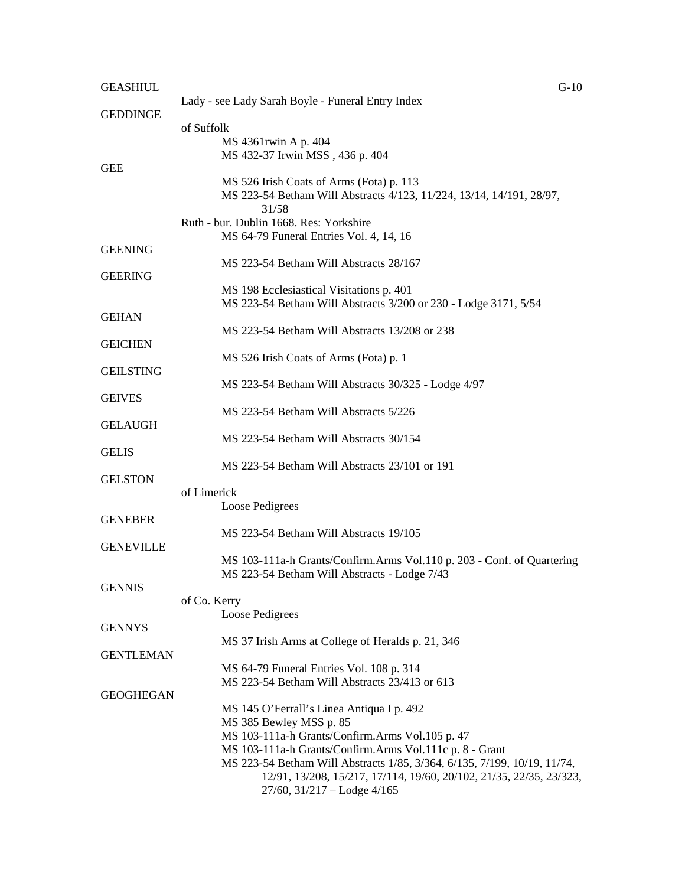**GEASHIUL**

Lady - see Lady Sarah Boyle - Funeral Entry Index

**GEDDINGE**

of Suffolk

- MS 4361rwin A p. 404
- MS 432-37 Irwin MSS , 436 p. 404

**GEE**

- MS 526 Irish Coats of Arms (Fota) p. 113
- MS 223-54 Betham Will Abstracts 4/123, 11/224, 13/14, 14/191, 28/97, 31/58

Ruth - bur. Dublin 1668. Res: Yorkshire

- MS 64-79 Funeral Entries Vol. 4, 14, 16

**GEENING**

- MS 223-54 Betham Will Abstracts 28/167

**GEERING**

- MS 198 Ecclesiastical Visitations p. 401
- MS 223-54 Betham Will Abstracts 3/200 or 230 - Lodge 3171, 5/54

**GEHAN**

- MS 223-54 Betham Will Abstracts 13/208 or 238

**GEICHEN**

- MS 526 Irish Coats of Arms (Fota) p. 1

**GEILSTING**

- MS 223-54 Betham Will Abstracts 30/325 - Lodge 4/97

**GEIVES**

- MS 223-54 Betham Will Abstracts 5/226

**GELAUGH**

- MS 223-54 Betham Will Abstracts 30/154

**GELIS**

- MS 223-54 Betham Will Abstracts 23/101 or 191

**GELSTON**

of Limerick

- Loose Pedigrees

**GENEBER**

- MS 223-54 Betham Will Abstracts 19/105

**GENEVILLE**

- MS 103-111a-h Grants/Confirm.Arms Vol.110 p. 203 - Conf. of Quartering
- MS 223-54 Betham Will Abstracts - Lodge 7/43

**GENNIS**

of Co. Kerry

- Loose Pedigrees

**GENNYS**

- MS 37 Irish Arms at College of Heralds p. 21, 346

**GENTLEMAN**

- MS 64-79 Funeral Entries Vol. 108 p. 314
- MS 223-54 Betham Will Abstracts 23/413 or 613

**GEOGHEGAN**

- MS 145 O'Ferrall's Linea Antiqua I p. 492
- MS 385 Bewley MSS p. 85
- MS 103-111a-h Grants/Confirm.Arms Vol.105 p. 47
- MS 103-111a-h Grants/Confirm.Arms Vol.111c p. 8 - Grant
- MS 223-54 Betham Will Abstracts 1/85, 3/364, 6/135, 7/199, 10/19, 11/74, 12/91, 13/208, 15/217, 17/114, 19/60, 20/102, 21/35, 22/35, 23/323, 27/60, 31/217 – Lodge 4/165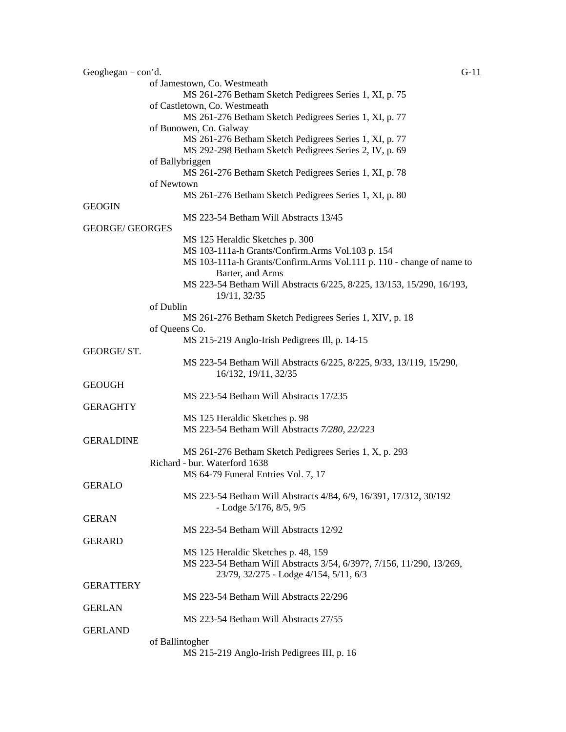Geoghegan – con'd.

of Jamestown, Co. Westmeath
- MS 261-276 Betham Sketch Pedigrees Series 1, XI, p. 75

of Castletown, Co. Westmeath
- MS 261-276 Betham Sketch Pedigrees Series 1, XI, p. 77

of Bunowen, Co. Galway
- MS 261-276 Betham Sketch Pedigrees Series 1, XI, p. 77
- MS 292-298 Betham Sketch Pedigrees Series 2, IV, p. 69

of Ballybriggen
- MS 261-276 Betham Sketch Pedigrees Series 1, XI, p. 78

of Newtown
- MS 261-276 Betham Sketch Pedigrees Series 1, XI, p. 80

GEOGIN
- MS 223-54 Betham Will Abstracts 13/45

GEORGE/ GEORGES
- MS 125 Heraldic Sketches p. 300
- MS 103-111a-h Grants/Confirm.Arms Vol.103 p. 154
- MS 103-111a-h Grants/Confirm.Arms Vol.111 p. 110 - change of name to Barter, and Arms
- MS 223-54 Betham Will Abstracts 6/225, 8/225, 13/153, 15/290, 16/193, 19/11, 32/35

of Dublin
- MS 261-276 Betham Sketch Pedigrees Series 1, XIV, p. 18

of Queens Co.
- MS 215-219 Anglo-Irish Pedigrees Ill, p. 14-15

GEORGE/ ST.
- MS 223-54 Betham Will Abstracts 6/225, 8/225, 9/33, 13/119, 15/290, 16/132, 19/11, 32/35

GEOUGH
- MS 223-54 Betham Will Abstracts 17/235

GERAGHTY
- MS 125 Heraldic Sketches p. 98
- MS 223-54 Betham Will Abstracts *7/280, 22/223*

GERALDINE
- MS 261-276 Betham Sketch Pedigrees Series 1, X, p. 293

Richard - bur. Waterford 1638
- MS 64-79 Funeral Entries Vol. 7, 17

GERALO
- MS 223-54 Betham Will Abstracts 4/84, 6/9, 16/391, 17/312, 30/192 - Lodge 5/176, 8/5, 9/5

GERAN
- MS 223-54 Betham Will Abstracts 12/92

GERARD
- MS 125 Heraldic Sketches p. 48, 159
- MS 223-54 Betham Will Abstracts 3/54, 6/397?, 7/156, 11/290, 13/269, 23/79, 32/275 - Lodge 4/154, 5/11, 6/3

GERATTERY
- MS 223-54 Betham Will Abstracts 22/296

GERLAN
- MS 223-54 Betham Will Abstracts 27/55

GERLAND

of Ballintogher
- MS 215-219 Anglo-Irish Pedigrees III, p. 16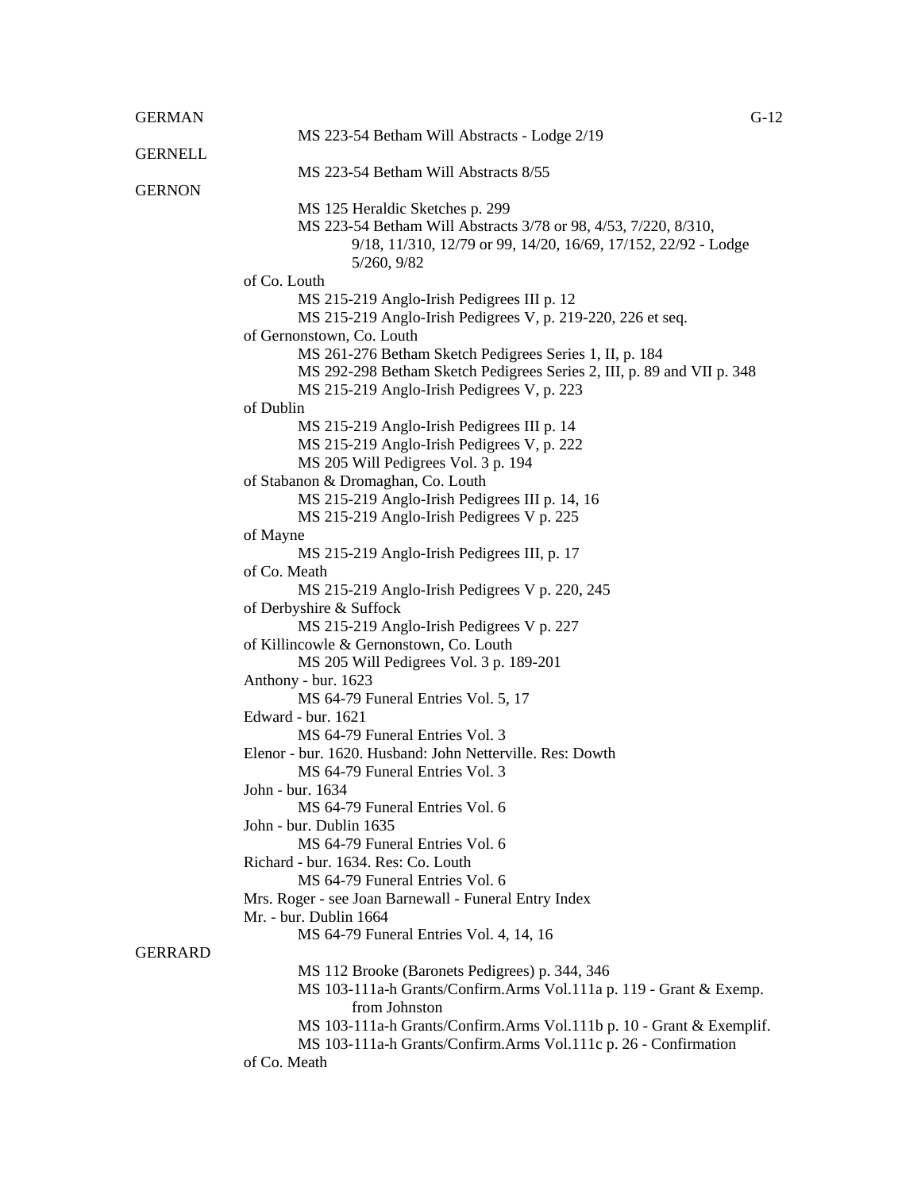GERMAN

MS 223-54 Betham Will Abstracts - Lodge 2/19

GERNELL

MS 223-54 Betham Will Abstracts 8/55

GERNON

MS 125 Heraldic Sketches p. 299
MS 223-54 Betham Will Abstracts 3/78 or 98, 4/53, 7/220, 8/310, 9/18, 11/310, 12/79 or 99, 14/20, 16/69, 17/152, 22/92 - Lodge 5/260, 9/82

of Co. Louth
MS 215-219 Anglo-Irish Pedigrees III p. 12
MS 215-219 Anglo-Irish Pedigrees V, p. 219-220, 226 et seq.

of Gernonstown, Co. Louth
MS 261-276 Betham Sketch Pedigrees Series 1, II, p. 184
MS 292-298 Betham Sketch Pedigrees Series 2, III, p. 89 and VII p. 348
MS 215-219 Anglo-Irish Pedigrees V, p. 223

of Dublin
MS 215-219 Anglo-Irish Pedigrees III p. 14
MS 215-219 Anglo-Irish Pedigrees V, p. 222
MS 205 Will Pedigrees Vol. 3 p. 194

of Stabanon & Dromaghan, Co. Louth
MS 215-219 Anglo-Irish Pedigrees III p. 14, 16
MS 215-219 Anglo-Irish Pedigrees V p. 225

of Mayne
MS 215-219 Anglo-Irish Pedigrees III, p. 17

of Co. Meath
MS 215-219 Anglo-Irish Pedigrees V p. 220, 245

of Derbyshire & Suffock
MS 215-219 Anglo-Irish Pedigrees V p. 227

of Killincowle & Gernonstown, Co. Louth
MS 205 Will Pedigrees Vol. 3 p. 189-201

Anthony - bur. 1623
MS 64-79 Funeral Entries Vol. 5, 17

Edward - bur. 1621
MS 64-79 Funeral Entries Vol. 3

Elenor - bur. 1620. Husband: John Netterville. Res: Dowth
MS 64-79 Funeral Entries Vol. 3

John - bur. 1634
MS 64-79 Funeral Entries Vol. 6

John - bur. Dublin 1635
MS 64-79 Funeral Entries Vol. 6

Richard - bur. 1634. Res: Co. Louth
MS 64-79 Funeral Entries Vol. 6

Mrs. Roger - see Joan Barnewall - Funeral Entry Index

Mr. - bur. Dublin 1664
MS 64-79 Funeral Entries Vol. 4, 14, 16

GERRARD

MS 112 Brooke (Baronets Pedigrees) p. 344, 346
MS 103-111a-h Grants/Confirm.Arms Vol.111a p. 119 - Grant & Exemp. from Johnston
MS 103-111a-h Grants/Confirm.Arms Vol.111b p. 10 - Grant & Exemplif.
MS 103-111a-h Grants/Confirm.Arms Vol.111c p. 26 - Confirmation

of Co. Meath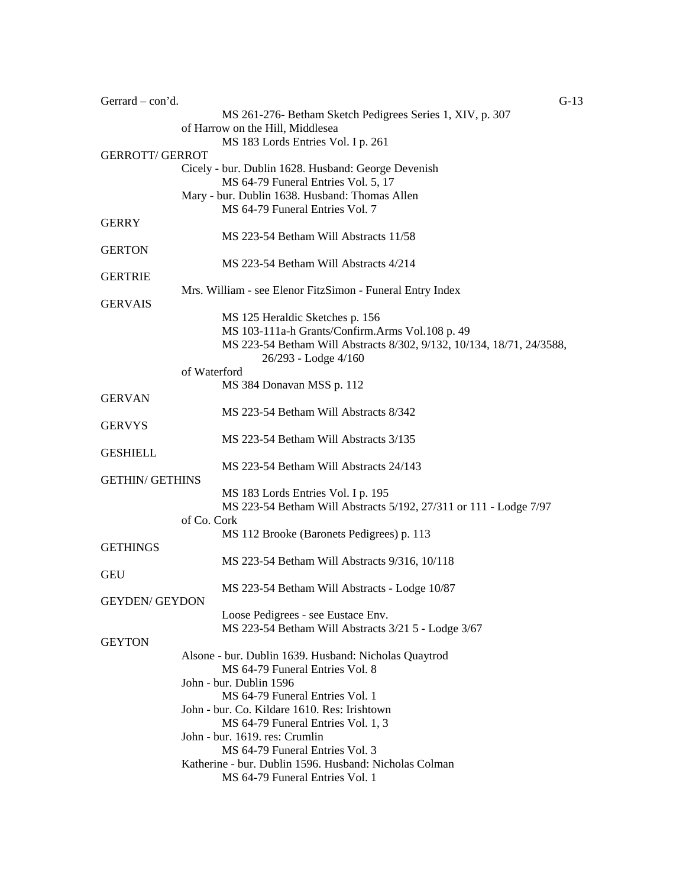Gerrard – con'd.

MS 261-276- Betham Sketch Pedigrees Series 1, XIV, p. 307

of Harrow on the Hill, Middlesea

MS 183 Lords Entries Vol. I p. 261

GERROTT/ GERROT

Cicely - bur. Dublin 1628. Husband: George Devenish

MS 64-79 Funeral Entries Vol. 5, 17

Mary - bur. Dublin 1638. Husband: Thomas Allen

MS 64-79 Funeral Entries Vol. 7

GERRY

MS 223-54 Betham Will Abstracts 11/58

GERTON

MS 223-54 Betham Will Abstracts 4/214

GERTRIE

Mrs. William - see Elenor FitzSimon - Funeral Entry Index

GERVAIS

MS 125 Heraldic Sketches p. 156

MS 103-111a-h Grants/Confirm.Arms Vol.108 p. 49

MS 223-54 Betham Will Abstracts 8/302, 9/132, 10/134, 18/71, 24/3588, 26/293 - Lodge 4/160

of Waterford

MS 384 Donavan MSS p. 112

GERVAN

MS 223-54 Betham Will Abstracts 8/342

GERVYS

MS 223-54 Betham Will Abstracts 3/135

GESHIELL

MS 223-54 Betham Will Abstracts 24/143

GETHIN/ GETHINS

MS 183 Lords Entries Vol. I p. 195

MS 223-54 Betham Will Abstracts 5/192, 27/311 or 111 - Lodge 7/97

of Co. Cork

MS 112 Brooke (Baronets Pedigrees) p. 113

GETHINGS

MS 223-54 Betham Will Abstracts 9/316, 10/118

GEU

MS 223-54 Betham Will Abstracts - Lodge 10/87

GEYDEN/ GEYDON

Loose Pedigrees - see Eustace Env.

MS 223-54 Betham Will Abstracts 3/21 5 - Lodge 3/67

GEYTON

Alsone - bur. Dublin 1639. Husband: Nicholas Quaytrod

MS 64-79 Funeral Entries Vol. 8

John - bur. Dublin 1596

MS 64-79 Funeral Entries Vol. 1

John - bur. Co. Kildare 1610. Res: Irishtown

MS 64-79 Funeral Entries Vol. 1, 3

John - bur. 1619. res: Crumlin

MS 64-79 Funeral Entries Vol. 3

Katherine - bur. Dublin 1596. Husband: Nicholas Colman

MS 64-79 Funeral Entries Vol. 1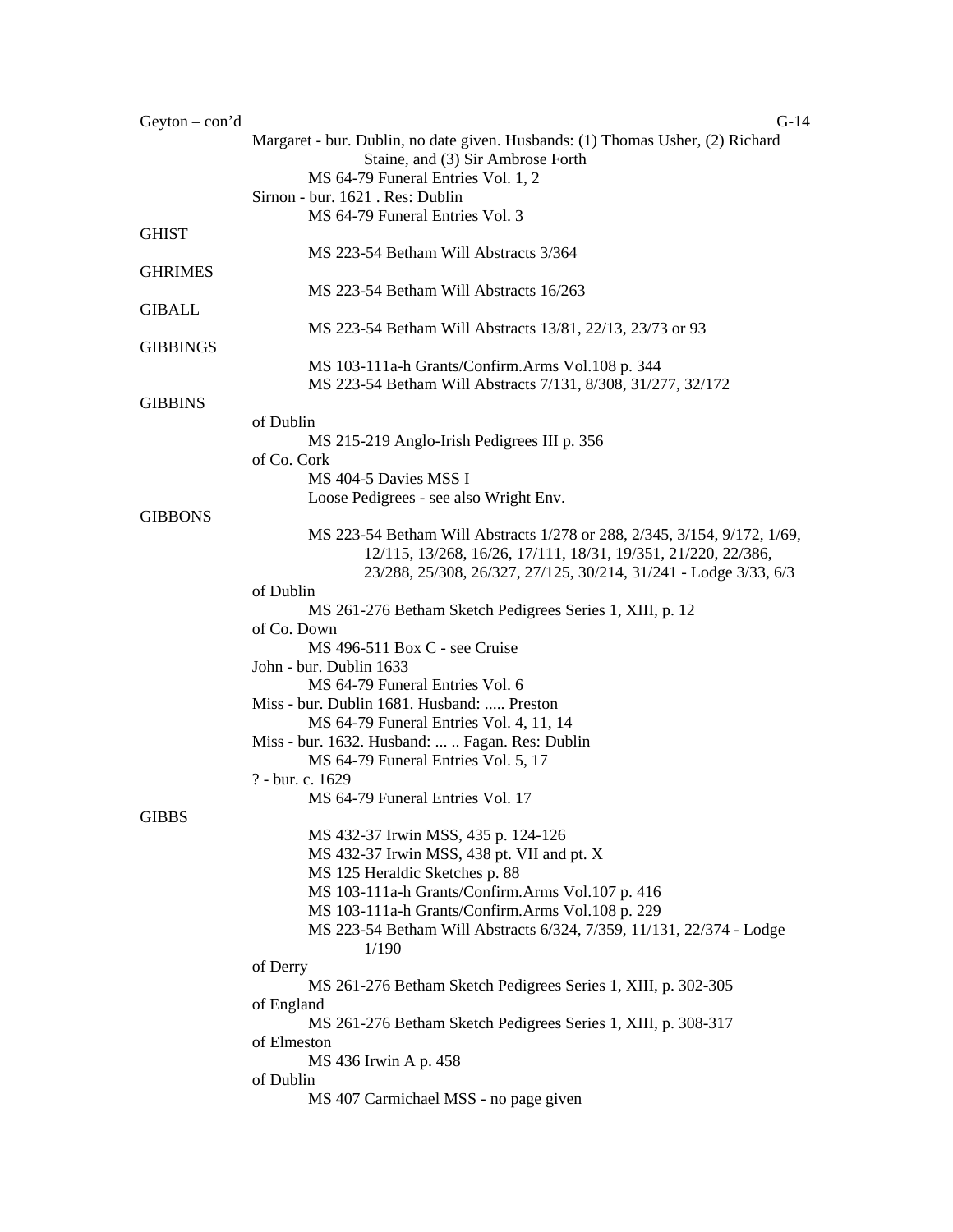Geyton – con'd

Margaret - bur. Dublin, no date given. Husbands: (1) Thomas Usher, (2) Richard Staine, and (3) Sir Ambrose Forth
  MS 64-79 Funeral Entries Vol. 1, 2

Sirnon - bur. 1621 . Res: Dublin
  MS 64-79 Funeral Entries Vol. 3

GHIST
  MS 223-54 Betham Will Abstracts 3/364

GHRIMES
  MS 223-54 Betham Will Abstracts 16/263

GIBALL
  MS 223-54 Betham Will Abstracts 13/81, 22/13, 23/73 or 93

GIBBINGS
  MS 103-111a-h Grants/Confirm.Arms Vol.108 p. 344
  MS 223-54 Betham Will Abstracts 7/131, 8/308, 31/277, 32/172

GIBBINS

of Dublin
  MS 215-219 Anglo-Irish Pedigrees III p. 356

of Co. Cork
  MS 404-5 Davies MSS I
  Loose Pedigrees - see also Wright Env.

GIBBONS
  MS 223-54 Betham Will Abstracts 1/278 or 288, 2/345, 3/154, 9/172, 1/69, 12/115, 13/268, 16/26, 17/111, 18/31, 19/351, 21/220, 22/386, 23/288, 25/308, 26/327, 27/125, 30/214, 31/241 - Lodge 3/33, 6/3

of Dublin
  MS 261-276 Betham Sketch Pedigrees Series 1, XIII, p. 12

of Co. Down
  MS 496-511 Box C - see Cruise

John - bur. Dublin 1633
  MS 64-79 Funeral Entries Vol. 6

Miss - bur. Dublin 1681. Husband: ..... Preston
  MS 64-79 Funeral Entries Vol. 4, 11, 14

Miss - bur. 1632. Husband: ... .. Fagan. Res: Dublin
  MS 64-79 Funeral Entries Vol. 5, 17

? - bur. c. 1629
  MS 64-79 Funeral Entries Vol. 17

GIBBS
  MS 432-37 Irwin MSS, 435 p. 124-126
  MS 432-37 Irwin MSS, 438 pt. VII and pt. X
  MS 125 Heraldic Sketches p. 88
  MS 103-111a-h Grants/Confirm.Arms Vol.107 p. 416
  MS 103-111a-h Grants/Confirm.Arms Vol.108 p. 229
  MS 223-54 Betham Will Abstracts 6/324, 7/359, 11/131, 22/374 - Lodge 1/190

of Derry
  MS 261-276 Betham Sketch Pedigrees Series 1, XIII, p. 302-305

of England
  MS 261-276 Betham Sketch Pedigrees Series 1, XIII, p. 308-317

of Elmeston
  MS 436 Irwin A p. 458

of Dublin
  MS 407 Carmichael MSS - no page given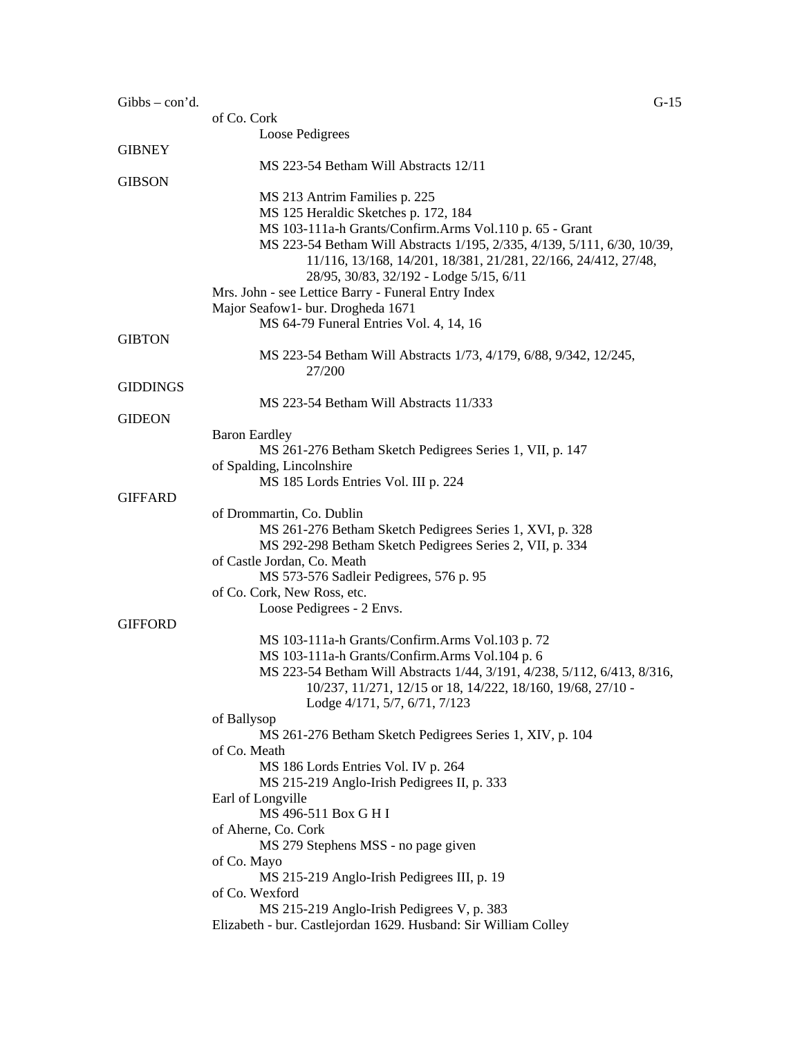Gibbs – con'd.

of Co. Cork

Loose Pedigrees

GIBNEY

MS 223-54 Betham Will Abstracts 12/11

GIBSON

MS 213 Antrim Families p. 225
MS 125 Heraldic Sketches p. 172, 184
MS 103-111a-h Grants/Confirm.Arms Vol.110 p. 65 - Grant
MS 223-54 Betham Will Abstracts 1/195, 2/335, 4/139, 5/111, 6/30, 10/39, 11/116, 13/168, 14/201, 18/381, 21/281, 22/166, 24/412, 27/48, 28/95, 30/83, 32/192 - Lodge 5/15, 6/11

Mrs. John - see Lettice Barry - Funeral Entry Index

Major Seafow1- bur. Drogheda 1671

MS 64-79 Funeral Entries Vol. 4, 14, 16

GIBTON

MS 223-54 Betham Will Abstracts 1/73, 4/179, 6/88, 9/342, 12/245, 27/200

GIDDINGS

MS 223-54 Betham Will Abstracts 11/333

GIDEON

Baron Eardley

MS 261-276 Betham Sketch Pedigrees Series 1, VII, p. 147

of Spalding, Lincolnshire

MS 185 Lords Entries Vol. III p. 224

GIFFARD

of Drommartin, Co. Dublin

MS 261-276 Betham Sketch Pedigrees Series 1, XVI, p. 328
MS 292-298 Betham Sketch Pedigrees Series 2, VII, p. 334

of Castle Jordan, Co. Meath

MS 573-576 Sadleir Pedigrees, 576 p. 95

of Co. Cork, New Ross, etc.

Loose Pedigrees - 2 Envs.

GIFFORD

MS 103-111a-h Grants/Confirm.Arms Vol.103 p. 72
MS 103-111a-h Grants/Confirm.Arms Vol.104 p. 6
MS 223-54 Betham Will Abstracts 1/44, 3/191, 4/238, 5/112, 6/413, 8/316, 10/237, 11/271, 12/15 or 18, 14/222, 18/160, 19/68, 27/10 - Lodge 4/171, 5/7, 6/71, 7/123

of Ballysop

MS 261-276 Betham Sketch Pedigrees Series 1, XIV, p. 104

of Co. Meath

MS 186 Lords Entries Vol. IV p. 264
MS 215-219 Anglo-Irish Pedigrees II, p. 333

Earl of Longville

MS 496-511 Box G H I

of Aherne, Co. Cork

MS 279 Stephens MSS - no page given

of Co. Mayo

MS 215-219 Anglo-Irish Pedigrees III, p. 19

of Co. Wexford

MS 215-219 Anglo-Irish Pedigrees V, p. 383

Elizabeth - bur. Castlejordan 1629. Husband: Sir William Colley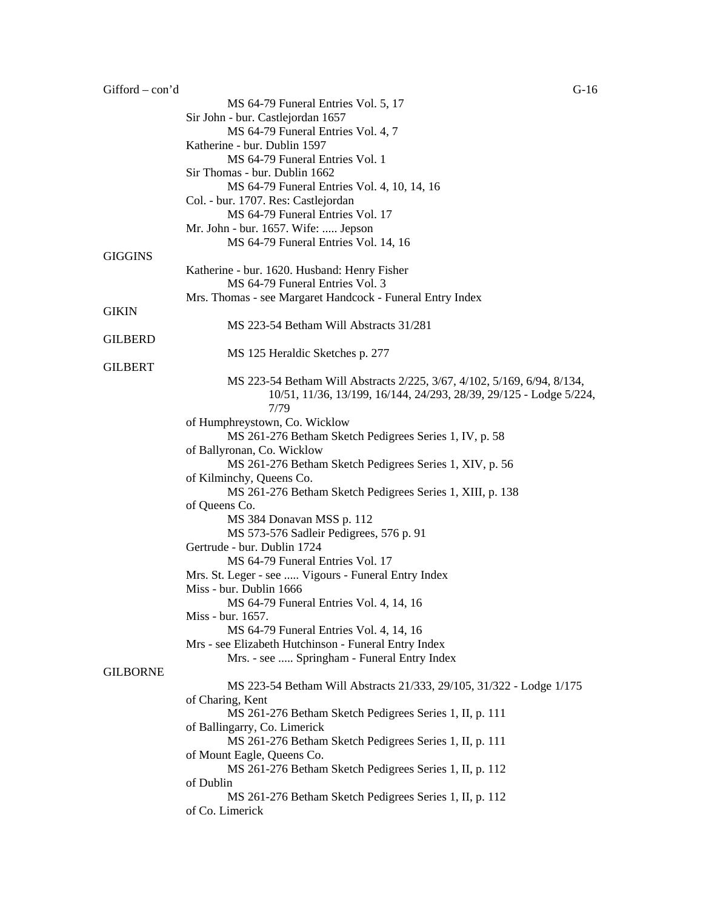Gifford – con'd

MS 64-79 Funeral Entries Vol. 5, 17

Sir John - bur. Castlejordan 1657

MS 64-79 Funeral Entries Vol. 4, 7

Katherine - bur. Dublin 1597

MS 64-79 Funeral Entries Vol. 1

Sir Thomas - bur. Dublin 1662

MS 64-79 Funeral Entries Vol. 4, 10, 14, 16

Col. - bur. 1707. Res: Castlejordan

MS 64-79 Funeral Entries Vol. 17

Mr. John - bur. 1657. Wife: ..... Jepson

MS 64-79 Funeral Entries Vol. 14, 16

GIGGINS

Katherine - bur. 1620. Husband: Henry Fisher

MS 64-79 Funeral Entries Vol. 3

Mrs. Thomas - see Margaret Handcock - Funeral Entry Index

GIKIN

MS 223-54 Betham Will Abstracts 31/281

GILBERD

MS 125 Heraldic Sketches p. 277

GILBERT

MS 223-54 Betham Will Abstracts 2/225, 3/67, 4/102, 5/169, 6/94, 8/134, 10/51, 11/36, 13/199, 16/144, 24/293, 28/39, 29/125 - Lodge 5/224, 7/79

of Humphreystown, Co. Wicklow

MS 261-276 Betham Sketch Pedigrees Series 1, IV, p. 58

of Ballyronan, Co. Wicklow

MS 261-276 Betham Sketch Pedigrees Series 1, XIV, p. 56

of Kilminchy, Queens Co.

MS 261-276 Betham Sketch Pedigrees Series 1, XIII, p. 138

of Queens Co.

MS 384 Donavan MSS p. 112

MS 573-576 Sadleir Pedigrees, 576 p. 91

Gertrude - bur. Dublin 1724

MS 64-79 Funeral Entries Vol. 17

Mrs. St. Leger - see ..... Vigours - Funeral Entry Index

Miss - bur. Dublin 1666

MS 64-79 Funeral Entries Vol. 4, 14, 16

Miss - bur. 1657.

MS 64-79 Funeral Entries Vol. 4, 14, 16

Mrs - see Elizabeth Hutchinson - Funeral Entry Index

Mrs. - see ..... Springham - Funeral Entry Index

GILBORNE

MS 223-54 Betham Will Abstracts 21/333, 29/105, 31/322 - Lodge 1/175

of Charing, Kent

MS 261-276 Betham Sketch Pedigrees Series 1, II, p. 111

of Ballingarry, Co. Limerick

MS 261-276 Betham Sketch Pedigrees Series 1, II, p. 111

of Mount Eagle, Queens Co.

MS 261-276 Betham Sketch Pedigrees Series 1, II, p. 112

of Dublin

MS 261-276 Betham Sketch Pedigrees Series 1, II, p. 112

of Co. Limerick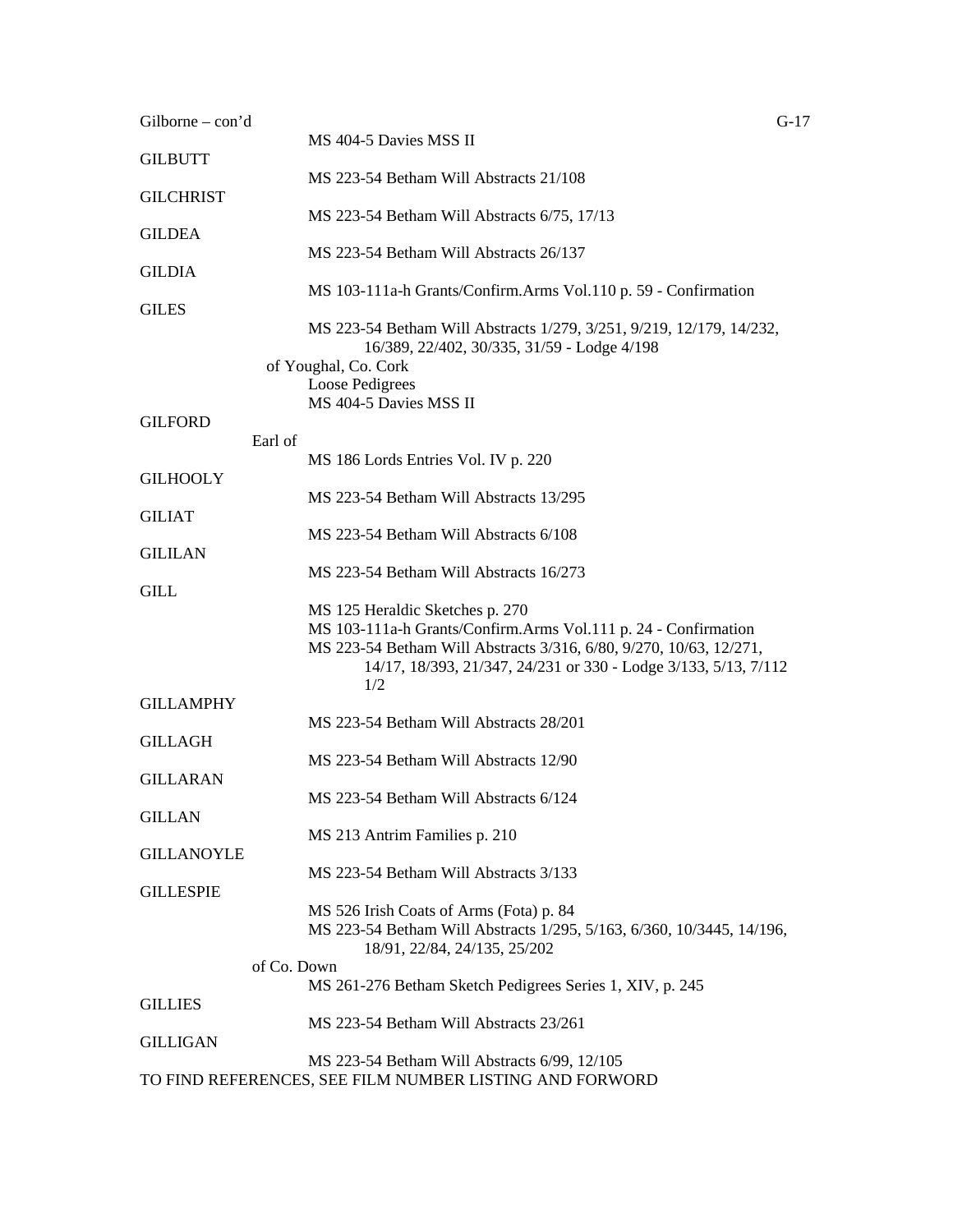Gilborne – con'd

MS 404-5 Davies MSS II

GILBUTT

MS 223-54 Betham Will Abstracts 21/108

GILCHRIST

MS 223-54 Betham Will Abstracts 6/75, 17/13

GILDEA

MS 223-54 Betham Will Abstracts 26/137

GILDIA

MS 103-111a-h Grants/Confirm.Arms Vol.110 p. 59 - Confirmation

GILES

MS 223-54 Betham Will Abstracts 1/279, 3/251, 9/219, 12/179, 14/232, 16/389, 22/402, 30/335, 31/59 - Lodge 4/198

of Youghal, Co. Cork

Loose Pedigrees

MS 404-5 Davies MSS II

GILFORD

Earl of

MS 186 Lords Entries Vol. IV p. 220

GILHOOLY

MS 223-54 Betham Will Abstracts 13/295

GILIAT

MS 223-54 Betham Will Abstracts 6/108

GILILAN

MS 223-54 Betham Will Abstracts 16/273

GILL

MS 125 Heraldic Sketches p. 270

MS 103-111a-h Grants/Confirm.Arms Vol.111 p. 24 - Confirmation

MS 223-54 Betham Will Abstracts 3/316, 6/80, 9/270, 10/63, 12/271, 14/17, 18/393, 21/347, 24/231 or 330 - Lodge 3/133, 5/13, 7/112 1/2

GILLAMPHY

MS 223-54 Betham Will Abstracts 28/201

GILLAGH

MS 223-54 Betham Will Abstracts 12/90

GILLARAN

MS 223-54 Betham Will Abstracts 6/124

GILLAN

MS 213 Antrim Families p. 210

GILLANOYLE

MS 223-54 Betham Will Abstracts 3/133

GILLESPIE

MS 526 Irish Coats of Arms (Fota) p. 84

MS 223-54 Betham Will Abstracts 1/295, 5/163, 6/360, 10/3445, 14/196, 18/91, 22/84, 24/135, 25/202

of Co. Down

MS 261-276 Betham Sketch Pedigrees Series 1, XIV, p. 245

GILLIES

MS 223-54 Betham Will Abstracts 23/261

GILLIGAN

MS 223-54 Betham Will Abstracts 6/99, 12/105

TO FIND REFERENCES, SEE FILM NUMBER LISTING AND FORWORD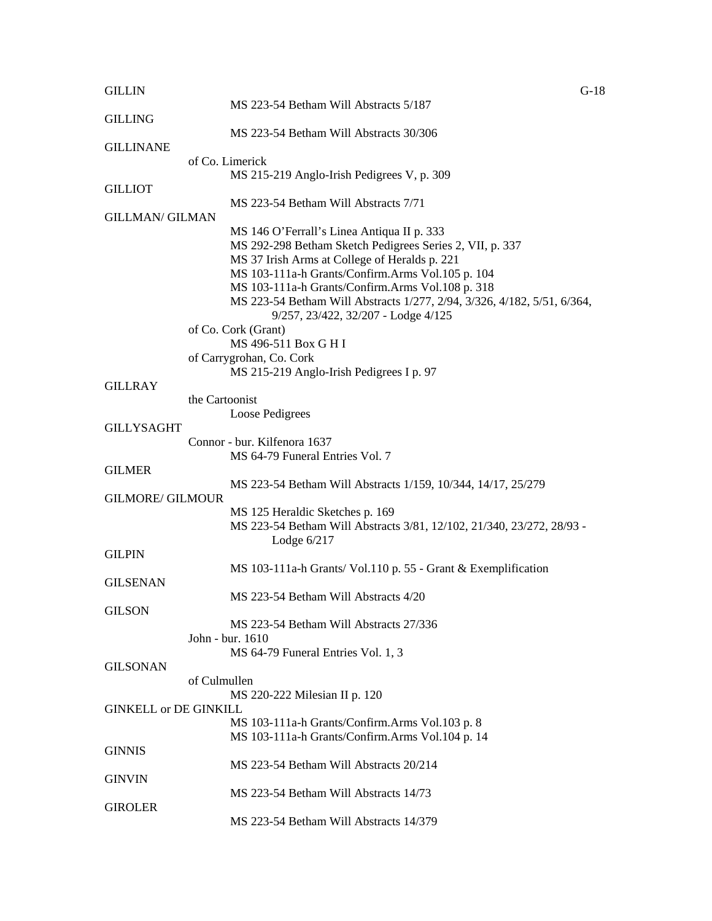GILLIN

MS 223-54 Betham Will Abstracts 5/187

GILLING

MS 223-54 Betham Will Abstracts 30/306

GILLINANE

of Co. Limerick

MS 215-219 Anglo-Irish Pedigrees V, p. 309

GILLIOT

MS 223-54 Betham Will Abstracts 7/71

GILLMAN/ GILMAN

MS 146 O'Ferrall's Linea Antiqua II p. 333
MS 292-298 Betham Sketch Pedigrees Series 2, VII, p. 337
MS 37 Irish Arms at College of Heralds p. 221
MS 103-111a-h Grants/Confirm.Arms Vol.105 p. 104
MS 103-111a-h Grants/Confirm.Arms Vol.108 p. 318
MS 223-54 Betham Will Abstracts 1/277, 2/94, 3/326, 4/182, 5/51, 6/364, 9/257, 23/422, 32/207 - Lodge 4/125

of Co. Cork (Grant)

MS 496-511 Box G H I

of Carrygrohan, Co. Cork

MS 215-219 Anglo-Irish Pedigrees I p. 97

GILLRAY

the Cartoonist

Loose Pedigrees

GILLYSAGHT

Connor - bur. Kilfenora 1637

MS 64-79 Funeral Entries Vol. 7

GILMER

MS 223-54 Betham Will Abstracts 1/159, 10/344, 14/17, 25/279

GILMORE/ GILMOUR

MS 125 Heraldic Sketches p. 169
MS 223-54 Betham Will Abstracts 3/81, 12/102, 21/340, 23/272, 28/93 - Lodge 6/217

GILPIN

MS 103-111a-h Grants/ Vol.110 p. 55 - Grant & Exemplification

GILSENAN

MS 223-54 Betham Will Abstracts 4/20

GILSON

MS 223-54 Betham Will Abstracts 27/336

John - bur. 1610

MS 64-79 Funeral Entries Vol. 1, 3

GILSONAN

of Culmullen

MS 220-222 Milesian II p. 120

GINKELL or DE GINKILL

MS 103-111a-h Grants/Confirm.Arms Vol.103 p. 8
MS 103-111a-h Grants/Confirm.Arms Vol.104 p. 14

GINNIS

MS 223-54 Betham Will Abstracts 20/214

GINVIN

MS 223-54 Betham Will Abstracts 14/73

GIROLER

MS 223-54 Betham Will Abstracts 14/379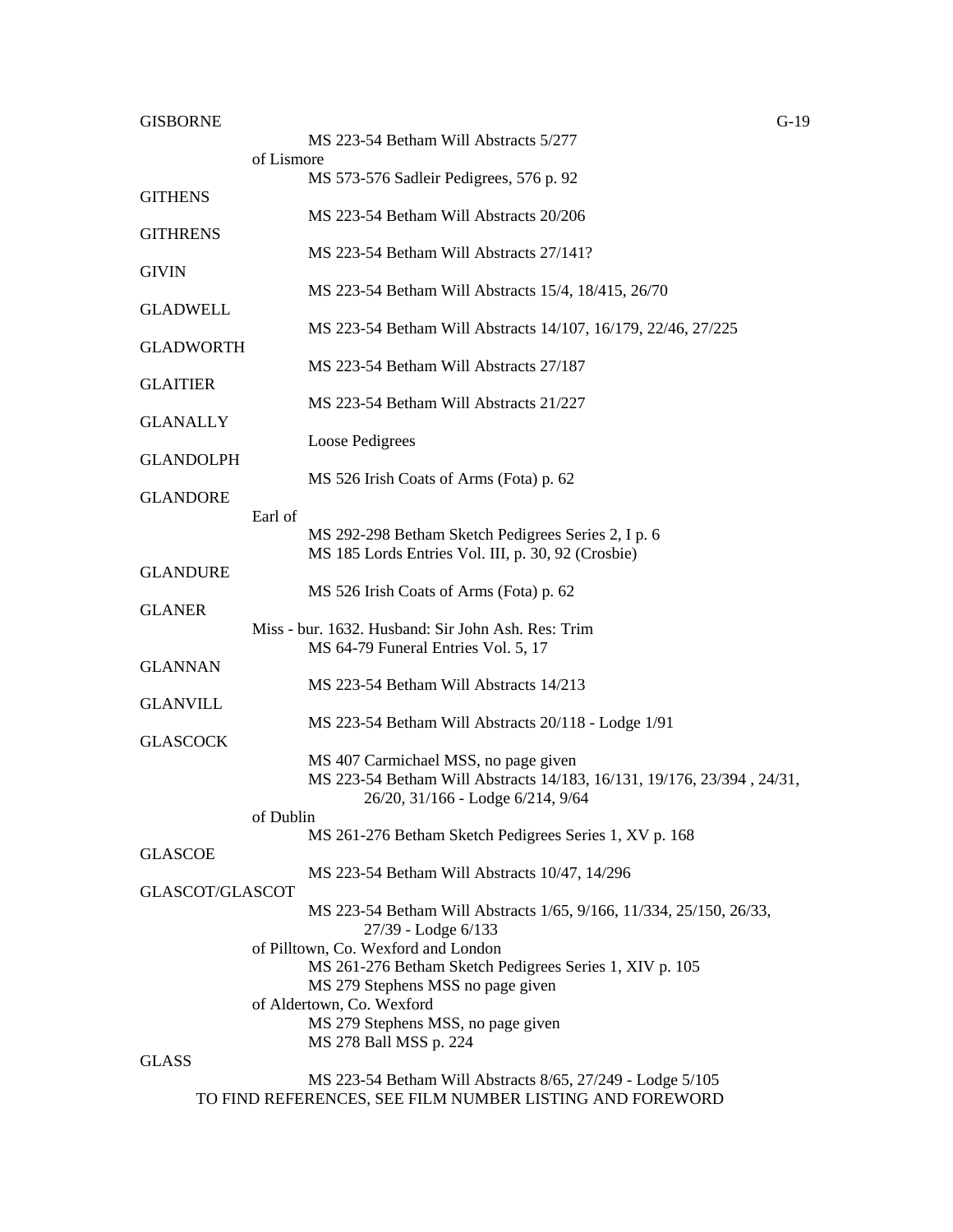GISBORNE

MS 223-54 Betham Will Abstracts 5/277

of Lismore

MS 573-576 Sadleir Pedigrees, 576 p. 92

GITHENS

MS 223-54 Betham Will Abstracts 20/206

GITHRENS

MS 223-54 Betham Will Abstracts 27/141?

GIVIN

MS 223-54 Betham Will Abstracts 15/4, 18/415, 26/70

GLADWELL

MS 223-54 Betham Will Abstracts 14/107, 16/179, 22/46, 27/225

GLADWORTH

MS 223-54 Betham Will Abstracts 27/187

GLAITIER

MS 223-54 Betham Will Abstracts 21/227

GLANALLY

Loose Pedigrees

GLANDOLPH

MS 526 Irish Coats of Arms (Fota) p. 62

GLANDORE

Earl of

MS 292-298 Betham Sketch Pedigrees Series 2, I p. 6
MS 185 Lords Entries Vol. III, p. 30, 92 (Crosbie)

GLANDURE

MS 526 Irish Coats of Arms (Fota) p. 62

GLANER

Miss - bur. 1632. Husband: Sir John Ash. Res: Trim

MS 64-79 Funeral Entries Vol. 5, 17

GLANNAN

MS 223-54 Betham Will Abstracts 14/213

GLANVILL

MS 223-54 Betham Will Abstracts 20/118 - Lodge 1/91

GLASCOCK

MS 407 Carmichael MSS, no page given
MS 223-54 Betham Will Abstracts 14/183, 16/131, 19/176, 23/394 , 24/31, 26/20, 31/166 - Lodge 6/214, 9/64

of Dublin

MS 261-276 Betham Sketch Pedigrees Series 1, XV p. 168

GLASCOE

MS 223-54 Betham Will Abstracts 10/47, 14/296

GLASCOT/GLASCOT

MS 223-54 Betham Will Abstracts 1/65, 9/166, 11/334, 25/150, 26/33, 27/39 - Lodge 6/133

of Pilltown, Co. Wexford and London

MS 261-276 Betham Sketch Pedigrees Series 1, XIV p. 105
MS 279 Stephens MSS no page given

of Aldertown, Co. Wexford

MS 279 Stephens MSS, no page given
MS 278 Ball MSS p. 224

GLASS

MS 223-54 Betham Will Abstracts 8/65, 27/249 - Lodge 5/105

TO FIND REFERENCES, SEE FILM NUMBER LISTING AND FOREWORD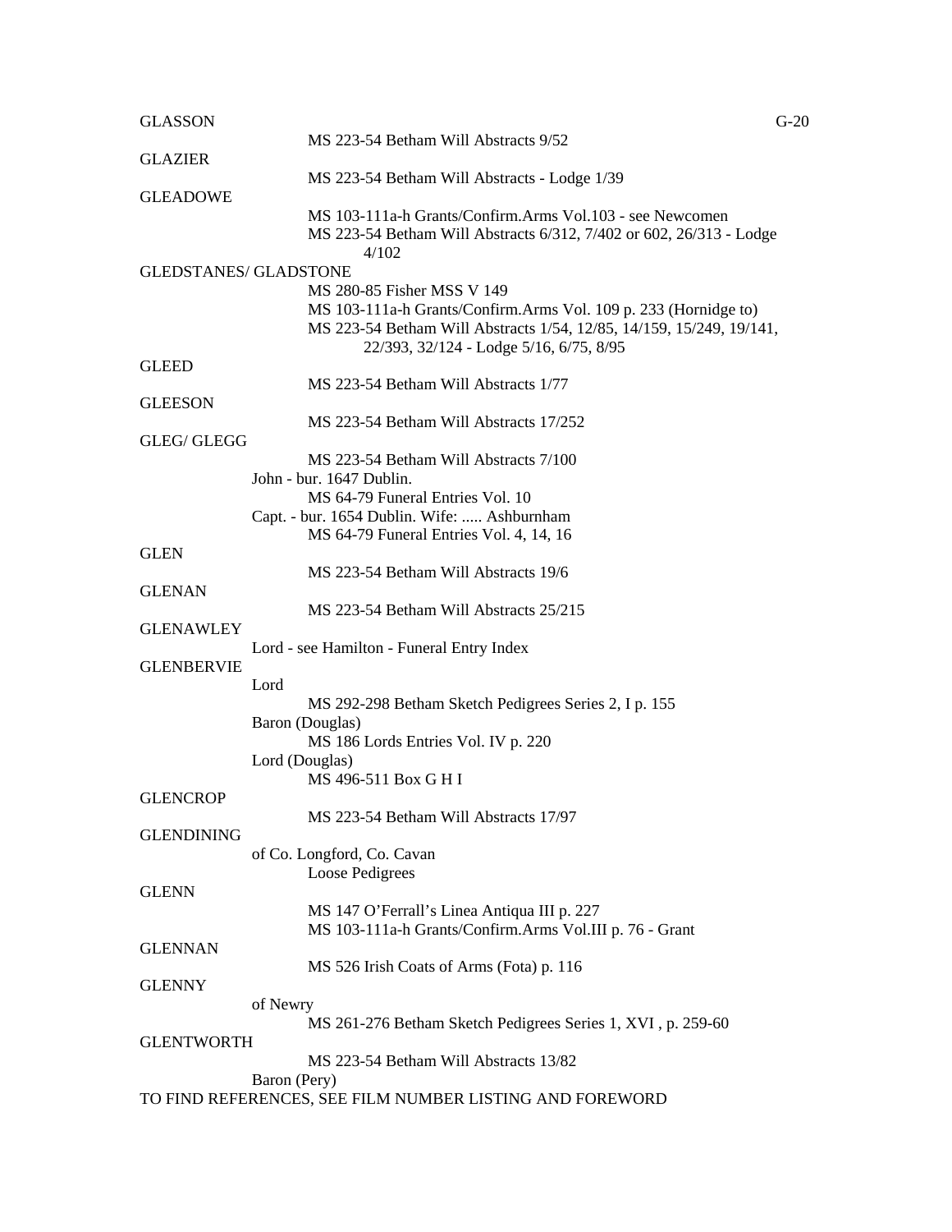GLASSON
    MS 223-54 Betham Will Abstracts 9/52

GLAZIER
    MS 223-54 Betham Will Abstracts - Lodge 1/39

GLEADOWE
    MS 103-111a-h Grants/Confirm.Arms Vol.103 - see Newcomen
    MS 223-54 Betham Will Abstracts 6/312, 7/402 or 602, 26/313 - Lodge 4/102

GLEDSTANES/ GLADSTONE
    MS 280-85 Fisher MSS V 149
    MS 103-111a-h Grants/Confirm.Arms Vol. 109 p. 233 (Hornidge to)
    MS 223-54 Betham Will Abstracts 1/54, 12/85, 14/159, 15/249, 19/141, 22/393, 32/124 - Lodge 5/16, 6/75, 8/95

GLEED
    MS 223-54 Betham Will Abstracts 1/77

GLEESON
    MS 223-54 Betham Will Abstracts 17/252

GLEG/ GLEGG
    MS 223-54 Betham Will Abstracts 7/100
  John - bur. 1647 Dublin.
    MS 64-79 Funeral Entries Vol. 10
  Capt. - bur. 1654 Dublin. Wife: ..... Ashburnham
    MS 64-79 Funeral Entries Vol. 4, 14, 16

GLEN
    MS 223-54 Betham Will Abstracts 19/6

GLENAN
    MS 223-54 Betham Will Abstracts 25/215

GLENAWLEY
  Lord - see Hamilton - Funeral Entry Index

GLENBERVIE
  Lord
    MS 292-298 Betham Sketch Pedigrees Series 2, I p. 155
  Baron (Douglas)
    MS 186 Lords Entries Vol. IV p. 220
  Lord (Douglas)
    MS 496-511 Box G H I

GLENCROP
    MS 223-54 Betham Will Abstracts 17/97

GLENDINING
  of Co. Longford, Co. Cavan
    Loose Pedigrees

GLENN
    MS 147 O'Ferrall's Linea Antiqua III p. 227
    MS 103-111a-h Grants/Confirm.Arms Vol.III p. 76 - Grant

GLENNAN
    MS 526 Irish Coats of Arms (Fota) p. 116

GLENNY
  of Newry
    MS 261-276 Betham Sketch Pedigrees Series 1, XVI , p. 259-60

GLENTWORTH
    MS 223-54 Betham Will Abstracts 13/82
  Baron (Pery)

TO FIND REFERENCES, SEE FILM NUMBER LISTING AND FOREWORD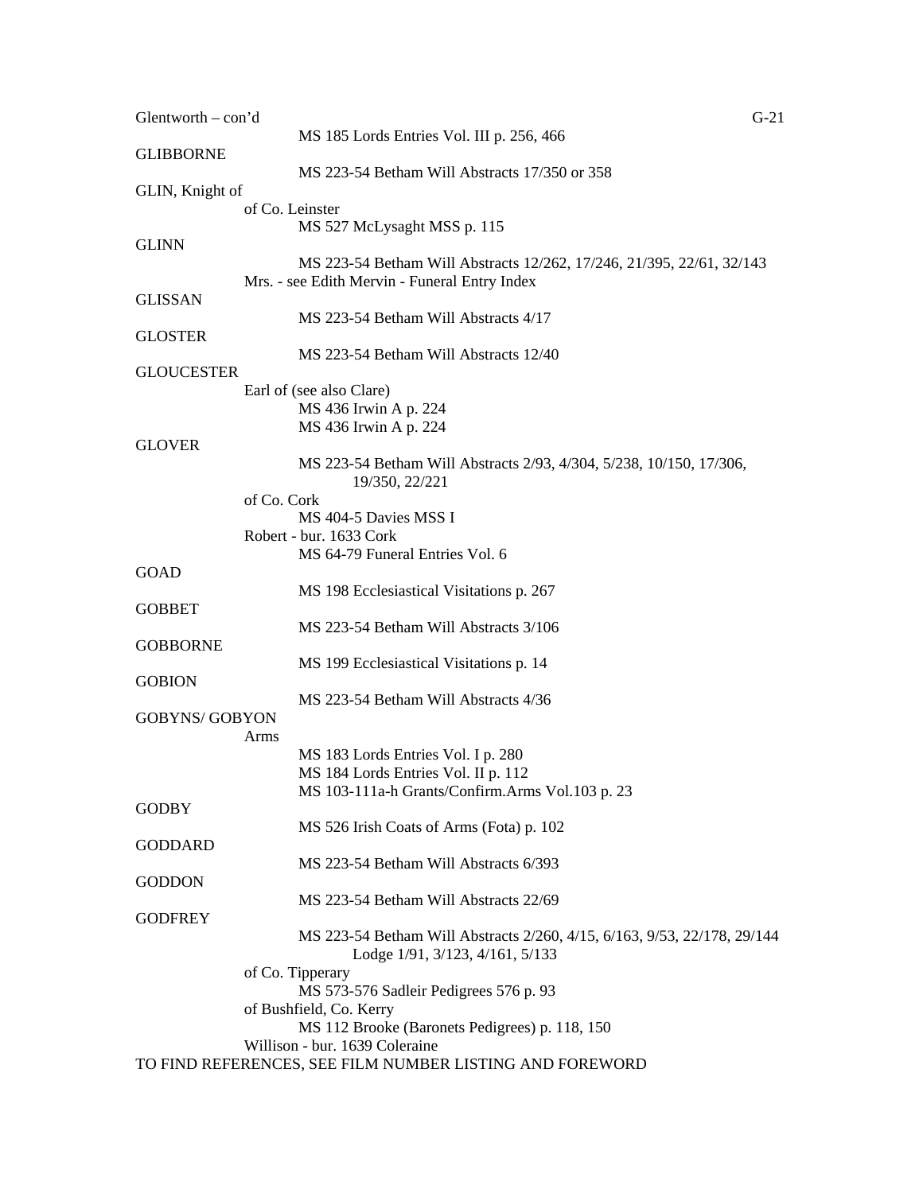Glentworth – con'd

MS 185 Lords Entries Vol. III p. 256, 466

GLIBBORNE

MS 223-54 Betham Will Abstracts 17/350 or 358

GLIN, Knight of

of Co. Leinster

MS 527 McLysaght MSS p. 115

GLINN

MS 223-54 Betham Will Abstracts 12/262, 17/246, 21/395, 22/61, 32/143

Mrs. - see Edith Mervin - Funeral Entry Index

GLISSAN

MS 223-54 Betham Will Abstracts 4/17

GLOSTER

MS 223-54 Betham Will Abstracts 12/40

GLOUCESTER

Earl of (see also Clare)

MS 436 Irwin A p. 224

MS 436 Irwin A p. 224

GLOVER

MS 223-54 Betham Will Abstracts 2/93, 4/304, 5/238, 10/150, 17/306, 19/350, 22/221

of Co. Cork

MS 404-5 Davies MSS I

Robert - bur. 1633 Cork

MS 64-79 Funeral Entries Vol. 6

GOAD

MS 198 Ecclesiastical Visitations p. 267

GOBBET

MS 223-54 Betham Will Abstracts 3/106

GOBBORNE

MS 199 Ecclesiastical Visitations p. 14

GOBION

MS 223-54 Betham Will Abstracts 4/36

GOBYNS/ GOBYON

Arms

MS 183 Lords Entries Vol. I p. 280

MS 184 Lords Entries Vol. II p. 112

MS 103-111a-h Grants/Confirm.Arms Vol.103 p. 23

GODBY

MS 526 Irish Coats of Arms (Fota) p. 102

GODDARD

MS 223-54 Betham Will Abstracts 6/393

GODDON

MS 223-54 Betham Will Abstracts 22/69

GODFREY

MS 223-54 Betham Will Abstracts 2/260, 4/15, 6/163, 9/53, 22/178, 29/144 Lodge 1/91, 3/123, 4/161, 5/133

of Co. Tipperary

MS 573-576 Sadleir Pedigrees 576 p. 93

of Bushfield, Co. Kerry

MS 112 Brooke (Baronets Pedigrees) p. 118, 150

Willison - bur. 1639 Coleraine

TO FIND REFERENCES, SEE FILM NUMBER LISTING AND FOREWORD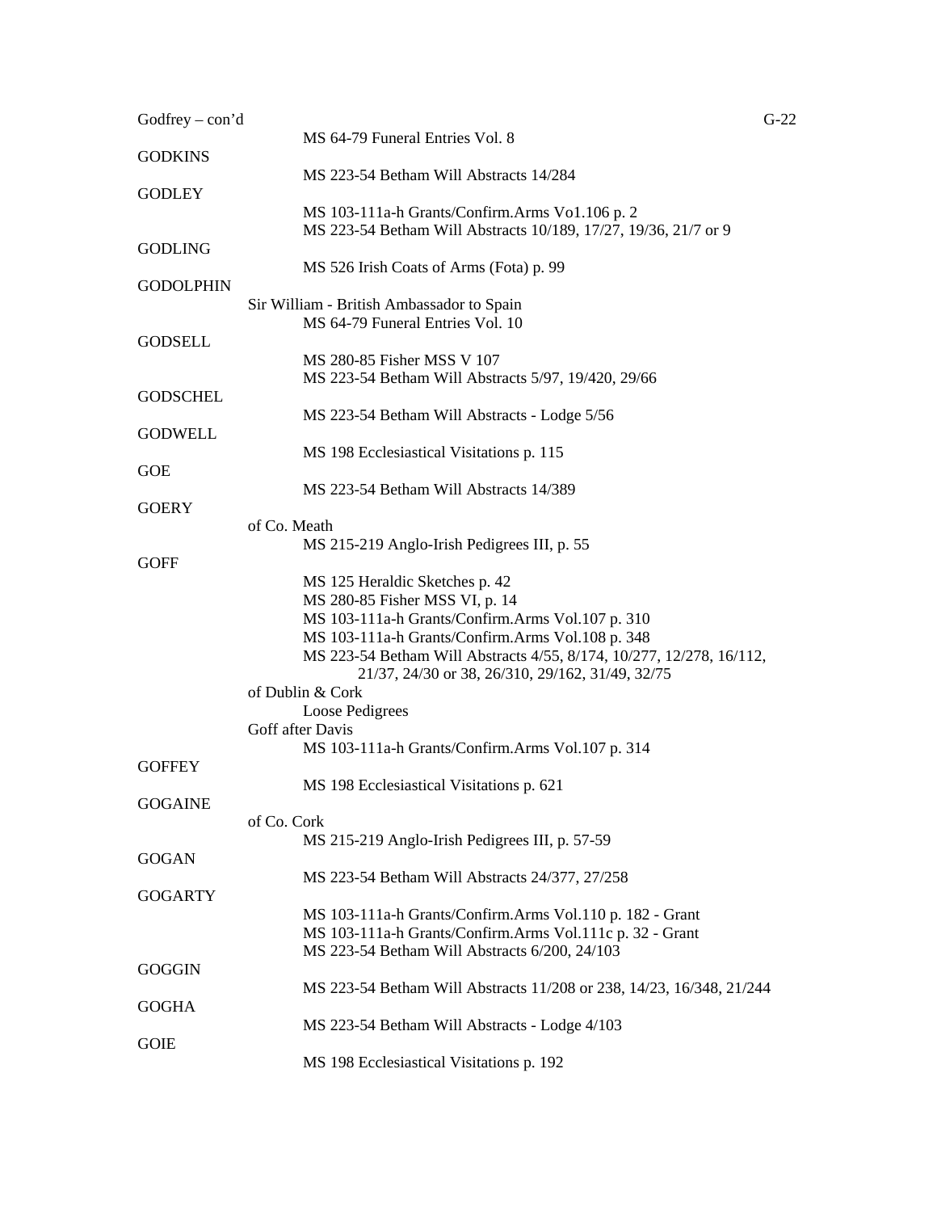Godfrey – con'd

MS 64-79 Funeral Entries Vol. 8

GODKINS

MS 223-54 Betham Will Abstracts 14/284

GODLEY

MS 103-111a-h Grants/Confirm.Arms Vo1.106 p. 2
MS 223-54 Betham Will Abstracts 10/189, 17/27, 19/36, 21/7 or 9

GODLING

MS 526 Irish Coats of Arms (Fota) p. 99

GODOLPHIN

Sir William - British Ambassador to Spain
MS 64-79 Funeral Entries Vol. 10

GODSELL

MS 280-85 Fisher MSS V 107
MS 223-54 Betham Will Abstracts 5/97, 19/420, 29/66

GODSCHEL

MS 223-54 Betham Will Abstracts - Lodge 5/56

GODWELL

MS 198 Ecclesiastical Visitations p. 115

GOE

MS 223-54 Betham Will Abstracts 14/389

GOERY

of Co. Meath
MS 215-219 Anglo-Irish Pedigrees III, p. 55

GOFF

MS 125 Heraldic Sketches p. 42
MS 280-85 Fisher MSS VI, p. 14
MS 103-111a-h Grants/Confirm.Arms Vol.107 p. 310
MS 103-111a-h Grants/Confirm.Arms Vol.108 p. 348
MS 223-54 Betham Will Abstracts 4/55, 8/174, 10/277, 12/278, 16/112, 21/37, 24/30 or 38, 26/310, 29/162, 31/49, 32/75

of Dublin & Cork
Loose Pedigrees

Goff after Davis
MS 103-111a-h Grants/Confirm.Arms Vol.107 p. 314

GOFFEY

MS 198 Ecclesiastical Visitations p. 621

GOGAINE

of Co. Cork
MS 215-219 Anglo-Irish Pedigrees III, p. 57-59

GOGAN

MS 223-54 Betham Will Abstracts 24/377, 27/258

GOGARTY

MS 103-111a-h Grants/Confirm.Arms Vol.110 p. 182 - Grant
MS 103-111a-h Grants/Confirm.Arms Vol.111c p. 32 - Grant
MS 223-54 Betham Will Abstracts 6/200, 24/103

GOGGIN

MS 223-54 Betham Will Abstracts 11/208 or 238, 14/23, 16/348, 21/244

GOGHA

MS 223-54 Betham Will Abstracts - Lodge 4/103

GOIE

MS 198 Ecclesiastical Visitations p. 192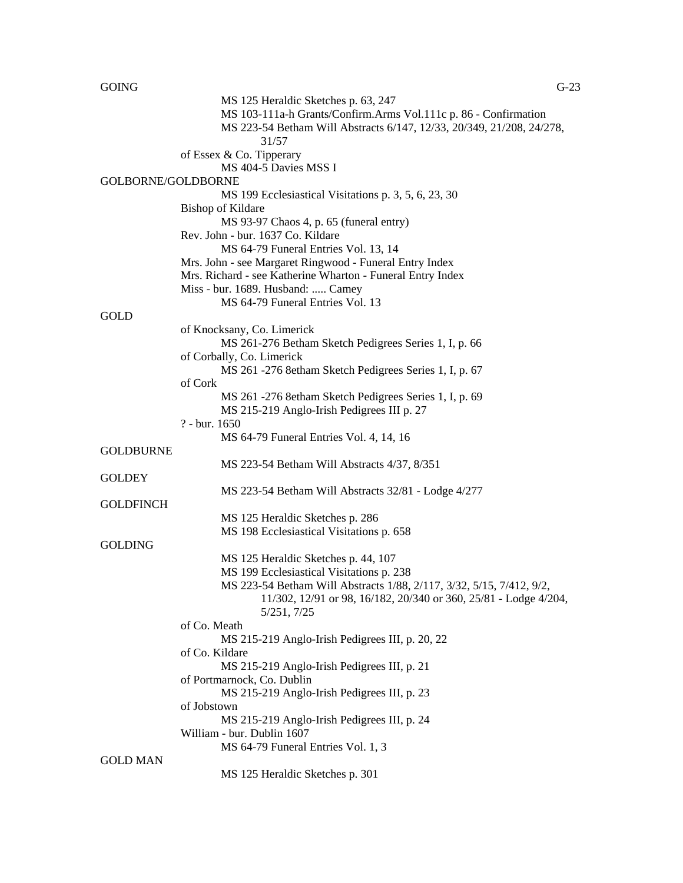GOING

MS 125 Heraldic Sketches p. 63, 247
MS 103-111a-h Grants/Confirm.Arms Vol.111c p. 86 - Confirmation
MS 223-54 Betham Will Abstracts 6/147, 12/33, 20/349, 21/208, 24/278, 31/57

of Essex & Co. Tipperary
MS 404-5 Davies MSS I

GOLBORNE/GOLDBORNE

MS 199 Ecclesiastical Visitations p. 3, 5, 6, 23, 30

Bishop of Kildare
MS 93-97 Chaos 4, p. 65 (funeral entry)

Rev. John - bur. 1637 Co. Kildare
MS 64-79 Funeral Entries Vol. 13, 14

Mrs. John - see Margaret Ringwood - Funeral Entry Index

Mrs. Richard - see Katherine Wharton - Funeral Entry Index

Miss - bur. 1689. Husband: ..... Camey
MS 64-79 Funeral Entries Vol. 13

GOLD

of Knocksany, Co. Limerick
MS 261-276 Betham Sketch Pedigrees Series 1, I, p. 66

of Corbally, Co. Limerick
MS 261 -276 8etham Sketch Pedigrees Series 1, I, p. 67

of Cork
MS 261 -276 8etham Sketch Pedigrees Series 1, I, p. 69
MS 215-219 Anglo-Irish Pedigrees III p. 27

? - bur. 1650
MS 64-79 Funeral Entries Vol. 4, 14, 16

GOLDBURNE

MS 223-54 Betham Will Abstracts 4/37, 8/351

GOLDEY

MS 223-54 Betham Will Abstracts 32/81 - Lodge 4/277

GOLDFINCH

MS 125 Heraldic Sketches p. 286
MS 198 Ecclesiastical Visitations p. 658

GOLDING

MS 125 Heraldic Sketches p. 44, 107
MS 199 Ecclesiastical Visitations p. 238
MS 223-54 Betham Will Abstracts 1/88, 2/117, 3/32, 5/15, 7/412, 9/2, 11/302, 12/91 or 98, 16/182, 20/340 or 360, 25/81 - Lodge 4/204, 5/251, 7/25

of Co. Meath
MS 215-219 Anglo-Irish Pedigrees III, p. 20, 22

of Co. Kildare
MS 215-219 Anglo-Irish Pedigrees III, p. 21

of Portmarnock, Co. Dublin
MS 215-219 Anglo-Irish Pedigrees III, p. 23

of Jobstown
MS 215-219 Anglo-Irish Pedigrees III, p. 24

William - bur. Dublin 1607
MS 64-79 Funeral Entries Vol. 1, 3

GOLD MAN

MS 125 Heraldic Sketches p. 301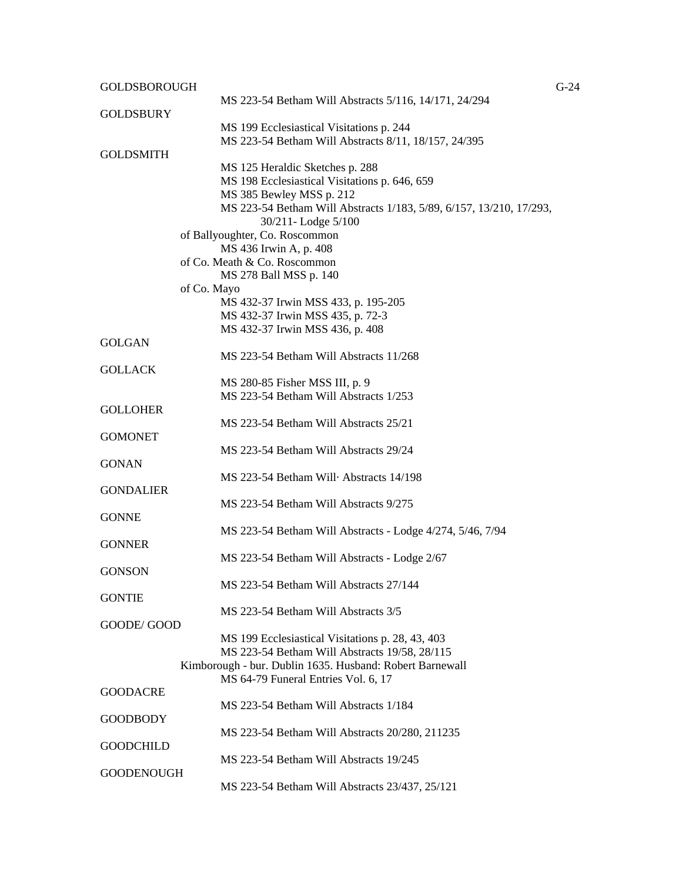GOLDSBOROUGH
  MS 223-54 Betham Will Abstracts 5/116, 14/171, 24/294

GOLDSBURY
  MS 199 Ecclesiastical Visitations p. 244
  MS 223-54 Betham Will Abstracts 8/11, 18/157, 24/395

GOLDSMITH
  MS 125 Heraldic Sketches p. 288
  MS 198 Ecclesiastical Visitations p. 646, 659
  MS 385 Bewley MSS p. 212
  MS 223-54 Betham Will Abstracts 1/183, 5/89, 6/157, 13/210, 17/293, 30/211- Lodge 5/100

 of Ballyoughter, Co. Roscommon
  MS 436 Irwin A, p. 408

 of Co. Meath & Co. Roscommon
  MS 278 Ball MSS p. 140

 of Co. Mayo
  MS 432-37 Irwin MSS 433, p. 195-205
  MS 432-37 Irwin MSS 435, p. 72-3
  MS 432-37 Irwin MSS 436, p. 408

GOLGAN
  MS 223-54 Betham Will Abstracts 11/268

GOLLACK
  MS 280-85 Fisher MSS III, p. 9
  MS 223-54 Betham Will Abstracts 1/253

GOLLOHER
  MS 223-54 Betham Will Abstracts 25/21

GOMONET
  MS 223-54 Betham Will Abstracts 29/24

GONAN
  MS 223-54 Betham Will· Abstracts 14/198

GONDALIER
  MS 223-54 Betham Will Abstracts 9/275

GONNE
  MS 223-54 Betham Will Abstracts - Lodge 4/274, 5/46, 7/94

GONNER
  MS 223-54 Betham Will Abstracts - Lodge 2/67

GONSON
  MS 223-54 Betham Will Abstracts 27/144

GONTIE
  MS 223-54 Betham Will Abstracts 3/5

GOODE/ GOOD
  MS 199 Ecclesiastical Visitations p. 28, 43, 403
  MS 223-54 Betham Will Abstracts 19/58, 28/115

 Kimborough - bur. Dublin 1635. Husband: Robert Barnewall
  MS 64-79 Funeral Entries Vol. 6, 17

GOODACRE
  MS 223-54 Betham Will Abstracts 1/184

GOODBODY
  MS 223-54 Betham Will Abstracts 20/280, 211235

GOODCHILD
  MS 223-54 Betham Will Abstracts 19/245

GOODENOUGH
  MS 223-54 Betham Will Abstracts 23/437, 25/121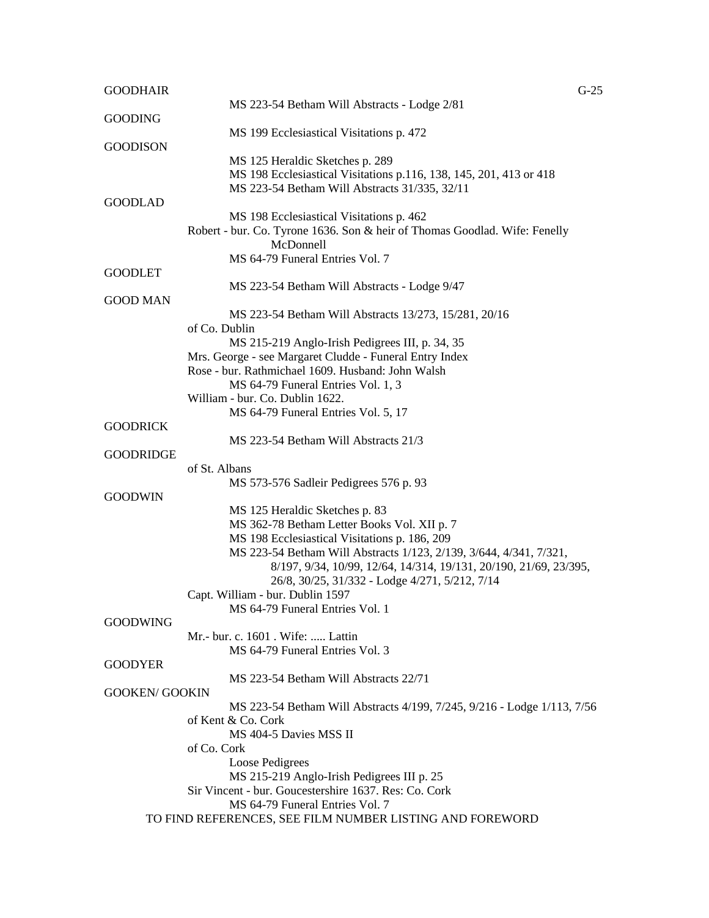GOODHAIR

MS 223-54 Betham Will Abstracts - Lodge 2/81

GOODING

MS 199 Ecclesiastical Visitations p. 472

GOODISON

MS 125 Heraldic Sketches p. 289
MS 198 Ecclesiastical Visitations p.116, 138, 145, 201, 413 or 418
MS 223-54 Betham Will Abstracts 31/335, 32/11

GOODLAD

MS 198 Ecclesiastical Visitations p. 462
Robert - bur. Co. Tyrone 1636. Son & heir of Thomas Goodlad. Wife: Fenelly McDonnell
MS 64-79 Funeral Entries Vol. 7

GOODLET

MS 223-54 Betham Will Abstracts - Lodge 9/47

GOOD MAN

MS 223-54 Betham Will Abstracts 13/273, 15/281, 20/16
of Co. Dublin
MS 215-219 Anglo-Irish Pedigrees III, p. 34, 35
Mrs. George - see Margaret Cludde - Funeral Entry Index
Rose - bur. Rathmichael 1609. Husband: John Walsh
MS 64-79 Funeral Entries Vol. 1, 3
William - bur. Co. Dublin 1622.
MS 64-79 Funeral Entries Vol. 5, 17

GOODRICK

MS 223-54 Betham Will Abstracts 21/3

GOODRIDGE

of St. Albans
MS 573-576 Sadleir Pedigrees 576 p. 93

GOODWIN

MS 125 Heraldic Sketches p. 83
MS 362-78 Betham Letter Books Vol. XII p. 7
MS 198 Ecclesiastical Visitations p. 186, 209
MS 223-54 Betham Will Abstracts 1/123, 2/139, 3/644, 4/341, 7/321, 8/197, 9/34, 10/99, 12/64, 14/314, 19/131, 20/190, 21/69, 23/395, 26/8, 30/25, 31/332 - Lodge 4/271, 5/212, 7/14
Capt. William - bur. Dublin 1597
MS 64-79 Funeral Entries Vol. 1

GOODWING

Mr.- bur. c. 1601 . Wife: ..... Lattin
MS 64-79 Funeral Entries Vol. 3

GOODYER

MS 223-54 Betham Will Abstracts 22/71

GOOKEN/ GOOKIN

MS 223-54 Betham Will Abstracts 4/199, 7/245, 9/216 - Lodge 1/113, 7/56
of Kent & Co. Cork
MS 404-5 Davies MSS II
of Co. Cork
Loose Pedigrees
MS 215-219 Anglo-Irish Pedigrees III p. 25
Sir Vincent - bur. Goucestershire 1637. Res: Co. Cork
MS 64-79 Funeral Entries Vol. 7

TO FIND REFERENCES, SEE FILM NUMBER LISTING AND FOREWORD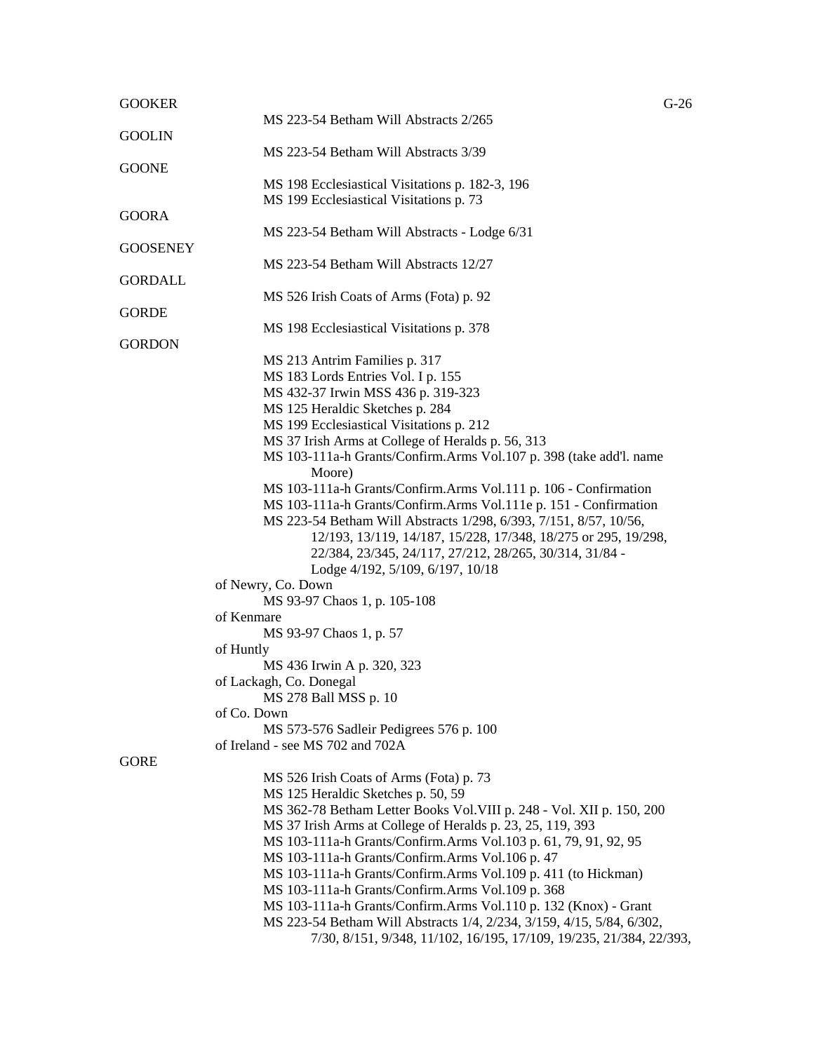GOOKER

MS 223-54 Betham Will Abstracts 2/265

GOOLIN

MS 223-54 Betham Will Abstracts 3/39

GOONE

MS 198 Ecclesiastical Visitations p. 182-3, 196
MS 199 Ecclesiastical Visitations p. 73

GOORA

MS 223-54 Betham Will Abstracts - Lodge 6/31

GOOSENEY

MS 223-54 Betham Will Abstracts 12/27

GORDALL

MS 526 Irish Coats of Arms (Fota) p. 92

GORDE

MS 198 Ecclesiastical Visitations p. 378

GORDON

MS 213 Antrim Families p. 317
MS 183 Lords Entries Vol. I p. 155
MS 432-37 Irwin MSS 436 p. 319-323
MS 125 Heraldic Sketches p. 284
MS 199 Ecclesiastical Visitations p. 212
MS 37 Irish Arms at College of Heralds p. 56, 313
MS 103-111a-h Grants/Confirm.Arms Vol.107 p. 398 (take add'l. name Moore)
MS 103-111a-h Grants/Confirm.Arms Vol.111 p. 106 - Confirmation
MS 103-111a-h Grants/Confirm.Arms Vol.111e p. 151 - Confirmation
MS 223-54 Betham Will Abstracts 1/298, 6/393, 7/151, 8/57, 10/56, 12/193, 13/119, 14/187, 15/228, 17/348, 18/275 or 295, 19/298, 22/384, 23/345, 24/117, 27/212, 28/265, 30/314, 31/84 - Lodge 4/192, 5/109, 6/197, 10/18

of Newry, Co. Down
MS 93-97 Chaos 1, p. 105-108

of Kenmare
MS 93-97 Chaos 1, p. 57

of Huntly
MS 436 Irwin A p. 320, 323

of Lackagh, Co. Donegal
MS 278 Ball MSS p. 10

of Co. Down
MS 573-576 Sadleir Pedigrees 576 p. 100

of Ireland - see MS 702 and 702A

GORE

MS 526 Irish Coats of Arms (Fota) p. 73
MS 125 Heraldic Sketches p. 50, 59
MS 362-78 Betham Letter Books Vol.VIII p. 248 - Vol. XII p. 150, 200
MS 37 Irish Arms at College of Heralds p. 23, 25, 119, 393
MS 103-111a-h Grants/Confirm.Arms Vol.103 p. 61, 79, 91, 92, 95
MS 103-111a-h Grants/Confirm.Arms Vol.106 p. 47
MS 103-111a-h Grants/Confirm.Arms Vol.109 p. 411 (to Hickman)
MS 103-111a-h Grants/Confirm.Arms Vol.109 p. 368
MS 103-111a-h Grants/Confirm.Arms Vol.110 p. 132 (Knox) - Grant
MS 223-54 Betham Will Abstracts 1/4, 2/234, 3/159, 4/15, 5/84, 6/302, 7/30, 8/151, 9/348, 11/102, 16/195, 17/109, 19/235, 21/384, 22/393,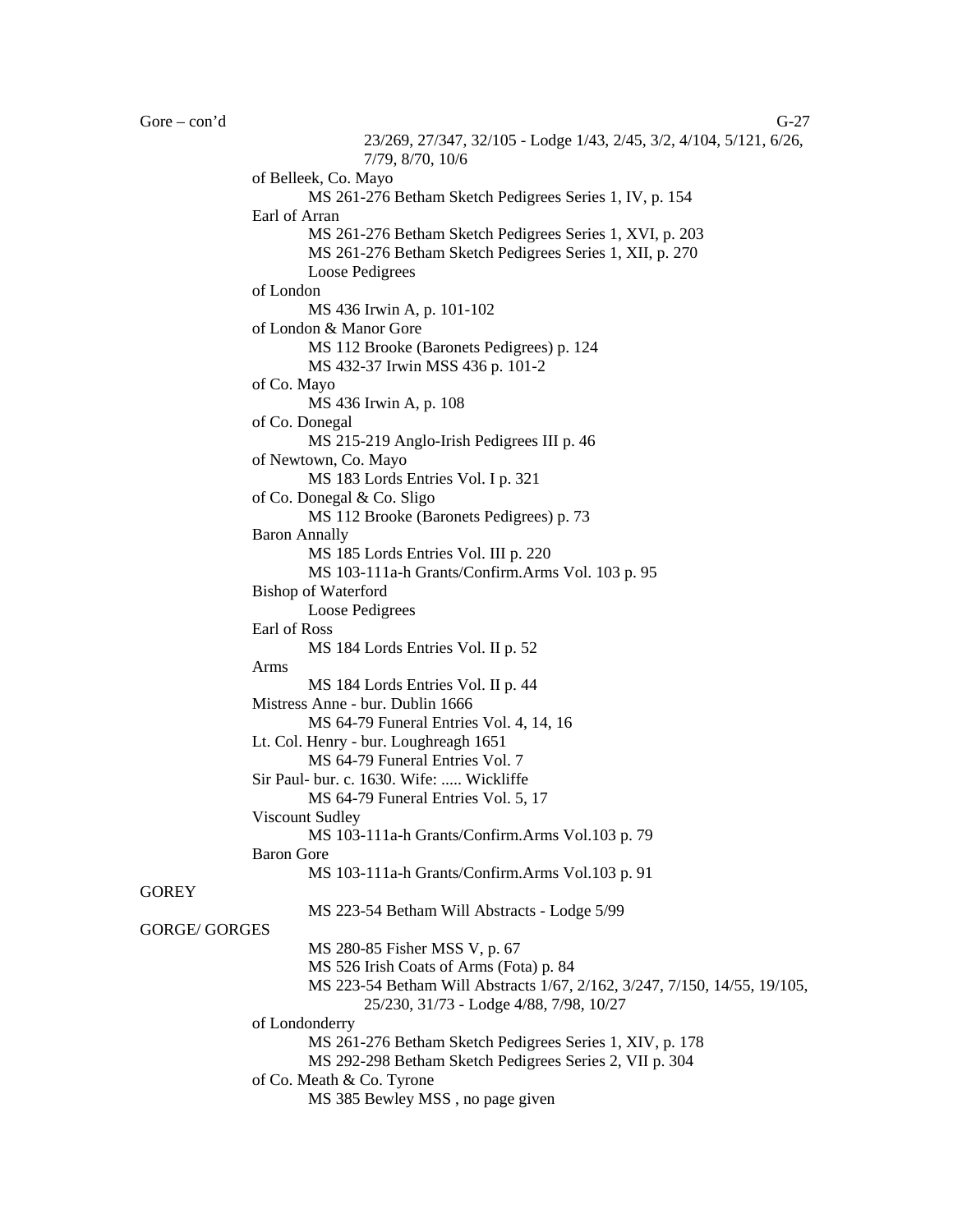Gore – con'd

23/269, 27/347, 32/105 - Lodge 1/43, 2/45, 3/2, 4/104, 5/121, 6/26, 7/79, 8/70, 10/6

of Belleek, Co. Mayo
- MS 261-276 Betham Sketch Pedigrees Series 1, IV, p. 154

Earl of Arran
- MS 261-276 Betham Sketch Pedigrees Series 1, XVI, p. 203
- MS 261-276 Betham Sketch Pedigrees Series 1, XII, p. 270
- Loose Pedigrees

of London
- MS 436 Irwin A, p. 101-102

of London & Manor Gore
- MS 112 Brooke (Baronets Pedigrees) p. 124
- MS 432-37 Irwin MSS 436 p. 101-2

of Co. Mayo
- MS 436 Irwin A, p. 108

of Co. Donegal
- MS 215-219 Anglo-Irish Pedigrees III p. 46

of Newtown, Co. Mayo
- MS 183 Lords Entries Vol. I p. 321

of Co. Donegal & Co. Sligo
- MS 112 Brooke (Baronets Pedigrees) p. 73

Baron Annally
- MS 185 Lords Entries Vol. III p. 220
- MS 103-111a-h Grants/Confirm.Arms Vol. 103 p. 95

Bishop of Waterford
- Loose Pedigrees

Earl of Ross
- MS 184 Lords Entries Vol. II p. 52

Arms
- MS 184 Lords Entries Vol. II p. 44

Mistress Anne - bur. Dublin 1666
- MS 64-79 Funeral Entries Vol. 4, 14, 16

Lt. Col. Henry - bur. Loughreagh 1651
- MS 64-79 Funeral Entries Vol. 7

Sir Paul- bur. c. 1630. Wife: ..... Wickliffe
- MS 64-79 Funeral Entries Vol. 5, 17

Viscount Sudley
- MS 103-111a-h Grants/Confirm.Arms Vol.103 p. 79

Baron Gore
- MS 103-111a-h Grants/Confirm.Arms Vol.103 p. 91

GOREY
- MS 223-54 Betham Will Abstracts - Lodge 5/99

GORGE/ GORGES
- MS 280-85 Fisher MSS V, p. 67
- MS 526 Irish Coats of Arms (Fota) p. 84
- MS 223-54 Betham Will Abstracts 1/67, 2/162, 3/247, 7/150, 14/55, 19/105, 25/230, 31/73 - Lodge 4/88, 7/98, 10/27

of Londonderry
- MS 261-276 Betham Sketch Pedigrees Series 1, XIV, p. 178
- MS 292-298 Betham Sketch Pedigrees Series 2, VII p. 304

of Co. Meath & Co. Tyrone
- MS 385 Bewley MSS , no page given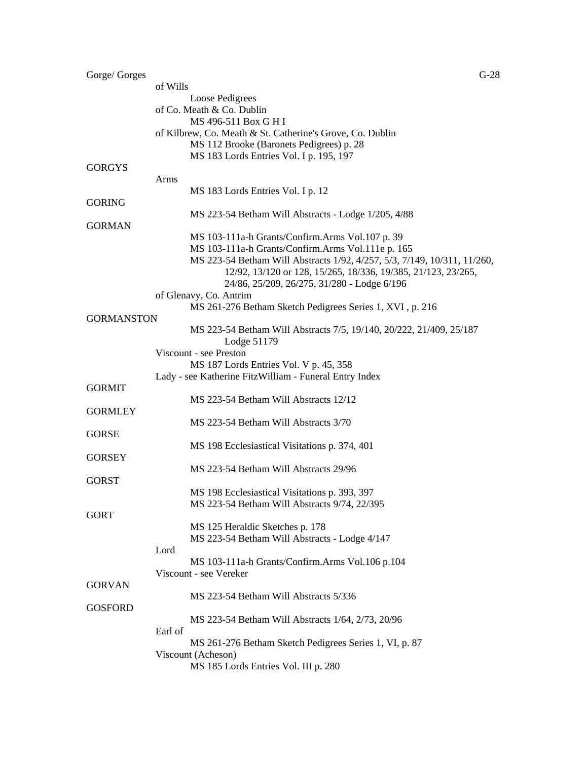Gorge/ Gorges

of Wills

Loose Pedigrees

of Co. Meath & Co. Dublin

MS 496-511 Box G H I

of Kilbrew, Co. Meath & St. Catherine's Grove, Co. Dublin

MS 112 Brooke (Baronets Pedigrees) p. 28

MS 183 Lords Entries Vol. I p. 195, 197

GORGYS

Arms

MS 183 Lords Entries Vol. I p. 12

GORING

MS 223-54 Betham Will Abstracts - Lodge 1/205, 4/88

GORMAN

MS 103-111a-h Grants/Confirm.Arms Vol.107 p. 39

MS 103-111a-h Grants/Confirm.Arms Vol.111e p. 165

MS 223-54 Betham Will Abstracts 1/92, 4/257, 5/3, 7/149, 10/311, 11/260, 12/92, 13/120 or 128, 15/265, 18/336, 19/385, 21/123, 23/265, 24/86, 25/209, 26/275, 31/280 - Lodge 6/196

of Glenavy, Co. Antrim

MS 261-276 Betham Sketch Pedigrees Series 1, XVI , p. 216

GORMANSTON

MS 223-54 Betham Will Abstracts 7/5, 19/140, 20/222, 21/409, 25/187 Lodge 51179

Viscount - see Preston

MS 187 Lords Entries Vol. V p. 45, 358

Lady - see Katherine FitzWilliam - Funeral Entry Index

GORMIT

MS 223-54 Betham Will Abstracts 12/12

GORMLEY

MS 223-54 Betham Will Abstracts 3/70

GORSE

MS 198 Ecclesiastical Visitations p. 374, 401

GORSEY

MS 223-54 Betham Will Abstracts 29/96

GORST

MS 198 Ecclesiastical Visitations p. 393, 397

MS 223-54 Betham Will Abstracts 9/74, 22/395

GORT

MS 125 Heraldic Sketches p. 178

MS 223-54 Betham Will Abstracts - Lodge 4/147

Lord

MS 103-111a-h Grants/Confirm.Arms Vol.106 p.104

Viscount - see Vereker

GORVAN

MS 223-54 Betham Will Abstracts 5/336

GOSFORD

MS 223-54 Betham Will Abstracts 1/64, 2/73, 20/96

Earl of

MS 261-276 Betham Sketch Pedigrees Series 1, VI, p. 87

Viscount (Acheson)

MS 185 Lords Entries Vol. III p. 280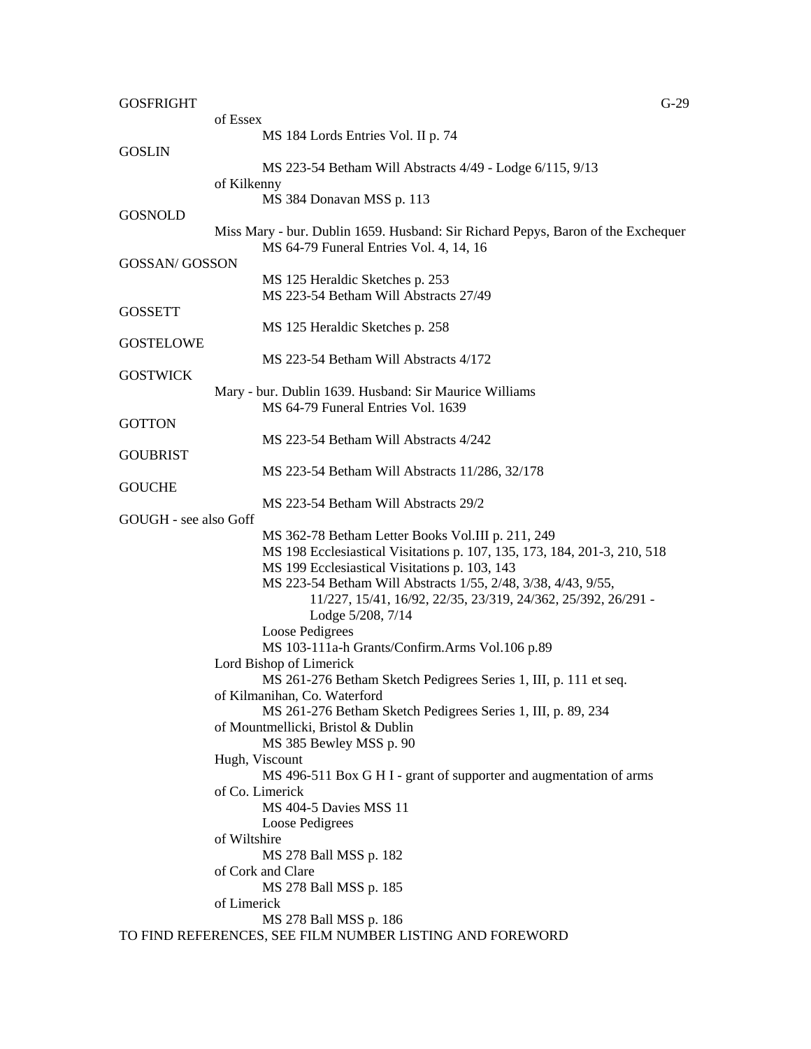GOSFRIGHT

of Essex

MS 184 Lords Entries Vol. II p. 74

GOSLIN

MS 223-54 Betham Will Abstracts 4/49 - Lodge 6/115, 9/13

of Kilkenny

MS 384 Donavan MSS p. 113

GOSNOLD

Miss Mary - bur. Dublin 1659. Husband: Sir Richard Pepys, Baron of the Exchequer

MS 64-79 Funeral Entries Vol. 4, 14, 16

GOSSAN/ GOSSON

MS 125 Heraldic Sketches p. 253

MS 223-54 Betham Will Abstracts 27/49

GOSSETT

MS 125 Heraldic Sketches p. 258

GOSTELOWE

MS 223-54 Betham Will Abstracts 4/172

GOSTWICK

Mary - bur. Dublin 1639. Husband: Sir Maurice Williams

MS 64-79 Funeral Entries Vol. 1639

GOTTON

MS 223-54 Betham Will Abstracts 4/242

GOUBRIST

MS 223-54 Betham Will Abstracts 11/286, 32/178

GOUCHE

MS 223-54 Betham Will Abstracts 29/2

GOUGH - see also Goff

MS 362-78 Betham Letter Books Vol.III p. 211, 249

MS 198 Ecclesiastical Visitations p. 107, 135, 173, 184, 201-3, 210, 518

MS 199 Ecclesiastical Visitations p. 103, 143

MS 223-54 Betham Will Abstracts 1/55, 2/48, 3/38, 4/43, 9/55, 11/227, 15/41, 16/92, 22/35, 23/319, 24/362, 25/392, 26/291 - Lodge 5/208, 7/14

Loose Pedigrees

MS 103-111a-h Grants/Confirm.Arms Vol.106 p.89

Lord Bishop of Limerick

MS 261-276 Betham Sketch Pedigrees Series 1, III, p. 111 et seq.

of Kilmanihan, Co. Waterford

MS 261-276 Betham Sketch Pedigrees Series 1, III, p. 89, 234

of Mountmellicki, Bristol & Dublin

MS 385 Bewley MSS p. 90

Hugh, Viscount

MS 496-511 Box G H I - grant of supporter and augmentation of arms

of Co. Limerick

MS 404-5 Davies MSS 11

Loose Pedigrees

of Wiltshire

MS 278 Ball MSS p. 182

of Cork and Clare

MS 278 Ball MSS p. 185

of Limerick

MS 278 Ball MSS p. 186

TO FIND REFERENCES, SEE FILM NUMBER LISTING AND FOREWORD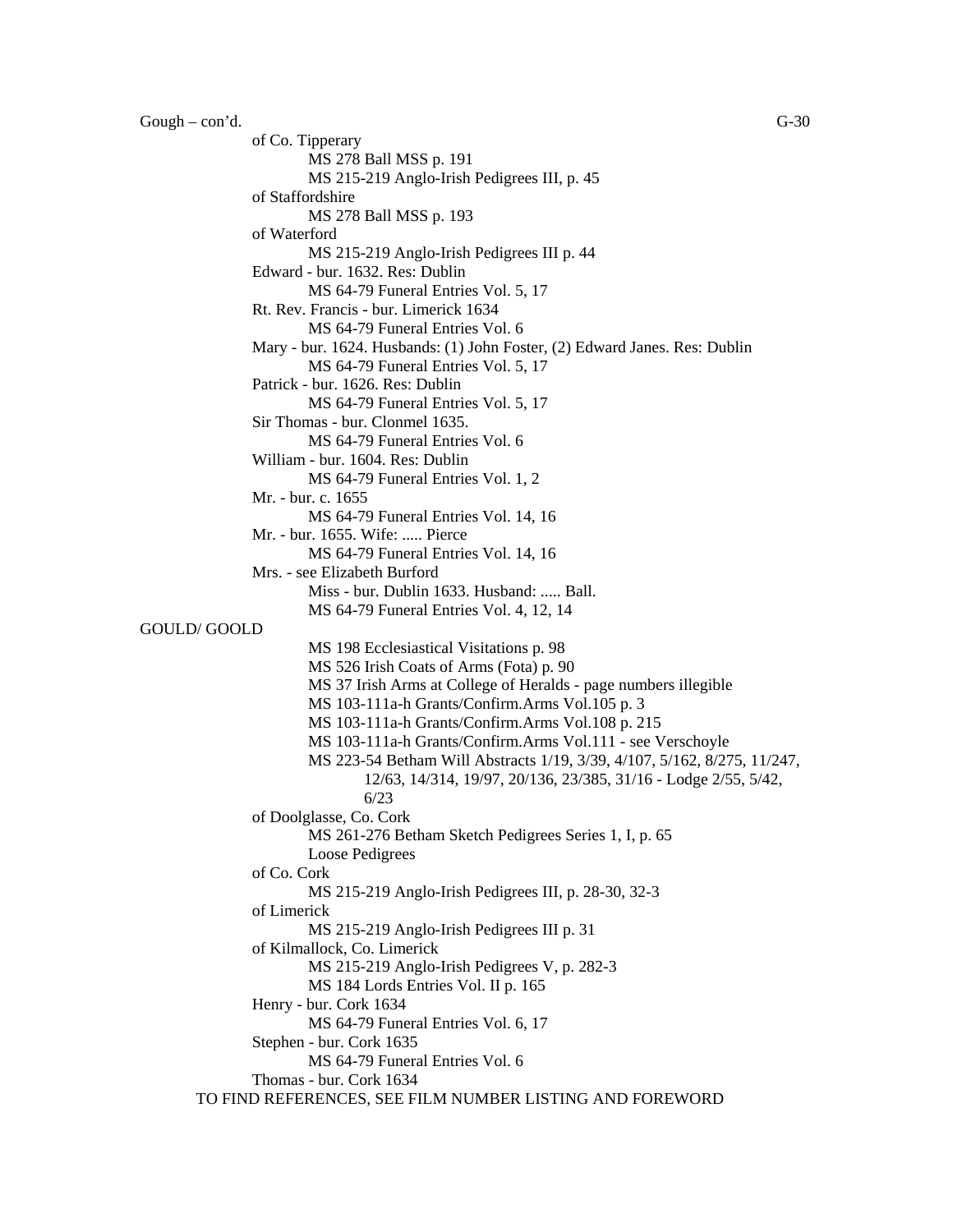Gough – con'd.

of Co. Tipperary
- MS 278 Ball MSS p. 191
- MS 215-219 Anglo-Irish Pedigrees III, p. 45

of Staffordshire
- MS 278 Ball MSS p. 193

of Waterford
- MS 215-219 Anglo-Irish Pedigrees III p. 44

Edward - bur. 1632. Res: Dublin
- MS 64-79 Funeral Entries Vol. 5, 17

Rt. Rev. Francis - bur. Limerick 1634
- MS 64-79 Funeral Entries Vol. 6

Mary - bur. 1624. Husbands: (1) John Foster, (2) Edward Janes. Res: Dublin
- MS 64-79 Funeral Entries Vol. 5, 17

Patrick - bur. 1626. Res: Dublin
- MS 64-79 Funeral Entries Vol. 5, 17

Sir Thomas - bur. Clonmel 1635.
- MS 64-79 Funeral Entries Vol. 6

William - bur. 1604. Res: Dublin
- MS 64-79 Funeral Entries Vol. 1, 2

Mr. - bur. c. 1655
- MS 64-79 Funeral Entries Vol. 14, 16

Mr. - bur. 1655. Wife: ..... Pierce
- MS 64-79 Funeral Entries Vol. 14, 16

Mrs. - see Elizabeth Burford
- Miss - bur. Dublin 1633. Husband: ..... Ball.
- MS 64-79 Funeral Entries Vol. 4, 12, 14

GOULD/ GOOLD
- MS 198 Ecclesiastical Visitations p. 98
- MS 526 Irish Coats of Arms (Fota) p. 90
- MS 37 Irish Arms at College of Heralds - page numbers illegible
- MS 103-111a-h Grants/Confirm.Arms Vol.105 p. 3
- MS 103-111a-h Grants/Confirm.Arms Vol.108 p. 215
- MS 103-111a-h Grants/Confirm.Arms Vol.111 - see Verschoyle
- MS 223-54 Betham Will Abstracts 1/19, 3/39, 4/107, 5/162, 8/275, 11/247, 12/63, 14/314, 19/97, 20/136, 23/385, 31/16 - Lodge 2/55, 5/42, 6/23

of Doolglasse, Co. Cork
- MS 261-276 Betham Sketch Pedigrees Series 1, I, p. 65
- Loose Pedigrees

of Co. Cork
- MS 215-219 Anglo-Irish Pedigrees III, p. 28-30, 32-3

of Limerick
- MS 215-219 Anglo-Irish Pedigrees III p. 31

of Kilmallock, Co. Limerick
- MS 215-219 Anglo-Irish Pedigrees V, p. 282-3
- MS 184 Lords Entries Vol. II p. 165

Henry - bur. Cork 1634
- MS 64-79 Funeral Entries Vol. 6, 17

Stephen - bur. Cork 1635
- MS 64-79 Funeral Entries Vol. 6

Thomas - bur. Cork 1634

TO FIND REFERENCES, SEE FILM NUMBER LISTING AND FOREWORD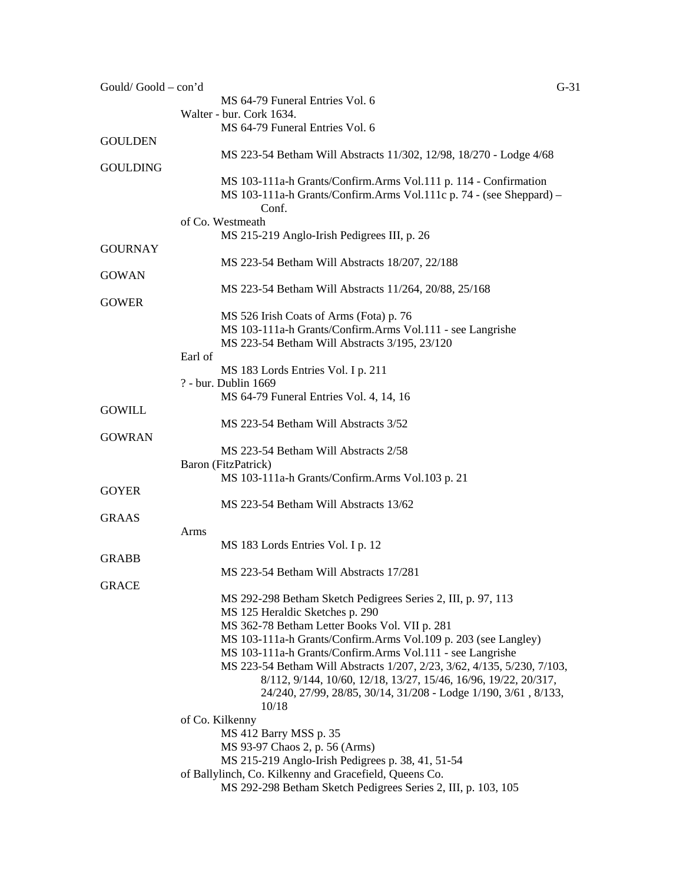Gould/ Goold – con'd

MS 64-79 Funeral Entries Vol. 6

Walter - bur. Cork 1634.

MS 64-79 Funeral Entries Vol. 6

GOULDEN

MS 223-54 Betham Will Abstracts 11/302, 12/98, 18/270 - Lodge 4/68

GOULDING

MS 103-111a-h Grants/Confirm.Arms Vol.111 p. 114 - Confirmation

MS 103-111a-h Grants/Confirm.Arms Vol.111c p. 74 - (see Sheppard) – Conf.

of Co. Westmeath

MS 215-219 Anglo-Irish Pedigrees III, p. 26

GOURNAY

MS 223-54 Betham Will Abstracts 18/207, 22/188

GOWAN

MS 223-54 Betham Will Abstracts 11/264, 20/88, 25/168

GOWER

MS 526 Irish Coats of Arms (Fota) p. 76

MS 103-111a-h Grants/Confirm.Arms Vol.111 - see Langrishe

MS 223-54 Betham Will Abstracts 3/195, 23/120

Earl of

MS 183 Lords Entries Vol. I p. 211

? - bur. Dublin 1669

MS 64-79 Funeral Entries Vol. 4, 14, 16

GOWILL

MS 223-54 Betham Will Abstracts 3/52

GOWRAN

MS 223-54 Betham Will Abstracts 2/58

Baron (FitzPatrick)

MS 103-111a-h Grants/Confirm.Arms Vol.103 p. 21

GOYER

MS 223-54 Betham Will Abstracts 13/62

GRAAS

Arms

MS 183 Lords Entries Vol. I p. 12

GRABB

MS 223-54 Betham Will Abstracts 17/281

GRACE

MS 292-298 Betham Sketch Pedigrees Series 2, III, p. 97, 113

MS 125 Heraldic Sketches p. 290

MS 362-78 Betham Letter Books Vol. VII p. 281

MS 103-111a-h Grants/Confirm.Arms Vol.109 p. 203 (see Langley)

MS 103-111a-h Grants/Confirm.Arms Vol.111 - see Langrishe

MS 223-54 Betham Will Abstracts 1/207, 2/23, 3/62, 4/135, 5/230, 7/103, 8/112, 9/144, 10/60, 12/18, 13/27, 15/46, 16/96, 19/22, 20/317, 24/240, 27/99, 28/85, 30/14, 31/208 - Lodge 1/190, 3/61 , 8/133, 10/18

of Co. Kilkenny

MS 412 Barry MSS p. 35

MS 93-97 Chaos 2, p. 56 (Arms)

MS 215-219 Anglo-Irish Pedigrees p. 38, 41, 51-54

of Ballylinch, Co. Kilkenny and Gracefield, Queens Co.

MS 292-298 Betham Sketch Pedigrees Series 2, III, p. 103, 105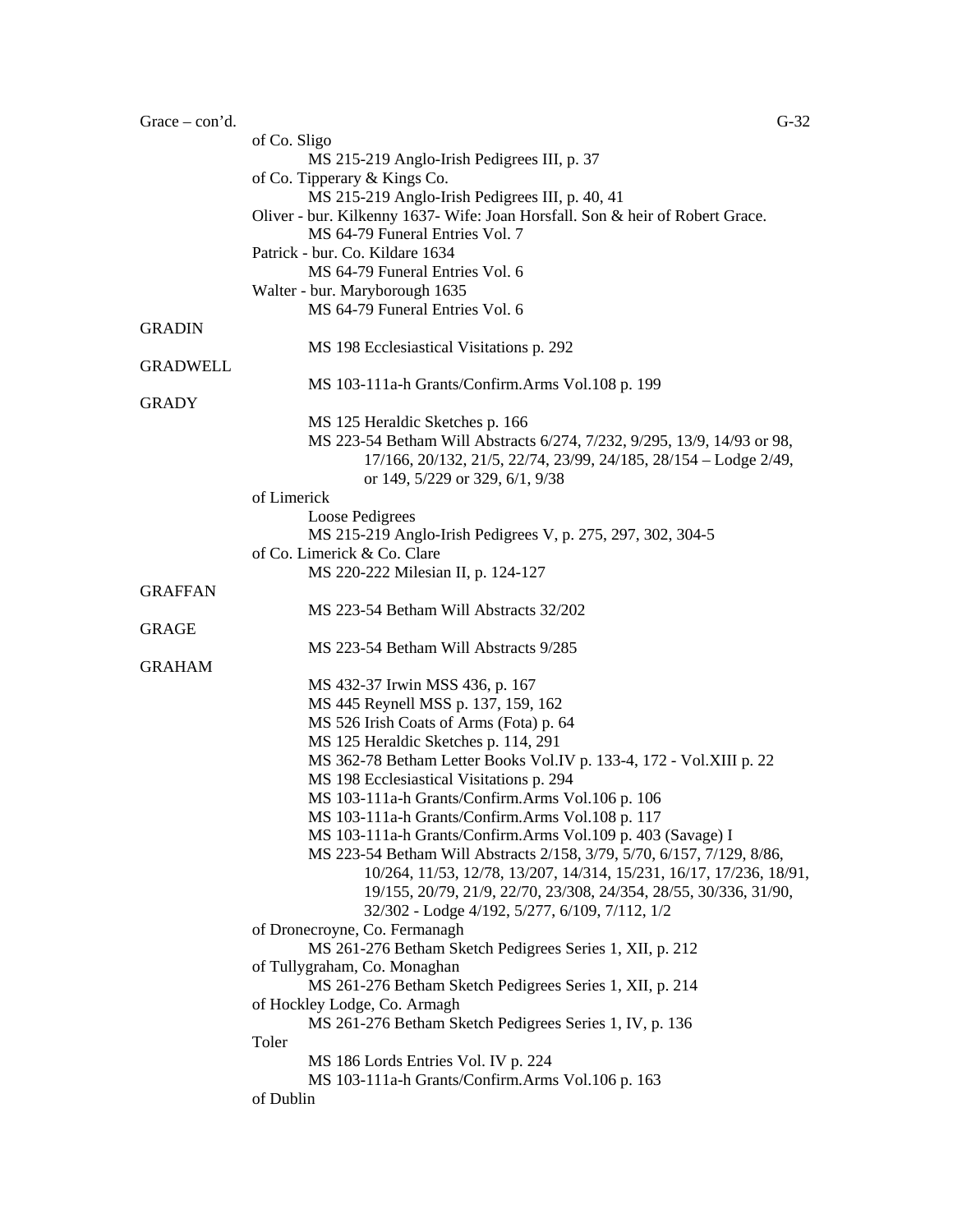Grace – con'd.

of Co. Sligo
MS 215-219 Anglo-Irish Pedigrees III, p. 37

of Co. Tipperary & Kings Co.
MS 215-219 Anglo-Irish Pedigrees III, p. 40, 41

Oliver - bur. Kilkenny 1637- Wife: Joan Horsfall. Son & heir of Robert Grace.
MS 64-79 Funeral Entries Vol. 7

Patrick - bur. Co. Kildare 1634
MS 64-79 Funeral Entries Vol. 6

Walter - bur. Maryborough 1635
MS 64-79 Funeral Entries Vol. 6

GRADIN

MS 198 Ecclesiastical Visitations p. 292

GRADWELL

MS 103-111a-h Grants/Confirm.Arms Vol.108 p. 199

GRADY

MS 125 Heraldic Sketches p. 166
MS 223-54 Betham Will Abstracts 6/274, 7/232, 9/295, 13/9, 14/93 or 98, 17/166, 20/132, 21/5, 22/74, 23/99, 24/185, 28/154 – Lodge 2/49, or 149, 5/229 or 329, 6/1, 9/38

of Limerick
Loose Pedigrees
MS 215-219 Anglo-Irish Pedigrees V, p. 275, 297, 302, 304-5

of Co. Limerick & Co. Clare
MS 220-222 Milesian II, p. 124-127

GRAFFAN

MS 223-54 Betham Will Abstracts 32/202

GRAGE

MS 223-54 Betham Will Abstracts 9/285

GRAHAM

MS 432-37 Irwin MSS 436, p. 167
MS 445 Reynell MSS p. 137, 159, 162
MS 526 Irish Coats of Arms (Fota) p. 64
MS 125 Heraldic Sketches p. 114, 291
MS 362-78 Betham Letter Books Vol.IV p. 133-4, 172 - Vol.XIII p. 22
MS 198 Ecclesiastical Visitations p. 294
MS 103-111a-h Grants/Confirm.Arms Vol.106 p. 106
MS 103-111a-h Grants/Confirm.Arms Vol.108 p. 117
MS 103-111a-h Grants/Confirm.Arms Vol.109 p. 403 (Savage) I
MS 223-54 Betham Will Abstracts 2/158, 3/79, 5/70, 6/157, 7/129, 8/86, 10/264, 11/53, 12/78, 13/207, 14/314, 15/231, 16/17, 17/236, 18/91, 19/155, 20/79, 21/9, 22/70, 23/308, 24/354, 28/55, 30/336, 31/90, 32/302 - Lodge 4/192, 5/277, 6/109, 7/112, 1/2

of Dronecroyne, Co. Fermanagh
MS 261-276 Betham Sketch Pedigrees Series 1, XII, p. 212

of Tullygraham, Co. Monaghan
MS 261-276 Betham Sketch Pedigrees Series 1, XII, p. 214

of Hockley Lodge, Co. Armagh
MS 261-276 Betham Sketch Pedigrees Series 1, IV, p. 136

Toler
MS 186 Lords Entries Vol. IV p. 224
MS 103-111a-h Grants/Confirm.Arms Vol.106 p. 163

of Dublin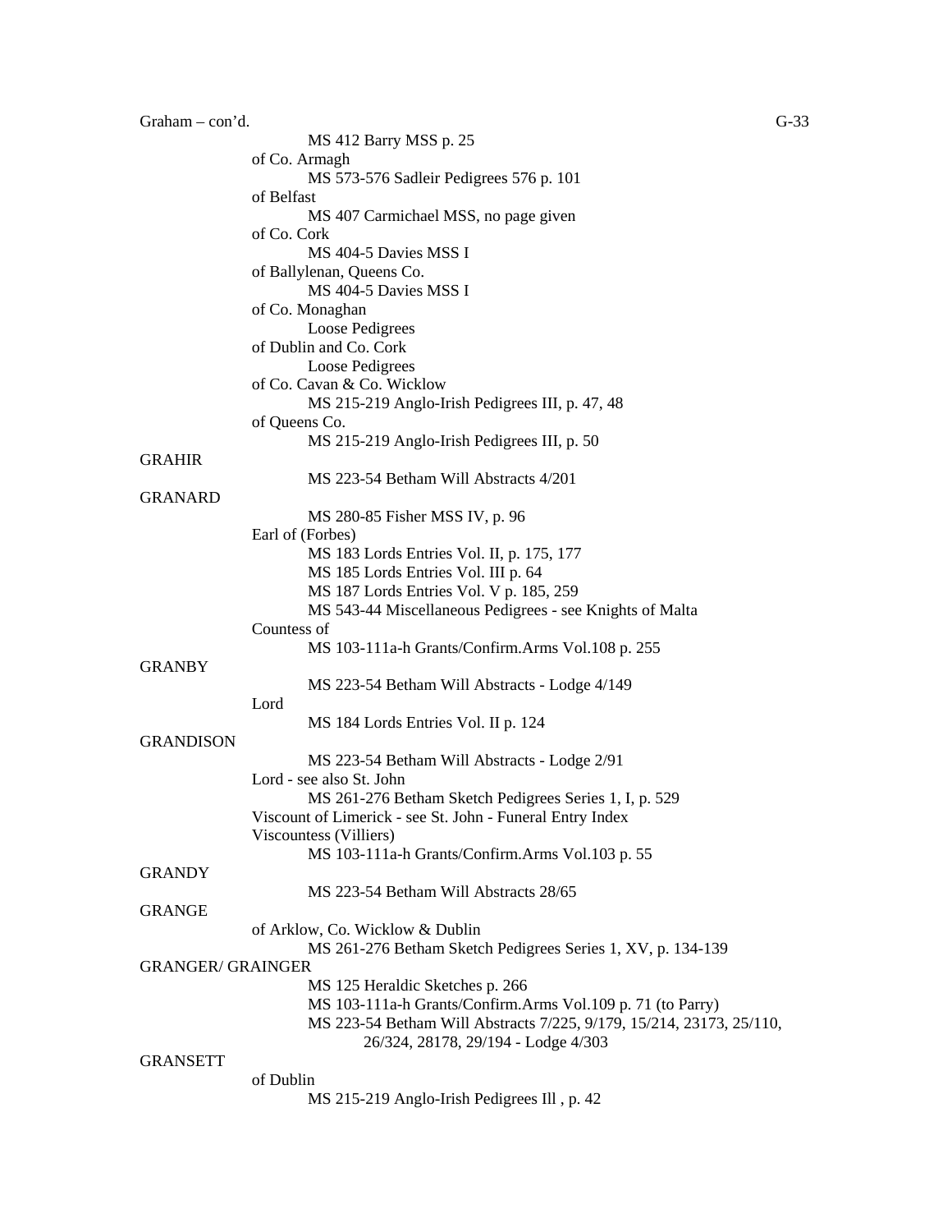Graham – con'd.

MS 412 Barry MSS p. 25

of Co. Armagh

MS 573-576 Sadleir Pedigrees 576 p. 101

of Belfast

MS 407 Carmichael MSS, no page given

of Co. Cork

MS 404-5 Davies MSS I

of Ballylenan, Queens Co.

MS 404-5 Davies MSS I

of Co. Monaghan

Loose Pedigrees

of Dublin and Co. Cork

Loose Pedigrees

of Co. Cavan & Co. Wicklow

MS 215-219 Anglo-Irish Pedigrees III, p. 47, 48

of Queens Co.

MS 215-219 Anglo-Irish Pedigrees III, p. 50

GRAHIR

MS 223-54 Betham Will Abstracts 4/201

GRANARD

MS 280-85 Fisher MSS IV, p. 96

Earl of (Forbes)

MS 183 Lords Entries Vol. II, p. 175, 177

MS 185 Lords Entries Vol. III p. 64

MS 187 Lords Entries Vol. V p. 185, 259

MS 543-44 Miscellaneous Pedigrees - see Knights of Malta

Countess of

MS 103-111a-h Grants/Confirm.Arms Vol.108 p. 255

GRANBY

MS 223-54 Betham Will Abstracts - Lodge 4/149

Lord

MS 184 Lords Entries Vol. II p. 124

GRANDISON

MS 223-54 Betham Will Abstracts - Lodge 2/91

Lord - see also St. John

MS 261-276 Betham Sketch Pedigrees Series 1, I, p. 529

Viscount of Limerick - see St. John - Funeral Entry Index

Viscountess (Villiers)

MS 103-111a-h Grants/Confirm.Arms Vol.103 p. 55

GRANDY

MS 223-54 Betham Will Abstracts 28/65

GRANGE

of Arklow, Co. Wicklow & Dublin

MS 261-276 Betham Sketch Pedigrees Series 1, XV, p. 134-139

GRANGER/ GRAINGER

MS 125 Heraldic Sketches p. 266

MS 103-111a-h Grants/Confirm.Arms Vol.109 p. 71 (to Parry)

MS 223-54 Betham Will Abstracts 7/225, 9/179, 15/214, 23173, 25/110, 26/324, 28178, 29/194 - Lodge 4/303

GRANSETT

of Dublin

MS 215-219 Anglo-Irish Pedigrees Ill , p. 42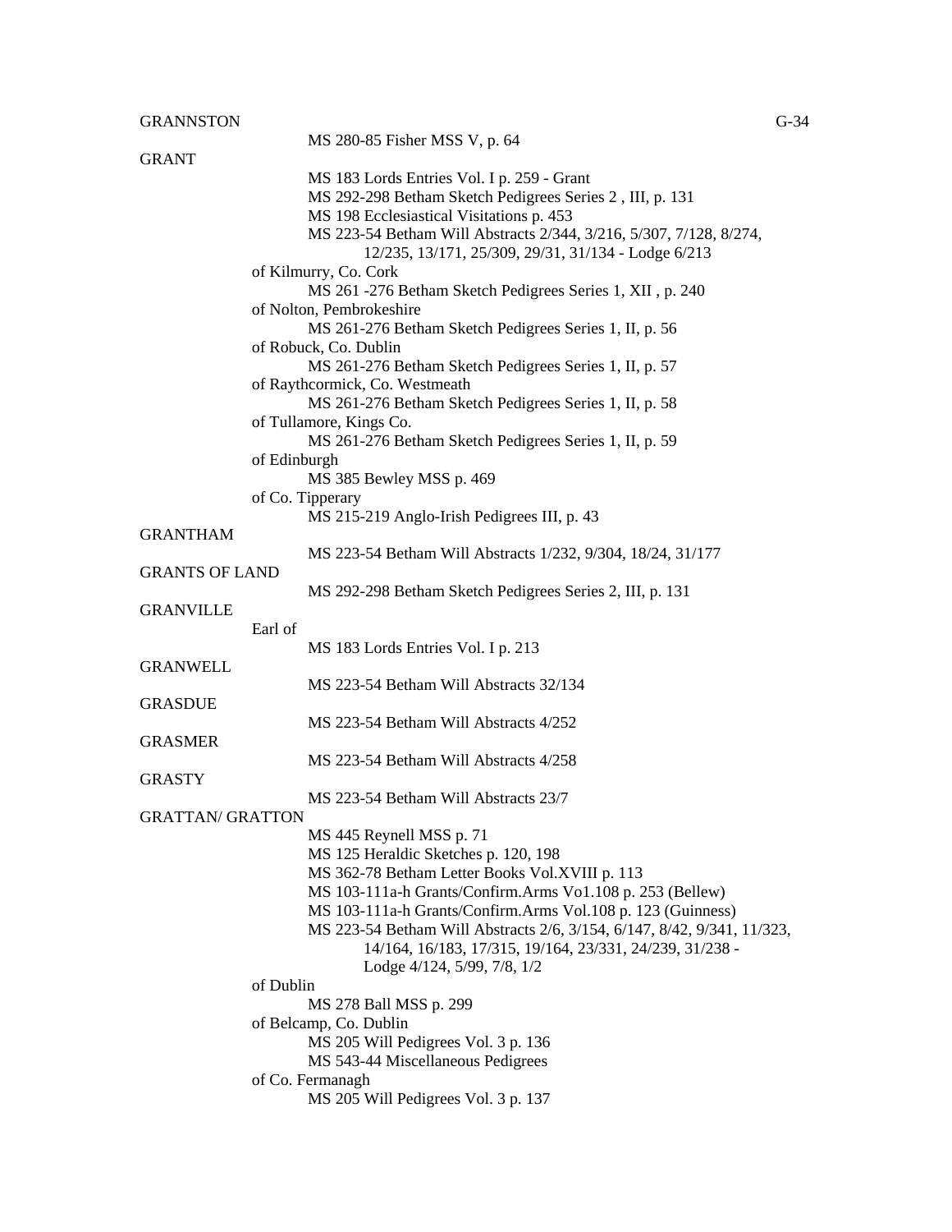GRANNSTON

MS 280-85 Fisher MSS V, p. 64

GRANT

MS 183 Lords Entries Vol. I p. 259 - Grant
MS 292-298 Betham Sketch Pedigrees Series 2 , III, p. 131
MS 198 Ecclesiastical Visitations p. 453
MS 223-54 Betham Will Abstracts 2/344, 3/216, 5/307, 7/128, 8/274, 12/235, 13/171, 25/309, 29/31, 31/134 - Lodge 6/213

of Kilmurry, Co. Cork
MS 261 -276 Betham Sketch Pedigrees Series 1, XII , p. 240

of Nolton, Pembrokeshire
MS 261-276 Betham Sketch Pedigrees Series 1, II, p. 56

of Robuck, Co. Dublin
MS 261-276 Betham Sketch Pedigrees Series 1, II, p. 57

of Raythcormick, Co. Westmeath
MS 261-276 Betham Sketch Pedigrees Series 1, II, p. 58

of Tullamore, Kings Co.
MS 261-276 Betham Sketch Pedigrees Series 1, II, p. 59

of Edinburgh
MS 385 Bewley MSS p. 469

of Co. Tipperary
MS 215-219 Anglo-Irish Pedigrees III, p. 43

GRANTHAM

MS 223-54 Betham Will Abstracts 1/232, 9/304, 18/24, 31/177

GRANTS OF LAND

MS 292-298 Betham Sketch Pedigrees Series 2, III, p. 131

GRANVILLE

Earl of
MS 183 Lords Entries Vol. I p. 213

GRANWELL

MS 223-54 Betham Will Abstracts 32/134

GRASDUE

MS 223-54 Betham Will Abstracts 4/252

GRASMER

MS 223-54 Betham Will Abstracts 4/258

GRASTY

MS 223-54 Betham Will Abstracts 23/7

GRATTAN/ GRATTON

MS 445 Reynell MSS p. 71
MS 125 Heraldic Sketches p. 120, 198
MS 362-78 Betham Letter Books Vol.XVIII p. 113
MS 103-111a-h Grants/Confirm.Arms Vo1.108 p. 253 (Bellew)
MS 103-111a-h Grants/Confirm.Arms Vol.108 p. 123 (Guinness)
MS 223-54 Betham Will Abstracts 2/6, 3/154, 6/147, 8/42, 9/341, 11/323, 14/164, 16/183, 17/315, 19/164, 23/331, 24/239, 31/238 - Lodge 4/124, 5/99, 7/8, 1/2

of Dublin
MS 278 Ball MSS p. 299

of Belcamp, Co. Dublin
MS 205 Will Pedigrees Vol. 3 p. 136
MS 543-44 Miscellaneous Pedigrees

of Co. Fermanagh
MS 205 Will Pedigrees Vol. 3 p. 137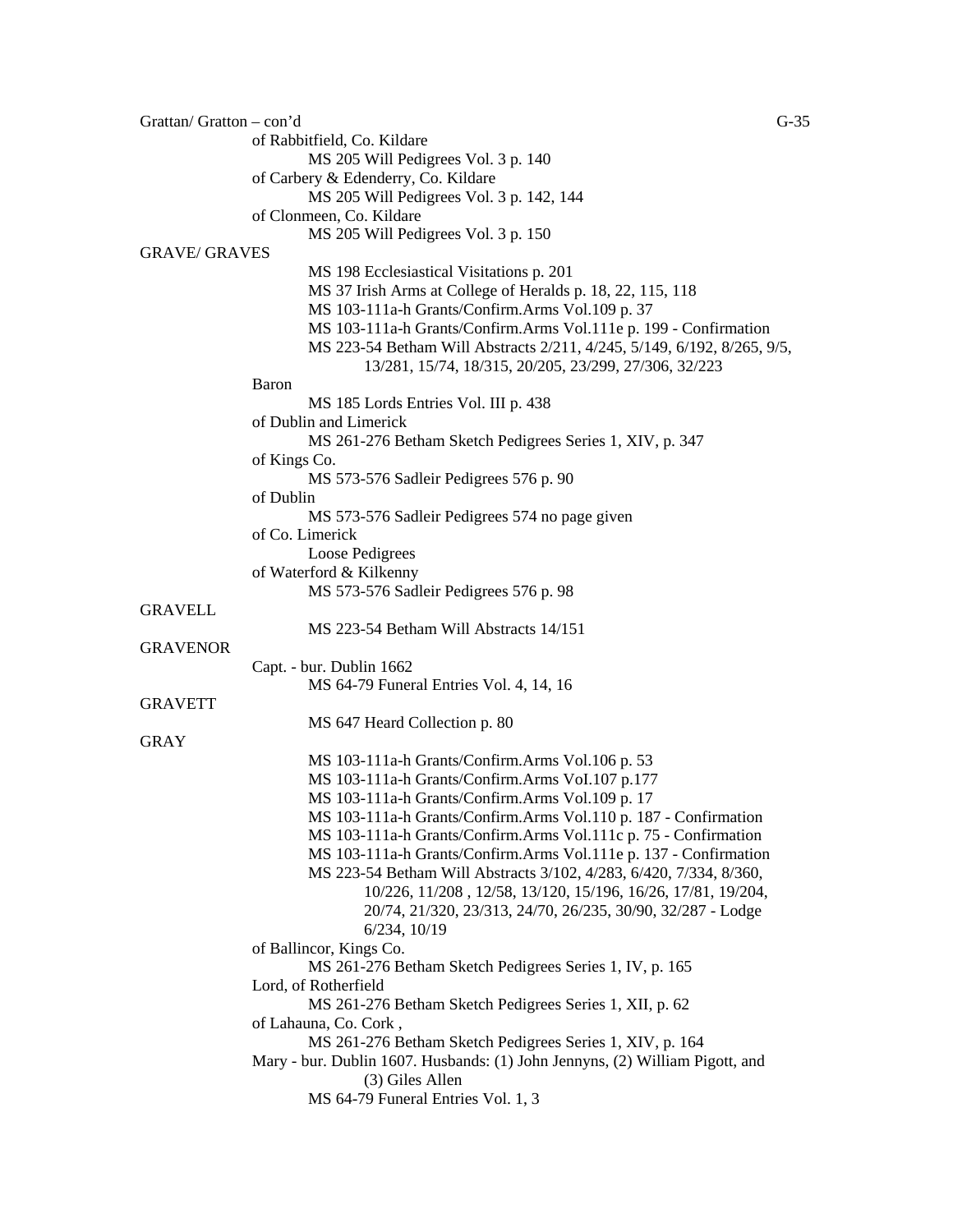Grattan/ Gratton – con'd

of Rabbitfield, Co. Kildare
MS 205 Will Pedigrees Vol. 3 p. 140

of Carbery & Edenderry, Co. Kildare
MS 205 Will Pedigrees Vol. 3 p. 142, 144

of Clonmeen, Co. Kildare
MS 205 Will Pedigrees Vol. 3 p. 150

GRAVE/ GRAVES

MS 198 Ecclesiastical Visitations p. 201
MS 37 Irish Arms at College of Heralds p. 18, 22, 115, 118
MS 103-111a-h Grants/Confirm.Arms Vol.109 p. 37
MS 103-111a-h Grants/Confirm.Arms Vol.111e p. 199 - Confirmation
MS 223-54 Betham Will Abstracts 2/211, 4/245, 5/149, 6/192, 8/265, 9/5, 13/281, 15/74, 18/315, 20/205, 23/299, 27/306, 32/223

Baron
MS 185 Lords Entries Vol. III p. 438

of Dublin and Limerick
MS 261-276 Betham Sketch Pedigrees Series 1, XIV, p. 347

of Kings Co.
MS 573-576 Sadleir Pedigrees 576 p. 90

of Dublin
MS 573-576 Sadleir Pedigrees 574 no page given

of Co. Limerick
Loose Pedigrees

of Waterford & Kilkenny
MS 573-576 Sadleir Pedigrees 576 p. 98

GRAVELL

MS 223-54 Betham Will Abstracts 14/151

GRAVENOR

Capt. - bur. Dublin 1662
MS 64-79 Funeral Entries Vol. 4, 14, 16

GRAVETT

MS 647 Heard Collection p. 80

GRAY

MS 103-111a-h Grants/Confirm.Arms Vol.106 p. 53
MS 103-111a-h Grants/Confirm.Arms VoI.107 p.177
MS 103-111a-h Grants/Confirm.Arms Vol.109 p. 17
MS 103-111a-h Grants/Confirm.Arms Vol.110 p. 187 - Confirmation
MS 103-111a-h Grants/Confirm.Arms Vol.111c p. 75 - Confirmation
MS 103-111a-h Grants/Confirm.Arms Vol.111e p. 137 - Confirmation
MS 223-54 Betham Will Abstracts 3/102, 4/283, 6/420, 7/334, 8/360, 10/226, 11/208 , 12/58, 13/120, 15/196, 16/26, 17/81, 19/204, 20/74, 21/320, 23/313, 24/70, 26/235, 30/90, 32/287 - Lodge 6/234, 10/19

of Ballincor, Kings Co.
MS 261-276 Betham Sketch Pedigrees Series 1, IV, p. 165

Lord, of Rotherfield
MS 261-276 Betham Sketch Pedigrees Series 1, XII, p. 62

of Lahauna, Co. Cork ,
MS 261-276 Betham Sketch Pedigrees Series 1, XIV, p. 164

Mary - bur. Dublin 1607. Husbands: (1) John Jennyns, (2) William Pigott, and (3) Giles Allen
MS 64-79 Funeral Entries Vol. 1, 3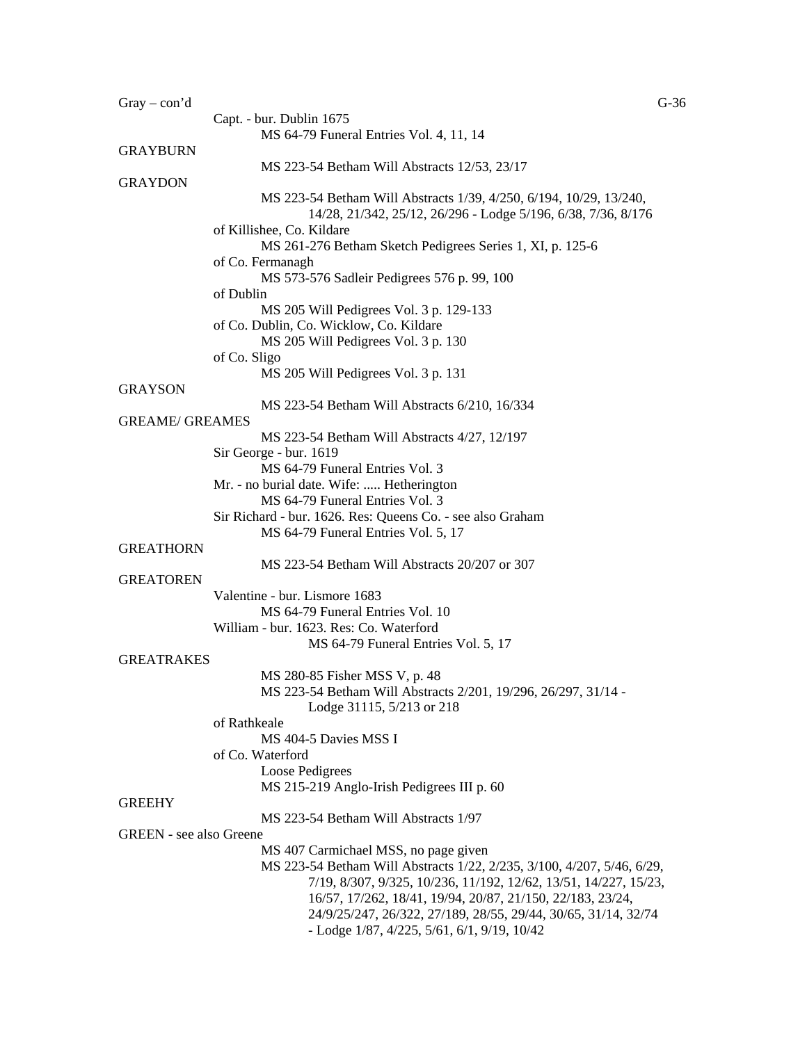Gray – con'd

Capt. - bur. Dublin 1675
MS 64-79 Funeral Entries Vol. 4, 11, 14

GRAYBURN
MS 223-54 Betham Will Abstracts 12/53, 23/17

GRAYDON
MS 223-54 Betham Will Abstracts 1/39, 4/250, 6/194, 10/29, 13/240, 14/28, 21/342, 25/12, 26/296 - Lodge 5/196, 6/38, 7/36, 8/176

of Killishee, Co. Kildare
MS 261-276 Betham Sketch Pedigrees Series 1, XI, p. 125-6

of Co. Fermanagh
MS 573-576 Sadleir Pedigrees 576 p. 99, 100

of Dublin
MS 205 Will Pedigrees Vol. 3 p. 129-133

of Co. Dublin, Co. Wicklow, Co. Kildare
MS 205 Will Pedigrees Vol. 3 p. 130

of Co. Sligo
MS 205 Will Pedigrees Vol. 3 p. 131

GRAYSON
MS 223-54 Betham Will Abstracts 6/210, 16/334

GREAME/ GREAMES
MS 223-54 Betham Will Abstracts 4/27, 12/197

Sir George - bur. 1619
MS 64-79 Funeral Entries Vol. 3

Mr. - no burial date. Wife: ..... Hetherington
MS 64-79 Funeral Entries Vol. 3

Sir Richard - bur. 1626. Res: Queens Co. - see also Graham
MS 64-79 Funeral Entries Vol. 5, 17

GREATHORN
MS 223-54 Betham Will Abstracts 20/207 or 307

GREATOREN
Valentine - bur. Lismore 1683
MS 64-79 Funeral Entries Vol. 10

William - bur. 1623. Res: Co. Waterford
MS 64-79 Funeral Entries Vol. 5, 17

GREATRAKES
MS 280-85 Fisher MSS V, p. 48
MS 223-54 Betham Will Abstracts 2/201, 19/296, 26/297, 31/14 - Lodge 31115, 5/213 or 218

of Rathkeale
MS 404-5 Davies MSS I

of Co. Waterford
Loose Pedigrees
MS 215-219 Anglo-Irish Pedigrees III p. 60

GREEHY
MS 223-54 Betham Will Abstracts 1/97

GREEN - see also Greene
MS 407 Carmichael MSS, no page given
MS 223-54 Betham Will Abstracts 1/22, 2/235, 3/100, 4/207, 5/46, 6/29, 7/19, 8/307, 9/325, 10/236, 11/192, 12/62, 13/51, 14/227, 15/23, 16/57, 17/262, 18/41, 19/94, 20/87, 21/150, 22/183, 23/24, 24/9/25/247, 26/322, 27/189, 28/55, 29/44, 30/65, 31/14, 32/74 - Lodge 1/87, 4/225, 5/61, 6/1, 9/19, 10/42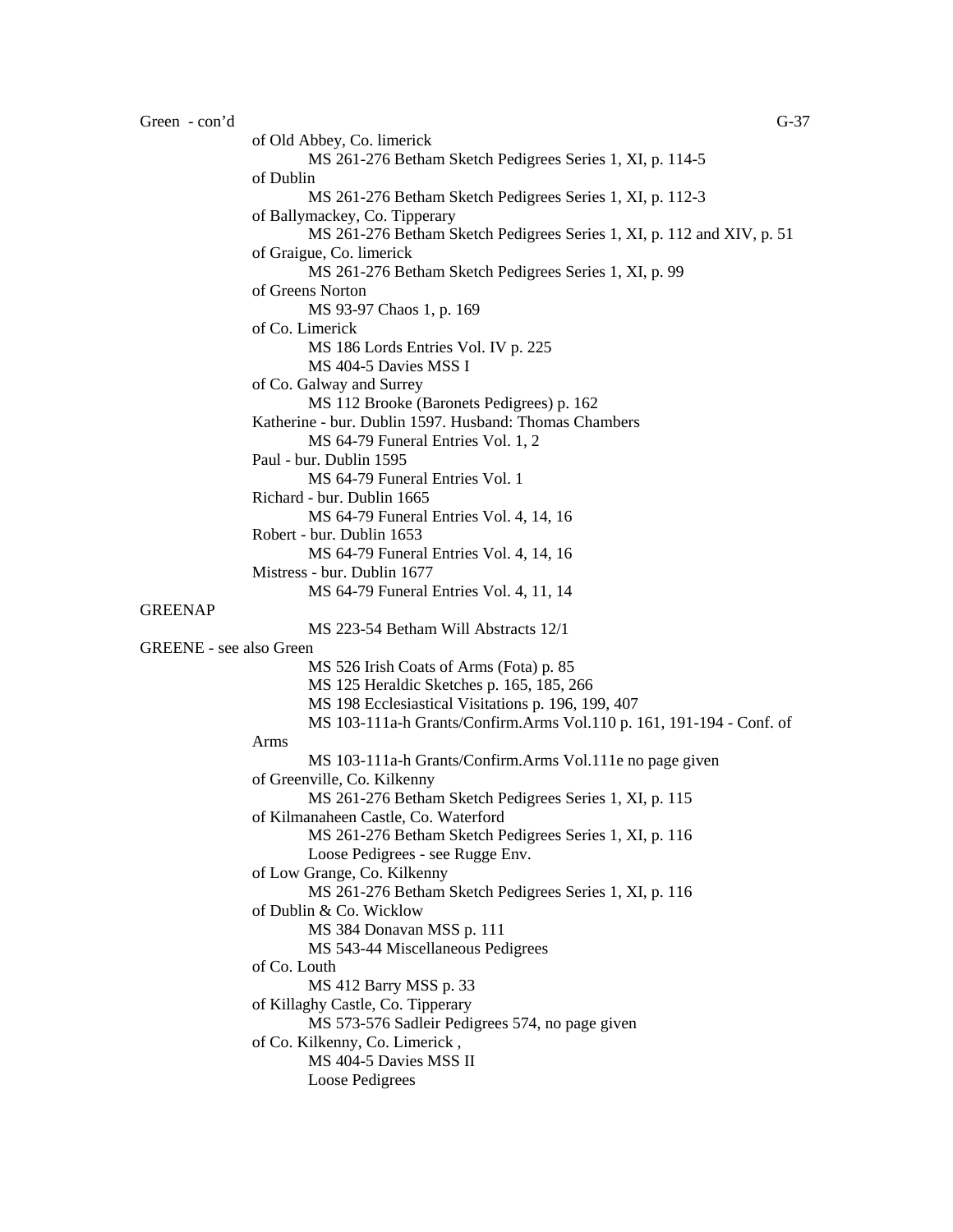Green - con'd

of Old Abbey, Co. limerick
    MS 261-276 Betham Sketch Pedigrees Series 1, XI, p. 114-5

of Dublin
    MS 261-276 Betham Sketch Pedigrees Series 1, XI, p. 112-3

of Ballymackey, Co. Tipperary
    MS 261-276 Betham Sketch Pedigrees Series 1, XI, p. 112 and XIV, p. 51

of Graigue, Co. limerick
    MS 261-276 Betham Sketch Pedigrees Series 1, XI, p. 99

of Greens Norton
    MS 93-97 Chaos 1, p. 169

of Co. Limerick
    MS 186 Lords Entries Vol. IV p. 225
    MS 404-5 Davies MSS I

of Co. Galway and Surrey
    MS 112 Brooke (Baronets Pedigrees) p. 162

Katherine - bur. Dublin 1597. Husband: Thomas Chambers
    MS 64-79 Funeral Entries Vol. 1, 2

Paul - bur. Dublin 1595
    MS 64-79 Funeral Entries Vol. 1

Richard - bur. Dublin 1665
    MS 64-79 Funeral Entries Vol. 4, 14, 16

Robert - bur. Dublin 1653
    MS 64-79 Funeral Entries Vol. 4, 14, 16

Mistress - bur. Dublin 1677
    MS 64-79 Funeral Entries Vol. 4, 11, 14

GREENAP
    MS 223-54 Betham Will Abstracts 12/1

GREENE - see also Green
    MS 526 Irish Coats of Arms (Fota) p. 85
    MS 125 Heraldic Sketches p. 165, 185, 266
    MS 198 Ecclesiastical Visitations p. 196, 199, 407
    MS 103-111a-h Grants/Confirm.Arms Vol.110 p. 161, 191-194 - Conf. of Arms
    MS 103-111a-h Grants/Confirm.Arms Vol.111e no page given

of Greenville, Co. Kilkenny
    MS 261-276 Betham Sketch Pedigrees Series 1, XI, p. 115

of Kilmanaheen Castle, Co. Waterford
    MS 261-276 Betham Sketch Pedigrees Series 1, XI, p. 116
    Loose Pedigrees - see Rugge Env.

of Low Grange, Co. Kilkenny
    MS 261-276 Betham Sketch Pedigrees Series 1, XI, p. 116

of Dublin & Co. Wicklow
    MS 384 Donavan MSS p. 111
    MS 543-44 Miscellaneous Pedigrees

of Co. Louth
    MS 412 Barry MSS p. 33

of Killaghy Castle, Co. Tipperary
    MS 573-576 Sadleir Pedigrees 574, no page given

of Co. Kilkenny, Co. Limerick ,
    MS 404-5 Davies MSS II
    Loose Pedigrees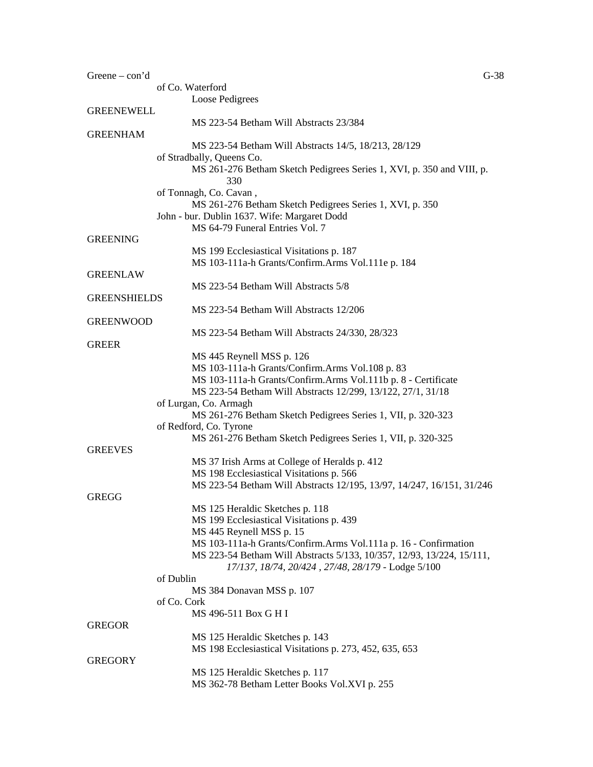Greene – con'd

of Co. Waterford
Loose Pedigrees

GREENEWELL
MS 223-54 Betham Will Abstracts 23/384

GREENHAM
MS 223-54 Betham Will Abstracts 14/5, 18/213, 28/129
of Stradbally, Queens Co.
MS 261-276 Betham Sketch Pedigrees Series 1, XVI, p. 350 and VIII, p. 330
of Tonnagh, Co. Cavan ,
MS 261-276 Betham Sketch Pedigrees Series 1, XVI, p. 350
John - bur. Dublin 1637. Wife: Margaret Dodd
MS 64-79 Funeral Entries Vol. 7

GREENING
MS 199 Ecclesiastical Visitations p. 187
MS 103-111a-h Grants/Confirm.Arms Vol.111e p. 184

GREENLAW
MS 223-54 Betham Will Abstracts 5/8

GREENSHIELDS
MS 223-54 Betham Will Abstracts 12/206

GREENWOOD
MS 223-54 Betham Will Abstracts 24/330, 28/323

GREER
MS 445 Reynell MSS p. 126
MS 103-111a-h Grants/Confirm.Arms Vol.108 p. 83
MS 103-111a-h Grants/Confirm.Arms Vol.111b p. 8 - Certificate
MS 223-54 Betham Will Abstracts 12/299, 13/122, 27/1, 31/18
of Lurgan, Co. Armagh
MS 261-276 Betham Sketch Pedigrees Series 1, VII, p. 320-323
of Redford, Co. Tyrone
MS 261-276 Betham Sketch Pedigrees Series 1, VII, p. 320-325

GREEVES
MS 37 Irish Arms at College of Heralds p. 412
MS 198 Ecclesiastical Visitations p. 566
MS 223-54 Betham Will Abstracts 12/195, 13/97, 14/247, 16/151, 31/246

GREGG
MS 125 Heraldic Sketches p. 118
MS 199 Ecclesiastical Visitations p. 439
MS 445 Reynell MSS p. 15
MS 103-111a-h Grants/Confirm.Arms Vol.111a p. 16 - Confirmation
MS 223-54 Betham Will Abstracts 5/133, 10/357, 12/93, 13/224, 15/111, *17/137, 18/74, 20/424 , 27/48, 28/179* - Lodge 5/100
of Dublin
MS 384 Donavan MSS p. 107
of Co. Cork
MS 496-511 Box G H I

GREGOR
MS 125 Heraldic Sketches p. 143
MS 198 Ecclesiastical Visitations p. 273, 452, 635, 653

GREGORY
MS 125 Heraldic Sketches p. 117
MS 362-78 Betham Letter Books Vol.XVI p. 255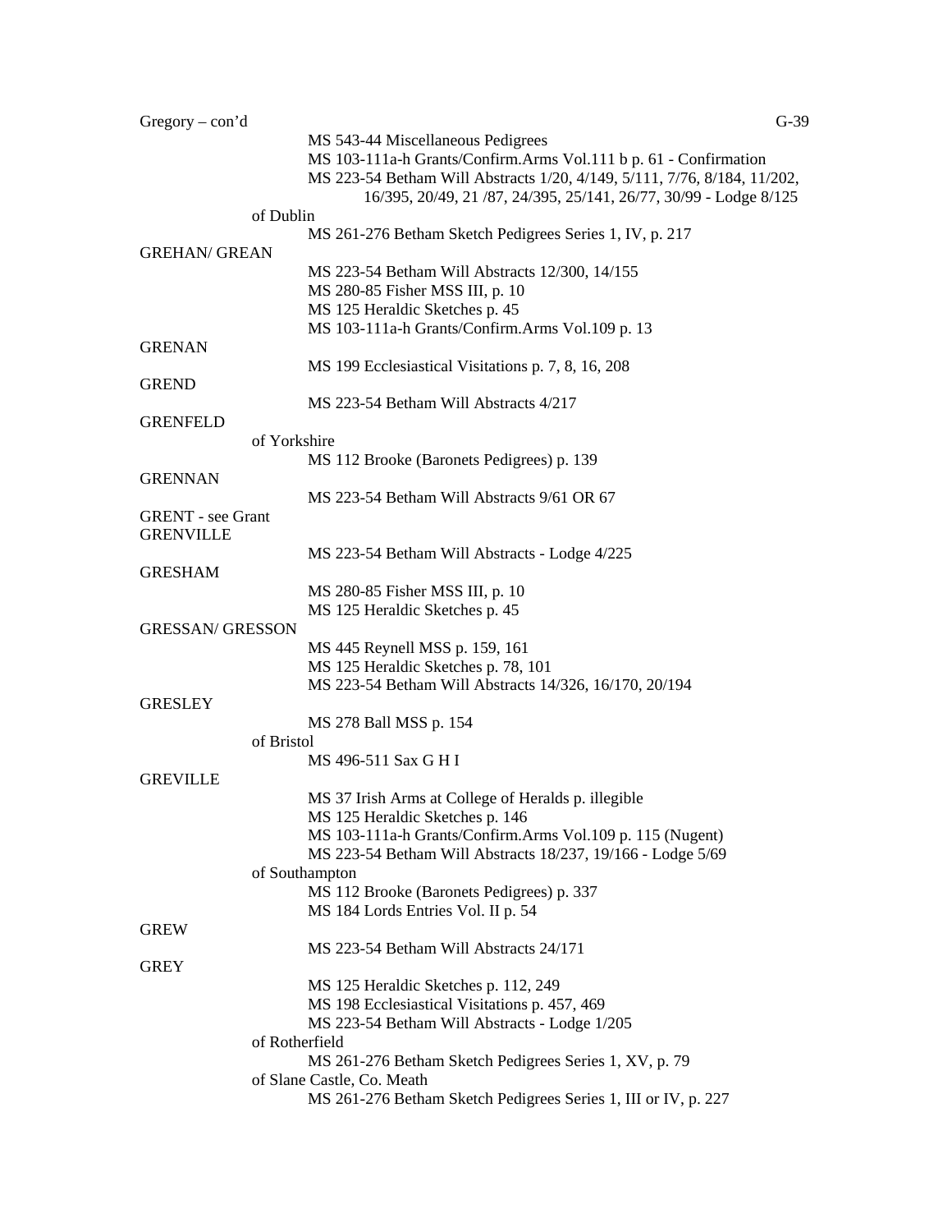Gregory – con'd

MS 543-44 Miscellaneous Pedigrees
MS 103-111a-h Grants/Confirm.Arms Vol.111 b p. 61 - Confirmation
MS 223-54 Betham Will Abstracts 1/20, 4/149, 5/111, 7/76, 8/184, 11/202, 16/395, 20/49, 21 /87, 24/395, 25/141, 26/77, 30/99 - Lodge 8/125

of Dublin
MS 261-276 Betham Sketch Pedigrees Series 1, IV, p. 217

GREHAN/ GREAN
MS 223-54 Betham Will Abstracts 12/300, 14/155
MS 280-85 Fisher MSS III, p. 10
MS 125 Heraldic Sketches p. 45
MS 103-111a-h Grants/Confirm.Arms Vol.109 p. 13

GRENAN
MS 199 Ecclesiastical Visitations p. 7, 8, 16, 208

GREND
MS 223-54 Betham Will Abstracts 4/217

GRENFELD
of Yorkshire
MS 112 Brooke (Baronets Pedigrees) p. 139

GRENNAN
MS 223-54 Betham Will Abstracts 9/61 OR 67

GRENT - see Grant

GRENVILLE
MS 223-54 Betham Will Abstracts - Lodge 4/225

GRESHAM
MS 280-85 Fisher MSS III, p. 10
MS 125 Heraldic Sketches p. 45

GRESSAN/ GRESSON
MS 445 Reynell MSS p. 159, 161
MS 125 Heraldic Sketches p. 78, 101
MS 223-54 Betham Will Abstracts 14/326, 16/170, 20/194

GRESLEY
MS 278 Ball MSS p. 154
of Bristol
MS 496-511 Sax G H I

GREVILLE
MS 37 Irish Arms at College of Heralds p. illegible
MS 125 Heraldic Sketches p. 146
MS 103-111a-h Grants/Confirm.Arms Vol.109 p. 115 (Nugent)
MS 223-54 Betham Will Abstracts 18/237, 19/166 - Lodge 5/69
of Southampton
MS 112 Brooke (Baronets Pedigrees) p. 337
MS 184 Lords Entries Vol. II p. 54

GREW
MS 223-54 Betham Will Abstracts 24/171

GREY
MS 125 Heraldic Sketches p. 112, 249
MS 198 Ecclesiastical Visitations p. 457, 469
MS 223-54 Betham Will Abstracts - Lodge 1/205
of Rotherfield
MS 261-276 Betham Sketch Pedigrees Series 1, XV, p. 79
of Slane Castle, Co. Meath
MS 261-276 Betham Sketch Pedigrees Series 1, III or IV, p. 227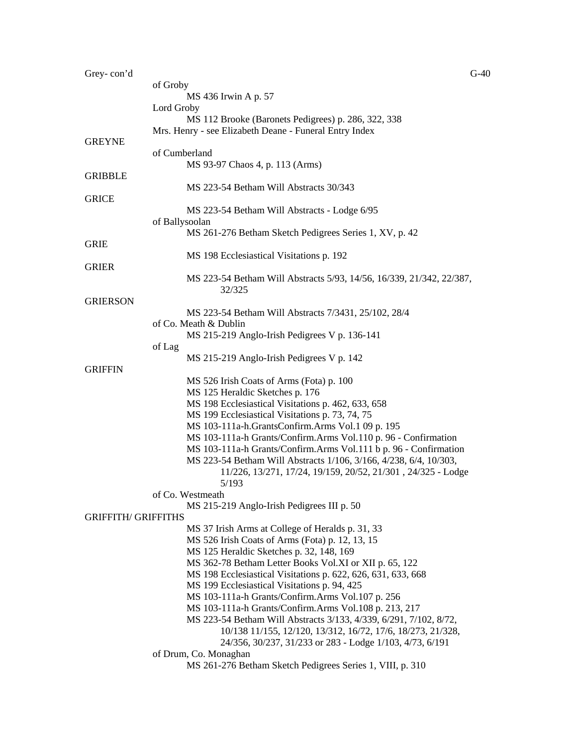Grey- con'd

of Groby

MS 436 Irwin A p. 57

Lord Groby

MS 112 Brooke (Baronets Pedigrees) p. 286, 322, 338

Mrs. Henry - see Elizabeth Deane - Funeral Entry Index

GREYNE

of Cumberland

MS 93-97 Chaos 4, p. 113 (Arms)

GRIBBLE

MS 223-54 Betham Will Abstracts 30/343

GRICE

MS 223-54 Betham Will Abstracts - Lodge 6/95

of Ballysoolan

MS 261-276 Betham Sketch Pedigrees Series 1, XV, p. 42

GRIE

MS 198 Ecclesiastical Visitations p. 192

GRIER

MS 223-54 Betham Will Abstracts 5/93, 14/56, 16/339, 21/342, 22/387, 32/325

GRIERSON

MS 223-54 Betham Will Abstracts 7/3431, 25/102, 28/4

of Co. Meath & Dublin

MS 215-219 Anglo-Irish Pedigrees V p. 136-141

of Lag

MS 215-219 Anglo-Irish Pedigrees V p. 142

GRIFFIN

MS 526 Irish Coats of Arms (Fota) p. 100

MS 125 Heraldic Sketches p. 176

MS 198 Ecclesiastical Visitations p. 462, 633, 658

MS 199 Ecclesiastical Visitations p. 73, 74, 75

MS 103-111a-h.GrantsConfirm.Arms Vol.1 09 p. 195

MS 103-111a-h Grants/Confirm.Arms Vol.110 p. 96 - Confirmation

MS 103-111a-h Grants/Confirm.Arms Vol.111 b p. 96 - Confirmation

MS 223-54 Betham Will Abstracts 1/106, 3/166, 4/238, 6/4, 10/303, 11/226, 13/271, 17/24, 19/159, 20/52, 21/301 , 24/325 - Lodge 5/193

of Co. Westmeath

MS 215-219 Anglo-Irish Pedigrees III p. 50

GRIFFITH/ GRIFFITHS

MS 37 Irish Arms at College of Heralds p. 31, 33

MS 526 Irish Coats of Arms (Fota) p. 12, 13, 15

MS 125 Heraldic Sketches p. 32, 148, 169

MS 362-78 Betham Letter Books Vol.XI or XII p. 65, 122

MS 198 Ecclesiastical Visitations p. 622, 626, 631, 633, 668

MS 199 Ecclesiastical Visitations p. 94, 425

MS 103-111a-h Grants/Confirm.Arms Vol.107 p. 256

MS 103-111a-h Grants/Confirm.Arms Vol.108 p. 213, 217

MS 223-54 Betham Will Abstracts 3/133, 4/339, 6/291, 7/102, 8/72, 10/138 11/155, 12/120, 13/312, 16/72, 17/6, 18/273, 21/328, 24/356, 30/237, 31/233 or 283 - Lodge 1/103, 4/73, 6/191

of Drum, Co. Monaghan

MS 261-276 Betham Sketch Pedigrees Series 1, VIII, p. 310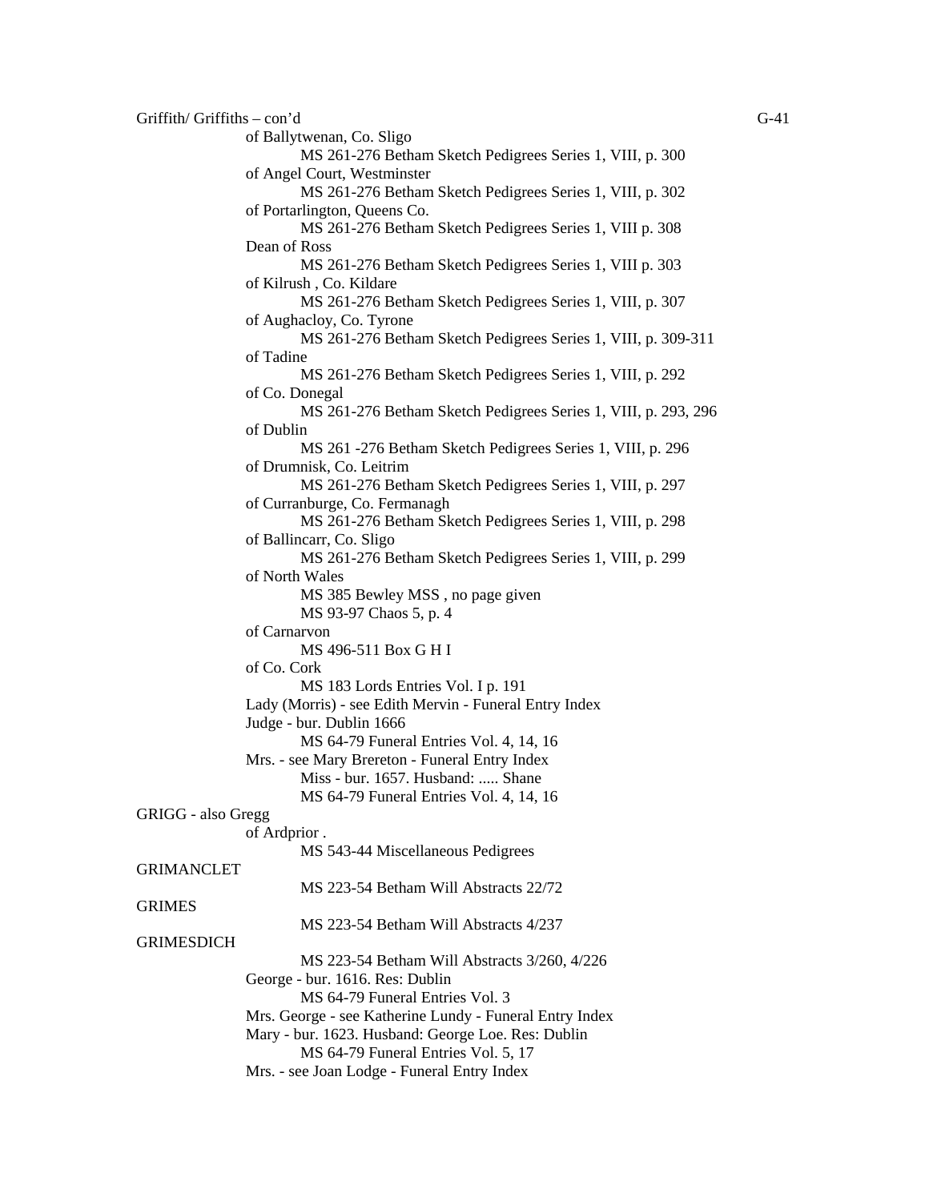Griffith/ Griffiths – con'd

of Ballytwenan, Co. Sligo
MS 261-276 Betham Sketch Pedigrees Series 1, VIII, p. 300

of Angel Court, Westminster
MS 261-276 Betham Sketch Pedigrees Series 1, VIII, p. 302

of Portarlington, Queens Co.
MS 261-276 Betham Sketch Pedigrees Series 1, VIII p. 308

Dean of Ross
MS 261-276 Betham Sketch Pedigrees Series 1, VIII p. 303

of Kilrush , Co. Kildare
MS 261-276 Betham Sketch Pedigrees Series 1, VIII, p. 307

of Aughacloy, Co. Tyrone
MS 261-276 Betham Sketch Pedigrees Series 1, VIII, p. 309-311

of Tadine
MS 261-276 Betham Sketch Pedigrees Series 1, VIII, p. 292

of Co. Donegal
MS 261-276 Betham Sketch Pedigrees Series 1, VIII, p. 293, 296

of Dublin
MS 261 -276 Betham Sketch Pedigrees Series 1, VIII, p. 296

of Drumnisk, Co. Leitrim
MS 261-276 Betham Sketch Pedigrees Series 1, VIII, p. 297

of Curranburge, Co. Fermanagh
MS 261-276 Betham Sketch Pedigrees Series 1, VIII, p. 298

of Ballincarr, Co. Sligo
MS 261-276 Betham Sketch Pedigrees Series 1, VIII, p. 299

of North Wales
MS 385 Bewley MSS , no page given
MS 93-97 Chaos 5, p. 4

of Carnarvon
MS 496-511 Box G H I

of Co. Cork
MS 183 Lords Entries Vol. I p. 191

Lady (Morris) - see Edith Mervin - Funeral Entry Index

Judge - bur. Dublin 1666
MS 64-79 Funeral Entries Vol. 4, 14, 16

Mrs. - see Mary Brereton - Funeral Entry Index
Miss - bur. 1657. Husband: ..... Shane
MS 64-79 Funeral Entries Vol. 4, 14, 16

GRIGG - also Gregg

of Ardprior .
MS 543-44 Miscellaneous Pedigrees

GRIMANCLET
MS 223-54 Betham Will Abstracts 22/72

GRIMES
MS 223-54 Betham Will Abstracts 4/237

GRIMESDICH
MS 223-54 Betham Will Abstracts 3/260, 4/226

George - bur. 1616. Res: Dublin
MS 64-79 Funeral Entries Vol. 3

Mrs. George - see Katherine Lundy - Funeral Entry Index

Mary - bur. 1623. Husband: George Loe. Res: Dublin
MS 64-79 Funeral Entries Vol. 5, 17

Mrs. - see Joan Lodge - Funeral Entry Index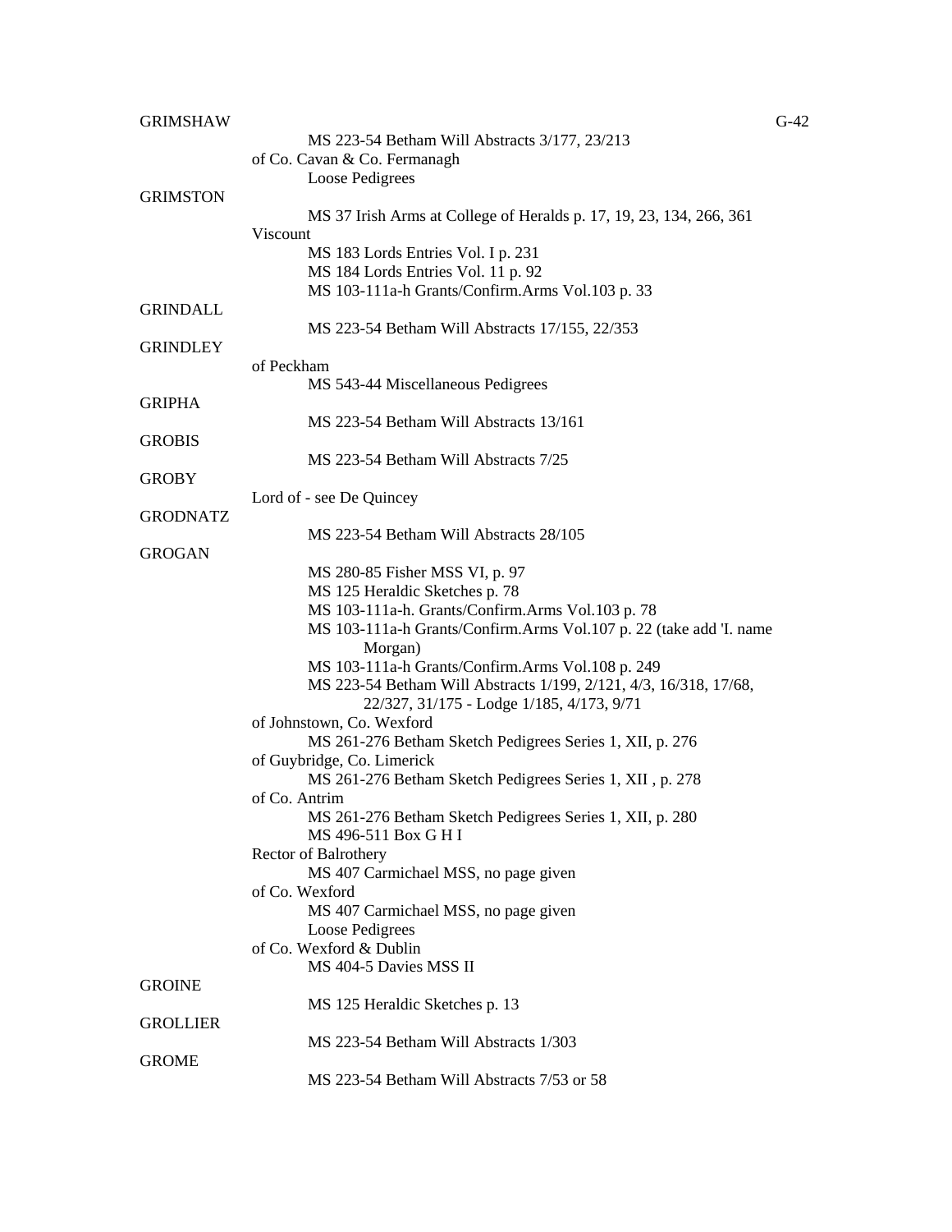GRIMSHAW

MS 223-54 Betham Will Abstracts 3/177, 23/213

of Co. Cavan & Co. Fermanagh

Loose Pedigrees

GRIMSTON

MS 37 Irish Arms at College of Heralds p. 17, 19, 23, 134, 266, 361

Viscount

MS 183 Lords Entries Vol. I p. 231
MS 184 Lords Entries Vol. 11 p. 92
MS 103-111a-h Grants/Confirm.Arms Vol.103 p. 33

GRINDALL

MS 223-54 Betham Will Abstracts 17/155, 22/353

GRINDLEY

of Peckham

MS 543-44 Miscellaneous Pedigrees

GRIPHA

MS 223-54 Betham Will Abstracts 13/161

GROBIS

MS 223-54 Betham Will Abstracts 7/25

GROBY

Lord of - see De Quincey

GRODNATZ

MS 223-54 Betham Will Abstracts 28/105

GROGAN

MS 280-85 Fisher MSS VI, p. 97
MS 125 Heraldic Sketches p. 78
MS 103-111a-h. Grants/Confirm.Arms Vol.103 p. 78
MS 103-111a-h Grants/Confirm.Arms Vol.107 p. 22 (take add 'I. name Morgan)
MS 103-111a-h Grants/Confirm.Arms Vol.108 p. 249
MS 223-54 Betham Will Abstracts 1/199, 2/121, 4/3, 16/318, 17/68, 22/327, 31/175 - Lodge 1/185, 4/173, 9/71

of Johnstown, Co. Wexford

MS 261-276 Betham Sketch Pedigrees Series 1, XII, p. 276

of Guybridge, Co. Limerick

MS 261-276 Betham Sketch Pedigrees Series 1, XII , p. 278

of Co. Antrim

MS 261-276 Betham Sketch Pedigrees Series 1, XII, p. 280
MS 496-511 Box G H I

Rector of Balrothery

MS 407 Carmichael MSS, no page given

of Co. Wexford

MS 407 Carmichael MSS, no page given
Loose Pedigrees

of Co. Wexford & Dublin

MS 404-5 Davies MSS II

GROINE

MS 125 Heraldic Sketches p. 13

GROLLIER

MS 223-54 Betham Will Abstracts 1/303

GROME

MS 223-54 Betham Will Abstracts 7/53 or 58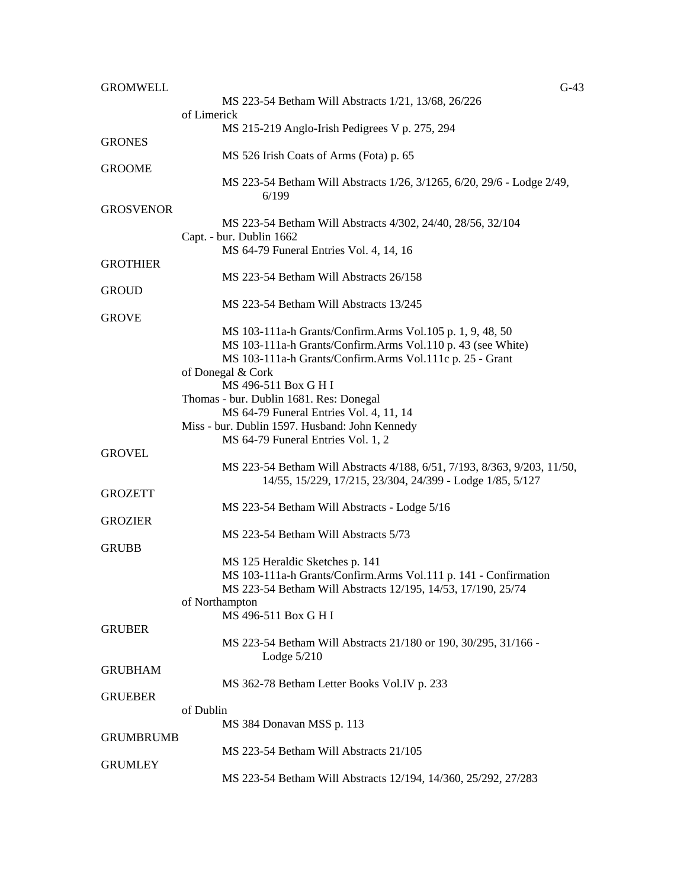GROMWELL

MS 223-54 Betham Will Abstracts 1/21, 13/68, 26/226

of Limerick

MS 215-219 Anglo-Irish Pedigrees V p. 275, 294

GRONES

MS 526 Irish Coats of Arms (Fota) p. 65

GROOME

MS 223-54 Betham Will Abstracts 1/26, 3/1265, 6/20, 29/6 - Lodge 2/49, 6/199

GROSVENOR

MS 223-54 Betham Will Abstracts 4/302, 24/40, 28/56, 32/104

Capt. - bur. Dublin 1662

MS 64-79 Funeral Entries Vol. 4, 14, 16

GROTHIER

MS 223-54 Betham Will Abstracts 26/158

GROUD

MS 223-54 Betham Will Abstracts 13/245

GROVE

MS 103-111a-h Grants/Confirm.Arms Vol.105 p. 1, 9, 48, 50
MS 103-111a-h Grants/Confirm.Arms Vol.110 p. 43 (see White)
MS 103-111a-h Grants/Confirm.Arms Vol.111c p. 25 - Grant

of Donegal & Cork

MS 496-511 Box G H I

Thomas - bur. Dublin 1681. Res: Donegal

MS 64-79 Funeral Entries Vol. 4, 11, 14

Miss - bur. Dublin 1597. Husband: John Kennedy

MS 64-79 Funeral Entries Vol. 1, 2

GROVEL

MS 223-54 Betham Will Abstracts 4/188, 6/51, 7/193, 8/363, 9/203, 11/50, 14/55, 15/229, 17/215, 23/304, 24/399 - Lodge 1/85, 5/127

GROZETT

MS 223-54 Betham Will Abstracts - Lodge 5/16

GROZIER

MS 223-54 Betham Will Abstracts 5/73

GRUBB

MS 125 Heraldic Sketches p. 141
MS 103-111a-h Grants/Confirm.Arms Vol.111 p. 141 - Confirmation
MS 223-54 Betham Will Abstracts 12/195, 14/53, 17/190, 25/74

of Northampton

MS 496-511 Box G H I

GRUBER

MS 223-54 Betham Will Abstracts 21/180 or 190, 30/295, 31/166 - Lodge 5/210

GRUBHAM

MS 362-78 Betham Letter Books Vol.IV p. 233

GRUEBER

of Dublin

MS 384 Donavan MSS p. 113

GRUMBRUMB

MS 223-54 Betham Will Abstracts 21/105

GRUMLEY

MS 223-54 Betham Will Abstracts 12/194, 14/360, 25/292, 27/283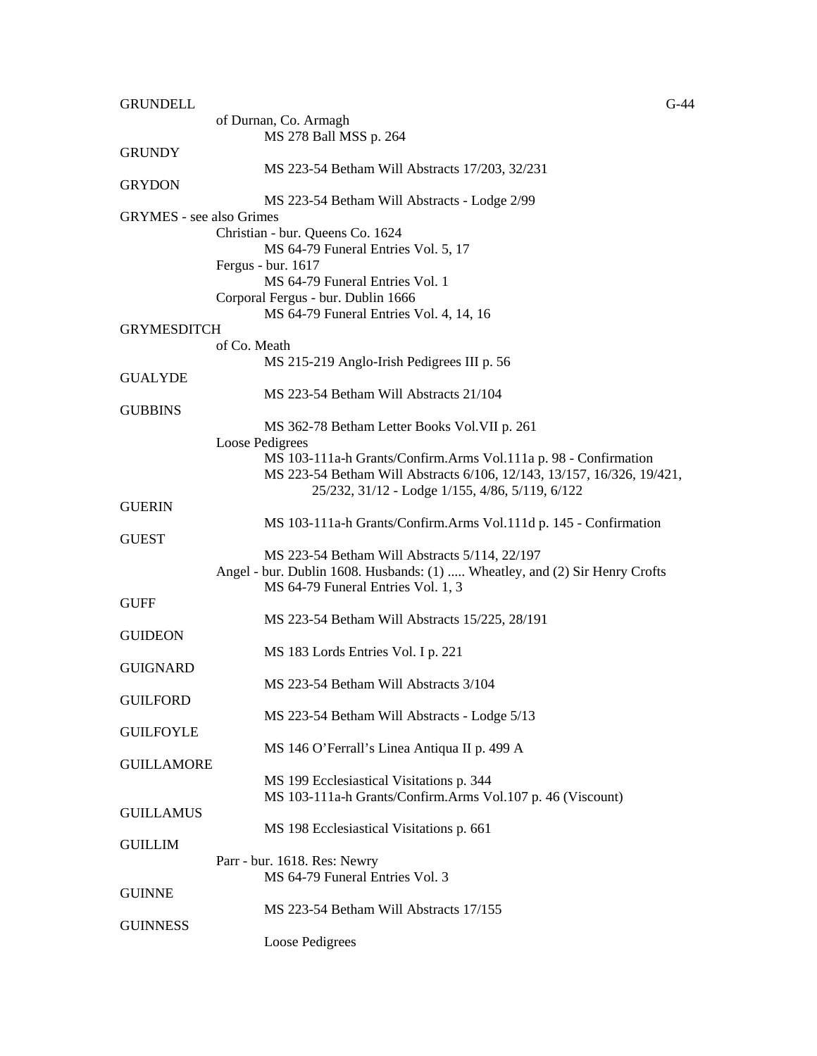GRUNDELL

of Durnan, Co. Armagh

MS 278 Ball MSS p. 264

GRUNDY

MS 223-54 Betham Will Abstracts 17/203, 32/231

GRYDON

MS 223-54 Betham Will Abstracts - Lodge 2/99

GRYMES - see also Grimes

Christian - bur. Queens Co. 1624

MS 64-79 Funeral Entries Vol. 5, 17

Fergus - bur. 1617

MS 64-79 Funeral Entries Vol. 1

Corporal Fergus - bur. Dublin 1666

MS 64-79 Funeral Entries Vol. 4, 14, 16

GRYMESDITCH

of Co. Meath

MS 215-219 Anglo-Irish Pedigrees III p. 56

GUALYDE

MS 223-54 Betham Will Abstracts 21/104

GUBBINS

MS 362-78 Betham Letter Books Vol.VII p. 261

Loose Pedigrees

MS 103-111a-h Grants/Confirm.Arms Vol.111a p. 98 - Confirmation

MS 223-54 Betham Will Abstracts 6/106, 12/143, 13/157, 16/326, 19/421, 25/232, 31/12 - Lodge 1/155, 4/86, 5/119, 6/122

GUERIN

MS 103-111a-h Grants/Confirm.Arms Vol.111d p. 145 - Confirmation

GUEST

MS 223-54 Betham Will Abstracts 5/114, 22/197

Angel - bur. Dublin 1608. Husbands: (1) ..... Wheatley, and (2) Sir Henry Crofts

MS 64-79 Funeral Entries Vol. 1, 3

GUFF

MS 223-54 Betham Will Abstracts 15/225, 28/191

GUIDEON

MS 183 Lords Entries Vol. I p. 221

GUIGNARD

MS 223-54 Betham Will Abstracts 3/104

GUILFORD

MS 223-54 Betham Will Abstracts - Lodge 5/13

GUILFOYLE

MS 146 O'Ferrall's Linea Antiqua II p. 499 A

GUILLAMORE

MS 199 Ecclesiastical Visitations p. 344

MS 103-111a-h Grants/Confirm.Arms Vol.107 p. 46 (Viscount)

GUILLAMUS

MS 198 Ecclesiastical Visitations p. 661

GUILLIM

Parr - bur. 1618. Res: Newry

MS 64-79 Funeral Entries Vol. 3

GUINNE

MS 223-54 Betham Will Abstracts 17/155

GUINNESS

Loose Pedigrees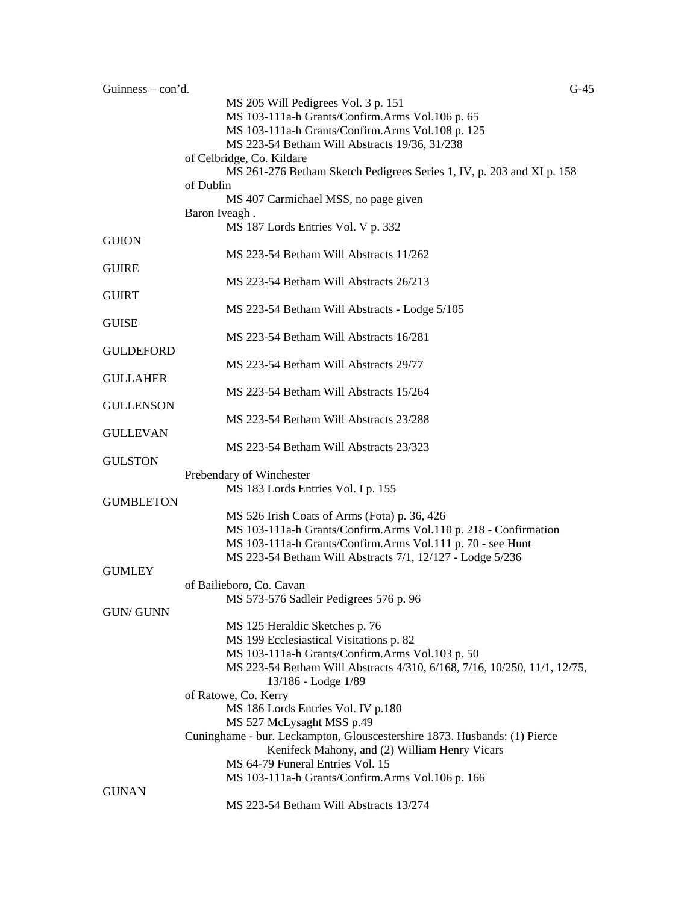Guinness – con'd.

MS 205 Will Pedigrees Vol. 3 p. 151
MS 103-111a-h Grants/Confirm.Arms Vol.106 p. 65
MS 103-111a-h Grants/Confirm.Arms Vol.108 p. 125
MS 223-54 Betham Will Abstracts 19/36, 31/238

of Celbridge, Co. Kildare
MS 261-276 Betham Sketch Pedigrees Series 1, IV, p. 203 and XI p. 158

of Dublin
MS 407 Carmichael MSS, no page given

Baron Iveagh .
MS 187 Lords Entries Vol. V p. 332

GUION
MS 223-54 Betham Will Abstracts 11/262

GUIRE
MS 223-54 Betham Will Abstracts 26/213

GUIRT
MS 223-54 Betham Will Abstracts - Lodge 5/105

GUISE
MS 223-54 Betham Will Abstracts 16/281

GULDEFORD
MS 223-54 Betham Will Abstracts 29/77

GULLAHER
MS 223-54 Betham Will Abstracts 15/264

GULLENSON
MS 223-54 Betham Will Abstracts 23/288

GULLEVAN
MS 223-54 Betham Will Abstracts 23/323

GULSTON
Prebendary of Winchester
MS 183 Lords Entries Vol. I p. 155

GUMBLETON
MS 526 Irish Coats of Arms (Fota) p. 36, 426
MS 103-111a-h Grants/Confirm.Arms Vol.110 p. 218 - Confirmation
MS 103-111a-h Grants/Confirm.Arms Vol.111 p. 70 - see Hunt
MS 223-54 Betham Will Abstracts 7/1, 12/127 - Lodge 5/236

GUMLEY
of Bailieboro, Co. Cavan
MS 573-576 Sadleir Pedigrees 576 p. 96

GUN/ GUNN
MS 125 Heraldic Sketches p. 76
MS 199 Ecclesiastical Visitations p. 82
MS 103-111a-h Grants/Confirm.Arms Vol.103 p. 50
MS 223-54 Betham Will Abstracts 4/310, 6/168, 7/16, 10/250, 11/1, 12/75, 13/186 - Lodge 1/89

of Ratowe, Co. Kerry
MS 186 Lords Entries Vol. IV p.180
MS 527 McLysaght MSS p.49

Cuninghame - bur. Leckampton, Glouscestershire 1873. Husbands: (1) Pierce Kenifeck Mahony, and (2) William Henry Vicars
MS 64-79 Funeral Entries Vol. 15
MS 103-111a-h Grants/Confirm.Arms Vol.106 p. 166

GUNAN
MS 223-54 Betham Will Abstracts 13/274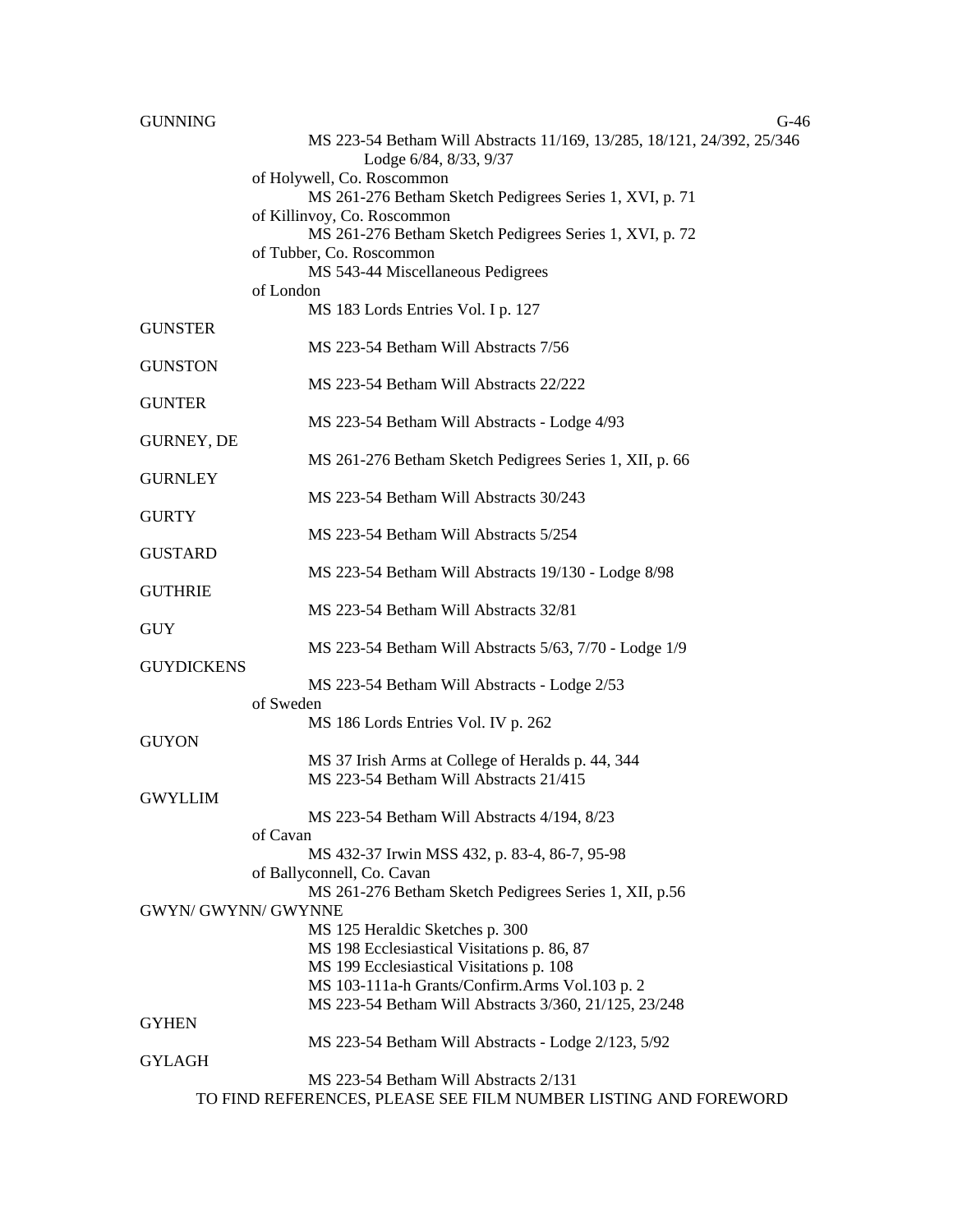GUNNING

MS 223-54 Betham Will Abstracts 11/169, 13/285, 18/121, 24/392, 25/346
Lodge 6/84, 8/33, 9/37

of Holywell, Co. Roscommon
MS 261-276 Betham Sketch Pedigrees Series 1, XVI, p. 71

of Killinvoy, Co. Roscommon
MS 261-276 Betham Sketch Pedigrees Series 1, XVI, p. 72

of Tubber, Co. Roscommon
MS 543-44 Miscellaneous Pedigrees

of London
MS 183 Lords Entries Vol. I p. 127

GUNSTER
MS 223-54 Betham Will Abstracts 7/56

GUNSTON
MS 223-54 Betham Will Abstracts 22/222

GUNTER
MS 223-54 Betham Will Abstracts - Lodge 4/93

GURNEY, DE
MS 261-276 Betham Sketch Pedigrees Series 1, XII, p. 66

GURNLEY
MS 223-54 Betham Will Abstracts 30/243

GURTY
MS 223-54 Betham Will Abstracts 5/254

GUSTARD
MS 223-54 Betham Will Abstracts 19/130 - Lodge 8/98

GUTHRIE
MS 223-54 Betham Will Abstracts 32/81

GUY
MS 223-54 Betham Will Abstracts 5/63, 7/70 - Lodge 1/9

GUYDICKENS
MS 223-54 Betham Will Abstracts - Lodge 2/53

of Sweden
MS 186 Lords Entries Vol. IV p. 262

GUYON
MS 37 Irish Arms at College of Heralds p. 44, 344
MS 223-54 Betham Will Abstracts 21/415

GWYLLIM
MS 223-54 Betham Will Abstracts 4/194, 8/23

of Cavan
MS 432-37 Irwin MSS 432, p. 83-4, 86-7, 95-98

of Ballyconnell, Co. Cavan
MS 261-276 Betham Sketch Pedigrees Series 1, XII, p.56

GWYN/ GWYNN/ GWYNNE
MS 125 Heraldic Sketches p. 300
MS 198 Ecclesiastical Visitations p. 86, 87
MS 199 Ecclesiastical Visitations p. 108
MS 103-111a-h Grants/Confirm.Arms Vol.103 p. 2
MS 223-54 Betham Will Abstracts 3/360, 21/125, 23/248

GYHEN
MS 223-54 Betham Will Abstracts - Lodge 2/123, 5/92

GYLAGH
MS 223-54 Betham Will Abstracts 2/131

TO FIND REFERENCES, PLEASE SEE FILM NUMBER LISTING AND FOREWORD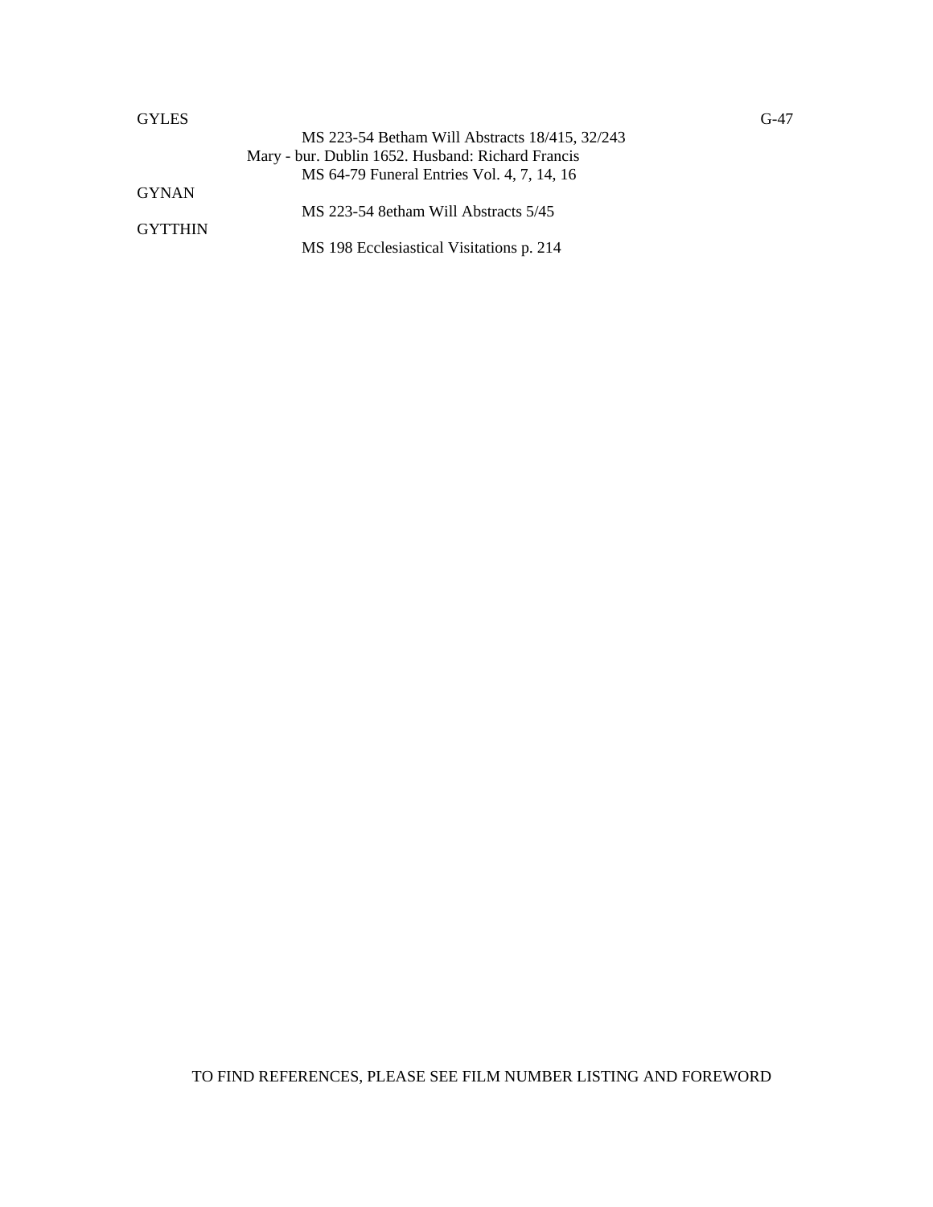GYLES

MS 223-54 Betham Will Abstracts 18/415, 32/243

Mary - bur. Dublin 1652. Husband: Richard Francis

MS 64-79 Funeral Entries Vol. 4, 7, 14, 16

GYNAN

MS 223-54 8etham Will Abstracts 5/45

GYTTHIN

MS 198 Ecclesiastical Visitations p. 214

TO FIND REFERENCES, PLEASE SEE FILM NUMBER LISTING AND FOREWORD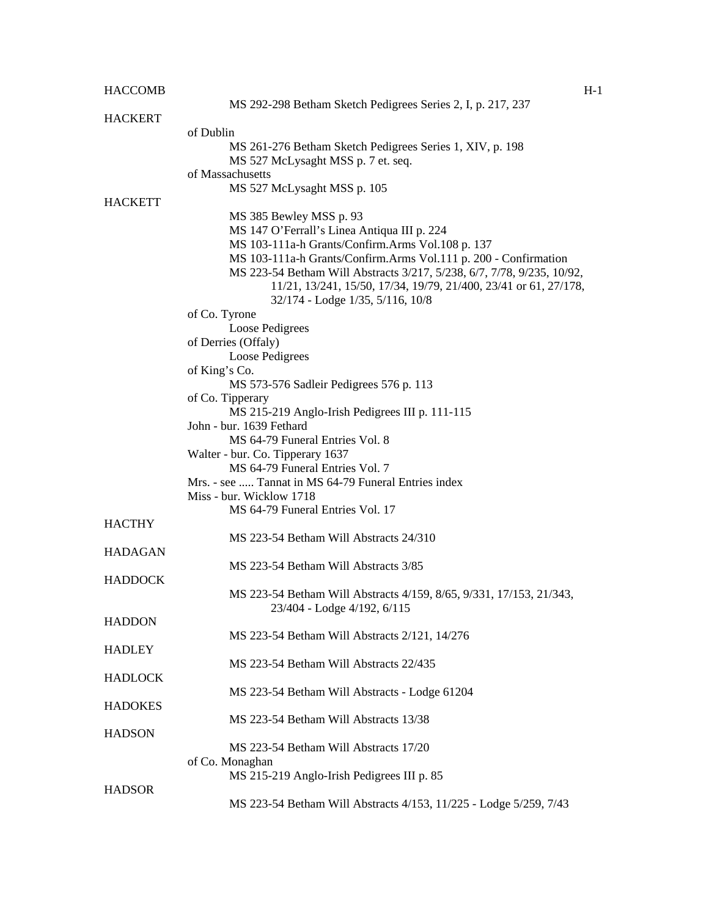HACCOMB

MS 292-298 Betham Sketch Pedigrees Series 2, I, p. 217, 237

HACKERT

of Dublin

MS 261-276 Betham Sketch Pedigrees Series 1, XIV, p. 198

MS 527 McLysaght MSS p. 7 et. seq.

of Massachusetts

MS 527 McLysaght MSS p. 105

HACKETT

MS 385 Bewley MSS p. 93

MS 147 O'Ferrall's Linea Antiqua III p. 224

MS 103-111a-h Grants/Confirm.Arms Vol.108 p. 137

MS 103-111a-h Grants/Confirm.Arms Vol.111 p. 200 - Confirmation

MS 223-54 Betham Will Abstracts 3/217, 5/238, 6/7, 7/78, 9/235, 10/92, 11/21, 13/241, 15/50, 17/34, 19/79, 21/400, 23/41 or 61, 27/178, 32/174 - Lodge 1/35, 5/116, 10/8

of Co. Tyrone

Loose Pedigrees

of Derries (Offaly)

Loose Pedigrees

of King's Co.

MS 573-576 Sadleir Pedigrees 576 p. 113

of Co. Tipperary

MS 215-219 Anglo-Irish Pedigrees III p. 111-115

John - bur. 1639 Fethard

MS 64-79 Funeral Entries Vol. 8

Walter - bur. Co. Tipperary 1637

MS 64-79 Funeral Entries Vol. 7

Mrs. - see ..... Tannat in MS 64-79 Funeral Entries index

Miss - bur. Wicklow 1718

MS 64-79 Funeral Entries Vol. 17

HACTHY

MS 223-54 Betham Will Abstracts 24/310

HADAGAN

MS 223-54 Betham Will Abstracts 3/85

HADDOCK

MS 223-54 Betham Will Abstracts 4/159, 8/65, 9/331, 17/153, 21/343, 23/404 - Lodge 4/192, 6/115

HADDON

MS 223-54 Betham Will Abstracts 2/121, 14/276

HADLEY

MS 223-54 Betham Will Abstracts 22/435

HADLOCK

MS 223-54 Betham Will Abstracts - Lodge 61204

HADOKES

MS 223-54 Betham Will Abstracts 13/38

HADSON

MS 223-54 Betham Will Abstracts 17/20

of Co. Monaghan

MS 215-219 Anglo-Irish Pedigrees III p. 85

HADSOR

MS 223-54 Betham Will Abstracts 4/153, 11/225 - Lodge 5/259, 7/43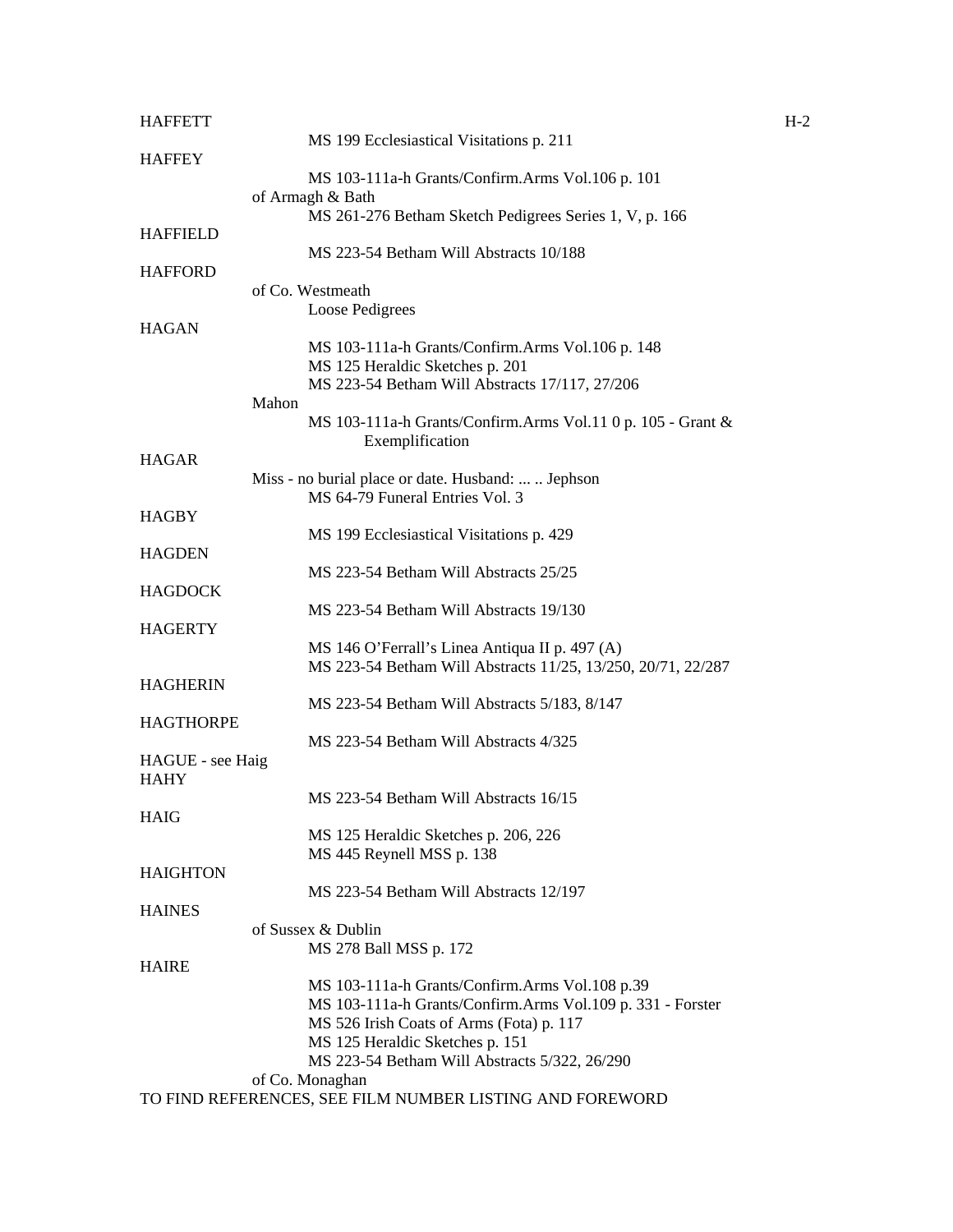HAFFETT

MS 199 Ecclesiastical Visitations p. 211

HAFFEY

MS 103-111a-h Grants/Confirm.Arms Vol.106 p. 101

of Armagh & Bath

MS 261-276 Betham Sketch Pedigrees Series 1, V, p. 166

HAFFIELD

MS 223-54 Betham Will Abstracts 10/188

HAFFORD

of Co. Westmeath

Loose Pedigrees

HAGAN

MS 103-111a-h Grants/Confirm.Arms Vol.106 p. 148
MS 125 Heraldic Sketches p. 201
MS 223-54 Betham Will Abstracts 17/117, 27/206

Mahon

MS 103-111a-h Grants/Confirm.Arms Vol.11 0 p. 105 - Grant & Exemplification

HAGAR

Miss - no burial place or date. Husband: ... .. Jephson

MS 64-79 Funeral Entries Vol. 3

HAGBY

MS 199 Ecclesiastical Visitations p. 429

HAGDEN

MS 223-54 Betham Will Abstracts 25/25

HAGDOCK

MS 223-54 Betham Will Abstracts 19/130

HAGERTY

MS 146 O'Ferrall's Linea Antiqua II p. 497 (A)
MS 223-54 Betham Will Abstracts 11/25, 13/250, 20/71, 22/287

HAGHERIN

MS 223-54 Betham Will Abstracts 5/183, 8/147

HAGTHORPE

MS 223-54 Betham Will Abstracts 4/325

HAGUE - see Haig

HAHY

MS 223-54 Betham Will Abstracts 16/15

HAIG

MS 125 Heraldic Sketches p. 206, 226
MS 445 Reynell MSS p. 138

HAIGHTON

MS 223-54 Betham Will Abstracts 12/197

HAINES

of Sussex & Dublin

MS 278 Ball MSS p. 172

HAIRE

MS 103-111a-h Grants/Confirm.Arms Vol.108 p.39
MS 103-111a-h Grants/Confirm.Arms Vol.109 p. 331 - Forster
MS 526 Irish Coats of Arms (Fota) p. 117
MS 125 Heraldic Sketches p. 151
MS 223-54 Betham Will Abstracts 5/322, 26/290

of Co. Monaghan

TO FIND REFERENCES, SEE FILM NUMBER LISTING AND FOREWORD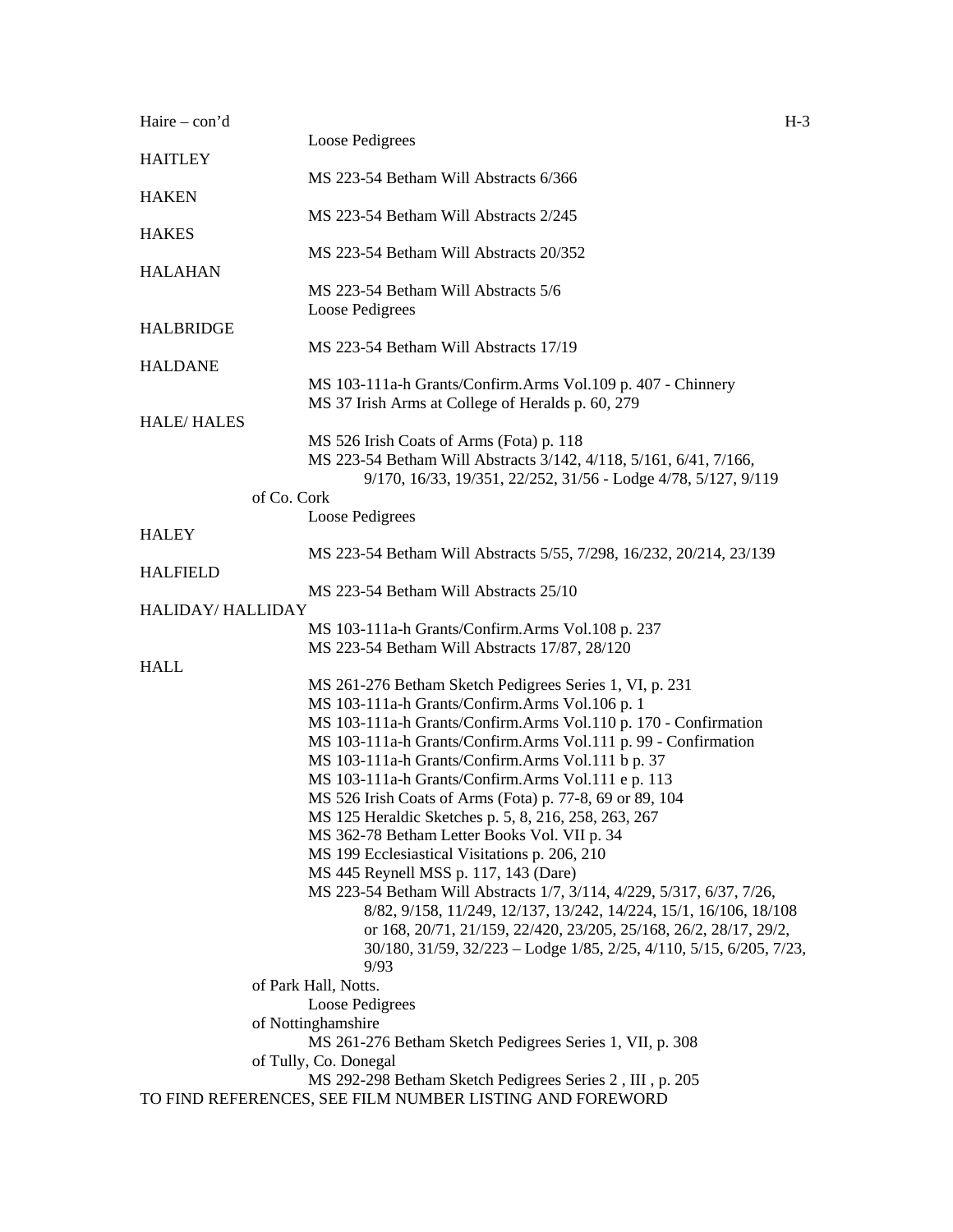Haire – con'd

Loose Pedigrees

HAITLEY

MS 223-54 Betham Will Abstracts 6/366

HAKEN

MS 223-54 Betham Will Abstracts 2/245

HAKES

MS 223-54 Betham Will Abstracts 20/352

HALAHAN

MS 223-54 Betham Will Abstracts 5/6
Loose Pedigrees

HALBRIDGE

MS 223-54 Betham Will Abstracts 17/19

HALDANE

MS 103-111a-h Grants/Confirm.Arms Vol.109 p. 407 - Chinnery
MS 37 Irish Arms at College of Heralds p. 60, 279

HALE/ HALES

MS 526 Irish Coats of Arms (Fota) p. 118
MS 223-54 Betham Will Abstracts 3/142, 4/118, 5/161, 6/41, 7/166, 9/170, 16/33, 19/351, 22/252, 31/56 - Lodge 4/78, 5/127, 9/119

of Co. Cork

Loose Pedigrees

HALEY

MS 223-54 Betham Will Abstracts 5/55, 7/298, 16/232, 20/214, 23/139

HALFIELD

MS 223-54 Betham Will Abstracts 25/10

HALIDAY/ HALLIDAY

MS 103-111a-h Grants/Confirm.Arms Vol.108 p. 237
MS 223-54 Betham Will Abstracts 17/87, 28/120

HALL

MS 261-276 Betham Sketch Pedigrees Series 1, VI, p. 231
MS 103-111a-h Grants/Confirm.Arms Vol.106 p. 1
MS 103-111a-h Grants/Confirm.Arms Vol.110 p. 170 - Confirmation
MS 103-111a-h Grants/Confirm.Arms Vol.111 p. 99 - Confirmation
MS 103-111a-h Grants/Confirm.Arms Vol.111 b p. 37
MS 103-111a-h Grants/Confirm.Arms Vol.111 e p. 113
MS 526 Irish Coats of Arms (Fota) p. 77-8, 69 or 89, 104
MS 125 Heraldic Sketches p. 5, 8, 216, 258, 263, 267
MS 362-78 Betham Letter Books Vol. VII p. 34
MS 199 Ecclesiastical Visitations p. 206, 210
MS 445 Reynell MSS p. 117, 143 (Dare)
MS 223-54 Betham Will Abstracts 1/7, 3/114, 4/229, 5/317, 6/37, 7/26, 8/82, 9/158, 11/249, 12/137, 13/242, 14/224, 15/1, 16/106, 18/108 or 168, 20/71, 21/159, 22/420, 23/205, 25/168, 26/2, 28/17, 29/2, 30/180, 31/59, 32/223 – Lodge 1/85, 2/25, 4/110, 5/15, 6/205, 7/23, 9/93

of Park Hall, Notts.

Loose Pedigrees

of Nottinghamshire

MS 261-276 Betham Sketch Pedigrees Series 1, VII, p. 308

of Tully, Co. Donegal

MS 292-298 Betham Sketch Pedigrees Series 2 , III , p. 205

TO FIND REFERENCES, SEE FILM NUMBER LISTING AND FOREWORD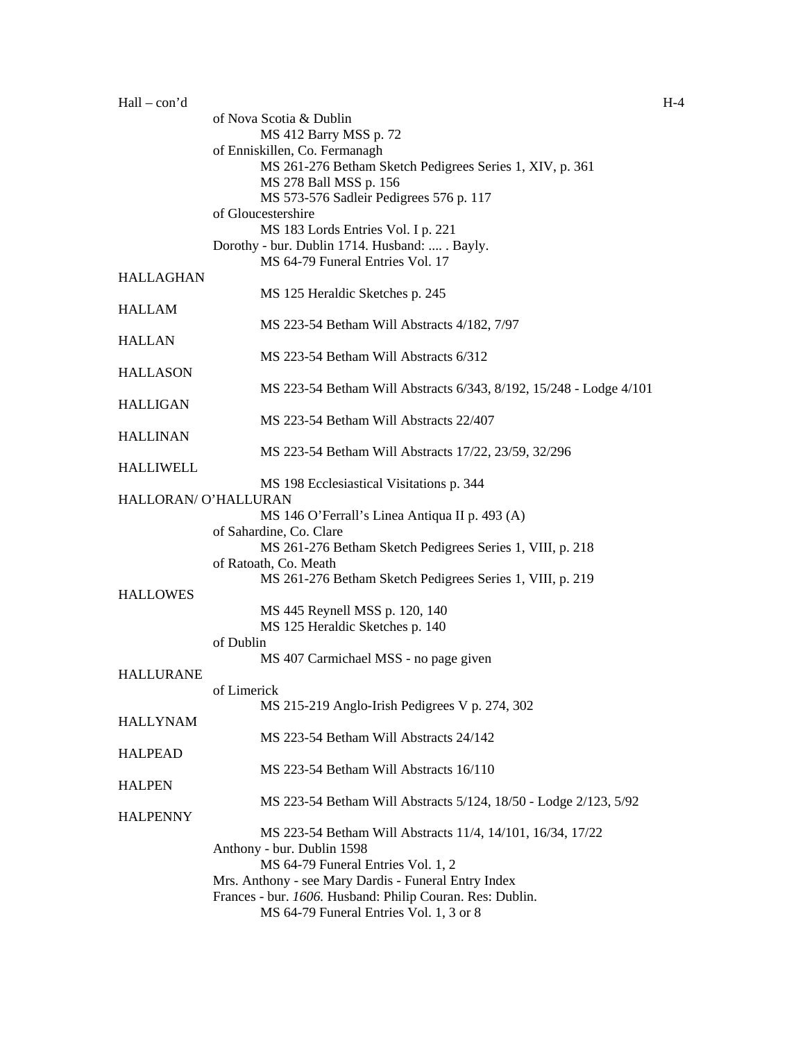Hall – con'd

of Nova Scotia & Dublin

MS 412 Barry MSS p. 72

of Enniskillen, Co. Fermanagh

MS 261-276 Betham Sketch Pedigrees Series 1, XIV, p. 361

MS 278 Ball MSS p. 156

MS 573-576 Sadleir Pedigrees 576 p. 117

of Gloucestershire

MS 183 Lords Entries Vol. I p. 221

Dorothy - bur. Dublin 1714. Husband: .... . Bayly.

MS 64-79 Funeral Entries Vol. 17

HALLAGHAN

MS 125 Heraldic Sketches p. 245

HALLAM

MS 223-54 Betham Will Abstracts 4/182, 7/97

HALLAN

MS 223-54 Betham Will Abstracts 6/312

HALLASON

MS 223-54 Betham Will Abstracts 6/343, 8/192, 15/248 - Lodge 4/101

HALLIGAN

MS 223-54 Betham Will Abstracts 22/407

HALLINAN

MS 223-54 Betham Will Abstracts 17/22, 23/59, 32/296

HALLIWELL

MS 198 Ecclesiastical Visitations p. 344

HALLORAN/ O'HALLURAN

MS 146 O'Ferrall's Linea Antiqua II p. 493 (A)

of Sahardine, Co. Clare

MS 261-276 Betham Sketch Pedigrees Series 1, VIII, p. 218

of Ratoath, Co. Meath

MS 261-276 Betham Sketch Pedigrees Series 1, VIII, p. 219

HALLOWES

MS 445 Reynell MSS p. 120, 140

MS 125 Heraldic Sketches p. 140

of Dublin

MS 407 Carmichael MSS - no page given

HALLURANE

of Limerick

MS 215-219 Anglo-Irish Pedigrees V p. 274, 302

HALLYNAM

MS 223-54 Betham Will Abstracts 24/142

HALPEAD

MS 223-54 Betham Will Abstracts 16/110

HALPEN

MS 223-54 Betham Will Abstracts 5/124, 18/50 - Lodge 2/123, 5/92

HALPENNY

MS 223-54 Betham Will Abstracts 11/4, 14/101, 16/34, 17/22

Anthony - bur. Dublin 1598

MS 64-79 Funeral Entries Vol. 1, 2

Mrs. Anthony - see Mary Dardis - Funeral Entry Index

Frances - bur. *1606.* Husband: Philip Couran. Res: Dublin.

MS 64-79 Funeral Entries Vol. 1, 3 or 8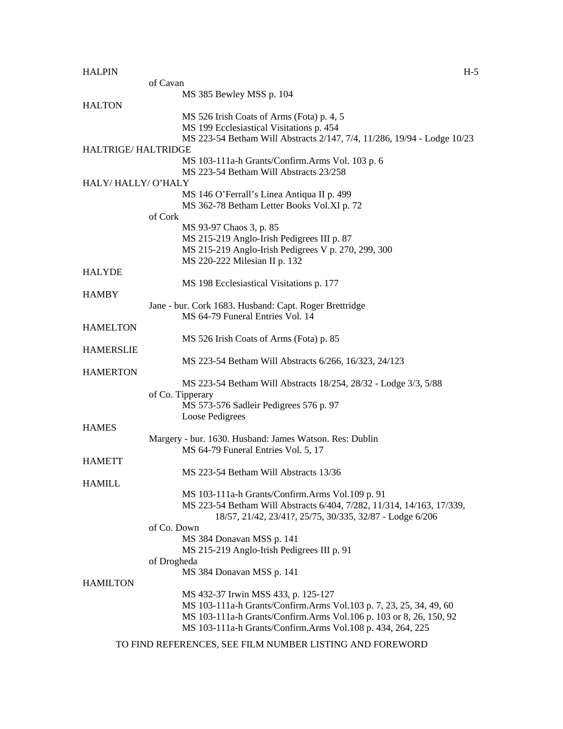HALPIN

of Cavan

MS 385 Bewley MSS p. 104

HALTON

MS 526 Irish Coats of Arms (Fota) p. 4, 5
MS 199 Ecclesiastical Visitations p. 454
MS 223-54 Betham Will Abstracts 2/147, 7/4, 11/286, 19/94 - Lodge 10/23

HALTRIGE/ HALTRIDGE

MS 103-111a-h Grants/Confirm.Arms Vol. 103 p. 6
MS 223-54 Betham Will Abstracts 23/258

HALY/ HALLY/ O'HALY

MS 146 O'Ferrall's Linea Antiqua II p. 499
MS 362-78 Betham Letter Books Vol.XI p. 72

of Cork

MS 93-97 Chaos 3, p. 85
MS 215-219 Anglo-Irish Pedigrees III p. 87
MS 215-219 Anglo-Irish Pedigrees V p. 270, 299, 300
MS 220-222 Milesian II p. 132

HALYDE

MS 198 Ecclesiastical Visitations p. 177

HAMBY

Jane - bur. Cork 1683. Husband: Capt. Roger Brettridge
MS 64-79 Funeral Entries Vol. 14

HAMELTON

MS 526 Irish Coats of Arms (Fota) p. 85

HAMERSLIE

MS 223-54 Betham Will Abstracts 6/266, 16/323, 24/123

HAMERTON

MS 223-54 Betham Will Abstracts 18/254, 28/32 - Lodge 3/3, 5/88

of Co. Tipperary

MS 573-576 Sadleir Pedigrees 576 p. 97
Loose Pedigrees

HAMES

Margery - bur. 1630. Husband: James Watson. Res: Dublin
MS 64-79 Funeral Entries Vol. 5, 17

HAMETT

MS 223-54 Betham Will Abstracts 13/36

HAMILL

MS 103-111a-h Grants/Confirm.Arms Vol.109 p. 91
MS 223-54 Betham Will Abstracts 6/404, 7/282, 11/314, 14/163, 17/339, 18/57, 21/42, 23/41?, 25/75, 30/335, 32/87 - Lodge 6/206

of Co. Down

MS 384 Donavan MSS p. 141
MS 215-219 Anglo-Irish Pedigrees III p. 91

of Drogheda

MS 384 Donavan MSS p. 141

HAMILTON

MS 432-37 Irwin MSS 433, p. 125-127
MS 103-111a-h Grants/Confirm.Arms Vol.103 p. 7, 23, 25, 34, 49, 60
MS 103-111a-h Grants/Confirm.Arms Vol.106 p. 103 or 8, 26, 150, 92
MS 103-111a-h Grants/Confirm.Arms Vol.108 p. 434, 264, 225

TO FIND REFERENCES, SEE FILM NUMBER LISTING AND FOREWORD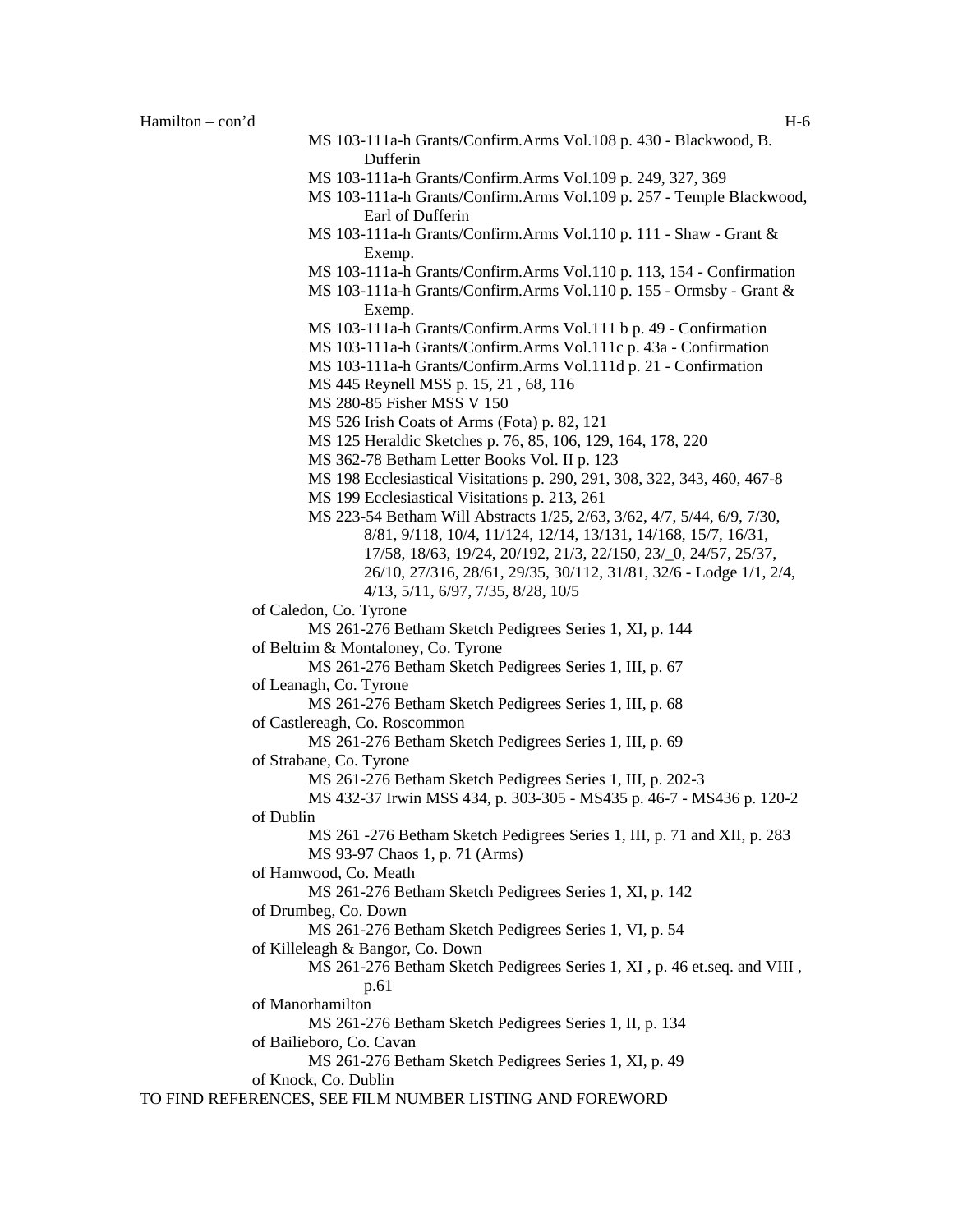Hamilton – con'd

- MS 103-111a-h Grants/Confirm.Arms Vol.108 p. 430 - Blackwood, B. Dufferin
- MS 103-111a-h Grants/Confirm.Arms Vol.109 p. 249, 327, 369
- MS 103-111a-h Grants/Confirm.Arms Vol.109 p. 257 - Temple Blackwood, Earl of Dufferin
- MS 103-111a-h Grants/Confirm.Arms Vol.110 p. 111 - Shaw - Grant & Exemp.
- MS 103-111a-h Grants/Confirm.Arms Vol.110 p. 113, 154 - Confirmation
- MS 103-111a-h Grants/Confirm.Arms Vol.110 p. 155 - Ormsby - Grant & Exemp.
- MS 103-111a-h Grants/Confirm.Arms Vol.111 b p. 49 - Confirmation
- MS 103-111a-h Grants/Confirm.Arms Vol.111c p. 43a - Confirmation
- MS 103-111a-h Grants/Confirm.Arms Vol.111d p. 21 - Confirmation
- MS 445 Reynell MSS p. 15, 21 , 68, 116
- MS 280-85 Fisher MSS V 150
- MS 526 Irish Coats of Arms (Fota) p. 82, 121
- MS 125 Heraldic Sketches p. 76, 85, 106, 129, 164, 178, 220
- MS 362-78 Betham Letter Books Vol. II p. 123
- MS 198 Ecclesiastical Visitations p. 290, 291, 308, 322, 343, 460, 467-8
- MS 199 Ecclesiastical Visitations p. 213, 261
- MS 223-54 Betham Will Abstracts 1/25, 2/63, 3/62, 4/7, 5/44, 6/9, 7/30, 8/81, 9/118, 10/4, 11/124, 12/14, 13/131, 14/168, 15/7, 16/31, 17/58, 18/63, 19/24, 20/192, 21/3, 22/150, 23/_0, 24/57, 25/37, 26/10, 27/316, 28/61, 29/35, 30/112, 31/81, 32/6 - Lodge 1/1, 2/4, 4/13, 5/11, 6/97, 7/35, 8/28, 10/5

of Caledon, Co. Tyrone
- MS 261-276 Betham Sketch Pedigrees Series 1, XI, p. 144

of Beltrim & Montaloney, Co. Tyrone
- MS 261-276 Betham Sketch Pedigrees Series 1, III, p. 67

of Leanagh, Co. Tyrone
- MS 261-276 Betham Sketch Pedigrees Series 1, III, p. 68

of Castlereagh, Co. Roscommon
- MS 261-276 Betham Sketch Pedigrees Series 1, III, p. 69

of Strabane, Co. Tyrone
- MS 261-276 Betham Sketch Pedigrees Series 1, III, p. 202-3
- MS 432-37 Irwin MSS 434, p. 303-305 - MS435 p. 46-7 - MS436 p. 120-2

of Dublin
- MS 261 -276 Betham Sketch Pedigrees Series 1, III, p. 71 and XII, p. 283
- MS 93-97 Chaos 1, p. 71 (Arms)

of Hamwood, Co. Meath
- MS 261-276 Betham Sketch Pedigrees Series 1, XI, p. 142

of Drumbeg, Co. Down
- MS 261-276 Betham Sketch Pedigrees Series 1, VI, p. 54

of Killeleagh & Bangor, Co. Down
- MS 261-276 Betham Sketch Pedigrees Series 1, XI , p. 46 et.seq. and VIII , p.61

of Manorhamilton
- MS 261-276 Betham Sketch Pedigrees Series 1, II, p. 134

of Bailieboro, Co. Cavan
- MS 261-276 Betham Sketch Pedigrees Series 1, XI, p. 49

of Knock, Co. Dublin

TO FIND REFERENCES, SEE FILM NUMBER LISTING AND FOREWORD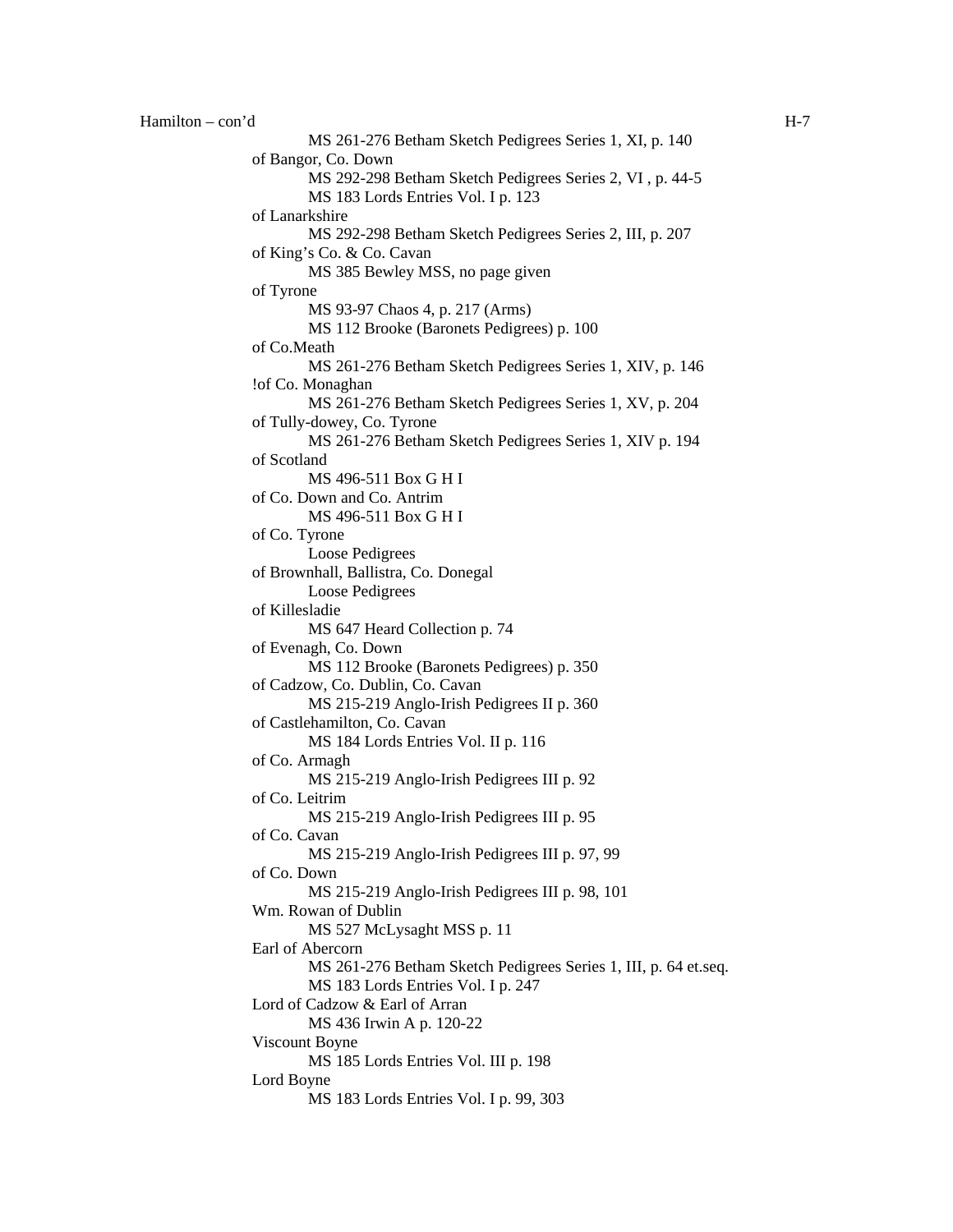Hamilton – con'd

MS 261-276 Betham Sketch Pedigrees Series 1, XI, p. 140

of Bangor, Co. Down
- MS 292-298 Betham Sketch Pedigrees Series 2, VI , p. 44-5
- MS 183 Lords Entries Vol. I p. 123

of Lanarkshire
- MS 292-298 Betham Sketch Pedigrees Series 2, III, p. 207

of King's Co. & Co. Cavan
- MS 385 Bewley MSS, no page given

of Tyrone
- MS 93-97 Chaos 4, p. 217 (Arms)
- MS 112 Brooke (Baronets Pedigrees) p. 100

of Co.Meath
- MS 261-276 Betham Sketch Pedigrees Series 1, XIV, p. 146

!of Co. Monaghan
- MS 261-276 Betham Sketch Pedigrees Series 1, XV, p. 204

of Tully-dowey, Co. Tyrone
- MS 261-276 Betham Sketch Pedigrees Series 1, XIV p. 194

of Scotland
- MS 496-511 Box G H I

of Co. Down and Co. Antrim
- MS 496-511 Box G H I

of Co. Tyrone
- Loose Pedigrees

of Brownhall, Ballistra, Co. Donegal
- Loose Pedigrees

of Killesladie
- MS 647 Heard Collection p. 74

of Evenagh, Co. Down
- MS 112 Brooke (Baronets Pedigrees) p. 350

of Cadzow, Co. Dublin, Co. Cavan
- MS 215-219 Anglo-Irish Pedigrees II p. 360

of Castlehamilton, Co. Cavan
- MS 184 Lords Entries Vol. II p. 116

of Co. Armagh
- MS 215-219 Anglo-Irish Pedigrees III p. 92

of Co. Leitrim
- MS 215-219 Anglo-Irish Pedigrees III p. 95

of Co. Cavan
- MS 215-219 Anglo-Irish Pedigrees III p. 97, 99

of Co. Down
- MS 215-219 Anglo-Irish Pedigrees III p. 98, 101

Wm. Rowan of Dublin
- MS 527 McLysaght MSS p. 11

Earl of Abercorn
- MS 261-276 Betham Sketch Pedigrees Series 1, III, p. 64 et.seq.
- MS 183 Lords Entries Vol. I p. 247

Lord of Cadzow & Earl of Arran
- MS 436 Irwin A p. 120-22

Viscount Boyne
- MS 185 Lords Entries Vol. III p. 198

Lord Boyne
- MS 183 Lords Entries Vol. I p. 99, 303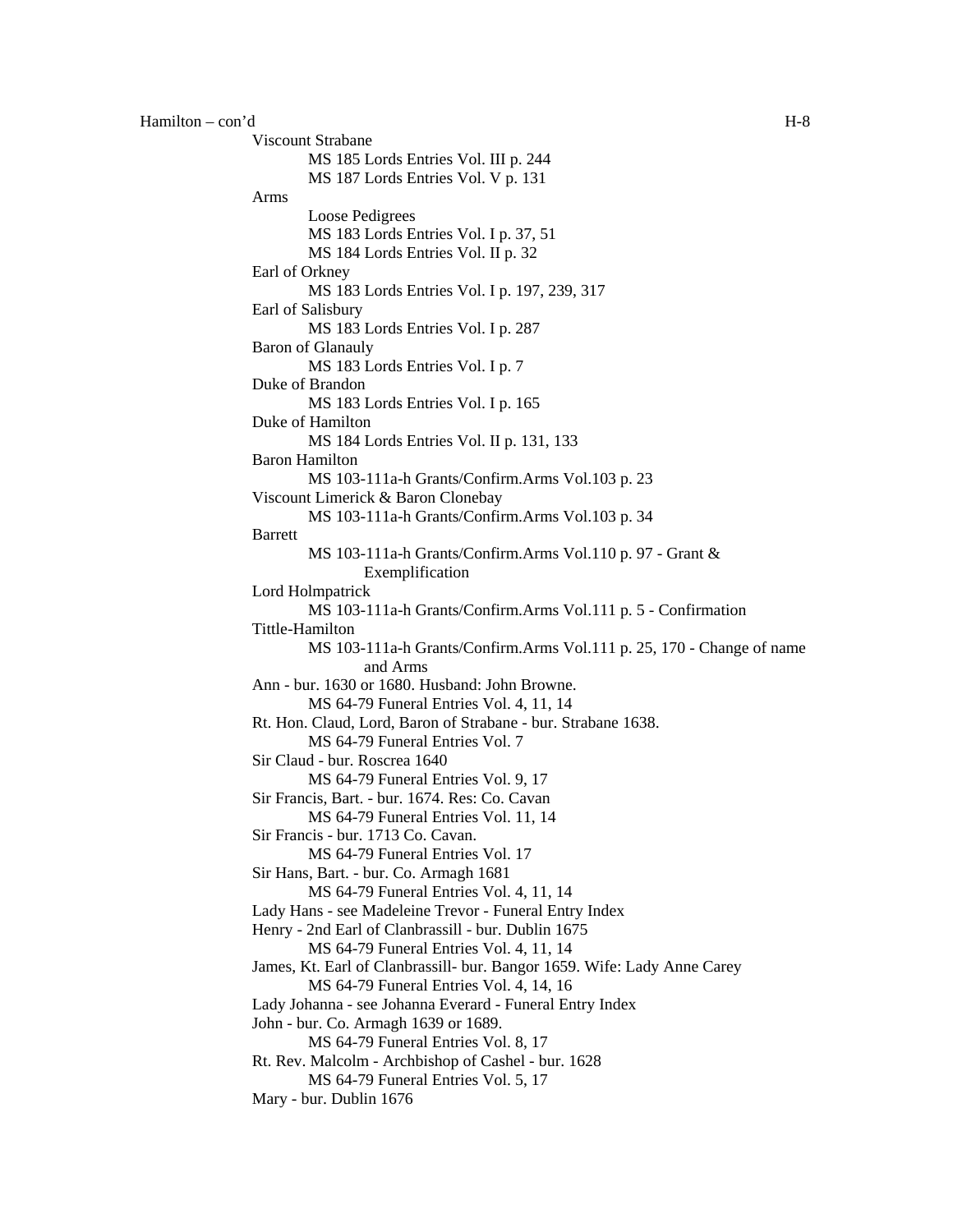Hamilton – con'd

Viscount Strabane
- MS 185 Lords Entries Vol. III p. 244
- MS 187 Lords Entries Vol. V p. 131

Arms
- Loose Pedigrees
- MS 183 Lords Entries Vol. I p. 37, 51
- MS 184 Lords Entries Vol. II p. 32

Earl of Orkney
- MS 183 Lords Entries Vol. I p. 197, 239, 317

Earl of Salisbury
- MS 183 Lords Entries Vol. I p. 287

Baron of Glanauly
- MS 183 Lords Entries Vol. I p. 7

Duke of Brandon
- MS 183 Lords Entries Vol. I p. 165

Duke of Hamilton
- MS 184 Lords Entries Vol. II p. 131, 133

Baron Hamilton
- MS 103-111a-h Grants/Confirm.Arms Vol.103 p. 23

Viscount Limerick & Baron Clonebay
- MS 103-111a-h Grants/Confirm.Arms Vol.103 p. 34

Barrett
- MS 103-111a-h Grants/Confirm.Arms Vol.110 p. 97 - Grant & Exemplification

Lord Holmpatrick
- MS 103-111a-h Grants/Confirm.Arms Vol.111 p. 5 - Confirmation

Tittle-Hamilton
- MS 103-111a-h Grants/Confirm.Arms Vol.111 p. 25, 170 - Change of name and Arms

Ann - bur. 1630 or 1680. Husband: John Browne.
- MS 64-79 Funeral Entries Vol. 4, 11, 14

Rt. Hon. Claud, Lord, Baron of Strabane - bur. Strabane 1638.
- MS 64-79 Funeral Entries Vol. 7

Sir Claud - bur. Roscrea 1640
- MS 64-79 Funeral Entries Vol. 9, 17

Sir Francis, Bart. - bur. 1674. Res: Co. Cavan
- MS 64-79 Funeral Entries Vol. 11, 14

Sir Francis - bur. 1713 Co. Cavan.
- MS 64-79 Funeral Entries Vol. 17

Sir Hans, Bart. - bur. Co. Armagh 1681
- MS 64-79 Funeral Entries Vol. 4, 11, 14

Lady Hans - see Madeleine Trevor - Funeral Entry Index

Henry - 2nd Earl of Clanbrassill - bur. Dublin 1675
- MS 64-79 Funeral Entries Vol. 4, 11, 14

James, Kt. Earl of Clanbrassill- bur. Bangor 1659. Wife: Lady Anne Carey
- MS 64-79 Funeral Entries Vol. 4, 14, 16

Lady Johanna - see Johanna Everard - Funeral Entry Index

John - bur. Co. Armagh 1639 or 1689.
- MS 64-79 Funeral Entries Vol. 8, 17

Rt. Rev. Malcolm - Archbishop of Cashel - bur. 1628
- MS 64-79 Funeral Entries Vol. 5, 17

Mary - bur. Dublin 1676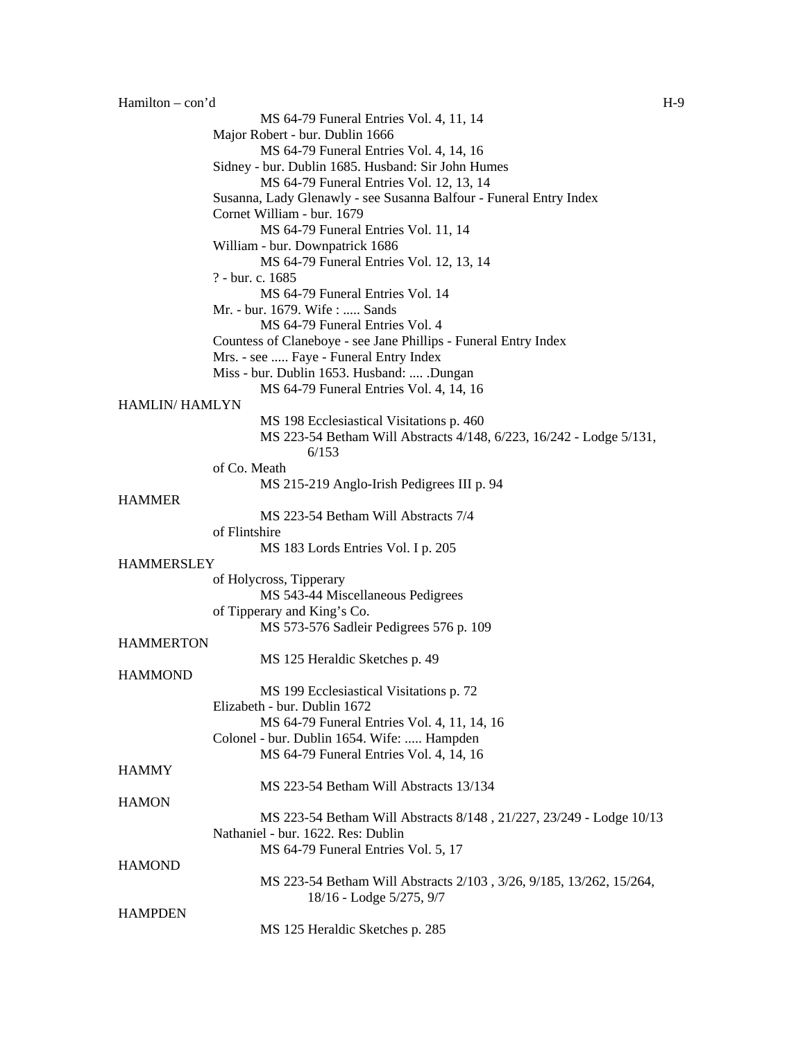Hamilton – con'd

MS 64-79 Funeral Entries Vol. 4, 11, 14

Major Robert - bur. Dublin 1666

MS 64-79 Funeral Entries Vol. 4, 14, 16

Sidney - bur. Dublin 1685. Husband: Sir John Humes

MS 64-79 Funeral Entries Vol. 12, 13, 14

Susanna, Lady Glenawly - see Susanna Balfour - Funeral Entry Index

Cornet William - bur. 1679

MS 64-79 Funeral Entries Vol. 11, 14

William - bur. Downpatrick 1686

MS 64-79 Funeral Entries Vol. 12, 13, 14

? - bur. c. 1685

MS 64-79 Funeral Entries Vol. 14

Mr. - bur. 1679. Wife : ..... Sands

MS 64-79 Funeral Entries Vol. 4

Countess of Claneboye - see Jane Phillips - Funeral Entry Index

Mrs. - see ..... Faye - Funeral Entry Index

Miss - bur. Dublin 1653. Husband: .... .Dungan

MS 64-79 Funeral Entries Vol. 4, 14, 16

HAMLIN/ HAMLYN

MS 198 Ecclesiastical Visitations p. 460

MS 223-54 Betham Will Abstracts 4/148, 6/223, 16/242 - Lodge 5/131, 6/153

of Co. Meath

MS 215-219 Anglo-Irish Pedigrees III p. 94

HAMMER

MS 223-54 Betham Will Abstracts 7/4

of Flintshire

MS 183 Lords Entries Vol. I p. 205

HAMMERSLEY

of Holycross, Tipperary

MS 543-44 Miscellaneous Pedigrees

of Tipperary and King's Co.

MS 573-576 Sadleir Pedigrees 576 p. 109

HAMMERTON

MS 125 Heraldic Sketches p. 49

HAMMOND

MS 199 Ecclesiastical Visitations p. 72

Elizabeth - bur. Dublin 1672

MS 64-79 Funeral Entries Vol. 4, 11, 14, 16

Colonel - bur. Dublin 1654. Wife: ..... Hampden

MS 64-79 Funeral Entries Vol. 4, 14, 16

HAMMY

MS 223-54 Betham Will Abstracts 13/134

HAMON

MS 223-54 Betham Will Abstracts 8/148 , 21/227, 23/249 - Lodge 10/13

Nathaniel - bur. 1622. Res: Dublin

MS 64-79 Funeral Entries Vol. 5, 17

HAMOND

MS 223-54 Betham Will Abstracts 2/103 , 3/26, 9/185, 13/262, 15/264, 18/16 - Lodge 5/275, 9/7

HAMPDEN

MS 125 Heraldic Sketches p. 285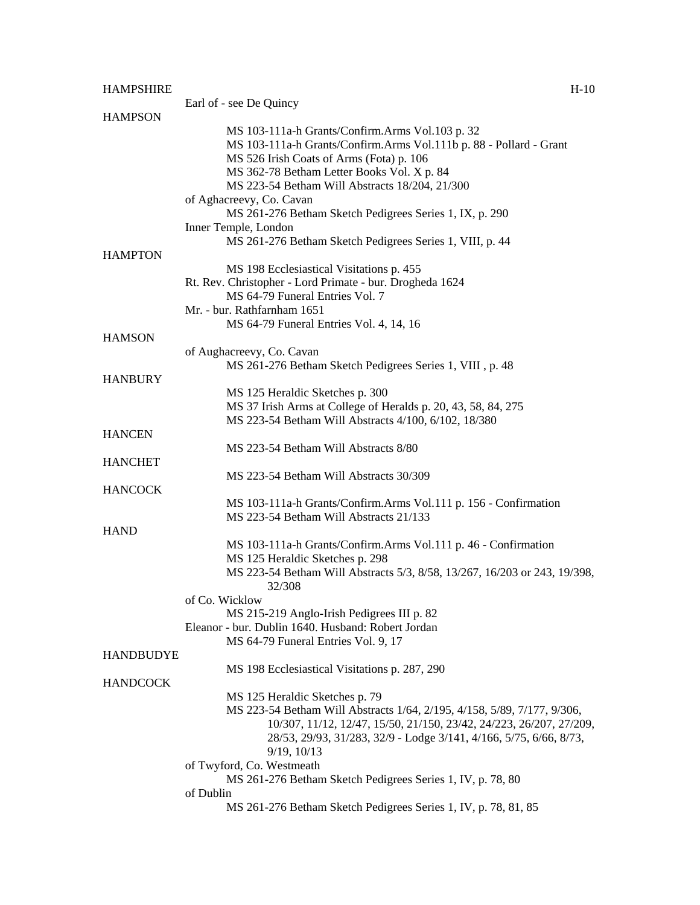**HAMPSHIRE**

Earl of - see De Quincy

**HAMPSON**

- MS 103-111a-h Grants/Confirm.Arms Vol.103 p. 32
- MS 103-111a-h Grants/Confirm.Arms Vol.111b p. 88 - Pollard - Grant
- MS 526 Irish Coats of Arms (Fota) p. 106
- MS 362-78 Betham Letter Books Vol. X p. 84
- MS 223-54 Betham Will Abstracts 18/204, 21/300

of Aghacreevy, Co. Cavan

- MS 261-276 Betham Sketch Pedigrees Series 1, IX, p. 290

Inner Temple, London

- MS 261-276 Betham Sketch Pedigrees Series 1, VIII, p. 44

**HAMPTON**

- MS 198 Ecclesiastical Visitations p. 455

Rt. Rev. Christopher - Lord Primate - bur. Drogheda 1624

- MS 64-79 Funeral Entries Vol. 7

Mr. - bur. Rathfarnham 1651

- MS 64-79 Funeral Entries Vol. 4, 14, 16

**HAMSON**

of Aughacreevy, Co. Cavan

- MS 261-276 Betham Sketch Pedigrees Series 1, VIII , p. 48

**HANBURY**

- MS 125 Heraldic Sketches p. 300
- MS 37 Irish Arms at College of Heralds p. 20, 43, 58, 84, 275
- MS 223-54 Betham Will Abstracts 4/100, 6/102, 18/380

**HANCEN**

- MS 223-54 Betham Will Abstracts 8/80

**HANCHET**

- MS 223-54 Betham Will Abstracts 30/309

**HANCOCK**

- MS 103-111a-h Grants/Confirm.Arms Vol.111 p. 156 - Confirmation
- MS 223-54 Betham Will Abstracts 21/133

**HAND**

- MS 103-111a-h Grants/Confirm.Arms Vol.111 p. 46 - Confirmation
- MS 125 Heraldic Sketches p. 298
- MS 223-54 Betham Will Abstracts 5/3, 8/58, 13/267, 16/203 or 243, 19/398, 32/308

of Co. Wicklow

- MS 215-219 Anglo-Irish Pedigrees III p. 82

Eleanor - bur. Dublin 1640. Husband: Robert Jordan

- MS 64-79 Funeral Entries Vol. 9, 17

**HANDBUDYE**

- MS 198 Ecclesiastical Visitations p. 287, 290

**HANDCOCK**

- MS 125 Heraldic Sketches p. 79
- MS 223-54 Betham Will Abstracts 1/64, 2/195, 4/158, 5/89, 7/177, 9/306, 10/307, 11/12, 12/47, 15/50, 21/150, 23/42, 24/223, 26/207, 27/209, 28/53, 29/93, 31/283, 32/9 - Lodge 3/141, 4/166, 5/75, 6/66, 8/73, 9/19, 10/13

of Twyford, Co. Westmeath

- MS 261-276 Betham Sketch Pedigrees Series 1, IV, p. 78, 80

of Dublin

- MS 261-276 Betham Sketch Pedigrees Series 1, IV, p. 78, 81, 85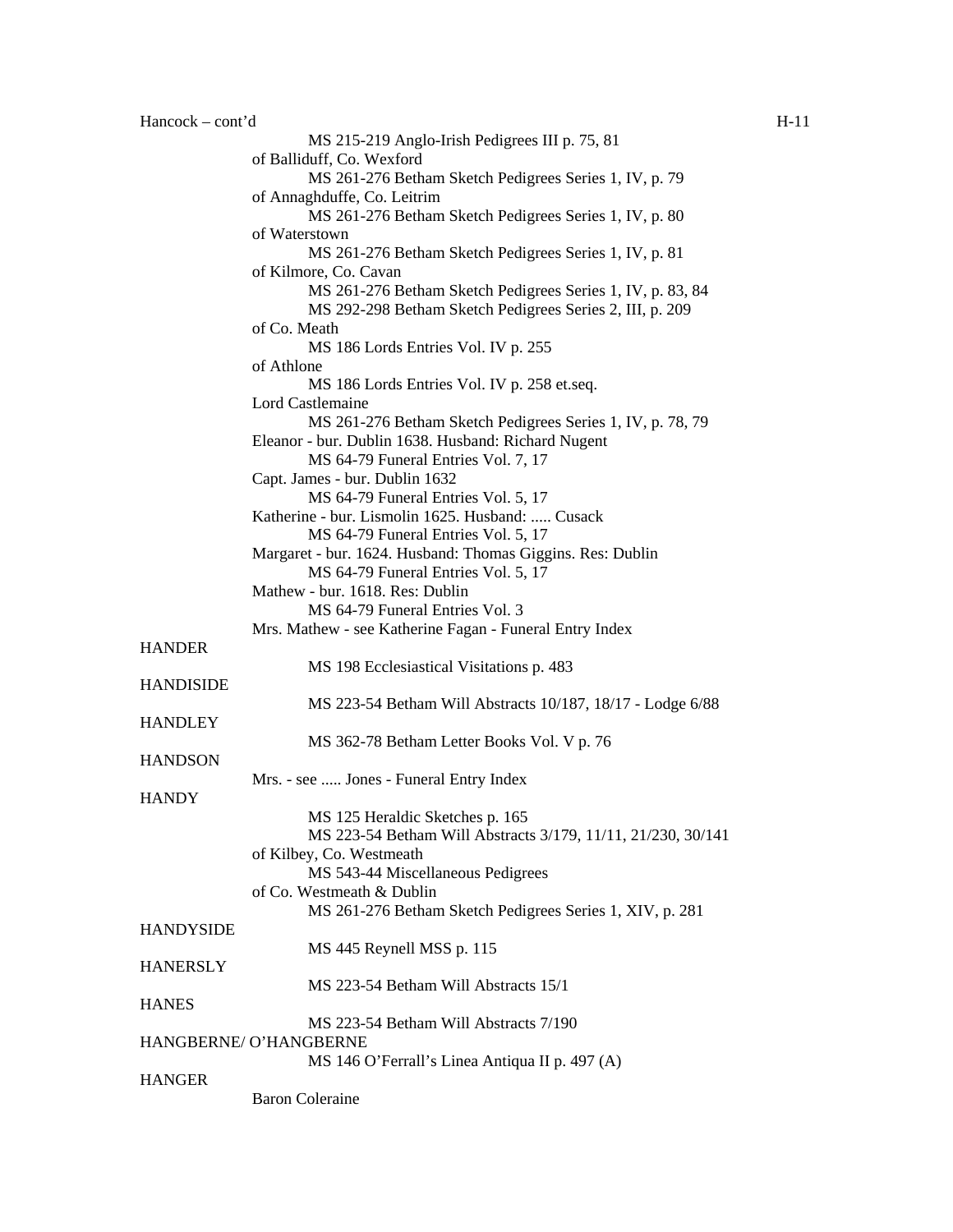Hancock – cont'd

MS 215-219 Anglo-Irish Pedigrees III p. 75, 81

of Balliduff, Co. Wexford

MS 261-276 Betham Sketch Pedigrees Series 1, IV, p. 79

of Annaghduffe, Co. Leitrim

MS 261-276 Betham Sketch Pedigrees Series 1, IV, p. 80

of Waterstown

MS 261-276 Betham Sketch Pedigrees Series 1, IV, p. 81

of Kilmore, Co. Cavan

MS 261-276 Betham Sketch Pedigrees Series 1, IV, p. 83, 84

MS 292-298 Betham Sketch Pedigrees Series 2, III, p. 209

of Co. Meath

MS 186 Lords Entries Vol. IV p. 255

of Athlone

MS 186 Lords Entries Vol. IV p. 258 et.seq.

Lord Castlemaine

MS 261-276 Betham Sketch Pedigrees Series 1, IV, p. 78, 79

Eleanor - bur. Dublin 1638. Husband: Richard Nugent

MS 64-79 Funeral Entries Vol. 7, 17

Capt. James - bur. Dublin 1632

MS 64-79 Funeral Entries Vol. 5, 17

Katherine - bur. Lismolin 1625. Husband: ..... Cusack

MS 64-79 Funeral Entries Vol. 5, 17

Margaret - bur. 1624. Husband: Thomas Giggins. Res: Dublin

MS 64-79 Funeral Entries Vol. 5, 17

Mathew - bur. 1618. Res: Dublin

MS 64-79 Funeral Entries Vol. 3

Mrs. Mathew - see Katherine Fagan - Funeral Entry Index

HANDER

MS 198 Ecclesiastical Visitations p. 483

HANDISIDE

MS 223-54 Betham Will Abstracts 10/187, 18/17 - Lodge 6/88

HANDLEY

MS 362-78 Betham Letter Books Vol. V p. 76

HANDSON

Mrs. - see ..... Jones - Funeral Entry Index

HANDY

MS 125 Heraldic Sketches p. 165

MS 223-54 Betham Will Abstracts 3/179, 11/11, 21/230, 30/141

of Kilbey, Co. Westmeath

MS 543-44 Miscellaneous Pedigrees

of Co. Westmeath & Dublin

MS 261-276 Betham Sketch Pedigrees Series 1, XIV, p. 281

HANDYSIDE

MS 445 Reynell MSS p. 115

HANERSLY

MS 223-54 Betham Will Abstracts 15/1

HANES

MS 223-54 Betham Will Abstracts 7/190

HANGBERNE/ O'HANGBERNE

MS 146 O'Ferrall's Linea Antiqua II p. 497 (A)

HANGER

Baron Coleraine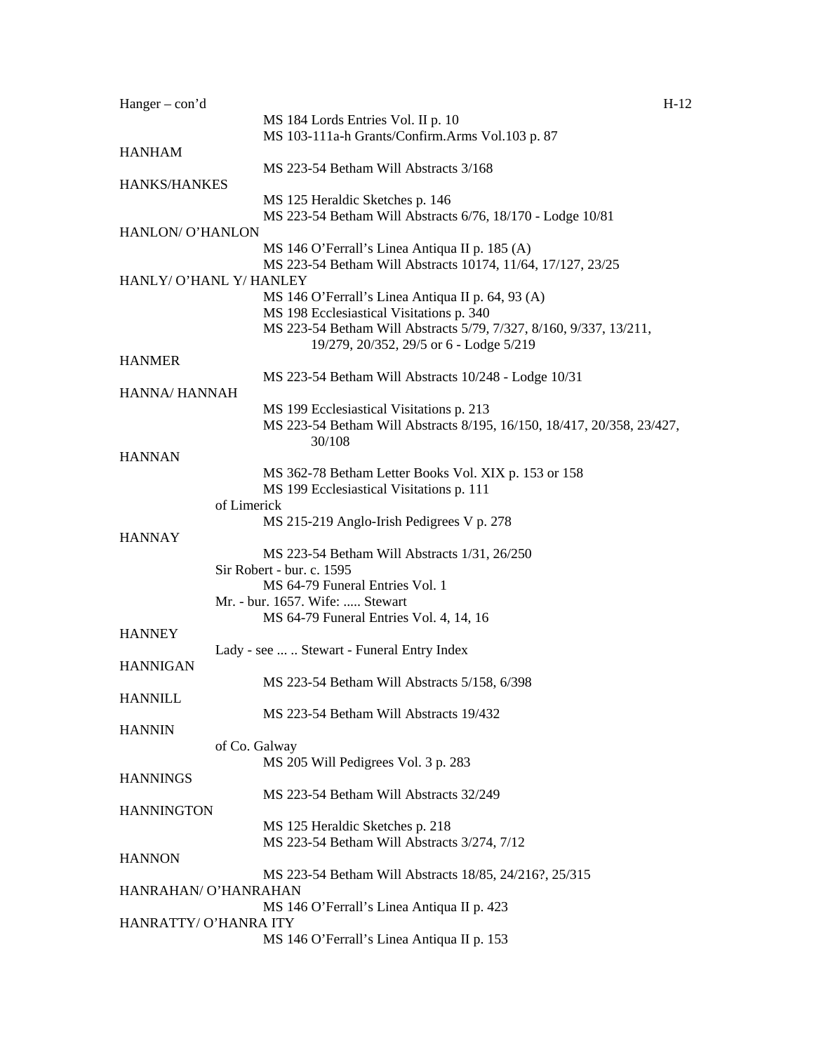Hanger – con'd

MS 184 Lords Entries Vol. II p. 10
MS 103-111a-h Grants/Confirm.Arms Vol.103 p. 87

HANHAM

MS 223-54 Betham Will Abstracts 3/168

HANKS/HANKES

MS 125 Heraldic Sketches p. 146
MS 223-54 Betham Will Abstracts 6/76, 18/170 - Lodge 10/81

HANLON/ O'HANLON

MS 146 O'Ferrall's Linea Antiqua II p. 185 (A)
MS 223-54 Betham Will Abstracts 10174, 11/64, 17/127, 23/25

HANLY/ O'HANL Y/ HANLEY

MS 146 O'Ferrall's Linea Antiqua II p. 64, 93 (A)
MS 198 Ecclesiastical Visitations p. 340
MS 223-54 Betham Will Abstracts 5/79, 7/327, 8/160, 9/337, 13/211, 19/279, 20/352, 29/5 or 6 - Lodge 5/219

HANMER

MS 223-54 Betham Will Abstracts 10/248 - Lodge 10/31

HANNA/ HANNAH

MS 199 Ecclesiastical Visitations p. 213
MS 223-54 Betham Will Abstracts 8/195, 16/150, 18/417, 20/358, 23/427, 30/108

HANNAN

MS 362-78 Betham Letter Books Vol. XIX p. 153 or 158
MS 199 Ecclesiastical Visitations p. 111

of Limerick

MS 215-219 Anglo-Irish Pedigrees V p. 278

HANNAY

MS 223-54 Betham Will Abstracts 1/31, 26/250

Sir Robert - bur. c. 1595

MS 64-79 Funeral Entries Vol. 1

Mr. - bur. 1657. Wife: ..... Stewart

MS 64-79 Funeral Entries Vol. 4, 14, 16

HANNEY

Lady - see ... .. Stewart - Funeral Entry Index

HANNIGAN

MS 223-54 Betham Will Abstracts 5/158, 6/398

HANNILL

MS 223-54 Betham Will Abstracts 19/432

HANNIN

of Co. Galway

MS 205 Will Pedigrees Vol. 3 p. 283

HANNINGS

MS 223-54 Betham Will Abstracts 32/249

HANNINGTON

MS 125 Heraldic Sketches p. 218
MS 223-54 Betham Will Abstracts 3/274, 7/12

HANNON

MS 223-54 Betham Will Abstracts 18/85, 24/216?, 25/315

HANRAHAN/ O'HANRAHAN

MS 146 O'Ferrall's Linea Antiqua II p. 423

HANRATTY/ O'HANRA ITY

MS 146 O'Ferrall's Linea Antiqua II p. 153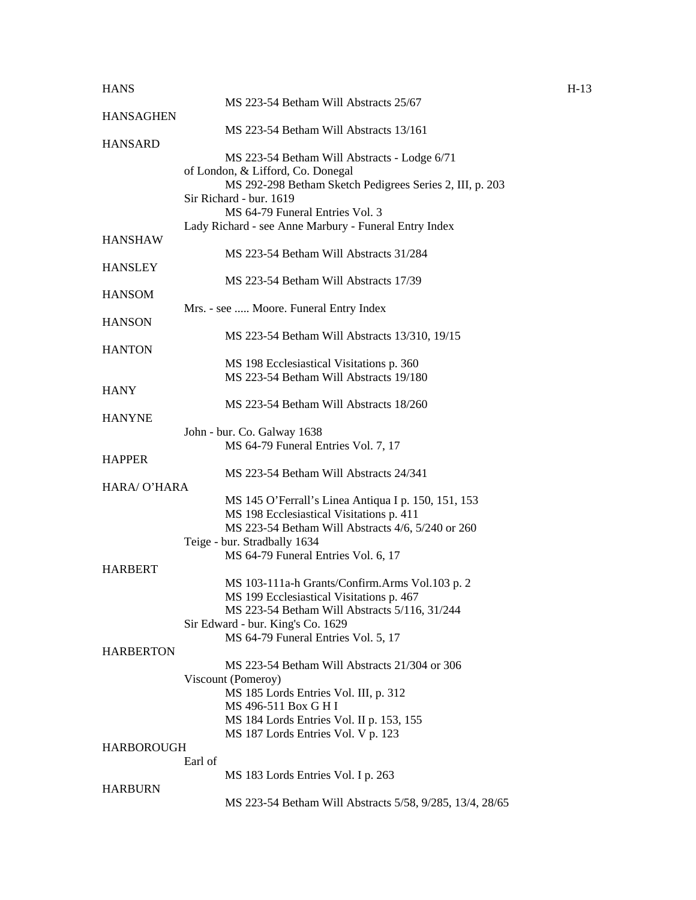HANS
MS 223-54 Betham Will Abstracts 25/67

HANSAGHEN
MS 223-54 Betham Will Abstracts 13/161

HANSARD
MS 223-54 Betham Will Abstracts - Lodge 6/71
of London, & Lifford, Co. Donegal
MS 292-298 Betham Sketch Pedigrees Series 2, III, p. 203
Sir Richard - bur. 1619
MS 64-79 Funeral Entries Vol. 3
Lady Richard - see Anne Marbury - Funeral Entry Index

HANSHAW
MS 223-54 Betham Will Abstracts 31/284

HANSLEY
MS 223-54 Betham Will Abstracts 17/39

HANSOM
Mrs. - see ..... Moore. Funeral Entry Index

HANSON
MS 223-54 Betham Will Abstracts 13/310, 19/15

HANTON
MS 198 Ecclesiastical Visitations p. 360
MS 223-54 Betham Will Abstracts 19/180

HANY
MS 223-54 Betham Will Abstracts 18/260

HANYNE
John - bur. Co. Galway 1638
MS 64-79 Funeral Entries Vol. 7, 17

HAPPER
MS 223-54 Betham Will Abstracts 24/341

HARA/ O'HARA
MS 145 O'Ferrall's Linea Antiqua I p. 150, 151, 153
MS 198 Ecclesiastical Visitations p. 411
MS 223-54 Betham Will Abstracts 4/6, 5/240 or 260
Teige - bur. Stradbally 1634
MS 64-79 Funeral Entries Vol. 6, 17

HARBERT
MS 103-111a-h Grants/Confirm.Arms Vol.103 p. 2
MS 199 Ecclesiastical Visitations p. 467
MS 223-54 Betham Will Abstracts 5/116, 31/244
Sir Edward - bur. King's Co. 1629
MS 64-79 Funeral Entries Vol. 5, 17

HARBERTON
MS 223-54 Betham Will Abstracts 21/304 or 306
Viscount (Pomeroy)
MS 185 Lords Entries Vol. III, p. 312
MS 496-511 Box G H I
MS 184 Lords Entries Vol. II p. 153, 155
MS 187 Lords Entries Vol. V p. 123

HARBOROUGH
Earl of
MS 183 Lords Entries Vol. I p. 263

HARBURN
MS 223-54 Betham Will Abstracts 5/58, 9/285, 13/4, 28/65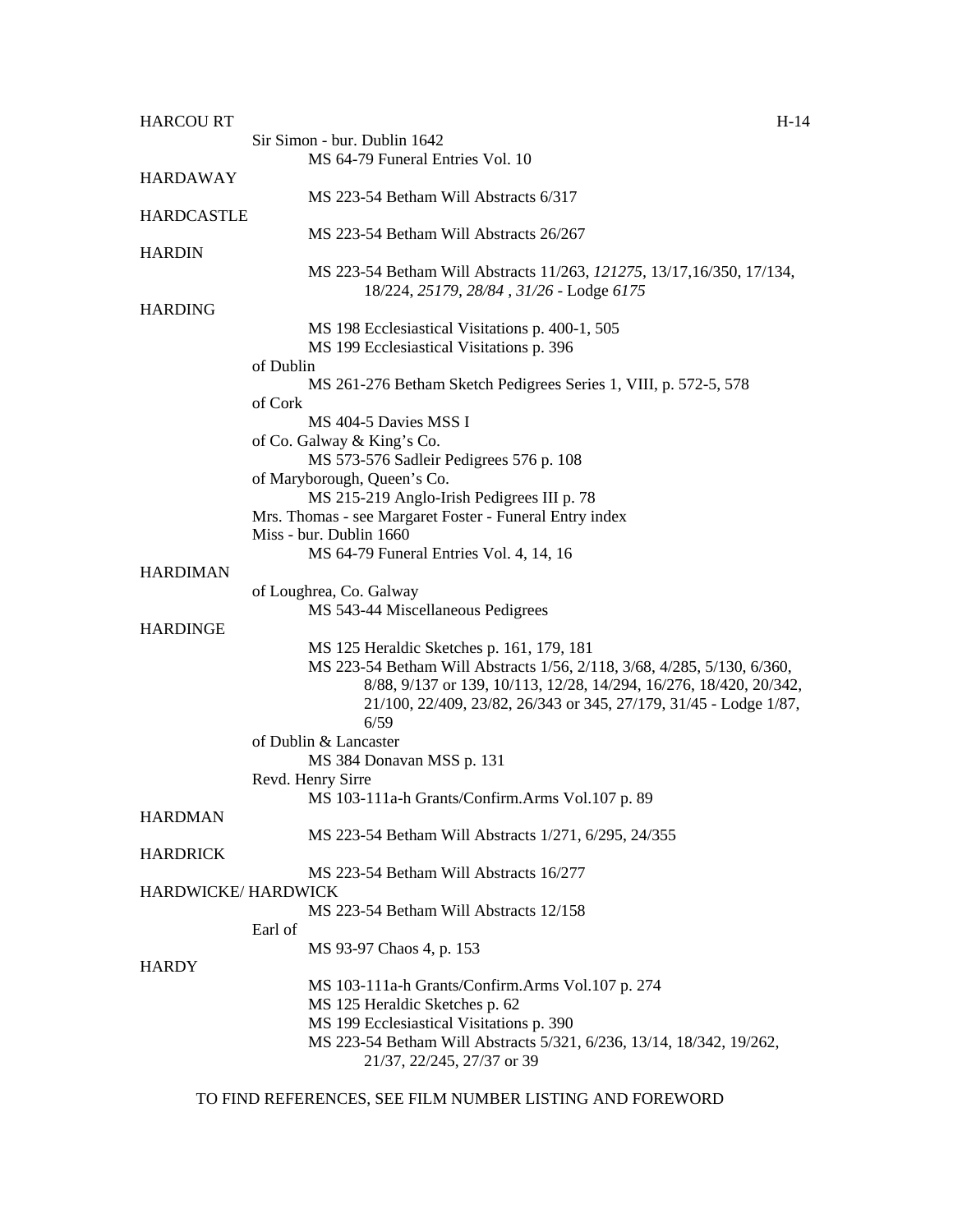**HARCOU RT**

Sir Simon - bur. Dublin 1642
MS 64-79 Funeral Entries Vol. 10

**HARDAWAY**

MS 223-54 Betham Will Abstracts 6/317

**HARDCASTLE**

MS 223-54 Betham Will Abstracts 26/267

**HARDIN**

MS 223-54 Betham Will Abstracts 11/263, *121275*, 13/17,16/350, 17/134, 18/224, *25179*, *28/84* , *31/26* - Lodge *6175*

**HARDING**

MS 198 Ecclesiastical Visitations p. 400-1, 505
MS 199 Ecclesiastical Visitations p. 396

of Dublin
MS 261-276 Betham Sketch Pedigrees Series 1, VIII, p. 572-5, 578

of Cork
MS 404-5 Davies MSS I

of Co. Galway & King's Co.
MS 573-576 Sadleir Pedigrees 576 p. 108

of Maryborough, Queen's Co.
MS 215-219 Anglo-Irish Pedigrees III p. 78

Mrs. Thomas - see Margaret Foster - Funeral Entry index

Miss - bur. Dublin 1660
MS 64-79 Funeral Entries Vol. 4, 14, 16

**HARDIMAN**

of Loughrea, Co. Galway
MS 543-44 Miscellaneous Pedigrees

**HARDINGE**

MS 125 Heraldic Sketches p. 161, 179, 181
MS 223-54 Betham Will Abstracts 1/56, 2/118, 3/68, 4/285, 5/130, 6/360, 8/88, 9/137 or 139, 10/113, 12/28, 14/294, 16/276, 18/420, 20/342, 21/100, 22/409, 23/82, 26/343 or 345, 27/179, 31/45 - Lodge 1/87, 6/59

of Dublin & Lancaster
MS 384 Donavan MSS p. 131

Revd. Henry Sirre
MS 103-111a-h Grants/Confirm.Arms Vol.107 p. 89

**HARDMAN**

MS 223-54 Betham Will Abstracts 1/271, 6/295, 24/355

**HARDRICK**

MS 223-54 Betham Will Abstracts 16/277

**HARDWICKE/ HARDWICK**

MS 223-54 Betham Will Abstracts 12/158

Earl of
MS 93-97 Chaos 4, p. 153

**HARDY**

MS 103-111a-h Grants/Confirm.Arms Vol.107 p. 274
MS 125 Heraldic Sketches p. 62
MS 199 Ecclesiastical Visitations p. 390
MS 223-54 Betham Will Abstracts 5/321, 6/236, 13/14, 18/342, 19/262, 21/37, 22/245, 27/37 or 39

TO FIND REFERENCES, SEE FILM NUMBER LISTING AND FOREWORD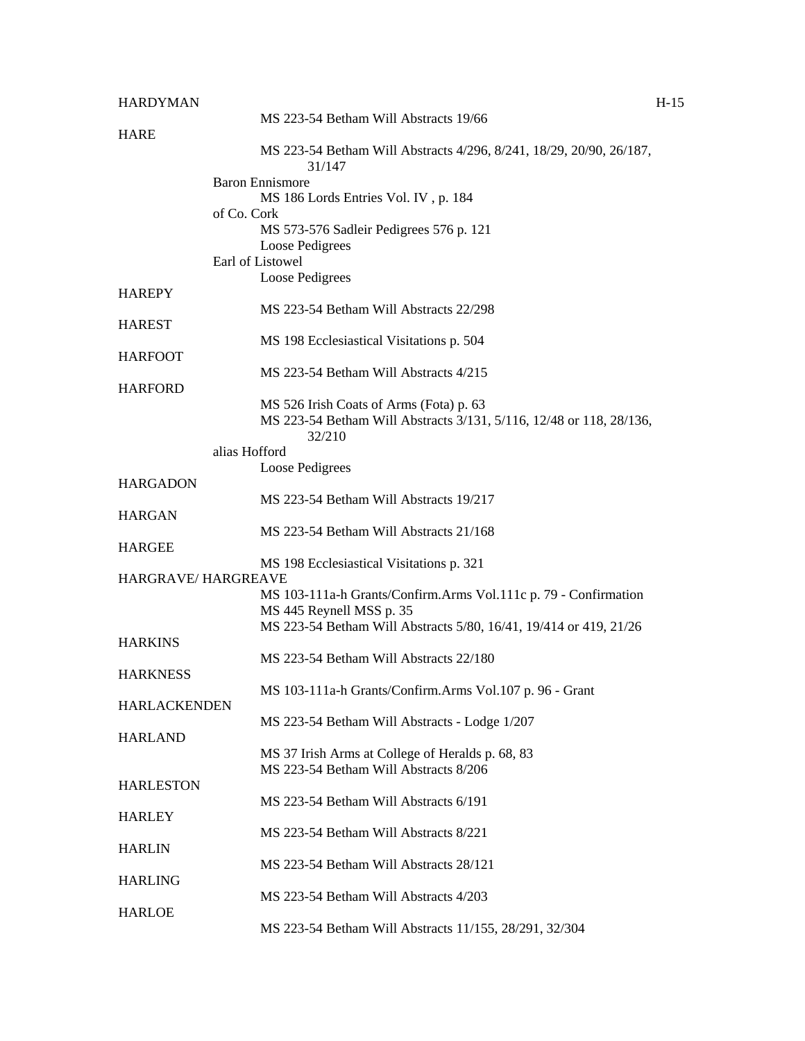HARDYMAN

MS 223-54 Betham Will Abstracts 19/66

HARE

MS 223-54 Betham Will Abstracts 4/296, 8/241, 18/29, 20/90, 26/187, 31/147

Baron Ennismore

MS 186 Lords Entries Vol. IV , p. 184

of Co. Cork

MS 573-576 Sadleir Pedigrees 576 p. 121
Loose Pedigrees

Earl of Listowel

Loose Pedigrees

HAREPY

MS 223-54 Betham Will Abstracts 22/298

HAREST

MS 198 Ecclesiastical Visitations p. 504

HARFOOT

MS 223-54 Betham Will Abstracts 4/215

HARFORD

MS 526 Irish Coats of Arms (Fota) p. 63
MS 223-54 Betham Will Abstracts 3/131, 5/116, 12/48 or 118, 28/136, 32/210

alias Hofford

Loose Pedigrees

HARGADON

MS 223-54 Betham Will Abstracts 19/217

HARGAN

MS 223-54 Betham Will Abstracts 21/168

HARGEE

MS 198 Ecclesiastical Visitations p. 321

HARGRAVE/ HARGREAVE

MS 103-111a-h Grants/Confirm.Arms Vol.111c p. 79 - Confirmation
MS 445 Reynell MSS p. 35
MS 223-54 Betham Will Abstracts 5/80, 16/41, 19/414 or 419, 21/26

HARKINS

MS 223-54 Betham Will Abstracts 22/180

HARKNESS

MS 103-111a-h Grants/Confirm.Arms Vol.107 p. 96 - Grant

HARLACKENDEN

MS 223-54 Betham Will Abstracts - Lodge 1/207

HARLAND

MS 37 Irish Arms at College of Heralds p. 68, 83
MS 223-54 Betham Will Abstracts 8/206

HARLESTON

MS 223-54 Betham Will Abstracts 6/191

HARLEY

MS 223-54 Betham Will Abstracts 8/221

HARLIN

MS 223-54 Betham Will Abstracts 28/121

HARLING

MS 223-54 Betham Will Abstracts 4/203

HARLOE

MS 223-54 Betham Will Abstracts 11/155, 28/291, 32/304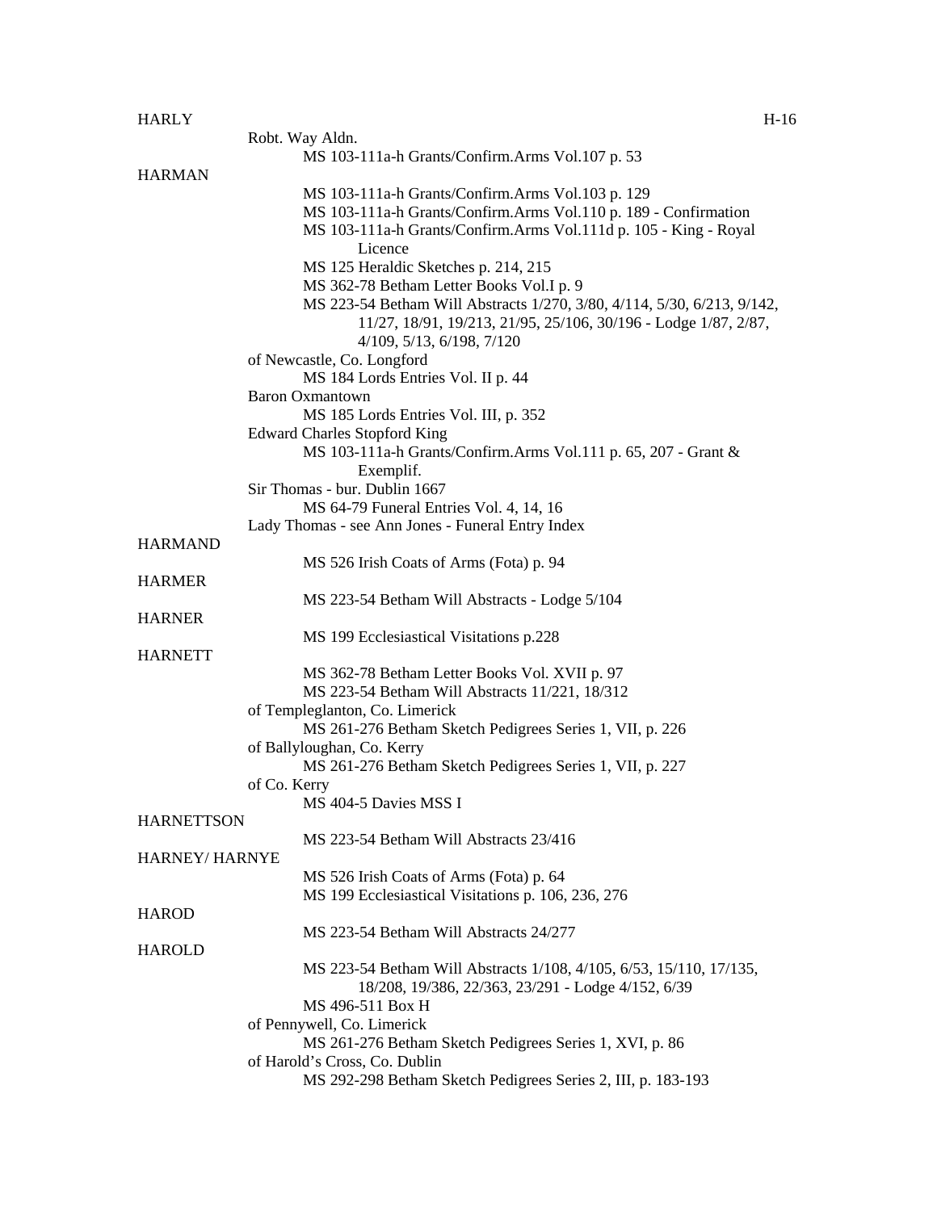HARLY

Robt. Way Aldn.

MS 103-111a-h Grants/Confirm.Arms Vol.107 p. 53

HARMAN

MS 103-111a-h Grants/Confirm.Arms Vol.103 p. 129

MS 103-111a-h Grants/Confirm.Arms Vol.110 p. 189 - Confirmation

MS 103-111a-h Grants/Confirm.Arms Vol.111d p. 105 - King - Royal Licence

MS 125 Heraldic Sketches p. 214, 215

MS 362-78 Betham Letter Books Vol.I p. 9

MS 223-54 Betham Will Abstracts 1/270, 3/80, 4/114, 5/30, 6/213, 9/142, 11/27, 18/91, 19/213, 21/95, 25/106, 30/196 - Lodge 1/87, 2/87, 4/109, 5/13, 6/198, 7/120

of Newcastle, Co. Longford

MS 184 Lords Entries Vol. II p. 44

Baron Oxmantown

MS 185 Lords Entries Vol. III, p. 352

Edward Charles Stopford King

MS 103-111a-h Grants/Confirm.Arms Vol.111 p. 65, 207 - Grant & Exemplif.

Sir Thomas - bur. Dublin 1667

MS 64-79 Funeral Entries Vol. 4, 14, 16

Lady Thomas - see Ann Jones - Funeral Entry Index

HARMAND

MS 526 Irish Coats of Arms (Fota) p. 94

HARMER

MS 223-54 Betham Will Abstracts - Lodge 5/104

HARNER

MS 199 Ecclesiastical Visitations p.228

HARNETT

MS 362-78 Betham Letter Books Vol. XVII p. 97

MS 223-54 Betham Will Abstracts 11/221, 18/312

of Templeglanton, Co. Limerick

MS 261-276 Betham Sketch Pedigrees Series 1, VII, p. 226

of Ballyloughan, Co. Kerry

MS 261-276 Betham Sketch Pedigrees Series 1, VII, p. 227

of Co. Kerry

MS 404-5 Davies MSS I

HARNETTSON

MS 223-54 Betham Will Abstracts 23/416

HARNEY/ HARNYE

MS 526 Irish Coats of Arms (Fota) p. 64

MS 199 Ecclesiastical Visitations p. 106, 236, 276

HAROD

MS 223-54 Betham Will Abstracts 24/277

HAROLD

MS 223-54 Betham Will Abstracts 1/108, 4/105, 6/53, 15/110, 17/135, 18/208, 19/386, 22/363, 23/291 - Lodge 4/152, 6/39

MS 496-511 Box H

of Pennywell, Co. Limerick

MS 261-276 Betham Sketch Pedigrees Series 1, XVI, p. 86

of Harold's Cross, Co. Dublin

MS 292-298 Betham Sketch Pedigrees Series 2, III, p. 183-193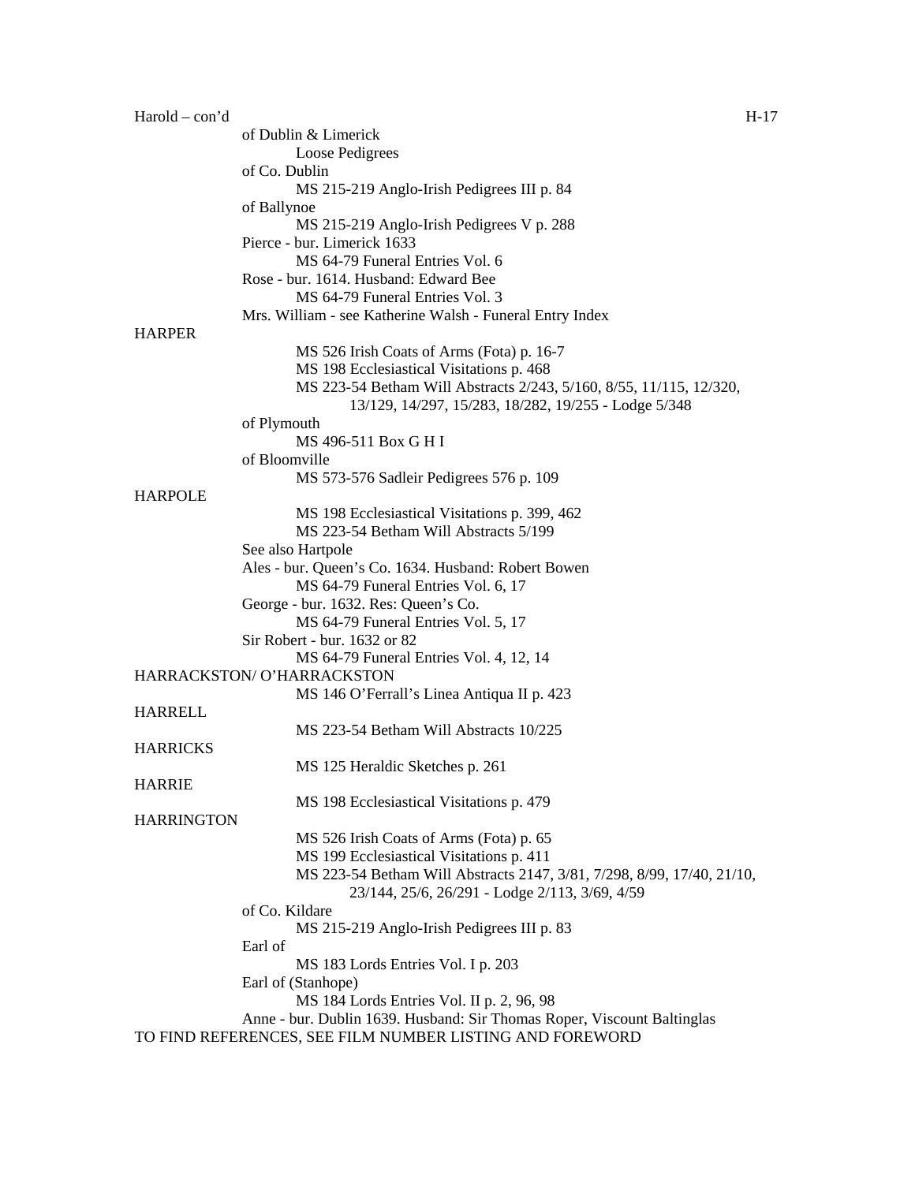Harold – con'd

of Dublin & Limerick
    Loose Pedigrees
of Co. Dublin
    MS 215-219 Anglo-Irish Pedigrees III p. 84
of Ballynoe
    MS 215-219 Anglo-Irish Pedigrees V p. 288
Pierce - bur. Limerick 1633
    MS 64-79 Funeral Entries Vol. 6
Rose - bur. 1614. Husband: Edward Bee
    MS 64-79 Funeral Entries Vol. 3
Mrs. William - see Katherine Walsh - Funeral Entry Index

HARPER
    MS 526 Irish Coats of Arms (Fota) p. 16-7
    MS 198 Ecclesiastical Visitations p. 468
    MS 223-54 Betham Will Abstracts 2/243, 5/160, 8/55, 11/115, 12/320, 13/129, 14/297, 15/283, 18/282, 19/255 - Lodge 5/348
of Plymouth
    MS 496-511 Box G H I
of Bloomville
    MS 573-576 Sadleir Pedigrees 576 p. 109

HARPOLE
    MS 198 Ecclesiastical Visitations p. 399, 462
    MS 223-54 Betham Will Abstracts 5/199
See also Hartpole
Ales - bur. Queen's Co. 1634. Husband: Robert Bowen
    MS 64-79 Funeral Entries Vol. 6, 17
George - bur. 1632. Res: Queen's Co.
    MS 64-79 Funeral Entries Vol. 5, 17
Sir Robert - bur. 1632 or 82
    MS 64-79 Funeral Entries Vol. 4, 12, 14

HARRACKSTON/ O'HARRACKSTON
    MS 146 O'Ferrall's Linea Antiqua II p. 423

HARRELL
    MS 223-54 Betham Will Abstracts 10/225

HARRICKS
    MS 125 Heraldic Sketches p. 261

HARRIE
    MS 198 Ecclesiastical Visitations p. 479

HARRINGTON
    MS 526 Irish Coats of Arms (Fota) p. 65
    MS 199 Ecclesiastical Visitations p. 411
    MS 223-54 Betham Will Abstracts 2147, 3/81, 7/298, 8/99, 17/40, 21/10, 23/144, 25/6, 26/291 - Lodge 2/113, 3/69, 4/59
of Co. Kildare
    MS 215-219 Anglo-Irish Pedigrees III p. 83
Earl of
    MS 183 Lords Entries Vol. I p. 203
Earl of (Stanhope)
    MS 184 Lords Entries Vol. II p. 2, 96, 98
Anne - bur. Dublin 1639. Husband: Sir Thomas Roper, Viscount Baltinglas

TO FIND REFERENCES, SEE FILM NUMBER LISTING AND FOREWORD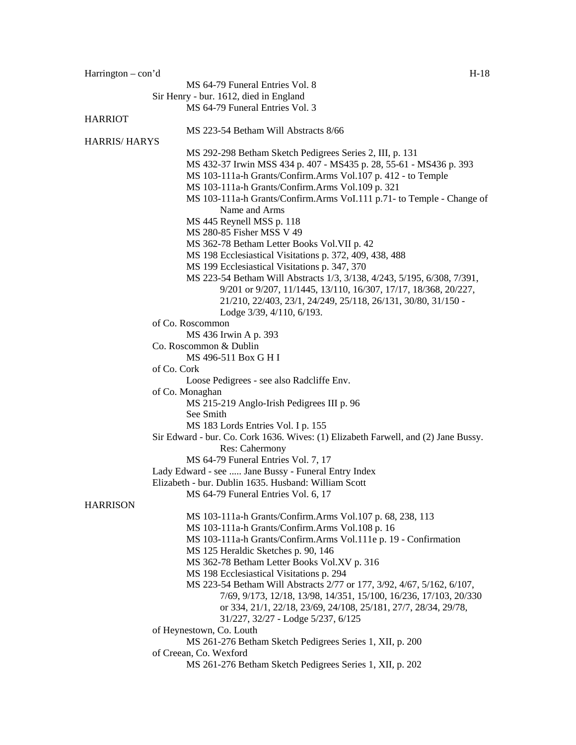MS 64-79 Funeral Entries Vol. 8

Sir Henry - bur. 1612, died in England

MS 64-79 Funeral Entries Vol. 3

HARRIOT

MS 223-54 Betham Will Abstracts 8/66

HARRIS/ HARYS

MS 292-298 Betham Sketch Pedigrees Series 2, III, p. 131

MS 432-37 Irwin MSS 434 p. 407 - MS435 p. 28, 55-61 - MS436 p. 393

MS 103-111a-h Grants/Confirm.Arms Vol.107 p. 412 - to Temple

MS 103-111a-h Grants/Confirm.Arms Vol.109 p. 321

MS 103-111a-h Grants/Confirm.Arms VoI.111 p.71- to Temple - Change of Name and Arms

MS 445 Reynell MSS p. 118

MS 280-85 Fisher MSS V 49

MS 362-78 Betham Letter Books Vol.VII p. 42

MS 198 Ecclesiastical Visitations p. 372, 409, 438, 488

MS 199 Ecclesiastical Visitations p. 347, 370

MS 223-54 Betham Will Abstracts 1/3, 3/138, 4/243, 5/195, 6/308, 7/391, 9/201 or 9/207, 11/1445, 13/110, 16/307, 17/17, 18/368, 20/227, 21/210, 22/403, 23/1, 24/249, 25/118, 26/131, 30/80, 31/150 - Lodge 3/39, 4/110, 6/193.

of Co. Roscommon

MS 436 Irwin A p. 393

Co. Roscommon & Dublin

MS 496-511 Box G H I

of Co. Cork

Loose Pedigrees - see also Radcliffe Env.

of Co. Monaghan

MS 215-219 Anglo-Irish Pedigrees III p. 96

See Smith

MS 183 Lords Entries Vol. I p. 155

Sir Edward - bur. Co. Cork 1636. Wives: (1) Elizabeth Farwell, and (2) Jane Bussy. Res: Cahermony

MS 64-79 Funeral Entries Vol. 7, 17

Lady Edward - see ..... Jane Bussy - Funeral Entry Index

Elizabeth - bur. Dublin 1635. Husband: William Scott

MS 64-79 Funeral Entries Vol. 6, 17

HARRISON

MS 103-111a-h Grants/Confirm.Arms Vol.107 p. 68, 238, 113

MS 103-111a-h Grants/Confirm.Arms Vol.108 p. 16

MS 103-111a-h Grants/Confirm.Arms Vol.111e p. 19 - Confirmation

MS 125 Heraldic Sketches p. 90, 146

MS 362-78 Betham Letter Books Vol.XV p. 316

MS 198 Ecclesiastical Visitations p. 294

MS 223-54 Betham Will Abstracts 2/77 or 177, 3/92, 4/67, 5/162, 6/107, 7/69, 9/173, 12/18, 13/98, 14/351, 15/100, 16/236, 17/103, 20/330 or 334, 21/1, 22/18, 23/69, 24/108, 25/181, 27/7, 28/34, 29/78, 31/227, 32/27 - Lodge 5/237, 6/125

of Heynestown, Co. Louth

MS 261-276 Betham Sketch Pedigrees Series 1, XII, p. 200

of Creean, Co. Wexford

MS 261-276 Betham Sketch Pedigrees Series 1, XII, p. 202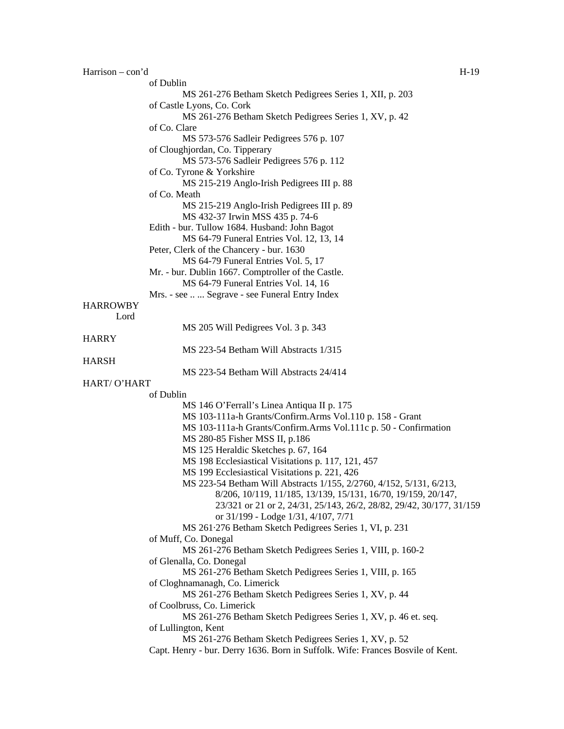Harrison – con'd

of Dublin
- MS 261-276 Betham Sketch Pedigrees Series 1, XII, p. 203

of Castle Lyons, Co. Cork
- MS 261-276 Betham Sketch Pedigrees Series 1, XV, p. 42

of Co. Clare
- MS 573-576 Sadleir Pedigrees 576 p. 107

of Cloughjordan, Co. Tipperary
- MS 573-576 Sadleir Pedigrees 576 p. 112

of Co. Tyrone & Yorkshire
- MS 215-219 Anglo-Irish Pedigrees III p. 88

of Co. Meath
- MS 215-219 Anglo-Irish Pedigrees III p. 89
- MS 432-37 Irwin MSS 435 p. 74-6

Edith - bur. Tullow 1684. Husband: John Bagot
- MS 64-79 Funeral Entries Vol. 12, 13, 14

Peter, Clerk of the Chancery - bur. 1630
- MS 64-79 Funeral Entries Vol. 5, 17

Mr. - bur. Dublin 1667. Comptroller of the Castle.
- MS 64-79 Funeral Entries Vol. 14, 16

Mrs. - see .. ... Segrave - see Funeral Entry Index

HARROWBY

Lord
- MS 205 Will Pedigrees Vol. 3 p. 343

HARRY
- MS 223-54 Betham Will Abstracts 1/315

HARSH
- MS 223-54 Betham Will Abstracts 24/414

HART/ O'HART

of Dublin
- MS 146 O'Ferrall's Linea Antiqua II p. 175
- MS 103-111a-h Grants/Confirm.Arms Vol.110 p. 158 - Grant
- MS 103-111a-h Grants/Confirm.Arms Vol.111c p. 50 - Confirmation
- MS 280-85 Fisher MSS II, p.186
- MS 125 Heraldic Sketches p. 67, 164
- MS 198 Ecclesiastical Visitations p. 117, 121, 457
- MS 199 Ecclesiastical Visitations p. 221, 426
- MS 223-54 Betham Will Abstracts 1/155, 2/2760, 4/152, 5/131, 6/213, 8/206, 10/119, 11/185, 13/139, 15/131, 16/70, 19/159, 20/147, 23/321 or 21 or 2, 24/31, 25/143, 26/2, 28/82, 29/42, 30/177, 31/159 or 31/199 - Lodge 1/31, 4/107, 7/71
- MS 261·276 Betham Sketch Pedigrees Series 1, VI, p. 231

of Muff, Co. Donegal
- MS 261-276 Betham Sketch Pedigrees Series 1, VIII, p. 160-2

of Glenalla, Co. Donegal
- MS 261-276 Betham Sketch Pedigrees Series 1, VIII, p. 165

of Cloghnamanagh, Co. Limerick
- MS 261-276 Betham Sketch Pedigrees Series 1, XV, p. 44

of Coolbruss, Co. Limerick
- MS 261-276 Betham Sketch Pedigrees Series 1, XV, p. 46 et. seq.

of Lullington, Kent
- MS 261-276 Betham Sketch Pedigrees Series 1, XV, p. 52

Capt. Henry - bur. Derry 1636. Born in Suffolk. Wife: Frances Bosvile of Kent.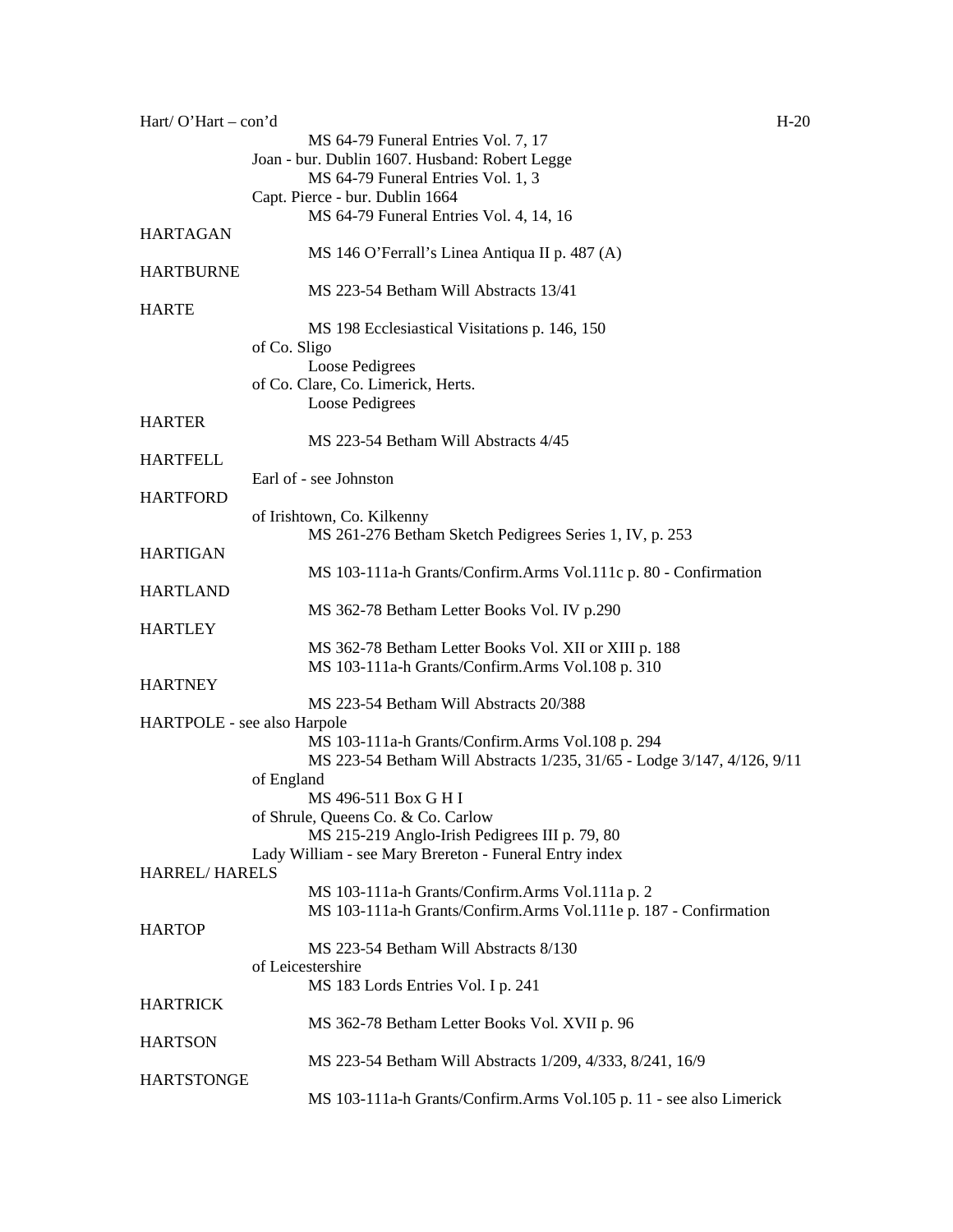Hart/ O'Hart – con'd

MS 64-79 Funeral Entries Vol. 7, 17

Joan - bur. Dublin 1607. Husband: Robert Legge

MS 64-79 Funeral Entries Vol. 1, 3

Capt. Pierce - bur. Dublin 1664

MS 64-79 Funeral Entries Vol. 4, 14, 16

HARTAGAN

MS 146 O'Ferrall's Linea Antiqua II p. 487 (A)

HARTBURNE

MS 223-54 Betham Will Abstracts 13/41

HARTE

MS 198 Ecclesiastical Visitations p. 146, 150

of Co. Sligo

Loose Pedigrees

of Co. Clare, Co. Limerick, Herts.

Loose Pedigrees

HARTER

MS 223-54 Betham Will Abstracts 4/45

HARTFELL

Earl of - see Johnston

HARTFORD

of Irishtown, Co. Kilkenny

MS 261-276 Betham Sketch Pedigrees Series 1, IV, p. 253

HARTIGAN

MS 103-111a-h Grants/Confirm.Arms Vol.111c p. 80 - Confirmation

HARTLAND

MS 362-78 Betham Letter Books Vol. IV p.290

HARTLEY

MS 362-78 Betham Letter Books Vol. XII or XIII p. 188

MS 103-111a-h Grants/Confirm.Arms Vol.108 p. 310

HARTNEY

MS 223-54 Betham Will Abstracts 20/388

HARTPOLE - see also Harpole

MS 103-111a-h Grants/Confirm.Arms Vol.108 p. 294

MS 223-54 Betham Will Abstracts 1/235, 31/65 - Lodge 3/147, 4/126, 9/11

of England

MS 496-511 Box G H I

of Shrule, Queens Co. & Co. Carlow

MS 215-219 Anglo-Irish Pedigrees III p. 79, 80

Lady William - see Mary Brereton - Funeral Entry index

HARREL/ HARELS

MS 103-111a-h Grants/Confirm.Arms Vol.111a p. 2

MS 103-111a-h Grants/Confirm.Arms Vol.111e p. 187 - Confirmation

HARTOP

MS 223-54 Betham Will Abstracts 8/130

of Leicestershire

MS 183 Lords Entries Vol. I p. 241

HARTRICK

MS 362-78 Betham Letter Books Vol. XVII p. 96

HARTSON

MS 223-54 Betham Will Abstracts 1/209, 4/333, 8/241, 16/9

HARTSTONGE

MS 103-111a-h Grants/Confirm.Arms Vol.105 p. 11 - see also Limerick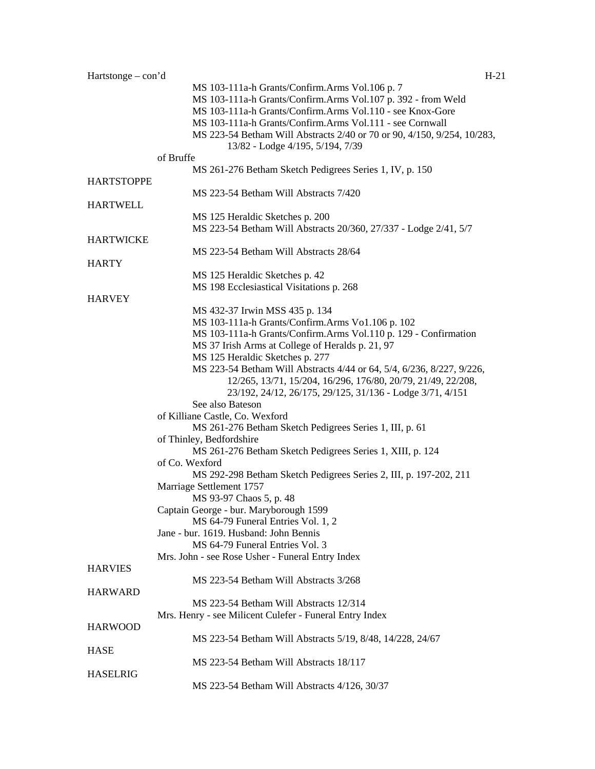Hartstonge – con'd

MS 103-111a-h Grants/Confirm.Arms Vol.106 p. 7
MS 103-111a-h Grants/Confirm.Arms Vol.107 p. 392 - from Weld
MS 103-111a-h Grants/Confirm.Arms Vol.110 - see Knox-Gore
MS 103-111a-h Grants/Confirm.Arms Vol.111 - see Cornwall
MS 223-54 Betham Will Abstracts 2/40 or 70 or 90, 4/150, 9/254, 10/283, 13/82 - Lodge 4/195, 5/194, 7/39

of Bruffe
MS 261-276 Betham Sketch Pedigrees Series 1, IV, p. 150

HARTSTOPPE
MS 223-54 Betham Will Abstracts 7/420

HARTWELL
MS 125 Heraldic Sketches p. 200
MS 223-54 Betham Will Abstracts 20/360, 27/337 - Lodge 2/41, 5/7

HARTWICKE
MS 223-54 Betham Will Abstracts 28/64

HARTY
MS 125 Heraldic Sketches p. 42
MS 198 Ecclesiastical Visitations p. 268

HARVEY
MS 432-37 Irwin MSS 435 p. 134
MS 103-111a-h Grants/Confirm.Arms Vo1.106 p. 102
MS 103-111a-h Grants/Confirm.Arms Vol.110 p. 129 - Confirmation
MS 37 Irish Arms at College of Heralds p. 21, 97
MS 125 Heraldic Sketches p. 277
MS 223-54 Betham Will Abstracts 4/44 or 64, 5/4, 6/236, 8/227, 9/226, 12/265, 13/71, 15/204, 16/296, 176/80, 20/79, 21/49, 22/208, 23/192, 24/12, 26/175, 29/125, 31/136 - Lodge 3/71, 4/151
See also Bateson

of Killiane Castle, Co. Wexford
MS 261-276 Betham Sketch Pedigrees Series 1, III, p. 61

of Thinley, Bedfordshire
MS 261-276 Betham Sketch Pedigrees Series 1, XIII, p. 124

of Co. Wexford
MS 292-298 Betham Sketch Pedigrees Series 2, III, p. 197-202, 211

Marriage Settlement 1757
MS 93-97 Chaos 5, p. 48

Captain George - bur. Maryborough 1599
MS 64-79 Funeral Entries Vol. 1, 2

Jane - bur. 1619. Husband: John Bennis
MS 64-79 Funeral Entries Vol. 3

Mrs. John - see Rose Usher - Funeral Entry Index

HARVIES
MS 223-54 Betham Will Abstracts 3/268

HARWARD
MS 223-54 Betham Will Abstracts 12/314

Mrs. Henry - see Milicent Culefer - Funeral Entry Index

HARWOOD
MS 223-54 Betham Will Abstracts 5/19, 8/48, 14/228, 24/67

HASE
MS 223-54 Betham Will Abstracts 18/117

HASELRIG
MS 223-54 Betham Will Abstracts 4/126, 30/37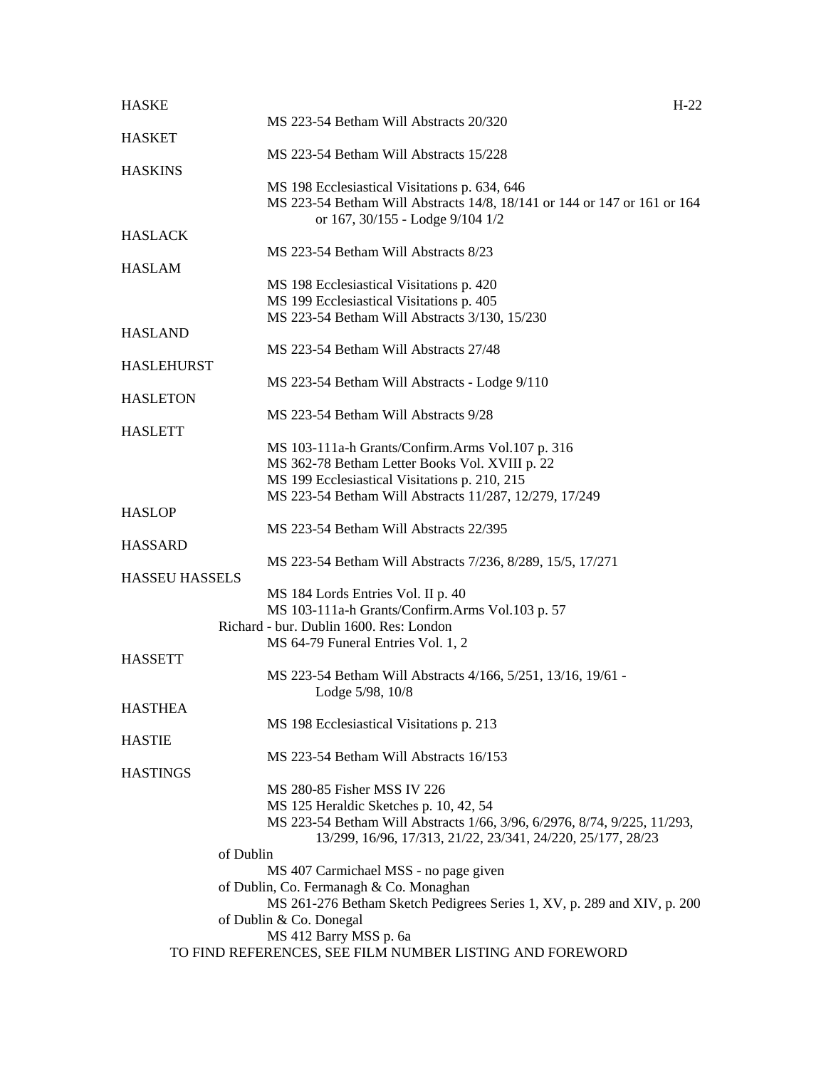HASKE

MS 223-54 Betham Will Abstracts 20/320

HASKET

MS 223-54 Betham Will Abstracts 15/228

HASKINS

MS 198 Ecclesiastical Visitations p. 634, 646
MS 223-54 Betham Will Abstracts 14/8, 18/141 or 144 or 147 or 161 or 164 or 167, 30/155 - Lodge 9/104 1/2

HASLACK

MS 223-54 Betham Will Abstracts 8/23

HASLAM

MS 198 Ecclesiastical Visitations p. 420
MS 199 Ecclesiastical Visitations p. 405
MS 223-54 Betham Will Abstracts 3/130, 15/230

HASLAND

MS 223-54 Betham Will Abstracts 27/48

HASLEHURST

MS 223-54 Betham Will Abstracts - Lodge 9/110

HASLETON

MS 223-54 Betham Will Abstracts 9/28

HASLETT

MS 103-111a-h Grants/Confirm.Arms Vol.107 p. 316
MS 362-78 Betham Letter Books Vol. XVIII p. 22
MS 199 Ecclesiastical Visitations p. 210, 215
MS 223-54 Betham Will Abstracts 11/287, 12/279, 17/249

HASLOP

MS 223-54 Betham Will Abstracts 22/395

HASSARD

MS 223-54 Betham Will Abstracts 7/236, 8/289, 15/5, 17/271

HASSEU HASSELS

MS 184 Lords Entries Vol. II p. 40
MS 103-111a-h Grants/Confirm.Arms Vol.103 p. 57

Richard - bur. Dublin 1600. Res: London

MS 64-79 Funeral Entries Vol. 1, 2

HASSETT

MS 223-54 Betham Will Abstracts 4/166, 5/251, 13/16, 19/61 - Lodge 5/98, 10/8

HASTHEA

MS 198 Ecclesiastical Visitations p. 213

HASTIE

MS 223-54 Betham Will Abstracts 16/153

HASTINGS

MS 280-85 Fisher MSS IV 226
MS 125 Heraldic Sketches p. 10, 42, 54
MS 223-54 Betham Will Abstracts 1/66, 3/96, 6/2976, 8/74, 9/225, 11/293, 13/299, 16/96, 17/313, 21/22, 23/341, 24/220, 25/177, 28/23

of Dublin

MS 407 Carmichael MSS - no page given

of Dublin, Co. Fermanagh & Co. Monaghan

MS 261-276 Betham Sketch Pedigrees Series 1, XV, p. 289 and XIV, p. 200

of Dublin & Co. Donegal

MS 412 Barry MSS p. 6a

TO FIND REFERENCES, SEE FILM NUMBER LISTING AND FOREWORD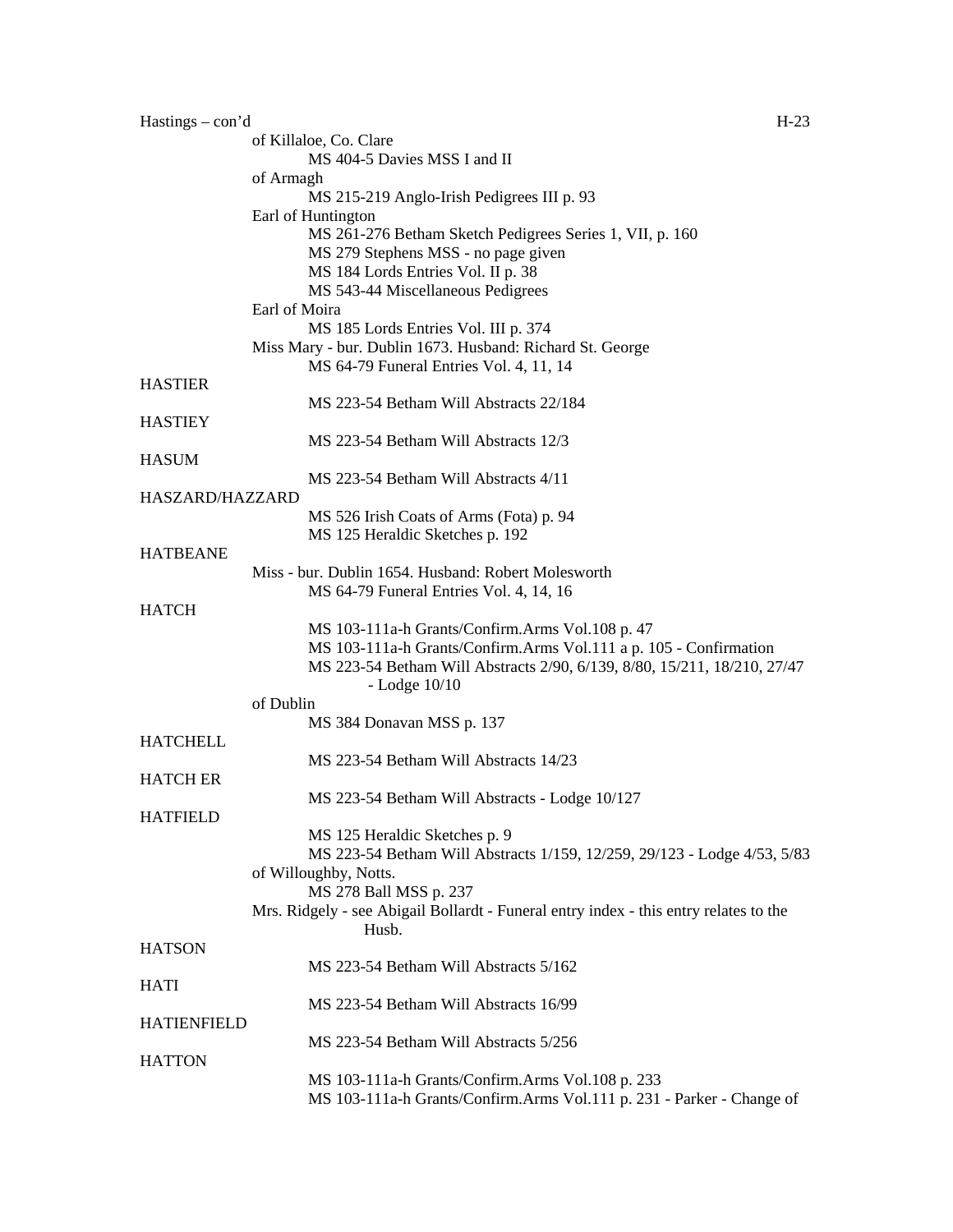Hastings – con'd

of Killaloe, Co. Clare

MS 404-5 Davies MSS I and II

of Armagh

MS 215-219 Anglo-Irish Pedigrees III p. 93

Earl of Huntington

MS 261-276 Betham Sketch Pedigrees Series 1, VII, p. 160

MS 279 Stephens MSS - no page given

MS 184 Lords Entries Vol. II p. 38

MS 543-44 Miscellaneous Pedigrees

Earl of Moira

MS 185 Lords Entries Vol. III p. 374

Miss Mary - bur. Dublin 1673. Husband: Richard St. George

MS 64-79 Funeral Entries Vol. 4, 11, 14

HASTIER

MS 223-54 Betham Will Abstracts 22/184

HASTIEY

MS 223-54 Betham Will Abstracts 12/3

HASUM

MS 223-54 Betham Will Abstracts 4/11

HASZARD/HAZZARD

MS 526 Irish Coats of Arms (Fota) p. 94

MS 125 Heraldic Sketches p. 192

HATBEANE

Miss - bur. Dublin 1654. Husband: Robert Molesworth

MS 64-79 Funeral Entries Vol. 4, 14, 16

HATCH

MS 103-111a-h Grants/Confirm.Arms Vol.108 p. 47

MS 103-111a-h Grants/Confirm.Arms Vol.111 a p. 105 - Confirmation

MS 223-54 Betham Will Abstracts 2/90, 6/139, 8/80, 15/211, 18/210, 27/47 - Lodge 10/10

of Dublin

MS 384 Donavan MSS p. 137

HATCHELL

MS 223-54 Betham Will Abstracts 14/23

HATCH ER

MS 223-54 Betham Will Abstracts - Lodge 10/127

HATFIELD

MS 125 Heraldic Sketches p. 9

MS 223-54 Betham Will Abstracts 1/159, 12/259, 29/123 - Lodge 4/53, 5/83

of Willoughby, Notts.

MS 278 Ball MSS p. 237

Mrs. Ridgely - see Abigail Bollardt - Funeral entry index - this entry relates to the Husb.

HATSON

MS 223-54 Betham Will Abstracts 5/162

HATI

MS 223-54 Betham Will Abstracts 16/99

HATIENFIELD

MS 223-54 Betham Will Abstracts 5/256

HATTON

MS 103-111a-h Grants/Confirm.Arms Vol.108 p. 233

MS 103-111a-h Grants/Confirm.Arms Vol.111 p. 231 - Parker - Change of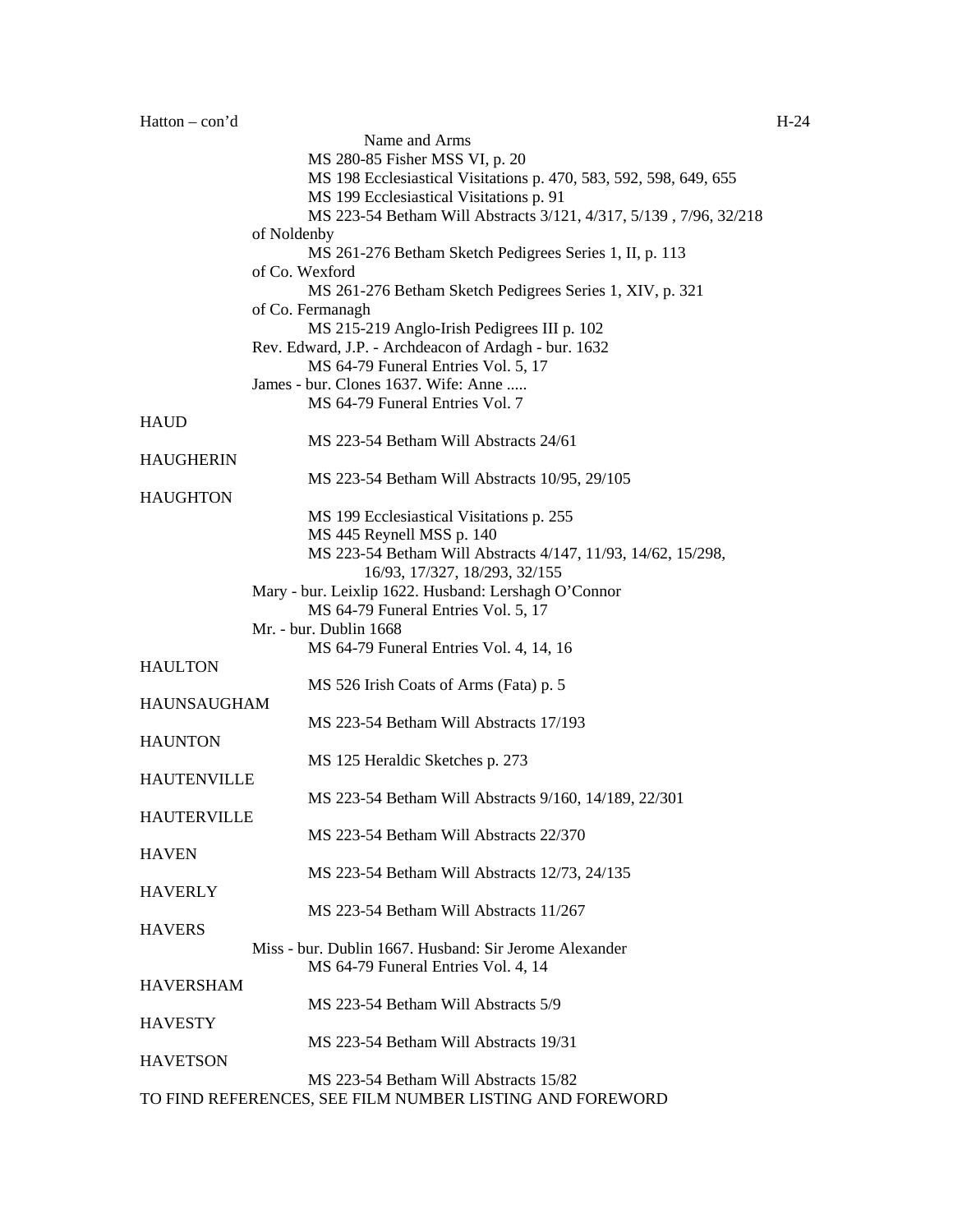Name and Arms
MS 280-85 Fisher MSS VI, p. 20
MS 198 Ecclesiastical Visitations p. 470, 583, 592, 598, 649, 655
MS 199 Ecclesiastical Visitations p. 91
MS 223-54 Betham Will Abstracts 3/121, 4/317, 5/139 , 7/96, 32/218

of Noldenby
MS 261-276 Betham Sketch Pedigrees Series 1, II, p. 113

of Co. Wexford
MS 261-276 Betham Sketch Pedigrees Series 1, XIV, p. 321

of Co. Fermanagh
MS 215-219 Anglo-Irish Pedigrees III p. 102

Rev. Edward, J.P. - Archdeacon of Ardagh - bur. 1632
MS 64-79 Funeral Entries Vol. 5, 17

James - bur. Clones 1637. Wife: Anne .....
MS 64-79 Funeral Entries Vol. 7

**HAUD**
MS 223-54 Betham Will Abstracts 24/61

**HAUGHERIN**
MS 223-54 Betham Will Abstracts 10/95, 29/105

**HAUGHTON**
MS 199 Ecclesiastical Visitations p. 255
MS 445 Reynell MSS p. 140
MS 223-54 Betham Will Abstracts 4/147, 11/93, 14/62, 15/298, 16/93, 17/327, 18/293, 32/155

Mary - bur. Leixlip 1622. Husband: Lershagh O'Connor
MS 64-79 Funeral Entries Vol. 5, 17

Mr. - bur. Dublin 1668
MS 64-79 Funeral Entries Vol. 4, 14, 16

**HAULTON**
MS 526 Irish Coats of Arms (Fata) p. 5

**HAUNSAUGHAM**
MS 223-54 Betham Will Abstracts 17/193

**HAUNTON**
MS 125 Heraldic Sketches p. 273

**HAUTENVILLE**
MS 223-54 Betham Will Abstracts 9/160, 14/189, 22/301

**HAUTERVILLE**
MS 223-54 Betham Will Abstracts 22/370

**HAVEN**
MS 223-54 Betham Will Abstracts 12/73, 24/135

**HAVERLY**
MS 223-54 Betham Will Abstracts 11/267

**HAVERS**
Miss - bur. Dublin 1667. Husband: Sir Jerome Alexander
MS 64-79 Funeral Entries Vol. 4, 14

**HAVERSHAM**
MS 223-54 Betham Will Abstracts 5/9

**HAVESTY**
MS 223-54 Betham Will Abstracts 19/31

**HAVETSON**
MS 223-54 Betham Will Abstracts 15/82

TO FIND REFERENCES, SEE FILM NUMBER LISTING AND FOREWORD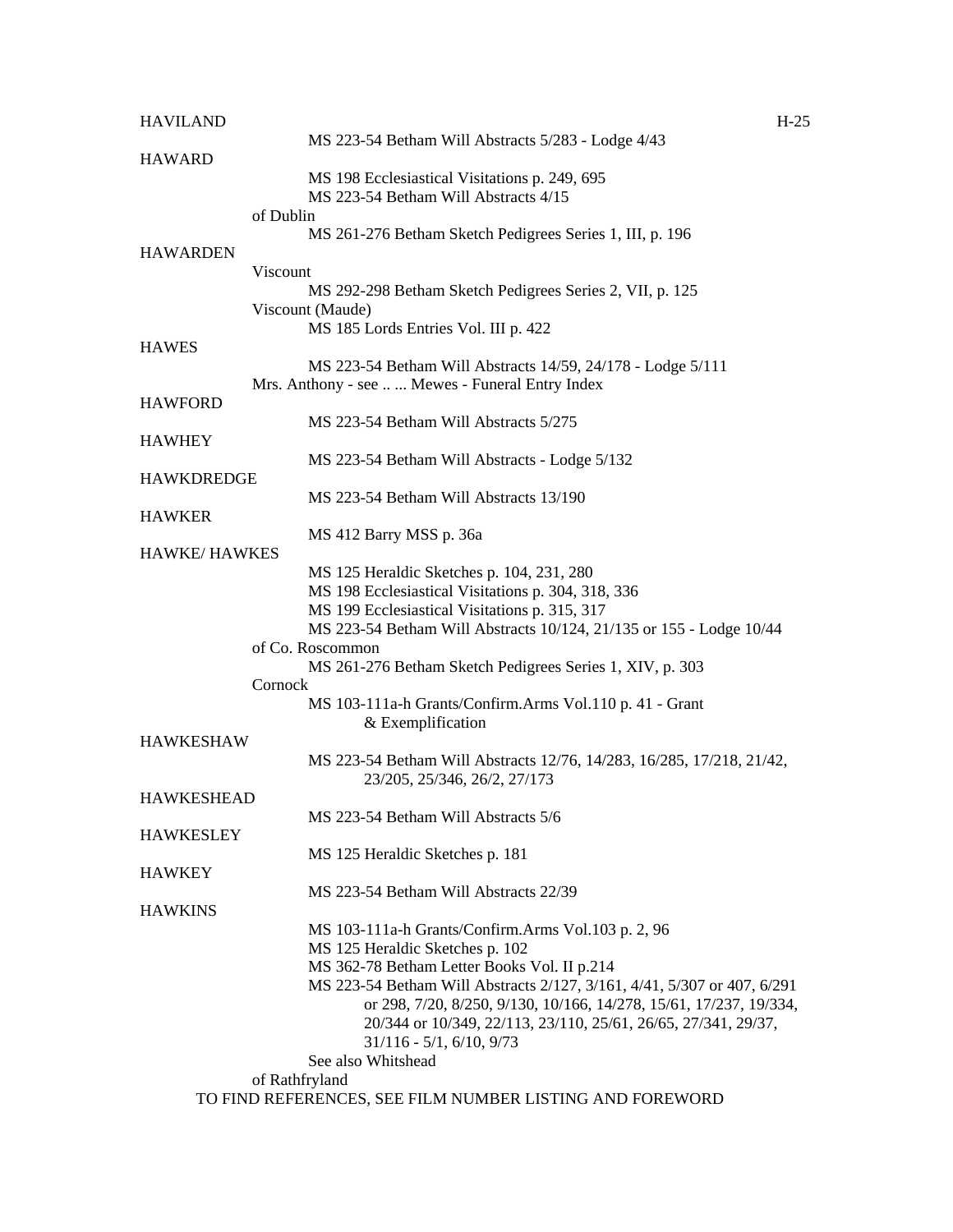HAVILAND

MS 223-54 Betham Will Abstracts 5/283 - Lodge 4/43

HAWARD

MS 198 Ecclesiastical Visitations p. 249, 695
MS 223-54 Betham Will Abstracts 4/15

of Dublin

MS 261-276 Betham Sketch Pedigrees Series 1, III, p. 196

HAWARDEN

Viscount

MS 292-298 Betham Sketch Pedigrees Series 2, VII, p. 125

Viscount (Maude)

MS 185 Lords Entries Vol. III p. 422

HAWES

MS 223-54 Betham Will Abstracts 14/59, 24/178 - Lodge 5/111

Mrs. Anthony - see .. ... Mewes - Funeral Entry Index

HAWFORD

MS 223-54 Betham Will Abstracts 5/275

HAWHEY

MS 223-54 Betham Will Abstracts - Lodge 5/132

HAWKDREDGE

MS 223-54 Betham Will Abstracts 13/190

HAWKER

MS 412 Barry MSS p. 36a

HAWKE/ HAWKES

MS 125 Heraldic Sketches p. 104, 231, 280
MS 198 Ecclesiastical Visitations p. 304, 318, 336
MS 199 Ecclesiastical Visitations p. 315, 317
MS 223-54 Betham Will Abstracts 10/124, 21/135 or 155 - Lodge 10/44

of Co. Roscommon

MS 261-276 Betham Sketch Pedigrees Series 1, XIV, p. 303

Cornock

MS 103-111a-h Grants/Confirm.Arms Vol.110 p. 41 - Grant & Exemplification

HAWKESHAW

MS 223-54 Betham Will Abstracts 12/76, 14/283, 16/285, 17/218, 21/42, 23/205, 25/346, 26/2, 27/173

HAWKESHEAD

MS 223-54 Betham Will Abstracts 5/6

HAWKESLEY

MS 125 Heraldic Sketches p. 181

HAWKEY

MS 223-54 Betham Will Abstracts 22/39

HAWKINS

MS 103-111a-h Grants/Confirm.Arms Vol.103 p. 2, 96
MS 125 Heraldic Sketches p. 102
MS 362-78 Betham Letter Books Vol. II p.214
MS 223-54 Betham Will Abstracts 2/127, 3/161, 4/41, 5/307 or 407, 6/291 or 298, 7/20, 8/250, 9/130, 10/166, 14/278, 15/61, 17/237, 19/334, 20/344 or 10/349, 22/113, 23/110, 25/61, 26/65, 27/341, 29/37, 31/116 - 5/1, 6/10, 9/73
See also Whitshead

of Rathfryland

TO FIND REFERENCES, SEE FILM NUMBER LISTING AND FOREWORD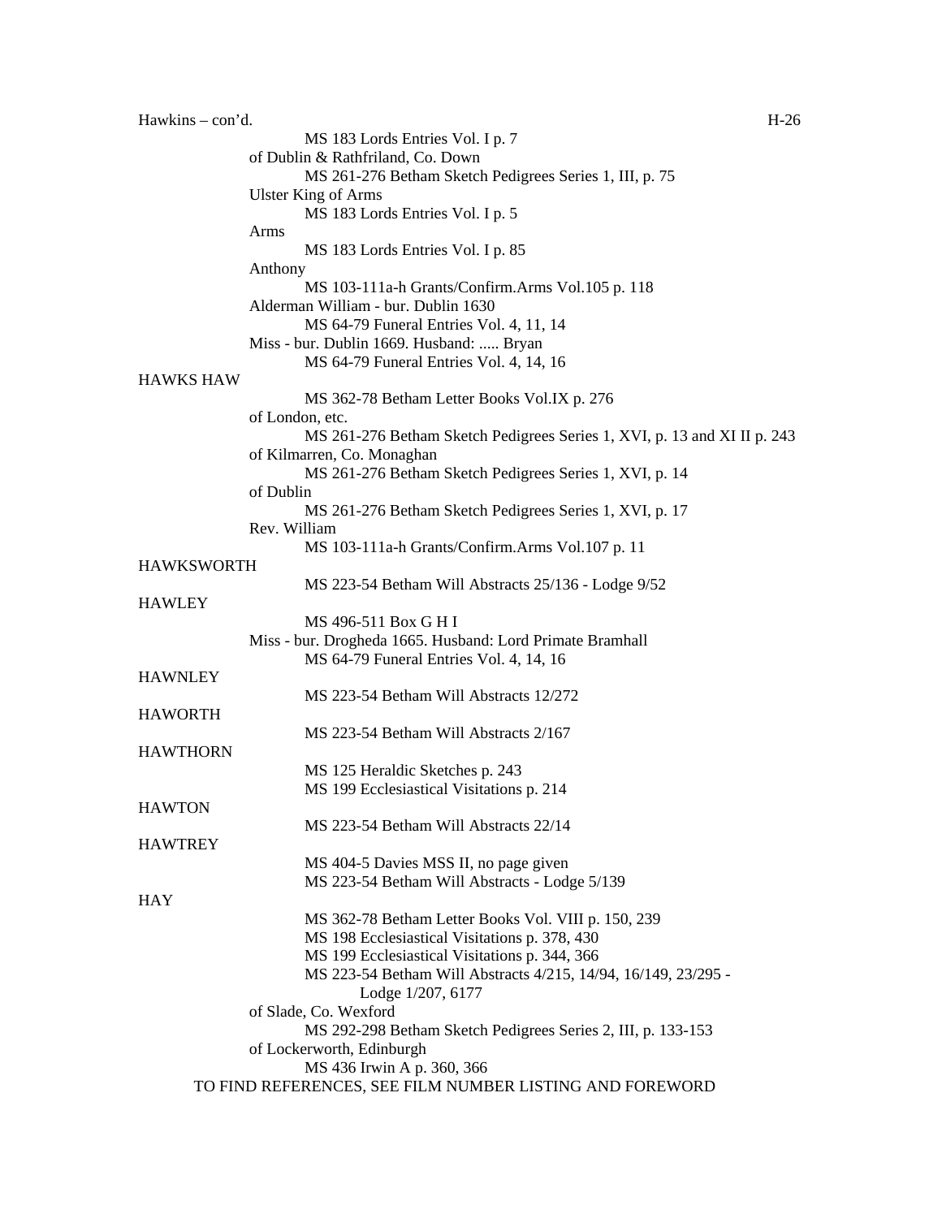Hawkins – con'd.

MS 183 Lords Entries Vol. I p. 7

of Dublin & Rathfriland, Co. Down

MS 261-276 Betham Sketch Pedigrees Series 1, III, p. 75

Ulster King of Arms

MS 183 Lords Entries Vol. I p. 5

Arms

MS 183 Lords Entries Vol. I p. 85

Anthony

MS 103-111a-h Grants/Confirm.Arms Vol.105 p. 118

Alderman William - bur. Dublin 1630

MS 64-79 Funeral Entries Vol. 4, 11, 14

Miss - bur. Dublin 1669. Husband: ..... Bryan

MS 64-79 Funeral Entries Vol. 4, 14, 16

HAWKS HAW

MS 362-78 Betham Letter Books Vol.IX p. 276

of London, etc.

MS 261-276 Betham Sketch Pedigrees Series 1, XVI, p. 13 and XI II p. 243

of Kilmarren, Co. Monaghan

MS 261-276 Betham Sketch Pedigrees Series 1, XVI, p. 14

of Dublin

MS 261-276 Betham Sketch Pedigrees Series 1, XVI, p. 17

Rev. William

MS 103-111a-h Grants/Confirm.Arms Vol.107 p. 11

HAWKSWORTH

MS 223-54 Betham Will Abstracts 25/136 - Lodge 9/52

HAWLEY

MS 496-511 Box G H I

Miss - bur. Drogheda 1665. Husband: Lord Primate Bramhall

MS 64-79 Funeral Entries Vol. 4, 14, 16

HAWNLEY

MS 223-54 Betham Will Abstracts 12/272

HAWORTH

MS 223-54 Betham Will Abstracts 2/167

HAWTHORN

MS 125 Heraldic Sketches p. 243

MS 199 Ecclesiastical Visitations p. 214

HAWTON

MS 223-54 Betham Will Abstracts 22/14

HAWTREY

MS 404-5 Davies MSS II, no page given

MS 223-54 Betham Will Abstracts - Lodge 5/139

HAY

MS 362-78 Betham Letter Books Vol. VIII p. 150, 239

MS 198 Ecclesiastical Visitations p. 378, 430

MS 199 Ecclesiastical Visitations p. 344, 366

MS 223-54 Betham Will Abstracts 4/215, 14/94, 16/149, 23/295 - Lodge 1/207, 6177

of Slade, Co. Wexford

MS 292-298 Betham Sketch Pedigrees Series 2, III, p. 133-153

of Lockerworth, Edinburgh

MS 436 Irwin A p. 360, 366

TO FIND REFERENCES, SEE FILM NUMBER LISTING AND FOREWORD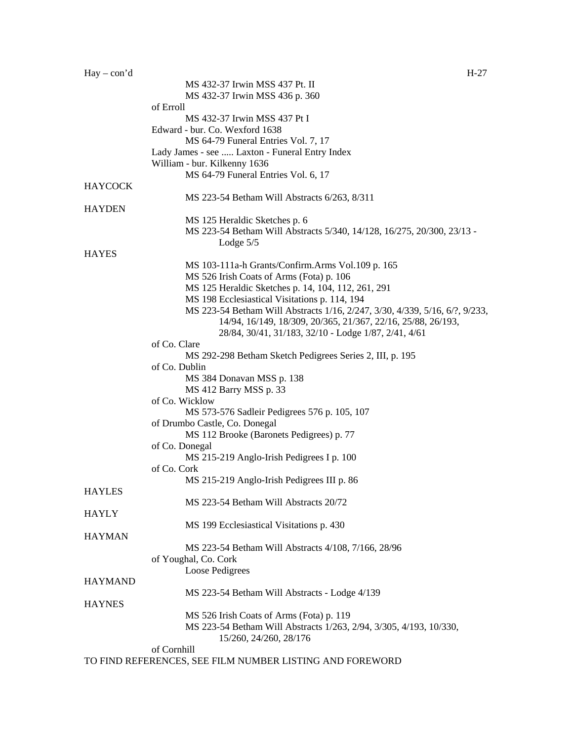Hay – con'd

MS 432-37 Irwin MSS 437 Pt. II
MS 432-37 Irwin MSS 436 p. 360

of Erroll
MS 432-37 Irwin MSS 437 Pt I

Edward - bur. Co. Wexford 1638
MS 64-79 Funeral Entries Vol. 7, 17

Lady James - see ..... Laxton - Funeral Entry Index

William - bur. Kilkenny 1636
MS 64-79 Funeral Entries Vol. 6, 17

HAYCOCK
MS 223-54 Betham Will Abstracts 6/263, 8/311

HAYDEN
MS 125 Heraldic Sketches p. 6
MS 223-54 Betham Will Abstracts 5/340, 14/128, 16/275, 20/300, 23/13 - Lodge 5/5

HAYES
MS 103-111a-h Grants/Confirm.Arms Vol.109 p. 165
MS 526 Irish Coats of Arms (Fota) p. 106
MS 125 Heraldic Sketches p. 14, 104, 112, 261, 291
MS 198 Ecclesiastical Visitations p. 114, 194
MS 223-54 Betham Will Abstracts 1/16, 2/247, 3/30, 4/339, 5/16, 6/?, 9/233, 14/94, 16/149, 18/309, 20/365, 21/367, 22/16, 25/88, 26/193, 28/84, 30/41, 31/183, 32/10 - Lodge 1/87, 2/41, 4/61

of Co. Clare
MS 292-298 Betham Sketch Pedigrees Series 2, III, p. 195

of Co. Dublin
MS 384 Donavan MSS p. 138
MS 412 Barry MSS p. 33

of Co. Wicklow
MS 573-576 Sadleir Pedigrees 576 p. 105, 107

of Drumbo Castle, Co. Donegal
MS 112 Brooke (Baronets Pedigrees) p. 77

of Co. Donegal
MS 215-219 Anglo-Irish Pedigrees I p. 100

of Co. Cork
MS 215-219 Anglo-Irish Pedigrees III p. 86

HAYLES
MS 223-54 Betham Will Abstracts 20/72

HAYLY
MS 199 Ecclesiastical Visitations p. 430

HAYMAN
MS 223-54 Betham Will Abstracts 4/108, 7/166, 28/96

of Youghal, Co. Cork
Loose Pedigrees

HAYMAND
MS 223-54 Betham Will Abstracts - Lodge 4/139

HAYNES
MS 526 Irish Coats of Arms (Fota) p. 119
MS 223-54 Betham Will Abstracts 1/263, 2/94, 3/305, 4/193, 10/330, 15/260, 24/260, 28/176

of Cornhill

TO FIND REFERENCES, SEE FILM NUMBER LISTING AND FOREWORD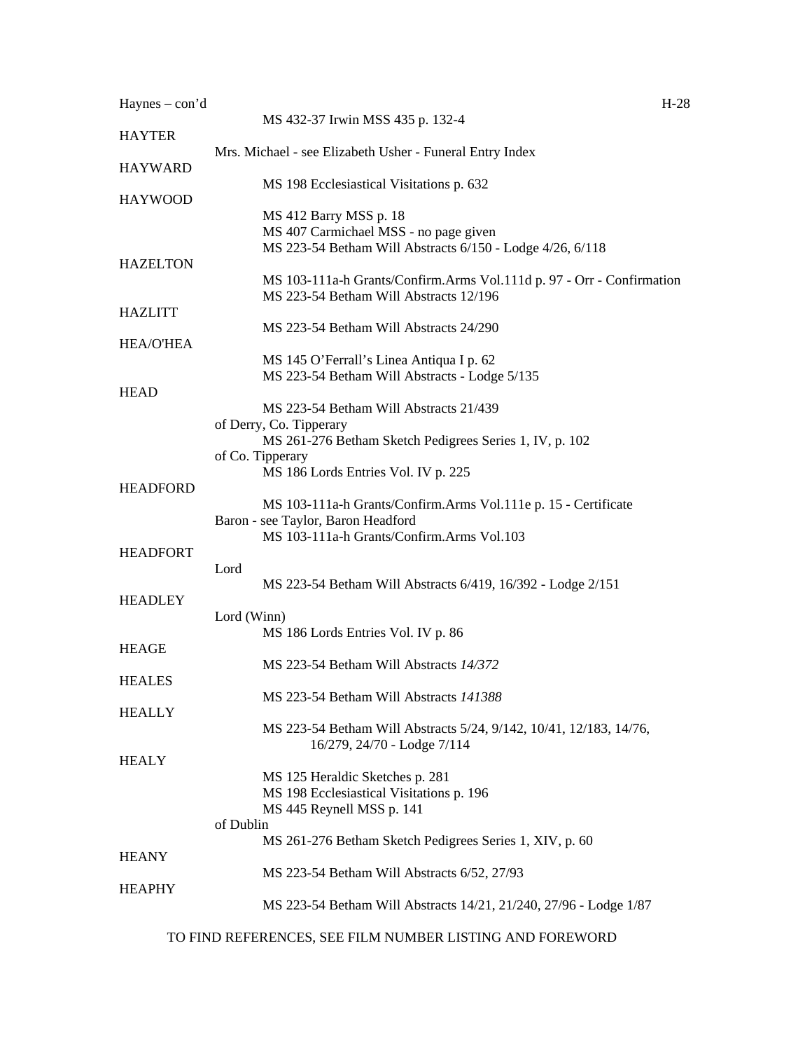Haynes – con'd

MS 432-37 Irwin MSS 435 p. 132-4

HAYTER

Mrs. Michael - see Elizabeth Usher - Funeral Entry Index

HAYWARD

MS 198 Ecclesiastical Visitations p. 632

HAYWOOD

MS 412 Barry MSS p. 18
MS 407 Carmichael MSS - no page given
MS 223-54 Betham Will Abstracts 6/150 - Lodge 4/26, 6/118

HAZELTON

MS 103-111a-h Grants/Confirm.Arms Vol.111d p. 97 - Orr - Confirmation
MS 223-54 Betham Will Abstracts 12/196

HAZLITT

MS 223-54 Betham Will Abstracts 24/290

HEA/O'HEA

MS 145 O'Ferrall's Linea Antiqua I p. 62
MS 223-54 Betham Will Abstracts - Lodge 5/135

HEAD

MS 223-54 Betham Will Abstracts 21/439

of Derry, Co. Tipperary
MS 261-276 Betham Sketch Pedigrees Series 1, IV, p. 102

of Co. Tipperary
MS 186 Lords Entries Vol. IV p. 225

HEADFORD

MS 103-111a-h Grants/Confirm.Arms Vol.111e p. 15 - Certificate

Baron - see Taylor, Baron Headford
MS 103-111a-h Grants/Confirm.Arms Vol.103

HEADFORT

Lord
MS 223-54 Betham Will Abstracts 6/419, 16/392 - Lodge 2/151

HEADLEY

Lord (Winn)
MS 186 Lords Entries Vol. IV p. 86

HEAGE

MS 223-54 Betham Will Abstracts *14/372*

HEALES

MS 223-54 Betham Will Abstracts *141388*

HEALLY

MS 223-54 Betham Will Abstracts 5/24, 9/142, 10/41, 12/183, 14/76, 16/279, 24/70 - Lodge 7/114

HEALY

MS 125 Heraldic Sketches p. 281
MS 198 Ecclesiastical Visitations p. 196
MS 445 Reynell MSS p. 141

of Dublin
MS 261-276 Betham Sketch Pedigrees Series 1, XIV, p. 60

HEANY

MS 223-54 Betham Will Abstracts 6/52, 27/93

HEAPHY

MS 223-54 Betham Will Abstracts 14/21, 21/240, 27/96 - Lodge 1/87

TO FIND REFERENCES, SEE FILM NUMBER LISTING AND FOREWORD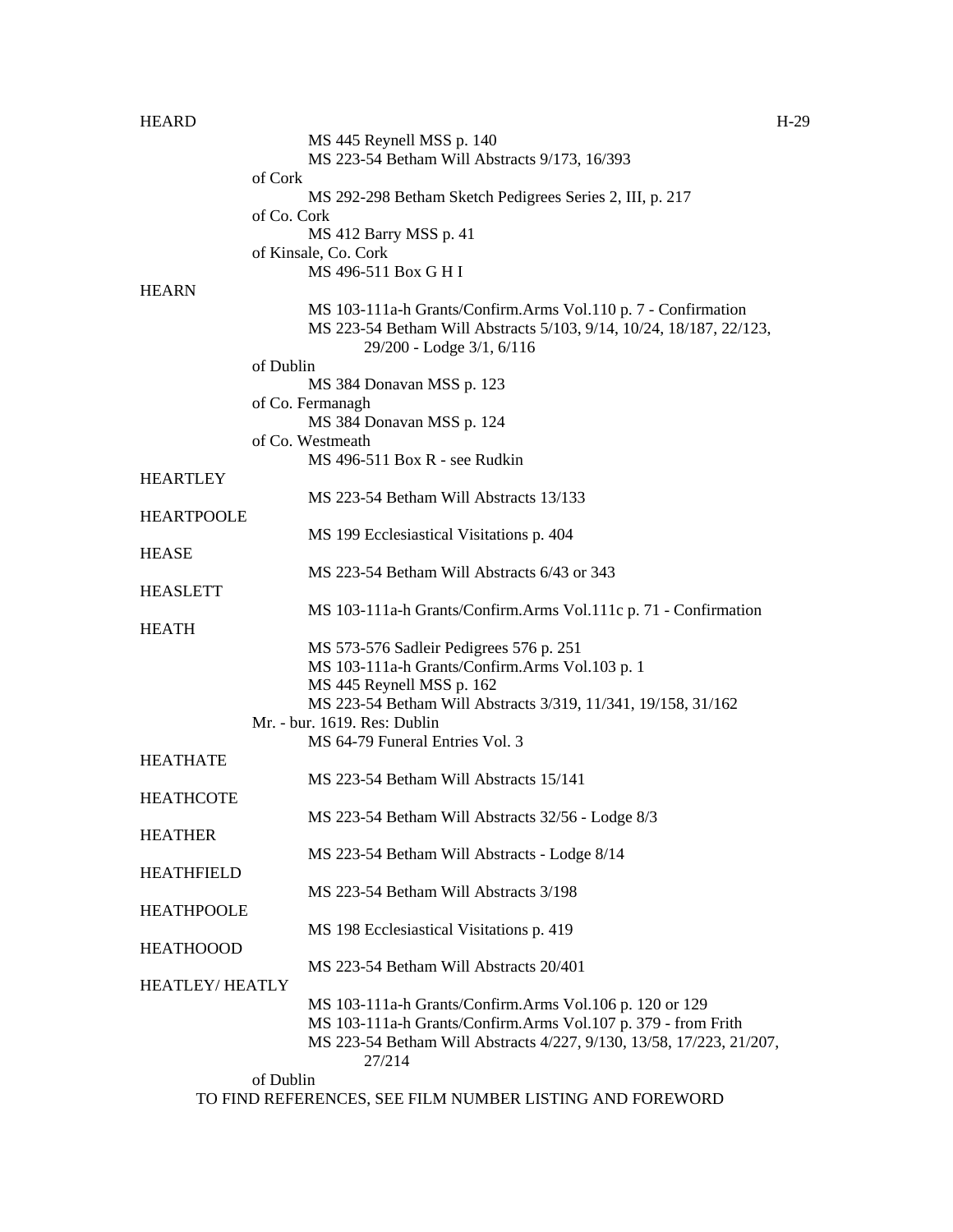HEARD

MS 445 Reynell MSS p. 140
MS 223-54 Betham Will Abstracts 9/173, 16/393

of Cork

MS 292-298 Betham Sketch Pedigrees Series 2, III, p. 217

of Co. Cork

MS 412 Barry MSS p. 41

of Kinsale, Co. Cork

MS 496-511 Box G H I

HEARN

MS 103-111a-h Grants/Confirm.Arms Vol.110 p. 7 - Confirmation
MS 223-54 Betham Will Abstracts 5/103, 9/14, 10/24, 18/187, 22/123, 29/200 - Lodge 3/1, 6/116

of Dublin

MS 384 Donavan MSS p. 123

of Co. Fermanagh

MS 384 Donavan MSS p. 124

of Co. Westmeath

MS 496-511 Box R - see Rudkin

HEARTLEY

MS 223-54 Betham Will Abstracts 13/133

HEARTPOOLE

MS 199 Ecclesiastical Visitations p. 404

HEASE

MS 223-54 Betham Will Abstracts 6/43 or 343

HEASLETT

MS 103-111a-h Grants/Confirm.Arms Vol.111c p. 71 - Confirmation

HEATH

MS 573-576 Sadleir Pedigrees 576 p. 251
MS 103-111a-h Grants/Confirm.Arms Vol.103 p. 1
MS 445 Reynell MSS p. 162
MS 223-54 Betham Will Abstracts 3/319, 11/341, 19/158, 31/162

Mr. - bur. 1619. Res: Dublin

MS 64-79 Funeral Entries Vol. 3

HEATHATE

MS 223-54 Betham Will Abstracts 15/141

HEATHCOTE

MS 223-54 Betham Will Abstracts 32/56 - Lodge 8/3

HEATHER

MS 223-54 Betham Will Abstracts - Lodge 8/14

HEATHFIELD

MS 223-54 Betham Will Abstracts 3/198

HEATHPOOLE

MS 198 Ecclesiastical Visitations p. 419

HEATHOOOD

MS 223-54 Betham Will Abstracts 20/401

HEATLEY/ HEATLY

MS 103-111a-h Grants/Confirm.Arms Vol.106 p. 120 or 129
MS 103-111a-h Grants/Confirm.Arms Vol.107 p. 379 - from Frith
MS 223-54 Betham Will Abstracts 4/227, 9/130, 13/58, 17/223, 21/207, 27/214

of Dublin

TO FIND REFERENCES, SEE FILM NUMBER LISTING AND FOREWORD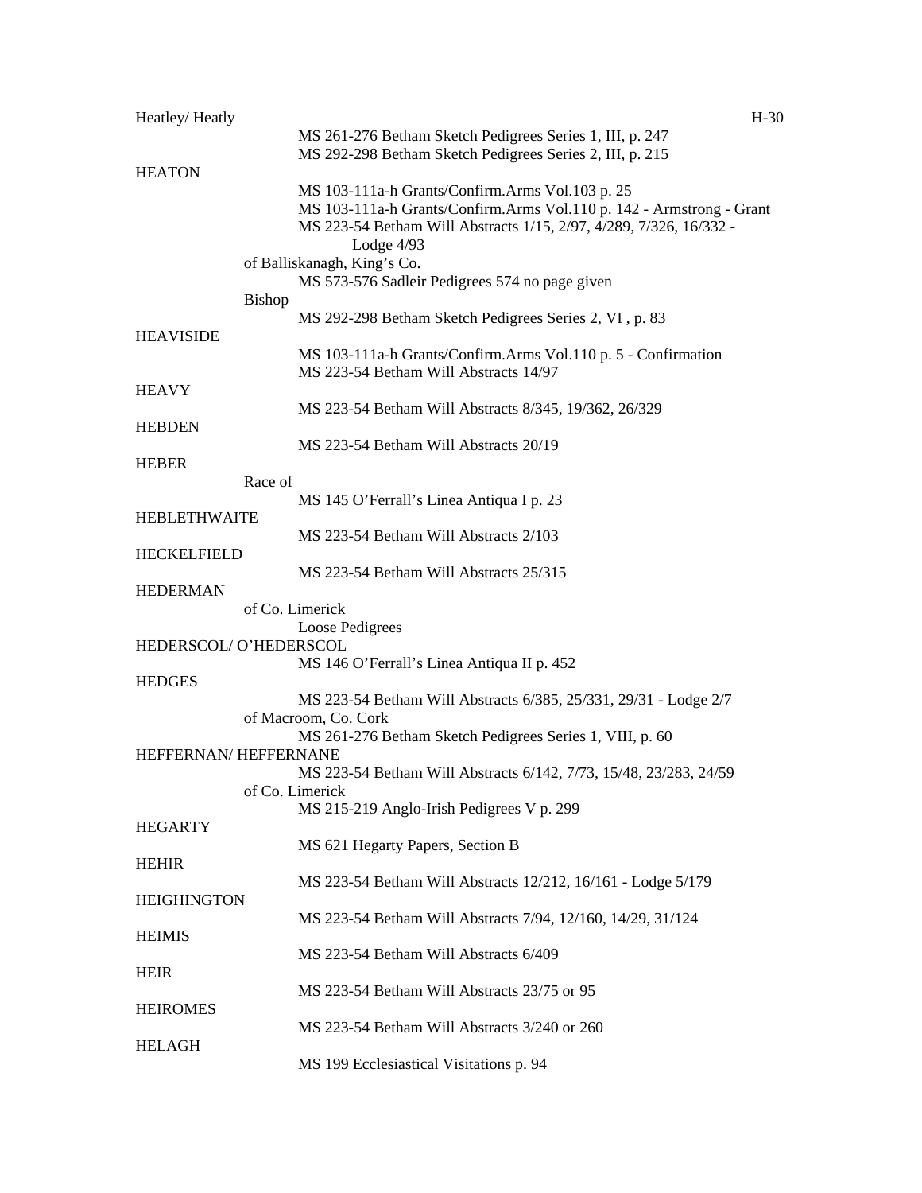Heatley/ Heatly

MS 261-276 Betham Sketch Pedigrees Series 1, III, p. 247
MS 292-298 Betham Sketch Pedigrees Series 2, III, p. 215

HEATON

MS 103-111a-h Grants/Confirm.Arms Vol.103 p. 25
MS 103-111a-h Grants/Confirm.Arms Vol.110 p. 142 - Armstrong - Grant
MS 223-54 Betham Will Abstracts 1/15, 2/97, 4/289, 7/326, 16/332 - Lodge 4/93

of Balliskanagh, King's Co.

MS 573-576 Sadleir Pedigrees 574 no page given

Bishop

MS 292-298 Betham Sketch Pedigrees Series 2, VI , p. 83

HEAVISIDE

MS 103-111a-h Grants/Confirm.Arms Vol.110 p. 5 - Confirmation
MS 223-54 Betham Will Abstracts 14/97

HEAVY

MS 223-54 Betham Will Abstracts 8/345, 19/362, 26/329

HEBDEN

MS 223-54 Betham Will Abstracts 20/19

HEBER

Race of

MS 145 O'Ferrall's Linea Antiqua I p. 23

HEBLETHWAITE

MS 223-54 Betham Will Abstracts 2/103

HECKELFIELD

MS 223-54 Betham Will Abstracts 25/315

HEDERMAN

of Co. Limerick

Loose Pedigrees

HEDERSCOL/ O'HEDERSCOL

MS 146 O'Ferrall's Linea Antiqua II p. 452

HEDGES

MS 223-54 Betham Will Abstracts 6/385, 25/331, 29/31 - Lodge 2/7

of Macroom, Co. Cork

MS 261-276 Betham Sketch Pedigrees Series 1, VIII, p. 60

HEFFERNAN/ HEFFERNANE

MS 223-54 Betham Will Abstracts 6/142, 7/73, 15/48, 23/283, 24/59

of Co. Limerick

MS 215-219 Anglo-Irish Pedigrees V p. 299

HEGARTY

MS 621 Hegarty Papers, Section B

HEHIR

MS 223-54 Betham Will Abstracts 12/212, 16/161 - Lodge 5/179

HEIGHINGTON

MS 223-54 Betham Will Abstracts 7/94, 12/160, 14/29, 31/124

HEIMIS

MS 223-54 Betham Will Abstracts 6/409

HEIR

MS 223-54 Betham Will Abstracts 23/75 or 95

HEIROMES

MS 223-54 Betham Will Abstracts 3/240 or 260

HELAGH

MS 199 Ecclesiastical Visitations p. 94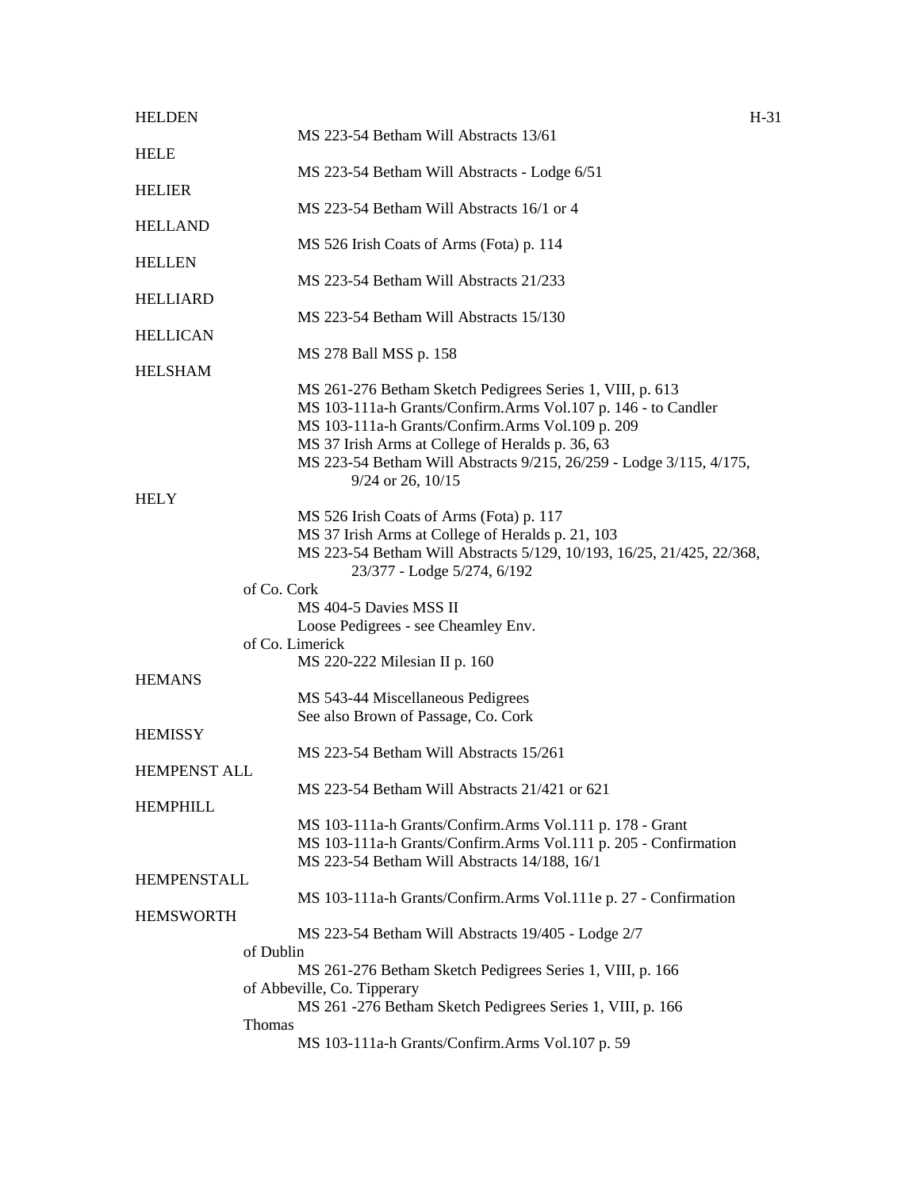HELDEN

MS 223-54 Betham Will Abstracts 13/61

HELE

MS 223-54 Betham Will Abstracts - Lodge 6/51

HELIER

MS 223-54 Betham Will Abstracts 16/1 or 4

HELLAND

MS 526 Irish Coats of Arms (Fota) p. 114

HELLEN

MS 223-54 Betham Will Abstracts 21/233

HELLIARD

MS 223-54 Betham Will Abstracts 15/130

HELLICAN

MS 278 Ball MSS p. 158

HELSHAM

MS 261-276 Betham Sketch Pedigrees Series 1, VIII, p. 613
MS 103-111a-h Grants/Confirm.Arms Vol.107 p. 146 - to Candler
MS 103-111a-h Grants/Confirm.Arms Vol.109 p. 209
MS 37 Irish Arms at College of Heralds p. 36, 63
MS 223-54 Betham Will Abstracts 9/215, 26/259 - Lodge 3/115, 4/175, 9/24 or 26, 10/15

HELY

MS 526 Irish Coats of Arms (Fota) p. 117
MS 37 Irish Arms at College of Heralds p. 21, 103
MS 223-54 Betham Will Abstracts 5/129, 10/193, 16/25, 21/425, 22/368, 23/377 - Lodge 5/274, 6/192

of Co. Cork

MS 404-5 Davies MSS II
Loose Pedigrees - see Cheamley Env.

of Co. Limerick

MS 220-222 Milesian II p. 160

HEMANS

MS 543-44 Miscellaneous Pedigrees
See also Brown of Passage, Co. Cork

HEMISSY

MS 223-54 Betham Will Abstracts 15/261

HEMPENST ALL

MS 223-54 Betham Will Abstracts 21/421 or 621

HEMPHILL

MS 103-111a-h Grants/Confirm.Arms Vol.111 p. 178 - Grant
MS 103-111a-h Grants/Confirm.Arms Vol.111 p. 205 - Confirmation
MS 223-54 Betham Will Abstracts 14/188, 16/1

HEMPENSTALL

MS 103-111a-h Grants/Confirm.Arms Vol.111e p. 27 - Confirmation

HEMSWORTH

MS 223-54 Betham Will Abstracts 19/405 - Lodge 2/7

of Dublin

MS 261-276 Betham Sketch Pedigrees Series 1, VIII, p. 166

of Abbeville, Co. Tipperary

MS 261 -276 Betham Sketch Pedigrees Series 1, VIII, p. 166

Thomas

MS 103-111a-h Grants/Confirm.Arms Vol.107 p. 59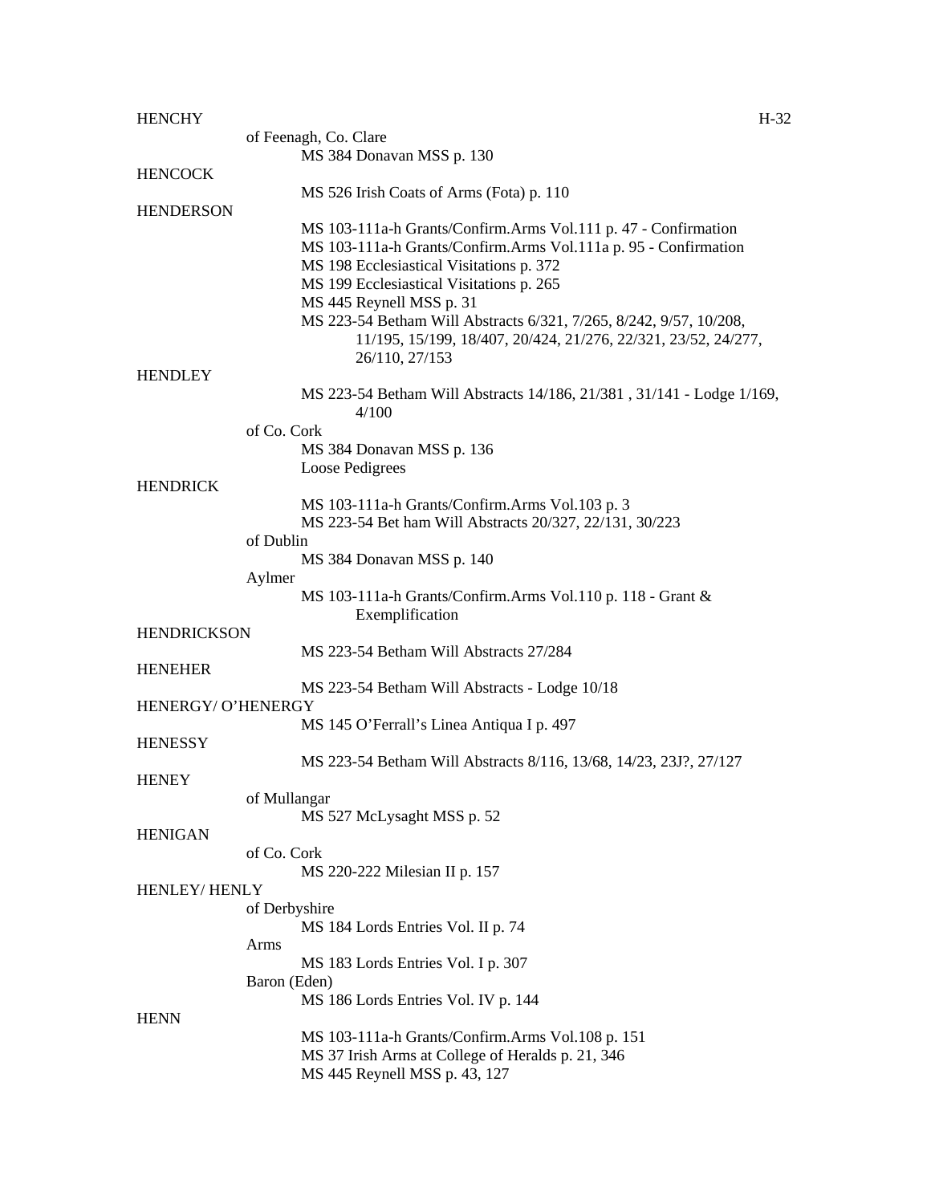**HENCHY**

of Feenagh, Co. Clare

- MS 384 Donavan MSS p. 130

**HENCOCK**

- MS 526 Irish Coats of Arms (Fota) p. 110

**HENDERSON**

- MS 103-111a-h Grants/Confirm.Arms Vol.111 p. 47 - Confirmation
- MS 103-111a-h Grants/Confirm.Arms Vol.111a p. 95 - Confirmation
- MS 198 Ecclesiastical Visitations p. 372
- MS 199 Ecclesiastical Visitations p. 265
- MS 445 Reynell MSS p. 31
- MS 223-54 Betham Will Abstracts 6/321, 7/265, 8/242, 9/57, 10/208, 11/195, 15/199, 18/407, 20/424, 21/276, 22/321, 23/52, 24/277, 26/110, 27/153

**HENDLEY**

- MS 223-54 Betham Will Abstracts 14/186, 21/381 , 31/141 - Lodge 1/169, 4/100

of Co. Cork

- MS 384 Donavan MSS p. 136
- Loose Pedigrees

**HENDRICK**

- MS 103-111a-h Grants/Confirm.Arms Vol.103 p. 3
- MS 223-54 Bet ham Will Abstracts 20/327, 22/131, 30/223

of Dublin

- MS 384 Donavan MSS p. 140

Aylmer

- MS 103-111a-h Grants/Confirm.Arms Vol.110 p. 118 - Grant & Exemplification

**HENDRICKSON**

- MS 223-54 Betham Will Abstracts 27/284

**HENEHER**

- MS 223-54 Betham Will Abstracts - Lodge 10/18

**HENERGY/ O'HENERGY**

- MS 145 O'Ferrall's Linea Antiqua I p. 497

**HENESSY**

- MS 223-54 Betham Will Abstracts 8/116, 13/68, 14/23, 23J?, 27/127

**HENEY**

of Mullangar

- MS 527 McLysaght MSS p. 52

**HENIGAN**

of Co. Cork

- MS 220-222 Milesian II p. 157

**HENLEY/ HENLY**

of Derbyshire

- MS 184 Lords Entries Vol. II p. 74

Arms

- MS 183 Lords Entries Vol. I p. 307

Baron (Eden)

- MS 186 Lords Entries Vol. IV p. 144

**HENN**

- MS 103-111a-h Grants/Confirm.Arms Vol.108 p. 151
- MS 37 Irish Arms at College of Heralds p. 21, 346
- MS 445 Reynell MSS p. 43, 127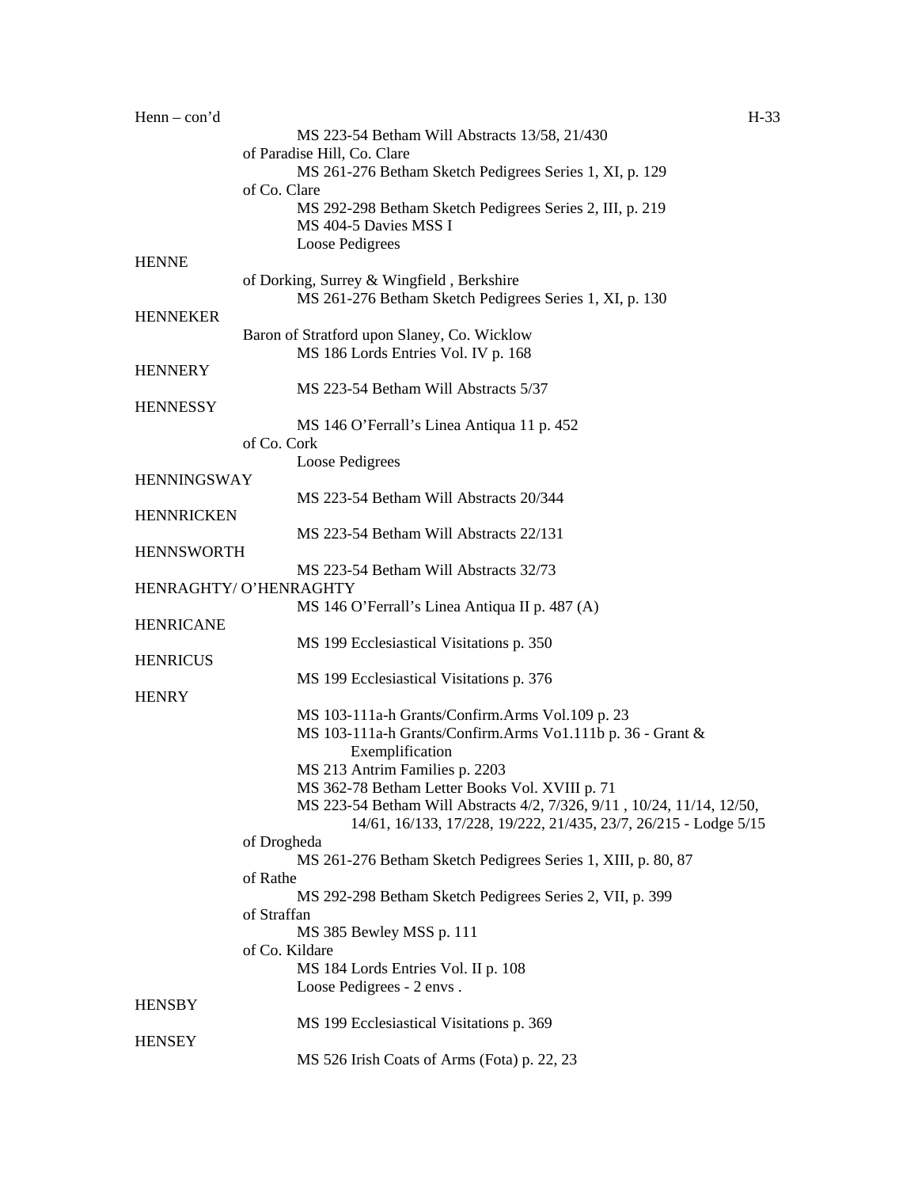Henn – con'd

MS 223-54 Betham Will Abstracts 13/58, 21/430

of Paradise Hill, Co. Clare

MS 261-276 Betham Sketch Pedigrees Series 1, XI, p. 129

of Co. Clare

MS 292-298 Betham Sketch Pedigrees Series 2, III, p. 219
MS 404-5 Davies MSS I
Loose Pedigrees

HENNE

of Dorking, Surrey & Wingfield , Berkshire

MS 261-276 Betham Sketch Pedigrees Series 1, XI, p. 130

HENNEKER

Baron of Stratford upon Slaney, Co. Wicklow

MS 186 Lords Entries Vol. IV p. 168

HENNERY

MS 223-54 Betham Will Abstracts 5/37

HENNESSY

MS 146 O'Ferrall's Linea Antiqua 11 p. 452

of Co. Cork

Loose Pedigrees

HENNINGSWAY

MS 223-54 Betham Will Abstracts 20/344

HENNRICKEN

MS 223-54 Betham Will Abstracts 22/131

HENNSWORTH

MS 223-54 Betham Will Abstracts 32/73

HENRAGHTY/ O'HENRAGHTY

MS 146 O'Ferrall's Linea Antiqua II p. 487 (A)

HENRICANE

MS 199 Ecclesiastical Visitations p. 350

HENRICUS

MS 199 Ecclesiastical Visitations p. 376

HENRY

MS 103-111a-h Grants/Confirm.Arms Vol.109 p. 23
MS 103-111a-h Grants/Confirm.Arms Vo1.111b p. 36 - Grant & Exemplification
MS 213 Antrim Families p. 2203
MS 362-78 Betham Letter Books Vol. XVIII p. 71
MS 223-54 Betham Will Abstracts 4/2, 7/326, 9/11 , 10/24, 11/14, 12/50, 14/61, 16/133, 17/228, 19/222, 21/435, 23/7, 26/215 - Lodge 5/15

of Drogheda

MS 261-276 Betham Sketch Pedigrees Series 1, XIII, p. 80, 87

of Rathe

MS 292-298 Betham Sketch Pedigrees Series 2, VII, p. 399

of Straffan

MS 385 Bewley MSS p. 111

of Co. Kildare

MS 184 Lords Entries Vol. II p. 108
Loose Pedigrees - 2 envs .

HENSBY

MS 199 Ecclesiastical Visitations p. 369

HENSEY

MS 526 Irish Coats of Arms (Fota) p. 22, 23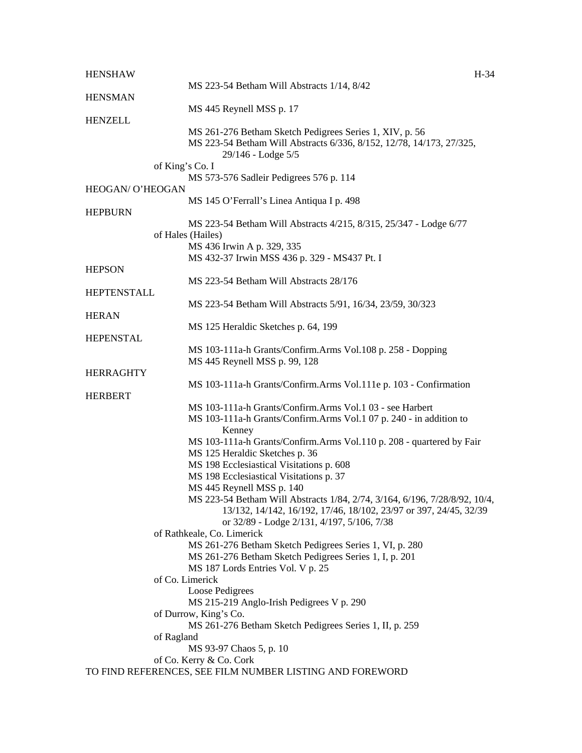HENSHAW

MS 223-54 Betham Will Abstracts 1/14, 8/42

HENSMAN

MS 445 Reynell MSS p. 17

HENZELL

MS 261-276 Betham Sketch Pedigrees Series 1, XIV, p. 56
MS 223-54 Betham Will Abstracts 6/336, 8/152, 12/78, 14/173, 27/325, 29/146 - Lodge 5/5

of King's Co. I

MS 573-576 Sadleir Pedigrees 576 p. 114

HEOGAN/ O'HEOGAN

MS 145 O'Ferrall's Linea Antiqua I p. 498

HEPBURN

MS 223-54 Betham Will Abstracts 4/215, 8/315, 25/347 - Lodge 6/77

of Hales (Hailes)

MS 436 Irwin A p. 329, 335
MS 432-37 Irwin MSS 436 p. 329 - MS437 Pt. I

HEPSON

MS 223-54 Betham Will Abstracts 28/176

HEPTENSTALL

MS 223-54 Betham Will Abstracts 5/91, 16/34, 23/59, 30/323

HERAN

MS 125 Heraldic Sketches p. 64, 199

HEPENSTAL

MS 103-111a-h Grants/Confirm.Arms Vol.108 p. 258 - Dopping
MS 445 Reynell MSS p. 99, 128

HERRAGHTY

MS 103-111a-h Grants/Confirm.Arms Vol.111e p. 103 - Confirmation

HERBERT

MS 103-111a-h Grants/Confirm.Arms Vol.1 03 - see Harbert
MS 103-111a-h Grants/Confirm.Arms Vol.1 07 p. 240 - in addition to Kenney
MS 103-111a-h Grants/Confirm.Arms Vol.110 p. 208 - quartered by Fair
MS 125 Heraldic Sketches p. 36
MS 198 Ecclesiastical Visitations p. 608
MS 198 Ecclesiastical Visitations p. 37
MS 445 Reynell MSS p. 140
MS 223-54 Betham Will Abstracts 1/84, 2/74, 3/164, 6/196, 7/28/8/92, 10/4, 13/132, 14/142, 16/192, 17/46, 18/102, 23/97 or 397, 24/45, 32/39 or 32/89 - Lodge 2/131, 4/197, 5/106, 7/38

of Rathkeale, Co. Limerick

MS 261-276 Betham Sketch Pedigrees Series 1, VI, p. 280
MS 261-276 Betham Sketch Pedigrees Series 1, I, p. 201
MS 187 Lords Entries Vol. V p. 25

of Co. Limerick

Loose Pedigrees
MS 215-219 Anglo-Irish Pedigrees V p. 290

of Durrow, King's Co.

MS 261-276 Betham Sketch Pedigrees Series 1, II, p. 259

of Ragland

MS 93-97 Chaos 5, p. 10

of Co. Kerry & Co. Cork

TO FIND REFERENCES, SEE FILM NUMBER LISTING AND FOREWORD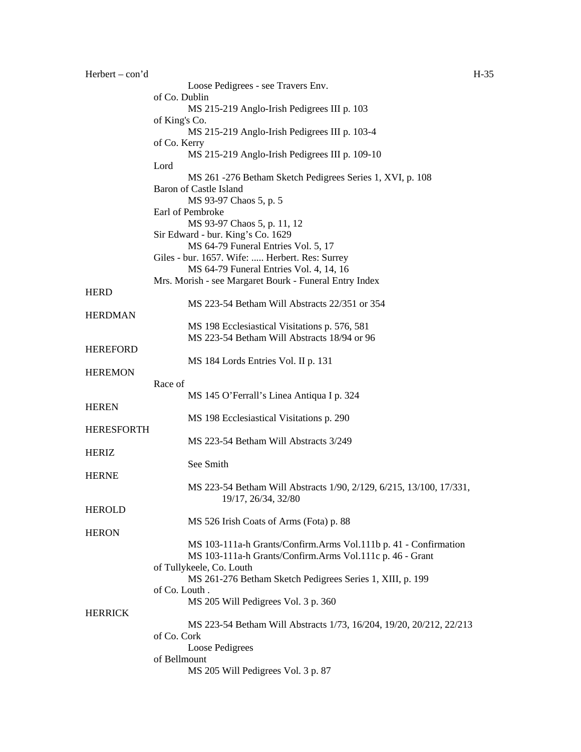Herbert – con'd

Loose Pedigrees - see Travers Env.

of Co. Dublin

MS 215-219 Anglo-Irish Pedigrees III p. 103

of King's Co.

MS 215-219 Anglo-Irish Pedigrees III p. 103-4

of Co. Kerry

MS 215-219 Anglo-Irish Pedigrees III p. 109-10

Lord

MS 261 -276 Betham Sketch Pedigrees Series 1, XVI, p. 108

Baron of Castle Island

MS 93-97 Chaos 5, p. 5

Earl of Pembroke

MS 93-97 Chaos 5, p. 11, 12

Sir Edward - bur. King's Co. 1629

MS 64-79 Funeral Entries Vol. 5, 17

Giles - bur. 1657. Wife: ..... Herbert. Res: Surrey

MS 64-79 Funeral Entries Vol. 4, 14, 16

Mrs. Morish - see Margaret Bourk - Funeral Entry Index

HERD

MS 223-54 Betham Will Abstracts 22/351 or 354

HERDMAN

MS 198 Ecclesiastical Visitations p. 576, 581
MS 223-54 Betham Will Abstracts 18/94 or 96

HEREFORD

MS 184 Lords Entries Vol. II p. 131

HEREMON

Race of

MS 145 O'Ferrall's Linea Antiqua I p. 324

HEREN

MS 198 Ecclesiastical Visitations p. 290

HERESFORTH

MS 223-54 Betham Will Abstracts 3/249

HERIZ

See Smith

HERNE

MS 223-54 Betham Will Abstracts 1/90, 2/129, 6/215, 13/100, 17/331, 19/17, 26/34, 32/80

HEROLD

MS 526 Irish Coats of Arms (Fota) p. 88

HERON

MS 103-111a-h Grants/Confirm.Arms Vol.111b p. 41 - Confirmation
MS 103-111a-h Grants/Confirm.Arms Vol.111c p. 46 - Grant

of Tullykeele, Co. Louth

MS 261-276 Betham Sketch Pedigrees Series 1, XIII, p. 199

of Co. Louth .

MS 205 Will Pedigrees Vol. 3 p. 360

HERRICK

MS 223-54 Betham Will Abstracts 1/73, 16/204, 19/20, 20/212, 22/213

of Co. Cork

Loose Pedigrees

of Bellmount

MS 205 Will Pedigrees Vol. 3 p. 87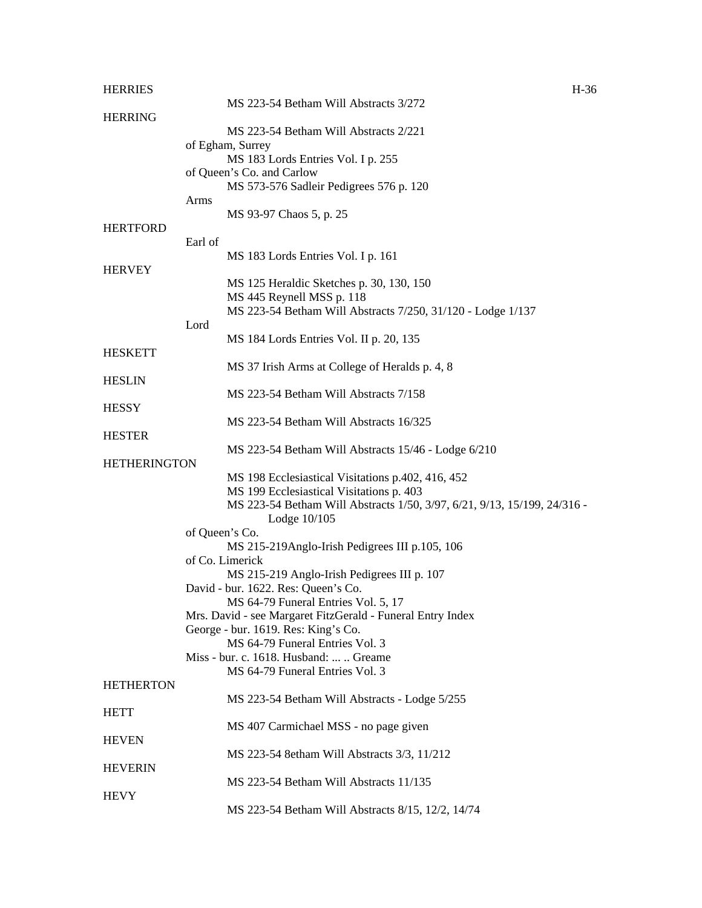HERRIES

MS 223-54 Betham Will Abstracts 3/272

HERRING

MS 223-54 Betham Will Abstracts 2/221

of Egham, Surrey

MS 183 Lords Entries Vol. I p. 255

of Queen's Co. and Carlow

MS 573-576 Sadleir Pedigrees 576 p. 120

Arms

MS 93-97 Chaos 5, p. 25

HERTFORD

Earl of

MS 183 Lords Entries Vol. I p. 161

HERVEY

MS 125 Heraldic Sketches p. 30, 130, 150
MS 445 Reynell MSS p. 118
MS 223-54 Betham Will Abstracts 7/250, 31/120 - Lodge 1/137

Lord

MS 184 Lords Entries Vol. II p. 20, 135

HESKETT

MS 37 Irish Arms at College of Heralds p. 4, 8

HESLIN

MS 223-54 Betham Will Abstracts 7/158

HESSY

MS 223-54 Betham Will Abstracts 16/325

HESTER

MS 223-54 Betham Will Abstracts 15/46 - Lodge 6/210

HETHERINGTON

MS 198 Ecclesiastical Visitations p.402, 416, 452
MS 199 Ecclesiastical Visitations p. 403
MS 223-54 Betham Will Abstracts 1/50, 3/97, 6/21, 9/13, 15/199, 24/316 - Lodge 10/105

of Queen's Co.

MS 215-219Anglo-Irish Pedigrees III p.105, 106

of Co. Limerick

MS 215-219 Anglo-Irish Pedigrees III p. 107

David - bur. 1622. Res: Queen's Co.

MS 64-79 Funeral Entries Vol. 5, 17

Mrs. David - see Margaret FitzGerald - Funeral Entry Index

George - bur. 1619. Res: King's Co.

MS 64-79 Funeral Entries Vol. 3

Miss - bur. c. 1618. Husband: ... .. Greame

MS 64-79 Funeral Entries Vol. 3

HETHERTON

MS 223-54 Betham Will Abstracts - Lodge 5/255

HETT

MS 407 Carmichael MSS - no page given

HEVEN

MS 223-54 8etham Will Abstracts 3/3, 11/212

HEVERIN

MS 223-54 Betham Will Abstracts 11/135

HEVY

MS 223-54 Betham Will Abstracts 8/15, 12/2, 14/74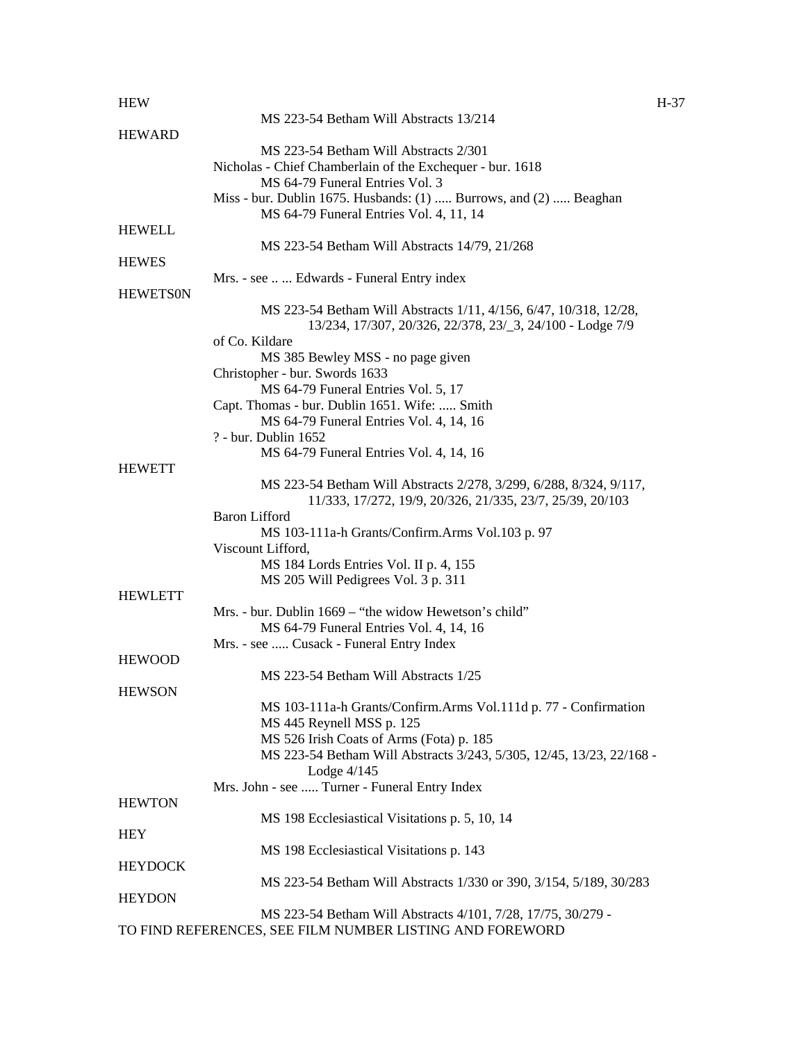HEW

MS 223-54 Betham Will Abstracts 13/214

HEWARD

MS 223-54 Betham Will Abstracts 2/301

Nicholas - Chief Chamberlain of the Exchequer - bur. 1618

MS 64-79 Funeral Entries Vol. 3

Miss - bur. Dublin 1675. Husbands: (1) ..... Burrows, and (2) ..... Beaghan

MS 64-79 Funeral Entries Vol. 4, 11, 14

HEWELL

MS 223-54 Betham Will Abstracts 14/79, 21/268

HEWES

Mrs. - see .. ... Edwards - Funeral Entry index

HEWETS0N

MS 223-54 Betham Will Abstracts 1/11, 4/156, 6/47, 10/318, 12/28, 13/234, 17/307, 20/326, 22/378, 23/_3, 24/100 - Lodge 7/9

of Co. Kildare

MS 385 Bewley MSS - no page given

Christopher - bur. Swords 1633

MS 64-79 Funeral Entries Vol. 5, 17

Capt. Thomas - bur. Dublin 1651. Wife: ..... Smith

MS 64-79 Funeral Entries Vol. 4, 14, 16

? - bur. Dublin 1652

MS 64-79 Funeral Entries Vol. 4, 14, 16

HEWETT

MS 223-54 Betham Will Abstracts 2/278, 3/299, 6/288, 8/324, 9/117, 11/333, 17/272, 19/9, 20/326, 21/335, 23/7, 25/39, 20/103

Baron Lifford

MS 103-111a-h Grants/Confirm.Arms Vol.103 p. 97

Viscount Lifford,

MS 184 Lords Entries Vol. II p. 4, 155

MS 205 Will Pedigrees Vol. 3 p. 311

HEWLETT

Mrs. - bur. Dublin 1669 – "the widow Hewetson's child"

MS 64-79 Funeral Entries Vol. 4, 14, 16

Mrs. - see ..... Cusack - Funeral Entry Index

HEWOOD

MS 223-54 Betham Will Abstracts 1/25

HEWSON

MS 103-111a-h Grants/Confirm.Arms Vol.111d p. 77 - Confirmation

MS 445 Reynell MSS p. 125

MS 526 Irish Coats of Arms (Fota) p. 185

MS 223-54 Betham Will Abstracts 3/243, 5/305, 12/45, 13/23, 22/168 - Lodge 4/145

Mrs. John - see ..... Turner - Funeral Entry Index

HEWTON

MS 198 Ecclesiastical Visitations p. 5, 10, 14

HEY

MS 198 Ecclesiastical Visitations p. 143

HEYDOCK

MS 223-54 Betham Will Abstracts 1/330 or 390, 3/154, 5/189, 30/283

HEYDON

MS 223-54 Betham Will Abstracts 4/101, 7/28, 17/75, 30/279 -

TO FIND REFERENCES, SEE FILM NUMBER LISTING AND FOREWORD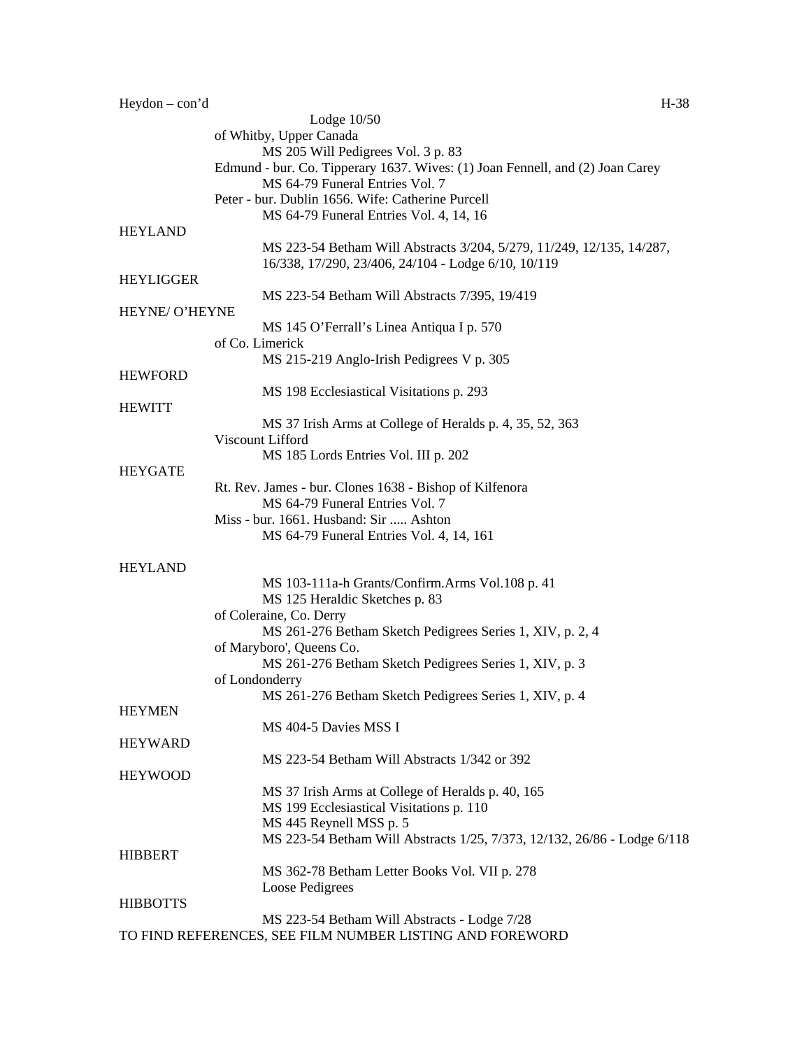Lodge 10/50

of Whitby, Upper Canada

MS 205 Will Pedigrees Vol. 3 p. 83

Edmund - bur. Co. Tipperary 1637. Wives: (1) Joan Fennell, and (2) Joan Carey

MS 64-79 Funeral Entries Vol. 7

Peter - bur. Dublin 1656. Wife: Catherine Purcell

MS 64-79 Funeral Entries Vol. 4, 14, 16

HEYLAND

MS 223-54 Betham Will Abstracts 3/204, 5/279, 11/249, 12/135, 14/287, 16/338, 17/290, 23/406, 24/104 - Lodge 6/10, 10/119

HEYLIGGER

MS 223-54 Betham Will Abstracts 7/395, 19/419

HEYNE/ O'HEYNE

MS 145 O'Ferrall's Linea Antiqua I p. 570

of Co. Limerick

MS 215-219 Anglo-Irish Pedigrees V p. 305

HEWFORD

MS 198 Ecclesiastical Visitations p. 293

HEWITT

MS 37 Irish Arms at College of Heralds p. 4, 35, 52, 363

Viscount Lifford

MS 185 Lords Entries Vol. III p. 202

HEYGATE

Rt. Rev. James - bur. Clones 1638 - Bishop of Kilfenora

MS 64-79 Funeral Entries Vol. 7

Miss - bur. 1661. Husband: Sir ..... Ashton

MS 64-79 Funeral Entries Vol. 4, 14, 161

HEYLAND

MS 103-111a-h Grants/Confirm.Arms Vol.108 p. 41

MS 125 Heraldic Sketches p. 83

of Coleraine, Co. Derry

MS 261-276 Betham Sketch Pedigrees Series 1, XIV, p. 2, 4

of Maryboro', Queens Co.

MS 261-276 Betham Sketch Pedigrees Series 1, XIV, p. 3

of Londonderry

MS 261-276 Betham Sketch Pedigrees Series 1, XIV, p. 4

HEYMEN

MS 404-5 Davies MSS I

HEYWARD

MS 223-54 Betham Will Abstracts 1/342 or 392

HEYWOOD

MS 37 Irish Arms at College of Heralds p. 40, 165

MS 199 Ecclesiastical Visitations p. 110

MS 445 Reynell MSS p. 5

MS 223-54 Betham Will Abstracts 1/25, 7/373, 12/132, 26/86 - Lodge 6/118

HIBBERT

MS 362-78 Betham Letter Books Vol. VII p. 278

Loose Pedigrees

HIBBOTTS

MS 223-54 Betham Will Abstracts - Lodge 7/28

TO FIND REFERENCES, SEE FILM NUMBER LISTING AND FOREWORD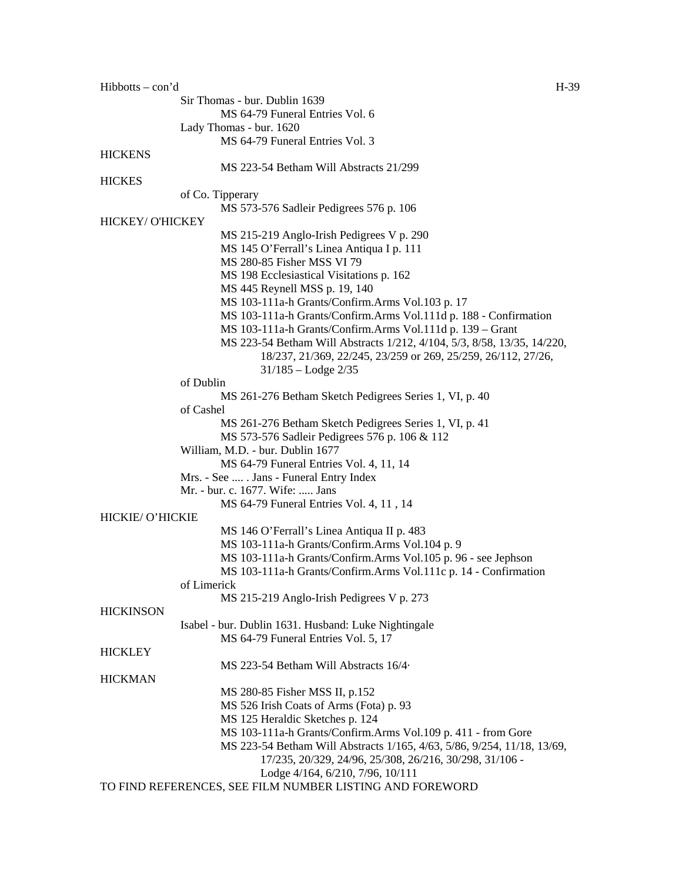Hibbotts – con'd

Sir Thomas - bur. Dublin 1639
MS 64-79 Funeral Entries Vol. 6
Lady Thomas - bur. 1620
MS 64-79 Funeral Entries Vol. 3

HICKENS
MS 223-54 Betham Will Abstracts 21/299

HICKES
of Co. Tipperary
MS 573-576 Sadleir Pedigrees 576 p. 106

HICKEY/ O'HICKEY
MS 215-219 Anglo-Irish Pedigrees V p. 290
MS 145 O'Ferrall's Linea Antiqua I p. 111
MS 280-85 Fisher MSS VI 79
MS 198 Ecclesiastical Visitations p. 162
MS 445 Reynell MSS p. 19, 140
MS 103-111a-h Grants/Confirm.Arms Vol.103 p. 17
MS 103-111a-h Grants/Confirm.Arms Vol.111d p. 188 - Confirmation
MS 103-111a-h Grants/Confirm.Arms Vol.111d p. 139 – Grant
MS 223-54 Betham Will Abstracts 1/212, 4/104, 5/3, 8/58, 13/35, 14/220, 18/237, 21/369, 22/245, 23/259 or 269, 25/259, 26/112, 27/26, 31/185 – Lodge 2/35
of Dublin
MS 261-276 Betham Sketch Pedigrees Series 1, VI, p. 40
of Cashel
MS 261-276 Betham Sketch Pedigrees Series 1, VI, p. 41
MS 573-576 Sadleir Pedigrees 576 p. 106 & 112
William, M.D. - bur. Dublin 1677
MS 64-79 Funeral Entries Vol. 4, 11, 14
Mrs. - See .... . Jans - Funeral Entry Index
Mr. - bur. c. 1677. Wife: ..... Jans
MS 64-79 Funeral Entries Vol. 4, 11 , 14

HICKIE/ O'HICKIE
MS 146 O'Ferrall's Linea Antiqua II p. 483
MS 103-111a-h Grants/Confirm.Arms Vol.104 p. 9
MS 103-111a-h Grants/Confirm.Arms Vol.105 p. 96 - see Jephson
MS 103-111a-h Grants/Confirm.Arms Vol.111c p. 14 - Confirmation
of Limerick
MS 215-219 Anglo-Irish Pedigrees V p. 273

HICKINSON
Isabel - bur. Dublin 1631. Husband: Luke Nightingale
MS 64-79 Funeral Entries Vol. 5, 17

HICKLEY
MS 223-54 Betham Will Abstracts 16/4·

HICKMAN
MS 280-85 Fisher MSS II, p.152
MS 526 Irish Coats of Arms (Fota) p. 93
MS 125 Heraldic Sketches p. 124
MS 103-111a-h Grants/Confirm.Arms Vol.109 p. 411 - from Gore
MS 223-54 Betham Will Abstracts 1/165, 4/63, 5/86, 9/254, 11/18, 13/69, 17/235, 20/329, 24/96, 25/308, 26/216, 30/298, 31/106 - Lodge 4/164, 6/210, 7/96, 10/111

TO FIND REFERENCES, SEE FILM NUMBER LISTING AND FOREWORD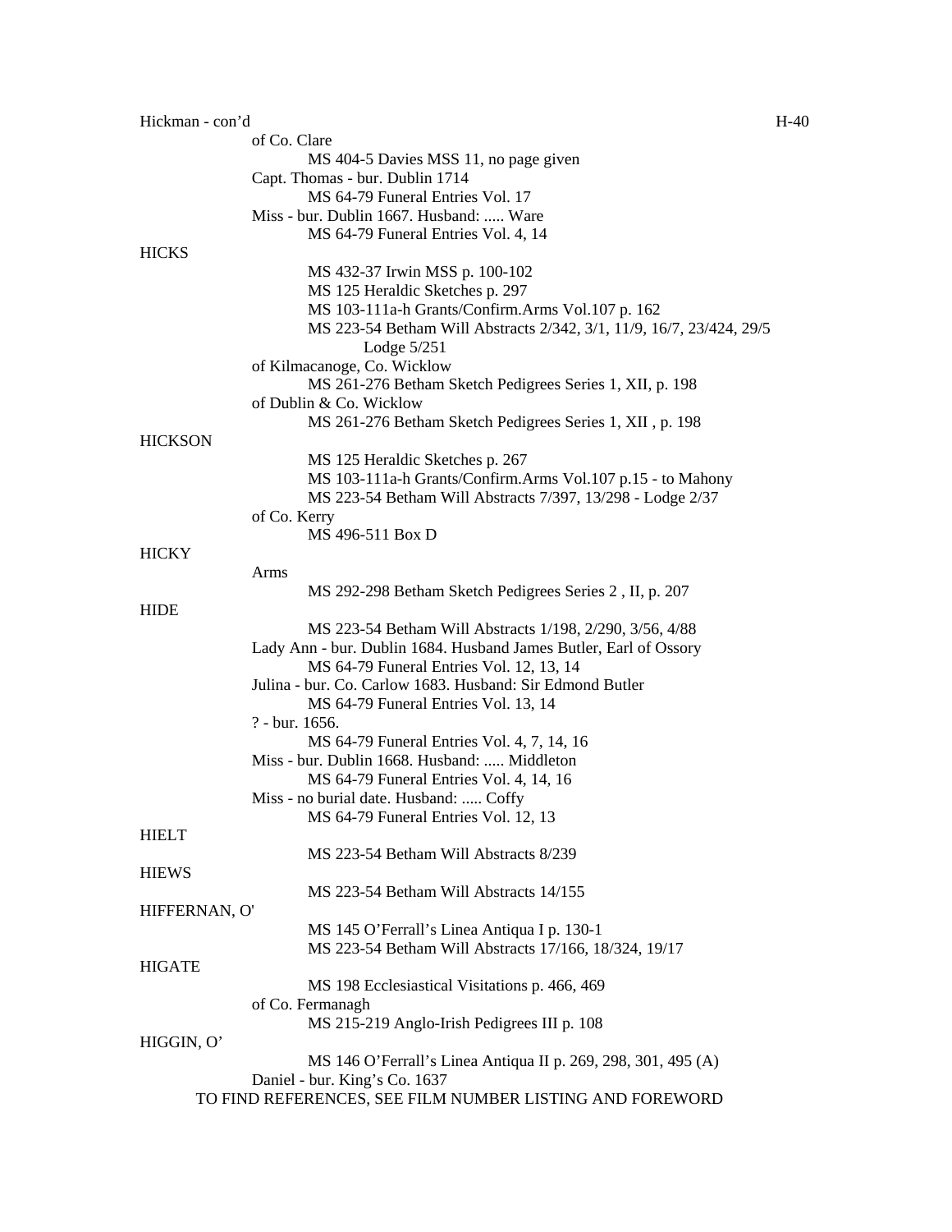Hickman - con'd

of Co. Clare
MS 404-5 Davies MSS 11, no page given

Capt. Thomas - bur. Dublin 1714
MS 64-79 Funeral Entries Vol. 17

Miss - bur. Dublin 1667. Husband: ..... Ware
MS 64-79 Funeral Entries Vol. 4, 14

HICKS

MS 432-37 Irwin MSS p. 100-102
MS 125 Heraldic Sketches p. 297
MS 103-111a-h Grants/Confirm.Arms Vol.107 p. 162
MS 223-54 Betham Will Abstracts 2/342, 3/1, 11/9, 16/7, 23/424, 29/5 Lodge 5/251

of Kilmacanoge, Co. Wicklow
MS 261-276 Betham Sketch Pedigrees Series 1, XII, p. 198

of Dublin & Co. Wicklow
MS 261-276 Betham Sketch Pedigrees Series 1, XII , p. 198

HICKSON

MS 125 Heraldic Sketches p. 267
MS 103-111a-h Grants/Confirm.Arms Vol.107 p.15 - to Mahony
MS 223-54 Betham Will Abstracts 7/397, 13/298 - Lodge 2/37

of Co. Kerry
MS 496-511 Box D

HICKY

Arms
MS 292-298 Betham Sketch Pedigrees Series 2 , II, p. 207

HIDE

MS 223-54 Betham Will Abstracts 1/198, 2/290, 3/56, 4/88

Lady Ann - bur. Dublin 1684. Husband James Butler, Earl of Ossory
MS 64-79 Funeral Entries Vol. 12, 13, 14

Julina - bur. Co. Carlow 1683. Husband: Sir Edmond Butler
MS 64-79 Funeral Entries Vol. 13, 14

? - bur. 1656.
MS 64-79 Funeral Entries Vol. 4, 7, 14, 16

Miss - bur. Dublin 1668. Husband: ..... Middleton
MS 64-79 Funeral Entries Vol. 4, 14, 16

Miss - no burial date. Husband: ..... Coffy
MS 64-79 Funeral Entries Vol. 12, 13

HIELT

MS 223-54 Betham Will Abstracts 8/239

HIEWS

MS 223-54 Betham Will Abstracts 14/155

HIFFERNAN, O'

MS 145 O'Ferrall's Linea Antiqua I p. 130-1
MS 223-54 Betham Will Abstracts 17/166, 18/324, 19/17

HIGATE

MS 198 Ecclesiastical Visitations p. 466, 469

of Co. Fermanagh
MS 215-219 Anglo-Irish Pedigrees III p. 108

HIGGIN, O'

MS 146 O'Ferrall's Linea Antiqua II p. 269, 298, 301, 495 (A)

Daniel - bur. King's Co. 1637

TO FIND REFERENCES, SEE FILM NUMBER LISTING AND FOREWORD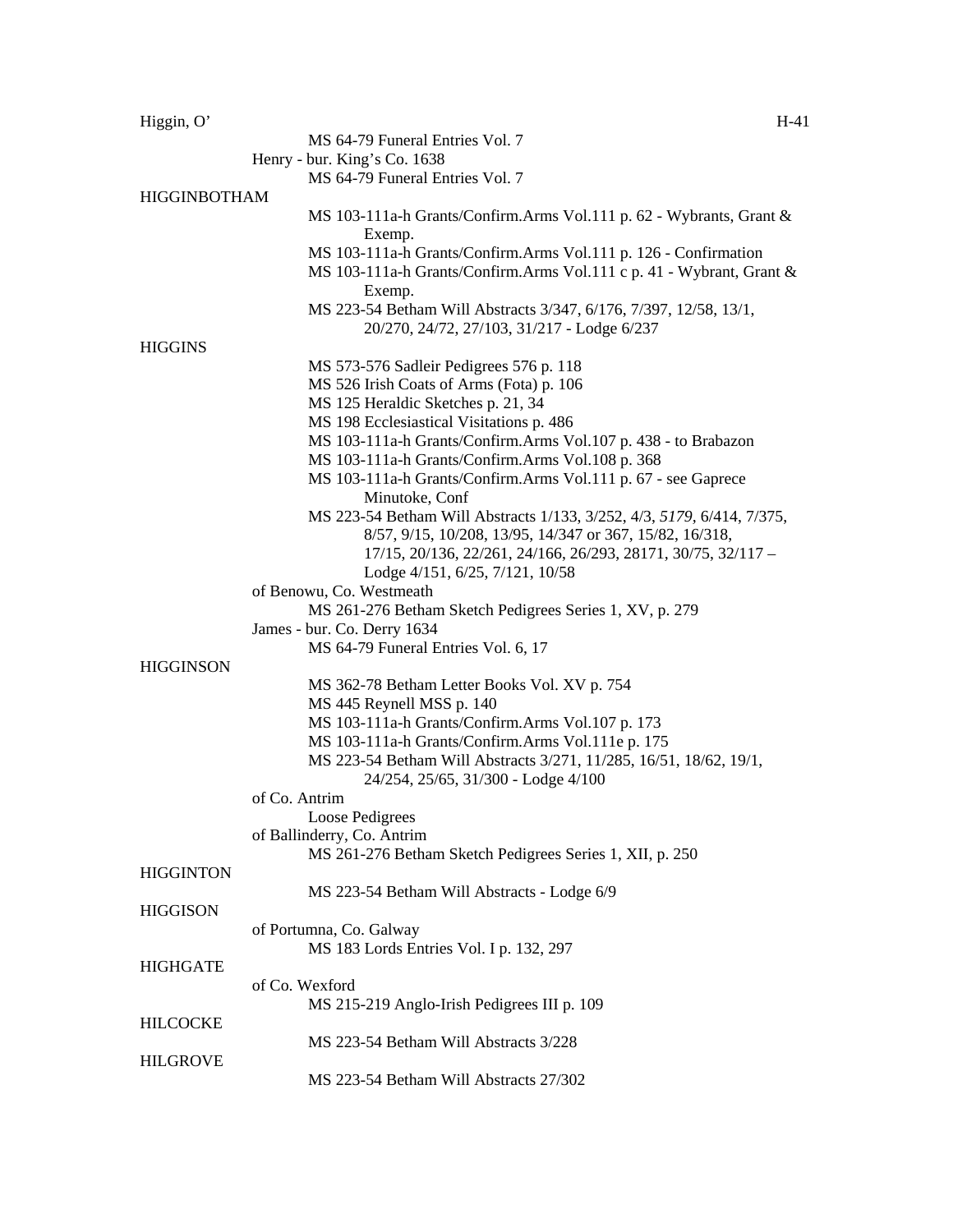Higgin, O'

MS 64-79 Funeral Entries Vol. 7

Henry - bur. King's Co. 1638

MS 64-79 Funeral Entries Vol. 7

HIGGINBOTHAM

MS 103-111a-h Grants/Confirm.Arms Vol.111 p. 62 - Wybrants, Grant & Exemp.

MS 103-111a-h Grants/Confirm.Arms Vol.111 p. 126 - Confirmation

MS 103-111a-h Grants/Confirm.Arms Vol.111 c p. 41 - Wybrant, Grant & Exemp.

MS 223-54 Betham Will Abstracts 3/347, 6/176, 7/397, 12/58, 13/1, 20/270, 24/72, 27/103, 31/217 - Lodge 6/237

HIGGINS

MS 573-576 Sadleir Pedigrees 576 p. 118

MS 526 Irish Coats of Arms (Fota) p. 106

MS 125 Heraldic Sketches p. 21, 34

MS 198 Ecclesiastical Visitations p. 486

MS 103-111a-h Grants/Confirm.Arms Vol.107 p. 438 - to Brabazon

MS 103-111a-h Grants/Confirm.Arms Vol.108 p. 368

MS 103-111a-h Grants/Confirm.Arms Vol.111 p. 67 - see Gaprece Minutoke, Conf

MS 223-54 Betham Will Abstracts 1/133, 3/252, 4/3, *5179*, 6/414, 7/375, 8/57, 9/15, 10/208, 13/95, 14/347 or 367, 15/82, 16/318, 17/15, 20/136, 22/261, 24/166, 26/293, 28171, 30/75, 32/117 – Lodge 4/151, 6/25, 7/121, 10/58

of Benowu, Co. Westmeath

MS 261-276 Betham Sketch Pedigrees Series 1, XV, p. 279

James - bur. Co. Derry 1634

MS 64-79 Funeral Entries Vol. 6, 17

HIGGINSON

MS 362-78 Betham Letter Books Vol. XV p. 754

MS 445 Reynell MSS p. 140

MS 103-111a-h Grants/Confirm.Arms Vol.107 p. 173

MS 103-111a-h Grants/Confirm.Arms Vol.111e p. 175

MS 223-54 Betham Will Abstracts 3/271, 11/285, 16/51, 18/62, 19/1, 24/254, 25/65, 31/300 - Lodge 4/100

of Co. Antrim

Loose Pedigrees

of Ballinderry, Co. Antrim

MS 261-276 Betham Sketch Pedigrees Series 1, XII, p. 250

HIGGINTON

MS 223-54 Betham Will Abstracts - Lodge 6/9

HIGGISON

of Portumna, Co. Galway

MS 183 Lords Entries Vol. I p. 132, 297

HIGHGATE

of Co. Wexford

MS 215-219 Anglo-Irish Pedigrees III p. 109

HILCOCKE

MS 223-54 Betham Will Abstracts 3/228

HILGROVE

MS 223-54 Betham Will Abstracts 27/302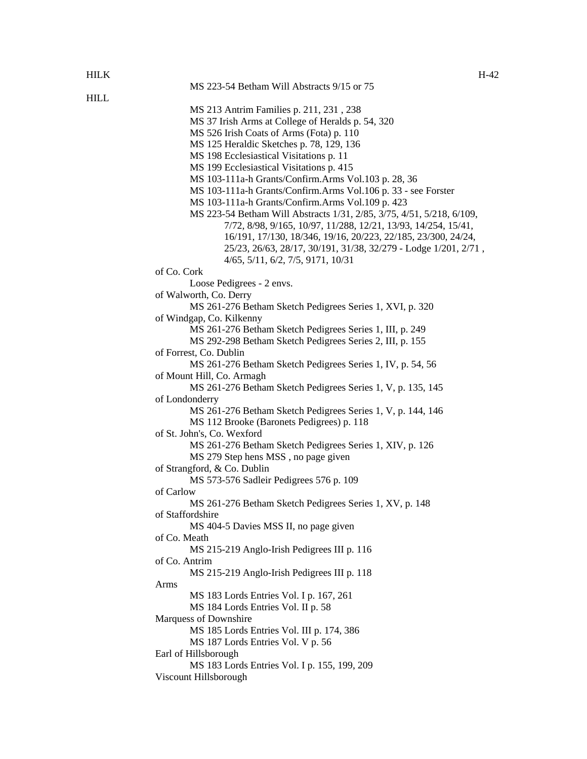HILK

MS 223-54 Betham Will Abstracts 9/15 or 75

HILL

MS 213 Antrim Families p. 211, 231 , 238
MS 37 Irish Arms at College of Heralds p. 54, 320
MS 526 Irish Coats of Arms (Fota) p. 110
MS 125 Heraldic Sketches p. 78, 129, 136
MS 198 Ecclesiastical Visitations p. 11
MS 199 Ecclesiastical Visitations p. 415
MS 103-111a-h Grants/Confirm.Arms Vol.103 p. 28, 36
MS 103-111a-h Grants/Confirm.Arms Vol.106 p. 33 - see Forster
MS 103-111a-h Grants/Confirm.Arms Vol.109 p. 423
MS 223-54 Betham Will Abstracts 1/31, 2/85, 3/75, 4/51, 5/218, 6/109, 7/72, 8/98, 9/165, 10/97, 11/288, 12/21, 13/93, 14/254, 15/41, 16/191, 17/130, 18/346, 19/16, 20/223, 22/185, 23/300, 24/24, 25/23, 26/63, 28/17, 30/191, 31/38, 32/279 - Lodge 1/201, 2/71 , 4/65, 5/11, 6/2, 7/5, 9171, 10/31

of Co. Cork
Loose Pedigrees - 2 envs.

of Walworth, Co. Derry
MS 261-276 Betham Sketch Pedigrees Series 1, XVI, p. 320

of Windgap, Co. Kilkenny
MS 261-276 Betham Sketch Pedigrees Series 1, III, p. 249
MS 292-298 Betham Sketch Pedigrees Series 2, III, p. 155

of Forrest, Co. Dublin
MS 261-276 Betham Sketch Pedigrees Series 1, IV, p. 54, 56

of Mount Hill, Co. Armagh
MS 261-276 Betham Sketch Pedigrees Series 1, V, p. 135, 145

of Londonderry
MS 261-276 Betham Sketch Pedigrees Series 1, V, p. 144, 146
MS 112 Brooke (Baronets Pedigrees) p. 118

of St. John's, Co. Wexford
MS 261-276 Betham Sketch Pedigrees Series 1, XIV, p. 126
MS 279 Step hens MSS , no page given

of Strangford, & Co. Dublin
MS 573-576 Sadleir Pedigrees 576 p. 109

of Carlow
MS 261-276 Betham Sketch Pedigrees Series 1, XV, p. 148

of Staffordshire
MS 404-5 Davies MSS II, no page given

of Co. Meath
MS 215-219 Anglo-Irish Pedigrees III p. 116

of Co. Antrim
MS 215-219 Anglo-Irish Pedigrees III p. 118

Arms
MS 183 Lords Entries Vol. I p. 167, 261
MS 184 Lords Entries Vol. II p. 58

Marquess of Downshire
MS 185 Lords Entries Vol. III p. 174, 386
MS 187 Lords Entries Vol. V p. 56

Earl of Hillsborough
MS 183 Lords Entries Vol. I p. 155, 199, 209

Viscount Hillsborough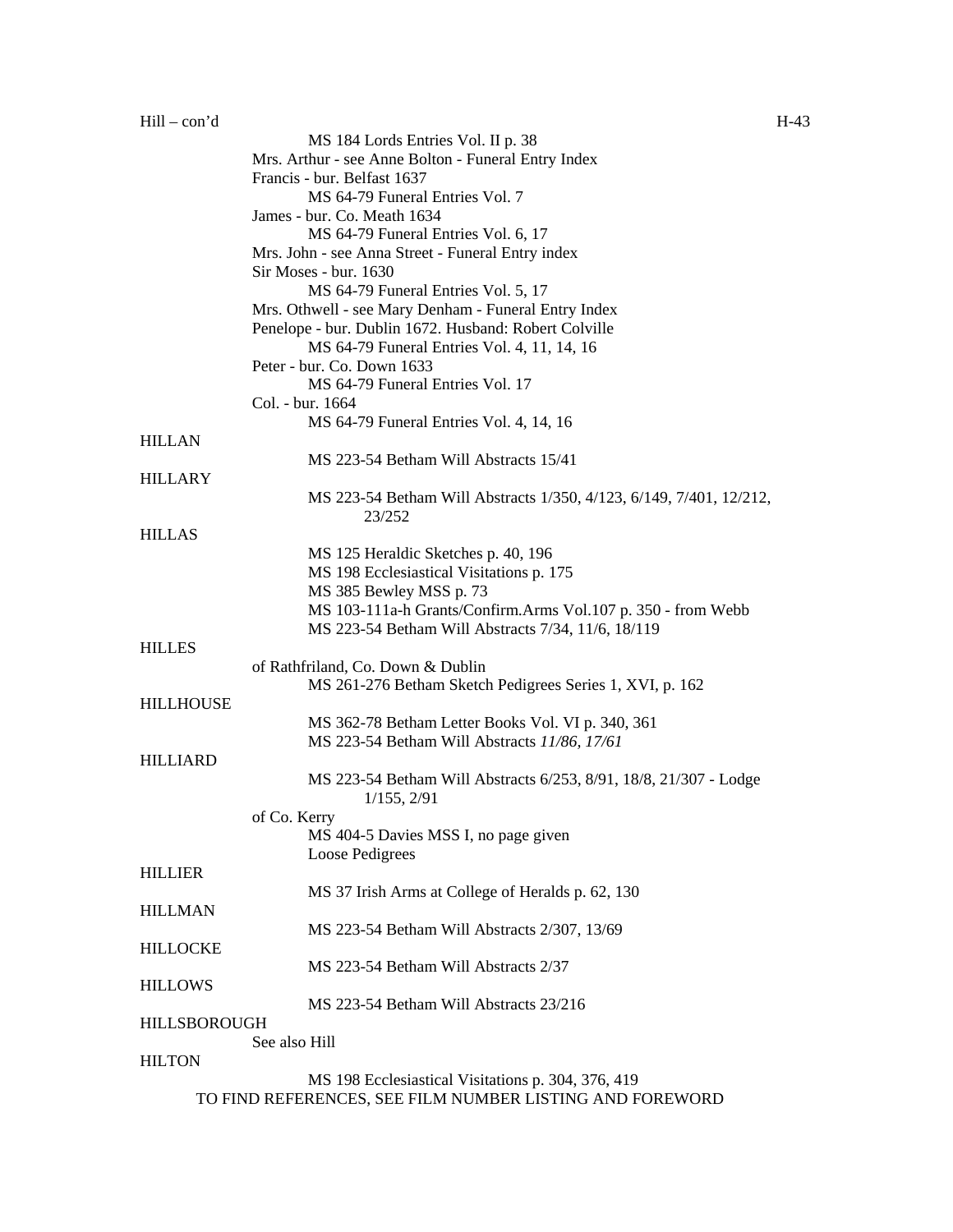Hill – con'd

MS 184 Lords Entries Vol. II p. 38

Mrs. Arthur - see Anne Bolton - Funeral Entry Index

Francis - bur. Belfast 1637

MS 64-79 Funeral Entries Vol. 7

James - bur. Co. Meath 1634

MS 64-79 Funeral Entries Vol. 6, 17

Mrs. John - see Anna Street - Funeral Entry index

Sir Moses - bur. 1630

MS 64-79 Funeral Entries Vol. 5, 17

Mrs. Othwell - see Mary Denham - Funeral Entry Index

Penelope - bur. Dublin 1672. Husband: Robert Colville

MS 64-79 Funeral Entries Vol. 4, 11, 14, 16

Peter - bur. Co. Down 1633

MS 64-79 Funeral Entries Vol. 17

Col. - bur. 1664

MS 64-79 Funeral Entries Vol. 4, 14, 16

HILLAN

MS 223-54 Betham Will Abstracts 15/41

HILLARY

MS 223-54 Betham Will Abstracts 1/350, 4/123, 6/149, 7/401, 12/212, 23/252

HILLAS

MS 125 Heraldic Sketches p. 40, 196

MS 198 Ecclesiastical Visitations p. 175

MS 385 Bewley MSS p. 73

MS 103-111a-h Grants/Confirm.Arms Vol.107 p. 350 - from Webb

MS 223-54 Betham Will Abstracts 7/34, 11/6, 18/119

HILLES

of Rathfriland, Co. Down & Dublin

MS 261-276 Betham Sketch Pedigrees Series 1, XVI, p. 162

HILLHOUSE

MS 362-78 Betham Letter Books Vol. VI p. 340, 361

MS 223-54 Betham Will Abstracts *11/86, 17/61*

HILLIARD

MS 223-54 Betham Will Abstracts 6/253, 8/91, 18/8, 21/307 - Lodge 1/155, 2/91

of Co. Kerry

MS 404-5 Davies MSS I, no page given

Loose Pedigrees

HILLIER

MS 37 Irish Arms at College of Heralds p. 62, 130

HILLMAN

MS 223-54 Betham Will Abstracts 2/307, 13/69

HILLOCKE

MS 223-54 Betham Will Abstracts 2/37

HILLOWS

MS 223-54 Betham Will Abstracts 23/216

HILLSBOROUGH

See also Hill

HILTON

MS 198 Ecclesiastical Visitations p. 304, 376, 419

TO FIND REFERENCES, SEE FILM NUMBER LISTING AND FOREWORD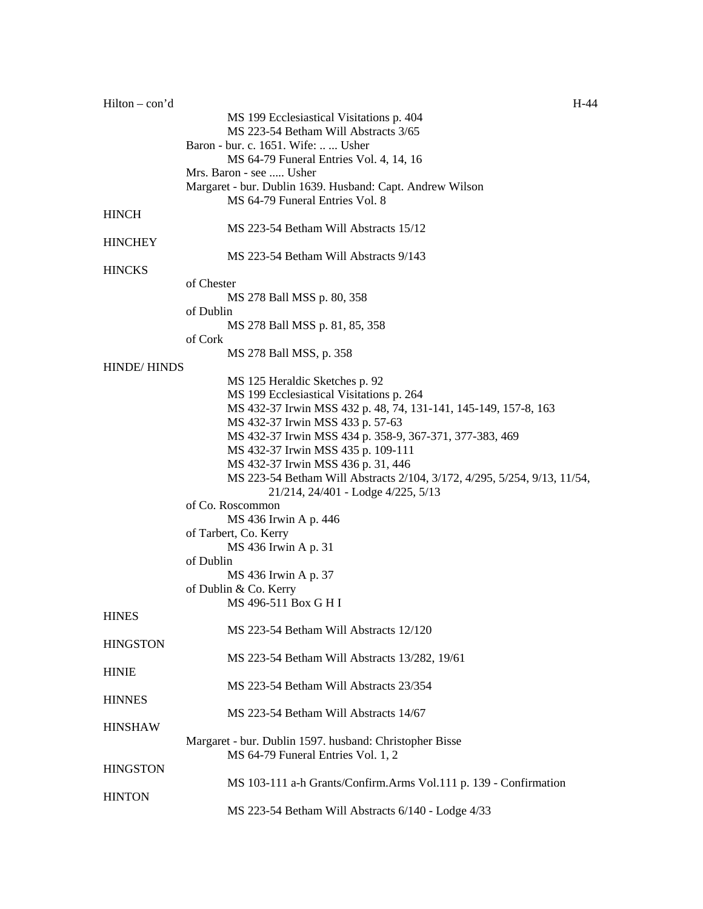Hilton – con'd

MS 199 Ecclesiastical Visitations p. 404
MS 223-54 Betham Will Abstracts 3/65

Baron - bur. c. 1651. Wife: .. ... Usher
MS 64-79 Funeral Entries Vol. 4, 14, 16

Mrs. Baron - see ..... Usher

Margaret - bur. Dublin 1639. Husband: Capt. Andrew Wilson
MS 64-79 Funeral Entries Vol. 8

HINCH

MS 223-54 Betham Will Abstracts 15/12

HINCHEY

MS 223-54 Betham Will Abstracts 9/143

HINCKS

of Chester
MS 278 Ball MSS p. 80, 358

of Dublin
MS 278 Ball MSS p. 81, 85, 358

of Cork
MS 278 Ball MSS, p. 358

HINDE/ HINDS

MS 125 Heraldic Sketches p. 92
MS 199 Ecclesiastical Visitations p. 264
MS 432-37 Irwin MSS 432 p. 48, 74, 131-141, 145-149, 157-8, 163
MS 432-37 Irwin MSS 433 p. 57-63
MS 432-37 Irwin MSS 434 p. 358-9, 367-371, 377-383, 469
MS 432-37 Irwin MSS 435 p. 109-111
MS 432-37 Irwin MSS 436 p. 31, 446
MS 223-54 Betham Will Abstracts 2/104, 3/172, 4/295, 5/254, 9/13, 11/54, 21/214, 24/401 - Lodge 4/225, 5/13

of Co. Roscommon
MS 436 Irwin A p. 446

of Tarbert, Co. Kerry
MS 436 Irwin A p. 31

of Dublin
MS 436 Irwin A p. 37

of Dublin & Co. Kerry
MS 496-511 Box G H I

HINES

MS 223-54 Betham Will Abstracts 12/120

HINGSTON

MS 223-54 Betham Will Abstracts 13/282, 19/61

HINIE

MS 223-54 Betham Will Abstracts 23/354

HINNES

MS 223-54 Betham Will Abstracts 14/67

HINSHAW

Margaret - bur. Dublin 1597. husband: Christopher Bisse
MS 64-79 Funeral Entries Vol. 1, 2

HINGSTON

MS 103-111 a-h Grants/Confirm.Arms Vol.111 p. 139 - Confirmation

HINTON

MS 223-54 Betham Will Abstracts 6/140 - Lodge 4/33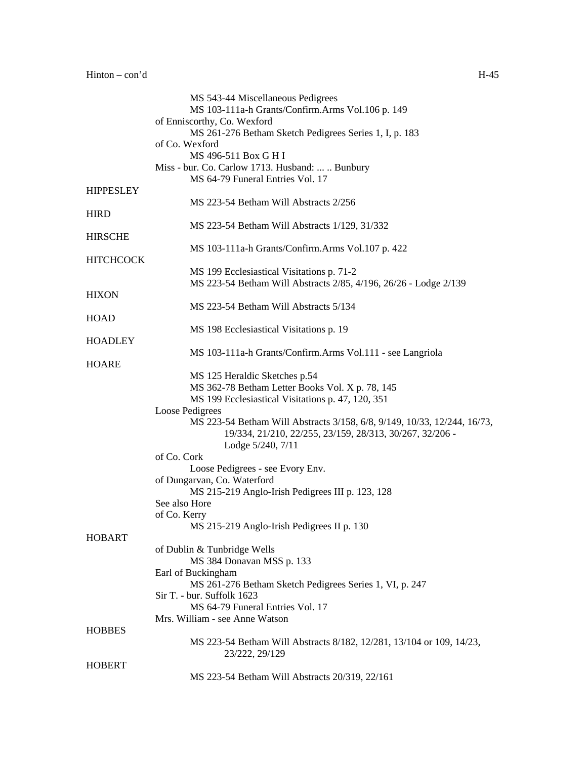MS 543-44 Miscellaneous Pedigrees
MS 103-111a-h Grants/Confirm.Arms Vol.106 p. 149

of Enniscorthy, Co. Wexford
MS 261-276 Betham Sketch Pedigrees Series 1, I, p. 183

of Co. Wexford
MS 496-511 Box G H I

Miss - bur. Co. Carlow 1713. Husband: ... .. Bunbury
MS 64-79 Funeral Entries Vol. 17

HIPPESLEY
MS 223-54 Betham Will Abstracts 2/256

HIRD
MS 223-54 Betham Will Abstracts 1/129, 31/332

HIRSCHE
MS 103-111a-h Grants/Confirm.Arms Vol.107 p. 422

HITCHCOCK
MS 199 Ecclesiastical Visitations p. 71-2
MS 223-54 Betham Will Abstracts 2/85, 4/196, 26/26 - Lodge 2/139

HIXON
MS 223-54 Betham Will Abstracts 5/134

HOAD
MS 198 Ecclesiastical Visitations p. 19

HOADLEY
MS 103-111a-h Grants/Confirm.Arms Vol.111 - see Langriola

HOARE
MS 125 Heraldic Sketches p.54
MS 362-78 Betham Letter Books Vol. X p. 78, 145
MS 199 Ecclesiastical Visitations p. 47, 120, 351

Loose Pedigrees
MS 223-54 Betham Will Abstracts 3/158, 6/8, 9/149, 10/33, 12/244, 16/73, 19/334, 21/210, 22/255, 23/159, 28/313, 30/267, 32/206 - Lodge 5/240, 7/11

of Co. Cork
Loose Pedigrees - see Evory Env.

of Dungarvan, Co. Waterford
MS 215-219 Anglo-Irish Pedigrees III p. 123, 128

See also Hore

of Co. Kerry
MS 215-219 Anglo-Irish Pedigrees II p. 130

HOBART

of Dublin & Tunbridge Wells
MS 384 Donavan MSS p. 133

Earl of Buckingham
MS 261-276 Betham Sketch Pedigrees Series 1, VI, p. 247

Sir T. - bur. Suffolk 1623
MS 64-79 Funeral Entries Vol. 17

Mrs. William - see Anne Watson

HOBBES
MS 223-54 Betham Will Abstracts 8/182, 12/281, 13/104 or 109, 14/23, 23/222, 29/129

HOBERT
MS 223-54 Betham Will Abstracts 20/319, 22/161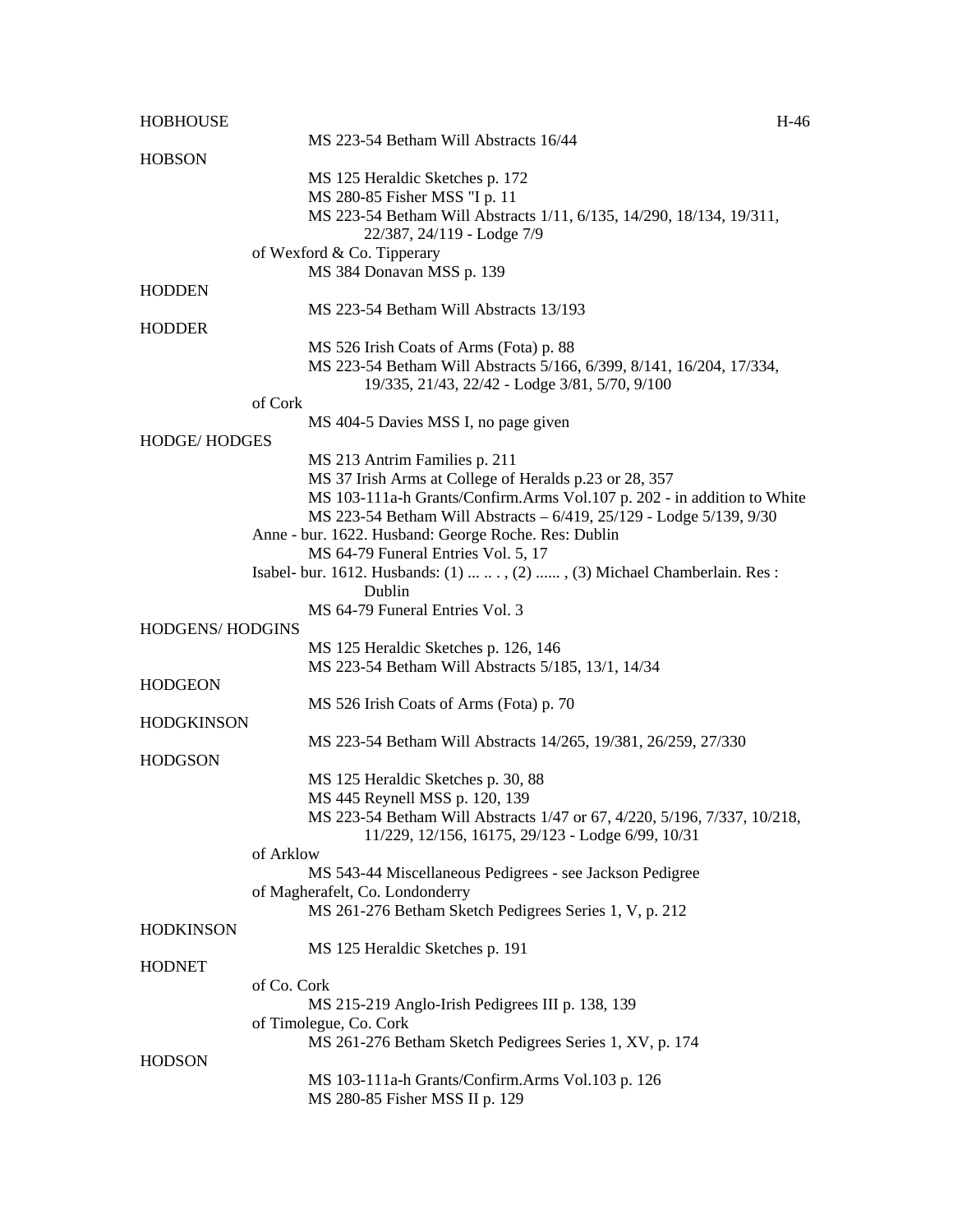HOBHOUSE

MS 223-54 Betham Will Abstracts 16/44

HOBSON

MS 125 Heraldic Sketches p. 172
MS 280-85 Fisher MSS "I p. 11
MS 223-54 Betham Will Abstracts 1/11, 6/135, 14/290, 18/134, 19/311, 22/387, 24/119 - Lodge 7/9

of Wexford & Co. Tipperary

MS 384 Donavan MSS p. 139

HODDEN

MS 223-54 Betham Will Abstracts 13/193

HODDER

MS 526 Irish Coats of Arms (Fota) p. 88
MS 223-54 Betham Will Abstracts 5/166, 6/399, 8/141, 16/204, 17/334, 19/335, 21/43, 22/42 - Lodge 3/81, 5/70, 9/100

of Cork

MS 404-5 Davies MSS I, no page given

HODGE/ HODGES

MS 213 Antrim Families p. 211
MS 37 Irish Arms at College of Heralds p.23 or 28, 357
MS 103-111a-h Grants/Confirm.Arms Vol.107 p. 202 - in addition to White
MS 223-54 Betham Will Abstracts – 6/419, 25/129 - Lodge 5/139, 9/30

Anne - bur. 1622. Husband: George Roche. Res: Dublin

MS 64-79 Funeral Entries Vol. 5, 17

Isabel- bur. 1612. Husbands: (1) ... .. . , (2) ...... , (3) Michael Chamberlain. Res : Dublin

MS 64-79 Funeral Entries Vol. 3

HODGENS/ HODGINS

MS 125 Heraldic Sketches p. 126, 146
MS 223-54 Betham Will Abstracts 5/185, 13/1, 14/34

HODGEON

MS 526 Irish Coats of Arms (Fota) p. 70

HODGKINSON

MS 223-54 Betham Will Abstracts 14/265, 19/381, 26/259, 27/330

HODGSON

MS 125 Heraldic Sketches p. 30, 88
MS 445 Reynell MSS p. 120, 139
MS 223-54 Betham Will Abstracts 1/47 or 67, 4/220, 5/196, 7/337, 10/218, 11/229, 12/156, 16175, 29/123 - Lodge 6/99, 10/31

of Arklow

MS 543-44 Miscellaneous Pedigrees - see Jackson Pedigree

of Magherafelt, Co. Londonderry

MS 261-276 Betham Sketch Pedigrees Series 1, V, p. 212

HODKINSON

MS 125 Heraldic Sketches p. 191

HODNET

of Co. Cork

MS 215-219 Anglo-Irish Pedigrees III p. 138, 139

of Timolegue, Co. Cork

MS 261-276 Betham Sketch Pedigrees Series 1, XV, p. 174

HODSON

MS 103-111a-h Grants/Confirm.Arms Vol.103 p. 126
MS 280-85 Fisher MSS II p. 129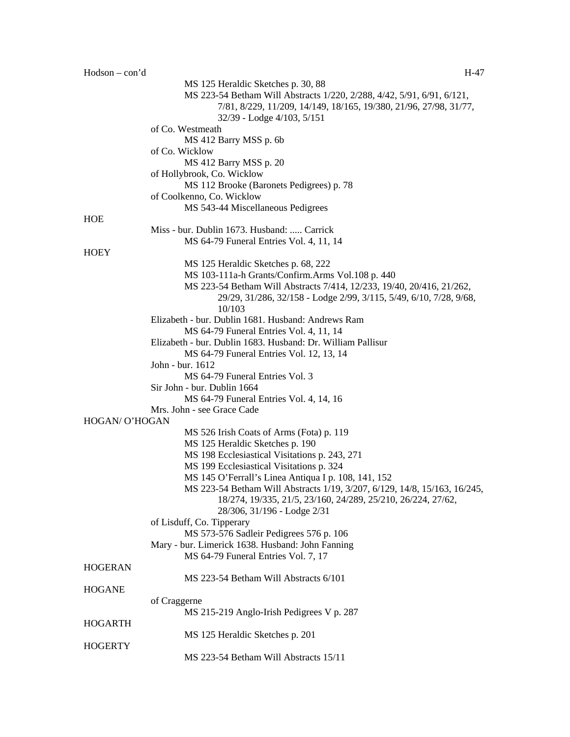Hodson – con'd

MS 125 Heraldic Sketches p. 30, 88
MS 223-54 Betham Will Abstracts 1/220, 2/288, 4/42, 5/91, 6/91, 6/121, 7/81, 8/229, 11/209, 14/149, 18/165, 19/380, 21/96, 27/98, 31/77, 32/39 - Lodge 4/103, 5/151

of Co. Westmeath
MS 412 Barry MSS p. 6b

of Co. Wicklow
MS 412 Barry MSS p. 20

of Hollybrook, Co. Wicklow
MS 112 Brooke (Baronets Pedigrees) p. 78

of Coolkenno, Co. Wicklow
MS 543-44 Miscellaneous Pedigrees

HOE

Miss - bur. Dublin 1673. Husband: ..... Carrick
MS 64-79 Funeral Entries Vol. 4, 11, 14

HOEY

MS 125 Heraldic Sketches p. 68, 222
MS 103-111a-h Grants/Confirm.Arms Vol.108 p. 440
MS 223-54 Betham Will Abstracts 7/414, 12/233, 19/40, 20/416, 21/262, 29/29, 31/286, 32/158 - Lodge 2/99, 3/115, 5/49, 6/10, 7/28, 9/68, 10/103

Elizabeth - bur. Dublin 1681. Husband: Andrews Ram
MS 64-79 Funeral Entries Vol. 4, 11, 14

Elizabeth - bur. Dublin 1683. Husband: Dr. William Pallisur
MS 64-79 Funeral Entries Vol. 12, 13, 14

John - bur. 1612
MS 64-79 Funeral Entries Vol. 3

Sir John - bur. Dublin 1664
MS 64-79 Funeral Entries Vol. 4, 14, 16

Mrs. John - see Grace Cade

HOGAN/ O'HOGAN

MS 526 Irish Coats of Arms (Fota) p. 119
MS 125 Heraldic Sketches p. 190
MS 198 Ecclesiastical Visitations p. 243, 271
MS 199 Ecclesiastical Visitations p. 324
MS 145 O'Ferrall's Linea Antiqua I p. 108, 141, 152
MS 223-54 Betham Will Abstracts 1/19, 3/207, 6/129, 14/8, 15/163, 16/245, 18/274, 19/335, 21/5, 23/160, 24/289, 25/210, 26/224, 27/62, 28/306, 31/196 - Lodge 2/31

of Lisduff, Co. Tipperary
MS 573-576 Sadleir Pedigrees 576 p. 106

Mary - bur. Limerick 1638. Husband: John Fanning
MS 64-79 Funeral Entries Vol. 7, 17

HOGERAN

MS 223-54 Betham Will Abstracts 6/101

HOGANE

of Craggerne
MS 215-219 Anglo-Irish Pedigrees V p. 287

HOGARTH

MS 125 Heraldic Sketches p. 201

HOGERTY

MS 223-54 Betham Will Abstracts 15/11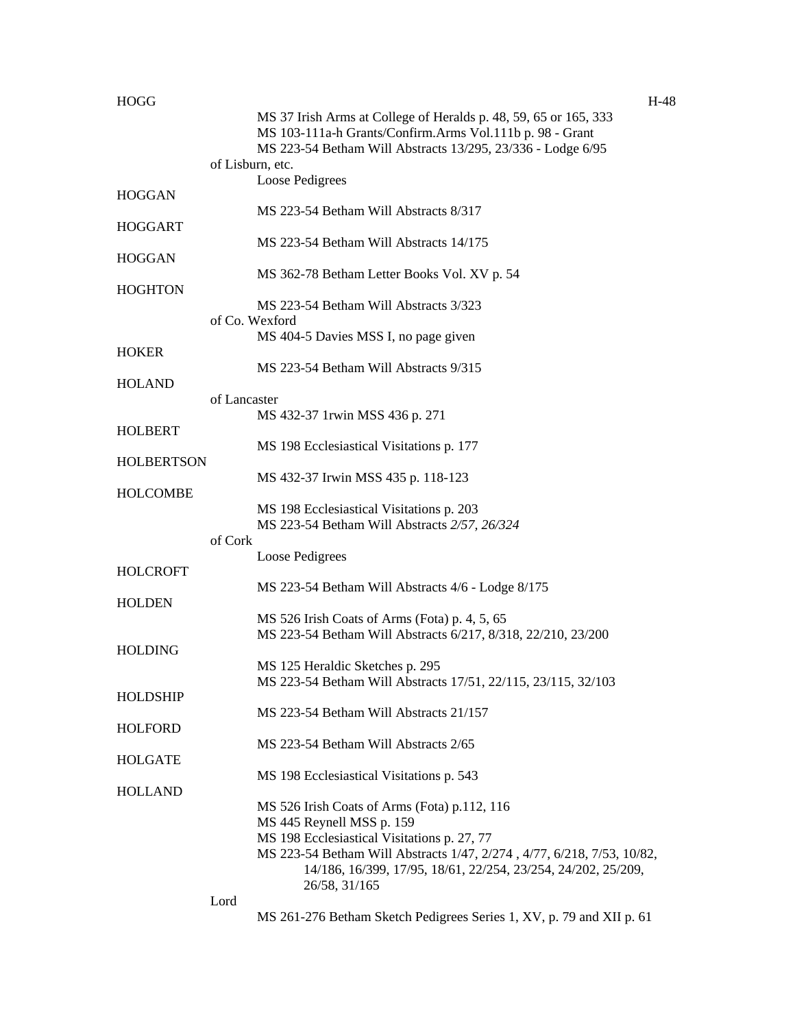HOGG

MS 37 Irish Arms at College of Heralds p. 48, 59, 65 or 165, 333
MS 103-111a-h Grants/Confirm.Arms Vol.111b p. 98 - Grant
MS 223-54 Betham Will Abstracts 13/295, 23/336 - Lodge 6/95

of Lisburn, etc.

Loose Pedigrees

HOGGAN

MS 223-54 Betham Will Abstracts 8/317

HOGGART

MS 223-54 Betham Will Abstracts 14/175

HOGGAN

MS 362-78 Betham Letter Books Vol. XV p. 54

HOGHTON

MS 223-54 Betham Will Abstracts 3/323

of Co. Wexford

MS 404-5 Davies MSS I, no page given

HOKER

MS 223-54 Betham Will Abstracts 9/315

HOLAND

of Lancaster

MS 432-37 1rwin MSS 436 p. 271

HOLBERT

MS 198 Ecclesiastical Visitations p. 177

HOLBERTSON

MS 432-37 Irwin MSS 435 p. 118-123

HOLCOMBE

MS 198 Ecclesiastical Visitations p. 203
MS 223-54 Betham Will Abstracts *2/57, 26/324*

of Cork

Loose Pedigrees

HOLCROFT

MS 223-54 Betham Will Abstracts 4/6 - Lodge 8/175

HOLDEN

MS 526 Irish Coats of Arms (Fota) p. 4, 5, 65
MS 223-54 Betham Will Abstracts 6/217, 8/318, 22/210, 23/200

HOLDING

MS 125 Heraldic Sketches p. 295
MS 223-54 Betham Will Abstracts 17/51, 22/115, 23/115, 32/103

HOLDSHIP

MS 223-54 Betham Will Abstracts 21/157

HOLFORD

MS 223-54 Betham Will Abstracts 2/65

HOLGATE

MS 198 Ecclesiastical Visitations p. 543

HOLLAND

MS 526 Irish Coats of Arms (Fota) p.112, 116
MS 445 Reynell MSS p. 159
MS 198 Ecclesiastical Visitations p. 27, 77
MS 223-54 Betham Will Abstracts 1/47, 2/274 , 4/77, 6/218, 7/53, 10/82, 14/186, 16/399, 17/95, 18/61, 22/254, 23/254, 24/202, 25/209, 26/58, 31/165

Lord

MS 261-276 Betham Sketch Pedigrees Series 1, XV, p. 79 and XII p. 61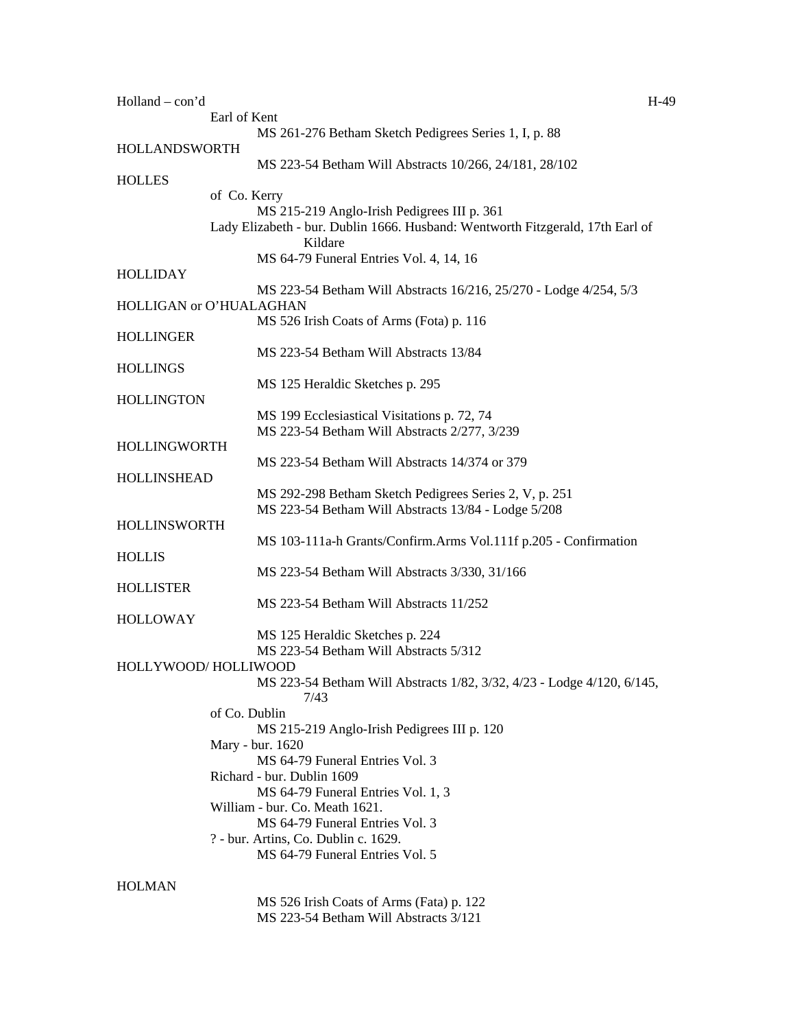Holland – con'd

Earl of Kent

MS 261-276 Betham Sketch Pedigrees Series 1, I, p. 88

HOLLANDSWORTH

MS 223-54 Betham Will Abstracts 10/266, 24/181, 28/102

HOLLES

of Co. Kerry

MS 215-219 Anglo-Irish Pedigrees III p. 361

Lady Elizabeth - bur. Dublin 1666. Husband: Wentworth Fitzgerald, 17th Earl of Kildare

MS 64-79 Funeral Entries Vol. 4, 14, 16

HOLLIDAY

MS 223-54 Betham Will Abstracts 16/216, 25/270 - Lodge 4/254, 5/3

HOLLIGAN or O'HUALAGHAN

MS 526 Irish Coats of Arms (Fota) p. 116

HOLLINGER

MS 223-54 Betham Will Abstracts 13/84

HOLLINGS

MS 125 Heraldic Sketches p. 295

HOLLINGTON

MS 199 Ecclesiastical Visitations p. 72, 74

MS 223-54 Betham Will Abstracts 2/277, 3/239

HOLLINGWORTH

MS 223-54 Betham Will Abstracts 14/374 or 379

HOLLINSHEAD

MS 292-298 Betham Sketch Pedigrees Series 2, V, p. 251

MS 223-54 Betham Will Abstracts 13/84 - Lodge 5/208

HOLLINSWORTH

MS 103-111a-h Grants/Confirm.Arms Vol.111f p.205 - Confirmation

HOLLIS

MS 223-54 Betham Will Abstracts 3/330, 31/166

HOLLISTER

MS 223-54 Betham Will Abstracts 11/252

HOLLOWAY

MS 125 Heraldic Sketches p. 224

MS 223-54 Betham Will Abstracts 5/312

HOLLYWOOD/ HOLLIWOOD

MS 223-54 Betham Will Abstracts 1/82, 3/32, 4/23 - Lodge 4/120, 6/145, 7/43

of Co. Dublin

MS 215-219 Anglo-Irish Pedigrees III p. 120

Mary - bur. 1620

MS 64-79 Funeral Entries Vol. 3

Richard - bur. Dublin 1609

MS 64-79 Funeral Entries Vol. 1, 3

William - bur. Co. Meath 1621.

MS 64-79 Funeral Entries Vol. 3

? - bur. Artins, Co. Dublin c. 1629.

MS 64-79 Funeral Entries Vol. 5

HOLMAN

MS 526 Irish Coats of Arms (Fata) p. 122

MS 223-54 Betham Will Abstracts 3/121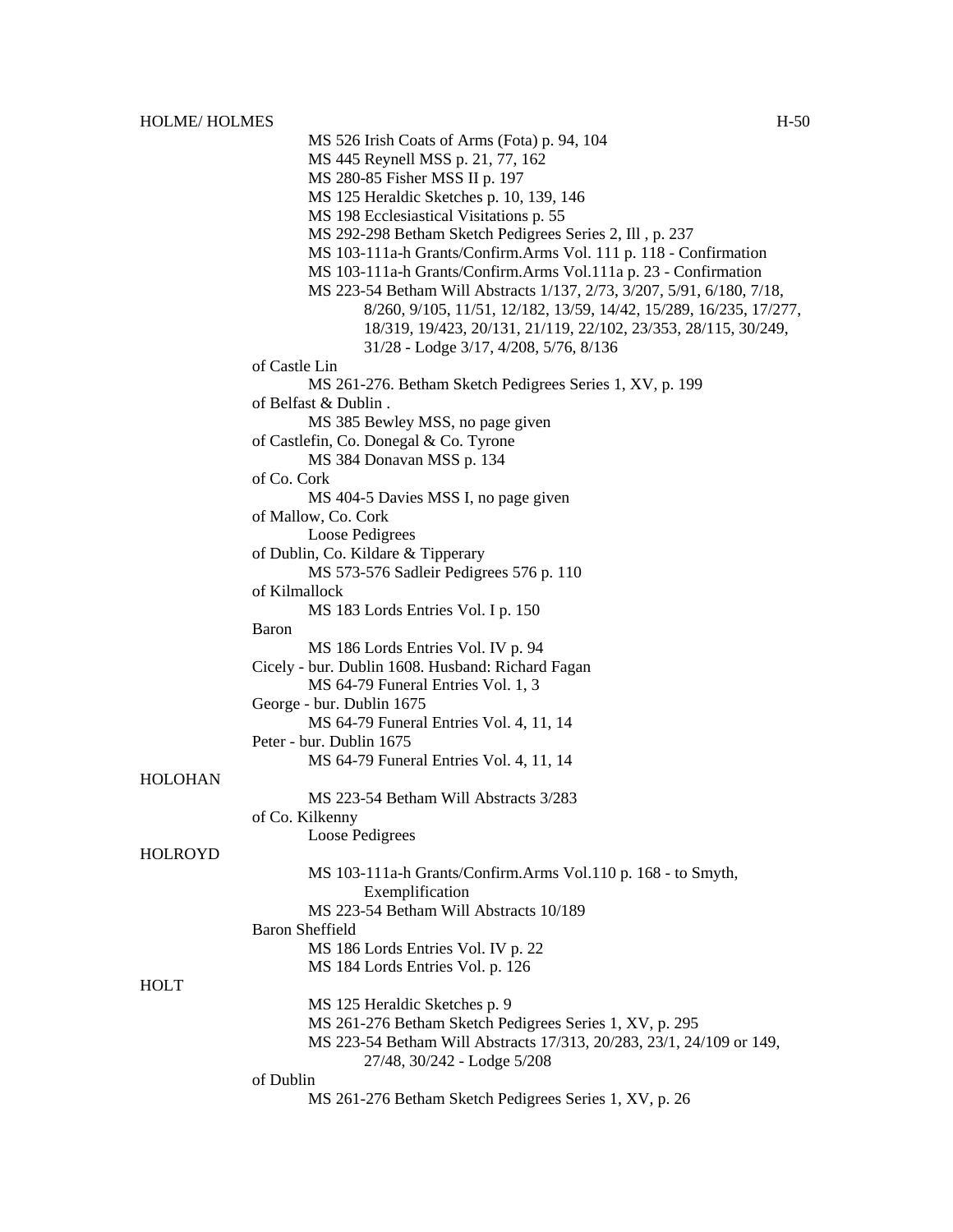HOLME/ HOLMES

MS 526 Irish Coats of Arms (Fota) p. 94, 104
MS 445 Reynell MSS p. 21, 77, 162
MS 280-85 Fisher MSS II p. 197
MS 125 Heraldic Sketches p. 10, 139, 146
MS 198 Ecclesiastical Visitations p. 55
MS 292-298 Betham Sketch Pedigrees Series 2, Ill , p. 237
MS 103-111a-h Grants/Confirm.Arms Vol. 111 p. 118 - Confirmation
MS 103-111a-h Grants/Confirm.Arms Vol.111a p. 23 - Confirmation
MS 223-54 Betham Will Abstracts 1/137, 2/73, 3/207, 5/91, 6/180, 7/18, 8/260, 9/105, 11/51, 12/182, 13/59, 14/42, 15/289, 16/235, 17/277, 18/319, 19/423, 20/131, 21/119, 22/102, 23/353, 28/115, 30/249, 31/28 - Lodge 3/17, 4/208, 5/76, 8/136

of Castle Lin
MS 261-276. Betham Sketch Pedigrees Series 1, XV, p. 199

of Belfast & Dublin .
MS 385 Bewley MSS, no page given

of Castlefin, Co. Donegal & Co. Tyrone
MS 384 Donavan MSS p. 134

of Co. Cork
MS 404-5 Davies MSS I, no page given

of Mallow, Co. Cork
Loose Pedigrees

of Dublin, Co. Kildare & Tipperary
MS 573-576 Sadleir Pedigrees 576 p. 110

of Kilmallock
MS 183 Lords Entries Vol. I p. 150

Baron
MS 186 Lords Entries Vol. IV p. 94

Cicely - bur. Dublin 1608. Husband: Richard Fagan
MS 64-79 Funeral Entries Vol. 1, 3

George - bur. Dublin 1675
MS 64-79 Funeral Entries Vol. 4, 11, 14

Peter - bur. Dublin 1675
MS 64-79 Funeral Entries Vol. 4, 11, 14

HOLOHAN

MS 223-54 Betham Will Abstracts 3/283

of Co. Kilkenny
Loose Pedigrees

HOLROYD

MS 103-111a-h Grants/Confirm.Arms Vol.110 p. 168 - to Smyth, Exemplification
MS 223-54 Betham Will Abstracts 10/189

Baron Sheffield
MS 186 Lords Entries Vol. IV p. 22
MS 184 Lords Entries Vol. p. 126

HOLT

MS 125 Heraldic Sketches p. 9
MS 261-276 Betham Sketch Pedigrees Series 1, XV, p. 295
MS 223-54 Betham Will Abstracts 17/313, 20/283, 23/1, 24/109 or 149, 27/48, 30/242 - Lodge 5/208

of Dublin
MS 261-276 Betham Sketch Pedigrees Series 1, XV, p. 26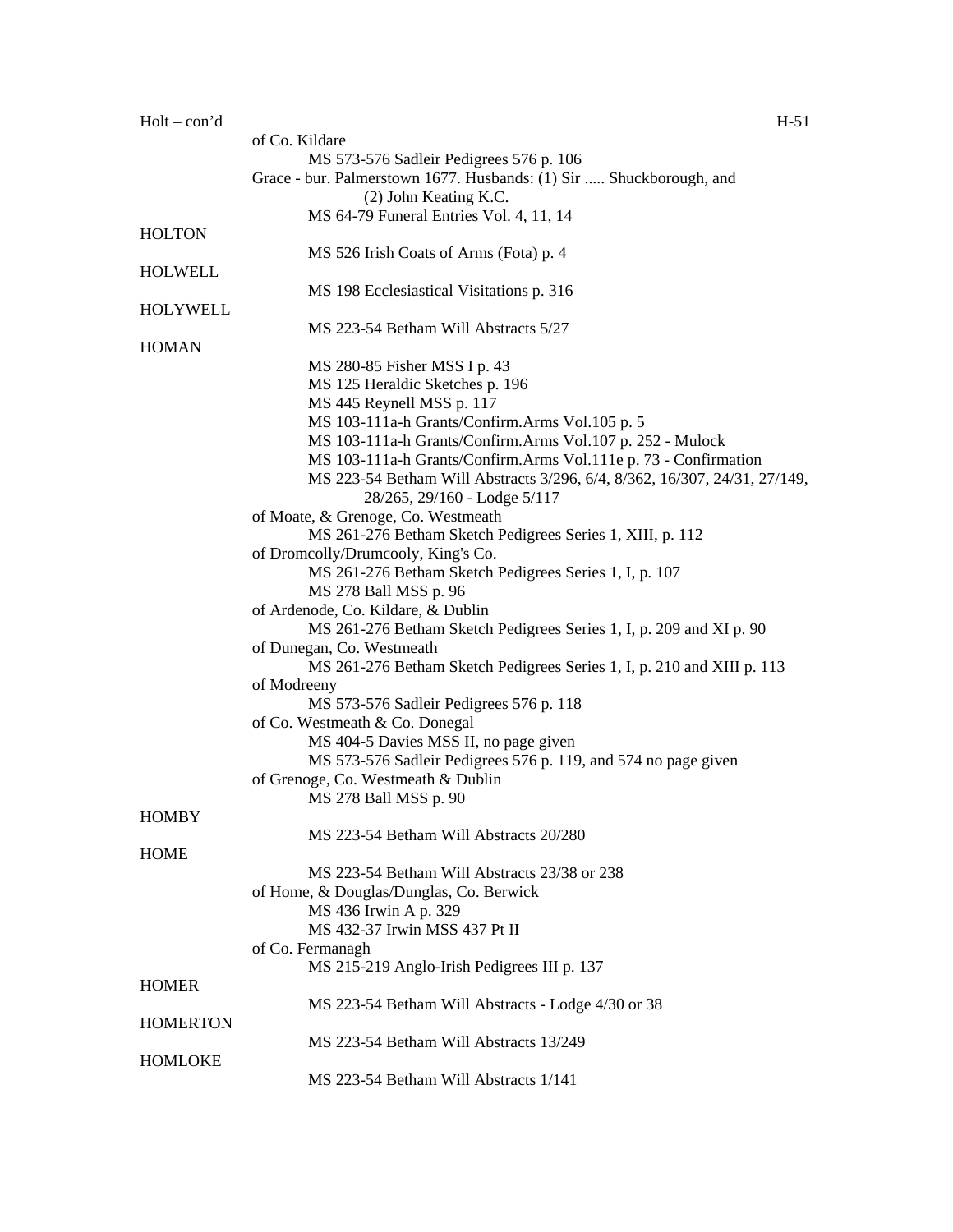Holt – con'd

of Co. Kildare

MS 573-576 Sadleir Pedigrees 576 p. 106

Grace - bur. Palmerstown 1677. Husbands: (1) Sir ..... Shuckborough, and (2) John Keating K.C.

MS 64-79 Funeral Entries Vol. 4, 11, 14

HOLTON

MS 526 Irish Coats of Arms (Fota) p. 4

HOLWELL

MS 198 Ecclesiastical Visitations p. 316

HOLYWELL

MS 223-54 Betham Will Abstracts 5/27

HOMAN

MS 280-85 Fisher MSS I p. 43
MS 125 Heraldic Sketches p. 196
MS 445 Reynell MSS p. 117
MS 103-111a-h Grants/Confirm.Arms Vol.105 p. 5
MS 103-111a-h Grants/Confirm.Arms Vol.107 p. 252 - Mulock
MS 103-111a-h Grants/Confirm.Arms Vol.111e p. 73 - Confirmation
MS 223-54 Betham Will Abstracts 3/296, 6/4, 8/362, 16/307, 24/31, 27/149, 28/265, 29/160 - Lodge 5/117

of Moate, & Grenoge, Co. Westmeath

MS 261-276 Betham Sketch Pedigrees Series 1, XIII, p. 112

of Dromcolly/Drumcooly, King's Co.

MS 261-276 Betham Sketch Pedigrees Series 1, I, p. 107
MS 278 Ball MSS p. 96

of Ardenode, Co. Kildare, & Dublin

MS 261-276 Betham Sketch Pedigrees Series 1, I, p. 209 and XI p. 90

of Dunegan, Co. Westmeath

MS 261-276 Betham Sketch Pedigrees Series 1, I, p. 210 and XIII p. 113

of Modreeny

MS 573-576 Sadleir Pedigrees 576 p. 118

of Co. Westmeath & Co. Donegal

MS 404-5 Davies MSS II, no page given
MS 573-576 Sadleir Pedigrees 576 p. 119, and 574 no page given

of Grenoge, Co. Westmeath & Dublin

MS 278 Ball MSS p. 90

HOMBY

MS 223-54 Betham Will Abstracts 20/280

HOME

MS 223-54 Betham Will Abstracts 23/38 or 238

of Home, & Douglas/Dunglas, Co. Berwick

MS 436 Irwin A p. 329
MS 432-37 Irwin MSS 437 Pt II

of Co. Fermanagh

MS 215-219 Anglo-Irish Pedigrees III p. 137

HOMER

MS 223-54 Betham Will Abstracts - Lodge 4/30 or 38

HOMERTON

MS 223-54 Betham Will Abstracts 13/249

HOMLOKE

MS 223-54 Betham Will Abstracts 1/141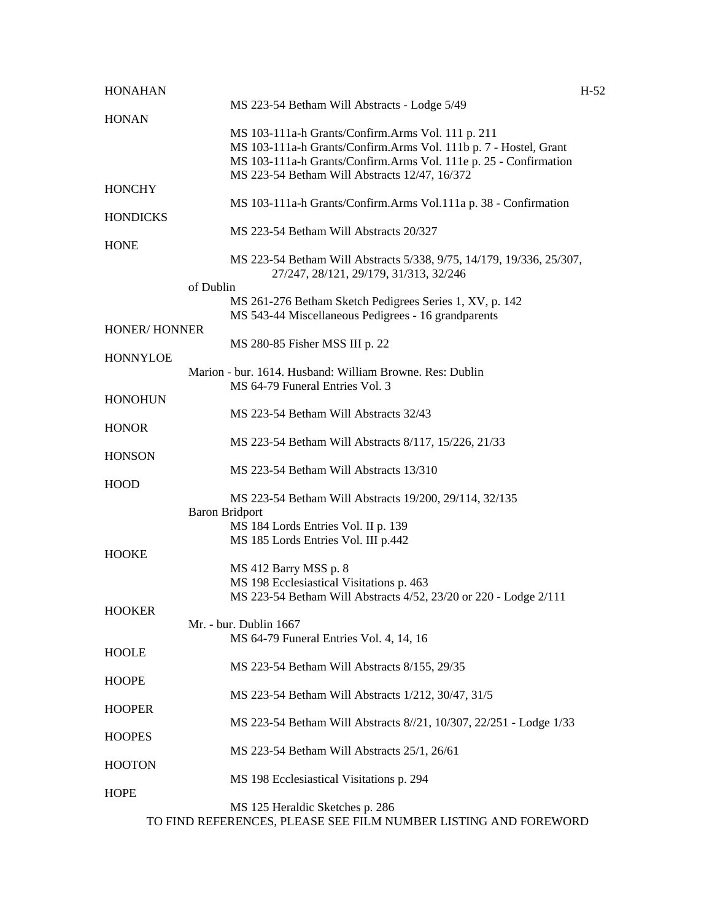HONAHAN

MS 223-54 Betham Will Abstracts - Lodge 5/49

HONAN

MS 103-111a-h Grants/Confirm.Arms Vol. 111 p. 211
MS 103-111a-h Grants/Confirm.Arms Vol. 111b p. 7 - Hostel, Grant
MS 103-111a-h Grants/Confirm.Arms Vol. 111e p. 25 - Confirmation
MS 223-54 Betham Will Abstracts 12/47, 16/372

HONCHY

MS 103-111a-h Grants/Confirm.Arms Vol.111a p. 38 - Confirmation

HONDICKS

MS 223-54 Betham Will Abstracts 20/327

HONE

MS 223-54 Betham Will Abstracts 5/338, 9/75, 14/179, 19/336, 25/307, 27/247, 28/121, 29/179, 31/313, 32/246

of Dublin

MS 261-276 Betham Sketch Pedigrees Series 1, XV, p. 142
MS 543-44 Miscellaneous Pedigrees - 16 grandparents

HONER/ HONNER

MS 280-85 Fisher MSS III p. 22

HONNYLOE

Marion - bur. 1614. Husband: William Browne. Res: Dublin
MS 64-79 Funeral Entries Vol. 3

HONOHUN

MS 223-54 Betham Will Abstracts 32/43

HONOR

MS 223-54 Betham Will Abstracts 8/117, 15/226, 21/33

HONSON

MS 223-54 Betham Will Abstracts 13/310

HOOD

MS 223-54 Betham Will Abstracts 19/200, 29/114, 32/135

Baron Bridport

MS 184 Lords Entries Vol. II p. 139
MS 185 Lords Entries Vol. III p.442

HOOKE

MS 412 Barry MSS p. 8
MS 198 Ecclesiastical Visitations p. 463
MS 223-54 Betham Will Abstracts 4/52, 23/20 or 220 - Lodge 2/111

HOOKER

Mr. - bur. Dublin 1667
MS 64-79 Funeral Entries Vol. 4, 14, 16

HOOLE

MS 223-54 Betham Will Abstracts 8/155, 29/35

HOOPE

MS 223-54 Betham Will Abstracts 1/212, 30/47, 31/5

HOOPER

MS 223-54 Betham Will Abstracts 8//21, 10/307, 22/251 - Lodge 1/33

HOOPES

MS 223-54 Betham Will Abstracts 25/1, 26/61

HOOTON

MS 198 Ecclesiastical Visitations p. 294

HOPE

MS 125 Heraldic Sketches p. 286

TO FIND REFERENCES, PLEASE SEE FILM NUMBER LISTING AND FOREWORD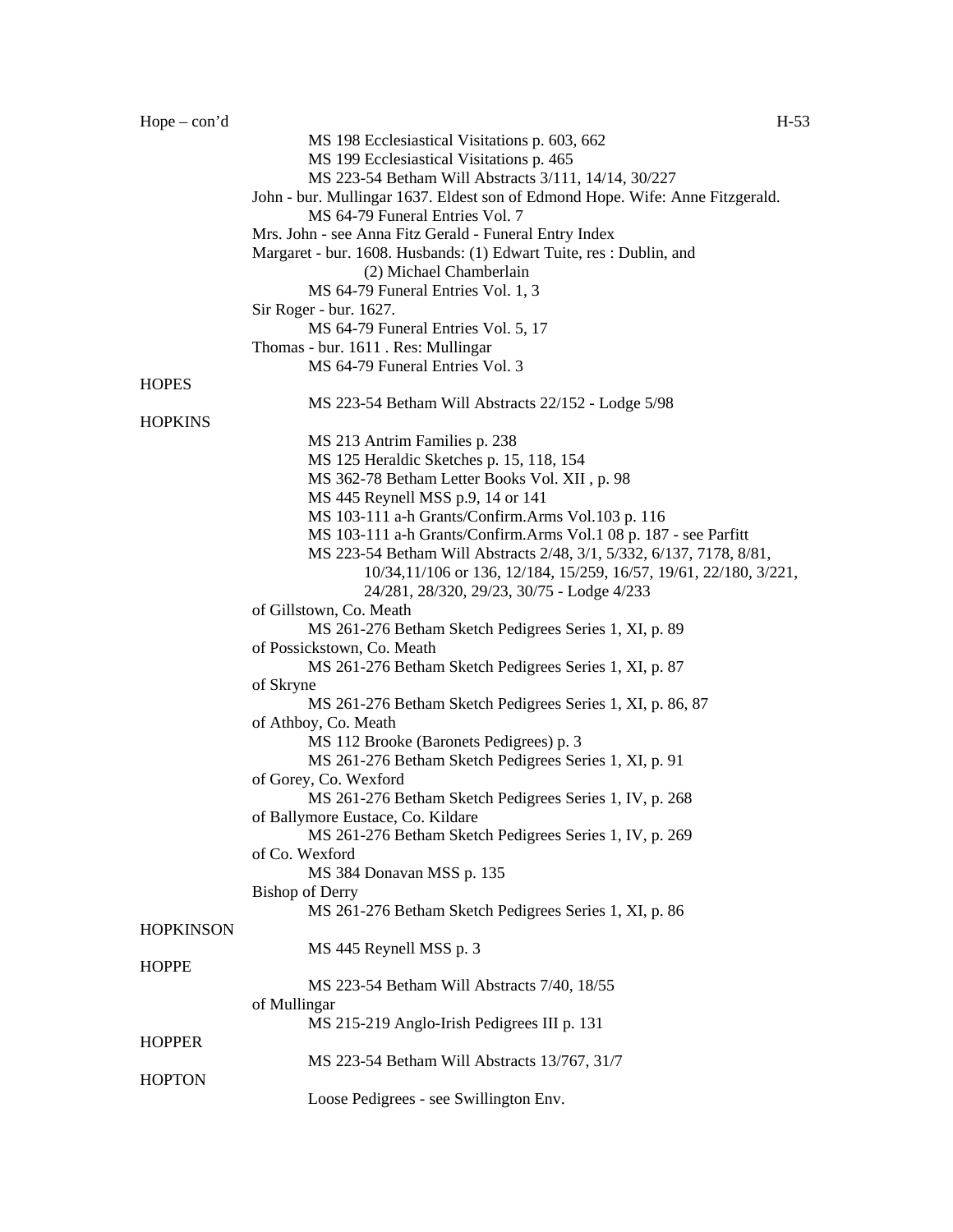Hope – con'd

MS 198 Ecclesiastical Visitations p. 603, 662
MS 199 Ecclesiastical Visitations p. 465
MS 223-54 Betham Will Abstracts 3/111, 14/14, 30/227

John - bur. Mullingar 1637. Eldest son of Edmond Hope. Wife: Anne Fitzgerald.
MS 64-79 Funeral Entries Vol. 7

Mrs. John - see Anna Fitz Gerald - Funeral Entry Index

Margaret - bur. 1608. Husbands: (1) Edwart Tuite, res : Dublin, and (2) Michael Chamberlain
MS 64-79 Funeral Entries Vol. 1, 3

Sir Roger - bur. 1627.
MS 64-79 Funeral Entries Vol. 5, 17

Thomas - bur. 1611 . Res: Mullingar
MS 64-79 Funeral Entries Vol. 3

HOPES

MS 223-54 Betham Will Abstracts 22/152 - Lodge 5/98

HOPKINS

MS 213 Antrim Families p. 238
MS 125 Heraldic Sketches p. 15, 118, 154
MS 362-78 Betham Letter Books Vol. XII , p. 98
MS 445 Reynell MSS p.9, 14 or 141
MS 103-111 a-h Grants/Confirm.Arms Vol.103 p. 116
MS 103-111 a-h Grants/Confirm.Arms Vol.1 08 p. 187 - see Parfitt
MS 223-54 Betham Will Abstracts 2/48, 3/1, 5/332, 6/137, 7178, 8/81, 10/34,11/106 or 136, 12/184, 15/259, 16/57, 19/61, 22/180, 3/221, 24/281, 28/320, 29/23, 30/75 - Lodge 4/233

of Gillstown, Co. Meath
MS 261-276 Betham Sketch Pedigrees Series 1, XI, p. 89

of Possickstown, Co. Meath
MS 261-276 Betham Sketch Pedigrees Series 1, XI, p. 87

of Skryne
MS 261-276 Betham Sketch Pedigrees Series 1, XI, p. 86, 87

of Athboy, Co. Meath
MS 112 Brooke (Baronets Pedigrees) p. 3
MS 261-276 Betham Sketch Pedigrees Series 1, XI, p. 91

of Gorey, Co. Wexford
MS 261-276 Betham Sketch Pedigrees Series 1, IV, p. 268

of Ballymore Eustace, Co. Kildare
MS 261-276 Betham Sketch Pedigrees Series 1, IV, p. 269

of Co. Wexford
MS 384 Donavan MSS p. 135

Bishop of Derry
MS 261-276 Betham Sketch Pedigrees Series 1, XI, p. 86

HOPKINSON

MS 445 Reynell MSS p. 3

HOPPE

MS 223-54 Betham Will Abstracts 7/40, 18/55

of Mullingar
MS 215-219 Anglo-Irish Pedigrees III p. 131

HOPPER

MS 223-54 Betham Will Abstracts 13/767, 31/7

HOPTON

Loose Pedigrees - see Swillington Env.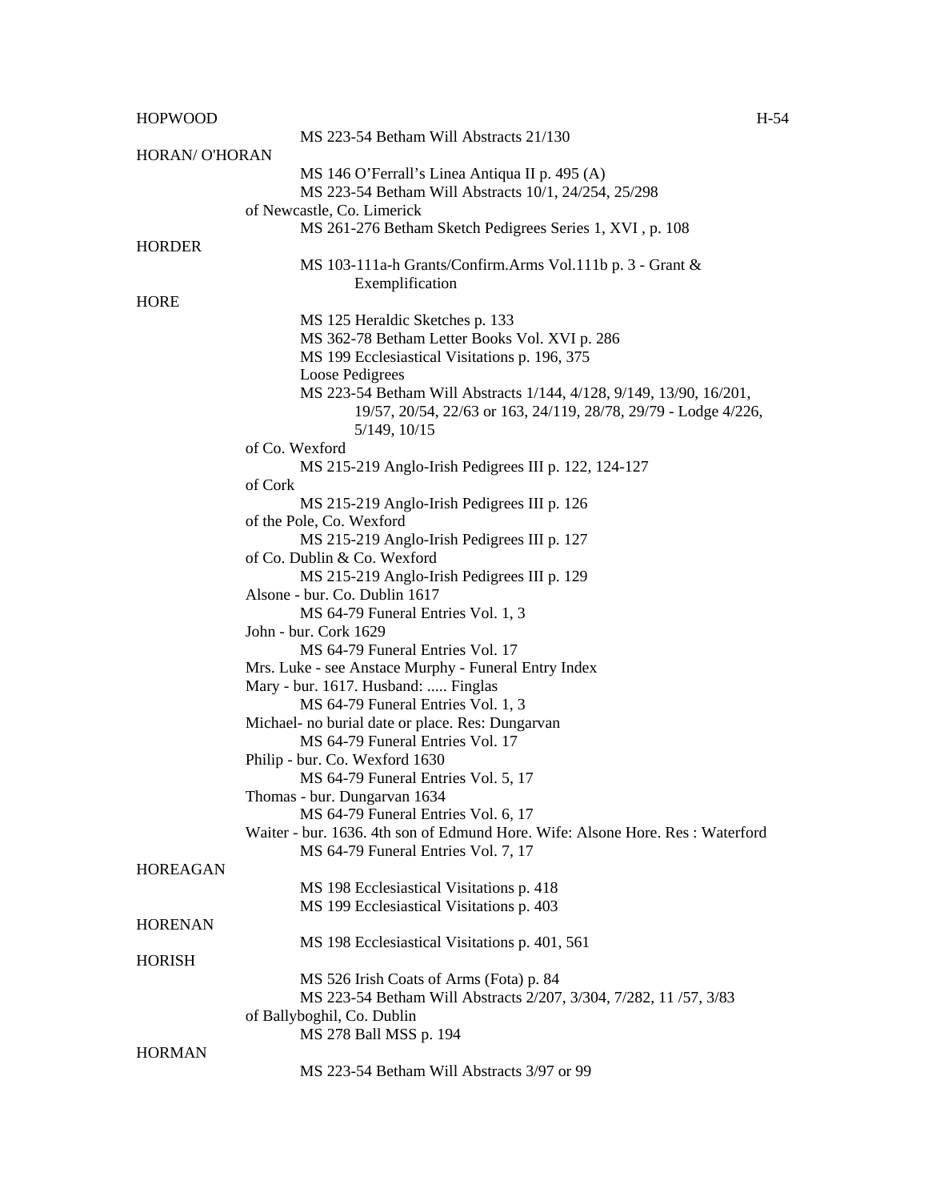HOPWOOD

MS 223-54 Betham Will Abstracts 21/130

HORAN/ O'HORAN

MS 146 O'Ferrall's Linea Antiqua II p. 495 (A)
MS 223-54 Betham Will Abstracts 10/1, 24/254, 25/298

of Newcastle, Co. Limerick

MS 261-276 Betham Sketch Pedigrees Series 1, XVI , p. 108

HORDER

MS 103-111a-h Grants/Confirm.Arms Vol.111b p. 3 - Grant & Exemplification

HORE

MS 125 Heraldic Sketches p. 133
MS 362-78 Betham Letter Books Vol. XVI p. 286
MS 199 Ecclesiastical Visitations p. 196, 375
Loose Pedigrees
MS 223-54 Betham Will Abstracts 1/144, 4/128, 9/149, 13/90, 16/201, 19/57, 20/54, 22/63 or 163, 24/119, 28/78, 29/79 - Lodge 4/226, 5/149, 10/15

of Co. Wexford

MS 215-219 Anglo-Irish Pedigrees III p. 122, 124-127

of Cork

MS 215-219 Anglo-Irish Pedigrees III p. 126

of the Pole, Co. Wexford

MS 215-219 Anglo-Irish Pedigrees III p. 127

of Co. Dublin & Co. Wexford

MS 215-219 Anglo-Irish Pedigrees III p. 129

Alsone - bur. Co. Dublin 1617

MS 64-79 Funeral Entries Vol. 1, 3

John - bur. Cork 1629

MS 64-79 Funeral Entries Vol. 17

Mrs. Luke - see Anstace Murphy - Funeral Entry Index

Mary - bur. 1617. Husband: ..... Finglas

MS 64-79 Funeral Entries Vol. 1, 3

Michael- no burial date or place. Res: Dungarvan

MS 64-79 Funeral Entries Vol. 17

Philip - bur. Co. Wexford 1630

MS 64-79 Funeral Entries Vol. 5, 17

Thomas - bur. Dungarvan 1634

MS 64-79 Funeral Entries Vol. 6, 17

Waiter - bur. 1636. 4th son of Edmund Hore. Wife: Alsone Hore. Res : Waterford

MS 64-79 Funeral Entries Vol. 7, 17

HOREAGAN

MS 198 Ecclesiastical Visitations p. 418
MS 199 Ecclesiastical Visitations p. 403

HORENAN

MS 198 Ecclesiastical Visitations p. 401, 561

HORISH

MS 526 Irish Coats of Arms (Fota) p. 84
MS 223-54 Betham Will Abstracts 2/207, 3/304, 7/282, 11 /57, 3/83

of Ballyboghil, Co. Dublin

MS 278 Ball MSS p. 194

HORMAN

MS 223-54 Betham Will Abstracts 3/97 or 99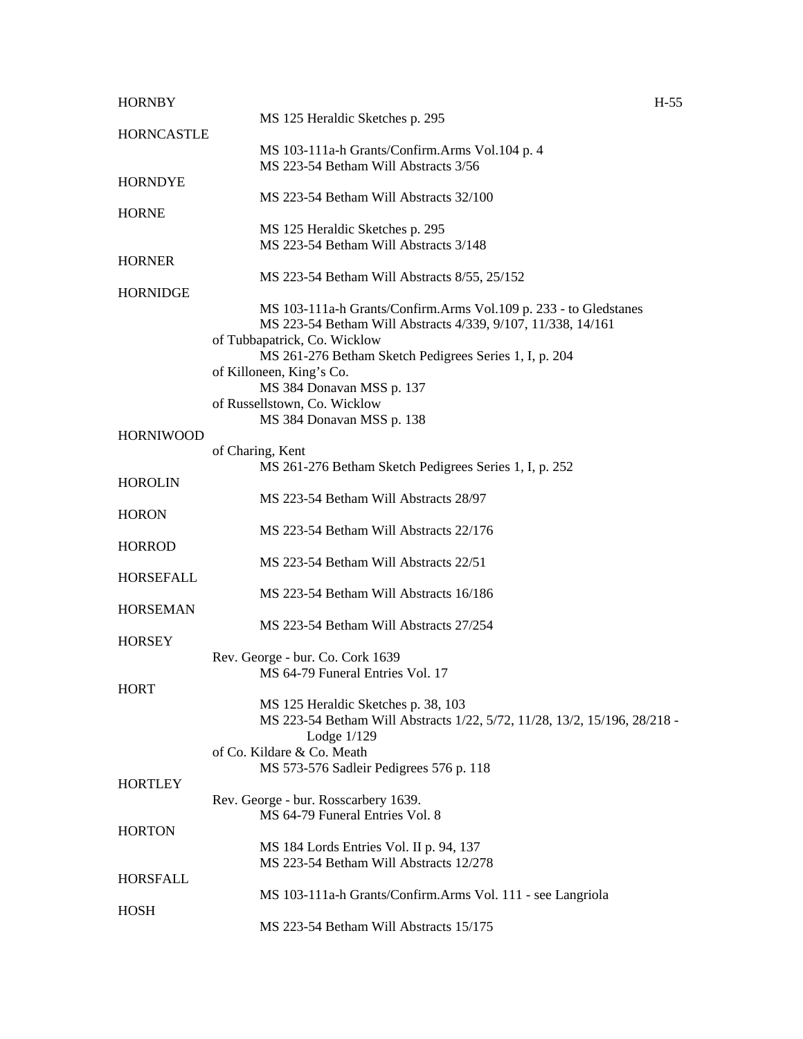HORNBY
- MS 125 Heraldic Sketches p. 295

HORNCASTLE
- MS 103-111a-h Grants/Confirm.Arms Vol.104 p. 4
- MS 223-54 Betham Will Abstracts 3/56

HORNDYE
- MS 223-54 Betham Will Abstracts 32/100

HORNE
- MS 125 Heraldic Sketches p. 295
- MS 223-54 Betham Will Abstracts 3/148

HORNER
- MS 223-54 Betham Will Abstracts 8/55, 25/152

HORNIDGE
- MS 103-111a-h Grants/Confirm.Arms Vol.109 p. 233 - to Gledstanes
- MS 223-54 Betham Will Abstracts 4/339, 9/107, 11/338, 14/161

of Tubbapatrick, Co. Wicklow
- MS 261-276 Betham Sketch Pedigrees Series 1, I, p. 204

of Killoneen, King's Co.
- MS 384 Donavan MSS p. 137

of Russellstown, Co. Wicklow
- MS 384 Donavan MSS p. 138

HORNIWOOD

of Charing, Kent
- MS 261-276 Betham Sketch Pedigrees Series 1, I, p. 252

HOROLIN
- MS 223-54 Betham Will Abstracts 28/97

HORON
- MS 223-54 Betham Will Abstracts 22/176

HORROD
- MS 223-54 Betham Will Abstracts 22/51

HORSEFALL
- MS 223-54 Betham Will Abstracts 16/186

HORSEMAN
- MS 223-54 Betham Will Abstracts 27/254

HORSEY

Rev. George - bur. Co. Cork 1639
- MS 64-79 Funeral Entries Vol. 17

HORT
- MS 125 Heraldic Sketches p. 38, 103
- MS 223-54 Betham Will Abstracts 1/22, 5/72, 11/28, 13/2, 15/196, 28/218 - Lodge 1/129

of Co. Kildare & Co. Meath
- MS 573-576 Sadleir Pedigrees 576 p. 118

HORTLEY

Rev. George - bur. Rosscarbery 1639.
- MS 64-79 Funeral Entries Vol. 8

HORTON
- MS 184 Lords Entries Vol. II p. 94, 137
- MS 223-54 Betham Will Abstracts 12/278

HORSFALL
- MS 103-111a-h Grants/Confirm.Arms Vol. 111 - see Langriola

HOSH
- MS 223-54 Betham Will Abstracts 15/175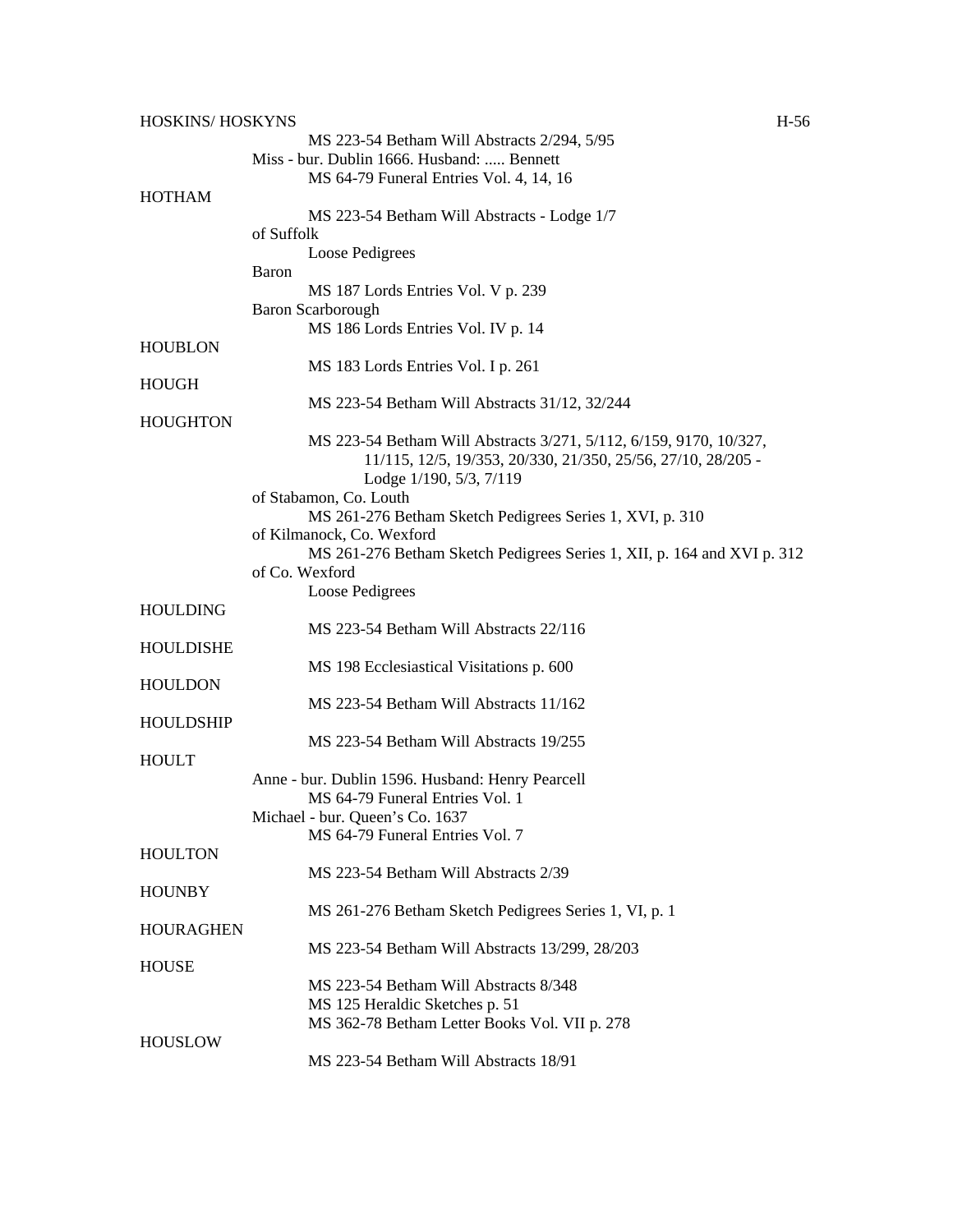HOSKINS/ HOSKYNS

MS 223-54 Betham Will Abstracts 2/294, 5/95

Miss - bur. Dublin 1666. Husband: ..... Bennett

MS 64-79 Funeral Entries Vol. 4, 14, 16

HOTHAM

MS 223-54 Betham Will Abstracts - Lodge 1/7

of Suffolk

Loose Pedigrees

Baron

MS 187 Lords Entries Vol. V p. 239

Baron Scarborough

MS 186 Lords Entries Vol. IV p. 14

HOUBLON

MS 183 Lords Entries Vol. I p. 261

HOUGH

MS 223-54 Betham Will Abstracts 31/12, 32/244

HOUGHTON

MS 223-54 Betham Will Abstracts 3/271, 5/112, 6/159, 9170, 10/327, 11/115, 12/5, 19/353, 20/330, 21/350, 25/56, 27/10, 28/205 - Lodge 1/190, 5/3, 7/119

of Stabamon, Co. Louth

MS 261-276 Betham Sketch Pedigrees Series 1, XVI, p. 310

of Kilmanock, Co. Wexford

MS 261-276 Betham Sketch Pedigrees Series 1, XII, p. 164 and XVI p. 312

of Co. Wexford

Loose Pedigrees

HOULDING

MS 223-54 Betham Will Abstracts 22/116

HOULDISHE

MS 198 Ecclesiastical Visitations p. 600

HOULDON

MS 223-54 Betham Will Abstracts 11/162

HOULDSHIP

MS 223-54 Betham Will Abstracts 19/255

HOULT

Anne - bur. Dublin 1596. Husband: Henry Pearcell

MS 64-79 Funeral Entries Vol. 1

Michael - bur. Queen's Co. 1637

MS 64-79 Funeral Entries Vol. 7

HOULTON

MS 223-54 Betham Will Abstracts 2/39

HOUNBY

MS 261-276 Betham Sketch Pedigrees Series 1, VI, p. 1

HOURAGHEN

MS 223-54 Betham Will Abstracts 13/299, 28/203

HOUSE

MS 223-54 Betham Will Abstracts 8/348

MS 125 Heraldic Sketches p. 51

MS 362-78 Betham Letter Books Vol. VII p. 278

HOUSLOW

MS 223-54 Betham Will Abstracts 18/91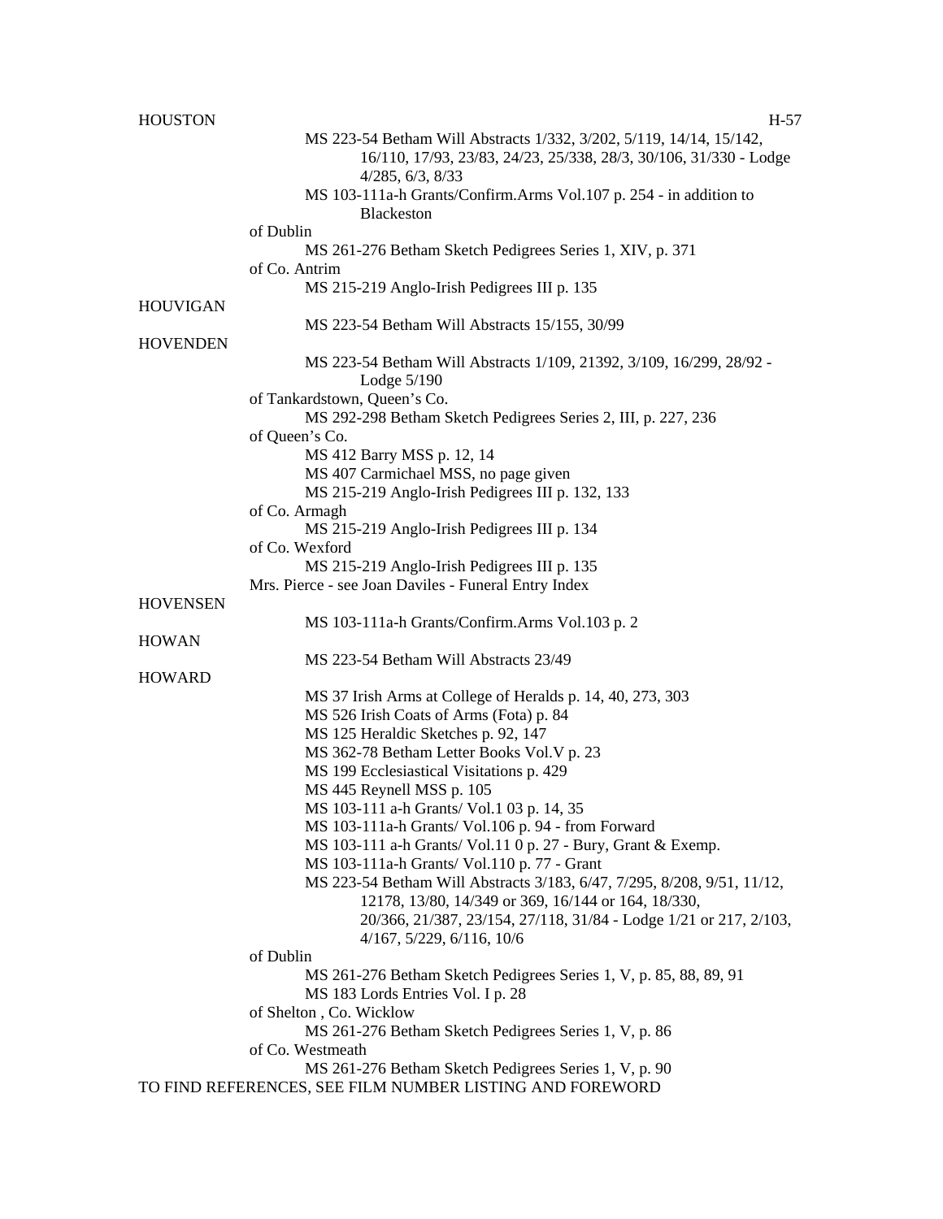HOUSTON

MS 223-54 Betham Will Abstracts 1/332, 3/202, 5/119, 14/14, 15/142, 16/110, 17/93, 23/83, 24/23, 25/338, 28/3, 30/106, 31/330 - Lodge 4/285, 6/3, 8/33

MS 103-111a-h Grants/Confirm.Arms Vol.107 p. 254 - in addition to Blackeston

of Dublin

MS 261-276 Betham Sketch Pedigrees Series 1, XIV, p. 371

of Co. Antrim

MS 215-219 Anglo-Irish Pedigrees III p. 135

HOUVIGAN

MS 223-54 Betham Will Abstracts 15/155, 30/99

HOVENDEN

MS 223-54 Betham Will Abstracts 1/109, 21392, 3/109, 16/299, 28/92 - Lodge 5/190

of Tankardstown, Queen's Co.

MS 292-298 Betham Sketch Pedigrees Series 2, III, p. 227, 236

of Queen's Co.

MS 412 Barry MSS p. 12, 14

MS 407 Carmichael MSS, no page given

MS 215-219 Anglo-Irish Pedigrees III p. 132, 133

of Co. Armagh

MS 215-219 Anglo-Irish Pedigrees III p. 134

of Co. Wexford

MS 215-219 Anglo-Irish Pedigrees III p. 135

Mrs. Pierce - see Joan Daviles - Funeral Entry Index

HOVENSEN

MS 103-111a-h Grants/Confirm.Arms Vol.103 p. 2

HOWAN

MS 223-54 Betham Will Abstracts 23/49

HOWARD

MS 37 Irish Arms at College of Heralds p. 14, 40, 273, 303

MS 526 Irish Coats of Arms (Fota) p. 84

MS 125 Heraldic Sketches p. 92, 147

MS 362-78 Betham Letter Books Vol.V p. 23

MS 199 Ecclesiastical Visitations p. 429

MS 445 Reynell MSS p. 105

MS 103-111 a-h Grants/ Vol.1 03 p. 14, 35

MS 103-111a-h Grants/ Vol.106 p. 94 - from Forward

MS 103-111 a-h Grants/ Vol.11 0 p. 27 - Bury, Grant & Exemp.

MS 103-111a-h Grants/ Vol.110 p. 77 - Grant

MS 223-54 Betham Will Abstracts 3/183, 6/47, 7/295, 8/208, 9/51, 11/12, 12178, 13/80, 14/349 or 369, 16/144 or 164, 18/330, 20/366, 21/387, 23/154, 27/118, 31/84 - Lodge 1/21 or 217, 2/103, 4/167, 5/229, 6/116, 10/6

of Dublin

MS 261-276 Betham Sketch Pedigrees Series 1, V, p. 85, 88, 89, 91

MS 183 Lords Entries Vol. I p. 28

of Shelton , Co. Wicklow

MS 261-276 Betham Sketch Pedigrees Series 1, V, p. 86

of Co. Westmeath

MS 261-276 Betham Sketch Pedigrees Series 1, V, p. 90

TO FIND REFERENCES, SEE FILM NUMBER LISTING AND FOREWORD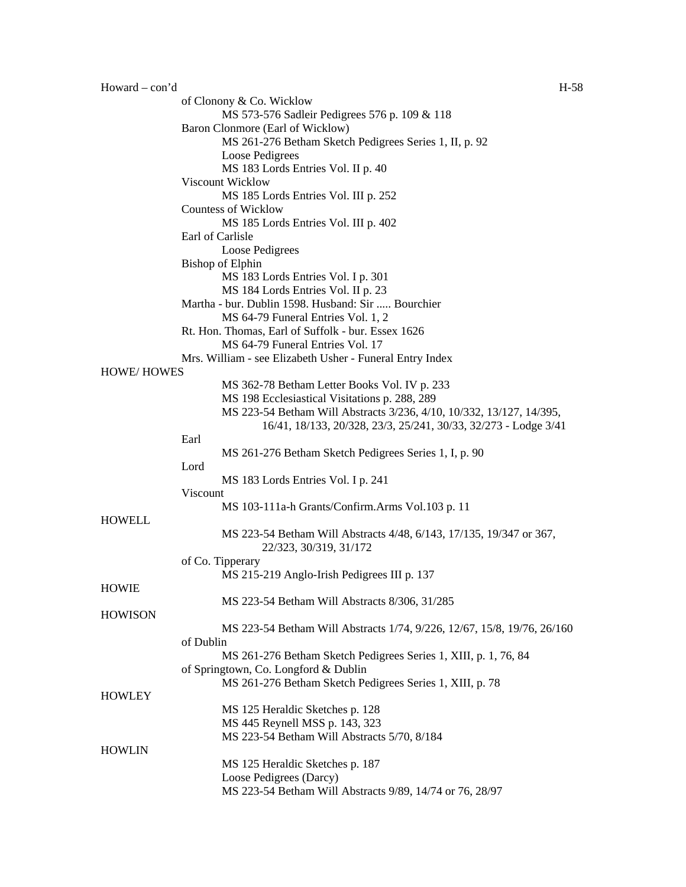Howard – con'd

of Clonony & Co. Wicklow
  MS 573-576 Sadleir Pedigrees 576 p. 109 & 118
Baron Clonmore (Earl of Wicklow)
  MS 261-276 Betham Sketch Pedigrees Series 1, II, p. 92
  Loose Pedigrees
  MS 183 Lords Entries Vol. II p. 40
Viscount Wicklow
  MS 185 Lords Entries Vol. III p. 252
Countess of Wicklow
  MS 185 Lords Entries Vol. III p. 402
Earl of Carlisle
  Loose Pedigrees
Bishop of Elphin
  MS 183 Lords Entries Vol. I p. 301
  MS 184 Lords Entries Vol. II p. 23
Martha - bur. Dublin 1598. Husband: Sir ..... Bourchier
  MS 64-79 Funeral Entries Vol. 1, 2
Rt. Hon. Thomas, Earl of Suffolk - bur. Essex 1626
  MS 64-79 Funeral Entries Vol. 17
Mrs. William - see Elizabeth Usher - Funeral Entry Index

HOWE/ HOWES
  MS 362-78 Betham Letter Books Vol. IV p. 233
  MS 198 Ecclesiastical Visitations p. 288, 289
  MS 223-54 Betham Will Abstracts 3/236, 4/10, 10/332, 13/127, 14/395, 16/41, 18/133, 20/328, 23/3, 25/241, 30/33, 32/273 - Lodge 3/41
Earl
  MS 261-276 Betham Sketch Pedigrees Series 1, I, p. 90
Lord
  MS 183 Lords Entries Vol. I p. 241
Viscount
  MS 103-111a-h Grants/Confirm.Arms Vol.103 p. 11

HOWELL
  MS 223-54 Betham Will Abstracts 4/48, 6/143, 17/135, 19/347 or 367, 22/323, 30/319, 31/172
of Co. Tipperary
  MS 215-219 Anglo-Irish Pedigrees III p. 137

HOWIE
  MS 223-54 Betham Will Abstracts 8/306, 31/285

HOWISON
  MS 223-54 Betham Will Abstracts 1/74, 9/226, 12/67, 15/8, 19/76, 26/160
of Dublin
  MS 261-276 Betham Sketch Pedigrees Series 1, XIII, p. 1, 76, 84
of Springtown, Co. Longford & Dublin
  MS 261-276 Betham Sketch Pedigrees Series 1, XIII, p. 78

HOWLEY
  MS 125 Heraldic Sketches p. 128
  MS 445 Reynell MSS p. 143, 323
  MS 223-54 Betham Will Abstracts 5/70, 8/184

HOWLIN
  MS 125 Heraldic Sketches p. 187
  Loose Pedigrees (Darcy)
  MS 223-54 Betham Will Abstracts 9/89, 14/74 or 76, 28/97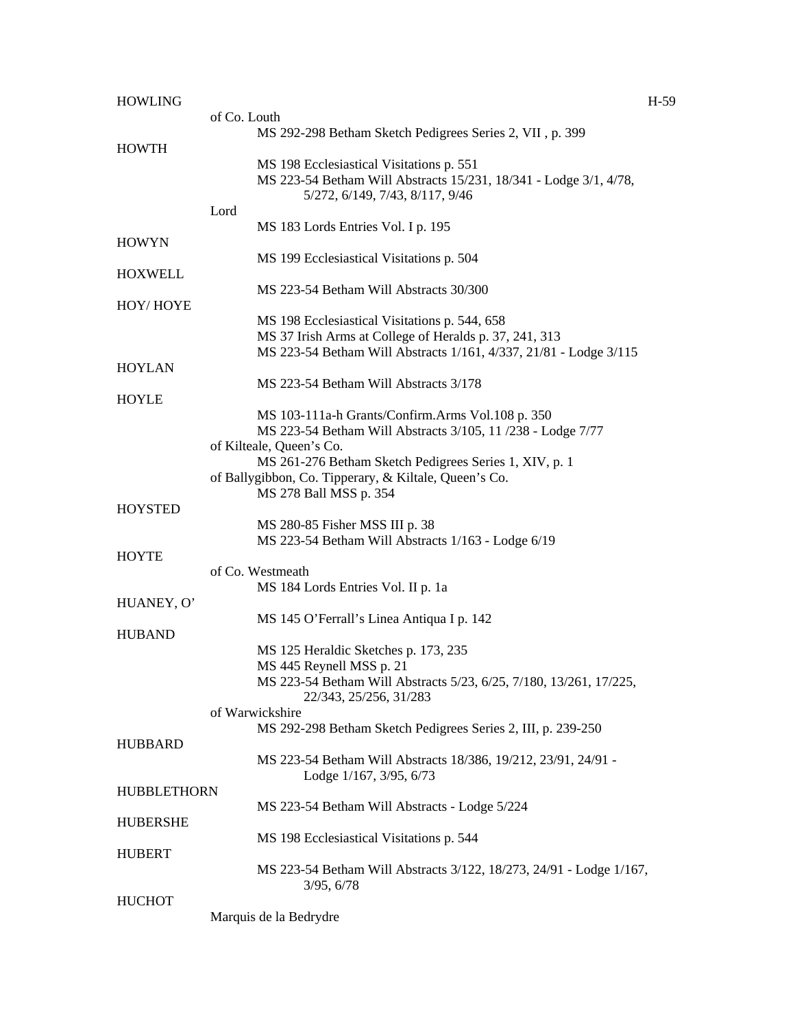HOWLING

of Co. Louth

MS 292-298 Betham Sketch Pedigrees Series 2, VII , p. 399

HOWTH

MS 198 Ecclesiastical Visitations p. 551

MS 223-54 Betham Will Abstracts 15/231, 18/341 - Lodge 3/1, 4/78, 5/272, 6/149, 7/43, 8/117, 9/46

Lord

MS 183 Lords Entries Vol. I p. 195

HOWYN

MS 199 Ecclesiastical Visitations p. 504

HOXWELL

MS 223-54 Betham Will Abstracts 30/300

HOY/ HOYE

MS 198 Ecclesiastical Visitations p. 544, 658

MS 37 Irish Arms at College of Heralds p. 37, 241, 313

MS 223-54 Betham Will Abstracts 1/161, 4/337, 21/81 - Lodge 3/115

HOYLAN

MS 223-54 Betham Will Abstracts 3/178

HOYLE

MS 103-111a-h Grants/Confirm.Arms Vol.108 p. 350

MS 223-54 Betham Will Abstracts 3/105, 11 /238 - Lodge 7/77

of Kilteale, Queen's Co.

MS 261-276 Betham Sketch Pedigrees Series 1, XIV, p. 1

of Ballygibbon, Co. Tipperary, & Kiltale, Queen's Co.

MS 278 Ball MSS p. 354

HOYSTED

MS 280-85 Fisher MSS III p. 38

MS 223-54 Betham Will Abstracts 1/163 - Lodge 6/19

HOYTE

of Co. Westmeath

MS 184 Lords Entries Vol. II p. 1a

HUANEY, O'

MS 145 O'Ferrall's Linea Antiqua I p. 142

HUBAND

MS 125 Heraldic Sketches p. 173, 235

MS 445 Reynell MSS p. 21

MS 223-54 Betham Will Abstracts 5/23, 6/25, 7/180, 13/261, 17/225, 22/343, 25/256, 31/283

of Warwickshire

MS 292-298 Betham Sketch Pedigrees Series 2, III, p. 239-250

HUBBARD

MS 223-54 Betham Will Abstracts 18/386, 19/212, 23/91, 24/91 - Lodge 1/167, 3/95, 6/73

HUBBLETHORN

MS 223-54 Betham Will Abstracts - Lodge 5/224

HUBERSHE

MS 198 Ecclesiastical Visitations p. 544

HUBERT

MS 223-54 Betham Will Abstracts 3/122, 18/273, 24/91 - Lodge 1/167, 3/95, 6/78

HUCHOT

Marquis de la Bedrydre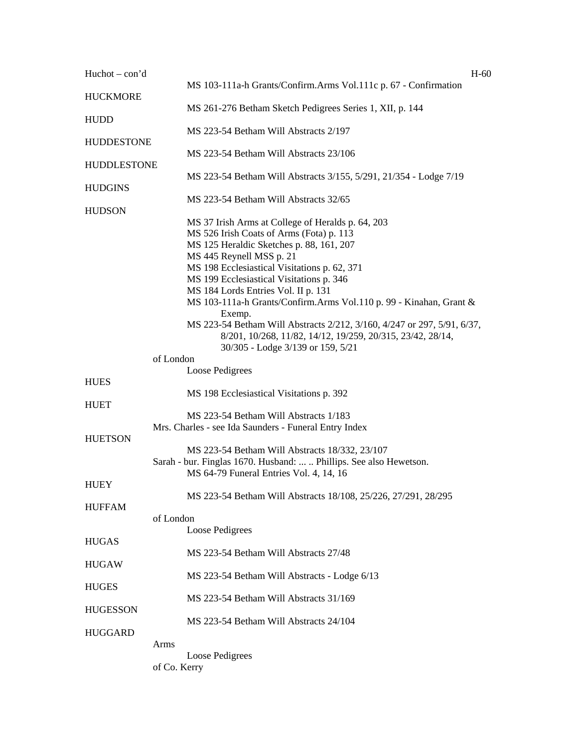Huchot – con'd

MS 103-111a-h Grants/Confirm.Arms Vol.111c p. 67 - Confirmation

HUCKMORE

MS 261-276 Betham Sketch Pedigrees Series 1, XII, p. 144

HUDD

MS 223-54 Betham Will Abstracts 2/197

HUDDESTONE

MS 223-54 Betham Will Abstracts 23/106

HUDDLESTONE

MS 223-54 Betham Will Abstracts 3/155, 5/291, 21/354 - Lodge 7/19

HUDGINS

MS 223-54 Betham Will Abstracts 32/65

HUDSON

MS 37 Irish Arms at College of Heralds p. 64, 203
MS 526 Irish Coats of Arms (Fota) p. 113
MS 125 Heraldic Sketches p. 88, 161, 207
MS 445 Reynell MSS p. 21
MS 198 Ecclesiastical Visitations p. 62, 371
MS 199 Ecclesiastical Visitations p. 346
MS 184 Lords Entries Vol. II p. 131
MS 103-111a-h Grants/Confirm.Arms Vol.110 p. 99 - Kinahan, Grant & Exemp.
MS 223-54 Betham Will Abstracts 2/212, 3/160, 4/247 or 297, 5/91, 6/37, 8/201, 10/268, 11/82, 14/12, 19/259, 20/315, 23/42, 28/14, 30/305 - Lodge 3/139 or 159, 5/21

of London

Loose Pedigrees

HUES

MS 198 Ecclesiastical Visitations p. 392

HUET

MS 223-54 Betham Will Abstracts 1/183

Mrs. Charles - see Ida Saunders - Funeral Entry Index

HUETSON

MS 223-54 Betham Will Abstracts 18/332, 23/107

Sarah - bur. Finglas 1670. Husband: ... .. Phillips. See also Hewetson.

MS 64-79 Funeral Entries Vol. 4, 14, 16

HUEY

MS 223-54 Betham Will Abstracts 18/108, 25/226, 27/291, 28/295

HUFFAM

of London

Loose Pedigrees

HUGAS

MS 223-54 Betham Will Abstracts 27/48

HUGAW

MS 223-54 Betham Will Abstracts - Lodge 6/13

HUGES

MS 223-54 Betham Will Abstracts 31/169

HUGESSON

MS 223-54 Betham Will Abstracts 24/104

HUGGARD

Arms

Loose Pedigrees

of Co. Kerry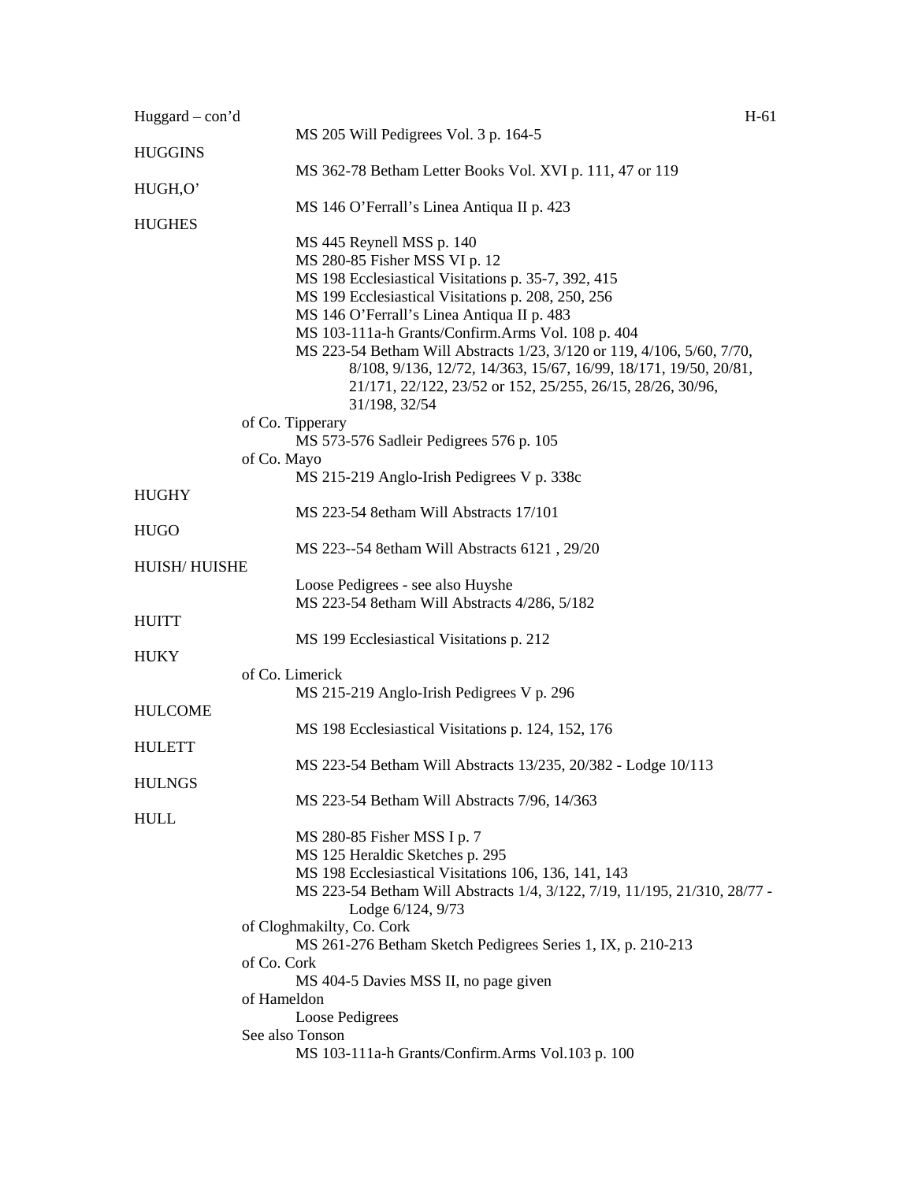Huggard – con'd

MS 205 Will Pedigrees Vol. 3 p. 164-5

HUGGINS

MS 362-78 Betham Letter Books Vol. XVI p. 111, 47 or 119

HUGH,O'

MS 146 O'Ferrall's Linea Antiqua II p. 423

HUGHES

MS 445 Reynell MSS p. 140
MS 280-85 Fisher MSS VI p. 12
MS 198 Ecclesiastical Visitations p. 35-7, 392, 415
MS 199 Ecclesiastical Visitations p. 208, 250, 256
MS 146 O'Ferrall's Linea Antiqua II p. 483
MS 103-111a-h Grants/Confirm.Arms Vol. 108 p. 404
MS 223-54 Betham Will Abstracts 1/23, 3/120 or 119, 4/106, 5/60, 7/70, 8/108, 9/136, 12/72, 14/363, 15/67, 16/99, 18/171, 19/50, 20/81, 21/171, 22/122, 23/52 or 152, 25/255, 26/15, 28/26, 30/96, 31/198, 32/54

of Co. Tipperary
MS 573-576 Sadleir Pedigrees 576 p. 105

of Co. Mayo
MS 215-219 Anglo-Irish Pedigrees V p. 338c

HUGHY

MS 223-54 8etham Will Abstracts 17/101

HUGO

MS 223--54 8etham Will Abstracts 6121 , 29/20

HUISH/ HUISHE

Loose Pedigrees - see also Huyshe
MS 223-54 8etham Will Abstracts 4/286, 5/182

HUITT

MS 199 Ecclesiastical Visitations p. 212

HUKY

of Co. Limerick
MS 215-219 Anglo-Irish Pedigrees V p. 296

HULCOME

MS 198 Ecclesiastical Visitations p. 124, 152, 176

HULETT

MS 223-54 Betham Will Abstracts 13/235, 20/382 - Lodge 10/113

HULNGS

MS 223-54 Betham Will Abstracts 7/96, 14/363

HULL

MS 280-85 Fisher MSS I p. 7
MS 125 Heraldic Sketches p. 295
MS 198 Ecclesiastical Visitations 106, 136, 141, 143
MS 223-54 Betham Will Abstracts 1/4, 3/122, 7/19, 11/195, 21/310, 28/77 - Lodge 6/124, 9/73

of Cloghmakilty, Co. Cork
MS 261-276 Betham Sketch Pedigrees Series 1, IX, p. 210-213

of Co. Cork
MS 404-5 Davies MSS II, no page given

of Hameldon
Loose Pedigrees

See also Tonson
MS 103-111a-h Grants/Confirm.Arms Vol.103 p. 100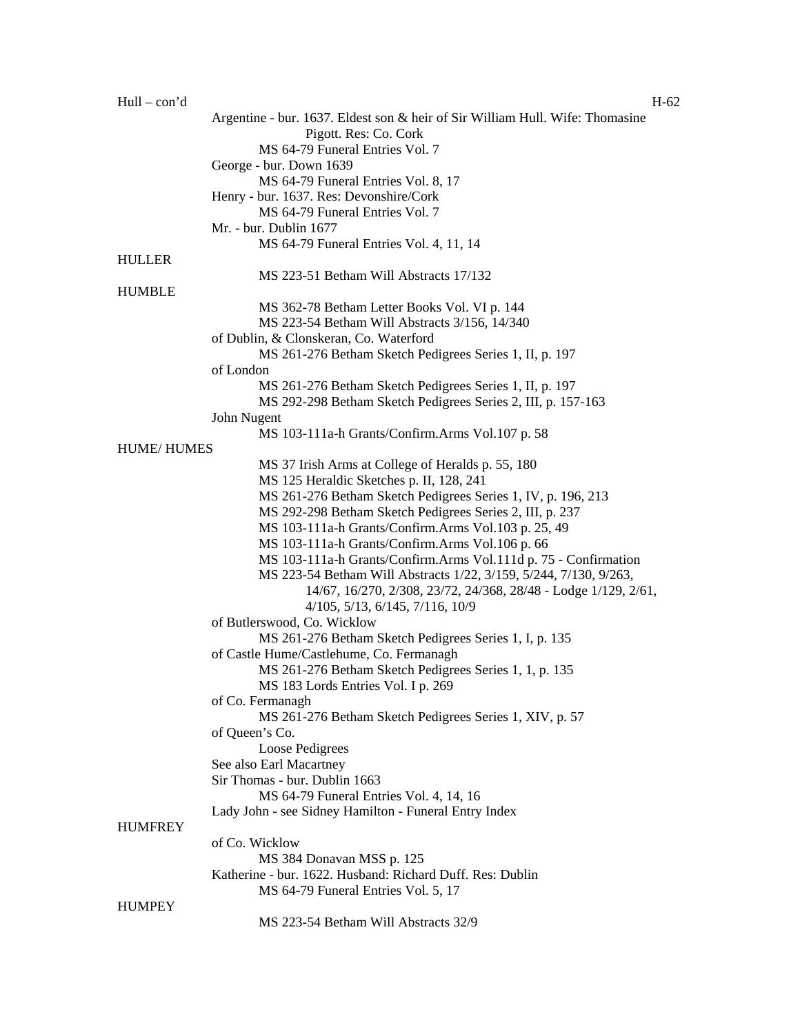Hull – con'd

Argentine - bur. 1637. Eldest son & heir of Sir William Hull. Wife: Thomasine Pigott. Res: Co. Cork
    MS 64-79 Funeral Entries Vol. 7

George - bur. Down 1639
    MS 64-79 Funeral Entries Vol. 8, 17

Henry - bur. 1637. Res: Devonshire/Cork
    MS 64-79 Funeral Entries Vol. 7

Mr. - bur. Dublin 1677
    MS 64-79 Funeral Entries Vol. 4, 11, 14

HULLER
    MS 223-51 Betham Will Abstracts 17/132

HUMBLE
    MS 362-78 Betham Letter Books Vol. VI p. 144
    MS 223-54 Betham Will Abstracts 3/156, 14/340

of Dublin, & Clonskeran, Co. Waterford
    MS 261-276 Betham Sketch Pedigrees Series 1, II, p. 197

of London
    MS 261-276 Betham Sketch Pedigrees Series 1, II, p. 197
    MS 292-298 Betham Sketch Pedigrees Series 2, III, p. 157-163

John Nugent
    MS 103-111a-h Grants/Confirm.Arms Vol.107 p. 58

HUME/ HUMES
    MS 37 Irish Arms at College of Heralds p. 55, 180
    MS 125 Heraldic Sketches p. II, 128, 241
    MS 261-276 Betham Sketch Pedigrees Series 1, IV, p. 196, 213
    MS 292-298 Betham Sketch Pedigrees Series 2, III, p. 237
    MS 103-111a-h Grants/Confirm.Arms Vol.103 p. 25, 49
    MS 103-111a-h Grants/Confirm.Arms Vol.106 p. 66
    MS 103-111a-h Grants/Confirm.Arms Vol.111d p. 75 - Confirmation
    MS 223-54 Betham Will Abstracts 1/22, 3/159, 5/244, 7/130, 9/263, 14/67, 16/270, 2/308, 23/72, 24/368, 28/48 - Lodge 1/129, 2/61, 4/105, 5/13, 6/145, 7/116, 10/9

of Butlerswood, Co. Wicklow
    MS 261-276 Betham Sketch Pedigrees Series 1, I, p. 135

of Castle Hume/Castlehume, Co. Fermanagh
    MS 261-276 Betham Sketch Pedigrees Series 1, 1, p. 135
    MS 183 Lords Entries Vol. I p. 269

of Co. Fermanagh
    MS 261-276 Betham Sketch Pedigrees Series 1, XIV, p. 57

of Queen's Co.
    Loose Pedigrees

See also Earl Macartney

Sir Thomas - bur. Dublin 1663
    MS 64-79 Funeral Entries Vol. 4, 14, 16

Lady John - see Sidney Hamilton - Funeral Entry Index

HUMFREY

of Co. Wicklow
    MS 384 Donavan MSS p. 125

Katherine - bur. 1622. Husband: Richard Duff. Res: Dublin
    MS 64-79 Funeral Entries Vol. 5, 17

HUMPEY
    MS 223-54 Betham Will Abstracts 32/9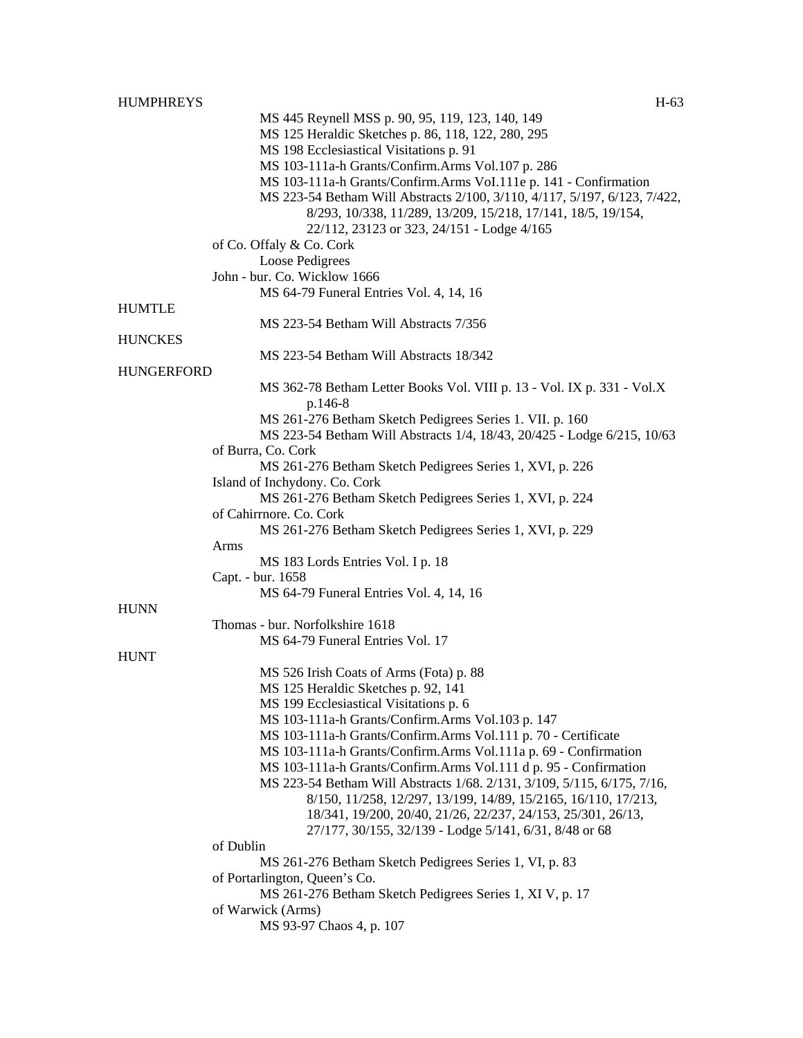HUMPHREYS

MS 445 Reynell MSS p. 90, 95, 119, 123, 140, 149
MS 125 Heraldic Sketches p. 86, 118, 122, 280, 295
MS 198 Ecclesiastical Visitations p. 91
MS 103-111a-h Grants/Confirm.Arms Vol.107 p. 286
MS 103-111a-h Grants/Confirm.Arms VoI.111e p. 141 - Confirmation
MS 223-54 Betham Will Abstracts 2/100, 3/110, 4/117, 5/197, 6/123, 7/422, 8/293, 10/338, 11/289, 13/209, 15/218, 17/141, 18/5, 19/154, 22/112, 23123 or 323, 24/151 - Lodge 4/165

of Co. Offaly & Co. Cork
Loose Pedigrees

John - bur. Co. Wicklow 1666
MS 64-79 Funeral Entries Vol. 4, 14, 16

HUMTLE

MS 223-54 Betham Will Abstracts 7/356

HUNCKES

MS 223-54 Betham Will Abstracts 18/342

HUNGERFORD

MS 362-78 Betham Letter Books Vol. VIII p. 13 - Vol. IX p. 331 - Vol.X p.146-8
MS 261-276 Betham Sketch Pedigrees Series 1. VII. p. 160
MS 223-54 Betham Will Abstracts 1/4, 18/43, 20/425 - Lodge 6/215, 10/63

of Burra, Co. Cork
MS 261-276 Betham Sketch Pedigrees Series 1, XVI, p. 226

Island of Inchydony. Co. Cork
MS 261-276 Betham Sketch Pedigrees Series 1, XVI, p. 224

of Cahirrnore. Co. Cork
MS 261-276 Betham Sketch Pedigrees Series 1, XVI, p. 229

Arms
MS 183 Lords Entries Vol. I p. 18

Capt. - bur. 1658
MS 64-79 Funeral Entries Vol. 4, 14, 16

HUNN

Thomas - bur. Norfolkshire 1618
MS 64-79 Funeral Entries Vol. 17

HUNT

MS 526 Irish Coats of Arms (Fota) p. 88
MS 125 Heraldic Sketches p. 92, 141
MS 199 Ecclesiastical Visitations p. 6
MS 103-111a-h Grants/Confirm.Arms Vol.103 p. 147
MS 103-111a-h Grants/Confirm.Arms Vol.111 p. 70 - Certificate
MS 103-111a-h Grants/Confirm.Arms Vol.111a p. 69 - Confirmation
MS 103-111a-h Grants/Confirm.Arms Vol.111 d p. 95 - Confirmation
MS 223-54 Betham Will Abstracts 1/68. 2/131, 3/109, 5/115, 6/175, 7/16, 8/150, 11/258, 12/297, 13/199, 14/89, 15/2165, 16/110, 17/213, 18/341, 19/200, 20/40, 21/26, 22/237, 24/153, 25/301, 26/13, 27/177, 30/155, 32/139 - Lodge 5/141, 6/31, 8/48 or 68

of Dublin
MS 261-276 Betham Sketch Pedigrees Series 1, VI, p. 83

of Portarlington, Queen's Co.
MS 261-276 Betham Sketch Pedigrees Series 1, XI V, p. 17

of Warwick (Arms)
MS 93-97 Chaos 4, p. 107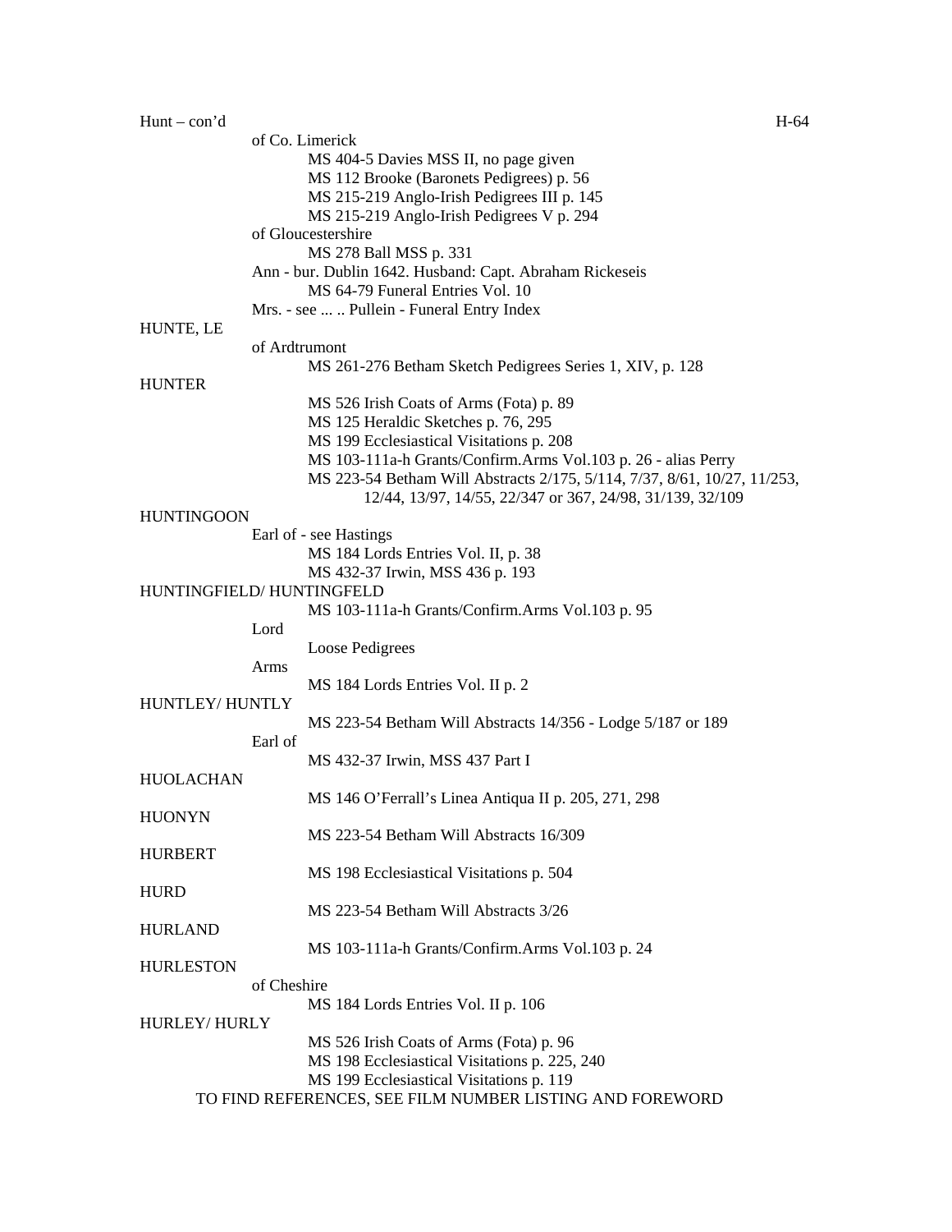Hunt – con'd

of Co. Limerick

MS 404-5 Davies MSS II, no page given
MS 112 Brooke (Baronets Pedigrees) p. 56
MS 215-219 Anglo-Irish Pedigrees III p. 145
MS 215-219 Anglo-Irish Pedigrees V p. 294

of Gloucestershire

MS 278 Ball MSS p. 331

Ann - bur. Dublin 1642. Husband: Capt. Abraham Rickeseis

MS 64-79 Funeral Entries Vol. 10

Mrs. - see ... .. Pullein - Funeral Entry Index

HUNTE, LE

of Ardtrumont

MS 261-276 Betham Sketch Pedigrees Series 1, XIV, p. 128

HUNTER

MS 526 Irish Coats of Arms (Fota) p. 89
MS 125 Heraldic Sketches p. 76, 295
MS 199 Ecclesiastical Visitations p. 208
MS 103-111a-h Grants/Confirm.Arms Vol.103 p. 26 - alias Perry
MS 223-54 Betham Will Abstracts 2/175, 5/114, 7/37, 8/61, 10/27, 11/253, 12/44, 13/97, 14/55, 22/347 or 367, 24/98, 31/139, 32/109

HUNTINGOON

Earl of - see Hastings

MS 184 Lords Entries Vol. II, p. 38
MS 432-37 Irwin, MSS 436 p. 193

HUNTINGFIELD/ HUNTINGFELD

MS 103-111a-h Grants/Confirm.Arms Vol.103 p. 95

Lord

Loose Pedigrees

Arms

MS 184 Lords Entries Vol. II p. 2

HUNTLEY/ HUNTLY

MS 223-54 Betham Will Abstracts 14/356 - Lodge 5/187 or 189

Earl of

MS 432-37 Irwin, MSS 437 Part I

HUOLACHAN

MS 146 O'Ferrall's Linea Antiqua II p. 205, 271, 298

HUONYN

MS 223-54 Betham Will Abstracts 16/309

HURBERT

MS 198 Ecclesiastical Visitations p. 504

HURD

MS 223-54 Betham Will Abstracts 3/26

HURLAND

MS 103-111a-h Grants/Confirm.Arms Vol.103 p. 24

HURLESTON

of Cheshire

MS 184 Lords Entries Vol. II p. 106

HURLEY/ HURLY

MS 526 Irish Coats of Arms (Fota) p. 96
MS 198 Ecclesiastical Visitations p. 225, 240
MS 199 Ecclesiastical Visitations p. 119

TO FIND REFERENCES, SEE FILM NUMBER LISTING AND FOREWORD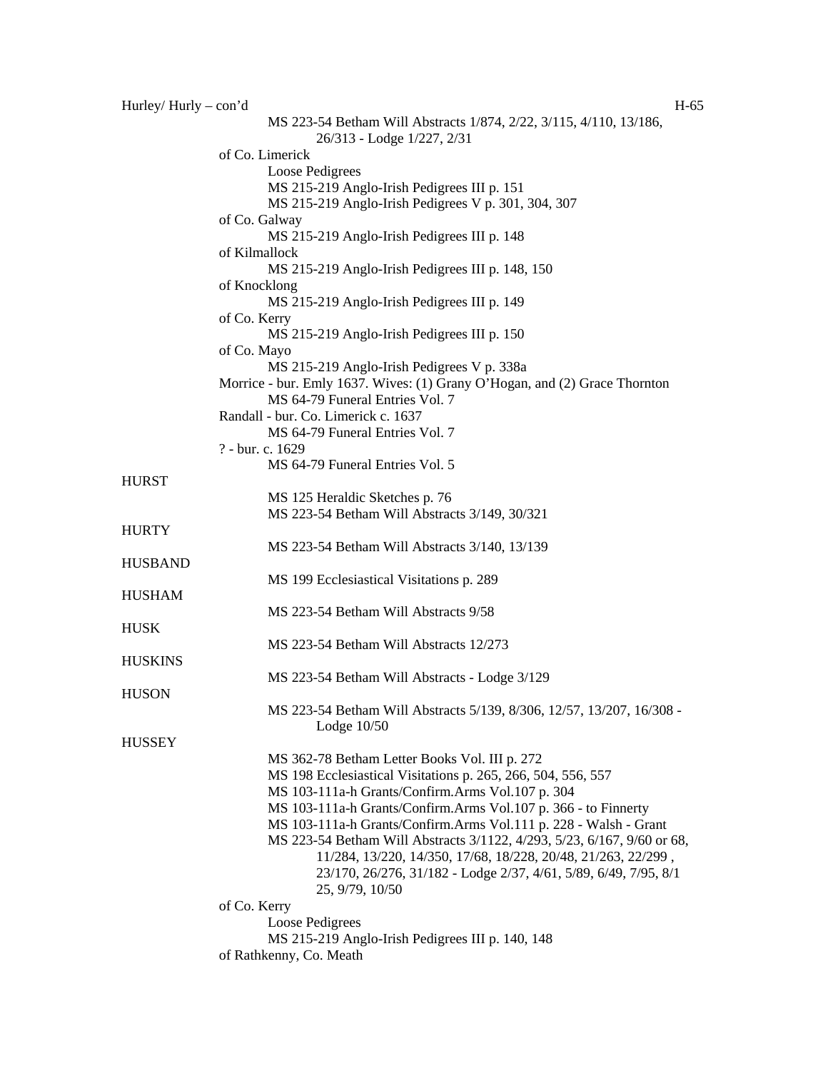Hurley/ Hurly – con'd

MS 223-54 Betham Will Abstracts 1/874, 2/22, 3/115, 4/110, 13/186, 26/313 - Lodge 1/227, 2/31

of Co. Limerick

Loose Pedigrees

MS 215-219 Anglo-Irish Pedigrees III p. 151

MS 215-219 Anglo-Irish Pedigrees V p. 301, 304, 307

of Co. Galway

MS 215-219 Anglo-Irish Pedigrees III p. 148

of Kilmallock

MS 215-219 Anglo-Irish Pedigrees III p. 148, 150

of Knocklong

MS 215-219 Anglo-Irish Pedigrees III p. 149

of Co. Kerry

MS 215-219 Anglo-Irish Pedigrees III p. 150

of Co. Mayo

MS 215-219 Anglo-Irish Pedigrees V p. 338a

Morrice - bur. Emly 1637. Wives: (1) Grany O'Hogan, and (2) Grace Thornton

MS 64-79 Funeral Entries Vol. 7

Randall - bur. Co. Limerick c. 1637

MS 64-79 Funeral Entries Vol. 7

? - bur. c. 1629

MS 64-79 Funeral Entries Vol. 5

HURST

MS 125 Heraldic Sketches p. 76

MS 223-54 Betham Will Abstracts 3/149, 30/321

HURTY

MS 223-54 Betham Will Abstracts 3/140, 13/139

HUSBAND

MS 199 Ecclesiastical Visitations p. 289

HUSHAM

MS 223-54 Betham Will Abstracts 9/58

HUSK

MS 223-54 Betham Will Abstracts 12/273

HUSKINS

MS 223-54 Betham Will Abstracts - Lodge 3/129

HUSON

MS 223-54 Betham Will Abstracts 5/139, 8/306, 12/57, 13/207, 16/308 - Lodge 10/50

HUSSEY

MS 362-78 Betham Letter Books Vol. III p. 272

MS 198 Ecclesiastical Visitations p. 265, 266, 504, 556, 557

MS 103-111a-h Grants/Confirm.Arms Vol.107 p. 304

MS 103-111a-h Grants/Confirm.Arms Vol.107 p. 366 - to Finnerty

MS 103-111a-h Grants/Confirm.Arms Vol.111 p. 228 - Walsh - Grant

MS 223-54 Betham Will Abstracts 3/1122, 4/293, 5/23, 6/167, 9/60 or 68, 11/284, 13/220, 14/350, 17/68, 18/228, 20/48, 21/263, 22/299 , 23/170, 26/276, 31/182 - Lodge 2/37, 4/61, 5/89, 6/49, 7/95, 8/1 25, 9/79, 10/50

of Co. Kerry

Loose Pedigrees

MS 215-219 Anglo-Irish Pedigrees III p. 140, 148

of Rathkenny, Co. Meath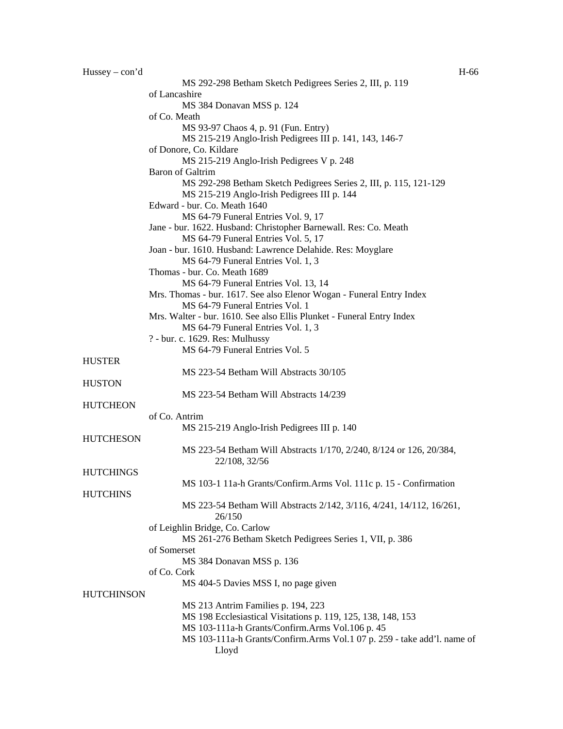Hussey – con'd

MS 292-298 Betham Sketch Pedigrees Series 2, III, p. 119

of Lancashire

MS 384 Donavan MSS p. 124

of Co. Meath

MS 93-97 Chaos 4, p. 91 (Fun. Entry)
MS 215-219 Anglo-Irish Pedigrees III p. 141, 143, 146-7

of Donore, Co. Kildare

MS 215-219 Anglo-Irish Pedigrees V p. 248

Baron of Galtrim

MS 292-298 Betham Sketch Pedigrees Series 2, III, p. 115, 121-129
MS 215-219 Anglo-Irish Pedigrees III p. 144

Edward - bur. Co. Meath 1640

MS 64-79 Funeral Entries Vol. 9, 17

Jane - bur. 1622. Husband: Christopher Barnewall. Res: Co. Meath

MS 64-79 Funeral Entries Vol. 5, 17

Joan - bur. 1610. Husband: Lawrence Delahide. Res: Moyglare

MS 64-79 Funeral Entries Vol. 1, 3

Thomas - bur. Co. Meath 1689

MS 64-79 Funeral Entries Vol. 13, 14

Mrs. Thomas - bur. 1617. See also Elenor Wogan - Funeral Entry Index

MS 64-79 Funeral Entries Vol. 1

Mrs. Walter - bur. 1610. See also Ellis Plunket - Funeral Entry Index

MS 64-79 Funeral Entries Vol. 1, 3

? - bur. c. 1629. Res: Mulhussy

MS 64-79 Funeral Entries Vol. 5

HUSTER

MS 223-54 Betham Will Abstracts 30/105

HUSTON

MS 223-54 Betham Will Abstracts 14/239

HUTCHEON

of Co. Antrim

MS 215-219 Anglo-Irish Pedigrees III p. 140

HUTCHESON

MS 223-54 Betham Will Abstracts 1/170, 2/240, 8/124 or 126, 20/384, 22/108, 32/56

HUTCHINGS

MS 103-1 11a-h Grants/Confirm.Arms Vol. 111c p. 15 - Confirmation

HUTCHINS

MS 223-54 Betham Will Abstracts 2/142, 3/116, 4/241, 14/112, 16/261, 26/150

of Leighlin Bridge, Co. Carlow

MS 261-276 Betham Sketch Pedigrees Series 1, VII, p. 386

of Somerset

MS 384 Donavan MSS p. 136

of Co. Cork

MS 404-5 Davies MSS I, no page given

HUTCHINSON

MS 213 Antrim Families p. 194, 223
MS 198 Ecclesiastical Visitations p. 119, 125, 138, 148, 153
MS 103-111a-h Grants/Confirm.Arms Vol.106 p. 45
MS 103-111a-h Grants/Confirm.Arms Vol.1 07 p. 259 - take add'l. name of Lloyd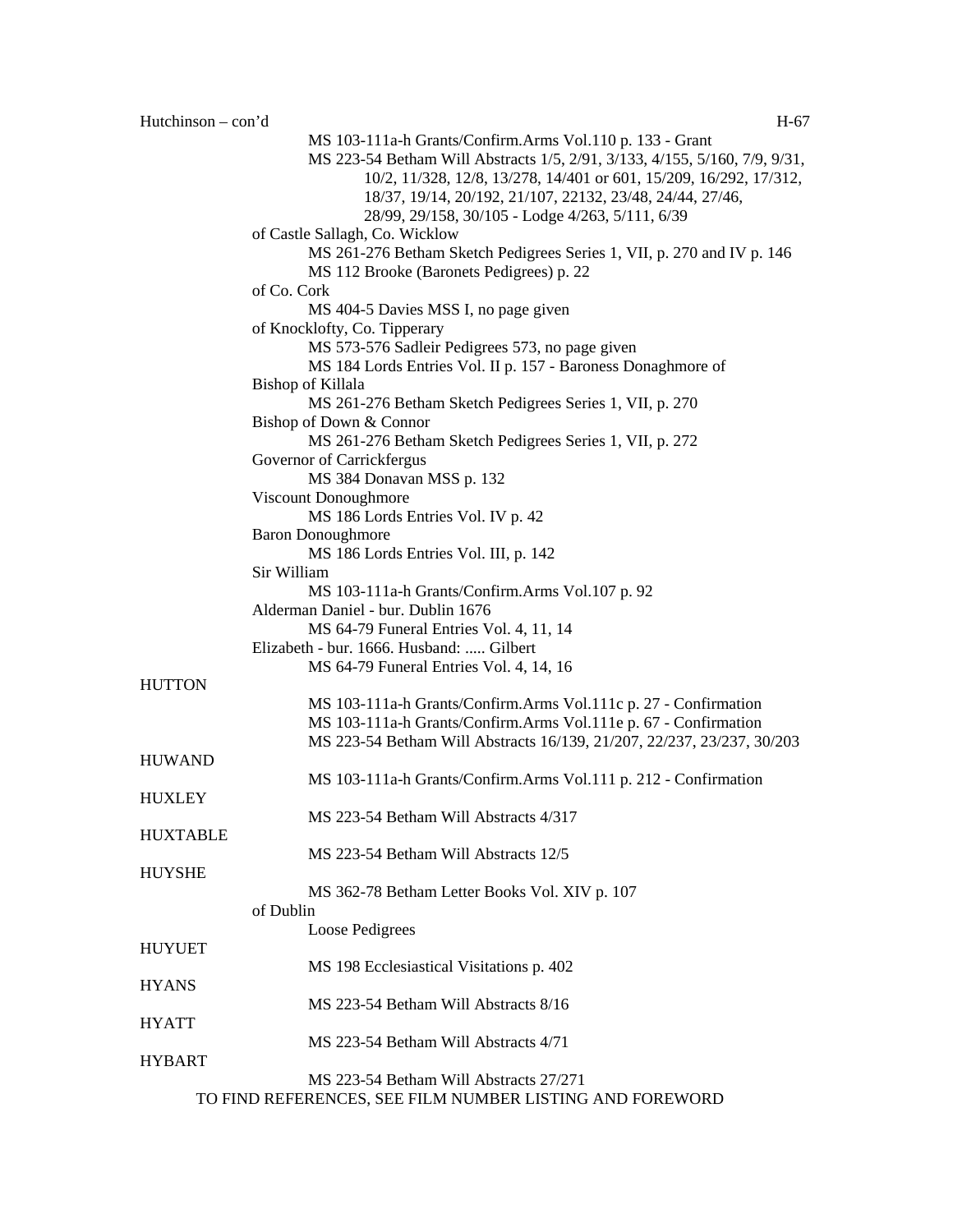Hutchinson – con'd

MS 103-111a-h Grants/Confirm.Arms Vol.110 p. 133 - Grant
MS 223-54 Betham Will Abstracts 1/5, 2/91, 3/133, 4/155, 5/160, 7/9, 9/31, 10/2, 11/328, 12/8, 13/278, 14/401 or 601, 15/209, 16/292, 17/312, 18/37, 19/14, 20/192, 21/107, 22132, 23/48, 24/44, 27/46, 28/99, 29/158, 30/105 - Lodge 4/263, 5/111, 6/39

of Castle Sallagh, Co. Wicklow
MS 261-276 Betham Sketch Pedigrees Series 1, VII, p. 270 and IV p. 146
MS 112 Brooke (Baronets Pedigrees) p. 22

of Co. Cork
MS 404-5 Davies MSS I, no page given

of Knocklofty, Co. Tipperary
MS 573-576 Sadleir Pedigrees 573, no page given
MS 184 Lords Entries Vol. II p. 157 - Baroness Donaghmore of

Bishop of Killala
MS 261-276 Betham Sketch Pedigrees Series 1, VII, p. 270

Bishop of Down & Connor
MS 261-276 Betham Sketch Pedigrees Series 1, VII, p. 272

Governor of Carrickfergus
MS 384 Donavan MSS p. 132

Viscount Donoughmore
MS 186 Lords Entries Vol. IV p. 42

Baron Donoughmore
MS 186 Lords Entries Vol. III, p. 142

Sir William
MS 103-111a-h Grants/Confirm.Arms Vol.107 p. 92

Alderman Daniel - bur. Dublin 1676
MS 64-79 Funeral Entries Vol. 4, 11, 14

Elizabeth - bur. 1666. Husband: ..... Gilbert
MS 64-79 Funeral Entries Vol. 4, 14, 16

HUTTON
MS 103-111a-h Grants/Confirm.Arms Vol.111c p. 27 - Confirmation
MS 103-111a-h Grants/Confirm.Arms Vol.111e p. 67 - Confirmation
MS 223-54 Betham Will Abstracts 16/139, 21/207, 22/237, 23/237, 30/203

HUWAND
MS 103-111a-h Grants/Confirm.Arms Vol.111 p. 212 - Confirmation

HUXLEY
MS 223-54 Betham Will Abstracts 4/317

HUXTABLE
MS 223-54 Betham Will Abstracts 12/5

HUYSHE
MS 362-78 Betham Letter Books Vol. XIV p. 107

of Dublin
Loose Pedigrees

HUYUET
MS 198 Ecclesiastical Visitations p. 402

HYANS
MS 223-54 Betham Will Abstracts 8/16

HYATT
MS 223-54 Betham Will Abstracts 4/71

HYBART
MS 223-54 Betham Will Abstracts 27/271

TO FIND REFERENCES, SEE FILM NUMBER LISTING AND FOREWORD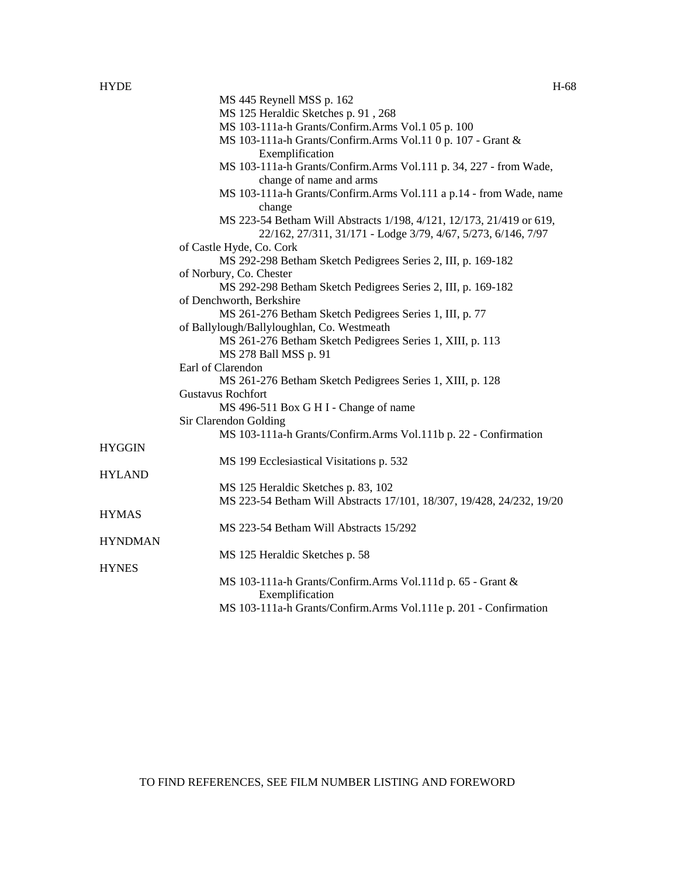HYDE

MS 445 Reynell MSS p. 162
MS 125 Heraldic Sketches p. 91 , 268
MS 103-111a-h Grants/Confirm.Arms Vol.1 05 p. 100
MS 103-111a-h Grants/Confirm.Arms Vol.11 0 p. 107 - Grant & Exemplification
MS 103-111a-h Grants/Confirm.Arms Vol.111 p. 34, 227 - from Wade, change of name and arms
MS 103-111a-h Grants/Confirm.Arms Vol.111 a p.14 - from Wade, name change
MS 223-54 Betham Will Abstracts 1/198, 4/121, 12/173, 21/419 or 619, 22/162, 27/311, 31/171 - Lodge 3/79, 4/67, 5/273, 6/146, 7/97

of Castle Hyde, Co. Cork

MS 292-298 Betham Sketch Pedigrees Series 2, III, p. 169-182

of Norbury, Co. Chester

MS 292-298 Betham Sketch Pedigrees Series 2, III, p. 169-182

of Denchworth, Berkshire

MS 261-276 Betham Sketch Pedigrees Series 1, III, p. 77

of Ballylough/Ballyloughlan, Co. Westmeath

MS 261-276 Betham Sketch Pedigrees Series 1, XIII, p. 113
MS 278 Ball MSS p. 91

Earl of Clarendon

MS 261-276 Betham Sketch Pedigrees Series 1, XIII, p. 128

Gustavus Rochfort

MS 496-511 Box G H I - Change of name

Sir Clarendon Golding

MS 103-111a-h Grants/Confirm.Arms Vol.111b p. 22 - Confirmation

HYGGIN

MS 199 Ecclesiastical Visitations p. 532

HYLAND

MS 125 Heraldic Sketches p. 83, 102
MS 223-54 Betham Will Abstracts 17/101, 18/307, 19/428, 24/232, 19/20

HYMAS

MS 223-54 Betham Will Abstracts 15/292

HYNDMAN

MS 125 Heraldic Sketches p. 58

HYNES

MS 103-111a-h Grants/Confirm.Arms Vol.111d p. 65 - Grant & Exemplification
MS 103-111a-h Grants/Confirm.Arms Vol.111e p. 201 - Confirmation

TO FIND REFERENCES, SEE FILM NUMBER LISTING AND FOREWORD